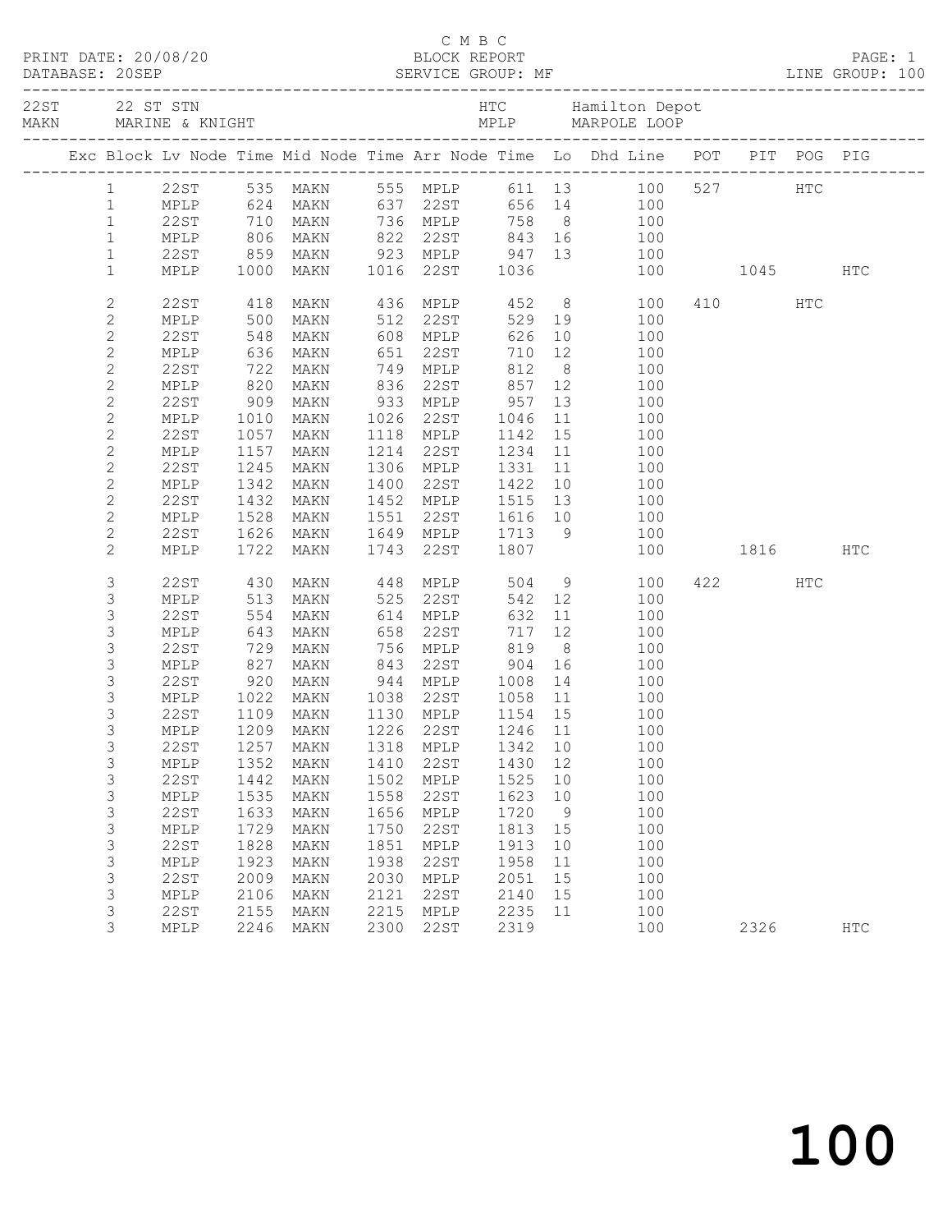C M B C

PRINT DATE: 20/08/20 BLOCK REPORT
DATABASE: 20SEP SERVICE GROUP: MF LINE GROUP: 100

| Code | Name | Code | Name |
|---|---|---|---|
| 22ST | 22 ST STN | HTC | Hamilton Depot |
| MAKN | MARINE & KNIGHT | MPLP | MARPOLE LOOP |

| Exc | Block | Lv Node | Time | Mid Node | Time | Arr Node | Time | Lo | Dhd Line | POT | PIT | POG | PIG |
|---|---|---|---|---|---|---|---|---|---|---|---|---|---|
| | 1 | 22ST | 535 | MAKN | 555 | MPLP | 611 | 13 | 100 | 527 | | HTC | |
| | 1 | MPLP | 624 | MAKN | 637 | 22ST | 656 | 14 | 100 | | | | |
| | 1 | 22ST | 710 | MAKN | 736 | MPLP | 758 | 8 | 100 | | | | |
| | 1 | MPLP | 806 | MAKN | 822 | 22ST | 843 | 16 | 100 | | | | |
| | 1 | 22ST | 859 | MAKN | 923 | MPLP | 947 | 13 | 100 | | | | |
| | 1 | MPLP | 1000 | MAKN | 1016 | 22ST | 1036 | | 100 | | 1045 | | HTC |
| | 2 | 22ST | 418 | MAKN | 436 | MPLP | 452 | 8 | 100 | 410 | | HTC | |
| | 2 | MPLP | 500 | MAKN | 512 | 22ST | 529 | 19 | 100 | | | | |
| | 2 | 22ST | 548 | MAKN | 608 | MPLP | 626 | 10 | 100 | | | | |
| | 2 | MPLP | 636 | MAKN | 651 | 22ST | 710 | 12 | 100 | | | | |
| | 2 | 22ST | 722 | MAKN | 749 | MPLP | 812 | 8 | 100 | | | | |
| | 2 | MPLP | 820 | MAKN | 836 | 22ST | 857 | 12 | 100 | | | | |
| | 2 | 22ST | 909 | MAKN | 933 | MPLP | 957 | 13 | 100 | | | | |
| | 2 | MPLP | 1010 | MAKN | 1026 | 22ST | 1046 | 11 | 100 | | | | |
| | 2 | 22ST | 1057 | MAKN | 1118 | MPLP | 1142 | 15 | 100 | | | | |
| | 2 | MPLP | 1157 | MAKN | 1214 | 22ST | 1234 | 11 | 100 | | | | |
| | 2 | 22ST | 1245 | MAKN | 1306 | MPLP | 1331 | 11 | 100 | | | | |
| | 2 | MPLP | 1342 | MAKN | 1400 | 22ST | 1422 | 10 | 100 | | | | |
| | 2 | 22ST | 1432 | MAKN | 1452 | MPLP | 1515 | 13 | 100 | | | | |
| | 2 | MPLP | 1528 | MAKN | 1551 | 22ST | 1616 | 10 | 100 | | | | |
| | 2 | 22ST | 1626 | MAKN | 1649 | MPLP | 1713 | 9 | 100 | | | | |
| | 2 | MPLP | 1722 | MAKN | 1743 | 22ST | 1807 | | 100 | | 1816 | | HTC |
| | 3 | 22ST | 430 | MAKN | 448 | MPLP | 504 | 9 | 100 | 422 | | HTC | |
| | 3 | MPLP | 513 | MAKN | 525 | 22ST | 542 | 12 | 100 | | | | |
| | 3 | 22ST | 554 | MAKN | 614 | MPLP | 632 | 11 | 100 | | | | |
| | 3 | MPLP | 643 | MAKN | 658 | 22ST | 717 | 12 | 100 | | | | |
| | 3 | 22ST | 729 | MAKN | 756 | MPLP | 819 | 8 | 100 | | | | |
| | 3 | MPLP | 827 | MAKN | 843 | 22ST | 904 | 16 | 100 | | | | |
| | 3 | 22ST | 920 | MAKN | 944 | MPLP | 1008 | 14 | 100 | | | | |
| | 3 | MPLP | 1022 | MAKN | 1038 | 22ST | 1058 | 11 | 100 | | | | |
| | 3 | 22ST | 1109 | MAKN | 1130 | MPLP | 1154 | 15 | 100 | | | | |
| | 3 | MPLP | 1209 | MAKN | 1226 | 22ST | 1246 | 11 | 100 | | | | |
| | 3 | 22ST | 1257 | MAKN | 1318 | MPLP | 1342 | 10 | 100 | | | | |
| | 3 | MPLP | 1352 | MAKN | 1410 | 22ST | 1430 | 12 | 100 | | | | |
| | 3 | 22ST | 1442 | MAKN | 1502 | MPLP | 1525 | 10 | 100 | | | | |
| | 3 | MPLP | 1535 | MAKN | 1558 | 22ST | 1623 | 10 | 100 | | | | |
| | 3 | 22ST | 1633 | MAKN | 1656 | MPLP | 1720 | 9 | 100 | | | | |
| | 3 | MPLP | 1729 | MAKN | 1750 | 22ST | 1813 | 15 | 100 | | | | |
| | 3 | 22ST | 1828 | MAKN | 1851 | MPLP | 1913 | 10 | 100 | | | | |
| | 3 | MPLP | 1923 | MAKN | 1938 | 22ST | 1958 | 11 | 100 | | | | |
| | 3 | 22ST | 2009 | MAKN | 2030 | MPLP | 2051 | 15 | 100 | | | | |
| | 3 | MPLP | 2106 | MAKN | 2121 | 22ST | 2140 | 15 | 100 | | | | |
| | 3 | 22ST | 2155 | MAKN | 2215 | MPLP | 2235 | 11 | 100 | | | | |
| | 3 | MPLP | 2246 | MAKN | 2300 | 22ST | 2319 | | 100 | | 2326 | | HTC |

# 100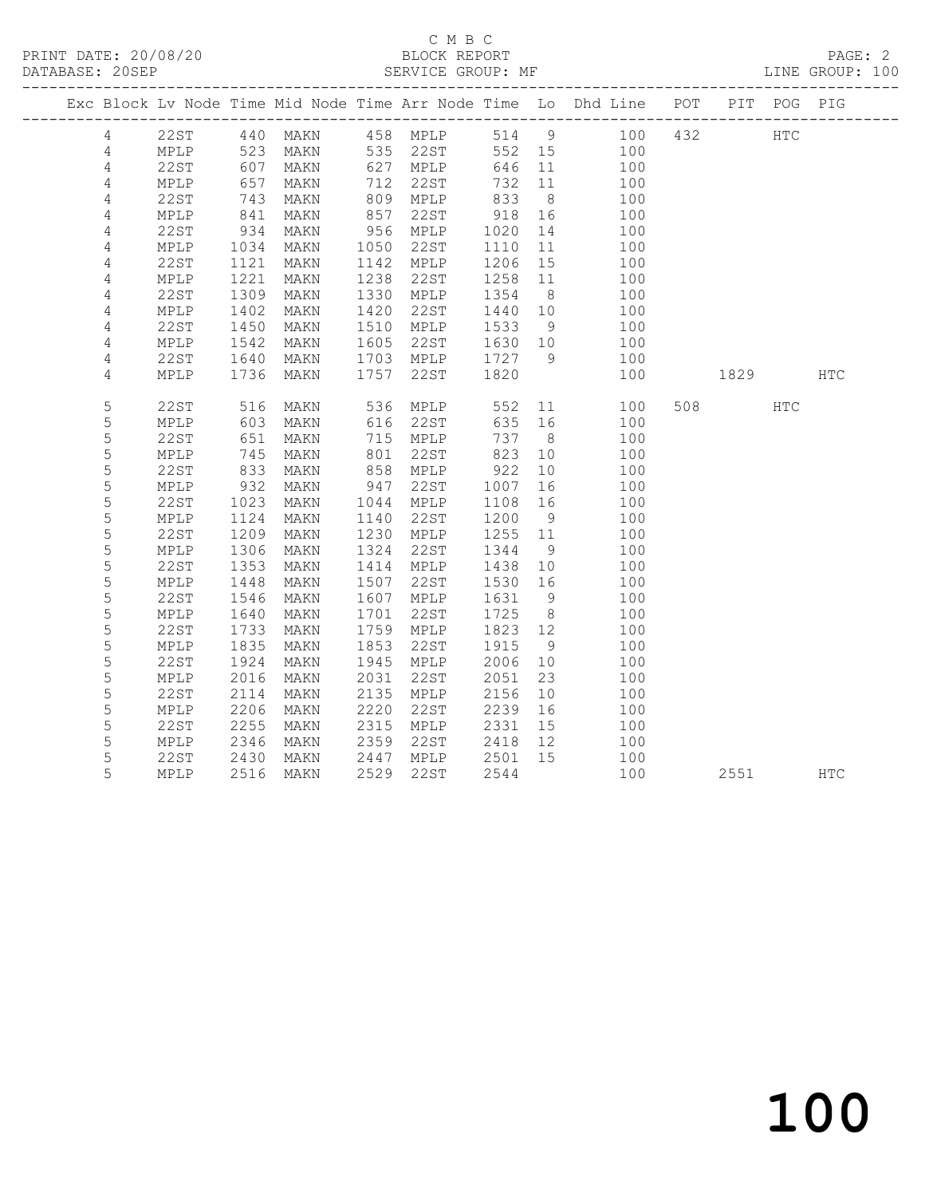C M B C
PRINT DATE: 20/08/20 BLOCK REPORT
DATABASE: 20SEP SERVICE GROUP: MF LINE GROUP: 100

| Exc | Block | Lv | Node | Time | Mid Node | Time | Arr Node | Time | Lo | Dhd Line | POT | PIT | POG | PIG |
|---|---|---|---|---|---|---|---|---|---|---|---|---|---|---|
| | 4 | | 22ST | 440 | MAKN | 458 | MPLP | 514 | 9 | 100 | 432 | | HTC | |
| | 4 | | MPLP | 523 | MAKN | 535 | 22ST | 552 | 15 | 100 | | | | |
| | 4 | | 22ST | 607 | MAKN | 627 | MPLP | 646 | 11 | 100 | | | | |
| | 4 | | MPLP | 657 | MAKN | 712 | 22ST | 732 | 11 | 100 | | | | |
| | 4 | | 22ST | 743 | MAKN | 809 | MPLP | 833 | 8 | 100 | | | | |
| | 4 | | MPLP | 841 | MAKN | 857 | 22ST | 918 | 16 | 100 | | | | |
| | 4 | | 22ST | 934 | MAKN | 956 | MPLP | 1020 | 14 | 100 | | | | |
| | 4 | | MPLP | 1034 | MAKN | 1050 | 22ST | 1110 | 11 | 100 | | | | |
| | 4 | | 22ST | 1121 | MAKN | 1142 | MPLP | 1206 | 15 | 100 | | | | |
| | 4 | | MPLP | 1221 | MAKN | 1238 | 22ST | 1258 | 11 | 100 | | | | |
| | 4 | | 22ST | 1309 | MAKN | 1330 | MPLP | 1354 | 8 | 100 | | | | |
| | 4 | | MPLP | 1402 | MAKN | 1420 | 22ST | 1440 | 10 | 100 | | | | |
| | 4 | | 22ST | 1450 | MAKN | 1510 | MPLP | 1533 | 9 | 100 | | | | |
| | 4 | | MPLP | 1542 | MAKN | 1605 | 22ST | 1630 | 10 | 100 | | | | |
| | 4 | | 22ST | 1640 | MAKN | 1703 | MPLP | 1727 | 9 | 100 | | | | |
| | 4 | | MPLP | 1736 | MAKN | 1757 | 22ST | 1820 | | 100 | | 1829 | | HTC |
| | 5 | | 22ST | 516 | MAKN | 536 | MPLP | 552 | 11 | 100 | 508 | | HTC | |
| | 5 | | MPLP | 603 | MAKN | 616 | 22ST | 635 | 16 | 100 | | | | |
| | 5 | | 22ST | 651 | MAKN | 715 | MPLP | 737 | 8 | 100 | | | | |
| | 5 | | MPLP | 745 | MAKN | 801 | 22ST | 823 | 10 | 100 | | | | |
| | 5 | | 22ST | 833 | MAKN | 858 | MPLP | 922 | 10 | 100 | | | | |
| | 5 | | MPLP | 932 | MAKN | 947 | 22ST | 1007 | 16 | 100 | | | | |
| | 5 | | 22ST | 1023 | MAKN | 1044 | MPLP | 1108 | 16 | 100 | | | | |
| | 5 | | MPLP | 1124 | MAKN | 1140 | 22ST | 1200 | 9 | 100 | | | | |
| | 5 | | 22ST | 1209 | MAKN | 1230 | MPLP | 1255 | 11 | 100 | | | | |
| | 5 | | MPLP | 1306 | MAKN | 1324 | 22ST | 1344 | 9 | 100 | | | | |
| | 5 | | 22ST | 1353 | MAKN | 1414 | MPLP | 1438 | 10 | 100 | | | | |
| | 5 | | MPLP | 1448 | MAKN | 1507 | 22ST | 1530 | 16 | 100 | | | | |
| | 5 | | 22ST | 1546 | MAKN | 1607 | MPLP | 1631 | 9 | 100 | | | | |
| | 5 | | MPLP | 1640 | MAKN | 1701 | 22ST | 1725 | 8 | 100 | | | | |
| | 5 | | 22ST | 1733 | MAKN | 1759 | MPLP | 1823 | 12 | 100 | | | | |
| | 5 | | MPLP | 1835 | MAKN | 1853 | 22ST | 1915 | 9 | 100 | | | | |
| | 5 | | 22ST | 1924 | MAKN | 1945 | MPLP | 2006 | 10 | 100 | | | | |
| | 5 | | MPLP | 2016 | MAKN | 2031 | 22ST | 2051 | 23 | 100 | | | | |
| | 5 | | 22ST | 2114 | MAKN | 2135 | MPLP | 2156 | 10 | 100 | | | | |
| | 5 | | MPLP | 2206 | MAKN | 2220 | 22ST | 2239 | 16 | 100 | | | | |
| | 5 | | 22ST | 2255 | MAKN | 2315 | MPLP | 2331 | 15 | 100 | | | | |
| | 5 | | MPLP | 2346 | MAKN | 2359 | 22ST | 2418 | 12 | 100 | | | | |
| | 5 | | 22ST | 2430 | MAKN | 2447 | MPLP | 2501 | 15 | 100 | | | | |
| | 5 | | MPLP | 2516 | MAKN | 2529 | 22ST | 2544 | | 100 | | 2551 | | HTC |

100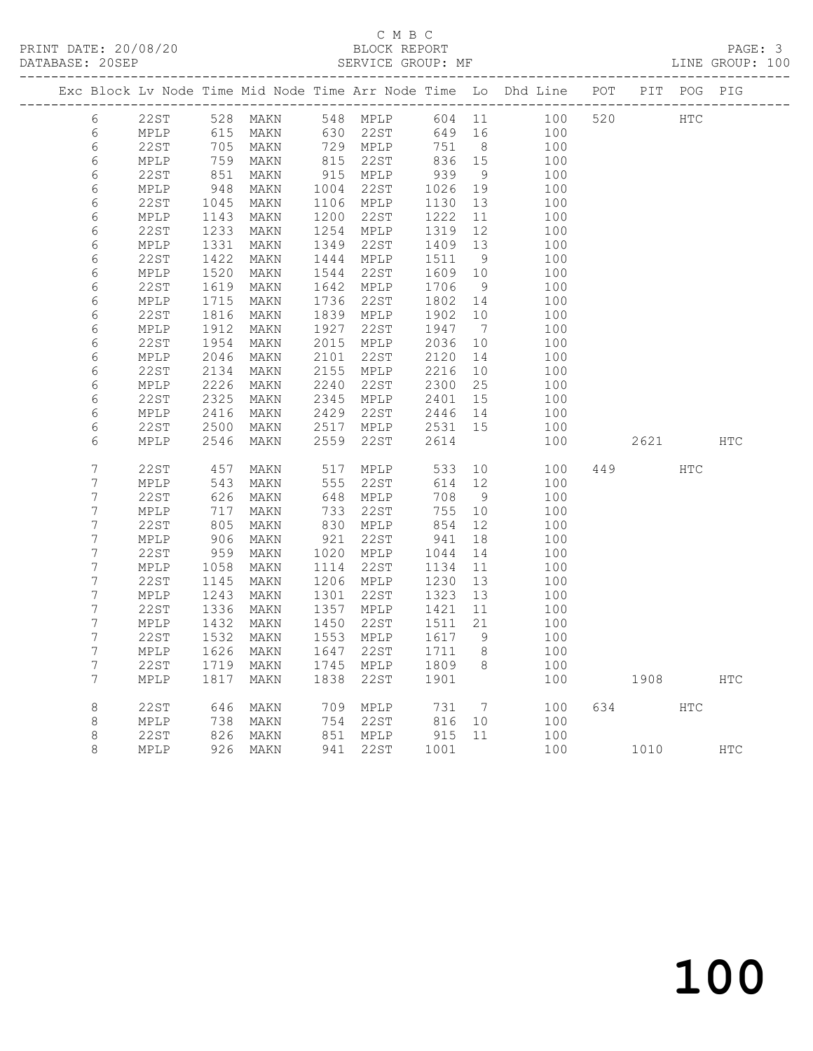C M B C

BLOCK REPORT

SERVICE GROUP: MF

PRINT DATE: 20/08/20
DATABASE: 20SEP

LINE GROUP: 100

| Exc | Block | Lv | Node | Time | Mid Node | Time | Arr Node | Time | Lo | Dhd Line | POT | PIT | POG | PIG |
|---|---|---|---|---|---|---|---|---|---|---|---|---|---|---|
| | 6 | | 22ST | 528 | MAKN | 548 | MPLP | 604 | 11 | 100 | 520 | | HTC | |
| | 6 | | MPLP | 615 | MAKN | 630 | 22ST | 649 | 16 | 100 | | | | |
| | 6 | | 22ST | 705 | MAKN | 729 | MPLP | 751 | 8 | 100 | | | | |
| | 6 | | MPLP | 759 | MAKN | 815 | 22ST | 836 | 15 | 100 | | | | |
| | 6 | | 22ST | 851 | MAKN | 915 | MPLP | 939 | 9 | 100 | | | | |
| | 6 | | MPLP | 948 | MAKN | 1004 | 22ST | 1026 | 19 | 100 | | | | |
| | 6 | | 22ST | 1045 | MAKN | 1106 | MPLP | 1130 | 13 | 100 | | | | |
| | 6 | | MPLP | 1143 | MAKN | 1200 | 22ST | 1222 | 11 | 100 | | | | |
| | 6 | | 22ST | 1233 | MAKN | 1254 | MPLP | 1319 | 12 | 100 | | | | |
| | 6 | | MPLP | 1331 | MAKN | 1349 | 22ST | 1409 | 13 | 100 | | | | |
| | 6 | | 22ST | 1422 | MAKN | 1444 | MPLP | 1511 | 9 | 100 | | | | |
| | 6 | | MPLP | 1520 | MAKN | 1544 | 22ST | 1609 | 10 | 100 | | | | |
| | 6 | | 22ST | 1619 | MAKN | 1642 | MPLP | 1706 | 9 | 100 | | | | |
| | 6 | | MPLP | 1715 | MAKN | 1736 | 22ST | 1802 | 14 | 100 | | | | |
| | 6 | | 22ST | 1816 | MAKN | 1839 | MPLP | 1902 | 10 | 100 | | | | |
| | 6 | | MPLP | 1912 | MAKN | 1927 | 22ST | 1947 | 7 | 100 | | | | |
| | 6 | | 22ST | 1954 | MAKN | 2015 | MPLP | 2036 | 10 | 100 | | | | |
| | 6 | | MPLP | 2046 | MAKN | 2101 | 22ST | 2120 | 14 | 100 | | | | |
| | 6 | | 22ST | 2134 | MAKN | 2155 | MPLP | 2216 | 10 | 100 | | | | |
| | 6 | | MPLP | 2226 | MAKN | 2240 | 22ST | 2300 | 25 | 100 | | | | |
| | 6 | | 22ST | 2325 | MAKN | 2345 | MPLP | 2401 | 15 | 100 | | | | |
| | 6 | | MPLP | 2416 | MAKN | 2429 | 22ST | 2446 | 14 | 100 | | | | |
| | 6 | | 22ST | 2500 | MAKN | 2517 | MPLP | 2531 | 15 | 100 | | | | |
| | 6 | | MPLP | 2546 | MAKN | 2559 | 22ST | 2614 | | 100 | | 2621 | | HTC |
| | 7 | | 22ST | 457 | MAKN | 517 | MPLP | 533 | 10 | 100 | 449 | | HTC | |
| | 7 | | MPLP | 543 | MAKN | 555 | 22ST | 614 | 12 | 100 | | | | |
| | 7 | | 22ST | 626 | MAKN | 648 | MPLP | 708 | 9 | 100 | | | | |
| | 7 | | MPLP | 717 | MAKN | 733 | 22ST | 755 | 10 | 100 | | | | |
| | 7 | | 22ST | 805 | MAKN | 830 | MPLP | 854 | 12 | 100 | | | | |
| | 7 | | MPLP | 906 | MAKN | 921 | 22ST | 941 | 18 | 100 | | | | |
| | 7 | | 22ST | 959 | MAKN | 1020 | MPLP | 1044 | 14 | 100 | | | | |
| | 7 | | MPLP | 1058 | MAKN | 1114 | 22ST | 1134 | 11 | 100 | | | | |
| | 7 | | 22ST | 1145 | MAKN | 1206 | MPLP | 1230 | 13 | 100 | | | | |
| | 7 | | MPLP | 1243 | MAKN | 1301 | 22ST | 1323 | 13 | 100 | | | | |
| | 7 | | 22ST | 1336 | MAKN | 1357 | MPLP | 1421 | 11 | 100 | | | | |
| | 7 | | MPLP | 1432 | MAKN | 1450 | 22ST | 1511 | 21 | 100 | | | | |
| | 7 | | 22ST | 1532 | MAKN | 1553 | MPLP | 1617 | 9 | 100 | | | | |
| | 7 | | MPLP | 1626 | MAKN | 1647 | 22ST | 1711 | 8 | 100 | | | | |
| | 7 | | 22ST | 1719 | MAKN | 1745 | MPLP | 1809 | 8 | 100 | | | | |
| | 7 | | MPLP | 1817 | MAKN | 1838 | 22ST | 1901 | | 100 | | 1908 | | HTC |
| | 8 | | 22ST | 646 | MAKN | 709 | MPLP | 731 | 7 | 100 | 634 | | HTC | |
| | 8 | | MPLP | 738 | MAKN | 754 | 22ST | 816 | 10 | 100 | | | | |
| | 8 | | 22ST | 826 | MAKN | 851 | MPLP | 915 | 11 | 100 | | | | |
| | 8 | | MPLP | 926 | MAKN | 941 | 22ST | 1001 | | 100 | | 1010 | | HTC |

100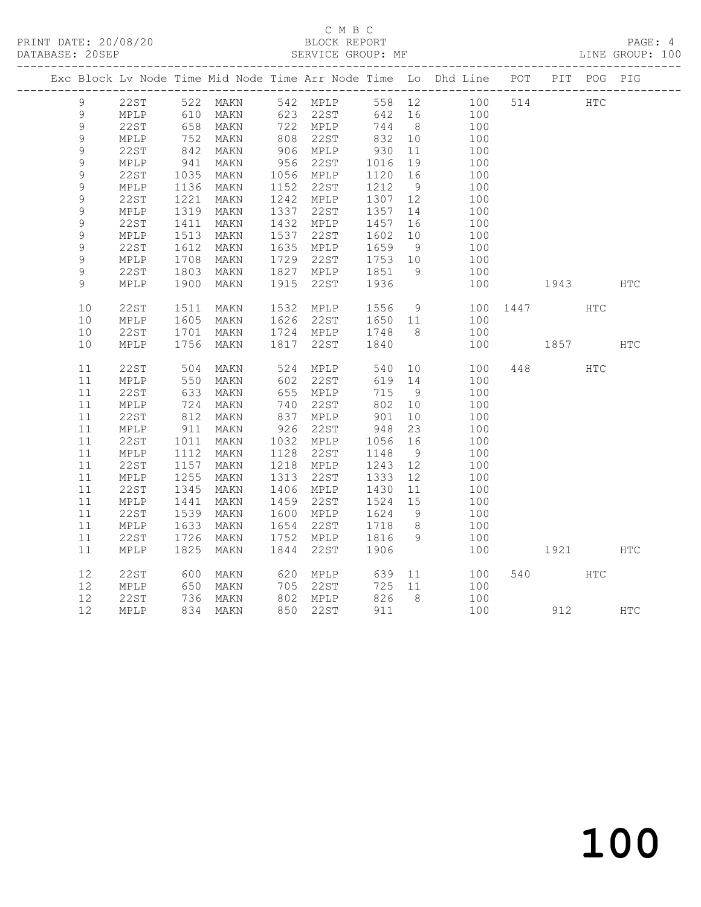C M B C
PRINT DATE: 20/08/20 BLOCK REPORT
DATABASE: 20SEP SERVICE GROUP: MF LINE GROUP: 100

| Exc | Block | Lv | Node | Time | Mid Node | Time | Arr Node | Time | Lo | Dhd Line | POT | PIT | POG | PIG |
|---|---|---|---|---|---|---|---|---|---|---|---|---|---|---|
| | 9 | | 22ST | 522 | MAKN | 542 | MPLP | 558 | 12 | 100 | 514 | | HTC | |
| | 9 | | MPLP | 610 | MAKN | 623 | 22ST | 642 | 16 | 100 | | | | |
| | 9 | | 22ST | 658 | MAKN | 722 | MPLP | 744 | 8 | 100 | | | | |
| | 9 | | MPLP | 752 | MAKN | 808 | 22ST | 832 | 10 | 100 | | | | |
| | 9 | | 22ST | 842 | MAKN | 906 | MPLP | 930 | 11 | 100 | | | | |
| | 9 | | MPLP | 941 | MAKN | 956 | 22ST | 1016 | 19 | 100 | | | | |
| | 9 | | 22ST | 1035 | MAKN | 1056 | MPLP | 1120 | 16 | 100 | | | | |
| | 9 | | MPLP | 1136 | MAKN | 1152 | 22ST | 1212 | 9 | 100 | | | | |
| | 9 | | 22ST | 1221 | MAKN | 1242 | MPLP | 1307 | 12 | 100 | | | | |
| | 9 | | MPLP | 1319 | MAKN | 1337 | 22ST | 1357 | 14 | 100 | | | | |
| | 9 | | 22ST | 1411 | MAKN | 1432 | MPLP | 1457 | 16 | 100 | | | | |
| | 9 | | MPLP | 1513 | MAKN | 1537 | 22ST | 1602 | 10 | 100 | | | | |
| | 9 | | 22ST | 1612 | MAKN | 1635 | MPLP | 1659 | 9 | 100 | | | | |
| | 9 | | MPLP | 1708 | MAKN | 1729 | 22ST | 1753 | 10 | 100 | | | | |
| | 9 | | 22ST | 1803 | MAKN | 1827 | MPLP | 1851 | 9 | 100 | | | | |
| | 9 | | MPLP | 1900 | MAKN | 1915 | 22ST | 1936 | | 100 | | 1943 | | HTC |
| | 10 | | 22ST | 1511 | MAKN | 1532 | MPLP | 1556 | 9 | 100 | 1447 | | HTC | |
| | 10 | | MPLP | 1605 | MAKN | 1626 | 22ST | 1650 | 11 | 100 | | | | |
| | 10 | | 22ST | 1701 | MAKN | 1724 | MPLP | 1748 | 8 | 100 | | | | |
| | 10 | | MPLP | 1756 | MAKN | 1817 | 22ST | 1840 | | 100 | | 1857 | | HTC |
| | 11 | | 22ST | 504 | MAKN | 524 | MPLP | 540 | 10 | 100 | 448 | | HTC | |
| | 11 | | MPLP | 550 | MAKN | 602 | 22ST | 619 | 14 | 100 | | | | |
| | 11 | | 22ST | 633 | MAKN | 655 | MPLP | 715 | 9 | 100 | | | | |
| | 11 | | MPLP | 724 | MAKN | 740 | 22ST | 802 | 10 | 100 | | | | |
| | 11 | | 22ST | 812 | MAKN | 837 | MPLP | 901 | 10 | 100 | | | | |
| | 11 | | MPLP | 911 | MAKN | 926 | 22ST | 948 | 23 | 100 | | | | |
| | 11 | | 22ST | 1011 | MAKN | 1032 | MPLP | 1056 | 16 | 100 | | | | |
| | 11 | | MPLP | 1112 | MAKN | 1128 | 22ST | 1148 | 9 | 100 | | | | |
| | 11 | | 22ST | 1157 | MAKN | 1218 | MPLP | 1243 | 12 | 100 | | | | |
| | 11 | | MPLP | 1255 | MAKN | 1313 | 22ST | 1333 | 12 | 100 | | | | |
| | 11 | | 22ST | 1345 | MAKN | 1406 | MPLP | 1430 | 11 | 100 | | | | |
| | 11 | | MPLP | 1441 | MAKN | 1459 | 22ST | 1524 | 15 | 100 | | | | |
| | 11 | | 22ST | 1539 | MAKN | 1600 | MPLP | 1624 | 9 | 100 | | | | |
| | 11 | | MPLP | 1633 | MAKN | 1654 | 22ST | 1718 | 8 | 100 | | | | |
| | 11 | | 22ST | 1726 | MAKN | 1752 | MPLP | 1816 | 9 | 100 | | | | |
| | 11 | | MPLP | 1825 | MAKN | 1844 | 22ST | 1906 | | 100 | | 1921 | | HTC |
| | 12 | | 22ST | 600 | MAKN | 620 | MPLP | 639 | 11 | 100 | 540 | | HTC | |
| | 12 | | MPLP | 650 | MAKN | 705 | 22ST | 725 | 11 | 100 | | | | |
| | 12 | | 22ST | 736 | MAKN | 802 | MPLP | 826 | 8 | 100 | | | | |
| | 12 | | MPLP | 834 | MAKN | 850 | 22ST | 911 | | 100 | | 912 | | HTC |

100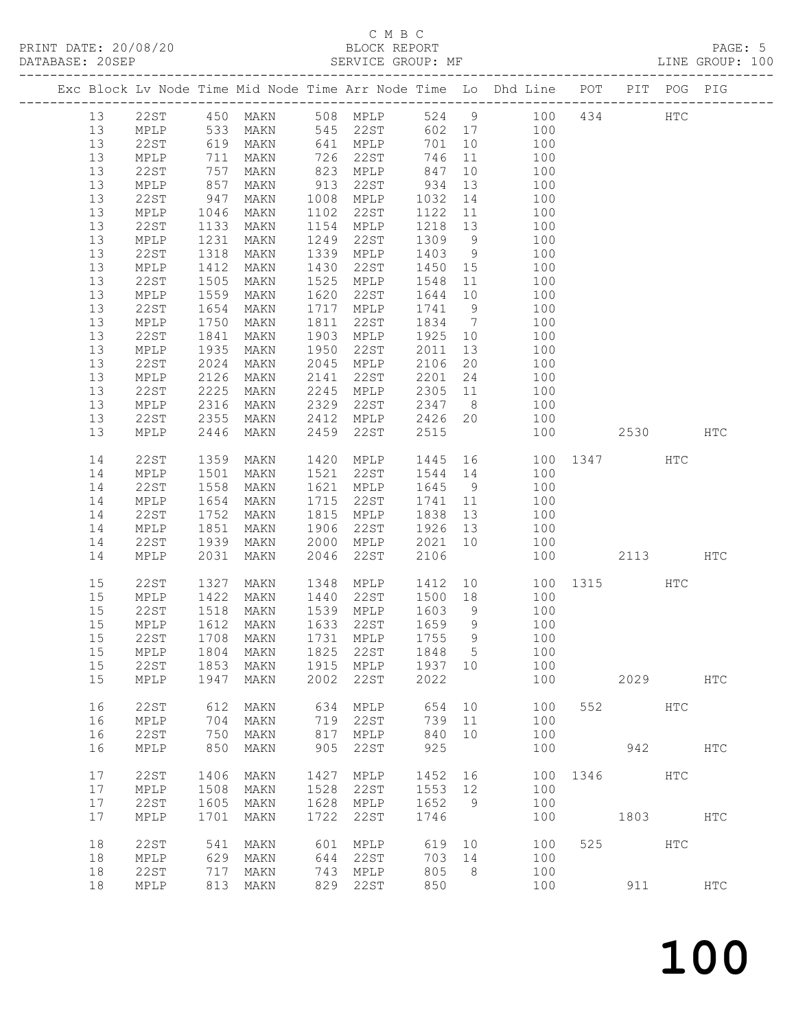C M B C

PRINT DATE: 20/08/20 BLOCK REPORT
DATABASE: 20SEP SERVICE GROUP: MF LINE GROUP: 100

| Exc | Block | Lv | Node | Time | Mid Node | Time | Arr Node | Time | Lo | Dhd Line | POT | PIT | POG | PIG |
|---|---|---|---|---|---|---|---|---|---|---|---|---|---|---|
| | 13 | | 22ST | 450 | MAKN | 508 | MPLP | 524 | 9 | 100 | 434 | | HTC | |
| | 13 | | MPLP | 533 | MAKN | 545 | 22ST | 602 | 17 | 100 | | | | |
| | 13 | | 22ST | 619 | MAKN | 641 | MPLP | 701 | 10 | 100 | | | | |
| | 13 | | MPLP | 711 | MAKN | 726 | 22ST | 746 | 11 | 100 | | | | |
| | 13 | | 22ST | 757 | MAKN | 823 | MPLP | 847 | 10 | 100 | | | | |
| | 13 | | MPLP | 857 | MAKN | 913 | 22ST | 934 | 13 | 100 | | | | |
| | 13 | | 22ST | 947 | MAKN | 1008 | MPLP | 1032 | 14 | 100 | | | | |
| | 13 | | MPLP | 1046 | MAKN | 1102 | 22ST | 1122 | 11 | 100 | | | | |
| | 13 | | 22ST | 1133 | MAKN | 1154 | MPLP | 1218 | 13 | 100 | | | | |
| | 13 | | MPLP | 1231 | MAKN | 1249 | 22ST | 1309 | 9 | 100 | | | | |
| | 13 | | 22ST | 1318 | MAKN | 1339 | MPLP | 1403 | 9 | 100 | | | | |
| | 13 | | MPLP | 1412 | MAKN | 1430 | 22ST | 1450 | 15 | 100 | | | | |
| | 13 | | 22ST | 1505 | MAKN | 1525 | MPLP | 1548 | 11 | 100 | | | | |
| | 13 | | MPLP | 1559 | MAKN | 1620 | 22ST | 1644 | 10 | 100 | | | | |
| | 13 | | 22ST | 1654 | MAKN | 1717 | MPLP | 1741 | 9 | 100 | | | | |
| | 13 | | MPLP | 1750 | MAKN | 1811 | 22ST | 1834 | 7 | 100 | | | | |
| | 13 | | 22ST | 1841 | MAKN | 1903 | MPLP | 1925 | 10 | 100 | | | | |
| | 13 | | MPLP | 1935 | MAKN | 1950 | 22ST | 2011 | 13 | 100 | | | | |
| | 13 | | 22ST | 2024 | MAKN | 2045 | MPLP | 2106 | 20 | 100 | | | | |
| | 13 | | MPLP | 2126 | MAKN | 2141 | 22ST | 2201 | 24 | 100 | | | | |
| | 13 | | 22ST | 2225 | MAKN | 2245 | MPLP | 2305 | 11 | 100 | | | | |
| | 13 | | MPLP | 2316 | MAKN | 2329 | 22ST | 2347 | 8 | 100 | | | | |
| | 13 | | 22ST | 2355 | MAKN | 2412 | MPLP | 2426 | 20 | 100 | | | | |
| | 13 | | MPLP | 2446 | MAKN | 2459 | 22ST | 2515 | | 100 | | 2530 | | HTC |
| | 14 | | 22ST | 1359 | MAKN | 1420 | MPLP | 1445 | 16 | 100 | 1347 | | HTC | |
| | 14 | | MPLP | 1501 | MAKN | 1521 | 22ST | 1544 | 14 | 100 | | | | |
| | 14 | | 22ST | 1558 | MAKN | 1621 | MPLP | 1645 | 9 | 100 | | | | |
| | 14 | | MPLP | 1654 | MAKN | 1715 | 22ST | 1741 | 11 | 100 | | | | |
| | 14 | | 22ST | 1752 | MAKN | 1815 | MPLP | 1838 | 13 | 100 | | | | |
| | 14 | | MPLP | 1851 | MAKN | 1906 | 22ST | 1926 | 13 | 100 | | | | |
| | 14 | | 22ST | 1939 | MAKN | 2000 | MPLP | 2021 | 10 | 100 | | | | |
| | 14 | | MPLP | 2031 | MAKN | 2046 | 22ST | 2106 | | 100 | | 2113 | | HTC |
| | 15 | | 22ST | 1327 | MAKN | 1348 | MPLP | 1412 | 10 | 100 | 1315 | | HTC | |
| | 15 | | MPLP | 1422 | MAKN | 1440 | 22ST | 1500 | 18 | 100 | | | | |
| | 15 | | 22ST | 1518 | MAKN | 1539 | MPLP | 1603 | 9 | 100 | | | | |
| | 15 | | MPLP | 1612 | MAKN | 1633 | 22ST | 1659 | 9 | 100 | | | | |
| | 15 | | 22ST | 1708 | MAKN | 1731 | MPLP | 1755 | 9 | 100 | | | | |
| | 15 | | MPLP | 1804 | MAKN | 1825 | 22ST | 1848 | 5 | 100 | | | | |
| | 15 | | 22ST | 1853 | MAKN | 1915 | MPLP | 1937 | 10 | 100 | | | | |
| | 15 | | MPLP | 1947 | MAKN | 2002 | 22ST | 2022 | | 100 | | 2029 | | HTC |
| | 16 | | 22ST | 612 | MAKN | 634 | MPLP | 654 | 10 | 100 | 552 | | HTC | |
| | 16 | | MPLP | 704 | MAKN | 719 | 22ST | 739 | 11 | 100 | | | | |
| | 16 | | 22ST | 750 | MAKN | 817 | MPLP | 840 | 10 | 100 | | | | |
| | 16 | | MPLP | 850 | MAKN | 905 | 22ST | 925 | | 100 | | 942 | | HTC |
| | 17 | | 22ST | 1406 | MAKN | 1427 | MPLP | 1452 | 16 | 100 | 1346 | | HTC | |
| | 17 | | MPLP | 1508 | MAKN | 1528 | 22ST | 1553 | 12 | 100 | | | | |
| | 17 | | 22ST | 1605 | MAKN | 1628 | MPLP | 1652 | 9 | 100 | | | | |
| | 17 | | MPLP | 1701 | MAKN | 1722 | 22ST | 1746 | | 100 | | 1803 | | HTC |
| | 18 | | 22ST | 541 | MAKN | 601 | MPLP | 619 | 10 | 100 | 525 | | HTC | |
| | 18 | | MPLP | 629 | MAKN | 644 | 22ST | 703 | 14 | 100 | | | | |
| | 18 | | 22ST | 717 | MAKN | 743 | MPLP | 805 | 8 | 100 | | | | |
| | 18 | | MPLP | 813 | MAKN | 829 | 22ST | 850 | | 100 | | 911 | | HTC |

100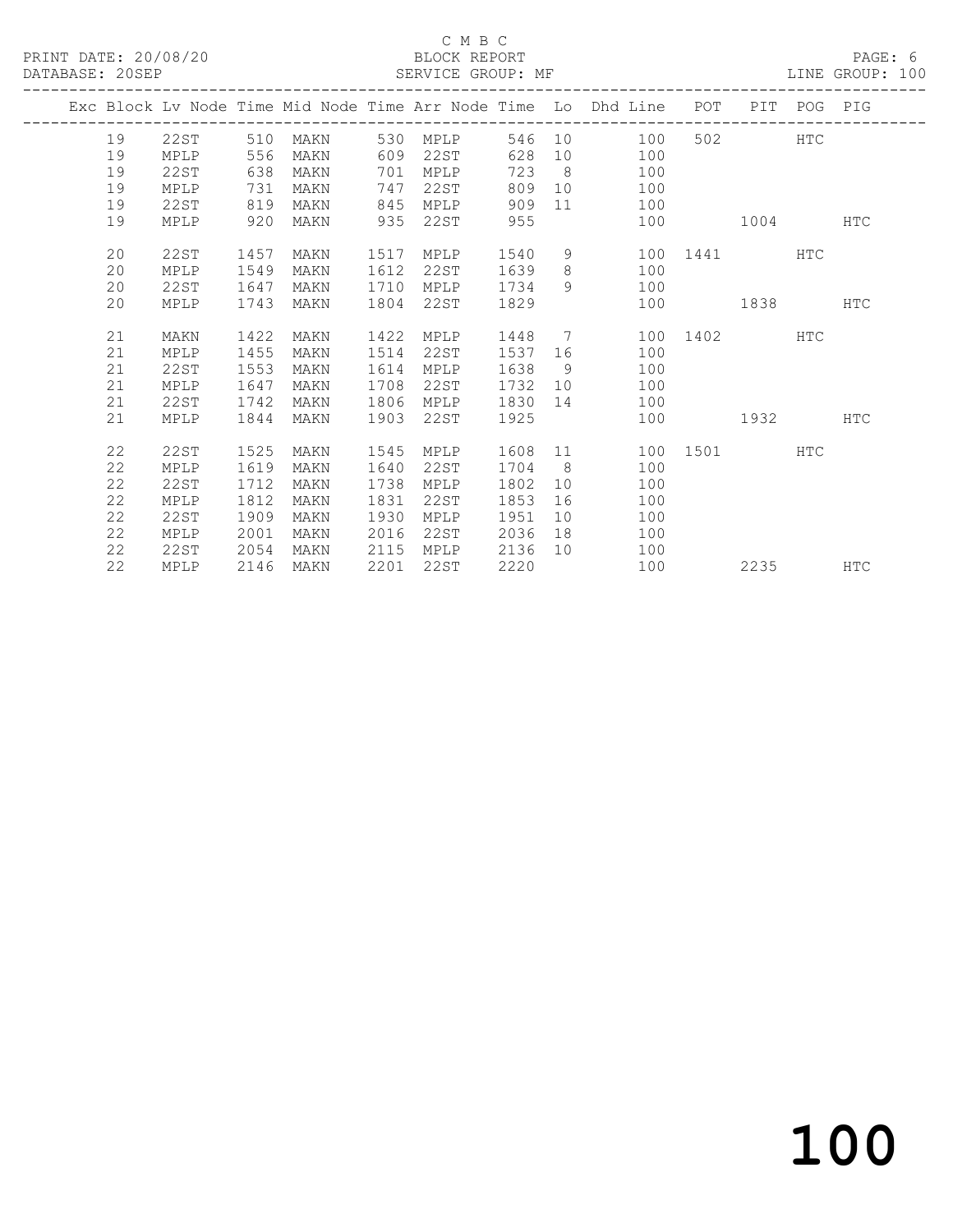C M B C
BLOCK REPORT
SERVICE GROUP: MF

PRINT DATE: 20/08/20
DATABASE: 20SEP
LINE GROUP: 100

| Exc | Block | Lv Node | Time | Mid Node | Time | Arr Node | Time | Lo | Dhd Line | POT | PIT | POG | PIG |
|---|---|---|---|---|---|---|---|---|---|---|---|---|---|
| | 19 | 22ST | 510 | MAKN | 530 | MPLP | 546 | 10 | 100 | 502 | | HTC | |
| | 19 | MPLP | 556 | MAKN | 609 | 22ST | 628 | 10 | 100 | | | | |
| | 19 | 22ST | 638 | MAKN | 701 | MPLP | 723 | 8 | 100 | | | | |
| | 19 | MPLP | 731 | MAKN | 747 | 22ST | 809 | 10 | 100 | | | | |
| | 19 | 22ST | 819 | MAKN | 845 | MPLP | 909 | 11 | 100 | | | | |
| | 19 | MPLP | 920 | MAKN | 935 | 22ST | 955 | | 100 | | 1004 | | HTC |
| | 20 | 22ST | 1457 | MAKN | 1517 | MPLP | 1540 | 9 | 100 | 1441 | | HTC | |
| | 20 | MPLP | 1549 | MAKN | 1612 | 22ST | 1639 | 8 | 100 | | | | |
| | 20 | 22ST | 1647 | MAKN | 1710 | MPLP | 1734 | 9 | 100 | | | | |
| | 20 | MPLP | 1743 | MAKN | 1804 | 22ST | 1829 | | 100 | | 1838 | | HTC |
| | 21 | MAKN | 1422 | MAKN | 1422 | MPLP | 1448 | 7 | 100 | 1402 | | HTC | |
| | 21 | MPLP | 1455 | MAKN | 1514 | 22ST | 1537 | 16 | 100 | | | | |
| | 21 | 22ST | 1553 | MAKN | 1614 | MPLP | 1638 | 9 | 100 | | | | |
| | 21 | MPLP | 1647 | MAKN | 1708 | 22ST | 1732 | 10 | 100 | | | | |
| | 21 | 22ST | 1742 | MAKN | 1806 | MPLP | 1830 | 14 | 100 | | | | |
| | 21 | MPLP | 1844 | MAKN | 1903 | 22ST | 1925 | | 100 | | 1932 | | HTC |
| | 22 | 22ST | 1525 | MAKN | 1545 | MPLP | 1608 | 11 | 100 | 1501 | | HTC | |
| | 22 | MPLP | 1619 | MAKN | 1640 | 22ST | 1704 | 8 | 100 | | | | |
| | 22 | 22ST | 1712 | MAKN | 1738 | MPLP | 1802 | 10 | 100 | | | | |
| | 22 | MPLP | 1812 | MAKN | 1831 | 22ST | 1853 | 16 | 100 | | | | |
| | 22 | 22ST | 1909 | MAKN | 1930 | MPLP | 1951 | 10 | 100 | | | | |
| | 22 | MPLP | 2001 | MAKN | 2016 | 22ST | 2036 | 18 | 100 | | | | |
| | 22 | 22ST | 2054 | MAKN | 2115 | MPLP | 2136 | 10 | 100 | | | | |
| | 22 | MPLP | 2146 | MAKN | 2201 | 22ST | 2220 | | 100 | | 2235 | | HTC |

100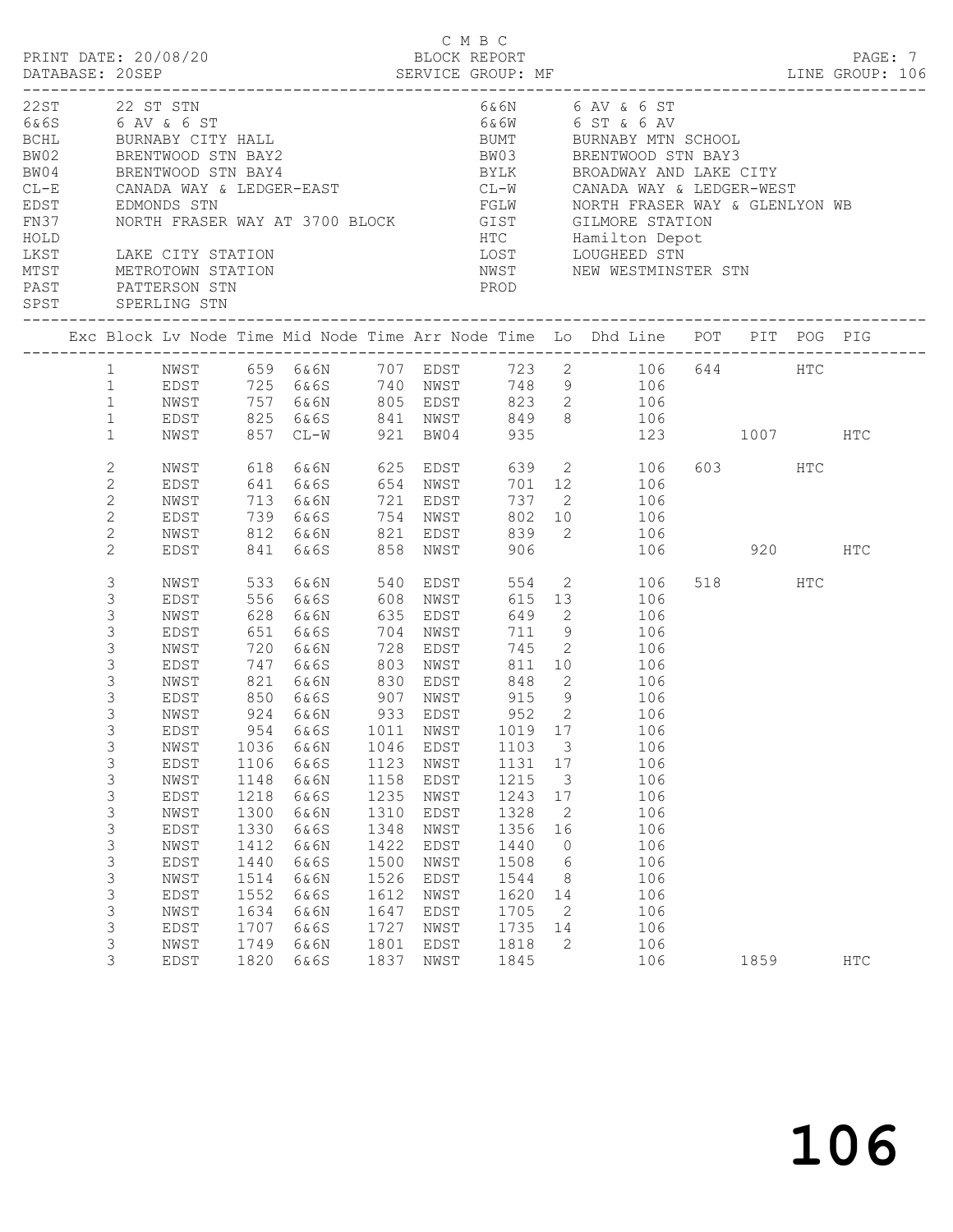C M B C

PRINT DATE: 20/08/20 BLOCK REPORT PAGE: 7
DATABASE: 20SEP SERVICE GROUP: MF LINE GROUP: 106

| Code | Name | Code | Name |
|---|---|---|---|
| 22ST | 22 ST STN | 6&6N | 6 AV & 6 ST |
| 6&6S | 6 AV & 6 ST | 6&6W | 6 ST & 6 AV |
| BCHL | BURNABY CITY HALL | BUMT | BURNABY MTN SCHOOL |
| BW02 | BRENTWOOD STN BAY2 | BW03 | BRENTWOOD STN BAY3 |
| BW04 | BRENTWOOD STN BAY4 | BYLK | BROADWAY AND LAKE CITY |
| CL-E | CANADA WAY & LEDGER-EAST | CL-W | CANADA WAY & LEDGER-WEST |
| EDST | EDMONDS STN | FGLW | NORTH FRASER WAY & GLENLYON WB |
| FN37 | NORTH FRASER WAY AT 3700 BLOCK | GIST | GILMORE STATION |
| HOLD | | HTC | Hamilton Depot |
| LKST | LAKE CITY STATION | LOST | LOUGHEED STN |
| MTST | METROTOWN STATION | NWST | NEW WESTMINSTER STN |
| PAST | PATTERSON STN | PROD | |
| SPST | SPERLING STN | | |

| Exc | Block | Lv Node | Time | Mid Node | Time | Arr Node | Time | Lo | Dhd Line | POT | PIT | POG | PIG |
|---|---|---|---|---|---|---|---|---|---|---|---|---|---|
| | 1 | NWST | 659 | 6&6N | 707 | EDST | 723 | 2 | 106 | 644 | | HTC | |
| | 1 | EDST | 725 | 6&6S | 740 | NWST | 748 | 9 | 106 | | | | |
| | 1 | NWST | 757 | 6&6N | 805 | EDST | 823 | 2 | 106 | | | | |
| | 1 | EDST | 825 | 6&6S | 841 | NWST | 849 | 8 | 106 | | | | |
| | 1 | NWST | 857 | CL-W | 921 | BW04 | 935 | | 123 | | 1007 | | HTC |
| | 2 | NWST | 618 | 6&6N | 625 | EDST | 639 | 2 | 106 | 603 | | HTC | |
| | 2 | EDST | 641 | 6&6S | 654 | NWST | 701 | 12 | 106 | | | | |
| | 2 | NWST | 713 | 6&6N | 721 | EDST | 737 | 2 | 106 | | | | |
| | 2 | EDST | 739 | 6&6S | 754 | NWST | 802 | 10 | 106 | | | | |
| | 2 | NWST | 812 | 6&6N | 821 | EDST | 839 | 2 | 106 | | | | |
| | 2 | EDST | 841 | 6&6S | 858 | NWST | 906 | | 106 | | 920 | | HTC |
| | 3 | NWST | 533 | 6&6N | 540 | EDST | 554 | 2 | 106 | 518 | | HTC | |
| | 3 | EDST | 556 | 6&6S | 608 | NWST | 615 | 13 | 106 | | | | |
| | 3 | NWST | 628 | 6&6N | 635 | EDST | 649 | 2 | 106 | | | | |
| | 3 | EDST | 651 | 6&6S | 704 | NWST | 711 | 9 | 106 | | | | |
| | 3 | NWST | 720 | 6&6N | 728 | EDST | 745 | 2 | 106 | | | | |
| | 3 | EDST | 747 | 6&6S | 803 | NWST | 811 | 10 | 106 | | | | |
| | 3 | NWST | 821 | 6&6N | 830 | EDST | 848 | 2 | 106 | | | | |
| | 3 | EDST | 850 | 6&6S | 907 | NWST | 915 | 9 | 106 | | | | |
| | 3 | NWST | 924 | 6&6N | 933 | EDST | 952 | 2 | 106 | | | | |
| | 3 | EDST | 954 | 6&6S | 1011 | NWST | 1019 | 17 | 106 | | | | |
| | 3 | NWST | 1036 | 6&6N | 1046 | EDST | 1103 | 3 | 106 | | | | |
| | 3 | EDST | 1106 | 6&6S | 1123 | NWST | 1131 | 17 | 106 | | | | |
| | 3 | NWST | 1148 | 6&6N | 1158 | EDST | 1215 | 3 | 106 | | | | |
| | 3 | EDST | 1218 | 6&6S | 1235 | NWST | 1243 | 17 | 106 | | | | |
| | 3 | NWST | 1300 | 6&6N | 1310 | EDST | 1328 | 2 | 106 | | | | |
| | 3 | EDST | 1330 | 6&6S | 1348 | NWST | 1356 | 16 | 106 | | | | |
| | 3 | NWST | 1412 | 6&6N | 1422 | EDST | 1440 | 0 | 106 | | | | |
| | 3 | EDST | 1440 | 6&6S | 1500 | NWST | 1508 | 6 | 106 | | | | |
| | 3 | NWST | 1514 | 6&6N | 1526 | EDST | 1544 | 8 | 106 | | | | |
| | 3 | EDST | 1552 | 6&6S | 1612 | NWST | 1620 | 14 | 106 | | | | |
| | 3 | NWST | 1634 | 6&6N | 1647 | EDST | 1705 | 2 | 106 | | | | |
| | 3 | EDST | 1707 | 6&6S | 1727 | NWST | 1735 | 14 | 106 | | | | |
| | 3 | NWST | 1749 | 6&6N | 1801 | EDST | 1818 | 2 | 106 | | | | |
| | 3 | EDST | 1820 | 6&6S | 1837 | NWST | 1845 | | 106 | | 1859 | | HTC |

# 106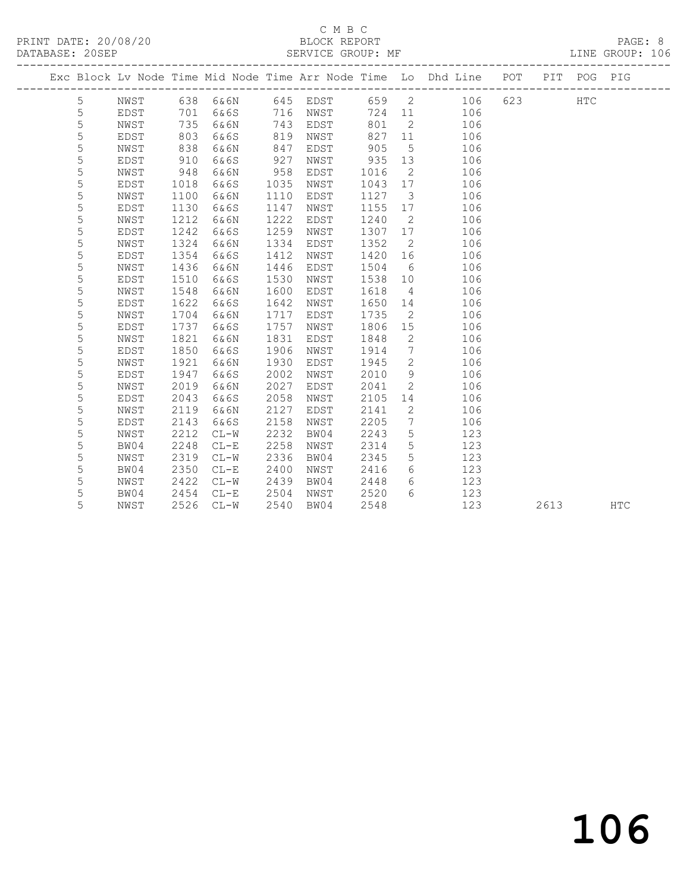C M B C
PRINT DATE: 20/08/20 BLOCK REPORT
DATABASE: 20SEP SERVICE GROUP: MF LINE GROUP: 106

| Exc | Block | Lv | Node | Time | Mid Node | Time | Arr Node | Time | Lo | Dhd Line | POT | PIT | POG | PIG |
|---|---|---|---|---|---|---|---|---|---|---|---|---|---|---|
| | 5 | | NWST | 638 | 6&6N | 645 | EDST | 659 | 2 | 106 | 623 | | HTC | |
| | 5 | | EDST | 701 | 6&6S | 716 | NWST | 724 | 11 | 106 | | | | |
| | 5 | | NWST | 735 | 6&6N | 743 | EDST | 801 | 2 | 106 | | | | |
| | 5 | | EDST | 803 | 6&6S | 819 | NWST | 827 | 11 | 106 | | | | |
| | 5 | | NWST | 838 | 6&6N | 847 | EDST | 905 | 5 | 106 | | | | |
| | 5 | | EDST | 910 | 6&6S | 927 | NWST | 935 | 13 | 106 | | | | |
| | 5 | | NWST | 948 | 6&6N | 958 | EDST | 1016 | 2 | 106 | | | | |
| | 5 | | EDST | 1018 | 6&6S | 1035 | NWST | 1043 | 17 | 106 | | | | |
| | 5 | | NWST | 1100 | 6&6N | 1110 | EDST | 1127 | 3 | 106 | | | | |
| | 5 | | EDST | 1130 | 6&6S | 1147 | NWST | 1155 | 17 | 106 | | | | |
| | 5 | | NWST | 1212 | 6&6N | 1222 | EDST | 1240 | 2 | 106 | | | | |
| | 5 | | EDST | 1242 | 6&6S | 1259 | NWST | 1307 | 17 | 106 | | | | |
| | 5 | | NWST | 1324 | 6&6N | 1334 | EDST | 1352 | 2 | 106 | | | | |
| | 5 | | EDST | 1354 | 6&6S | 1412 | NWST | 1420 | 16 | 106 | | | | |
| | 5 | | NWST | 1436 | 6&6N | 1446 | EDST | 1504 | 6 | 106 | | | | |
| | 5 | | EDST | 1510 | 6&6S | 1530 | NWST | 1538 | 10 | 106 | | | | |
| | 5 | | NWST | 1548 | 6&6N | 1600 | EDST | 1618 | 4 | 106 | | | | |
| | 5 | | EDST | 1622 | 6&6S | 1642 | NWST | 1650 | 14 | 106 | | | | |
| | 5 | | NWST | 1704 | 6&6N | 1717 | EDST | 1735 | 2 | 106 | | | | |
| | 5 | | EDST | 1737 | 6&6S | 1757 | NWST | 1806 | 15 | 106 | | | | |
| | 5 | | NWST | 1821 | 6&6N | 1831 | EDST | 1848 | 2 | 106 | | | | |
| | 5 | | EDST | 1850 | 6&6S | 1906 | NWST | 1914 | 7 | 106 | | | | |
| | 5 | | NWST | 1921 | 6&6N | 1930 | EDST | 1945 | 2 | 106 | | | | |
| | 5 | | EDST | 1947 | 6&6S | 2002 | NWST | 2010 | 9 | 106 | | | | |
| | 5 | | NWST | 2019 | 6&6N | 2027 | EDST | 2041 | 2 | 106 | | | | |
| | 5 | | EDST | 2043 | 6&6S | 2058 | NWST | 2105 | 14 | 106 | | | | |
| | 5 | | NWST | 2119 | 6&6N | 2127 | EDST | 2141 | 2 | 106 | | | | |
| | 5 | | EDST | 2143 | 6&6S | 2158 | NWST | 2205 | 7 | 106 | | | | |
| | 5 | | NWST | 2212 | CL-W | 2232 | BW04 | 2243 | 5 | 123 | | | | |
| | 5 | | BW04 | 2248 | CL-E | 2258 | NWST | 2314 | 5 | 123 | | | | |
| | 5 | | NWST | 2319 | CL-W | 2336 | BW04 | 2345 | 5 | 123 | | | | |
| | 5 | | BW04 | 2350 | CL-E | 2400 | NWST | 2416 | 6 | 123 | | | | |
| | 5 | | NWST | 2422 | CL-W | 2439 | BW04 | 2448 | 6 | 123 | | | | |
| | 5 | | BW04 | 2454 | CL-E | 2504 | NWST | 2520 | 6 | 123 | | | | |
| | 5 | | NWST | 2526 | CL-W | 2540 | BW04 | 2548 | | 123 | | 2613 | | HTC |

# 106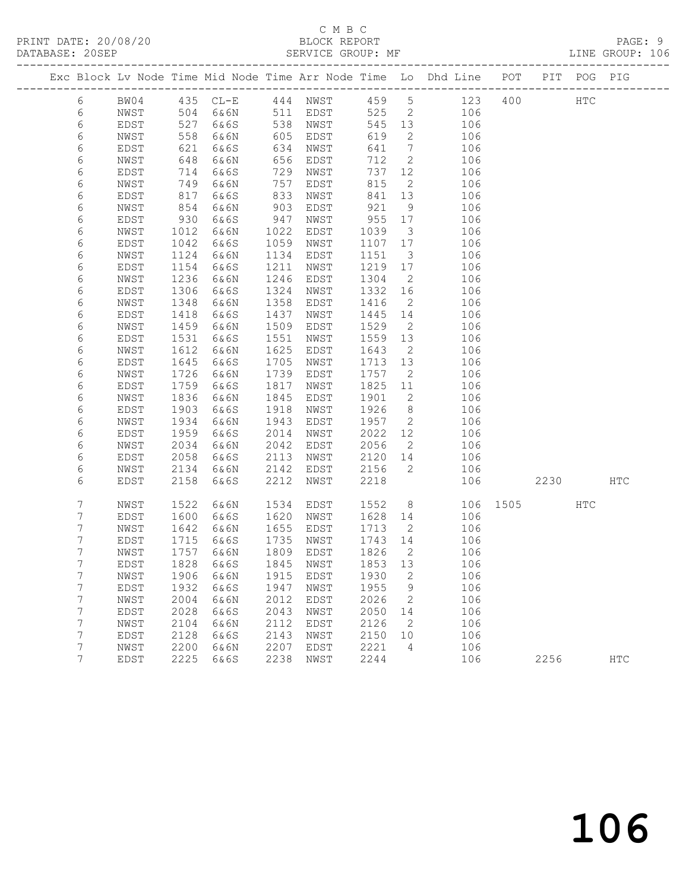C M B C

PRINT DATE: 20/08/20 BLOCK REPORT
DATABASE: 20SEP SERVICE GROUP: MF LINE GROUP: 106

| Exc | Block | Lv | Node | Time | Mid Node | Time | Arr Node | Time | Lo | Dhd Line | POT | PIT | POG | PIG |
|---|---|---|---|---|---|---|---|---|---|---|---|---|---|---|
| | 6 | | BW04 | 435 | CL-E | 444 | NWST | 459 | 5 | 123 | 400 | | HTC | |
| | 6 | | NWST | 504 | 6&6N | 511 | EDST | 525 | 2 | 106 | | | | |
| | 6 | | EDST | 527 | 6&6S | 538 | NWST | 545 | 13 | 106 | | | | |
| | 6 | | NWST | 558 | 6&6N | 605 | EDST | 619 | 2 | 106 | | | | |
| | 6 | | EDST | 621 | 6&6S | 634 | NWST | 641 | 7 | 106 | | | | |
| | 6 | | NWST | 648 | 6&6N | 656 | EDST | 712 | 2 | 106 | | | | |
| | 6 | | EDST | 714 | 6&6S | 729 | NWST | 737 | 12 | 106 | | | | |
| | 6 | | NWST | 749 | 6&6N | 757 | EDST | 815 | 2 | 106 | | | | |
| | 6 | | EDST | 817 | 6&6S | 833 | NWST | 841 | 13 | 106 | | | | |
| | 6 | | NWST | 854 | 6&6N | 903 | EDST | 921 | 9 | 106 | | | | |
| | 6 | | EDST | 930 | 6&6S | 947 | NWST | 955 | 17 | 106 | | | | |
| | 6 | | NWST | 1012 | 6&6N | 1022 | EDST | 1039 | 3 | 106 | | | | |
| | 6 | | EDST | 1042 | 6&6S | 1059 | NWST | 1107 | 17 | 106 | | | | |
| | 6 | | NWST | 1124 | 6&6N | 1134 | EDST | 1151 | 3 | 106 | | | | |
| | 6 | | EDST | 1154 | 6&6S | 1211 | NWST | 1219 | 17 | 106 | | | | |
| | 6 | | NWST | 1236 | 6&6N | 1246 | EDST | 1304 | 2 | 106 | | | | |
| | 6 | | EDST | 1306 | 6&6S | 1324 | NWST | 1332 | 16 | 106 | | | | |
| | 6 | | NWST | 1348 | 6&6N | 1358 | EDST | 1416 | 2 | 106 | | | | |
| | 6 | | EDST | 1418 | 6&6S | 1437 | NWST | 1445 | 14 | 106 | | | | |
| | 6 | | NWST | 1459 | 6&6N | 1509 | EDST | 1529 | 2 | 106 | | | | |
| | 6 | | EDST | 1531 | 6&6S | 1551 | NWST | 1559 | 13 | 106 | | | | |
| | 6 | | NWST | 1612 | 6&6N | 1625 | EDST | 1643 | 2 | 106 | | | | |
| | 6 | | EDST | 1645 | 6&6S | 1705 | NWST | 1713 | 13 | 106 | | | | |
| | 6 | | NWST | 1726 | 6&6N | 1739 | EDST | 1757 | 2 | 106 | | | | |
| | 6 | | EDST | 1759 | 6&6S | 1817 | NWST | 1825 | 11 | 106 | | | | |
| | 6 | | NWST | 1836 | 6&6N | 1845 | EDST | 1901 | 2 | 106 | | | | |
| | 6 | | EDST | 1903 | 6&6S | 1918 | NWST | 1926 | 8 | 106 | | | | |
| | 6 | | NWST | 1934 | 6&6N | 1943 | EDST | 1957 | 2 | 106 | | | | |
| | 6 | | EDST | 1959 | 6&6S | 2014 | NWST | 2022 | 12 | 106 | | | | |
| | 6 | | NWST | 2034 | 6&6N | 2042 | EDST | 2056 | 2 | 106 | | | | |
| | 6 | | EDST | 2058 | 6&6S | 2113 | NWST | 2120 | 14 | 106 | | | | |
| | 6 | | NWST | 2134 | 6&6N | 2142 | EDST | 2156 | 2 | 106 | | | | |
| | 6 | | EDST | 2158 | 6&6S | 2212 | NWST | 2218 | | 106 | | 2230 | | HTC |
| | 7 | | NWST | 1522 | 6&6N | 1534 | EDST | 1552 | 8 | 106 | 1505 | | HTC | |
| | 7 | | EDST | 1600 | 6&6S | 1620 | NWST | 1628 | 14 | 106 | | | | |
| | 7 | | NWST | 1642 | 6&6N | 1655 | EDST | 1713 | 2 | 106 | | | | |
| | 7 | | EDST | 1715 | 6&6S | 1735 | NWST | 1743 | 14 | 106 | | | | |
| | 7 | | NWST | 1757 | 6&6N | 1809 | EDST | 1826 | 2 | 106 | | | | |
| | 7 | | EDST | 1828 | 6&6S | 1845 | NWST | 1853 | 13 | 106 | | | | |
| | 7 | | NWST | 1906 | 6&6N | 1915 | EDST | 1930 | 2 | 106 | | | | |
| | 7 | | EDST | 1932 | 6&6S | 1947 | NWST | 1955 | 9 | 106 | | | | |
| | 7 | | NWST | 2004 | 6&6N | 2012 | EDST | 2026 | 2 | 106 | | | | |
| | 7 | | EDST | 2028 | 6&6S | 2043 | NWST | 2050 | 14 | 106 | | | | |
| | 7 | | NWST | 2104 | 6&6N | 2112 | EDST | 2126 | 2 | 106 | | | | |
| | 7 | | EDST | 2128 | 6&6S | 2143 | NWST | 2150 | 10 | 106 | | | | |
| | 7 | | NWST | 2200 | 6&6N | 2207 | EDST | 2221 | 4 | 106 | | | | |
| | 7 | | EDST | 2225 | 6&6S | 2238 | NWST | 2244 | | 106 | | 2256 | | HTC |

106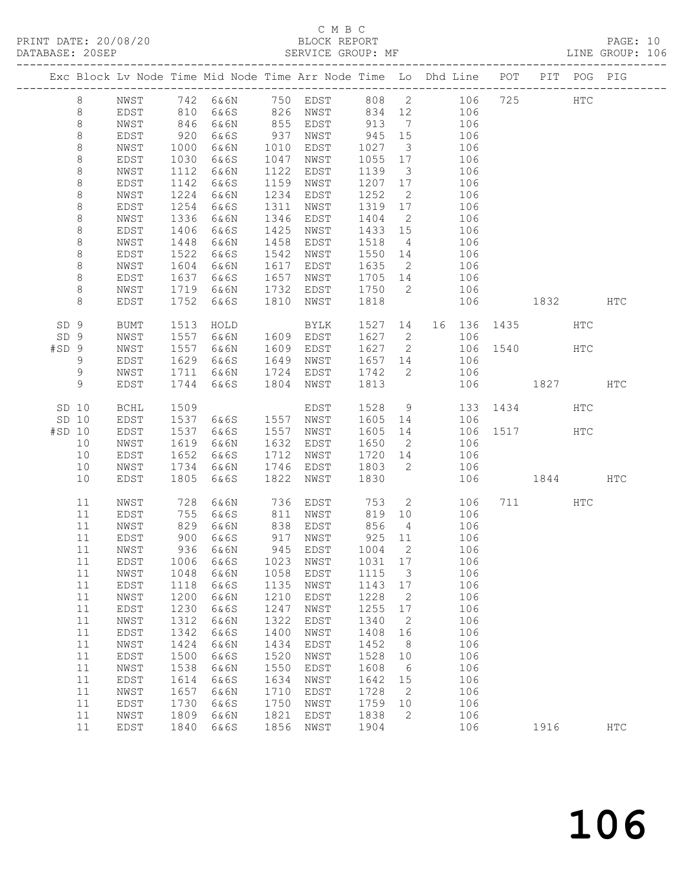C M B C

PRINT DATE: 20/08/20 BLOCK REPORT PAGE: 10
DATABASE: 20SEP SERVICE GROUP: MF LINE GROUP: 106

| Exc | Block | Lv | Node | Time | Mid Node | Time | Arr Node | Time | Lo | Dhd Line | POT | PIT | POG | PIG |
|---|---|---|---|---|---|---|---|---|---|---|---|---|---|---|
| | 8 | | NWST | 742 | 6&6N | 750 | EDST | 808 | 2 | 106 | 725 | | HTC | |
| | 8 | | EDST | 810 | 6&6S | 826 | NWST | 834 | 12 | 106 | | | | |
| | 8 | | NWST | 846 | 6&6N | 855 | EDST | 913 | 7 | 106 | | | | |
| | 8 | | EDST | 920 | 6&6S | 937 | NWST | 945 | 15 | 106 | | | | |
| | 8 | | NWST | 1000 | 6&6N | 1010 | EDST | 1027 | 3 | 106 | | | | |
| | 8 | | EDST | 1030 | 6&6S | 1047 | NWST | 1055 | 17 | 106 | | | | |
| | 8 | | NWST | 1112 | 6&6N | 1122 | EDST | 1139 | 3 | 106 | | | | |
| | 8 | | EDST | 1142 | 6&6S | 1159 | NWST | 1207 | 17 | 106 | | | | |
| | 8 | | NWST | 1224 | 6&6N | 1234 | EDST | 1252 | 2 | 106 | | | | |
| | 8 | | EDST | 1254 | 6&6S | 1311 | NWST | 1319 | 17 | 106 | | | | |
| | 8 | | NWST | 1336 | 6&6N | 1346 | EDST | 1404 | 2 | 106 | | | | |
| | 8 | | EDST | 1406 | 6&6S | 1425 | NWST | 1433 | 15 | 106 | | | | |
| | 8 | | NWST | 1448 | 6&6N | 1458 | EDST | 1518 | 4 | 106 | | | | |
| | 8 | | EDST | 1522 | 6&6S | 1542 | NWST | 1550 | 14 | 106 | | | | |
| | 8 | | NWST | 1604 | 6&6N | 1617 | EDST | 1635 | 2 | 106 | | | | |
| | 8 | | EDST | 1637 | 6&6S | 1657 | NWST | 1705 | 14 | 106 | | | | |
| | 8 | | NWST | 1719 | 6&6N | 1732 | EDST | 1750 | 2 | 106 | | | | |
| | 8 | | EDST | 1752 | 6&6S | 1810 | NWST | 1818 | | 106 | | 1832 | | HTC |
| SD | 9 | | BUMT | 1513 | HOLD | | BYLK | 1527 | 14 | 16 136 | 1435 | | HTC | |
| SD | 9 | | NWST | 1557 | 6&6N | 1609 | EDST | 1627 | 2 | 106 | | | | |
| #SD | 9 | | NWST | 1557 | 6&6N | 1609 | EDST | 1627 | 2 | 106 | 1540 | | HTC | |
| | 9 | | EDST | 1629 | 6&6S | 1649 | NWST | 1657 | 14 | 106 | | | | |
| | 9 | | NWST | 1711 | 6&6N | 1724 | EDST | 1742 | 2 | 106 | | | | |
| | 9 | | EDST | 1744 | 6&6S | 1804 | NWST | 1813 | | 106 | | 1827 | | HTC |
| SD | 10 | | BCHL | 1509 | | | EDST | 1528 | 9 | 133 | 1434 | | HTC | |
| SD | 10 | | EDST | 1537 | 6&6S | 1557 | NWST | 1605 | 14 | 106 | | | | |
| #SD | 10 | | EDST | 1537 | 6&6S | 1557 | NWST | 1605 | 14 | 106 | 1517 | | HTC | |
| | 10 | | NWST | 1619 | 6&6N | 1632 | EDST | 1650 | 2 | 106 | | | | |
| | 10 | | EDST | 1652 | 6&6S | 1712 | NWST | 1720 | 14 | 106 | | | | |
| | 10 | | NWST | 1734 | 6&6N | 1746 | EDST | 1803 | 2 | 106 | | | | |
| | 10 | | EDST | 1805 | 6&6S | 1822 | NWST | 1830 | | 106 | | 1844 | | HTC |
| | 11 | | NWST | 728 | 6&6N | 736 | EDST | 753 | 2 | 106 | 711 | | HTC | |
| | 11 | | EDST | 755 | 6&6S | 811 | NWST | 819 | 10 | 106 | | | | |
| | 11 | | NWST | 829 | 6&6N | 838 | EDST | 856 | 4 | 106 | | | | |
| | 11 | | EDST | 900 | 6&6S | 917 | NWST | 925 | 11 | 106 | | | | |
| | 11 | | NWST | 936 | 6&6N | 945 | EDST | 1004 | 2 | 106 | | | | |
| | 11 | | EDST | 1006 | 6&6S | 1023 | NWST | 1031 | 17 | 106 | | | | |
| | 11 | | NWST | 1048 | 6&6N | 1058 | EDST | 1115 | 3 | 106 | | | | |
| | 11 | | EDST | 1118 | 6&6S | 1135 | NWST | 1143 | 17 | 106 | | | | |
| | 11 | | NWST | 1200 | 6&6N | 1210 | EDST | 1228 | 2 | 106 | | | | |
| | 11 | | EDST | 1230 | 6&6S | 1247 | NWST | 1255 | 17 | 106 | | | | |
| | 11 | | NWST | 1312 | 6&6N | 1322 | EDST | 1340 | 2 | 106 | | | | |
| | 11 | | EDST | 1342 | 6&6S | 1400 | NWST | 1408 | 16 | 106 | | | | |
| | 11 | | NWST | 1424 | 6&6N | 1434 | EDST | 1452 | 8 | 106 | | | | |
| | 11 | | EDST | 1500 | 6&6S | 1520 | NWST | 1528 | 10 | 106 | | | | |
| | 11 | | NWST | 1538 | 6&6N | 1550 | EDST | 1608 | 6 | 106 | | | | |
| | 11 | | EDST | 1614 | 6&6S | 1634 | NWST | 1642 | 15 | 106 | | | | |
| | 11 | | NWST | 1657 | 6&6N | 1710 | EDST | 1728 | 2 | 106 | | | | |
| | 11 | | EDST | 1730 | 6&6S | 1750 | NWST | 1759 | 10 | 106 | | | | |
| | 11 | | NWST | 1809 | 6&6N | 1821 | EDST | 1838 | 2 | 106 | | | | |
| | 11 | | EDST | 1840 | 6&6S | 1856 | NWST | 1904 | | 106 | | 1916 | | HTC |

106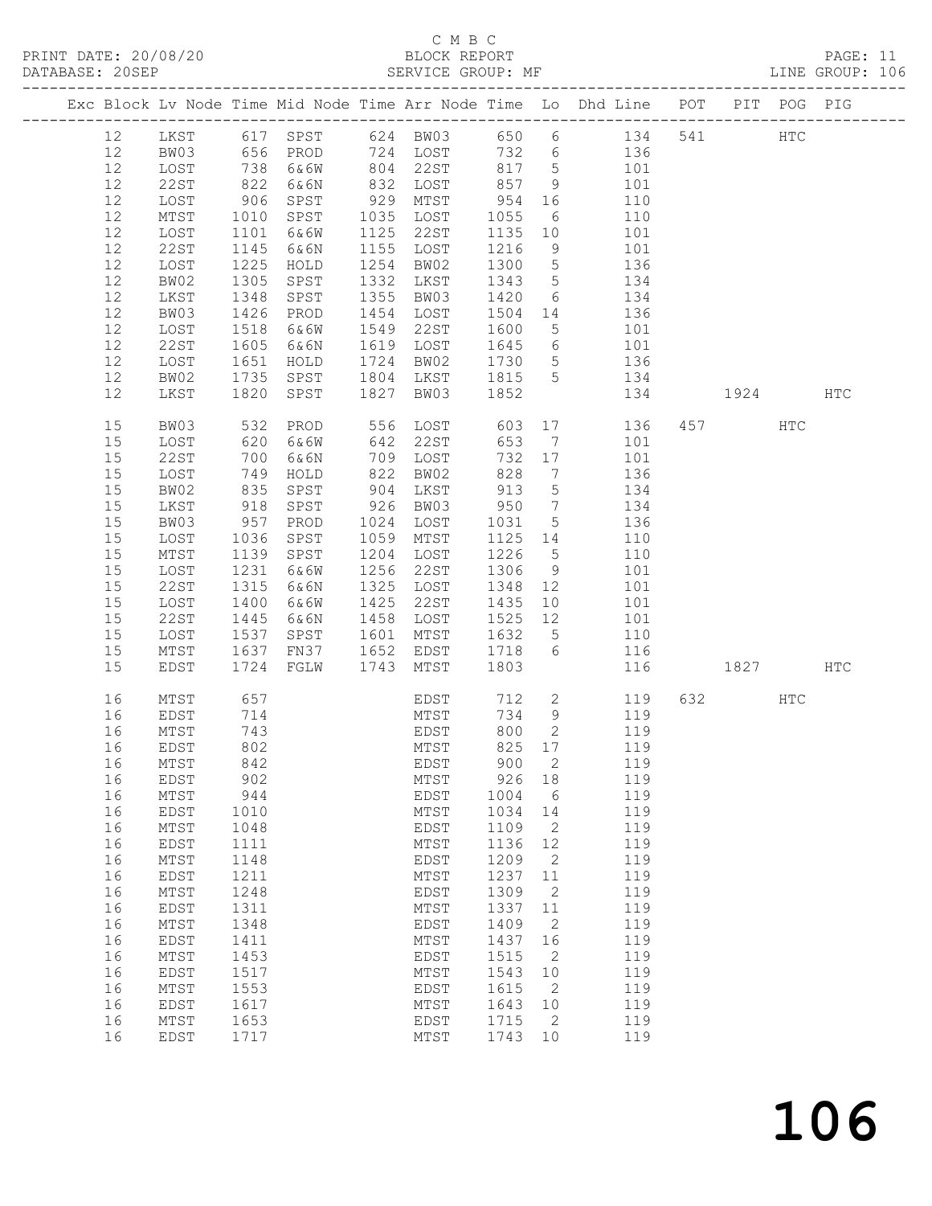C M B C

PRINT DATE: 20/08/20 BLOCK REPORT

DATABASE: 20SEP SERVICE GROUP: MF LINE GROUP: 106

| Exc | Block | Lv | Node | Time | Mid Node | Time | Arr Node | Time | Lo | Dhd Line | POT | PIT | POG | PIG |
|---|---|---|---|---|---|---|---|---|---|---|---|---|---|---|
| | 12 | | LKST | 617 | SPST | 624 | BW03 | 650 | 6 | 134 | 541 | | HTC | |
| | 12 | | BW03 | 656 | PROD | 724 | LOST | 732 | 6 | 136 | | | | |
| | 12 | | LOST | 738 | 6&6W | 804 | 22ST | 817 | 5 | 101 | | | | |
| | 12 | | 22ST | 822 | 6&6N | 832 | LOST | 857 | 9 | 101 | | | | |
| | 12 | | LOST | 906 | SPST | 929 | MTST | 954 | 16 | 110 | | | | |
| | 12 | | MTST | 1010 | SPST | 1035 | LOST | 1055 | 6 | 110 | | | | |
| | 12 | | LOST | 1101 | 6&6W | 1125 | 22ST | 1135 | 10 | 101 | | | | |
| | 12 | | 22ST | 1145 | 6&6N | 1155 | LOST | 1216 | 9 | 101 | | | | |
| | 12 | | LOST | 1225 | HOLD | 1254 | BW02 | 1300 | 5 | 136 | | | | |
| | 12 | | BW02 | 1305 | SPST | 1332 | LKST | 1343 | 5 | 134 | | | | |
| | 12 | | LKST | 1348 | SPST | 1355 | BW03 | 1420 | 6 | 134 | | | | |
| | 12 | | BW03 | 1426 | PROD | 1454 | LOST | 1504 | 14 | 136 | | | | |
| | 12 | | LOST | 1518 | 6&6W | 1549 | 22ST | 1600 | 5 | 101 | | | | |
| | 12 | | 22ST | 1605 | 6&6N | 1619 | LOST | 1645 | 6 | 101 | | | | |
| | 12 | | LOST | 1651 | HOLD | 1724 | BW02 | 1730 | 5 | 136 | | | | |
| | 12 | | BW02 | 1735 | SPST | 1804 | LKST | 1815 | 5 | 134 | | | | |
| | 12 | | LKST | 1820 | SPST | 1827 | BW03 | 1852 | | 134 | | 1924 | | HTC |
| | 15 | | BW03 | 532 | PROD | 556 | LOST | 603 | 17 | 136 | 457 | | HTC | |
| | 15 | | LOST | 620 | 6&6W | 642 | 22ST | 653 | 7 | 101 | | | | |
| | 15 | | 22ST | 700 | 6&6N | 709 | LOST | 732 | 17 | 101 | | | | |
| | 15 | | LOST | 749 | HOLD | 822 | BW02 | 828 | 7 | 136 | | | | |
| | 15 | | BW02 | 835 | SPST | 904 | LKST | 913 | 5 | 134 | | | | |
| | 15 | | LKST | 918 | SPST | 926 | BW03 | 950 | 7 | 134 | | | | |
| | 15 | | BW03 | 957 | PROD | 1024 | LOST | 1031 | 5 | 136 | | | | |
| | 15 | | LOST | 1036 | SPST | 1059 | MTST | 1125 | 14 | 110 | | | | |
| | 15 | | MTST | 1139 | SPST | 1204 | LOST | 1226 | 5 | 110 | | | | |
| | 15 | | LOST | 1231 | 6&6W | 1256 | 22ST | 1306 | 9 | 101 | | | | |
| | 15 | | 22ST | 1315 | 6&6N | 1325 | LOST | 1348 | 12 | 101 | | | | |
| | 15 | | LOST | 1400 | 6&6W | 1425 | 22ST | 1435 | 10 | 101 | | | | |
| | 15 | | 22ST | 1445 | 6&6N | 1458 | LOST | 1525 | 12 | 101 | | | | |
| | 15 | | LOST | 1537 | SPST | 1601 | MTST | 1632 | 5 | 110 | | | | |
| | 15 | | MTST | 1637 | FN37 | 1652 | EDST | 1718 | 6 | 116 | | | | |
| | 15 | | EDST | 1724 | FGLW | 1743 | MTST | 1803 | | 116 | | 1827 | | HTC |
| | 16 | | MTST | 657 | | | EDST | 712 | 2 | 119 | 632 | | HTC | |
| | 16 | | EDST | 714 | | | MTST | 734 | 9 | 119 | | | | |
| | 16 | | MTST | 743 | | | EDST | 800 | 2 | 119 | | | | |
| | 16 | | EDST | 802 | | | MTST | 825 | 17 | 119 | | | | |
| | 16 | | MTST | 842 | | | EDST | 900 | 2 | 119 | | | | |
| | 16 | | EDST | 902 | | | MTST | 926 | 18 | 119 | | | | |
| | 16 | | MTST | 944 | | | EDST | 1004 | 6 | 119 | | | | |
| | 16 | | EDST | 1010 | | | MTST | 1034 | 14 | 119 | | | | |
| | 16 | | MTST | 1048 | | | EDST | 1109 | 2 | 119 | | | | |
| | 16 | | EDST | 1111 | | | MTST | 1136 | 12 | 119 | | | | |
| | 16 | | MTST | 1148 | | | EDST | 1209 | 2 | 119 | | | | |
| | 16 | | EDST | 1211 | | | MTST | 1237 | 11 | 119 | | | | |
| | 16 | | MTST | 1248 | | | EDST | 1309 | 2 | 119 | | | | |
| | 16 | | EDST | 1311 | | | MTST | 1337 | 11 | 119 | | | | |
| | 16 | | MTST | 1348 | | | EDST | 1409 | 2 | 119 | | | | |
| | 16 | | EDST | 1411 | | | MTST | 1437 | 16 | 119 | | | | |
| | 16 | | MTST | 1453 | | | EDST | 1515 | 2 | 119 | | | | |
| | 16 | | EDST | 1517 | | | MTST | 1543 | 10 | 119 | | | | |
| | 16 | | MTST | 1553 | | | EDST | 1615 | 2 | 119 | | | | |
| | 16 | | EDST | 1617 | | | MTST | 1643 | 10 | 119 | | | | |
| | 16 | | MTST | 1653 | | | EDST | 1715 | 2 | 119 | | | | |
| | 16 | | EDST | 1717 | | | MTST | 1743 | 10 | 119 | | | | |

# 106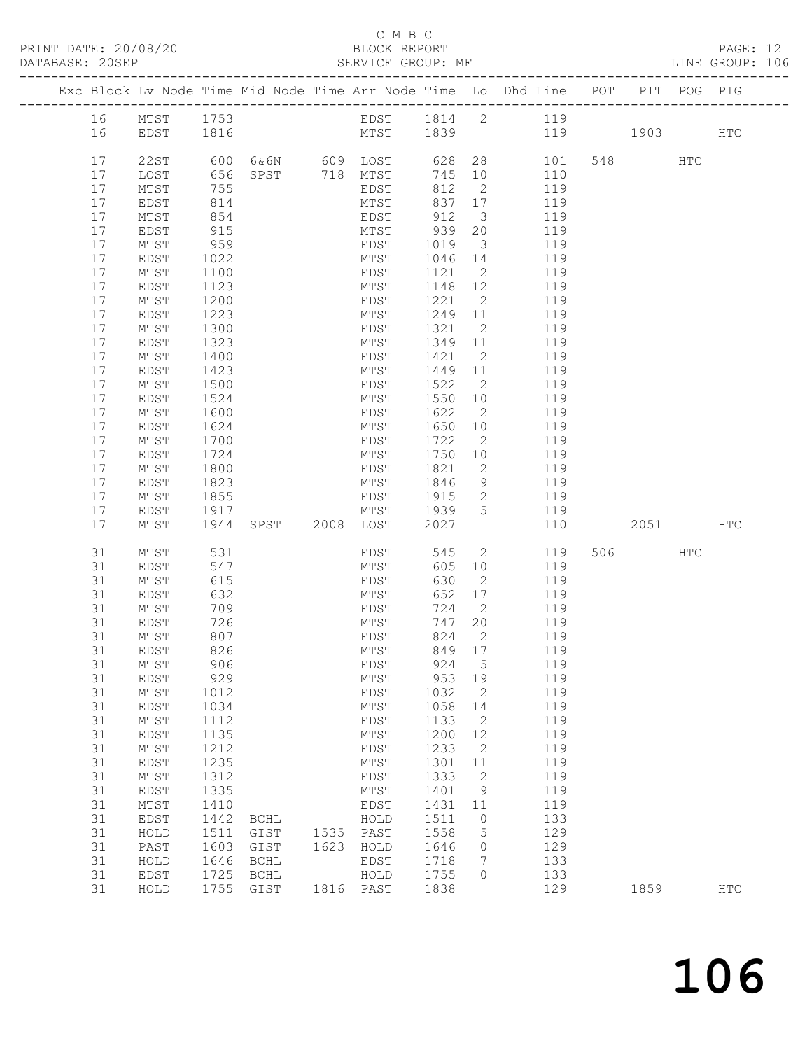C M B C

PRINT DATE: 20/08/20 BLOCK REPORT

DATABASE: 20SEP SERVICE GROUP: MF LINE GROUP: 106

| Exc | Block | Lv Node | Time | Mid Node | Time | Arr Node | Time | Lo | Dhd Line | POT | PIT | POG | PIG |
|---|---|---|---|---|---|---|---|---|---|---|---|---|---|
| | 16 | MTST | 1753 | | | EDST | 1814 | 2 | 119 | | | | |
| | 16 | EDST | 1816 | | | MTST | 1839 | | 119 | | 1903 | | HTC |
| | 17 | 22ST | 600 | 6&6N | 609 | LOST | 628 | 28 | 101 | 548 | | HTC | |
| | 17 | LOST | 656 | SPST | 718 | MTST | 745 | 10 | 110 | | | | |
| | 17 | MTST | 755 | | | EDST | 812 | 2 | 119 | | | | |
| | 17 | EDST | 814 | | | MTST | 837 | 17 | 119 | | | | |
| | 17 | MTST | 854 | | | EDST | 912 | 3 | 119 | | | | |
| | 17 | EDST | 915 | | | MTST | 939 | 20 | 119 | | | | |
| | 17 | MTST | 959 | | | EDST | 1019 | 3 | 119 | | | | |
| | 17 | EDST | 1022 | | | MTST | 1046 | 14 | 119 | | | | |
| | 17 | MTST | 1100 | | | EDST | 1121 | 2 | 119 | | | | |
| | 17 | EDST | 1123 | | | MTST | 1148 | 12 | 119 | | | | |
| | 17 | MTST | 1200 | | | EDST | 1221 | 2 | 119 | | | | |
| | 17 | EDST | 1223 | | | MTST | 1249 | 11 | 119 | | | | |
| | 17 | MTST | 1300 | | | EDST | 1321 | 2 | 119 | | | | |
| | 17 | EDST | 1323 | | | MTST | 1349 | 11 | 119 | | | | |
| | 17 | MTST | 1400 | | | EDST | 1421 | 2 | 119 | | | | |
| | 17 | EDST | 1423 | | | MTST | 1449 | 11 | 119 | | | | |
| | 17 | MTST | 1500 | | | EDST | 1522 | 2 | 119 | | | | |
| | 17 | EDST | 1524 | | | MTST | 1550 | 10 | 119 | | | | |
| | 17 | MTST | 1600 | | | EDST | 1622 | 2 | 119 | | | | |
| | 17 | EDST | 1624 | | | MTST | 1650 | 10 | 119 | | | | |
| | 17 | MTST | 1700 | | | EDST | 1722 | 2 | 119 | | | | |
| | 17 | EDST | 1724 | | | MTST | 1750 | 10 | 119 | | | | |
| | 17 | MTST | 1800 | | | EDST | 1821 | 2 | 119 | | | | |
| | 17 | EDST | 1823 | | | MTST | 1846 | 9 | 119 | | | | |
| | 17 | MTST | 1855 | | | EDST | 1915 | 2 | 119 | | | | |
| | 17 | EDST | 1917 | | | MTST | 1939 | 5 | 119 | | | | |
| | 17 | MTST | 1944 | SPST | 2008 | LOST | 2027 | | 110 | | 2051 | | HTC |
| | 31 | MTST | 531 | | | EDST | 545 | 2 | 119 | 506 | | HTC | |
| | 31 | EDST | 547 | | | MTST | 605 | 10 | 119 | | | | |
| | 31 | MTST | 615 | | | EDST | 630 | 2 | 119 | | | | |
| | 31 | EDST | 632 | | | MTST | 652 | 17 | 119 | | | | |
| | 31 | MTST | 709 | | | EDST | 724 | 2 | 119 | | | | |
| | 31 | EDST | 726 | | | MTST | 747 | 20 | 119 | | | | |
| | 31 | MTST | 807 | | | EDST | 824 | 2 | 119 | | | | |
| | 31 | EDST | 826 | | | MTST | 849 | 17 | 119 | | | | |
| | 31 | MTST | 906 | | | EDST | 924 | 5 | 119 | | | | |
| | 31 | EDST | 929 | | | MTST | 953 | 19 | 119 | | | | |
| | 31 | MTST | 1012 | | | EDST | 1032 | 2 | 119 | | | | |
| | 31 | EDST | 1034 | | | MTST | 1058 | 14 | 119 | | | | |
| | 31 | MTST | 1112 | | | EDST | 1133 | 2 | 119 | | | | |
| | 31 | EDST | 1135 | | | MTST | 1200 | 12 | 119 | | | | |
| | 31 | MTST | 1212 | | | EDST | 1233 | 2 | 119 | | | | |
| | 31 | EDST | 1235 | | | MTST | 1301 | 11 | 119 | | | | |
| | 31 | MTST | 1312 | | | EDST | 1333 | 2 | 119 | | | | |
| | 31 | EDST | 1335 | | | MTST | 1401 | 9 | 119 | | | | |
| | 31 | MTST | 1410 | | | EDST | 1431 | 11 | 119 | | | | |
| | 31 | EDST | 1442 | BCHL | | HOLD | 1511 | 0 | 133 | | | | |
| | 31 | HOLD | 1511 | GIST | 1535 | PAST | 1558 | 5 | 129 | | | | |
| | 31 | PAST | 1603 | GIST | 1623 | HOLD | 1646 | 0 | 129 | | | | |
| | 31 | HOLD | 1646 | BCHL | | EDST | 1718 | 7 | 133 | | | | |
| | 31 | EDST | 1725 | BCHL | | HOLD | 1755 | 0 | 133 | | | | |
| | 31 | HOLD | 1755 | GIST | 1816 | PAST | 1838 | | 129 | | 1859 | | HTC |

106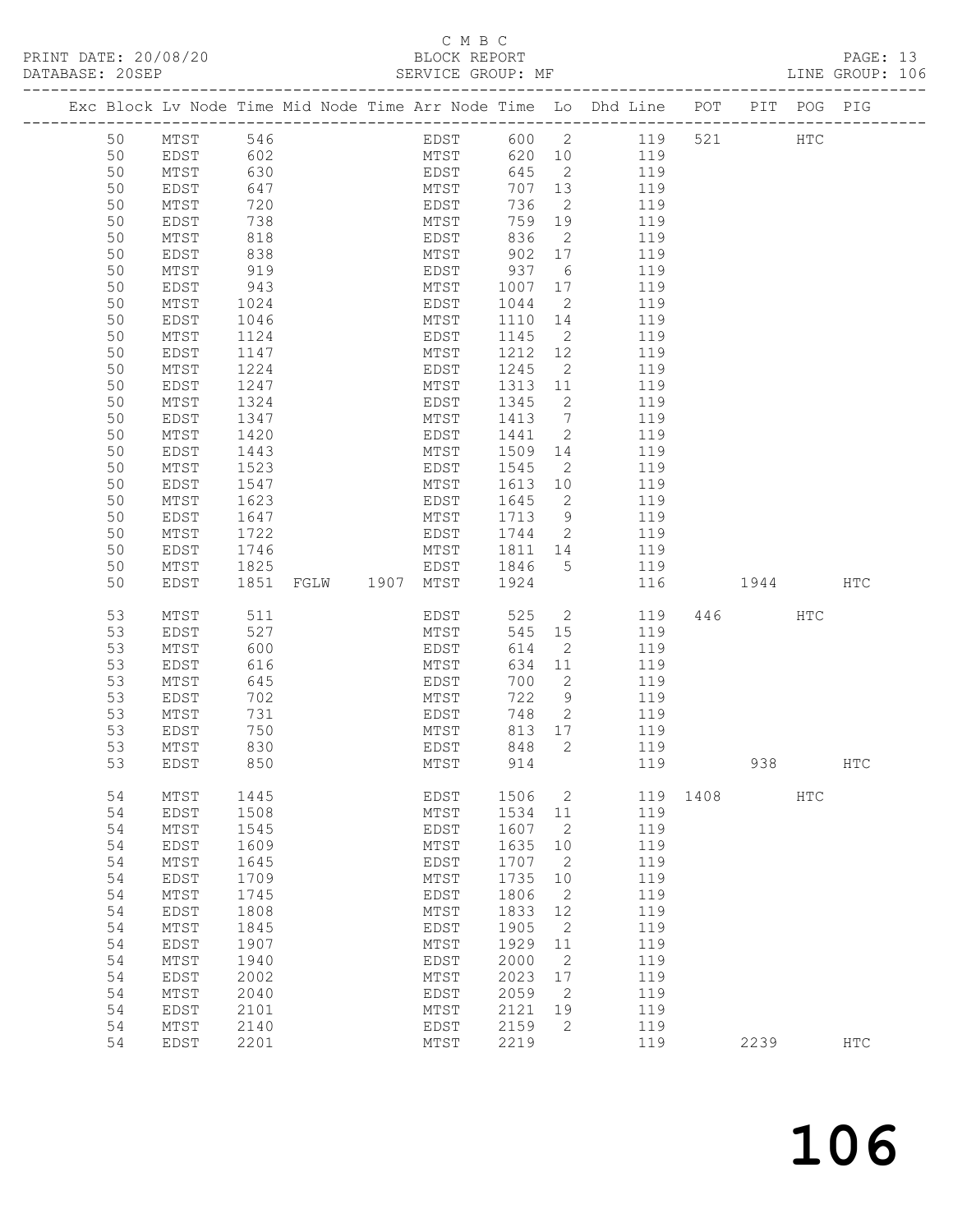C M B C

BLOCK REPORT

SERVICE GROUP: MF

PRINT DATE: 20/08/20
DATABASE: 20SEP

LINE GROUP: 106

| Exc | Block | Lv | Node | Time | Mid Node | Time | Arr Node | Time | Lo | Dhd Line | POT | PIT | POG | PIG |
|---|---|---|---|---|---|---|---|---|---|---|---|---|---|---|
| | 50 | | MTST | 546 | | | EDST | 600 | 2 | 119 | 521 | | HTC | |
| | 50 | | EDST | 602 | | | MTST | 620 | 10 | 119 | | | | |
| | 50 | | MTST | 630 | | | EDST | 645 | 2 | 119 | | | | |
| | 50 | | EDST | 647 | | | MTST | 707 | 13 | 119 | | | | |
| | 50 | | MTST | 720 | | | EDST | 736 | 2 | 119 | | | | |
| | 50 | | EDST | 738 | | | MTST | 759 | 19 | 119 | | | | |
| | 50 | | MTST | 818 | | | EDST | 836 | 2 | 119 | | | | |
| | 50 | | EDST | 838 | | | MTST | 902 | 17 | 119 | | | | |
| | 50 | | MTST | 919 | | | EDST | 937 | 6 | 119 | | | | |
| | 50 | | EDST | 943 | | | MTST | 1007 | 17 | 119 | | | | |
| | 50 | | MTST | 1024 | | | EDST | 1044 | 2 | 119 | | | | |
| | 50 | | EDST | 1046 | | | MTST | 1110 | 14 | 119 | | | | |
| | 50 | | MTST | 1124 | | | EDST | 1145 | 2 | 119 | | | | |
| | 50 | | EDST | 1147 | | | MTST | 1212 | 12 | 119 | | | | |
| | 50 | | MTST | 1224 | | | EDST | 1245 | 2 | 119 | | | | |
| | 50 | | EDST | 1247 | | | MTST | 1313 | 11 | 119 | | | | |
| | 50 | | MTST | 1324 | | | EDST | 1345 | 2 | 119 | | | | |
| | 50 | | EDST | 1347 | | | MTST | 1413 | 7 | 119 | | | | |
| | 50 | | MTST | 1420 | | | EDST | 1441 | 2 | 119 | | | | |
| | 50 | | EDST | 1443 | | | MTST | 1509 | 14 | 119 | | | | |
| | 50 | | MTST | 1523 | | | EDST | 1545 | 2 | 119 | | | | |
| | 50 | | EDST | 1547 | | | MTST | 1613 | 10 | 119 | | | | |
| | 50 | | MTST | 1623 | | | EDST | 1645 | 2 | 119 | | | | |
| | 50 | | EDST | 1647 | | | MTST | 1713 | 9 | 119 | | | | |
| | 50 | | MTST | 1722 | | | EDST | 1744 | 2 | 119 | | | | |
| | 50 | | EDST | 1746 | | | MTST | 1811 | 14 | 119 | | | | |
| | 50 | | MTST | 1825 | | | EDST | 1846 | 5 | 119 | | | | |
| | 50 | | EDST | 1851 | FGLW | 1907 | MTST | 1924 | | 116 | | 1944 | | HTC |
| | 53 | | MTST | 511 | | | EDST | 525 | 2 | 119 | 446 | | HTC | |
| | 53 | | EDST | 527 | | | MTST | 545 | 15 | 119 | | | | |
| | 53 | | MTST | 600 | | | EDST | 614 | 2 | 119 | | | | |
| | 53 | | EDST | 616 | | | MTST | 634 | 11 | 119 | | | | |
| | 53 | | MTST | 645 | | | EDST | 700 | 2 | 119 | | | | |
| | 53 | | EDST | 702 | | | MTST | 722 | 9 | 119 | | | | |
| | 53 | | MTST | 731 | | | EDST | 748 | 2 | 119 | | | | |
| | 53 | | EDST | 750 | | | MTST | 813 | 17 | 119 | | | | |
| | 53 | | MTST | 830 | | | EDST | 848 | 2 | 119 | | | | |
| | 53 | | EDST | 850 | | | MTST | 914 | | 119 | | 938 | | HTC |
| | 54 | | MTST | 1445 | | | EDST | 1506 | 2 | 119 | 1408 | | HTC | |
| | 54 | | EDST | 1508 | | | MTST | 1534 | 11 | 119 | | | | |
| | 54 | | MTST | 1545 | | | EDST | 1607 | 2 | 119 | | | | |
| | 54 | | EDST | 1609 | | | MTST | 1635 | 10 | 119 | | | | |
| | 54 | | MTST | 1645 | | | EDST | 1707 | 2 | 119 | | | | |
| | 54 | | EDST | 1709 | | | MTST | 1735 | 10 | 119 | | | | |
| | 54 | | MTST | 1745 | | | EDST | 1806 | 2 | 119 | | | | |
| | 54 | | EDST | 1808 | | | MTST | 1833 | 12 | 119 | | | | |
| | 54 | | MTST | 1845 | | | EDST | 1905 | 2 | 119 | | | | |
| | 54 | | EDST | 1907 | | | MTST | 1929 | 11 | 119 | | | | |
| | 54 | | MTST | 1940 | | | EDST | 2000 | 2 | 119 | | | | |
| | 54 | | EDST | 2002 | | | MTST | 2023 | 17 | 119 | | | | |
| | 54 | | MTST | 2040 | | | EDST | 2059 | 2 | 119 | | | | |
| | 54 | | EDST | 2101 | | | MTST | 2121 | 19 | 119 | | | | |
| | 54 | | MTST | 2140 | | | EDST | 2159 | 2 | 119 | | | | |
| | 54 | | EDST | 2201 | | | MTST | 2219 | | 119 | | 2239 | | HTC |

106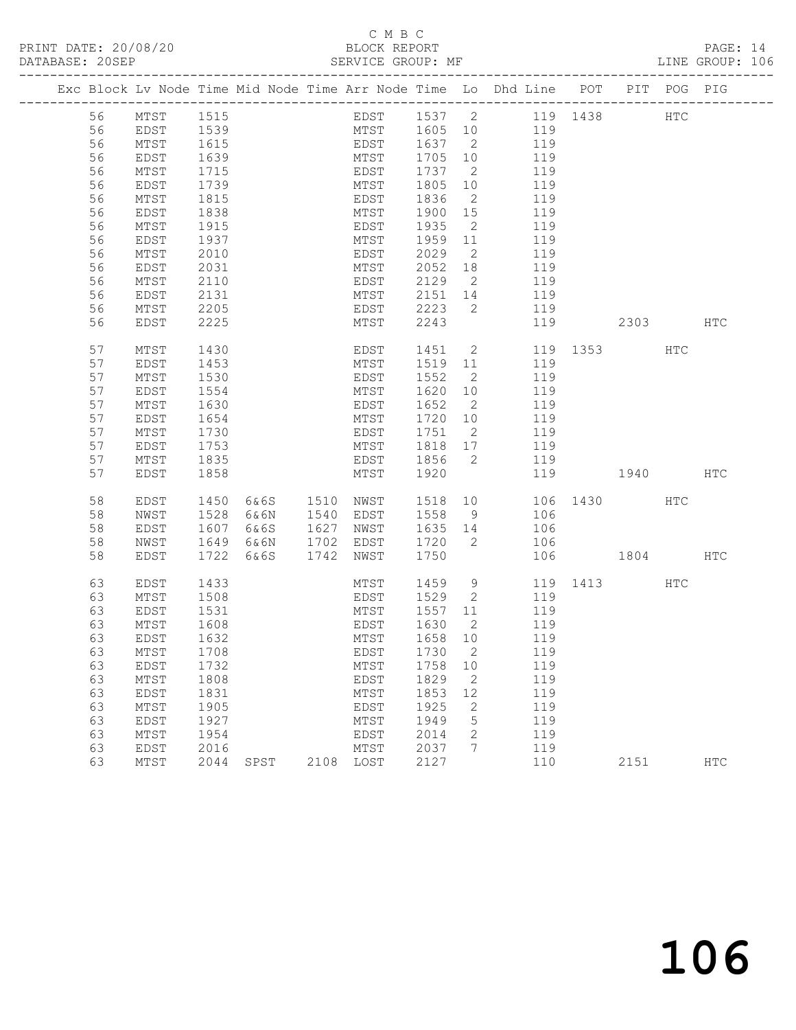C M B C

PRINT DATE: 20/08/20 BLOCK REPORT
DATABASE: 20SEP SERVICE GROUP: MF LINE GROUP: 106

| Exc | Block | Lv | Node | Time | Mid Node | Time | Arr Node | Time | Lo | Dhd Line | POT | PIT | POG | PIG |
|---|---|---|---|---|---|---|---|---|---|---|---|---|---|---|
| | 56 | | MTST | 1515 | | | EDST | 1537 | 2 | 119 | 1438 | | HTC | |
| | 56 | | EDST | 1539 | | | MTST | 1605 | 10 | 119 | | | | |
| | 56 | | MTST | 1615 | | | EDST | 1637 | 2 | 119 | | | | |
| | 56 | | EDST | 1639 | | | MTST | 1705 | 10 | 119 | | | | |
| | 56 | | MTST | 1715 | | | EDST | 1737 | 2 | 119 | | | | |
| | 56 | | EDST | 1739 | | | MTST | 1805 | 10 | 119 | | | | |
| | 56 | | MTST | 1815 | | | EDST | 1836 | 2 | 119 | | | | |
| | 56 | | EDST | 1838 | | | MTST | 1900 | 15 | 119 | | | | |
| | 56 | | MTST | 1915 | | | EDST | 1935 | 2 | 119 | | | | |
| | 56 | | EDST | 1937 | | | MTST | 1959 | 11 | 119 | | | | |
| | 56 | | MTST | 2010 | | | EDST | 2029 | 2 | 119 | | | | |
| | 56 | | EDST | 2031 | | | MTST | 2052 | 18 | 119 | | | | |
| | 56 | | MTST | 2110 | | | EDST | 2129 | 2 | 119 | | | | |
| | 56 | | EDST | 2131 | | | MTST | 2151 | 14 | 119 | | | | |
| | 56 | | MTST | 2205 | | | EDST | 2223 | 2 | 119 | | | | |
| | 56 | | EDST | 2225 | | | MTST | 2243 | | 119 | | 2303 | | HTC |
| | 57 | | MTST | 1430 | | | EDST | 1451 | 2 | 119 | 1353 | | HTC | |
| | 57 | | EDST | 1453 | | | MTST | 1519 | 11 | 119 | | | | |
| | 57 | | MTST | 1530 | | | EDST | 1552 | 2 | 119 | | | | |
| | 57 | | EDST | 1554 | | | MTST | 1620 | 10 | 119 | | | | |
| | 57 | | MTST | 1630 | | | EDST | 1652 | 2 | 119 | | | | |
| | 57 | | EDST | 1654 | | | MTST | 1720 | 10 | 119 | | | | |
| | 57 | | MTST | 1730 | | | EDST | 1751 | 2 | 119 | | | | |
| | 57 | | EDST | 1753 | | | MTST | 1818 | 17 | 119 | | | | |
| | 57 | | MTST | 1835 | | | EDST | 1856 | 2 | 119 | | | | |
| | 57 | | EDST | 1858 | | | MTST | 1920 | | 119 | | 1940 | | HTC |
| | 58 | | EDST | 1450 | 6&6S | 1510 | NWST | 1518 | 10 | 106 | 1430 | | HTC | |
| | 58 | | NWST | 1528 | 6&6N | 1540 | EDST | 1558 | 9 | 106 | | | | |
| | 58 | | EDST | 1607 | 6&6S | 1627 | NWST | 1635 | 14 | 106 | | | | |
| | 58 | | NWST | 1649 | 6&6N | 1702 | EDST | 1720 | 2 | 106 | | | | |
| | 58 | | EDST | 1722 | 6&6S | 1742 | NWST | 1750 | | 106 | | 1804 | | HTC |
| | 63 | | EDST | 1433 | | | MTST | 1459 | 9 | 119 | 1413 | | HTC | |
| | 63 | | MTST | 1508 | | | EDST | 1529 | 2 | 119 | | | | |
| | 63 | | EDST | 1531 | | | MTST | 1557 | 11 | 119 | | | | |
| | 63 | | MTST | 1608 | | | EDST | 1630 | 2 | 119 | | | | |
| | 63 | | EDST | 1632 | | | MTST | 1658 | 10 | 119 | | | | |
| | 63 | | MTST | 1708 | | | EDST | 1730 | 2 | 119 | | | | |
| | 63 | | EDST | 1732 | | | MTST | 1758 | 10 | 119 | | | | |
| | 63 | | MTST | 1808 | | | EDST | 1829 | 2 | 119 | | | | |
| | 63 | | EDST | 1831 | | | MTST | 1853 | 12 | 119 | | | | |
| | 63 | | MTST | 1905 | | | EDST | 1925 | 2 | 119 | | | | |
| | 63 | | EDST | 1927 | | | MTST | 1949 | 5 | 119 | | | | |
| | 63 | | MTST | 1954 | | | EDST | 2014 | 2 | 119 | | | | |
| | 63 | | EDST | 2016 | | | MTST | 2037 | 7 | 119 | | | | |
| | 63 | | MTST | 2044 | SPST | 2108 | LOST | 2127 | | 110 | | 2151 | | HTC |

106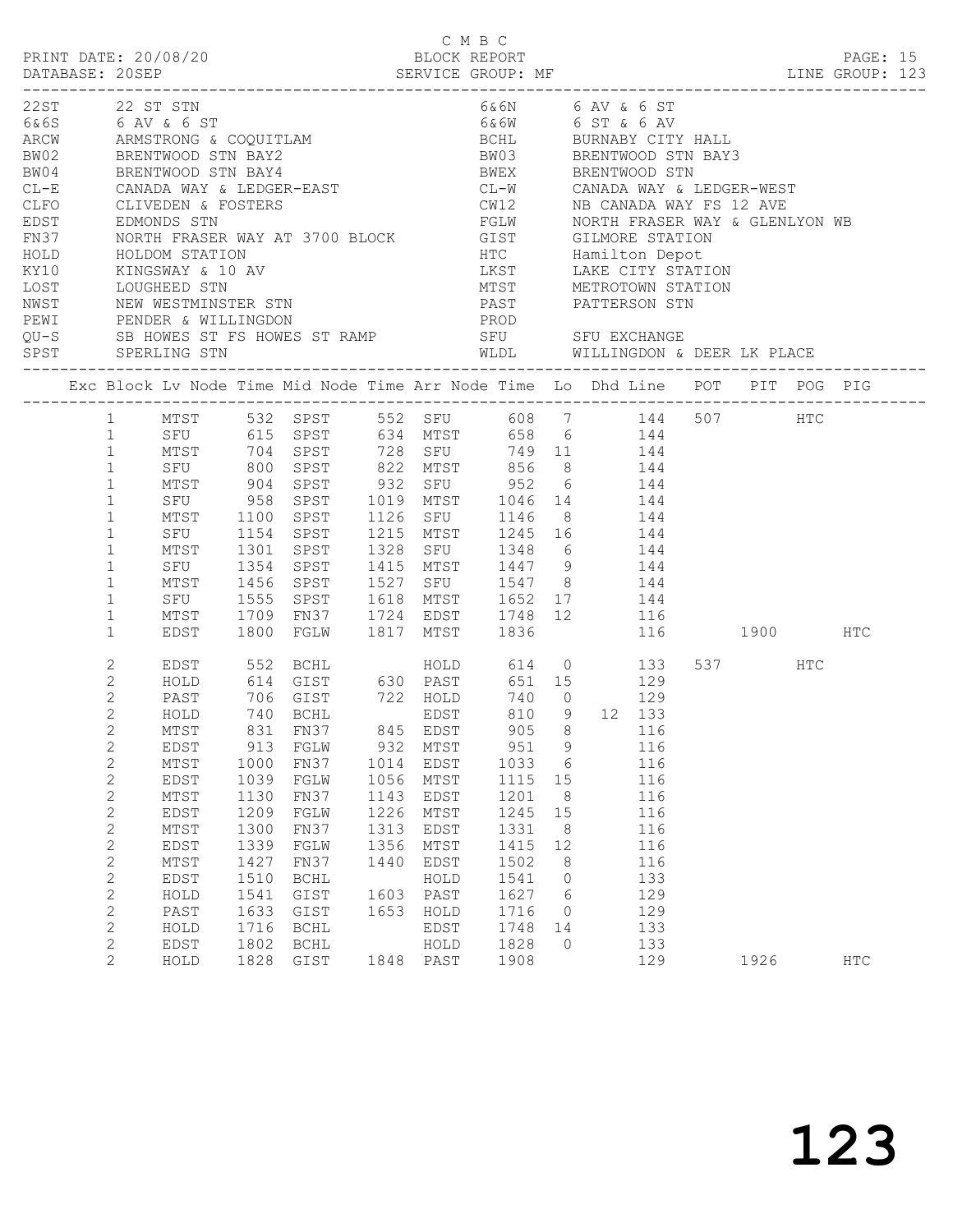C M B C
PRINT DATE: 20/08/20 BLOCK REPORT
DATABASE: 20SEP SERVICE GROUP: MF LINE GROUP: 123

| Code | Description | Code | Description |
|---|---|---|---|
| 22ST | 22 ST STN | 6&6N | 6 AV & 6 ST |
| 6&6S | 6 AV & 6 ST | 6&6W | 6 ST & 6 AV |
| ARCW | ARMSTRONG & COQUITLAM | BCHL | BURNABY CITY HALL |
| BW02 | BRENTWOOD STN BAY2 | BW03 | BRENTWOOD STN BAY3 |
| BW04 | BRENTWOOD STN BAY4 | BWEX | BRENTWOOD STN |
| CL-E | CANADA WAY & LEDGER-EAST | CL-W | CANADA WAY & LEDGER-WEST |
| CLFO | CLIVEDEN & FOSTERS | CW12 | NB CANADA WAY FS 12 AVE |
| EDST | EDMONDS STN | FGLW | NORTH FRASER WAY & GLENLYON WB |
| FN37 | NORTH FRASER WAY AT 3700 BLOCK | GIST | GILMORE STATION |
| HOLD | HOLDOM STATION | HTC | Hamilton Depot |
| KY10 | KINGSWAY & 10 AV | LKST | LAKE CITY STATION |
| LOST | LOUGHEED STN | MTST | METROTOWN STATION |
| NWST | NEW WESTMINSTER STN | PAST | PATTERSON STN |
| PEWI | PENDER & WILLINGDON | PROD | |
| QU-S | SB HOWES ST FS HOWES ST RAMP | SFU | SFU EXCHANGE |
| SPST | SPERLING STN | WLDL | WILLINGDON & DEER LK PLACE |

| Exc | Block | Lv Node | Time | Mid Node | Time | Arr Node | Time | Lo | Dhd | Line | POT | PIT | POG | PIG |
|---|---|---|---|---|---|---|---|---|---|---|---|---|---|---|
| | 1 | MTST | 532 | SPST | 552 | SFU | 608 | 7 | | 144 | 507 | | HTC | |
| | 1 | SFU | 615 | SPST | 634 | MTST | 658 | 6 | | 144 | | | | |
| | 1 | MTST | 704 | SPST | 728 | SFU | 749 | 11 | | 144 | | | | |
| | 1 | SFU | 800 | SPST | 822 | MTST | 856 | 8 | | 144 | | | | |
| | 1 | MTST | 904 | SPST | 932 | SFU | 952 | 6 | | 144 | | | | |
| | 1 | SFU | 958 | SPST | 1019 | MTST | 1046 | 14 | | 144 | | | | |
| | 1 | MTST | 1100 | SPST | 1126 | SFU | 1146 | 8 | | 144 | | | | |
| | 1 | SFU | 1154 | SPST | 1215 | MTST | 1245 | 16 | | 144 | | | | |
| | 1 | MTST | 1301 | SPST | 1328 | SFU | 1348 | 6 | | 144 | | | | |
| | 1 | SFU | 1354 | SPST | 1415 | MTST | 1447 | 9 | | 144 | | | | |
| | 1 | MTST | 1456 | SPST | 1527 | SFU | 1547 | 8 | | 144 | | | | |
| | 1 | SFU | 1555 | SPST | 1618 | MTST | 1652 | 17 | | 144 | | | | |
| | 1 | MTST | 1709 | FN37 | 1724 | EDST | 1748 | 12 | | 116 | | | | |
| | 1 | EDST | 1800 | FGLW | 1817 | MTST | 1836 | | | 116 | | 1900 | | HTC |
| | 2 | EDST | 552 | BCHL | | HOLD | 614 | 0 | | 133 | 537 | | HTC | |
| | 2 | HOLD | 614 | GIST | 630 | PAST | 651 | 15 | | 129 | | | | |
| | 2 | PAST | 706 | GIST | 722 | HOLD | 740 | 0 | | 129 | | | | |
| | 2 | HOLD | 740 | BCHL | | EDST | 810 | 9 | 12 | 133 | | | | |
| | 2 | MTST | 831 | FN37 | 845 | EDST | 905 | 8 | | 116 | | | | |
| | 2 | EDST | 913 | FGLW | 932 | MTST | 951 | 9 | | 116 | | | | |
| | 2 | MTST | 1000 | FN37 | 1014 | EDST | 1033 | 6 | | 116 | | | | |
| | 2 | EDST | 1039 | FGLW | 1056 | MTST | 1115 | 15 | | 116 | | | | |
| | 2 | MTST | 1130 | FN37 | 1143 | EDST | 1201 | 8 | | 116 | | | | |
| | 2 | EDST | 1209 | FGLW | 1226 | MTST | 1245 | 15 | | 116 | | | | |
| | 2 | MTST | 1300 | FN37 | 1313 | EDST | 1331 | 8 | | 116 | | | | |
| | 2 | EDST | 1339 | FGLW | 1356 | MTST | 1415 | 12 | | 116 | | | | |
| | 2 | MTST | 1427 | FN37 | 1440 | EDST | 1502 | 8 | | 116 | | | | |
| | 2 | EDST | 1510 | BCHL | | HOLD | 1541 | 0 | | 133 | | | | |
| | 2 | HOLD | 1541 | GIST | 1603 | PAST | 1627 | 6 | | 129 | | | | |
| | 2 | PAST | 1633 | GIST | 1653 | HOLD | 1716 | 0 | | 129 | | | | |
| | 2 | HOLD | 1716 | BCHL | | EDST | 1748 | 14 | | 133 | | | | |
| | 2 | EDST | 1802 | BCHL | | HOLD | 1828 | 0 | | 133 | | | | |
| | 2 | HOLD | 1828 | GIST | 1848 | PAST | 1908 | | | 129 | | 1926 | | HTC |

123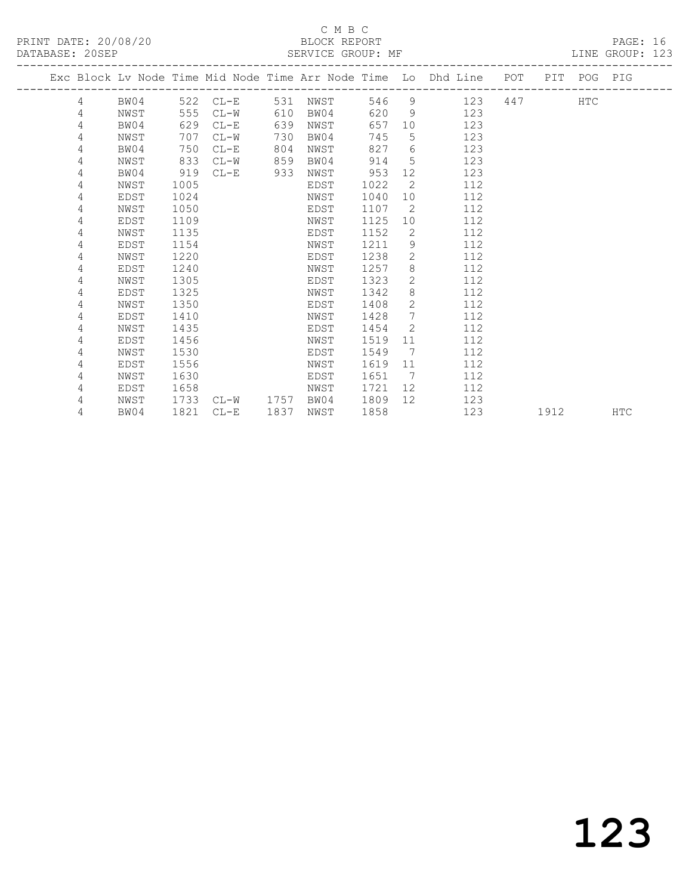C M B C

PRINT DATE: 20/08/20 BLOCK REPORT
DATABASE: 20SEP SERVICE GROUP: MF LINE GROUP: 123

| Exc | Block | Lv | Node | Time | Mid Node | Time | Arr Node | Time | Lo | Dhd Line | POT | PIT | POG | PIG |
|---|---|---|---|---|---|---|---|---|---|---|---|---|---|---|
| | 4 | | BW04 | 522 | CL-E | 531 | NWST | 546 | 9 | 123 | 447 | | HTC | |
| | 4 | | NWST | 555 | CL-W | 610 | BW04 | 620 | 9 | 123 | | | | |
| | 4 | | BW04 | 629 | CL-E | 639 | NWST | 657 | 10 | 123 | | | | |
| | 4 | | NWST | 707 | CL-W | 730 | BW04 | 745 | 5 | 123 | | | | |
| | 4 | | BW04 | 750 | CL-E | 804 | NWST | 827 | 6 | 123 | | | | |
| | 4 | | NWST | 833 | CL-W | 859 | BW04 | 914 | 5 | 123 | | | | |
| | 4 | | BW04 | 919 | CL-E | 933 | NWST | 953 | 12 | 123 | | | | |
| | 4 | | NWST | 1005 | | | EDST | 1022 | 2 | 112 | | | | |
| | 4 | | EDST | 1024 | | | NWST | 1040 | 10 | 112 | | | | |
| | 4 | | NWST | 1050 | | | EDST | 1107 | 2 | 112 | | | | |
| | 4 | | EDST | 1109 | | | NWST | 1125 | 10 | 112 | | | | |
| | 4 | | NWST | 1135 | | | EDST | 1152 | 2 | 112 | | | | |
| | 4 | | EDST | 1154 | | | NWST | 1211 | 9 | 112 | | | | |
| | 4 | | NWST | 1220 | | | EDST | 1238 | 2 | 112 | | | | |
| | 4 | | EDST | 1240 | | | NWST | 1257 | 8 | 112 | | | | |
| | 4 | | NWST | 1305 | | | EDST | 1323 | 2 | 112 | | | | |
| | 4 | | EDST | 1325 | | | NWST | 1342 | 8 | 112 | | | | |
| | 4 | | NWST | 1350 | | | EDST | 1408 | 2 | 112 | | | | |
| | 4 | | EDST | 1410 | | | NWST | 1428 | 7 | 112 | | | | |
| | 4 | | NWST | 1435 | | | EDST | 1454 | 2 | 112 | | | | |
| | 4 | | EDST | 1456 | | | NWST | 1519 | 11 | 112 | | | | |
| | 4 | | NWST | 1530 | | | EDST | 1549 | 7 | 112 | | | | |
| | 4 | | EDST | 1556 | | | NWST | 1619 | 11 | 112 | | | | |
| | 4 | | NWST | 1630 | | | EDST | 1651 | 7 | 112 | | | | |
| | 4 | | EDST | 1658 | | | NWST | 1721 | 12 | 112 | | | | |
| | 4 | | NWST | 1733 | CL-W | 1757 | BW04 | 1809 | 12 | 123 | | | | |
| | 4 | | BW04 | 1821 | CL-E | 1837 | NWST | 1858 | | 123 | | 1912 | | HTC |

123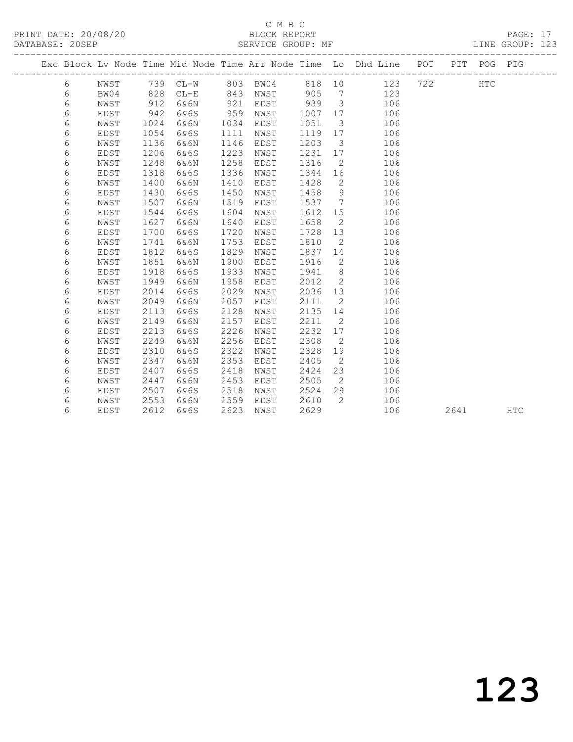C M B C

PRINT DATE: 20/08/20 BLOCK REPORT PAGE: 17
DATABASE: 20SEP SERVICE GROUP: MF LINE GROUP: 123

| Exc | Block | Lv | Node | Time | Mid Node | Time | Arr Node | Time | Lo | Dhd Line | POT | PIT | POG | PIG |
|---|---|---|---|---|---|---|---|---|---|---|---|---|---|---|
| | 6 | | NWST | 739 | CL-W | 803 | BW04 | 818 | 10 | 123 | 722 | | HTC | |
| | 6 | | BW04 | 828 | CL-E | 843 | NWST | 905 | 7 | 123 | | | | |
| | 6 | | NWST | 912 | 6&6N | 921 | EDST | 939 | 3 | 106 | | | | |
| | 6 | | EDST | 942 | 6&6S | 959 | NWST | 1007 | 17 | 106 | | | | |
| | 6 | | NWST | 1024 | 6&6N | 1034 | EDST | 1051 | 3 | 106 | | | | |
| | 6 | | EDST | 1054 | 6&6S | 1111 | NWST | 1119 | 17 | 106 | | | | |
| | 6 | | NWST | 1136 | 6&6N | 1146 | EDST | 1203 | 3 | 106 | | | | |
| | 6 | | EDST | 1206 | 6&6S | 1223 | NWST | 1231 | 17 | 106 | | | | |
| | 6 | | NWST | 1248 | 6&6N | 1258 | EDST | 1316 | 2 | 106 | | | | |
| | 6 | | EDST | 1318 | 6&6S | 1336 | NWST | 1344 | 16 | 106 | | | | |
| | 6 | | NWST | 1400 | 6&6N | 1410 | EDST | 1428 | 2 | 106 | | | | |
| | 6 | | EDST | 1430 | 6&6S | 1450 | NWST | 1458 | 9 | 106 | | | | |
| | 6 | | NWST | 1507 | 6&6N | 1519 | EDST | 1537 | 7 | 106 | | | | |
| | 6 | | EDST | 1544 | 6&6S | 1604 | NWST | 1612 | 15 | 106 | | | | |
| | 6 | | NWST | 1627 | 6&6N | 1640 | EDST | 1658 | 2 | 106 | | | | |
| | 6 | | EDST | 1700 | 6&6S | 1720 | NWST | 1728 | 13 | 106 | | | | |
| | 6 | | NWST | 1741 | 6&6N | 1753 | EDST | 1810 | 2 | 106 | | | | |
| | 6 | | EDST | 1812 | 6&6S | 1829 | NWST | 1837 | 14 | 106 | | | | |
| | 6 | | NWST | 1851 | 6&6N | 1900 | EDST | 1916 | 2 | 106 | | | | |
| | 6 | | EDST | 1918 | 6&6S | 1933 | NWST | 1941 | 8 | 106 | | | | |
| | 6 | | NWST | 1949 | 6&6N | 1958 | EDST | 2012 | 2 | 106 | | | | |
| | 6 | | EDST | 2014 | 6&6S | 2029 | NWST | 2036 | 13 | 106 | | | | |
| | 6 | | NWST | 2049 | 6&6N | 2057 | EDST | 2111 | 2 | 106 | | | | |
| | 6 | | EDST | 2113 | 6&6S | 2128 | NWST | 2135 | 14 | 106 | | | | |
| | 6 | | NWST | 2149 | 6&6N | 2157 | EDST | 2211 | 2 | 106 | | | | |
| | 6 | | EDST | 2213 | 6&6S | 2226 | NWST | 2232 | 17 | 106 | | | | |
| | 6 | | NWST | 2249 | 6&6N | 2256 | EDST | 2308 | 2 | 106 | | | | |
| | 6 | | EDST | 2310 | 6&6S | 2322 | NWST | 2328 | 19 | 106 | | | | |
| | 6 | | NWST | 2347 | 6&6N | 2353 | EDST | 2405 | 2 | 106 | | | | |
| | 6 | | EDST | 2407 | 6&6S | 2418 | NWST | 2424 | 23 | 106 | | | | |
| | 6 | | NWST | 2447 | 6&6N | 2453 | EDST | 2505 | 2 | 106 | | | | |
| | 6 | | EDST | 2507 | 6&6S | 2518 | NWST | 2524 | 29 | 106 | | | | |
| | 6 | | NWST | 2553 | 6&6N | 2559 | EDST | 2610 | 2 | 106 | | | | |
| | 6 | | EDST | 2612 | 6&6S | 2623 | NWST | 2629 | | 106 | | 2641 | | HTC |

123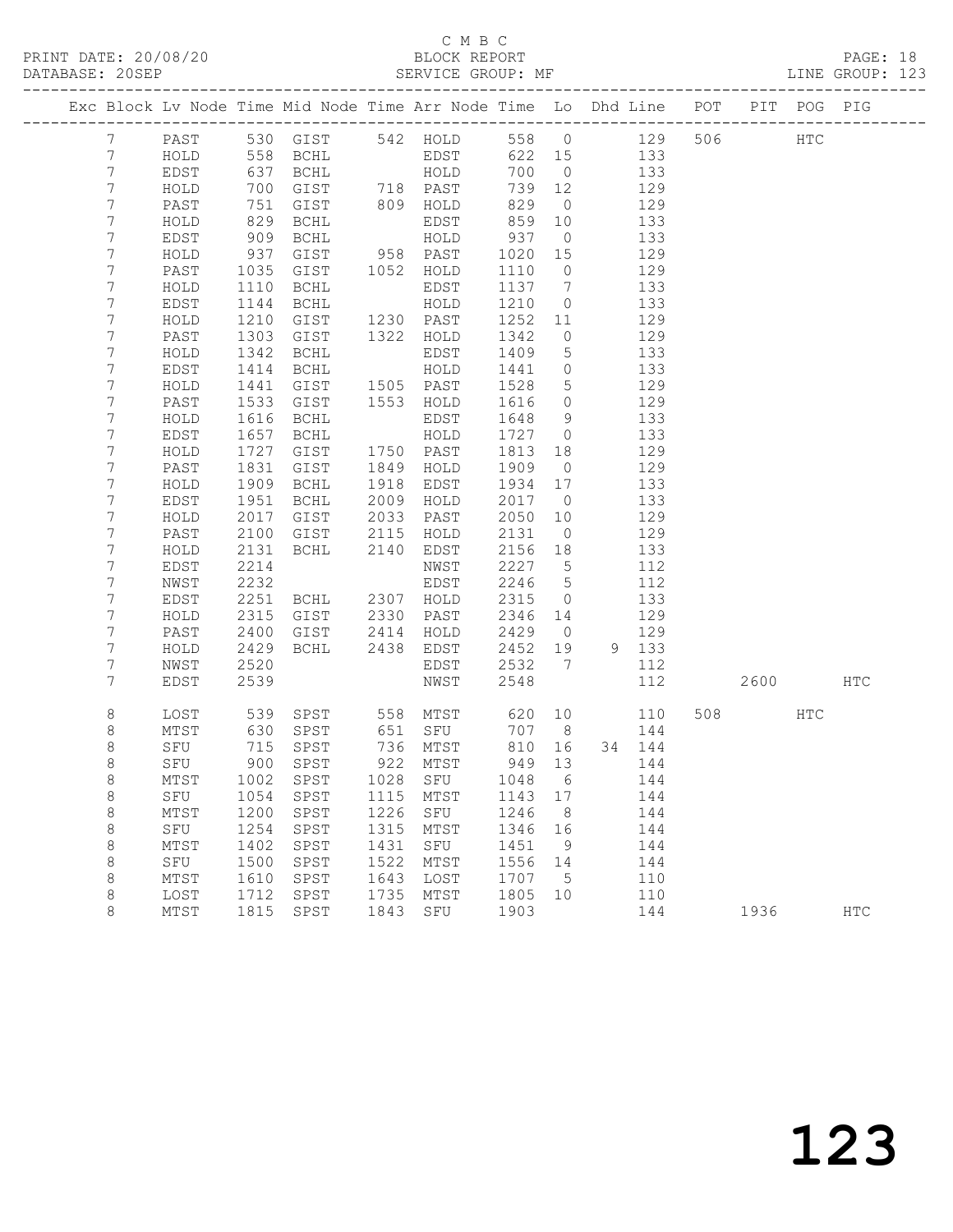C M B C

PRINT DATE: 20/08/20 BLOCK REPORT PAGE: 18
DATABASE: 20SEP SERVICE GROUP: MF LINE GROUP: 123

| Exc | Block | Lv | Node | Time | Mid Node | Time | Arr Node | Time | Lo | Dhd | Line | POT | PIT | POG | PIG |
|---|---|---|---|---|---|---|---|---|---|---|---|---|---|---|---|
| | 7 | | PAST | 530 | GIST | 542 | HOLD | 558 | 0 | | 129 | 506 | | HTC | |
| | 7 | | HOLD | 558 | BCHL | | EDST | 622 | 15 | | 133 | | | | |
| | 7 | | EDST | 637 | BCHL | | HOLD | 700 | 0 | | 133 | | | | |
| | 7 | | HOLD | 700 | GIST | 718 | PAST | 739 | 12 | | 129 | | | | |
| | 7 | | PAST | 751 | GIST | 809 | HOLD | 829 | 0 | | 129 | | | | |
| | 7 | | HOLD | 829 | BCHL | | EDST | 859 | 10 | | 133 | | | | |
| | 7 | | EDST | 909 | BCHL | | HOLD | 937 | 0 | | 133 | | | | |
| | 7 | | HOLD | 937 | GIST | 958 | PAST | 1020 | 15 | | 129 | | | | |
| | 7 | | PAST | 1035 | GIST | 1052 | HOLD | 1110 | 0 | | 129 | | | | |
| | 7 | | HOLD | 1110 | BCHL | | EDST | 1137 | 7 | | 133 | | | | |
| | 7 | | EDST | 1144 | BCHL | | HOLD | 1210 | 0 | | 133 | | | | |
| | 7 | | HOLD | 1210 | GIST | 1230 | PAST | 1252 | 11 | | 129 | | | | |
| | 7 | | PAST | 1303 | GIST | 1322 | HOLD | 1342 | 0 | | 129 | | | | |
| | 7 | | HOLD | 1342 | BCHL | | EDST | 1409 | 5 | | 133 | | | | |
| | 7 | | EDST | 1414 | BCHL | | HOLD | 1441 | 0 | | 133 | | | | |
| | 7 | | HOLD | 1441 | GIST | 1505 | PAST | 1528 | 5 | | 129 | | | | |
| | 7 | | PAST | 1533 | GIST | 1553 | HOLD | 1616 | 0 | | 129 | | | | |
| | 7 | | HOLD | 1616 | BCHL | | EDST | 1648 | 9 | | 133 | | | | |
| | 7 | | EDST | 1657 | BCHL | | HOLD | 1727 | 0 | | 133 | | | | |
| | 7 | | HOLD | 1727 | GIST | 1750 | PAST | 1813 | 18 | | 129 | | | | |
| | 7 | | PAST | 1831 | GIST | 1849 | HOLD | 1909 | 0 | | 129 | | | | |
| | 7 | | HOLD | 1909 | BCHL | 1918 | EDST | 1934 | 17 | | 133 | | | | |
| | 7 | | EDST | 1951 | BCHL | 2009 | HOLD | 2017 | 0 | | 133 | | | | |
| | 7 | | HOLD | 2017 | GIST | 2033 | PAST | 2050 | 10 | | 129 | | | | |
| | 7 | | PAST | 2100 | GIST | 2115 | HOLD | 2131 | 0 | | 129 | | | | |
| | 7 | | HOLD | 2131 | BCHL | 2140 | EDST | 2156 | 18 | | 133 | | | | |
| | 7 | | EDST | 2214 | | | NWST | 2227 | 5 | | 112 | | | | |
| | 7 | | NWST | 2232 | | | EDST | 2246 | 5 | | 112 | | | | |
| | 7 | | EDST | 2251 | BCHL | 2307 | HOLD | 2315 | 0 | | 133 | | | | |
| | 7 | | HOLD | 2315 | GIST | 2330 | PAST | 2346 | 14 | | 129 | | | | |
| | 7 | | PAST | 2400 | GIST | 2414 | HOLD | 2429 | 0 | | 129 | | | | |
| | 7 | | HOLD | 2429 | BCHL | 2438 | EDST | 2452 | 19 | 9 | 133 | | | | |
| | 7 | | NWST | 2520 | | | EDST | 2532 | 7 | | 112 | | | | |
| | 7 | | EDST | 2539 | | | NWST | 2548 | | | 112 | | 2600 | | HTC |
| | 8 | | LOST | 539 | SPST | 558 | MTST | 620 | 10 | | 110 | 508 | | HTC | |
| | 8 | | MTST | 630 | SPST | 651 | SFU | 707 | 8 | | 144 | | | | |
| | 8 | | SFU | 715 | SPST | 736 | MTST | 810 | 16 | 34 | 144 | | | | |
| | 8 | | SFU | 900 | SPST | 922 | MTST | 949 | 13 | | 144 | | | | |
| | 8 | | MTST | 1002 | SPST | 1028 | SFU | 1048 | 6 | | 144 | | | | |
| | 8 | | SFU | 1054 | SPST | 1115 | MTST | 1143 | 17 | | 144 | | | | |
| | 8 | | MTST | 1200 | SPST | 1226 | SFU | 1246 | 8 | | 144 | | | | |
| | 8 | | SFU | 1254 | SPST | 1315 | MTST | 1346 | 16 | | 144 | | | | |
| | 8 | | MTST | 1402 | SPST | 1431 | SFU | 1451 | 9 | | 144 | | | | |
| | 8 | | SFU | 1500 | SPST | 1522 | MTST | 1556 | 14 | | 144 | | | | |
| | 8 | | MTST | 1610 | SPST | 1643 | LOST | 1707 | 5 | | 110 | | | | |
| | 8 | | LOST | 1712 | SPST | 1735 | MTST | 1805 | 10 | | 110 | | | | |
| | 8 | | MTST | 1815 | SPST | 1843 | SFU | 1903 | | | 144 | | 1936 | | HTC |

123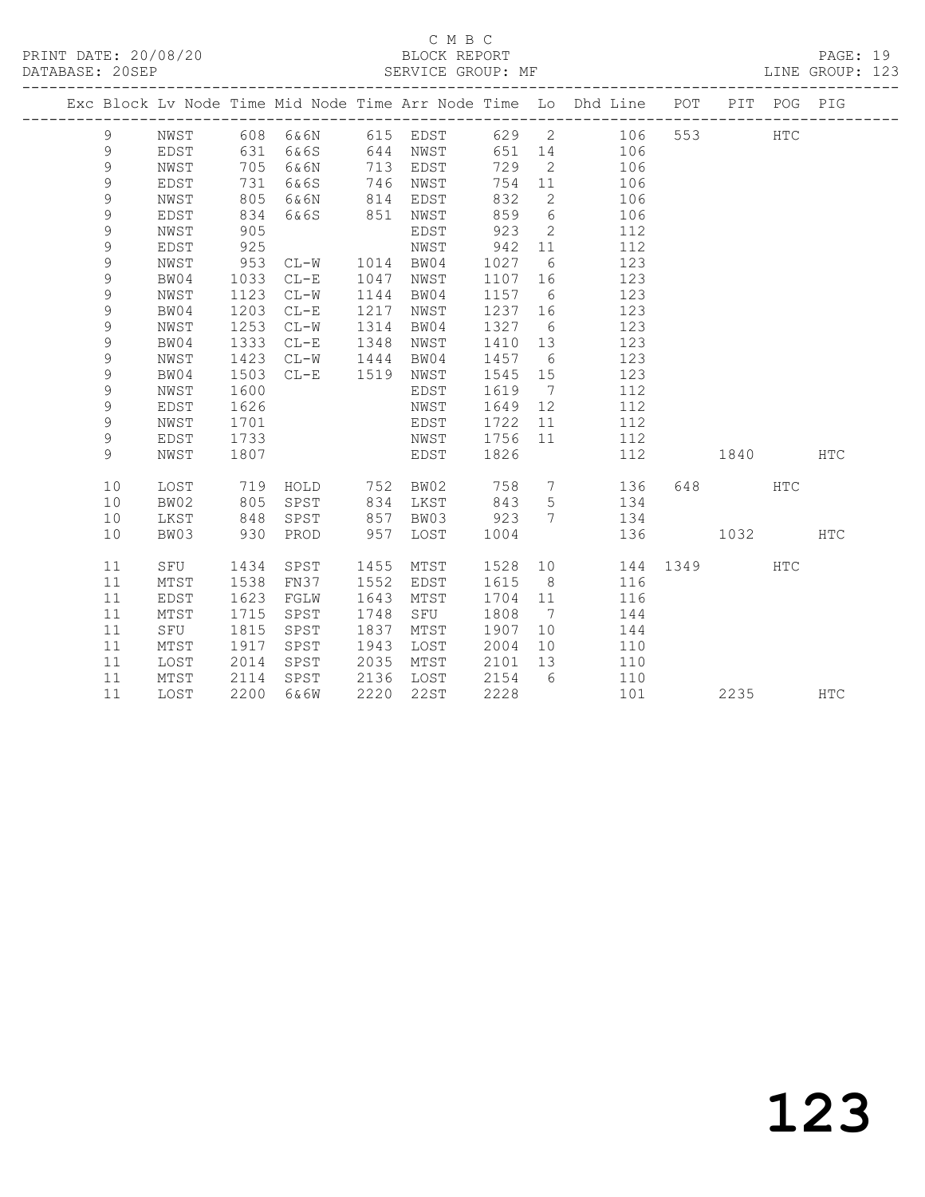C M B C

PRINT DATE: 20/08/20 BLOCK REPORT

DATABASE: 20SEP SERVICE GROUP: MF LINE GROUP: 123

| Exc | Block | Lv | Node | Time | Mid Node | Time | Arr Node | Time | Lo | Dhd Line | POT | PIT | POG | PIG |
|---|---|---|---|---|---|---|---|---|---|---|---|---|---|---|
| | 9 | | NWST | 608 | 6&6N | 615 | EDST | 629 | 2 | 106 | 553 | | HTC | |
| | 9 | | EDST | 631 | 6&6S | 644 | NWST | 651 | 14 | 106 | | | | |
| | 9 | | NWST | 705 | 6&6N | 713 | EDST | 729 | 2 | 106 | | | | |
| | 9 | | EDST | 731 | 6&6S | 746 | NWST | 754 | 11 | 106 | | | | |
| | 9 | | NWST | 805 | 6&6N | 814 | EDST | 832 | 2 | 106 | | | | |
| | 9 | | EDST | 834 | 6&6S | 851 | NWST | 859 | 6 | 106 | | | | |
| | 9 | | NWST | 905 | | | EDST | 923 | 2 | 112 | | | | |
| | 9 | | EDST | 925 | | | NWST | 942 | 11 | 112 | | | | |
| | 9 | | NWST | 953 | CL-W | 1014 | BW04 | 1027 | 6 | 123 | | | | |
| | 9 | | BW04 | 1033 | CL-E | 1047 | NWST | 1107 | 16 | 123 | | | | |
| | 9 | | NWST | 1123 | CL-W | 1144 | BW04 | 1157 | 6 | 123 | | | | |
| | 9 | | BW04 | 1203 | CL-E | 1217 | NWST | 1237 | 16 | 123 | | | | |
| | 9 | | NWST | 1253 | CL-W | 1314 | BW04 | 1327 | 6 | 123 | | | | |
| | 9 | | BW04 | 1333 | CL-E | 1348 | NWST | 1410 | 13 | 123 | | | | |
| | 9 | | NWST | 1423 | CL-W | 1444 | BW04 | 1457 | 6 | 123 | | | | |
| | 9 | | BW04 | 1503 | CL-E | 1519 | NWST | 1545 | 15 | 123 | | | | |
| | 9 | | NWST | 1600 | | | EDST | 1619 | 7 | 112 | | | | |
| | 9 | | EDST | 1626 | | | NWST | 1649 | 12 | 112 | | | | |
| | 9 | | NWST | 1701 | | | EDST | 1722 | 11 | 112 | | | | |
| | 9 | | EDST | 1733 | | | NWST | 1756 | 11 | 112 | | | | |
| | 9 | | NWST | 1807 | | | EDST | 1826 | | 112 | | 1840 | | HTC |
| | 10 | | LOST | 719 | HOLD | 752 | BW02 | 758 | 7 | 136 | 648 | | HTC | |
| | 10 | | BW02 | 805 | SPST | 834 | LKST | 843 | 5 | 134 | | | | |
| | 10 | | LKST | 848 | SPST | 857 | BW03 | 923 | 7 | 134 | | | | |
| | 10 | | BW03 | 930 | PROD | 957 | LOST | 1004 | | 136 | | 1032 | | HTC |
| | 11 | | SFU | 1434 | SPST | 1455 | MTST | 1528 | 10 | 144 | 1349 | | HTC | |
| | 11 | | MTST | 1538 | FN37 | 1552 | EDST | 1615 | 8 | 116 | | | | |
| | 11 | | EDST | 1623 | FGLW | 1643 | MTST | 1704 | 11 | 116 | | | | |
| | 11 | | MTST | 1715 | SPST | 1748 | SFU | 1808 | 7 | 144 | | | | |
| | 11 | | SFU | 1815 | SPST | 1837 | MTST | 1907 | 10 | 144 | | | | |
| | 11 | | MTST | 1917 | SPST | 1943 | LOST | 2004 | 10 | 110 | | | | |
| | 11 | | LOST | 2014 | SPST | 2035 | MTST | 2101 | 13 | 110 | | | | |
| | 11 | | MTST | 2114 | SPST | 2136 | LOST | 2154 | 6 | 110 | | | | |
| | 11 | | LOST | 2200 | 6&6W | 2220 | 22ST | 2228 | | 101 | | 2235 | | HTC |

123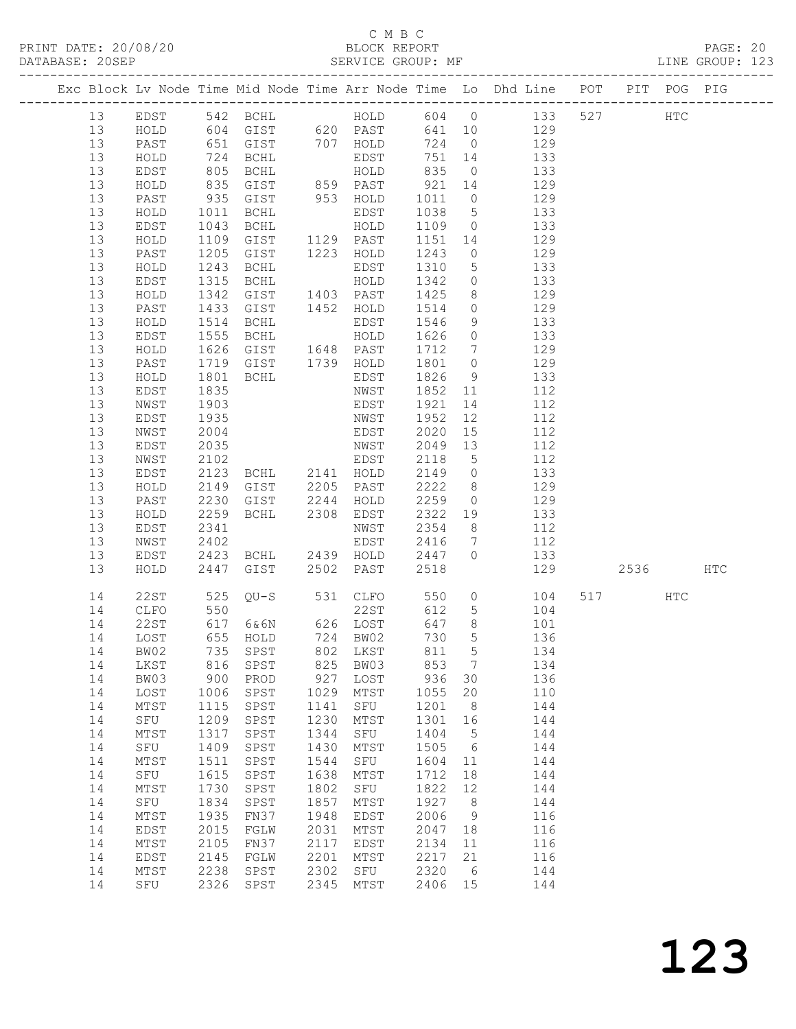C M B C
PRINT DATE: 20/08/20 BLOCK REPORT
DATABASE: 20SEP SERVICE GROUP: MF LINE GROUP: 123

| Exc | Block | Lv | Node | Time | Mid Node | Time | Arr Node | Time | Lo | Dhd Line | POT | PIT | POG | PIG |
|---|---|---|---|---|---|---|---|---|---|---|---|---|---|---|
| | 13 | | EDST | 542 | BCHL | | HOLD | 604 | 0 | 133 | 527 | | HTC | |
| | 13 | | HOLD | 604 | GIST | 620 | PAST | 641 | 10 | 129 | | | | |
| | 13 | | PAST | 651 | GIST | 707 | HOLD | 724 | 0 | 129 | | | | |
| | 13 | | HOLD | 724 | BCHL | | EDST | 751 | 14 | 133 | | | | |
| | 13 | | EDST | 805 | BCHL | | HOLD | 835 | 0 | 133 | | | | |
| | 13 | | HOLD | 835 | GIST | 859 | PAST | 921 | 14 | 129 | | | | |
| | 13 | | PAST | 935 | GIST | 953 | HOLD | 1011 | 0 | 129 | | | | |
| | 13 | | HOLD | 1011 | BCHL | | EDST | 1038 | 5 | 133 | | | | |
| | 13 | | EDST | 1043 | BCHL | | HOLD | 1109 | 0 | 133 | | | | |
| | 13 | | HOLD | 1109 | GIST | 1129 | PAST | 1151 | 14 | 129 | | | | |
| | 13 | | PAST | 1205 | GIST | 1223 | HOLD | 1243 | 0 | 129 | | | | |
| | 13 | | HOLD | 1243 | BCHL | | EDST | 1310 | 5 | 133 | | | | |
| | 13 | | EDST | 1315 | BCHL | | HOLD | 1342 | 0 | 133 | | | | |
| | 13 | | HOLD | 1342 | GIST | 1403 | PAST | 1425 | 8 | 129 | | | | |
| | 13 | | PAST | 1433 | GIST | 1452 | HOLD | 1514 | 0 | 129 | | | | |
| | 13 | | HOLD | 1514 | BCHL | | EDST | 1546 | 9 | 133 | | | | |
| | 13 | | EDST | 1555 | BCHL | | HOLD | 1626 | 0 | 133 | | | | |
| | 13 | | HOLD | 1626 | GIST | 1648 | PAST | 1712 | 7 | 129 | | | | |
| | 13 | | PAST | 1719 | GIST | 1739 | HOLD | 1801 | 0 | 129 | | | | |
| | 13 | | HOLD | 1801 | BCHL | | EDST | 1826 | 9 | 133 | | | | |
| | 13 | | EDST | 1835 | | | NWST | 1852 | 11 | 112 | | | | |
| | 13 | | NWST | 1903 | | | EDST | 1921 | 14 | 112 | | | | |
| | 13 | | EDST | 1935 | | | NWST | 1952 | 12 | 112 | | | | |
| | 13 | | NWST | 2004 | | | EDST | 2020 | 15 | 112 | | | | |
| | 13 | | EDST | 2035 | | | NWST | 2049 | 13 | 112 | | | | |
| | 13 | | NWST | 2102 | | | EDST | 2118 | 5 | 112 | | | | |
| | 13 | | EDST | 2123 | BCHL | 2141 | HOLD | 2149 | 0 | 133 | | | | |
| | 13 | | HOLD | 2149 | GIST | 2205 | PAST | 2222 | 8 | 129 | | | | |
| | 13 | | PAST | 2230 | GIST | 2244 | HOLD | 2259 | 0 | 129 | | | | |
| | 13 | | HOLD | 2259 | BCHL | 2308 | EDST | 2322 | 19 | 133 | | | | |
| | 13 | | EDST | 2341 | | | NWST | 2354 | 8 | 112 | | | | |
| | 13 | | NWST | 2402 | | | EDST | 2416 | 7 | 112 | | | | |
| | 13 | | EDST | 2423 | BCHL | 2439 | HOLD | 2447 | 0 | 133 | | | | |
| | 13 | | HOLD | 2447 | GIST | 2502 | PAST | 2518 | | 129 | | 2536 | | HTC |
| | 14 | | 22ST | 525 | QU-S | 531 | CLFO | 550 | 0 | 104 | 517 | | HTC | |
| | 14 | | CLFO | 550 | | | 22ST | 612 | 5 | 104 | | | | |
| | 14 | | 22ST | 617 | 6&6N | 626 | LOST | 647 | 8 | 101 | | | | |
| | 14 | | LOST | 655 | HOLD | 724 | BW02 | 730 | 5 | 136 | | | | |
| | 14 | | BW02 | 735 | SPST | 802 | LKST | 811 | 5 | 134 | | | | |
| | 14 | | LKST | 816 | SPST | 825 | BW03 | 853 | 7 | 134 | | | | |
| | 14 | | BW03 | 900 | PROD | 927 | LOST | 936 | 30 | 136 | | | | |
| | 14 | | LOST | 1006 | SPST | 1029 | MTST | 1055 | 20 | 110 | | | | |
| | 14 | | MTST | 1115 | SPST | 1141 | SFU | 1201 | 8 | 144 | | | | |
| | 14 | | SFU | 1209 | SPST | 1230 | MTST | 1301 | 16 | 144 | | | | |
| | 14 | | MTST | 1317 | SPST | 1344 | SFU | 1404 | 5 | 144 | | | | |
| | 14 | | SFU | 1409 | SPST | 1430 | MTST | 1505 | 6 | 144 | | | | |
| | 14 | | MTST | 1511 | SPST | 1544 | SFU | 1604 | 11 | 144 | | | | |
| | 14 | | SFU | 1615 | SPST | 1638 | MTST | 1712 | 18 | 144 | | | | |
| | 14 | | MTST | 1730 | SPST | 1802 | SFU | 1822 | 12 | 144 | | | | |
| | 14 | | SFU | 1834 | SPST | 1857 | MTST | 1927 | 8 | 144 | | | | |
| | 14 | | MTST | 1935 | FN37 | 1948 | EDST | 2006 | 9 | 116 | | | | |
| | 14 | | EDST | 2015 | FGLW | 2031 | MTST | 2047 | 18 | 116 | | | | |
| | 14 | | MTST | 2105 | FN37 | 2117 | EDST | 2134 | 11 | 116 | | | | |
| | 14 | | EDST | 2145 | FGLW | 2201 | MTST | 2217 | 21 | 116 | | | | |
| | 14 | | MTST | 2238 | SPST | 2302 | SFU | 2320 | 6 | 144 | | | | |
| | 14 | | SFU | 2326 | SPST | 2345 | MTST | 2406 | 15 | 144 | | | | |

# 123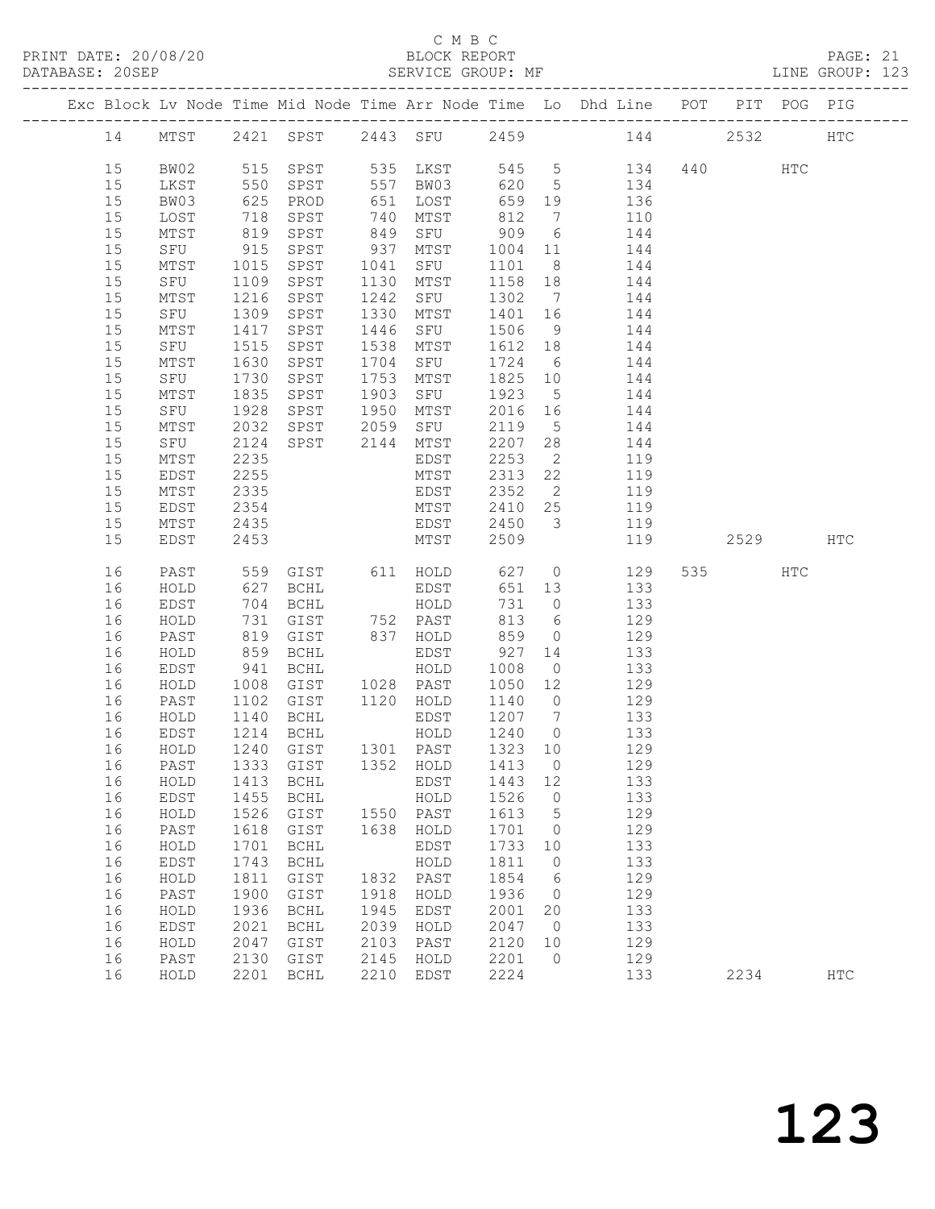C M B C

PRINT DATE: 20/08/20 BLOCK REPORT
DATABASE: 20SEP SERVICE GROUP: MF LINE GROUP: 123

| Exc | Block | Lv | Node | Time | Mid Node | Time | Arr Node | Time | Lo | Dhd Line | POT | PIT | POG | PIG |
|---|---|---|---|---|---|---|---|---|---|---|---|---|---|---|
| | 14 | | MTST | 2421 | SPST | 2443 | SFU | 2459 | | 144 | | 2532 | | HTC |
| | 15 | | BW02 | 515 | SPST | 535 | LKST | 545 | 5 | 134 | 440 | | HTC | |
| | 15 | | LKST | 550 | SPST | 557 | BW03 | 620 | 5 | 134 | | | | |
| | 15 | | BW03 | 625 | PROD | 651 | LOST | 659 | 19 | 136 | | | | |
| | 15 | | LOST | 718 | SPST | 740 | MTST | 812 | 7 | 110 | | | | |
| | 15 | | MTST | 819 | SPST | 849 | SFU | 909 | 6 | 144 | | | | |
| | 15 | | SFU | 915 | SPST | 937 | MTST | 1004 | 11 | 144 | | | | |
| | 15 | | MTST | 1015 | SPST | 1041 | SFU | 1101 | 8 | 144 | | | | |
| | 15 | | SFU | 1109 | SPST | 1130 | MTST | 1158 | 18 | 144 | | | | |
| | 15 | | MTST | 1216 | SPST | 1242 | SFU | 1302 | 7 | 144 | | | | |
| | 15 | | SFU | 1309 | SPST | 1330 | MTST | 1401 | 16 | 144 | | | | |
| | 15 | | MTST | 1417 | SPST | 1446 | SFU | 1506 | 9 | 144 | | | | |
| | 15 | | SFU | 1515 | SPST | 1538 | MTST | 1612 | 18 | 144 | | | | |
| | 15 | | MTST | 1630 | SPST | 1704 | SFU | 1724 | 6 | 144 | | | | |
| | 15 | | SFU | 1730 | SPST | 1753 | MTST | 1825 | 10 | 144 | | | | |
| | 15 | | MTST | 1835 | SPST | 1903 | SFU | 1923 | 5 | 144 | | | | |
| | 15 | | SFU | 1928 | SPST | 1950 | MTST | 2016 | 16 | 144 | | | | |
| | 15 | | MTST | 2032 | SPST | 2059 | SFU | 2119 | 5 | 144 | | | | |
| | 15 | | SFU | 2124 | SPST | 2144 | MTST | 2207 | 28 | 144 | | | | |
| | 15 | | MTST | 2235 | | | EDST | 2253 | 2 | 119 | | | | |
| | 15 | | EDST | 2255 | | | MTST | 2313 | 22 | 119 | | | | |
| | 15 | | MTST | 2335 | | | EDST | 2352 | 2 | 119 | | | | |
| | 15 | | EDST | 2354 | | | MTST | 2410 | 25 | 119 | | | | |
| | 15 | | MTST | 2435 | | | EDST | 2450 | 3 | 119 | | | | |
| | 15 | | EDST | 2453 | | | MTST | 2509 | | 119 | | 2529 | | HTC |
| | 16 | | PAST | 559 | GIST | 611 | HOLD | 627 | 0 | 129 | 535 | | HTC | |
| | 16 | | HOLD | 627 | BCHL | | EDST | 651 | 13 | 133 | | | | |
| | 16 | | EDST | 704 | BCHL | | HOLD | 731 | 0 | 133 | | | | |
| | 16 | | HOLD | 731 | GIST | 752 | PAST | 813 | 6 | 129 | | | | |
| | 16 | | PAST | 819 | GIST | 837 | HOLD | 859 | 0 | 129 | | | | |
| | 16 | | HOLD | 859 | BCHL | | EDST | 927 | 14 | 133 | | | | |
| | 16 | | EDST | 941 | BCHL | | HOLD | 1008 | 0 | 133 | | | | |
| | 16 | | HOLD | 1008 | GIST | 1028 | PAST | 1050 | 12 | 129 | | | | |
| | 16 | | PAST | 1102 | GIST | 1120 | HOLD | 1140 | 0 | 129 | | | | |
| | 16 | | HOLD | 1140 | BCHL | | EDST | 1207 | 7 | 133 | | | | |
| | 16 | | EDST | 1214 | BCHL | | HOLD | 1240 | 0 | 133 | | | | |
| | 16 | | HOLD | 1240 | GIST | 1301 | PAST | 1323 | 10 | 129 | | | | |
| | 16 | | PAST | 1333 | GIST | 1352 | HOLD | 1413 | 0 | 129 | | | | |
| | 16 | | HOLD | 1413 | BCHL | | EDST | 1443 | 12 | 133 | | | | |
| | 16 | | EDST | 1455 | BCHL | | HOLD | 1526 | 0 | 133 | | | | |
| | 16 | | HOLD | 1526 | GIST | 1550 | PAST | 1613 | 5 | 129 | | | | |
| | 16 | | PAST | 1618 | GIST | 1638 | HOLD | 1701 | 0 | 129 | | | | |
| | 16 | | HOLD | 1701 | BCHL | | EDST | 1733 | 10 | 133 | | | | |
| | 16 | | EDST | 1743 | BCHL | | HOLD | 1811 | 0 | 133 | | | | |
| | 16 | | HOLD | 1811 | GIST | 1832 | PAST | 1854 | 6 | 129 | | | | |
| | 16 | | PAST | 1900 | GIST | 1918 | HOLD | 1936 | 0 | 129 | | | | |
| | 16 | | HOLD | 1936 | BCHL | 1945 | EDST | 2001 | 20 | 133 | | | | |
| | 16 | | EDST | 2021 | BCHL | 2039 | HOLD | 2047 | 0 | 133 | | | | |
| | 16 | | HOLD | 2047 | GIST | 2103 | PAST | 2120 | 10 | 129 | | | | |
| | 16 | | PAST | 2130 | GIST | 2145 | HOLD | 2201 | 0 | 129 | | | | |
| | 16 | | HOLD | 2201 | BCHL | 2210 | EDST | 2224 | | 133 | | 2234 | | HTC |

123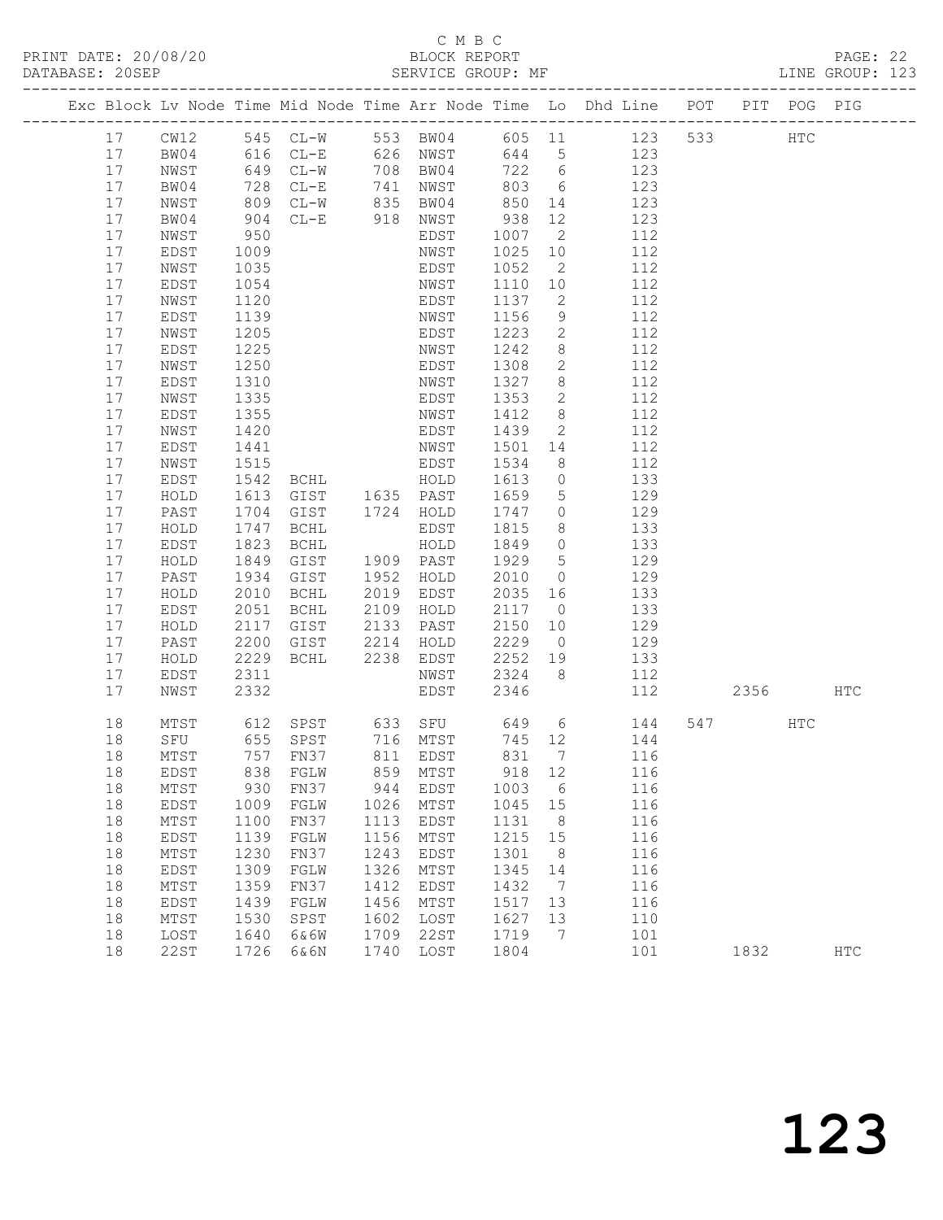C M B C

BLOCK REPORT

SERVICE GROUP: MF

PRINT DATE: 20/08/20
DATABASE: 20SEP

PAGE: 22
LINE GROUP: 123

| Exc | Block | Lv | Node | Time | Mid Node | Time | Arr Node | Time | Lo | Dhd Line | POT | PIT | POG | PIG |
|---|---|---|---|---|---|---|---|---|---|---|---|---|---|---|
| | 17 | | CW12 | 545 | CL-W | 553 | BW04 | 605 | 11 | 123 | 533 | | HTC | |
| | 17 | | BW04 | 616 | CL-E | 626 | NWST | 644 | 5 | 123 | | | | |
| | 17 | | NWST | 649 | CL-W | 708 | BW04 | 722 | 6 | 123 | | | | |
| | 17 | | BW04 | 728 | CL-E | 741 | NWST | 803 | 6 | 123 | | | | |
| | 17 | | NWST | 809 | CL-W | 835 | BW04 | 850 | 14 | 123 | | | | |
| | 17 | | BW04 | 904 | CL-E | 918 | NWST | 938 | 12 | 123 | | | | |
| | 17 | | NWST | 950 | | | EDST | 1007 | 2 | 112 | | | | |
| | 17 | | EDST | 1009 | | | NWST | 1025 | 10 | 112 | | | | |
| | 17 | | NWST | 1035 | | | EDST | 1052 | 2 | 112 | | | | |
| | 17 | | EDST | 1054 | | | NWST | 1110 | 10 | 112 | | | | |
| | 17 | | NWST | 1120 | | | EDST | 1137 | 2 | 112 | | | | |
| | 17 | | EDST | 1139 | | | NWST | 1156 | 9 | 112 | | | | |
| | 17 | | NWST | 1205 | | | EDST | 1223 | 2 | 112 | | | | |
| | 17 | | EDST | 1225 | | | NWST | 1242 | 8 | 112 | | | | |
| | 17 | | NWST | 1250 | | | EDST | 1308 | 2 | 112 | | | | |
| | 17 | | EDST | 1310 | | | NWST | 1327 | 8 | 112 | | | | |
| | 17 | | NWST | 1335 | | | EDST | 1353 | 2 | 112 | | | | |
| | 17 | | EDST | 1355 | | | NWST | 1412 | 8 | 112 | | | | |
| | 17 | | NWST | 1420 | | | EDST | 1439 | 2 | 112 | | | | |
| | 17 | | EDST | 1441 | | | NWST | 1501 | 14 | 112 | | | | |
| | 17 | | NWST | 1515 | | | EDST | 1534 | 8 | 112 | | | | |
| | 17 | | EDST | 1542 | BCHL | | HOLD | 1613 | 0 | 133 | | | | |
| | 17 | | HOLD | 1613 | GIST | 1635 | PAST | 1659 | 5 | 129 | | | | |
| | 17 | | PAST | 1704 | GIST | 1724 | HOLD | 1747 | 0 | 129 | | | | |
| | 17 | | HOLD | 1747 | BCHL | | EDST | 1815 | 8 | 133 | | | | |
| | 17 | | EDST | 1823 | BCHL | | HOLD | 1849 | 0 | 133 | | | | |
| | 17 | | HOLD | 1849 | GIST | 1909 | PAST | 1929 | 5 | 129 | | | | |
| | 17 | | PAST | 1934 | GIST | 1952 | HOLD | 2010 | 0 | 129 | | | | |
| | 17 | | HOLD | 2010 | BCHL | 2019 | EDST | 2035 | 16 | 133 | | | | |
| | 17 | | EDST | 2051 | BCHL | 2109 | HOLD | 2117 | 0 | 133 | | | | |
| | 17 | | HOLD | 2117 | GIST | 2133 | PAST | 2150 | 10 | 129 | | | | |
| | 17 | | PAST | 2200 | GIST | 2214 | HOLD | 2229 | 0 | 129 | | | | |
| | 17 | | HOLD | 2229 | BCHL | 2238 | EDST | 2252 | 19 | 133 | | | | |
| | 17 | | EDST | 2311 | | | NWST | 2324 | 8 | 112 | | | | |
| | 17 | | NWST | 2332 | | | EDST | 2346 | | 112 | | 2356 | | HTC |
| | 18 | | MTST | 612 | SPST | 633 | SFU | 649 | 6 | 144 | 547 | | HTC | |
| | 18 | | SFU | 655 | SPST | 716 | MTST | 745 | 12 | 144 | | | | |
| | 18 | | MTST | 757 | FN37 | 811 | EDST | 831 | 7 | 116 | | | | |
| | 18 | | EDST | 838 | FGLW | 859 | MTST | 918 | 12 | 116 | | | | |
| | 18 | | MTST | 930 | FN37 | 944 | EDST | 1003 | 6 | 116 | | | | |
| | 18 | | EDST | 1009 | FGLW | 1026 | MTST | 1045 | 15 | 116 | | | | |
| | 18 | | MTST | 1100 | FN37 | 1113 | EDST | 1131 | 8 | 116 | | | | |
| | 18 | | EDST | 1139 | FGLW | 1156 | MTST | 1215 | 15 | 116 | | | | |
| | 18 | | MTST | 1230 | FN37 | 1243 | EDST | 1301 | 8 | 116 | | | | |
| | 18 | | EDST | 1309 | FGLW | 1326 | MTST | 1345 | 14 | 116 | | | | |
| | 18 | | MTST | 1359 | FN37 | 1412 | EDST | 1432 | 7 | 116 | | | | |
| | 18 | | EDST | 1439 | FGLW | 1456 | MTST | 1517 | 13 | 116 | | | | |
| | 18 | | MTST | 1530 | SPST | 1602 | LOST | 1627 | 13 | 110 | | | | |
| | 18 | | LOST | 1640 | 6&6W | 1709 | 22ST | 1719 | 7 | 101 | | | | |
| | 18 | | 22ST | 1726 | 6&6N | 1740 | LOST | 1804 | | 101 | | 1832 | | HTC |

123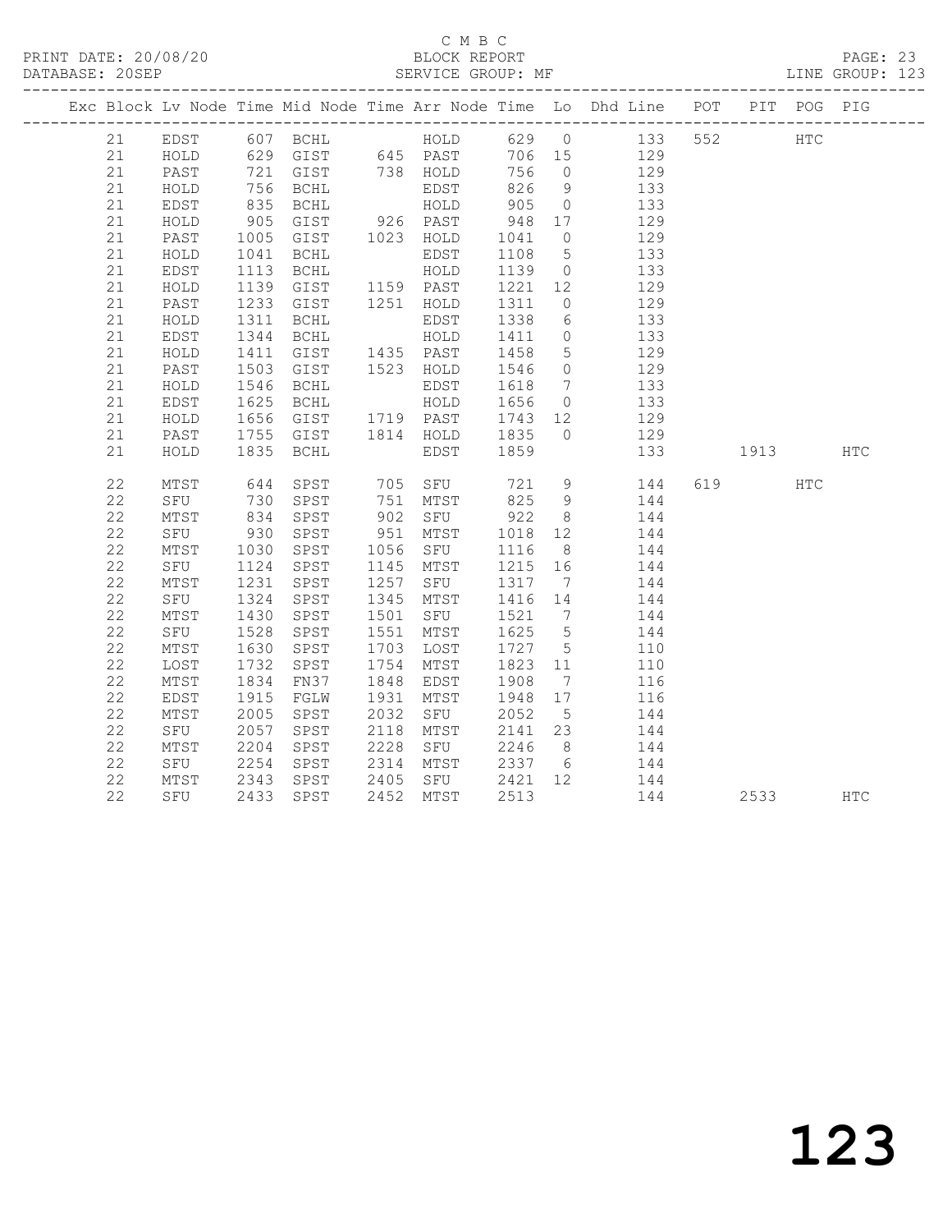C M B C

BLOCK REPORT

SERVICE GROUP: MF

PRINT DATE: 20/08/20

DATABASE: 20SEP

LINE GROUP: 123

| Exc | Block | Lv | Node | Time | Mid Node | Time | Arr Node | Time | Lo | Dhd Line | POT | PIT | POG | PIG |
|---|---|---|---|---|---|---|---|---|---|---|---|---|---|---|
| | 21 | | EDST | 607 | BCHL | | HOLD | 629 | 0 | 133 | 552 | | HTC | |
| | 21 | | HOLD | 629 | GIST | 645 | PAST | 706 | 15 | 129 | | | | |
| | 21 | | PAST | 721 | GIST | 738 | HOLD | 756 | 0 | 129 | | | | |
| | 21 | | HOLD | 756 | BCHL | | EDST | 826 | 9 | 133 | | | | |
| | 21 | | EDST | 835 | BCHL | | HOLD | 905 | 0 | 133 | | | | |
| | 21 | | HOLD | 905 | GIST | 926 | PAST | 948 | 17 | 129 | | | | |
| | 21 | | PAST | 1005 | GIST | 1023 | HOLD | 1041 | 0 | 129 | | | | |
| | 21 | | HOLD | 1041 | BCHL | | EDST | 1108 | 5 | 133 | | | | |
| | 21 | | EDST | 1113 | BCHL | | HOLD | 1139 | 0 | 133 | | | | |
| | 21 | | HOLD | 1139 | GIST | 1159 | PAST | 1221 | 12 | 129 | | | | |
| | 21 | | PAST | 1233 | GIST | 1251 | HOLD | 1311 | 0 | 129 | | | | |
| | 21 | | HOLD | 1311 | BCHL | | EDST | 1338 | 6 | 133 | | | | |
| | 21 | | EDST | 1344 | BCHL | | HOLD | 1411 | 0 | 133 | | | | |
| | 21 | | HOLD | 1411 | GIST | 1435 | PAST | 1458 | 5 | 129 | | | | |
| | 21 | | PAST | 1503 | GIST | 1523 | HOLD | 1546 | 0 | 129 | | | | |
| | 21 | | HOLD | 1546 | BCHL | | EDST | 1618 | 7 | 133 | | | | |
| | 21 | | EDST | 1625 | BCHL | | HOLD | 1656 | 0 | 133 | | | | |
| | 21 | | HOLD | 1656 | GIST | 1719 | PAST | 1743 | 12 | 129 | | | | |
| | 21 | | PAST | 1755 | GIST | 1814 | HOLD | 1835 | 0 | 129 | | | | |
| | 21 | | HOLD | 1835 | BCHL | | EDST | 1859 | | 133 | | 1913 | | HTC |
| | 22 | | MTST | 644 | SPST | 705 | SFU | 721 | 9 | 144 | 619 | | HTC | |
| | 22 | | SFU | 730 | SPST | 751 | MTST | 825 | 9 | 144 | | | | |
| | 22 | | MTST | 834 | SPST | 902 | SFU | 922 | 8 | 144 | | | | |
| | 22 | | SFU | 930 | SPST | 951 | MTST | 1018 | 12 | 144 | | | | |
| | 22 | | MTST | 1030 | SPST | 1056 | SFU | 1116 | 8 | 144 | | | | |
| | 22 | | SFU | 1124 | SPST | 1145 | MTST | 1215 | 16 | 144 | | | | |
| | 22 | | MTST | 1231 | SPST | 1257 | SFU | 1317 | 7 | 144 | | | | |
| | 22 | | SFU | 1324 | SPST | 1345 | MTST | 1416 | 14 | 144 | | | | |
| | 22 | | MTST | 1430 | SPST | 1501 | SFU | 1521 | 7 | 144 | | | | |
| | 22 | | SFU | 1528 | SPST | 1551 | MTST | 1625 | 5 | 144 | | | | |
| | 22 | | MTST | 1630 | SPST | 1703 | LOST | 1727 | 5 | 110 | | | | |
| | 22 | | LOST | 1732 | SPST | 1754 | MTST | 1823 | 11 | 110 | | | | |
| | 22 | | MTST | 1834 | FN37 | 1848 | EDST | 1908 | 7 | 116 | | | | |
| | 22 | | EDST | 1915 | FGLW | 1931 | MTST | 1948 | 17 | 116 | | | | |
| | 22 | | MTST | 2005 | SPST | 2032 | SFU | 2052 | 5 | 144 | | | | |
| | 22 | | SFU | 2057 | SPST | 2118 | MTST | 2141 | 23 | 144 | | | | |
| | 22 | | MTST | 2204 | SPST | 2228 | SFU | 2246 | 8 | 144 | | | | |
| | 22 | | SFU | 2254 | SPST | 2314 | MTST | 2337 | 6 | 144 | | | | |
| | 22 | | MTST | 2343 | SPST | 2405 | SFU | 2421 | 12 | 144 | | | | |
| | 22 | | SFU | 2433 | SPST | 2452 | MTST | 2513 | | 144 | | 2533 | | HTC |

123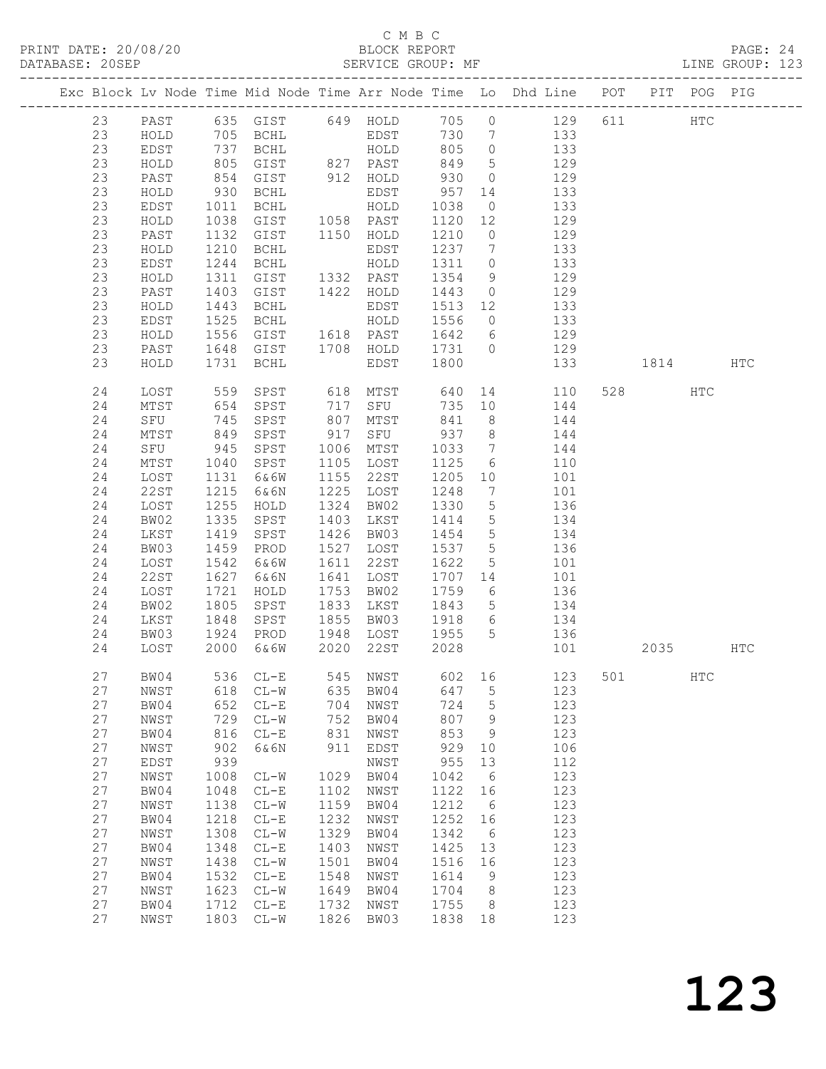C M B C
PRINT DATE: 20/08/20 BLOCK REPORT
DATABASE: 20SEP SERVICE GROUP: MF LINE GROUP: 123

| Exc | Block | Lv | Node | Time | Mid Node | Time | Arr Node | Time | Lo | Dhd Line | POT | PIT | POG | PIG |
|---|---|---|---|---|---|---|---|---|---|---|---|---|---|---|
| | 23 | | PAST | 635 | GIST | 649 | HOLD | 705 | 0 | 129 | 611 | | HTC | |
| | 23 | | HOLD | 705 | BCHL | | EDST | 730 | 7 | 133 | | | | |
| | 23 | | EDST | 737 | BCHL | | HOLD | 805 | 0 | 133 | | | | |
| | 23 | | HOLD | 805 | GIST | 827 | PAST | 849 | 5 | 129 | | | | |
| | 23 | | PAST | 854 | GIST | 912 | HOLD | 930 | 0 | 129 | | | | |
| | 23 | | HOLD | 930 | BCHL | | EDST | 957 | 14 | 133 | | | | |
| | 23 | | EDST | 1011 | BCHL | | HOLD | 1038 | 0 | 133 | | | | |
| | 23 | | HOLD | 1038 | GIST | 1058 | PAST | 1120 | 12 | 129 | | | | |
| | 23 | | PAST | 1132 | GIST | 1150 | HOLD | 1210 | 0 | 129 | | | | |
| | 23 | | HOLD | 1210 | BCHL | | EDST | 1237 | 7 | 133 | | | | |
| | 23 | | EDST | 1244 | BCHL | | HOLD | 1311 | 0 | 133 | | | | |
| | 23 | | HOLD | 1311 | GIST | 1332 | PAST | 1354 | 9 | 129 | | | | |
| | 23 | | PAST | 1403 | GIST | 1422 | HOLD | 1443 | 0 | 129 | | | | |
| | 23 | | HOLD | 1443 | BCHL | | EDST | 1513 | 12 | 133 | | | | |
| | 23 | | EDST | 1525 | BCHL | | HOLD | 1556 | 0 | 133 | | | | |
| | 23 | | HOLD | 1556 | GIST | 1618 | PAST | 1642 | 6 | 129 | | | | |
| | 23 | | PAST | 1648 | GIST | 1708 | HOLD | 1731 | 0 | 129 | | | | |
| | 23 | | HOLD | 1731 | BCHL | | EDST | 1800 | | 133 | | 1814 | | HTC |
| | 24 | | LOST | 559 | SPST | 618 | MTST | 640 | 14 | 110 | 528 | | HTC | |
| | 24 | | MTST | 654 | SPST | 717 | SFU | 735 | 10 | 144 | | | | |
| | 24 | | SFU | 745 | SPST | 807 | MTST | 841 | 8 | 144 | | | | |
| | 24 | | MTST | 849 | SPST | 917 | SFU | 937 | 8 | 144 | | | | |
| | 24 | | SFU | 945 | SPST | 1006 | MTST | 1033 | 7 | 144 | | | | |
| | 24 | | MTST | 1040 | SPST | 1105 | LOST | 1125 | 6 | 110 | | | | |
| | 24 | | LOST | 1131 | 6&6W | 1155 | 22ST | 1205 | 10 | 101 | | | | |
| | 24 | | 22ST | 1215 | 6&6N | 1225 | LOST | 1248 | 7 | 101 | | | | |
| | 24 | | LOST | 1255 | HOLD | 1324 | BW02 | 1330 | 5 | 136 | | | | |
| | 24 | | BW02 | 1335 | SPST | 1403 | LKST | 1414 | 5 | 134 | | | | |
| | 24 | | LKST | 1419 | SPST | 1426 | BW03 | 1454 | 5 | 134 | | | | |
| | 24 | | BW03 | 1459 | PROD | 1527 | LOST | 1537 | 5 | 136 | | | | |
| | 24 | | LOST | 1542 | 6&6W | 1611 | 22ST | 1622 | 5 | 101 | | | | |
| | 24 | | 22ST | 1627 | 6&6N | 1641 | LOST | 1707 | 14 | 101 | | | | |
| | 24 | | LOST | 1721 | HOLD | 1753 | BW02 | 1759 | 6 | 136 | | | | |
| | 24 | | BW02 | 1805 | SPST | 1833 | LKST | 1843 | 5 | 134 | | | | |
| | 24 | | LKST | 1848 | SPST | 1855 | BW03 | 1918 | 6 | 134 | | | | |
| | 24 | | BW03 | 1924 | PROD | 1948 | LOST | 1955 | 5 | 136 | | | | |
| | 24 | | LOST | 2000 | 6&6W | 2020 | 22ST | 2028 | | 101 | | 2035 | | HTC |
| | 27 | | BW04 | 536 | CL-E | 545 | NWST | 602 | 16 | 123 | 501 | | HTC | |
| | 27 | | NWST | 618 | CL-W | 635 | BW04 | 647 | 5 | 123 | | | | |
| | 27 | | BW04 | 652 | CL-E | 704 | NWST | 724 | 5 | 123 | | | | |
| | 27 | | NWST | 729 | CL-W | 752 | BW04 | 807 | 9 | 123 | | | | |
| | 27 | | BW04 | 816 | CL-E | 831 | NWST | 853 | 9 | 123 | | | | |
| | 27 | | NWST | 902 | 6&6N | 911 | EDST | 929 | 10 | 106 | | | | |
| | 27 | | EDST | 939 | | | NWST | 955 | 13 | 112 | | | | |
| | 27 | | NWST | 1008 | CL-W | 1029 | BW04 | 1042 | 6 | 123 | | | | |
| | 27 | | BW04 | 1048 | CL-E | 1102 | NWST | 1122 | 16 | 123 | | | | |
| | 27 | | NWST | 1138 | CL-W | 1159 | BW04 | 1212 | 6 | 123 | | | | |
| | 27 | | BW04 | 1218 | CL-E | 1232 | NWST | 1252 | 16 | 123 | | | | |
| | 27 | | NWST | 1308 | CL-W | 1329 | BW04 | 1342 | 6 | 123 | | | | |
| | 27 | | BW04 | 1348 | CL-E | 1403 | NWST | 1425 | 13 | 123 | | | | |
| | 27 | | NWST | 1438 | CL-W | 1501 | BW04 | 1516 | 16 | 123 | | | | |
| | 27 | | BW04 | 1532 | CL-E | 1548 | NWST | 1614 | 9 | 123 | | | | |
| | 27 | | NWST | 1623 | CL-W | 1649 | BW04 | 1704 | 8 | 123 | | | | |
| | 27 | | BW04 | 1712 | CL-E | 1732 | NWST | 1755 | 8 | 123 | | | | |
| | 27 | | NWST | 1803 | CL-W | 1826 | BW03 | 1838 | 18 | 123 | | | | |

# 123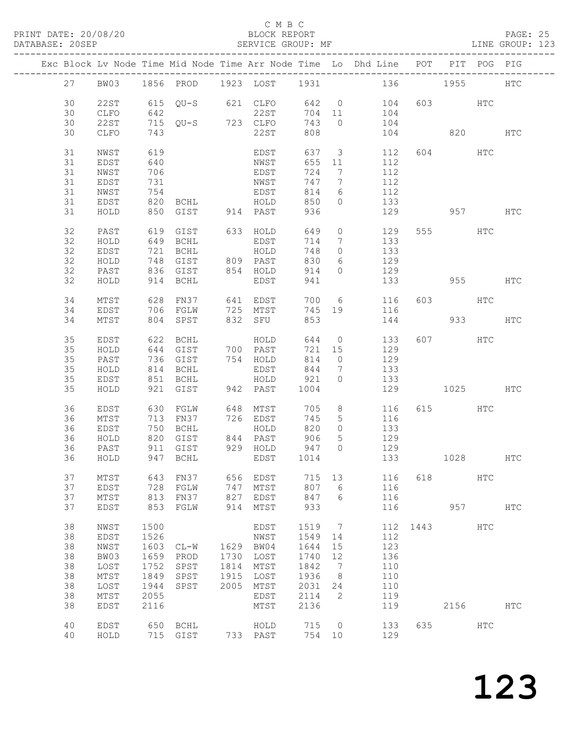C M B C

BLOCK REPORT

SERVICE GROUP: MF

PRINT DATE: 20/08/20
DATABASE: 20SEP
LINE GROUP: 123

| Exc | Block | Lv | Node | Time | Mid Node | Time | Arr Node | Time | Lo | Dhd Line | POT | PIT | POG | PIG |
|---|---|---|---|---|---|---|---|---|---|---|---|---|---|---|
| | 27 | BW03 | 1856 | PROD | 1923 | LOST | 1931 | | | 136 | | 1955 | | HTC |
| | 30 | 22ST | 615 | QU-S | 621 | CLFO | 642 | 0 | | 104 | 603 | | HTC | |
| | 30 | CLFO | 642 | | | 22ST | 704 | 11 | | 104 | | | | |
| | 30 | 22ST | 715 | QU-S | 723 | CLFO | 743 | 0 | | 104 | | | | |
| | 30 | CLFO | 743 | | | 22ST | 808 | | | 104 | | 820 | | HTC |
| | 31 | NWST | 619 | | | EDST | 637 | 3 | | 112 | 604 | | HTC | |
| | 31 | EDST | 640 | | | NWST | 655 | 11 | | 112 | | | | |
| | 31 | NWST | 706 | | | EDST | 724 | 7 | | 112 | | | | |
| | 31 | EDST | 731 | | | NWST | 747 | 7 | | 112 | | | | |
| | 31 | NWST | 754 | | | EDST | 814 | 6 | | 112 | | | | |
| | 31 | EDST | 820 | BCHL | | HOLD | 850 | 0 | | 133 | | | | |
| | 31 | HOLD | 850 | GIST | 914 | PAST | 936 | | | 129 | | 957 | | HTC |
| | 32 | PAST | 619 | GIST | 633 | HOLD | 649 | 0 | | 129 | 555 | | HTC | |
| | 32 | HOLD | 649 | BCHL | | EDST | 714 | 7 | | 133 | | | | |
| | 32 | EDST | 721 | BCHL | | HOLD | 748 | 0 | | 133 | | | | |
| | 32 | HOLD | 748 | GIST | 809 | PAST | 830 | 6 | | 129 | | | | |
| | 32 | PAST | 836 | GIST | 854 | HOLD | 914 | 0 | | 129 | | | | |
| | 32 | HOLD | 914 | BCHL | | EDST | 941 | | | 133 | | 955 | | HTC |
| | 34 | MTST | 628 | FN37 | 641 | EDST | 700 | 6 | | 116 | 603 | | HTC | |
| | 34 | EDST | 706 | FGLW | 725 | MTST | 745 | 19 | | 116 | | | | |
| | 34 | MTST | 804 | SPST | 832 | SFU | 853 | | | 144 | | 933 | | HTC |
| | 35 | EDST | 622 | BCHL | | HOLD | 644 | 0 | | 133 | 607 | | HTC | |
| | 35 | HOLD | 644 | GIST | 700 | PAST | 721 | 15 | | 129 | | | | |
| | 35 | PAST | 736 | GIST | 754 | HOLD | 814 | 0 | | 129 | | | | |
| | 35 | HOLD | 814 | BCHL | | EDST | 844 | 7 | | 133 | | | | |
| | 35 | EDST | 851 | BCHL | | HOLD | 921 | 0 | | 133 | | | | |
| | 35 | HOLD | 921 | GIST | 942 | PAST | 1004 | | | 129 | | 1025 | | HTC |
| | 36 | EDST | 630 | FGLW | 648 | MTST | 705 | 8 | | 116 | 615 | | HTC | |
| | 36 | MTST | 713 | FN37 | 726 | EDST | 745 | 5 | | 116 | | | | |
| | 36 | EDST | 750 | BCHL | | HOLD | 820 | 0 | | 133 | | | | |
| | 36 | HOLD | 820 | GIST | 844 | PAST | 906 | 5 | | 129 | | | | |
| | 36 | PAST | 911 | GIST | 929 | HOLD | 947 | 0 | | 129 | | | | |
| | 36 | HOLD | 947 | BCHL | | EDST | 1014 | | | 133 | | 1028 | | HTC |
| | 37 | MTST | 643 | FN37 | 656 | EDST | 715 | 13 | | 116 | 618 | | HTC | |
| | 37 | EDST | 728 | FGLW | 747 | MTST | 807 | 6 | | 116 | | | | |
| | 37 | MTST | 813 | FN37 | 827 | EDST | 847 | 6 | | 116 | | | | |
| | 37 | EDST | 853 | FGLW | 914 | MTST | 933 | | | 116 | | 957 | | HTC |
| | 38 | NWST | 1500 | | | EDST | 1519 | 7 | | 112 | 1443 | | HTC | |
| | 38 | EDST | 1526 | | | NWST | 1549 | 14 | | 112 | | | | |
| | 38 | NWST | 1603 | CL-W | 1629 | BW04 | 1644 | 15 | | 123 | | | | |
| | 38 | BW03 | 1659 | PROD | 1730 | LOST | 1740 | 12 | | 136 | | | | |
| | 38 | LOST | 1752 | SPST | 1814 | MTST | 1842 | 7 | | 110 | | | | |
| | 38 | MTST | 1849 | SPST | 1915 | LOST | 1936 | 8 | | 110 | | | | |
| | 38 | LOST | 1944 | SPST | 2005 | MTST | 2031 | 24 | | 110 | | | | |
| | 38 | MTST | 2055 | | | EDST | 2114 | 2 | | 119 | | | | |
| | 38 | EDST | 2116 | | | MTST | 2136 | | | 119 | | 2156 | | HTC |
| | 40 | EDST | 650 | BCHL | | HOLD | 715 | 0 | | 133 | 635 | | HTC | |
| | 40 | HOLD | 715 | GIST | 733 | PAST | 754 | 10 | | 129 | | | | |

123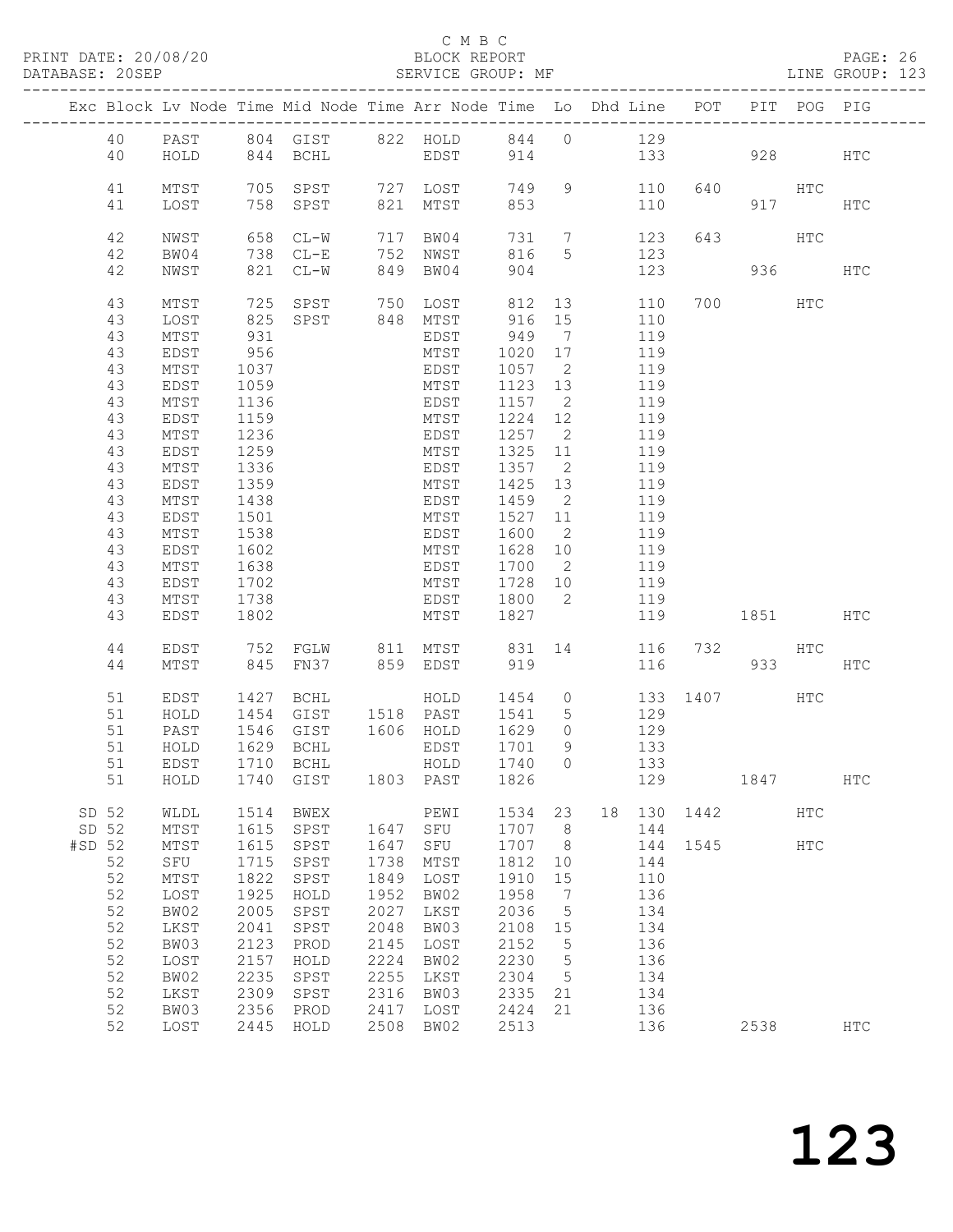C M B C

PRINT DATE: 20/08/20 BLOCK REPORT

DATABASE: 20SEP SERVICE GROUP: MF LINE GROUP: 123

| Exc | Block | Lv | Node | Time | Mid Node | Time | Arr Node | Time | Lo | Dhd | Line | POT | PIT | POG | PIG |
|---|---|---|---|---|---|---|---|---|---|---|---|---|---|---|---|
| | 40 | | PAST | 804 | GIST | 822 | HOLD | 844 | 0 | | 129 | | | | |
| | 40 | | HOLD | 844 | BCHL | | EDST | 914 | | | 133 | | 928 | | HTC |
| | 41 | | MTST | 705 | SPST | 727 | LOST | 749 | 9 | | 110 | 640 | | HTC | |
| | 41 | | LOST | 758 | SPST | 821 | MTST | 853 | | | 110 | | 917 | | HTC |
| | 42 | | NWST | 658 | CL-W | 717 | BW04 | 731 | 7 | | 123 | 643 | | HTC | |
| | 42 | | BW04 | 738 | CL-E | 752 | NWST | 816 | 5 | | 123 | | | | |
| | 42 | | NWST | 821 | CL-W | 849 | BW04 | 904 | | | 123 | | 936 | | HTC |
| | 43 | | MTST | 725 | SPST | 750 | LOST | 812 | 13 | | 110 | 700 | | HTC | |
| | 43 | | LOST | 825 | SPST | 848 | MTST | 916 | 15 | | 110 | | | | |
| | 43 | | MTST | 931 | | | EDST | 949 | 7 | | 119 | | | | |
| | 43 | | EDST | 956 | | | MTST | 1020 | 17 | | 119 | | | | |
| | 43 | | MTST | 1037 | | | EDST | 1057 | 2 | | 119 | | | | |
| | 43 | | EDST | 1059 | | | MTST | 1123 | 13 | | 119 | | | | |
| | 43 | | MTST | 1136 | | | EDST | 1157 | 2 | | 119 | | | | |
| | 43 | | EDST | 1159 | | | MTST | 1224 | 12 | | 119 | | | | |
| | 43 | | MTST | 1236 | | | EDST | 1257 | 2 | | 119 | | | | |
| | 43 | | EDST | 1259 | | | MTST | 1325 | 11 | | 119 | | | | |
| | 43 | | MTST | 1336 | | | EDST | 1357 | 2 | | 119 | | | | |
| | 43 | | EDST | 1359 | | | MTST | 1425 | 13 | | 119 | | | | |
| | 43 | | MTST | 1438 | | | EDST | 1459 | 2 | | 119 | | | | |
| | 43 | | EDST | 1501 | | | MTST | 1527 | 11 | | 119 | | | | |
| | 43 | | MTST | 1538 | | | EDST | 1600 | 2 | | 119 | | | | |
| | 43 | | EDST | 1602 | | | MTST | 1628 | 10 | | 119 | | | | |
| | 43 | | MTST | 1638 | | | EDST | 1700 | 2 | | 119 | | | | |
| | 43 | | EDST | 1702 | | | MTST | 1728 | 10 | | 119 | | | | |
| | 43 | | MTST | 1738 | | | EDST | 1800 | 2 | | 119 | | | | |
| | 43 | | EDST | 1802 | | | MTST | 1827 | | | 119 | | 1851 | | HTC |
| | 44 | | EDST | 752 | FGLW | 811 | MTST | 831 | 14 | | 116 | 732 | | HTC | |
| | 44 | | MTST | 845 | FN37 | 859 | EDST | 919 | | | 116 | | 933 | | HTC |
| | 51 | | EDST | 1427 | BCHL | | HOLD | 1454 | 0 | | 133 | 1407 | | HTC | |
| | 51 | | HOLD | 1454 | GIST | 1518 | PAST | 1541 | 5 | | 129 | | | | |
| | 51 | | PAST | 1546 | GIST | 1606 | HOLD | 1629 | 0 | | 129 | | | | |
| | 51 | | HOLD | 1629 | BCHL | | EDST | 1701 | 9 | | 133 | | | | |
| | 51 | | EDST | 1710 | BCHL | | HOLD | 1740 | 0 | | 133 | | | | |
| | 51 | | HOLD | 1740 | GIST | 1803 | PAST | 1826 | | | 129 | | 1847 | | HTC |
| SD | 52 | | WLDL | 1514 | BWEX | | PEWI | 1534 | 23 | 18 | 130 | 1442 | | HTC | |
| SD | 52 | | MTST | 1615 | SPST | 1647 | SFU | 1707 | 8 | | 144 | | | | |
| #SD | 52 | | MTST | 1615 | SPST | 1647 | SFU | 1707 | 8 | | 144 | 1545 | | HTC | |
| | 52 | | SFU | 1715 | SPST | 1738 | MTST | 1812 | 10 | | 144 | | | | |
| | 52 | | MTST | 1822 | SPST | 1849 | LOST | 1910 | 15 | | 110 | | | | |
| | 52 | | LOST | 1925 | HOLD | 1952 | BW02 | 1958 | 7 | | 136 | | | | |
| | 52 | | BW02 | 2005 | SPST | 2027 | LKST | 2036 | 5 | | 134 | | | | |
| | 52 | | LKST | 2041 | SPST | 2048 | BW03 | 2108 | 15 | | 134 | | | | |
| | 52 | | BW03 | 2123 | PROD | 2145 | LOST | 2152 | 5 | | 136 | | | | |
| | 52 | | LOST | 2157 | HOLD | 2224 | BW02 | 2230 | 5 | | 136 | | | | |
| | 52 | | BW02 | 2235 | SPST | 2255 | LKST | 2304 | 5 | | 134 | | | | |
| | 52 | | LKST | 2309 | SPST | 2316 | BW03 | 2335 | 21 | | 134 | | | | |
| | 52 | | BW03 | 2356 | PROD | 2417 | LOST | 2424 | 21 | | 136 | | | | |
| | 52 | | LOST | 2445 | HOLD | 2508 | BW02 | 2513 | | | 136 | | 2538 | | HTC |

123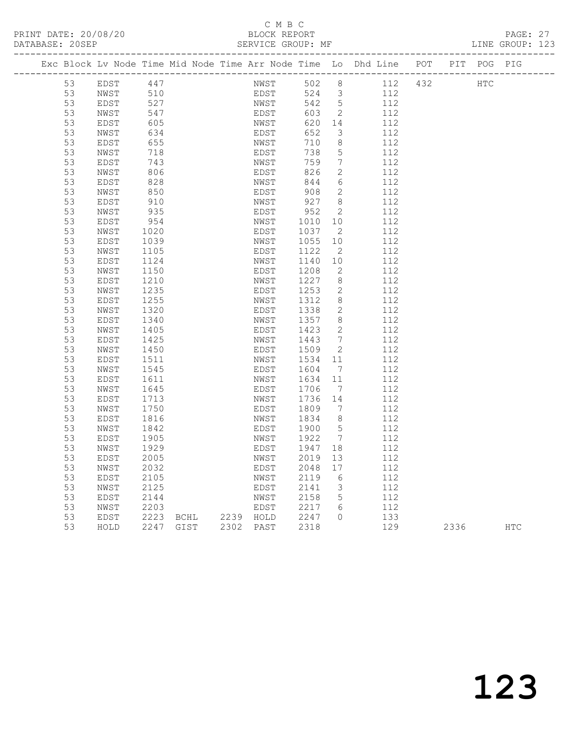C M B C
BLOCK REPORT
SERVICE GROUP: MF

PRINT DATE: 20/08/20
DATABASE: 20SEP
LINE GROUP: 123

| Exc | Block | Lv | Node | Time | Mid Node | Time | Arr Node | Time | Lo | Dhd Line | POT | PIT | POG | PIG |
|---|---|---|---|---|---|---|---|---|---|---|---|---|---|---|
| | 53 | | EDST | 447 | | | NWST | 502 | 8 | 112 | 432 | | HTC | |
| | 53 | | NWST | 510 | | | EDST | 524 | 3 | 112 | | | | |
| | 53 | | EDST | 527 | | | NWST | 542 | 5 | 112 | | | | |
| | 53 | | NWST | 547 | | | EDST | 603 | 2 | 112 | | | | |
| | 53 | | EDST | 605 | | | NWST | 620 | 14 | 112 | | | | |
| | 53 | | NWST | 634 | | | EDST | 652 | 3 | 112 | | | | |
| | 53 | | EDST | 655 | | | NWST | 710 | 8 | 112 | | | | |
| | 53 | | NWST | 718 | | | EDST | 738 | 5 | 112 | | | | |
| | 53 | | EDST | 743 | | | NWST | 759 | 7 | 112 | | | | |
| | 53 | | NWST | 806 | | | EDST | 826 | 2 | 112 | | | | |
| | 53 | | EDST | 828 | | | NWST | 844 | 6 | 112 | | | | |
| | 53 | | NWST | 850 | | | EDST | 908 | 2 | 112 | | | | |
| | 53 | | EDST | 910 | | | NWST | 927 | 8 | 112 | | | | |
| | 53 | | NWST | 935 | | | EDST | 952 | 2 | 112 | | | | |
| | 53 | | EDST | 954 | | | NWST | 1010 | 10 | 112 | | | | |
| | 53 | | NWST | 1020 | | | EDST | 1037 | 2 | 112 | | | | |
| | 53 | | EDST | 1039 | | | NWST | 1055 | 10 | 112 | | | | |
| | 53 | | NWST | 1105 | | | EDST | 1122 | 2 | 112 | | | | |
| | 53 | | EDST | 1124 | | | NWST | 1140 | 10 | 112 | | | | |
| | 53 | | NWST | 1150 | | | EDST | 1208 | 2 | 112 | | | | |
| | 53 | | EDST | 1210 | | | NWST | 1227 | 8 | 112 | | | | |
| | 53 | | NWST | 1235 | | | EDST | 1253 | 2 | 112 | | | | |
| | 53 | | EDST | 1255 | | | NWST | 1312 | 8 | 112 | | | | |
| | 53 | | NWST | 1320 | | | EDST | 1338 | 2 | 112 | | | | |
| | 53 | | EDST | 1340 | | | NWST | 1357 | 8 | 112 | | | | |
| | 53 | | NWST | 1405 | | | EDST | 1423 | 2 | 112 | | | | |
| | 53 | | EDST | 1425 | | | NWST | 1443 | 7 | 112 | | | | |
| | 53 | | NWST | 1450 | | | EDST | 1509 | 2 | 112 | | | | |
| | 53 | | EDST | 1511 | | | NWST | 1534 | 11 | 112 | | | | |
| | 53 | | NWST | 1545 | | | EDST | 1604 | 7 | 112 | | | | |
| | 53 | | EDST | 1611 | | | NWST | 1634 | 11 | 112 | | | | |
| | 53 | | NWST | 1645 | | | EDST | 1706 | 7 | 112 | | | | |
| | 53 | | EDST | 1713 | | | NWST | 1736 | 14 | 112 | | | | |
| | 53 | | NWST | 1750 | | | EDST | 1809 | 7 | 112 | | | | |
| | 53 | | EDST | 1816 | | | NWST | 1834 | 8 | 112 | | | | |
| | 53 | | NWST | 1842 | | | EDST | 1900 | 5 | 112 | | | | |
| | 53 | | EDST | 1905 | | | NWST | 1922 | 7 | 112 | | | | |
| | 53 | | NWST | 1929 | | | EDST | 1947 | 18 | 112 | | | | |
| | 53 | | EDST | 2005 | | | NWST | 2019 | 13 | 112 | | | | |
| | 53 | | NWST | 2032 | | | EDST | 2048 | 17 | 112 | | | | |
| | 53 | | EDST | 2105 | | | NWST | 2119 | 6 | 112 | | | | |
| | 53 | | NWST | 2125 | | | EDST | 2141 | 3 | 112 | | | | |
| | 53 | | EDST | 2144 | | | NWST | 2158 | 5 | 112 | | | | |
| | 53 | | NWST | 2203 | | | EDST | 2217 | 6 | 112 | | | | |
| | 53 | | EDST | 2223 | BCHL | 2239 | HOLD | 2247 | 0 | 133 | | | | |
| | 53 | | HOLD | 2247 | GIST | 2302 | PAST | 2318 | | 129 | | 2336 | | HTC |

123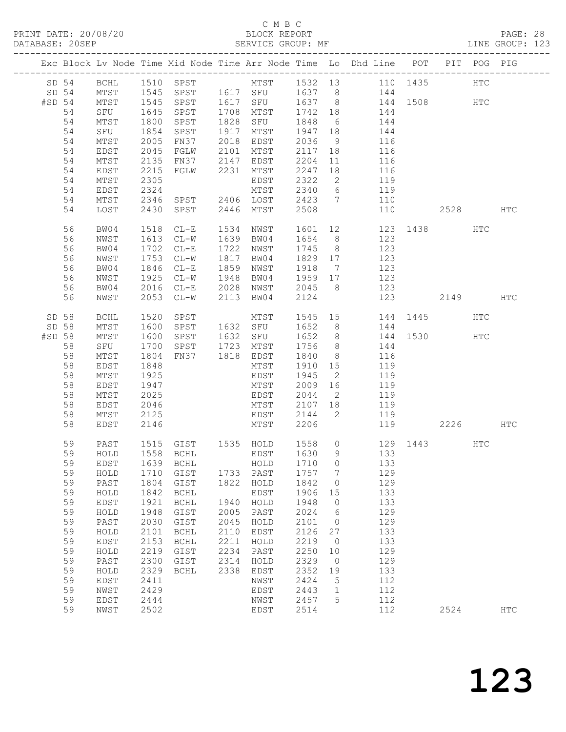C M B C

PRINT DATE: 20/08/20 BLOCK REPORT PAGE: 28
DATABASE: 20SEP SERVICE GROUP: MF LINE GROUP: 123

| Exc | Block | Lv | Node | Time | Mid Node | Time | Arr Node | Time | Lo | Dhd Line | POT | PIT | POG | PIG |
|---|---|---|---|---|---|---|---|---|---|---|---|---|---|---|
| SD | 54 | | BCHL | 1510 | SPST | | MTST | 1532 | 13 | 110 | 1435 | | HTC | |
| SD | 54 | | MTST | 1545 | SPST | 1617 | SFU | 1637 | 8 | 144 | | | | |
| #SD | 54 | | MTST | 1545 | SPST | 1617 | SFU | 1637 | 8 | 144 | 1508 | | HTC | |
| | 54 | | SFU | 1645 | SPST | 1708 | MTST | 1742 | 18 | 144 | | | | |
| | 54 | | MTST | 1800 | SPST | 1828 | SFU | 1848 | 6 | 144 | | | | |
| | 54 | | SFU | 1854 | SPST | 1917 | MTST | 1947 | 18 | 144 | | | | |
| | 54 | | MTST | 2005 | FN37 | 2018 | EDST | 2036 | 9 | 116 | | | | |
| | 54 | | EDST | 2045 | FGLW | 2101 | MTST | 2117 | 18 | 116 | | | | |
| | 54 | | MTST | 2135 | FN37 | 2147 | EDST | 2204 | 11 | 116 | | | | |
| | 54 | | EDST | 2215 | FGLW | 2231 | MTST | 2247 | 18 | 116 | | | | |
| | 54 | | MTST | 2305 | | | EDST | 2322 | 2 | 119 | | | | |
| | 54 | | EDST | 2324 | | | MTST | 2340 | 6 | 119 | | | | |
| | 54 | | MTST | 2346 | SPST | 2406 | LOST | 2423 | 7 | 110 | | | | |
| | 54 | | LOST | 2430 | SPST | 2446 | MTST | 2508 | | 110 | | 2528 | | HTC |
| | 56 | | BW04 | 1518 | CL-E | 1534 | NWST | 1601 | 12 | 123 | 1438 | | HTC | |
| | 56 | | NWST | 1613 | CL-W | 1639 | BW04 | 1654 | 8 | 123 | | | | |
| | 56 | | BW04 | 1702 | CL-E | 1722 | NWST | 1745 | 8 | 123 | | | | |
| | 56 | | NWST | 1753 | CL-W | 1817 | BW04 | 1829 | 17 | 123 | | | | |
| | 56 | | BW04 | 1846 | CL-E | 1859 | NWST | 1918 | 7 | 123 | | | | |
| | 56 | | NWST | 1925 | CL-W | 1948 | BW04 | 1959 | 17 | 123 | | | | |
| | 56 | | BW04 | 2016 | CL-E | 2028 | NWST | 2045 | 8 | 123 | | | | |
| | 56 | | NWST | 2053 | CL-W | 2113 | BW04 | 2124 | | 123 | | 2149 | | HTC |
| SD | 58 | | BCHL | 1520 | SPST | | MTST | 1545 | 15 | 144 | 1445 | | HTC | |
| SD | 58 | | MTST | 1600 | SPST | 1632 | SFU | 1652 | 8 | 144 | | | | |
| #SD | 58 | | MTST | 1600 | SPST | 1632 | SFU | 1652 | 8 | 144 | 1530 | | HTC | |
| | 58 | | SFU | 1700 | SPST | 1723 | MTST | 1756 | 8 | 144 | | | | |
| | 58 | | MTST | 1804 | FN37 | 1818 | EDST | 1840 | 8 | 116 | | | | |
| | 58 | | EDST | 1848 | | | MTST | 1910 | 15 | 119 | | | | |
| | 58 | | MTST | 1925 | | | EDST | 1945 | 2 | 119 | | | | |
| | 58 | | EDST | 1947 | | | MTST | 2009 | 16 | 119 | | | | |
| | 58 | | MTST | 2025 | | | EDST | 2044 | 2 | 119 | | | | |
| | 58 | | EDST | 2046 | | | MTST | 2107 | 18 | 119 | | | | |
| | 58 | | MTST | 2125 | | | EDST | 2144 | 2 | 119 | | | | |
| | 58 | | EDST | 2146 | | | MTST | 2206 | | 119 | | 2226 | | HTC |
| | 59 | | PAST | 1515 | GIST | 1535 | HOLD | 1558 | 0 | 129 | 1443 | | HTC | |
| | 59 | | HOLD | 1558 | BCHL | | EDST | 1630 | 9 | 133 | | | | |
| | 59 | | EDST | 1639 | BCHL | | HOLD | 1710 | 0 | 133 | | | | |
| | 59 | | HOLD | 1710 | GIST | 1733 | PAST | 1757 | 7 | 129 | | | | |
| | 59 | | PAST | 1804 | GIST | 1822 | HOLD | 1842 | 0 | 129 | | | | |
| | 59 | | HOLD | 1842 | BCHL | | EDST | 1906 | 15 | 133 | | | | |
| | 59 | | EDST | 1921 | BCHL | 1940 | HOLD | 1948 | 0 | 133 | | | | |
| | 59 | | HOLD | 1948 | GIST | 2005 | PAST | 2024 | 6 | 129 | | | | |
| | 59 | | PAST | 2030 | GIST | 2045 | HOLD | 2101 | 0 | 129 | | | | |
| | 59 | | HOLD | 2101 | BCHL | 2110 | EDST | 2126 | 27 | 133 | | | | |
| | 59 | | EDST | 2153 | BCHL | 2211 | HOLD | 2219 | 0 | 133 | | | | |
| | 59 | | HOLD | 2219 | GIST | 2234 | PAST | 2250 | 10 | 129 | | | | |
| | 59 | | PAST | 2300 | GIST | 2314 | HOLD | 2329 | 0 | 129 | | | | |
| | 59 | | HOLD | 2329 | BCHL | 2338 | EDST | 2352 | 19 | 133 | | | | |
| | 59 | | EDST | 2411 | | | NWST | 2424 | 5 | 112 | | | | |
| | 59 | | NWST | 2429 | | | EDST | 2443 | 1 | 112 | | | | |
| | 59 | | EDST | 2444 | | | NWST | 2457 | 5 | 112 | | | | |
| | 59 | | NWST | 2502 | | | EDST | 2514 | | 112 | | 2524 | | HTC |

123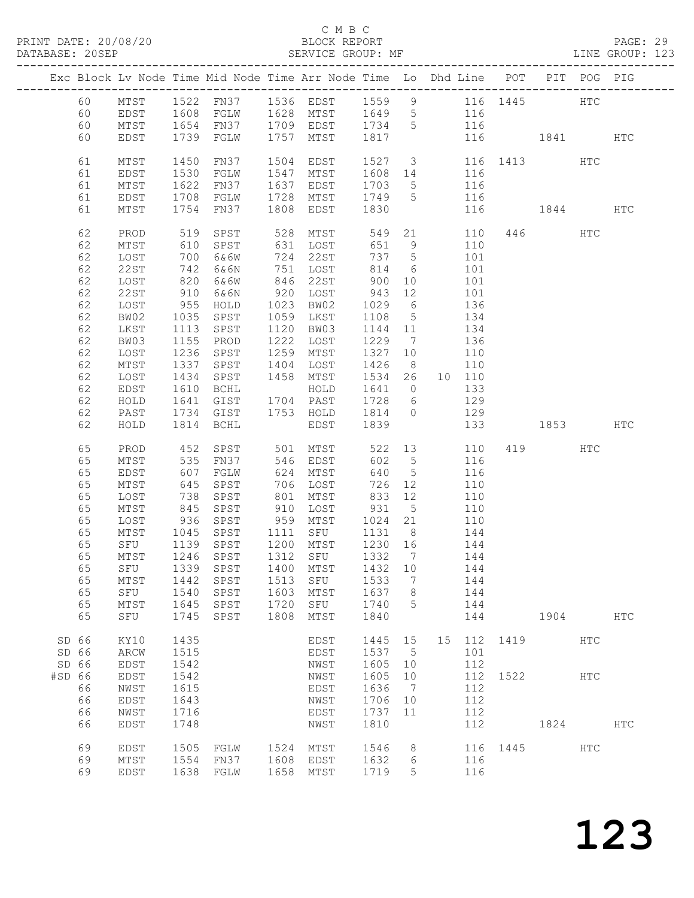C M B C
PRINT DATE: 20/08/20 BLOCK REPORT PAGE: 29
DATABASE: 20SEP SERVICE GROUP: MF LINE GROUP: 123

| Exc | Block | Lv | Node | Time | Mid Node | Time | Arr Node | Time | Lo | Dhd | Line | POT | PIT | POG | PIG |
|---|---|---|---|---|---|---|---|---|---|---|---|---|---|---|---|
| | 60 | | MTST | 1522 | FN37 | 1536 | EDST | 1559 | 9 | | 116 | 1445 | | HTC | |
| | 60 | | EDST | 1608 | FGLW | 1628 | MTST | 1649 | 5 | | 116 | | | | |
| | 60 | | MTST | 1654 | FN37 | 1709 | EDST | 1734 | 5 | | 116 | | | | |
| | 60 | | EDST | 1739 | FGLW | 1757 | MTST | 1817 | | | 116 | | 1841 | | HTC |
| | 61 | | MTST | 1450 | FN37 | 1504 | EDST | 1527 | 3 | | 116 | 1413 | | HTC | |
| | 61 | | EDST | 1530 | FGLW | 1547 | MTST | 1608 | 14 | | 116 | | | | |
| | 61 | | MTST | 1622 | FN37 | 1637 | EDST | 1703 | 5 | | 116 | | | | |
| | 61 | | EDST | 1708 | FGLW | 1728 | MTST | 1749 | 5 | | 116 | | | | |
| | 61 | | MTST | 1754 | FN37 | 1808 | EDST | 1830 | | | 116 | | 1844 | | HTC |
| | 62 | | PROD | 519 | SPST | 528 | MTST | 549 | 21 | | 110 | 446 | | HTC | |
| | 62 | | MTST | 610 | SPST | 631 | LOST | 651 | 9 | | 110 | | | | |
| | 62 | | LOST | 700 | 6&6W | 724 | 22ST | 737 | 5 | | 101 | | | | |
| | 62 | | 22ST | 742 | 6&6N | 751 | LOST | 814 | 6 | | 101 | | | | |
| | 62 | | LOST | 820 | 6&6W | 846 | 22ST | 900 | 10 | | 101 | | | | |
| | 62 | | 22ST | 910 | 6&6N | 920 | LOST | 943 | 12 | | 101 | | | | |
| | 62 | | LOST | 955 | HOLD | 1023 | BW02 | 1029 | 6 | | 136 | | | | |
| | 62 | | BW02 | 1035 | SPST | 1059 | LKST | 1108 | 5 | | 134 | | | | |
| | 62 | | LKST | 1113 | SPST | 1120 | BW03 | 1144 | 11 | | 134 | | | | |
| | 62 | | BW03 | 1155 | PROD | 1222 | LOST | 1229 | 7 | | 136 | | | | |
| | 62 | | LOST | 1236 | SPST | 1259 | MTST | 1327 | 10 | | 110 | | | | |
| | 62 | | MTST | 1337 | SPST | 1404 | LOST | 1426 | 8 | | 110 | | | | |
| | 62 | | LOST | 1434 | SPST | 1458 | MTST | 1534 | 26 | 10 | 110 | | | | |
| | 62 | | EDST | 1610 | BCHL | | HOLD | 1641 | 0 | | 133 | | | | |
| | 62 | | HOLD | 1641 | GIST | 1704 | PAST | 1728 | 6 | | 129 | | | | |
| | 62 | | PAST | 1734 | GIST | 1753 | HOLD | 1814 | 0 | | 129 | | | | |
| | 62 | | HOLD | 1814 | BCHL | | EDST | 1839 | | | 133 | | 1853 | | HTC |
| | 65 | | PROD | 452 | SPST | 501 | MTST | 522 | 13 | | 110 | 419 | | HTC | |
| | 65 | | MTST | 535 | FN37 | 546 | EDST | 602 | 5 | | 116 | | | | |
| | 65 | | EDST | 607 | FGLW | 624 | MTST | 640 | 5 | | 116 | | | | |
| | 65 | | MTST | 645 | SPST | 706 | LOST | 726 | 12 | | 110 | | | | |
| | 65 | | LOST | 738 | SPST | 801 | MTST | 833 | 12 | | 110 | | | | |
| | 65 | | MTST | 845 | SPST | 910 | LOST | 931 | 5 | | 110 | | | | |
| | 65 | | LOST | 936 | SPST | 959 | MTST | 1024 | 21 | | 110 | | | | |
| | 65 | | MTST | 1045 | SPST | 1111 | SFU | 1131 | 8 | | 144 | | | | |
| | 65 | | SFU | 1139 | SPST | 1200 | MTST | 1230 | 16 | | 144 | | | | |
| | 65 | | MTST | 1246 | SPST | 1312 | SFU | 1332 | 7 | | 144 | | | | |
| | 65 | | SFU | 1339 | SPST | 1400 | MTST | 1432 | 10 | | 144 | | | | |
| | 65 | | MTST | 1442 | SPST | 1513 | SFU | 1533 | 7 | | 144 | | | | |
| | 65 | | SFU | 1540 | SPST | 1603 | MTST | 1637 | 8 | | 144 | | | | |
| | 65 | | MTST | 1645 | SPST | 1720 | SFU | 1740 | 5 | | 144 | | | | |
| | 65 | | SFU | 1745 | SPST | 1808 | MTST | 1840 | | | 144 | | 1904 | | HTC |
| SD | 66 | | KY10 | 1435 | | | EDST | 1445 | 15 | 15 | 112 | 1419 | | HTC | |
| SD | 66 | | ARCW | 1515 | | | EDST | 1537 | 5 | | 101 | | | | |
| SD | 66 | | EDST | 1542 | | | NWST | 1605 | 10 | | 112 | | | | |
| #SD | 66 | | EDST | 1542 | | | NWST | 1605 | 10 | | 112 | 1522 | | HTC | |
| | 66 | | NWST | 1615 | | | EDST | 1636 | 7 | | 112 | | | | |
| | 66 | | EDST | 1643 | | | NWST | 1706 | 10 | | 112 | | | | |
| | 66 | | NWST | 1716 | | | EDST | 1737 | 11 | | 112 | | | | |
| | 66 | | EDST | 1748 | | | NWST | 1810 | | | 112 | | 1824 | | HTC |
| | 69 | | EDST | 1505 | FGLW | 1524 | MTST | 1546 | 8 | | 116 | 1445 | | HTC | |
| | 69 | | MTST | 1554 | FN37 | 1608 | EDST | 1632 | 6 | | 116 | | | | |
| | 69 | | EDST | 1638 | FGLW | 1658 | MTST | 1719 | 5 | | 116 | | | | |

123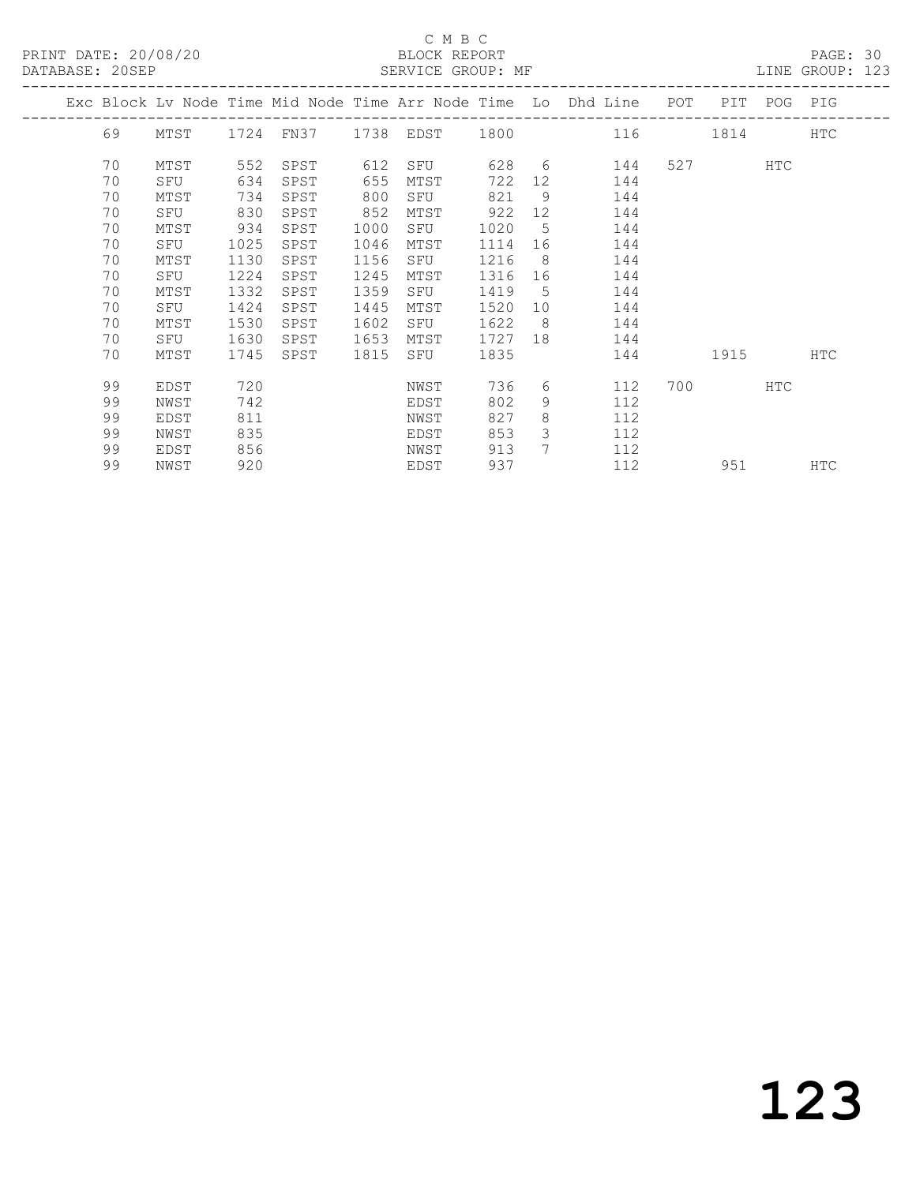C M B C

BLOCK REPORT

SERVICE GROUP: MF

PRINT DATE: 20/08/20

DATABASE: 20SEP

LINE GROUP: 123

| Exc | Block | Lv | Node | Time | Mid Node | Time | Arr Node | Time | Lo | Dhd Line | POT | PIT | POG | PIG |
|---|---|---|---|---|---|---|---|---|---|---|---|---|---|---|
| | 69 | | MTST | 1724 | FN37 | 1738 | EDST | 1800 | | 116 | | 1814 | | HTC |
| | 70 | | MTST | 552 | SPST | 612 | SFU | 628 | 6 | 144 | 527 | | HTC | |
| | 70 | | SFU | 634 | SPST | 655 | MTST | 722 | 12 | 144 | | | | |
| | 70 | | MTST | 734 | SPST | 800 | SFU | 821 | 9 | 144 | | | | |
| | 70 | | SFU | 830 | SPST | 852 | MTST | 922 | 12 | 144 | | | | |
| | 70 | | MTST | 934 | SPST | 1000 | SFU | 1020 | 5 | 144 | | | | |
| | 70 | | SFU | 1025 | SPST | 1046 | MTST | 1114 | 16 | 144 | | | | |
| | 70 | | MTST | 1130 | SPST | 1156 | SFU | 1216 | 8 | 144 | | | | |
| | 70 | | SFU | 1224 | SPST | 1245 | MTST | 1316 | 16 | 144 | | | | |
| | 70 | | MTST | 1332 | SPST | 1359 | SFU | 1419 | 5 | 144 | | | | |
| | 70 | | SFU | 1424 | SPST | 1445 | MTST | 1520 | 10 | 144 | | | | |
| | 70 | | MTST | 1530 | SPST | 1602 | SFU | 1622 | 8 | 144 | | | | |
| | 70 | | SFU | 1630 | SPST | 1653 | MTST | 1727 | 18 | 144 | | | | |
| | 70 | | MTST | 1745 | SPST | 1815 | SFU | 1835 | | 144 | | 1915 | | HTC |
| | 99 | | EDST | 720 | | | NWST | 736 | 6 | 112 | 700 | | HTC | |
| | 99 | | NWST | 742 | | | EDST | 802 | 9 | 112 | | | | |
| | 99 | | EDST | 811 | | | NWST | 827 | 8 | 112 | | | | |
| | 99 | | NWST | 835 | | | EDST | 853 | 3 | 112 | | | | |
| | 99 | | EDST | 856 | | | NWST | 913 | 7 | 112 | | | | |
| | 99 | | NWST | 920 | | | EDST | 937 | | 112 | | 951 | | HTC |

123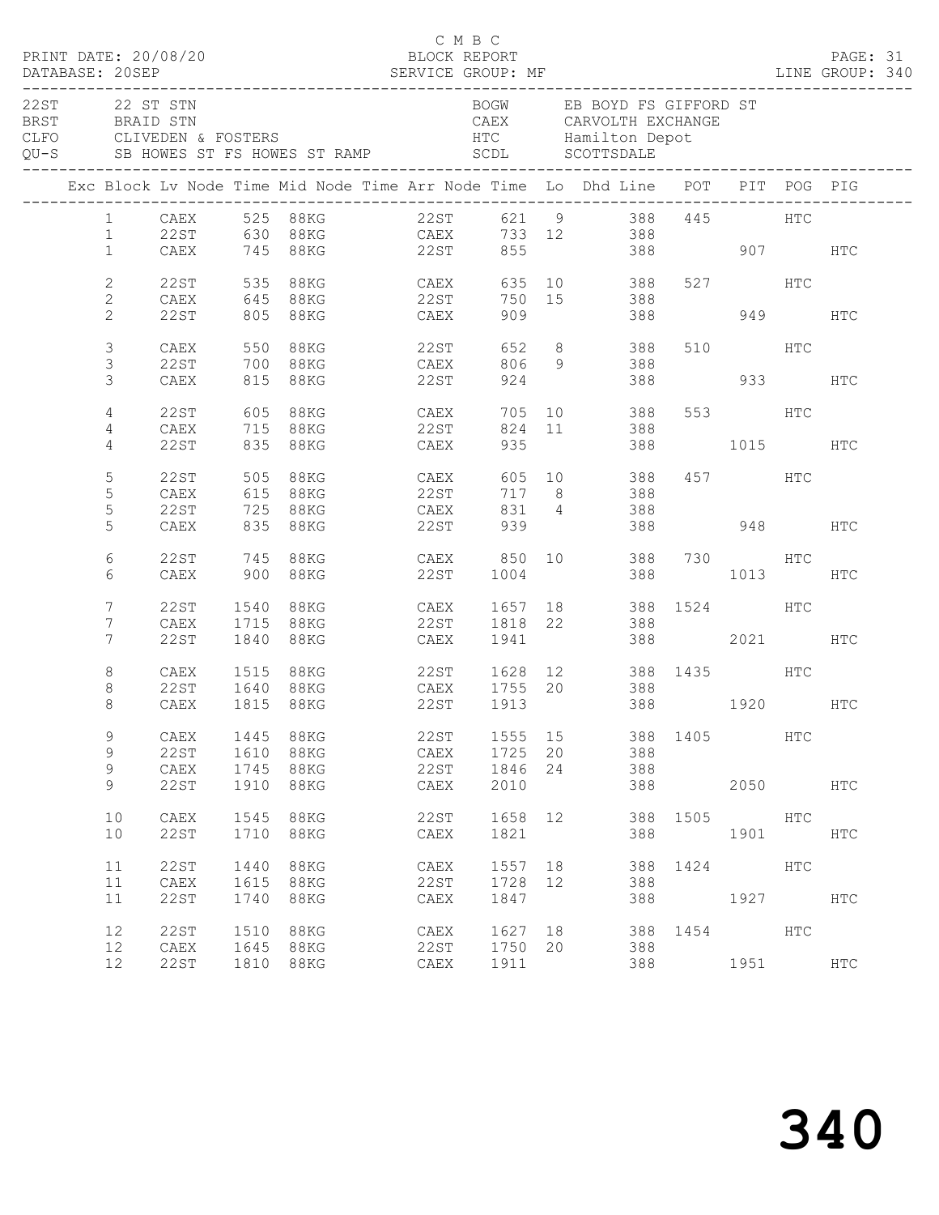C M B C
BLOCK REPORT
SERVICE GROUP: MF

PRINT DATE: 20/08/20
DATABASE: 20SEP
LINE GROUP: 340

| | | | |
|---|---|---|---|
| 22ST | 22 ST STN | BOGW | EB BOYD FS GIFFORD ST |
| BRST | BRAID STN | CAEX | CARVOLTH EXCHANGE |
| CLFO | CLIVEDEN & FOSTERS | HTC | Hamilton Depot |
| QU-S | SB HOWES ST FS HOWES ST RAMP | SCDL | SCOTTSDALE |

| Exc | Block | Lv Node | Time | Mid Node | Time | Arr Node | Time | Lo | Dhd Line | POT | PIT | POG | PIG |
|---|---|---|---|---|---|---|---|---|---|---|---|---|---|
| | 1 | CAEX | 525 | 88KG | | 22ST | 621 | 9 | 388 | 445 | | HTC | |
| | 1 | 22ST | 630 | 88KG | | CAEX | 733 | 12 | 388 | | | | |
| | 1 | CAEX | 745 | 88KG | | 22ST | 855 | | 388 | | 907 | | HTC |
| | 2 | 22ST | 535 | 88KG | | CAEX | 635 | 10 | 388 | 527 | | HTC | |
| | 2 | CAEX | 645 | 88KG | | 22ST | 750 | 15 | 388 | | | | |
| | 2 | 22ST | 805 | 88KG | | CAEX | 909 | | 388 | | 949 | | HTC |
| | 3 | CAEX | 550 | 88KG | | 22ST | 652 | 8 | 388 | 510 | | HTC | |
| | 3 | 22ST | 700 | 88KG | | CAEX | 806 | 9 | 388 | | | | |
| | 3 | CAEX | 815 | 88KG | | 22ST | 924 | | 388 | | 933 | | HTC |
| | 4 | 22ST | 605 | 88KG | | CAEX | 705 | 10 | 388 | 553 | | HTC | |
| | 4 | CAEX | 715 | 88KG | | 22ST | 824 | 11 | 388 | | | | |
| | 4 | 22ST | 835 | 88KG | | CAEX | 935 | | 388 | | 1015 | | HTC |
| | 5 | 22ST | 505 | 88KG | | CAEX | 605 | 10 | 388 | 457 | | HTC | |
| | 5 | CAEX | 615 | 88KG | | 22ST | 717 | 8 | 388 | | | | |
| | 5 | 22ST | 725 | 88KG | | CAEX | 831 | 4 | 388 | | | | |
| | 5 | CAEX | 835 | 88KG | | 22ST | 939 | | 388 | | 948 | | HTC |
| | 6 | 22ST | 745 | 88KG | | CAEX | 850 | 10 | 388 | 730 | | HTC | |
| | 6 | CAEX | 900 | 88KG | | 22ST | 1004 | | 388 | | 1013 | | HTC |
| | 7 | 22ST | 1540 | 88KG | | CAEX | 1657 | 18 | 388 | 1524 | | HTC | |
| | 7 | CAEX | 1715 | 88KG | | 22ST | 1818 | 22 | 388 | | | | |
| | 7 | 22ST | 1840 | 88KG | | CAEX | 1941 | | 388 | | 2021 | | HTC |
| | 8 | CAEX | 1515 | 88KG | | 22ST | 1628 | 12 | 388 | 1435 | | HTC | |
| | 8 | 22ST | 1640 | 88KG | | CAEX | 1755 | 20 | 388 | | | | |
| | 8 | CAEX | 1815 | 88KG | | 22ST | 1913 | | 388 | | 1920 | | HTC |
| | 9 | CAEX | 1445 | 88KG | | 22ST | 1555 | 15 | 388 | 1405 | | HTC | |
| | 9 | 22ST | 1610 | 88KG | | CAEX | 1725 | 20 | 388 | | | | |
| | 9 | CAEX | 1745 | 88KG | | 22ST | 1846 | 24 | 388 | | | | |
| | 9 | 22ST | 1910 | 88KG | | CAEX | 2010 | | 388 | | 2050 | | HTC |
| | 10 | CAEX | 1545 | 88KG | | 22ST | 1658 | 12 | 388 | 1505 | | HTC | |
| | 10 | 22ST | 1710 | 88KG | | CAEX | 1821 | | 388 | | 1901 | | HTC |
| | 11 | 22ST | 1440 | 88KG | | CAEX | 1557 | 18 | 388 | 1424 | | HTC | |
| | 11 | CAEX | 1615 | 88KG | | 22ST | 1728 | 12 | 388 | | | | |
| | 11 | 22ST | 1740 | 88KG | | CAEX | 1847 | | 388 | | 1927 | | HTC |
| | 12 | 22ST | 1510 | 88KG | | CAEX | 1627 | 18 | 388 | 1454 | | HTC | |
| | 12 | CAEX | 1645 | 88KG | | 22ST | 1750 | 20 | 388 | | | | |
| | 12 | 22ST | 1810 | 88KG | | CAEX | 1911 | | 388 | | 1951 | | HTC |

340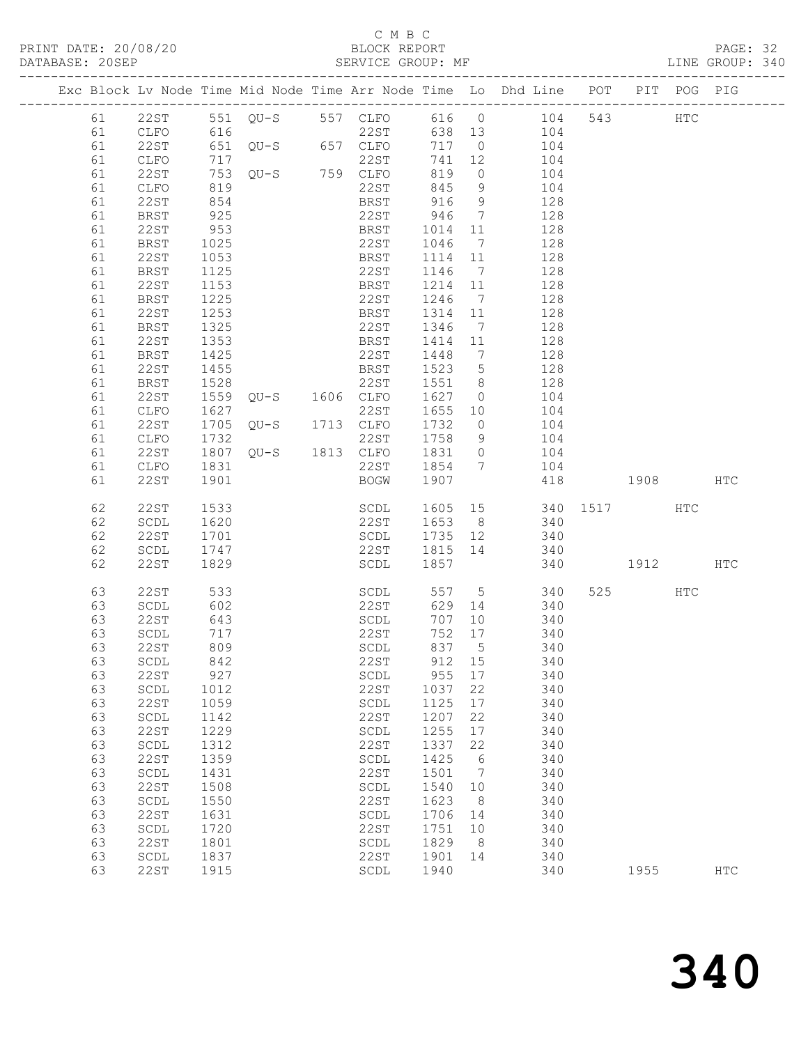C M B C

BLOCK REPORT

SERVICE GROUP: MF

LINE GROUP: 340

PRINT DATE: 20/08/20
DATABASE: 20SEP

| Exc | Block | Lv | Node | Time | Mid Node | Time | Arr Node | Time | Lo | Dhd Line | POT | PIT | POG | PIG |
|---|---|---|---|---|---|---|---|---|---|---|---|---|---|---|
| | 61 | | 22ST | 551 | QU-S | 557 | CLFO | 616 | 0 | 104 | 543 | | HTC | |
| | 61 | | CLFO | 616 | | | 22ST | 638 | 13 | 104 | | | | |
| | 61 | | 22ST | 651 | QU-S | 657 | CLFO | 717 | 0 | 104 | | | | |
| | 61 | | CLFO | 717 | | | 22ST | 741 | 12 | 104 | | | | |
| | 61 | | 22ST | 753 | QU-S | 759 | CLFO | 819 | 0 | 104 | | | | |
| | 61 | | CLFO | 819 | | | 22ST | 845 | 9 | 104 | | | | |
| | 61 | | 22ST | 854 | | | BRST | 916 | 9 | 128 | | | | |
| | 61 | | BRST | 925 | | | 22ST | 946 | 7 | 128 | | | | |
| | 61 | | 22ST | 953 | | | BRST | 1014 | 11 | 128 | | | | |
| | 61 | | BRST | 1025 | | | 22ST | 1046 | 7 | 128 | | | | |
| | 61 | | 22ST | 1053 | | | BRST | 1114 | 11 | 128 | | | | |
| | 61 | | BRST | 1125 | | | 22ST | 1146 | 7 | 128 | | | | |
| | 61 | | 22ST | 1153 | | | BRST | 1214 | 11 | 128 | | | | |
| | 61 | | BRST | 1225 | | | 22ST | 1246 | 7 | 128 | | | | |
| | 61 | | 22ST | 1253 | | | BRST | 1314 | 11 | 128 | | | | |
| | 61 | | BRST | 1325 | | | 22ST | 1346 | 7 | 128 | | | | |
| | 61 | | 22ST | 1353 | | | BRST | 1414 | 11 | 128 | | | | |
| | 61 | | BRST | 1425 | | | 22ST | 1448 | 7 | 128 | | | | |
| | 61 | | 22ST | 1455 | | | BRST | 1523 | 5 | 128 | | | | |
| | 61 | | BRST | 1528 | | | 22ST | 1551 | 8 | 128 | | | | |
| | 61 | | 22ST | 1559 | QU-S | 1606 | CLFO | 1627 | 0 | 104 | | | | |
| | 61 | | CLFO | 1627 | | | 22ST | 1655 | 10 | 104 | | | | |
| | 61 | | 22ST | 1705 | QU-S | 1713 | CLFO | 1732 | 0 | 104 | | | | |
| | 61 | | CLFO | 1732 | | | 22ST | 1758 | 9 | 104 | | | | |
| | 61 | | 22ST | 1807 | QU-S | 1813 | CLFO | 1831 | 0 | 104 | | | | |
| | 61 | | CLFO | 1831 | | | 22ST | 1854 | 7 | 104 | | | | |
| | 61 | | 22ST | 1901 | | | BOGW | 1907 | | 418 | | 1908 | | HTC |
| | 62 | | 22ST | 1533 | | | SCDL | 1605 | 15 | 340 | 1517 | | HTC | |
| | 62 | | SCDL | 1620 | | | 22ST | 1653 | 8 | 340 | | | | |
| | 62 | | 22ST | 1701 | | | SCDL | 1735 | 12 | 340 | | | | |
| | 62 | | SCDL | 1747 | | | 22ST | 1815 | 14 | 340 | | | | |
| | 62 | | 22ST | 1829 | | | SCDL | 1857 | | 340 | | 1912 | | HTC |
| | 63 | | 22ST | 533 | | | SCDL | 557 | 5 | 340 | 525 | | HTC | |
| | 63 | | SCDL | 602 | | | 22ST | 629 | 14 | 340 | | | | |
| | 63 | | 22ST | 643 | | | SCDL | 707 | 10 | 340 | | | | |
| | 63 | | SCDL | 717 | | | 22ST | 752 | 17 | 340 | | | | |
| | 63 | | 22ST | 809 | | | SCDL | 837 | 5 | 340 | | | | |
| | 63 | | SCDL | 842 | | | 22ST | 912 | 15 | 340 | | | | |
| | 63 | | 22ST | 927 | | | SCDL | 955 | 17 | 340 | | | | |
| | 63 | | SCDL | 1012 | | | 22ST | 1037 | 22 | 340 | | | | |
| | 63 | | 22ST | 1059 | | | SCDL | 1125 | 17 | 340 | | | | |
| | 63 | | SCDL | 1142 | | | 22ST | 1207 | 22 | 340 | | | | |
| | 63 | | 22ST | 1229 | | | SCDL | 1255 | 17 | 340 | | | | |
| | 63 | | SCDL | 1312 | | | 22ST | 1337 | 22 | 340 | | | | |
| | 63 | | 22ST | 1359 | | | SCDL | 1425 | 6 | 340 | | | | |
| | 63 | | SCDL | 1431 | | | 22ST | 1501 | 7 | 340 | | | | |
| | 63 | | 22ST | 1508 | | | SCDL | 1540 | 10 | 340 | | | | |
| | 63 | | SCDL | 1550 | | | 22ST | 1623 | 8 | 340 | | | | |
| | 63 | | 22ST | 1631 | | | SCDL | 1706 | 14 | 340 | | | | |
| | 63 | | SCDL | 1720 | | | 22ST | 1751 | 10 | 340 | | | | |
| | 63 | | 22ST | 1801 | | | SCDL | 1829 | 8 | 340 | | | | |
| | 63 | | SCDL | 1837 | | | 22ST | 1901 | 14 | 340 | | | | |
| | 63 | | 22ST | 1915 | | | SCDL | 1940 | | 340 | | 1955 | | HTC |

340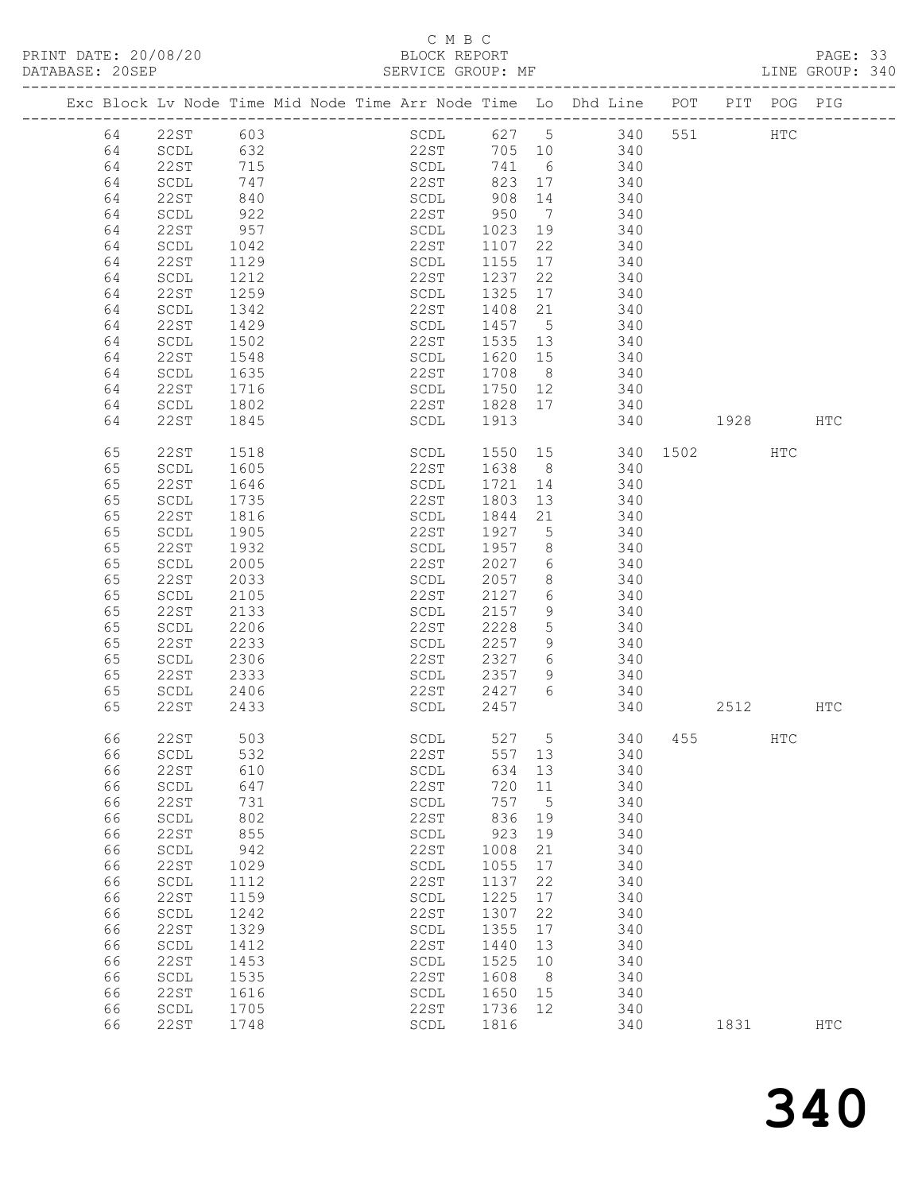C M B C

PRINT DATE: 20/08/20 BLOCK REPORT

DATABASE: 20SEP SERVICE GROUP: MF LINE GROUP: 340

| Exc | Block | Lv | Node | Time | Mid | Node | Time | Arr | Node | Time | Lo | Dhd | Line | POT | PIT | POG | PIG |
|---|---|---|---|---|---|---|---|---|---|---|---|---|---|---|---|---|---|
| | 64 | | 22ST | 603 | | | | | SCDL | 627 | 5 | | 340 | 551 | | HTC | |
| | 64 | | SCDL | 632 | | | | | 22ST | 705 | 10 | | 340 | | | | |
| | 64 | | 22ST | 715 | | | | | SCDL | 741 | 6 | | 340 | | | | |
| | 64 | | SCDL | 747 | | | | | 22ST | 823 | 17 | | 340 | | | | |
| | 64 | | 22ST | 840 | | | | | SCDL | 908 | 14 | | 340 | | | | |
| | 64 | | SCDL | 922 | | | | | 22ST | 950 | 7 | | 340 | | | | |
| | 64 | | 22ST | 957 | | | | | SCDL | 1023 | 19 | | 340 | | | | |
| | 64 | | SCDL | 1042 | | | | | 22ST | 1107 | 22 | | 340 | | | | |
| | 64 | | 22ST | 1129 | | | | | SCDL | 1155 | 17 | | 340 | | | | |
| | 64 | | SCDL | 1212 | | | | | 22ST | 1237 | 22 | | 340 | | | | |
| | 64 | | 22ST | 1259 | | | | | SCDL | 1325 | 17 | | 340 | | | | |
| | 64 | | SCDL | 1342 | | | | | 22ST | 1408 | 21 | | 340 | | | | |
| | 64 | | 22ST | 1429 | | | | | SCDL | 1457 | 5 | | 340 | | | | |
| | 64 | | SCDL | 1502 | | | | | 22ST | 1535 | 13 | | 340 | | | | |
| | 64 | | 22ST | 1548 | | | | | SCDL | 1620 | 15 | | 340 | | | | |
| | 64 | | SCDL | 1635 | | | | | 22ST | 1708 | 8 | | 340 | | | | |
| | 64 | | 22ST | 1716 | | | | | SCDL | 1750 | 12 | | 340 | | | | |
| | 64 | | SCDL | 1802 | | | | | 22ST | 1828 | 17 | | 340 | | | | |
| | 64 | | 22ST | 1845 | | | | | SCDL | 1913 | | | 340 | | 1928 | | HTC |
| | 65 | | 22ST | 1518 | | | | | SCDL | 1550 | 15 | | 340 | 1502 | | HTC | |
| | 65 | | SCDL | 1605 | | | | | 22ST | 1638 | 8 | | 340 | | | | |
| | 65 | | 22ST | 1646 | | | | | SCDL | 1721 | 14 | | 340 | | | | |
| | 65 | | SCDL | 1735 | | | | | 22ST | 1803 | 13 | | 340 | | | | |
| | 65 | | 22ST | 1816 | | | | | SCDL | 1844 | 21 | | 340 | | | | |
| | 65 | | SCDL | 1905 | | | | | 22ST | 1927 | 5 | | 340 | | | | |
| | 65 | | 22ST | 1932 | | | | | SCDL | 1957 | 8 | | 340 | | | | |
| | 65 | | SCDL | 2005 | | | | | 22ST | 2027 | 6 | | 340 | | | | |
| | 65 | | 22ST | 2033 | | | | | SCDL | 2057 | 8 | | 340 | | | | |
| | 65 | | SCDL | 2105 | | | | | 22ST | 2127 | 6 | | 340 | | | | |
| | 65 | | 22ST | 2133 | | | | | SCDL | 2157 | 9 | | 340 | | | | |
| | 65 | | SCDL | 2206 | | | | | 22ST | 2228 | 5 | | 340 | | | | |
| | 65 | | 22ST | 2233 | | | | | SCDL | 2257 | 9 | | 340 | | | | |
| | 65 | | SCDL | 2306 | | | | | 22ST | 2327 | 6 | | 340 | | | | |
| | 65 | | 22ST | 2333 | | | | | SCDL | 2357 | 9 | | 340 | | | | |
| | 65 | | SCDL | 2406 | | | | | 22ST | 2427 | 6 | | 340 | | | | |
| | 65 | | 22ST | 2433 | | | | | SCDL | 2457 | | | 340 | | 2512 | | HTC |
| | 66 | | 22ST | 503 | | | | | SCDL | 527 | 5 | | 340 | 455 | | HTC | |
| | 66 | | SCDL | 532 | | | | | 22ST | 557 | 13 | | 340 | | | | |
| | 66 | | 22ST | 610 | | | | | SCDL | 634 | 13 | | 340 | | | | |
| | 66 | | SCDL | 647 | | | | | 22ST | 720 | 11 | | 340 | | | | |
| | 66 | | 22ST | 731 | | | | | SCDL | 757 | 5 | | 340 | | | | |
| | 66 | | SCDL | 802 | | | | | 22ST | 836 | 19 | | 340 | | | | |
| | 66 | | 22ST | 855 | | | | | SCDL | 923 | 19 | | 340 | | | | |
| | 66 | | SCDL | 942 | | | | | 22ST | 1008 | 21 | | 340 | | | | |
| | 66 | | 22ST | 1029 | | | | | SCDL | 1055 | 17 | | 340 | | | | |
| | 66 | | SCDL | 1112 | | | | | 22ST | 1137 | 22 | | 340 | | | | |
| | 66 | | 22ST | 1159 | | | | | SCDL | 1225 | 17 | | 340 | | | | |
| | 66 | | SCDL | 1242 | | | | | 22ST | 1307 | 22 | | 340 | | | | |
| | 66 | | 22ST | 1329 | | | | | SCDL | 1355 | 17 | | 340 | | | | |
| | 66 | | SCDL | 1412 | | | | | 22ST | 1440 | 13 | | 340 | | | | |
| | 66 | | 22ST | 1453 | | | | | SCDL | 1525 | 10 | | 340 | | | | |
| | 66 | | SCDL | 1535 | | | | | 22ST | 1608 | 8 | | 340 | | | | |
| | 66 | | 22ST | 1616 | | | | | SCDL | 1650 | 15 | | 340 | | | | |
| | 66 | | SCDL | 1705 | | | | | 22ST | 1736 | 12 | | 340 | | | | |
| | 66 | | 22ST | 1748 | | | | | SCDL | 1816 | | | 340 | | 1831 | | HTC |

# 340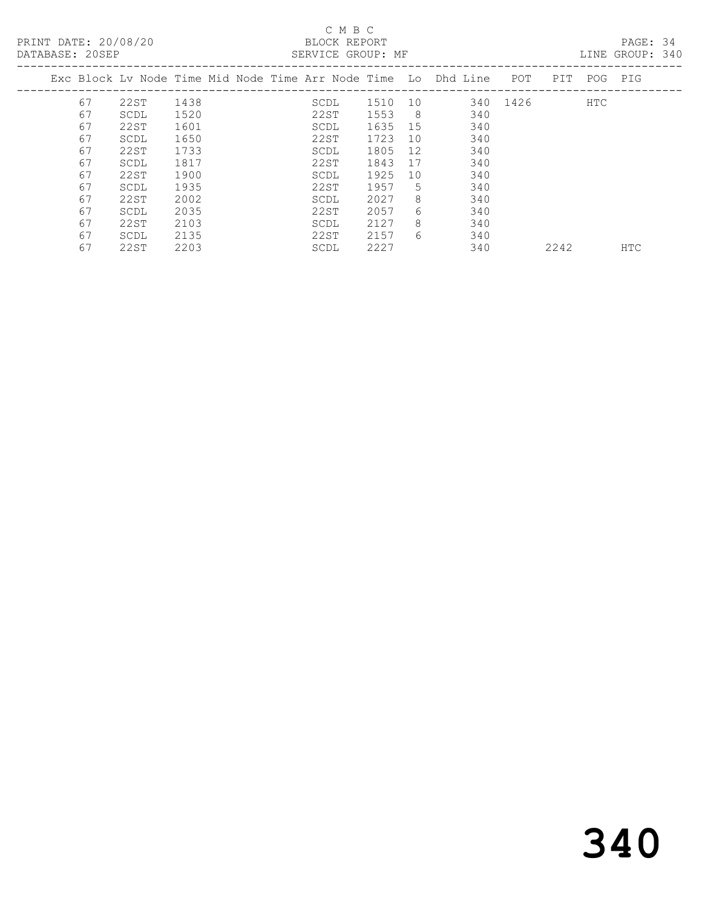C M B C

PRINT DATE: 20/08/20 BLOCK REPORT

DATABASE: 20SEP SERVICE GROUP: MF LINE GROUP: 340

| Exc | Block | Lv | Node | Time | Mid Node | Time | Arr Node | Time | Lo | Dhd Line | POT | PIT | POG | PIG |
|---|---|---|---|---|---|---|---|---|---|---|---|---|---|---|
| | 67 | | 22ST | 1438 | | | SCDL | 1510 | 10 | 340 | 1426 | | HTC | |
| | 67 | | SCDL | 1520 | | | 22ST | 1553 | 8 | 340 | | | | |
| | 67 | | 22ST | 1601 | | | SCDL | 1635 | 15 | 340 | | | | |
| | 67 | | SCDL | 1650 | | | 22ST | 1723 | 10 | 340 | | | | |
| | 67 | | 22ST | 1733 | | | SCDL | 1805 | 12 | 340 | | | | |
| | 67 | | SCDL | 1817 | | | 22ST | 1843 | 17 | 340 | | | | |
| | 67 | | 22ST | 1900 | | | SCDL | 1925 | 10 | 340 | | | | |
| | 67 | | SCDL | 1935 | | | 22ST | 1957 | 5 | 340 | | | | |
| | 67 | | 22ST | 2002 | | | SCDL | 2027 | 8 | 340 | | | | |
| | 67 | | SCDL | 2035 | | | 22ST | 2057 | 6 | 340 | | | | |
| | 67 | | 22ST | 2103 | | | SCDL | 2127 | 8 | 340 | | | | |
| | 67 | | SCDL | 2135 | | | 22ST | 2157 | 6 | 340 | | | | |
| | 67 | | 22ST | 2203 | | | SCDL | 2227 | | 340 | | 2242 | | HTC |

# 340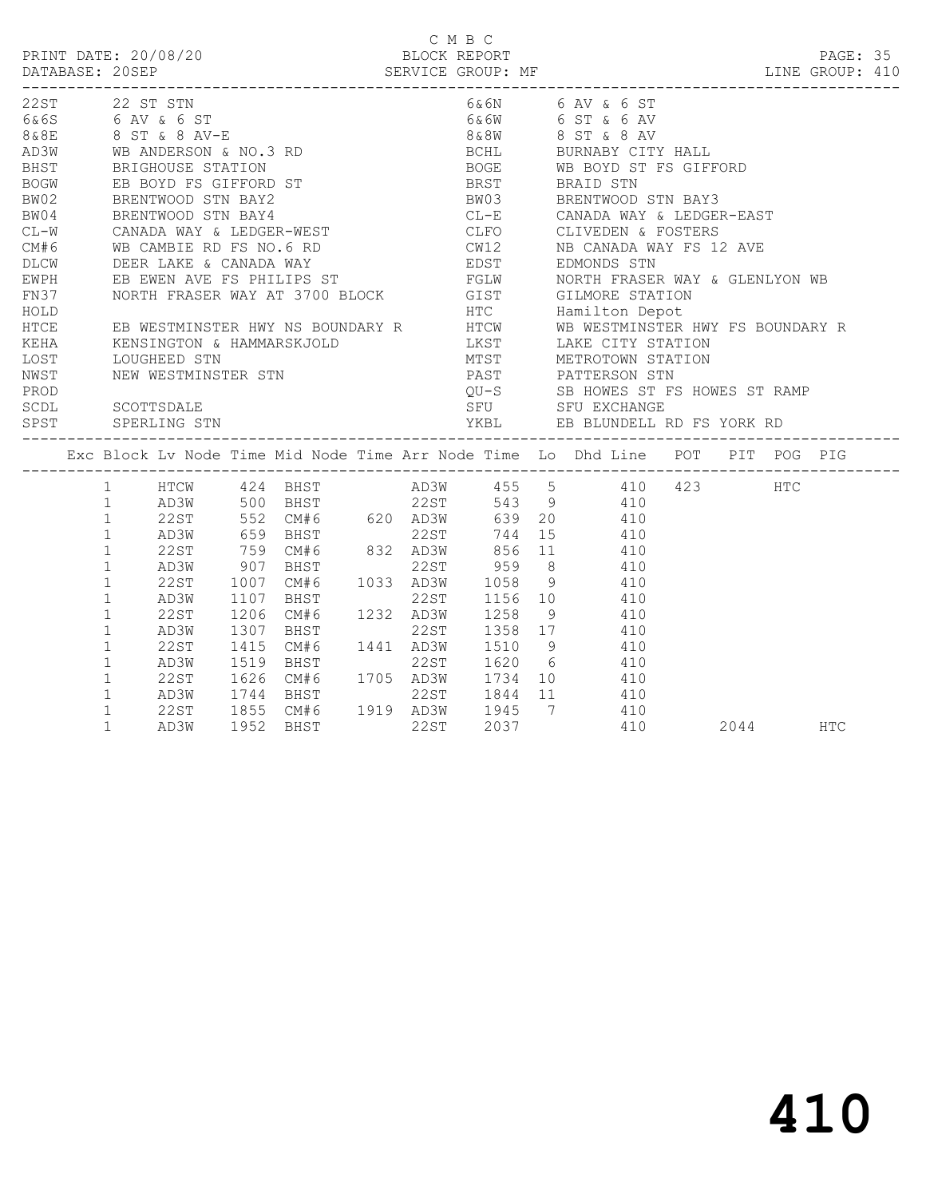C M B C
PRINT DATE: 20/08/20 BLOCK REPORT
DATABASE: 20SEP SERVICE GROUP: MF LINE GROUP: 410

| Code | Description | Code | Description |
|---|---|---|---|
| 22ST | 22 ST STN | 6&6N | 6 AV & 6 ST |
| 6&6S | 6 AV & 6 ST | 6&6W | 6 ST & 6 AV |
| 8&8E | 8 ST & 8 AV-E | 8&8W | 8 ST & 8 AV |
| AD3W | WB ANDERSON & NO.3 RD | BCHL | BURNABY CITY HALL |
| BHST | BRIGHOUSE STATION | BOGE | WB BOYD ST FS GIFFORD |
| BOGW | EB BOYD FS GIFFORD ST | BRST | BRAID STN |
| BW02 | BRENTWOOD STN BAY2 | BW03 | BRENTWOOD STN BAY3 |
| BW04 | BRENTWOOD STN BAY4 | CL-E | CANADA WAY & LEDGER-EAST |
| CL-W | CANADA WAY & LEDGER-WEST | CLFO | CLIVEDEN & FOSTERS |
| CM#6 | WB CAMBIE RD FS NO.6 RD | CW12 | NB CANADA WAY FS 12 AVE |
| DLCW | DEER LAKE & CANADA WAY | EDST | EDMONDS STN |
| EWPH | EB EWEN AVE FS PHILIPS ST | FGLW | NORTH FRASER WAY & GLENLYON WB |
| FN37 | NORTH FRASER WAY AT 3700 BLOCK | GIST | GILMORE STATION |
| HOLD | | HTC | Hamilton Depot |
| HTCE | EB WESTMINSTER HWY NS BOUNDARY R | HTCW | WB WESTMINSTER HWY FS BOUNDARY R |
| KEHA | KENSINGTON & HAMMARSKJOLD | LKST | LAKE CITY STATION |
| LOST | LOUGHEED STN | MTST | METROTOWN STATION |
| NWST | NEW WESTMINSTER STN | PAST | PATTERSON STN |
| PROD | | QU-S | SB HOWES ST FS HOWES ST RAMP |
| SCDL | SCOTTSDALE | SFU | SFU EXCHANGE |
| SPST | SPERLING STN | YKBL | EB BLUNDELL RD FS YORK RD |

| Exc | Block | Lv Node | Time | Mid Node | Time | Arr Node | Time | Lo | Dhd Line | POT | PIT | POG | PIG |
|---|---|---|---|---|---|---|---|---|---|---|---|---|---|
| | 1 | HTCW | 424 | BHST | | AD3W | 455 | 5 | 410 | 423 | | HTC | |
| | 1 | AD3W | 500 | BHST | | 22ST | 543 | 9 | 410 | | | | |
| | 1 | 22ST | 552 | CM#6 | 620 | AD3W | 639 | 20 | 410 | | | | |
| | 1 | AD3W | 659 | BHST | | 22ST | 744 | 15 | 410 | | | | |
| | 1 | 22ST | 759 | CM#6 | 832 | AD3W | 856 | 11 | 410 | | | | |
| | 1 | AD3W | 907 | BHST | | 22ST | 959 | 8 | 410 | | | | |
| | 1 | 22ST | 1007 | CM#6 | 1033 | AD3W | 1058 | 9 | 410 | | | | |
| | 1 | AD3W | 1107 | BHST | | 22ST | 1156 | 10 | 410 | | | | |
| | 1 | 22ST | 1206 | CM#6 | 1232 | AD3W | 1258 | 9 | 410 | | | | |
| | 1 | AD3W | 1307 | BHST | | 22ST | 1358 | 17 | 410 | | | | |
| | 1 | 22ST | 1415 | CM#6 | 1441 | AD3W | 1510 | 9 | 410 | | | | |
| | 1 | AD3W | 1519 | BHST | | 22ST | 1620 | 6 | 410 | | | | |
| | 1 | 22ST | 1626 | CM#6 | 1705 | AD3W | 1734 | 10 | 410 | | | | |
| | 1 | AD3W | 1744 | BHST | | 22ST | 1844 | 11 | 410 | | | | |
| | 1 | 22ST | 1855 | CM#6 | 1919 | AD3W | 1945 | 7 | 410 | | | | |
| | 1 | AD3W | 1952 | BHST | | 22ST | 2037 | | 410 | | 2044 | | HTC |

# 410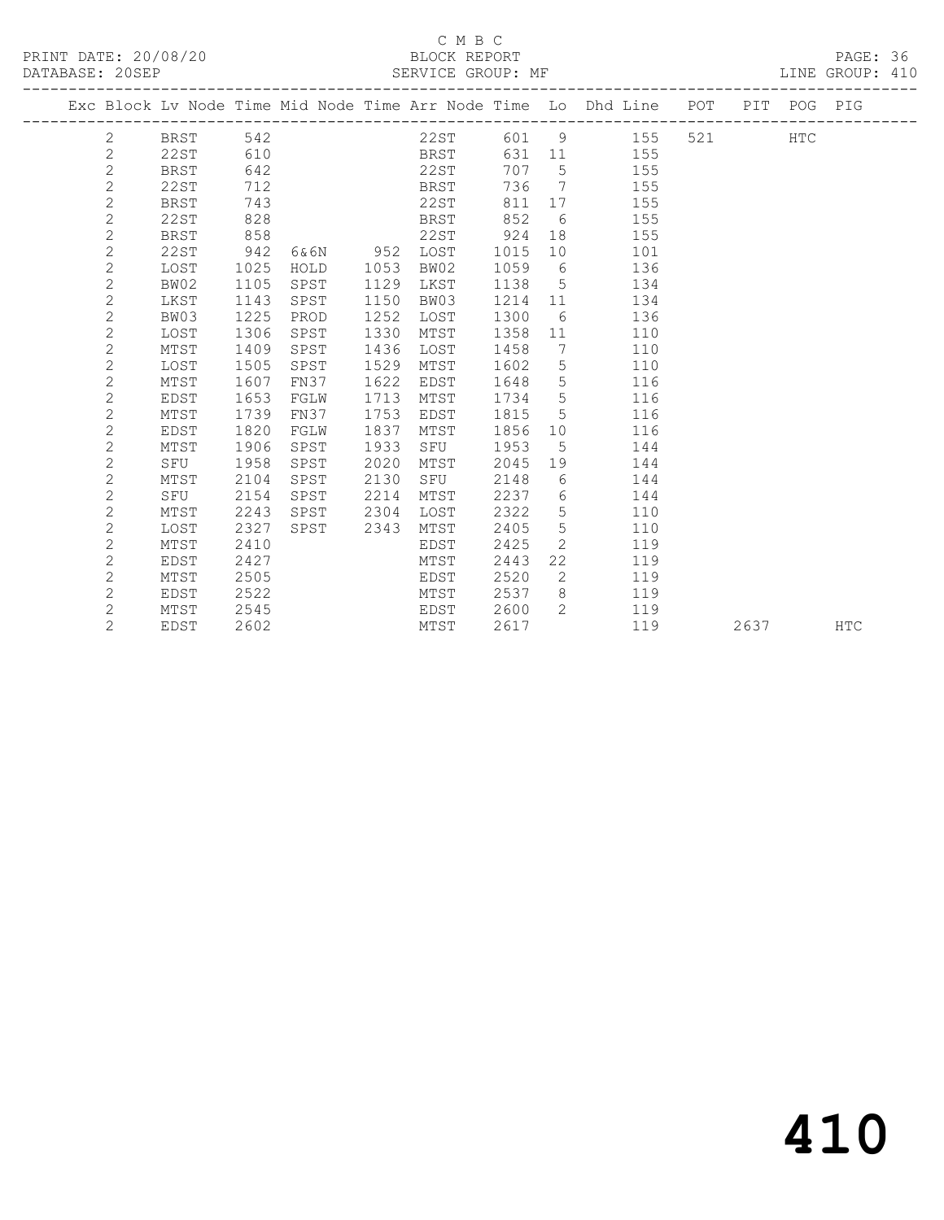C M B C

PRINT DATE: 20/08/20 BLOCK REPORT

DATABASE: 20SEP SERVICE GROUP: MF LINE GROUP: 410

| Exc | Block | Lv | Node | Time | Mid Node | Time | Arr Node | Time | Lo | Dhd Line | POT | PIT | POG | PIG |
|---|---|---|---|---|---|---|---|---|---|---|---|---|---|---|
| | 2 | | BRST | 542 | | | 22ST | 601 | 9 | 155 | 521 | | HTC | |
| | 2 | | 22ST | 610 | | | BRST | 631 | 11 | 155 | | | | |
| | 2 | | BRST | 642 | | | 22ST | 707 | 5 | 155 | | | | |
| | 2 | | 22ST | 712 | | | BRST | 736 | 7 | 155 | | | | |
| | 2 | | BRST | 743 | | | 22ST | 811 | 17 | 155 | | | | |
| | 2 | | 22ST | 828 | | | BRST | 852 | 6 | 155 | | | | |
| | 2 | | BRST | 858 | | | 22ST | 924 | 18 | 155 | | | | |
| | 2 | | 22ST | 942 | 6&6N | 952 | LOST | 1015 | 10 | 101 | | | | |
| | 2 | | LOST | 1025 | HOLD | 1053 | BW02 | 1059 | 6 | 136 | | | | |
| | 2 | | BW02 | 1105 | SPST | 1129 | LKST | 1138 | 5 | 134 | | | | |
| | 2 | | LKST | 1143 | SPST | 1150 | BW03 | 1214 | 11 | 134 | | | | |
| | 2 | | BW03 | 1225 | PROD | 1252 | LOST | 1300 | 6 | 136 | | | | |
| | 2 | | LOST | 1306 | SPST | 1330 | MTST | 1358 | 11 | 110 | | | | |
| | 2 | | MTST | 1409 | SPST | 1436 | LOST | 1458 | 7 | 110 | | | | |
| | 2 | | LOST | 1505 | SPST | 1529 | MTST | 1602 | 5 | 110 | | | | |
| | 2 | | MTST | 1607 | FN37 | 1622 | EDST | 1648 | 5 | 116 | | | | |
| | 2 | | EDST | 1653 | FGLW | 1713 | MTST | 1734 | 5 | 116 | | | | |
| | 2 | | MTST | 1739 | FN37 | 1753 | EDST | 1815 | 5 | 116 | | | | |
| | 2 | | EDST | 1820 | FGLW | 1837 | MTST | 1856 | 10 | 116 | | | | |
| | 2 | | MTST | 1906 | SPST | 1933 | SFU | 1953 | 5 | 144 | | | | |
| | 2 | | SFU | 1958 | SPST | 2020 | MTST | 2045 | 19 | 144 | | | | |
| | 2 | | MTST | 2104 | SPST | 2130 | SFU | 2148 | 6 | 144 | | | | |
| | 2 | | SFU | 2154 | SPST | 2214 | MTST | 2237 | 6 | 144 | | | | |
| | 2 | | MTST | 2243 | SPST | 2304 | LOST | 2322 | 5 | 110 | | | | |
| | 2 | | LOST | 2327 | SPST | 2343 | MTST | 2405 | 5 | 110 | | | | |
| | 2 | | MTST | 2410 | | | EDST | 2425 | 2 | 119 | | | | |
| | 2 | | EDST | 2427 | | | MTST | 2443 | 22 | 119 | | | | |
| | 2 | | MTST | 2505 | | | EDST | 2520 | 2 | 119 | | | | |
| | 2 | | EDST | 2522 | | | MTST | 2537 | 8 | 119 | | | | |
| | 2 | | MTST | 2545 | | | EDST | 2600 | 2 | 119 | | | | |
| | 2 | | EDST | 2602 | | | MTST | 2617 | | 119 | | 2637 | | HTC |

410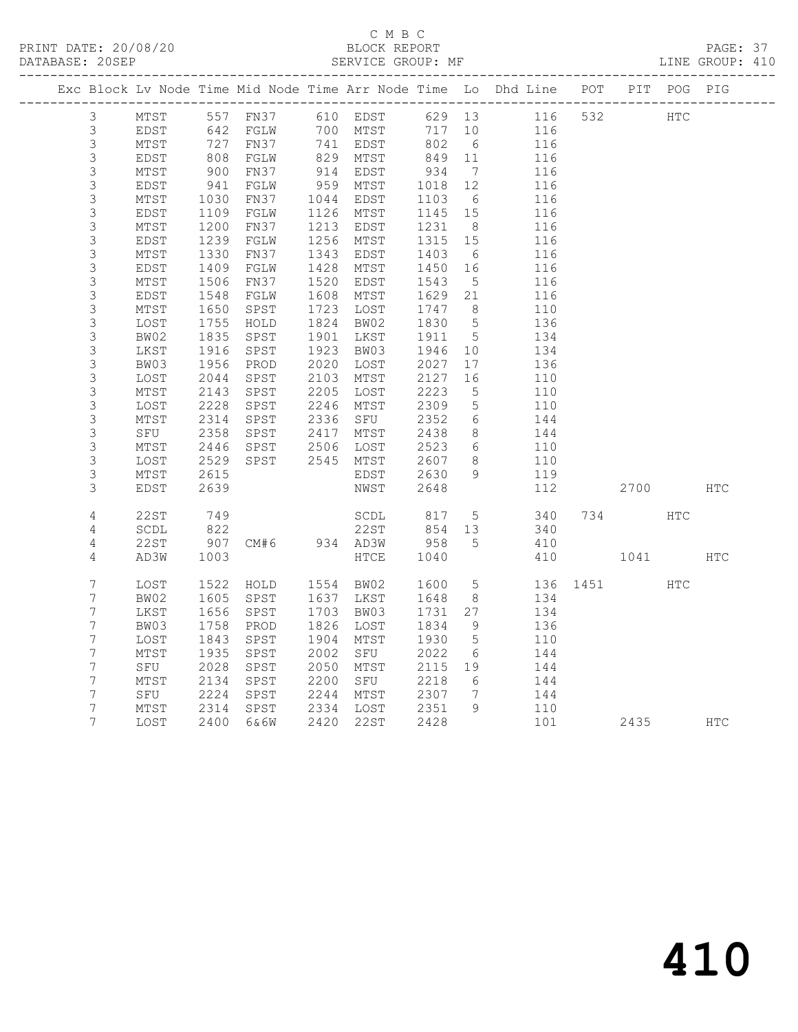C M B C

PRINT DATE: 20/08/20 BLOCK REPORT PAGE: 37
DATABASE: 20SEP SERVICE GROUP: MF LINE GROUP: 410

| Exc | Block | Lv | Node | Time | Mid Node | Time | Arr Node | Time | Lo | Dhd Line | POT | PIT | POG | PIG |
|---|---|---|---|---|---|---|---|---|---|---|---|---|---|---|
| | 3 | | MTST | 557 | FN37 | 610 | EDST | 629 | 13 | 116 | 532 | | HTC | |
| | 3 | | EDST | 642 | FGLW | 700 | MTST | 717 | 10 | 116 | | | | |
| | 3 | | MTST | 727 | FN37 | 741 | EDST | 802 | 6 | 116 | | | | |
| | 3 | | EDST | 808 | FGLW | 829 | MTST | 849 | 11 | 116 | | | | |
| | 3 | | MTST | 900 | FN37 | 914 | EDST | 934 | 7 | 116 | | | | |
| | 3 | | EDST | 941 | FGLW | 959 | MTST | 1018 | 12 | 116 | | | | |
| | 3 | | MTST | 1030 | FN37 | 1044 | EDST | 1103 | 6 | 116 | | | | |
| | 3 | | EDST | 1109 | FGLW | 1126 | MTST | 1145 | 15 | 116 | | | | |
| | 3 | | MTST | 1200 | FN37 | 1213 | EDST | 1231 | 8 | 116 | | | | |
| | 3 | | EDST | 1239 | FGLW | 1256 | MTST | 1315 | 15 | 116 | | | | |
| | 3 | | MTST | 1330 | FN37 | 1343 | EDST | 1403 | 6 | 116 | | | | |
| | 3 | | EDST | 1409 | FGLW | 1428 | MTST | 1450 | 16 | 116 | | | | |
| | 3 | | MTST | 1506 | FN37 | 1520 | EDST | 1543 | 5 | 116 | | | | |
| | 3 | | EDST | 1548 | FGLW | 1608 | MTST | 1629 | 21 | 116 | | | | |
| | 3 | | MTST | 1650 | SPST | 1723 | LOST | 1747 | 8 | 110 | | | | |
| | 3 | | LOST | 1755 | HOLD | 1824 | BW02 | 1830 | 5 | 136 | | | | |
| | 3 | | BW02 | 1835 | SPST | 1901 | LKST | 1911 | 5 | 134 | | | | |
| | 3 | | LKST | 1916 | SPST | 1923 | BW03 | 1946 | 10 | 134 | | | | |
| | 3 | | BW03 | 1956 | PROD | 2020 | LOST | 2027 | 17 | 136 | | | | |
| | 3 | | LOST | 2044 | SPST | 2103 | MTST | 2127 | 16 | 110 | | | | |
| | 3 | | MTST | 2143 | SPST | 2205 | LOST | 2223 | 5 | 110 | | | | |
| | 3 | | LOST | 2228 | SPST | 2246 | MTST | 2309 | 5 | 110 | | | | |
| | 3 | | MTST | 2314 | SPST | 2336 | SFU | 2352 | 6 | 144 | | | | |
| | 3 | | SFU | 2358 | SPST | 2417 | MTST | 2438 | 8 | 144 | | | | |
| | 3 | | MTST | 2446 | SPST | 2506 | LOST | 2523 | 6 | 110 | | | | |
| | 3 | | LOST | 2529 | SPST | 2545 | MTST | 2607 | 8 | 110 | | | | |
| | 3 | | MTST | 2615 | | | EDST | 2630 | 9 | 119 | | | | |
| | 3 | | EDST | 2639 | | | NWST | 2648 | | 112 | | 2700 | | HTC |
| | 4 | | 22ST | 749 | | | SCDL | 817 | 5 | 340 | 734 | | HTC | |
| | 4 | | SCDL | 822 | | | 22ST | 854 | 13 | 340 | | | | |
| | 4 | | 22ST | 907 | CM#6 | 934 | AD3W | 958 | 5 | 410 | | | | |
| | 4 | | AD3W | 1003 | | | HTCE | 1040 | | 410 | | 1041 | | HTC |
| | 7 | | LOST | 1522 | HOLD | 1554 | BW02 | 1600 | 5 | 136 | 1451 | | HTC | |
| | 7 | | BW02 | 1605 | SPST | 1637 | LKST | 1648 | 8 | 134 | | | | |
| | 7 | | LKST | 1656 | SPST | 1703 | BW03 | 1731 | 27 | 134 | | | | |
| | 7 | | BW03 | 1758 | PROD | 1826 | LOST | 1834 | 9 | 136 | | | | |
| | 7 | | LOST | 1843 | SPST | 1904 | MTST | 1930 | 5 | 110 | | | | |
| | 7 | | MTST | 1935 | SPST | 2002 | SFU | 2022 | 6 | 144 | | | | |
| | 7 | | SFU | 2028 | SPST | 2050 | MTST | 2115 | 19 | 144 | | | | |
| | 7 | | MTST | 2134 | SPST | 2200 | SFU | 2218 | 6 | 144 | | | | |
| | 7 | | SFU | 2224 | SPST | 2244 | MTST | 2307 | 7 | 144 | | | | |
| | 7 | | MTST | 2314 | SPST | 2334 | LOST | 2351 | 9 | 110 | | | | |
| | 7 | | LOST | 2400 | 6&6W | 2420 | 22ST | 2428 | | 101 | | 2435 | | HTC |

410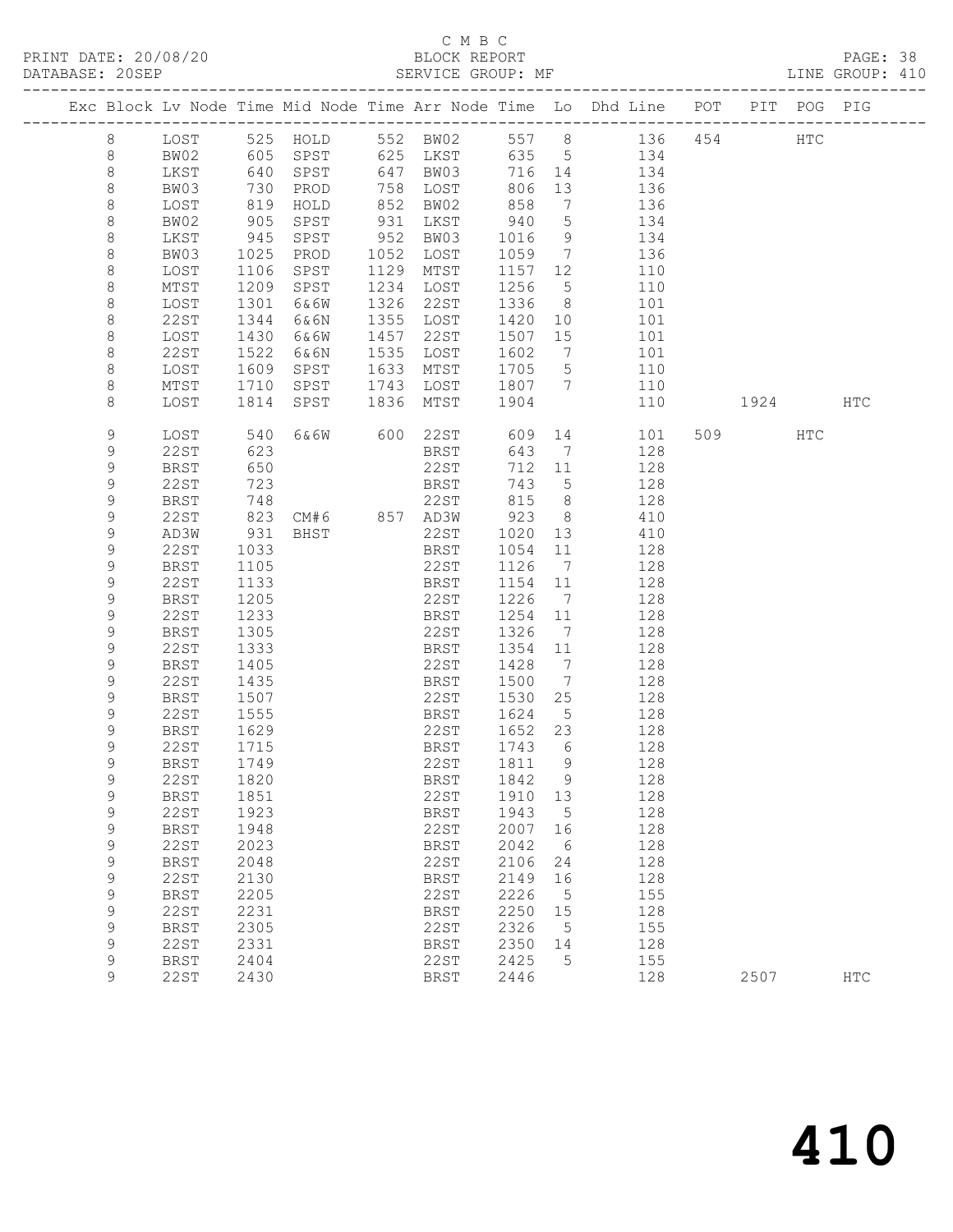C M B C

BLOCK REPORT

SERVICE GROUP: MF

PRINT DATE: 20/08/20
DATABASE: 20SEP
LINE GROUP: 410

| Exc | Block | Lv | Node | Time | Mid Node | Time | Arr Node | Time | Lo | Dhd Line | POT | PIT | POG | PIG |
|---|---|---|---|---|---|---|---|---|---|---|---|---|---|---|
| | 8 | | LOST | 525 | HOLD | 552 | BW02 | 557 | 8 | 136 | 454 | | HTC | |
| | 8 | | BW02 | 605 | SPST | 625 | LKST | 635 | 5 | 134 | | | | |
| | 8 | | LKST | 640 | SPST | 647 | BW03 | 716 | 14 | 134 | | | | |
| | 8 | | BW03 | 730 | PROD | 758 | LOST | 806 | 13 | 136 | | | | |
| | 8 | | LOST | 819 | HOLD | 852 | BW02 | 858 | 7 | 136 | | | | |
| | 8 | | BW02 | 905 | SPST | 931 | LKST | 940 | 5 | 134 | | | | |
| | 8 | | LKST | 945 | SPST | 952 | BW03 | 1016 | 9 | 134 | | | | |
| | 8 | | BW03 | 1025 | PROD | 1052 | LOST | 1059 | 7 | 136 | | | | |
| | 8 | | LOST | 1106 | SPST | 1129 | MTST | 1157 | 12 | 110 | | | | |
| | 8 | | MTST | 1209 | SPST | 1234 | LOST | 1256 | 5 | 110 | | | | |
| | 8 | | LOST | 1301 | 6&6W | 1326 | 22ST | 1336 | 8 | 101 | | | | |
| | 8 | | 22ST | 1344 | 6&6N | 1355 | LOST | 1420 | 10 | 101 | | | | |
| | 8 | | LOST | 1430 | 6&6W | 1457 | 22ST | 1507 | 15 | 101 | | | | |
| | 8 | | 22ST | 1522 | 6&6N | 1535 | LOST | 1602 | 7 | 101 | | | | |
| | 8 | | LOST | 1609 | SPST | 1633 | MTST | 1705 | 5 | 110 | | | | |
| | 8 | | MTST | 1710 | SPST | 1743 | LOST | 1807 | 7 | 110 | | | | |
| | 8 | | LOST | 1814 | SPST | 1836 | MTST | 1904 | | 110 | | 1924 | | HTC |
| | 9 | | LOST | 540 | 6&6W | 600 | 22ST | 609 | 14 | 101 | 509 | | HTC | |
| | 9 | | 22ST | 623 | | | BRST | 643 | 7 | 128 | | | | |
| | 9 | | BRST | 650 | | | 22ST | 712 | 11 | 128 | | | | |
| | 9 | | 22ST | 723 | | | BRST | 743 | 5 | 128 | | | | |
| | 9 | | BRST | 748 | | | 22ST | 815 | 8 | 128 | | | | |
| | 9 | | 22ST | 823 | CM#6 | 857 | AD3W | 923 | 8 | 410 | | | | |
| | 9 | | AD3W | 931 | BHST | | 22ST | 1020 | 13 | 410 | | | | |
| | 9 | | 22ST | 1033 | | | BRST | 1054 | 11 | 128 | | | | |
| | 9 | | BRST | 1105 | | | 22ST | 1126 | 7 | 128 | | | | |
| | 9 | | 22ST | 1133 | | | BRST | 1154 | 11 | 128 | | | | |
| | 9 | | BRST | 1205 | | | 22ST | 1226 | 7 | 128 | | | | |
| | 9 | | 22ST | 1233 | | | BRST | 1254 | 11 | 128 | | | | |
| | 9 | | BRST | 1305 | | | 22ST | 1326 | 7 | 128 | | | | |
| | 9 | | 22ST | 1333 | | | BRST | 1354 | 11 | 128 | | | | |
| | 9 | | BRST | 1405 | | | 22ST | 1428 | 7 | 128 | | | | |
| | 9 | | 22ST | 1435 | | | BRST | 1500 | 7 | 128 | | | | |
| | 9 | | BRST | 1507 | | | 22ST | 1530 | 25 | 128 | | | | |
| | 9 | | 22ST | 1555 | | | BRST | 1624 | 5 | 128 | | | | |
| | 9 | | BRST | 1629 | | | 22ST | 1652 | 23 | 128 | | | | |
| | 9 | | 22ST | 1715 | | | BRST | 1743 | 6 | 128 | | | | |
| | 9 | | BRST | 1749 | | | 22ST | 1811 | 9 | 128 | | | | |
| | 9 | | 22ST | 1820 | | | BRST | 1842 | 9 | 128 | | | | |
| | 9 | | BRST | 1851 | | | 22ST | 1910 | 13 | 128 | | | | |
| | 9 | | 22ST | 1923 | | | BRST | 1943 | 5 | 128 | | | | |
| | 9 | | BRST | 1948 | | | 22ST | 2007 | 16 | 128 | | | | |
| | 9 | | 22ST | 2023 | | | BRST | 2042 | 6 | 128 | | | | |
| | 9 | | BRST | 2048 | | | 22ST | 2106 | 24 | 128 | | | | |
| | 9 | | 22ST | 2130 | | | BRST | 2149 | 16 | 128 | | | | |
| | 9 | | BRST | 2205 | | | 22ST | 2226 | 5 | 155 | | | | |
| | 9 | | 22ST | 2231 | | | BRST | 2250 | 15 | 128 | | | | |
| | 9 | | BRST | 2305 | | | 22ST | 2326 | 5 | 155 | | | | |
| | 9 | | 22ST | 2331 | | | BRST | 2350 | 14 | 128 | | | | |
| | 9 | | BRST | 2404 | | | 22ST | 2425 | 5 | 155 | | | | |
| | 9 | | 22ST | 2430 | | | BRST | 2446 | | 128 | | 2507 | | HTC |

410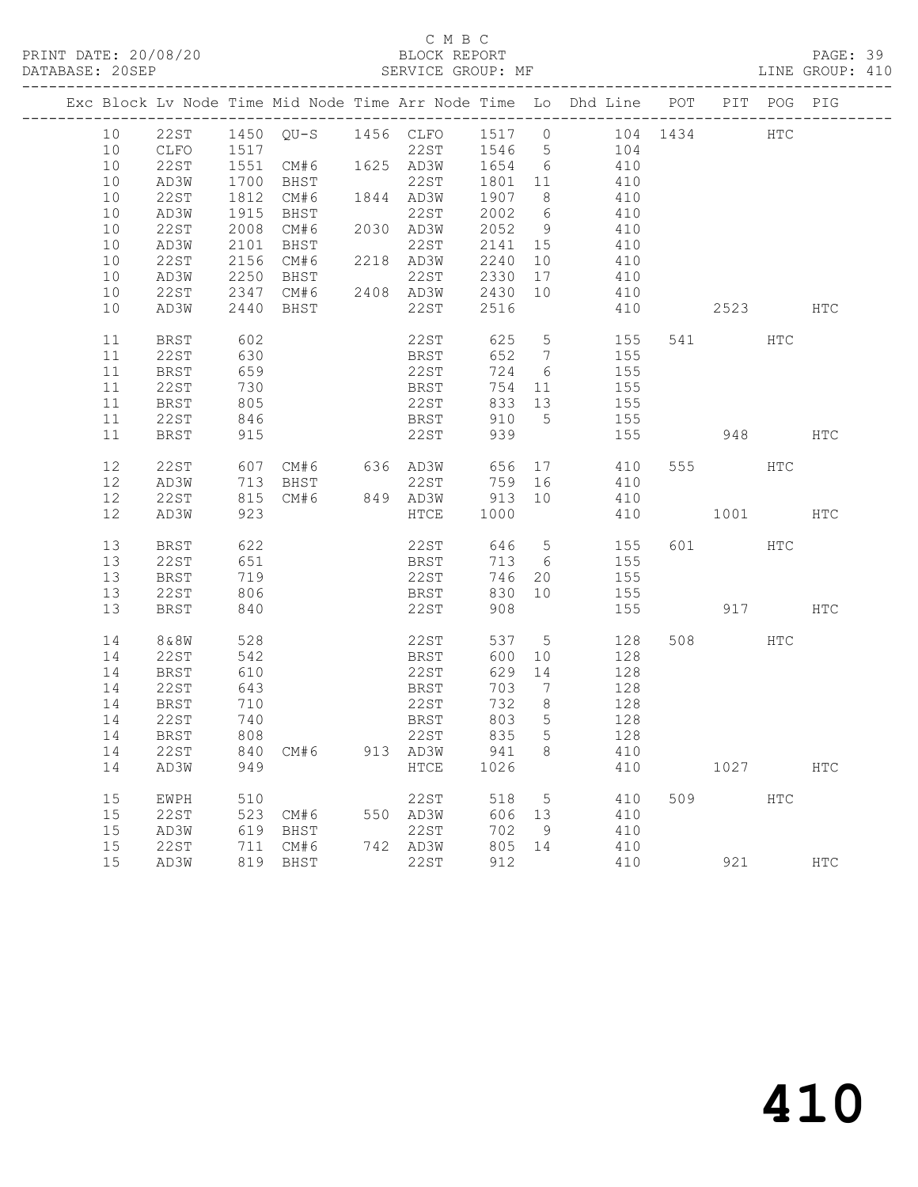C M B C

BLOCK REPORT

SERVICE GROUP: MF

PRINT DATE: 20/08/20
DATABASE: 20SEP
LINE GROUP: 410

| Exc | Block | Lv | Node | Time | Mid Node | Time | Arr Node | Time | Lo | Dhd Line | POT | PIT | POG | PIG |
|---|---|---|---|---|---|---|---|---|---|---|---|---|---|---|
| | 10 | | 22ST | 1450 | QU-S | 1456 | CLFO | 1517 | 0 | 104 | 1434 | | HTC | |
| | 10 | | CLFO | 1517 | | | 22ST | 1546 | 5 | 104 | | | | |
| | 10 | | 22ST | 1551 | CM#6 | 1625 | AD3W | 1654 | 6 | 410 | | | | |
| | 10 | | AD3W | 1700 | BHST | | 22ST | 1801 | 11 | 410 | | | | |
| | 10 | | 22ST | 1812 | CM#6 | 1844 | AD3W | 1907 | 8 | 410 | | | | |
| | 10 | | AD3W | 1915 | BHST | | 22ST | 2002 | 6 | 410 | | | | |
| | 10 | | 22ST | 2008 | CM#6 | 2030 | AD3W | 2052 | 9 | 410 | | | | |
| | 10 | | AD3W | 2101 | BHST | | 22ST | 2141 | 15 | 410 | | | | |
| | 10 | | 22ST | 2156 | CM#6 | 2218 | AD3W | 2240 | 10 | 410 | | | | |
| | 10 | | AD3W | 2250 | BHST | | 22ST | 2330 | 17 | 410 | | | | |
| | 10 | | 22ST | 2347 | CM#6 | 2408 | AD3W | 2430 | 10 | 410 | | | | |
| | 10 | | AD3W | 2440 | BHST | | 22ST | 2516 | | 410 | | 2523 | | HTC |
| | 11 | | BRST | 602 | | | 22ST | 625 | 5 | 155 | 541 | | HTC | |
| | 11 | | 22ST | 630 | | | BRST | 652 | 7 | 155 | | | | |
| | 11 | | BRST | 659 | | | 22ST | 724 | 6 | 155 | | | | |
| | 11 | | 22ST | 730 | | | BRST | 754 | 11 | 155 | | | | |
| | 11 | | BRST | 805 | | | 22ST | 833 | 13 | 155 | | | | |
| | 11 | | 22ST | 846 | | | BRST | 910 | 5 | 155 | | | | |
| | 11 | | BRST | 915 | | | 22ST | 939 | | 155 | | 948 | | HTC |
| | 12 | | 22ST | 607 | CM#6 | 636 | AD3W | 656 | 17 | 410 | 555 | | HTC | |
| | 12 | | AD3W | 713 | BHST | | 22ST | 759 | 16 | 410 | | | | |
| | 12 | | 22ST | 815 | CM#6 | 849 | AD3W | 913 | 10 | 410 | | | | |
| | 12 | | AD3W | 923 | | | HTCE | 1000 | | 410 | | 1001 | | HTC |
| | 13 | | BRST | 622 | | | 22ST | 646 | 5 | 155 | 601 | | HTC | |
| | 13 | | 22ST | 651 | | | BRST | 713 | 6 | 155 | | | | |
| | 13 | | BRST | 719 | | | 22ST | 746 | 20 | 155 | | | | |
| | 13 | | 22ST | 806 | | | BRST | 830 | 10 | 155 | | | | |
| | 13 | | BRST | 840 | | | 22ST | 908 | | 155 | | 917 | | HTC |
| | 14 | | 8&8W | 528 | | | 22ST | 537 | 5 | 128 | 508 | | HTC | |
| | 14 | | 22ST | 542 | | | BRST | 600 | 10 | 128 | | | | |
| | 14 | | BRST | 610 | | | 22ST | 629 | 14 | 128 | | | | |
| | 14 | | 22ST | 643 | | | BRST | 703 | 7 | 128 | | | | |
| | 14 | | BRST | 710 | | | 22ST | 732 | 8 | 128 | | | | |
| | 14 | | 22ST | 740 | | | BRST | 803 | 5 | 128 | | | | |
| | 14 | | BRST | 808 | | | 22ST | 835 | 5 | 128 | | | | |
| | 14 | | 22ST | 840 | CM#6 | 913 | AD3W | 941 | 8 | 410 | | | | |
| | 14 | | AD3W | 949 | | | HTCE | 1026 | | 410 | | 1027 | | HTC |
| | 15 | | EWPH | 510 | | | 22ST | 518 | 5 | 410 | 509 | | HTC | |
| | 15 | | 22ST | 523 | CM#6 | 550 | AD3W | 606 | 13 | 410 | | | | |
| | 15 | | AD3W | 619 | BHST | | 22ST | 702 | 9 | 410 | | | | |
| | 15 | | 22ST | 711 | CM#6 | 742 | AD3W | 805 | 14 | 410 | | | | |
| | 15 | | AD3W | 819 | BHST | | 22ST | 912 | | 410 | | 921 | | HTC |

# 410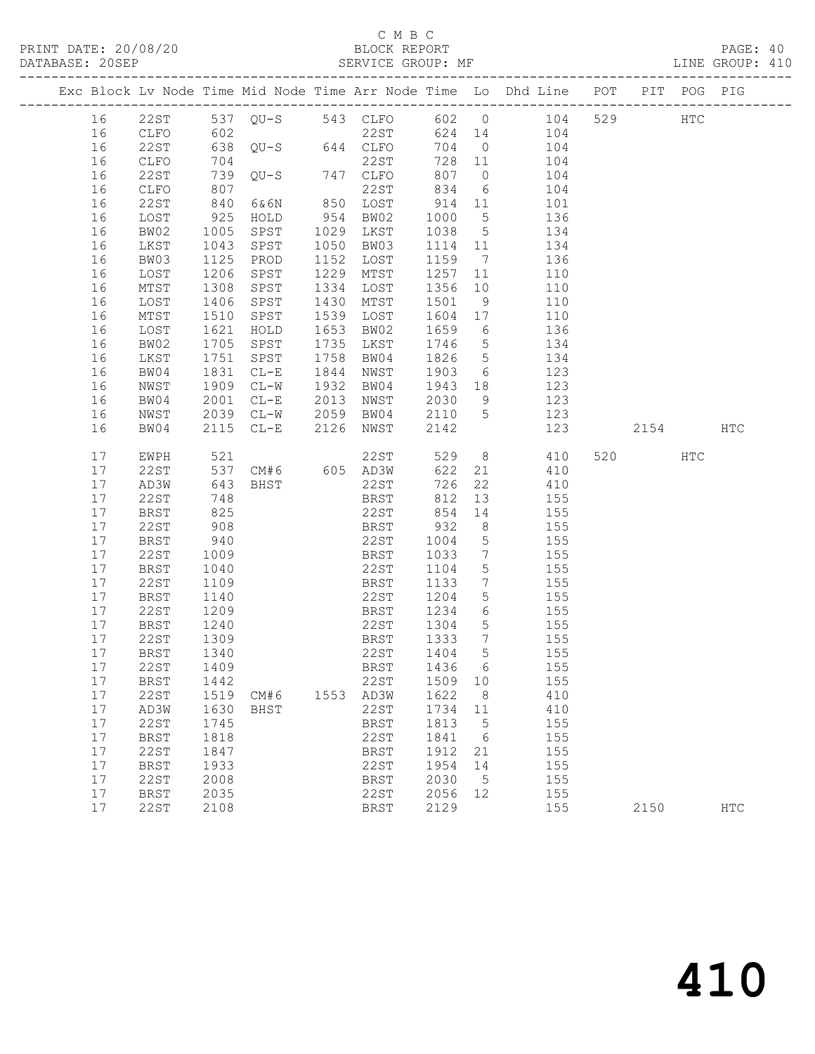C M B C
BLOCK REPORT
SERVICE GROUP: MF

PRINT DATE: 20/08/20
DATABASE: 20SEP
LINE GROUP: 410

| Exc | Block | Lv | Node | Time | Mid Node | Time | Arr Node | Time | Lo | Dhd Line | POT | PIT | POG | PIG |
|---|---|---|---|---|---|---|---|---|---|---|---|---|---|---|
| | 16 | | 22ST | 537 | QU-S | 543 | CLFO | 602 | 0 | 104 | 529 | | HTC | |
| | 16 | | CLFO | 602 | | | 22ST | 624 | 14 | 104 | | | | |
| | 16 | | 22ST | 638 | QU-S | 644 | CLFO | 704 | 0 | 104 | | | | |
| | 16 | | CLFO | 704 | | | 22ST | 728 | 11 | 104 | | | | |
| | 16 | | 22ST | 739 | QU-S | 747 | CLFO | 807 | 0 | 104 | | | | |
| | 16 | | CLFO | 807 | | | 22ST | 834 | 6 | 104 | | | | |
| | 16 | | 22ST | 840 | 6&6N | 850 | LOST | 914 | 11 | 101 | | | | |
| | 16 | | LOST | 925 | HOLD | 954 | BW02 | 1000 | 5 | 136 | | | | |
| | 16 | | BW02 | 1005 | SPST | 1029 | LKST | 1038 | 5 | 134 | | | | |
| | 16 | | LKST | 1043 | SPST | 1050 | BW03 | 1114 | 11 | 134 | | | | |
| | 16 | | BW03 | 1125 | PROD | 1152 | LOST | 1159 | 7 | 136 | | | | |
| | 16 | | LOST | 1206 | SPST | 1229 | MTST | 1257 | 11 | 110 | | | | |
| | 16 | | MTST | 1308 | SPST | 1334 | LOST | 1356 | 10 | 110 | | | | |
| | 16 | | LOST | 1406 | SPST | 1430 | MTST | 1501 | 9 | 110 | | | | |
| | 16 | | MTST | 1510 | SPST | 1539 | LOST | 1604 | 17 | 110 | | | | |
| | 16 | | LOST | 1621 | HOLD | 1653 | BW02 | 1659 | 6 | 136 | | | | |
| | 16 | | BW02 | 1705 | SPST | 1735 | LKST | 1746 | 5 | 134 | | | | |
| | 16 | | LKST | 1751 | SPST | 1758 | BW04 | 1826 | 5 | 134 | | | | |
| | 16 | | BW04 | 1831 | CL-E | 1844 | NWST | 1903 | 6 | 123 | | | | |
| | 16 | | NWST | 1909 | CL-W | 1932 | BW04 | 1943 | 18 | 123 | | | | |
| | 16 | | BW04 | 2001 | CL-E | 2013 | NWST | 2030 | 9 | 123 | | | | |
| | 16 | | NWST | 2039 | CL-W | 2059 | BW04 | 2110 | 5 | 123 | | | | |
| | 16 | | BW04 | 2115 | CL-E | 2126 | NWST | 2142 | | 123 | | 2154 | | HTC |
| | 17 | | EWPH | 521 | | | 22ST | 529 | 8 | 410 | 520 | | HTC | |
| | 17 | | 22ST | 537 | CM#6 | 605 | AD3W | 622 | 21 | 410 | | | | |
| | 17 | | AD3W | 643 | BHST | | 22ST | 726 | 22 | 410 | | | | |
| | 17 | | 22ST | 748 | | | BRST | 812 | 13 | 155 | | | | |
| | 17 | | BRST | 825 | | | 22ST | 854 | 14 | 155 | | | | |
| | 17 | | 22ST | 908 | | | BRST | 932 | 8 | 155 | | | | |
| | 17 | | BRST | 940 | | | 22ST | 1004 | 5 | 155 | | | | |
| | 17 | | 22ST | 1009 | | | BRST | 1033 | 7 | 155 | | | | |
| | 17 | | BRST | 1040 | | | 22ST | 1104 | 5 | 155 | | | | |
| | 17 | | 22ST | 1109 | | | BRST | 1133 | 7 | 155 | | | | |
| | 17 | | BRST | 1140 | | | 22ST | 1204 | 5 | 155 | | | | |
| | 17 | | 22ST | 1209 | | | BRST | 1234 | 6 | 155 | | | | |
| | 17 | | BRST | 1240 | | | 22ST | 1304 | 5 | 155 | | | | |
| | 17 | | 22ST | 1309 | | | BRST | 1333 | 7 | 155 | | | | |
| | 17 | | BRST | 1340 | | | 22ST | 1404 | 5 | 155 | | | | |
| | 17 | | 22ST | 1409 | | | BRST | 1436 | 6 | 155 | | | | |
| | 17 | | BRST | 1442 | | | 22ST | 1509 | 10 | 155 | | | | |
| | 17 | | 22ST | 1519 | CM#6 | 1553 | AD3W | 1622 | 8 | 410 | | | | |
| | 17 | | AD3W | 1630 | BHST | | 22ST | 1734 | 11 | 410 | | | | |
| | 17 | | 22ST | 1745 | | | BRST | 1813 | 5 | 155 | | | | |
| | 17 | | BRST | 1818 | | | 22ST | 1841 | 6 | 155 | | | | |
| | 17 | | 22ST | 1847 | | | BRST | 1912 | 21 | 155 | | | | |
| | 17 | | BRST | 1933 | | | 22ST | 1954 | 14 | 155 | | | | |
| | 17 | | 22ST | 2008 | | | BRST | 2030 | 5 | 155 | | | | |
| | 17 | | BRST | 2035 | | | 22ST | 2056 | 12 | 155 | | | | |
| | 17 | | 22ST | 2108 | | | BRST | 2129 | | 155 | | 2150 | | HTC |

410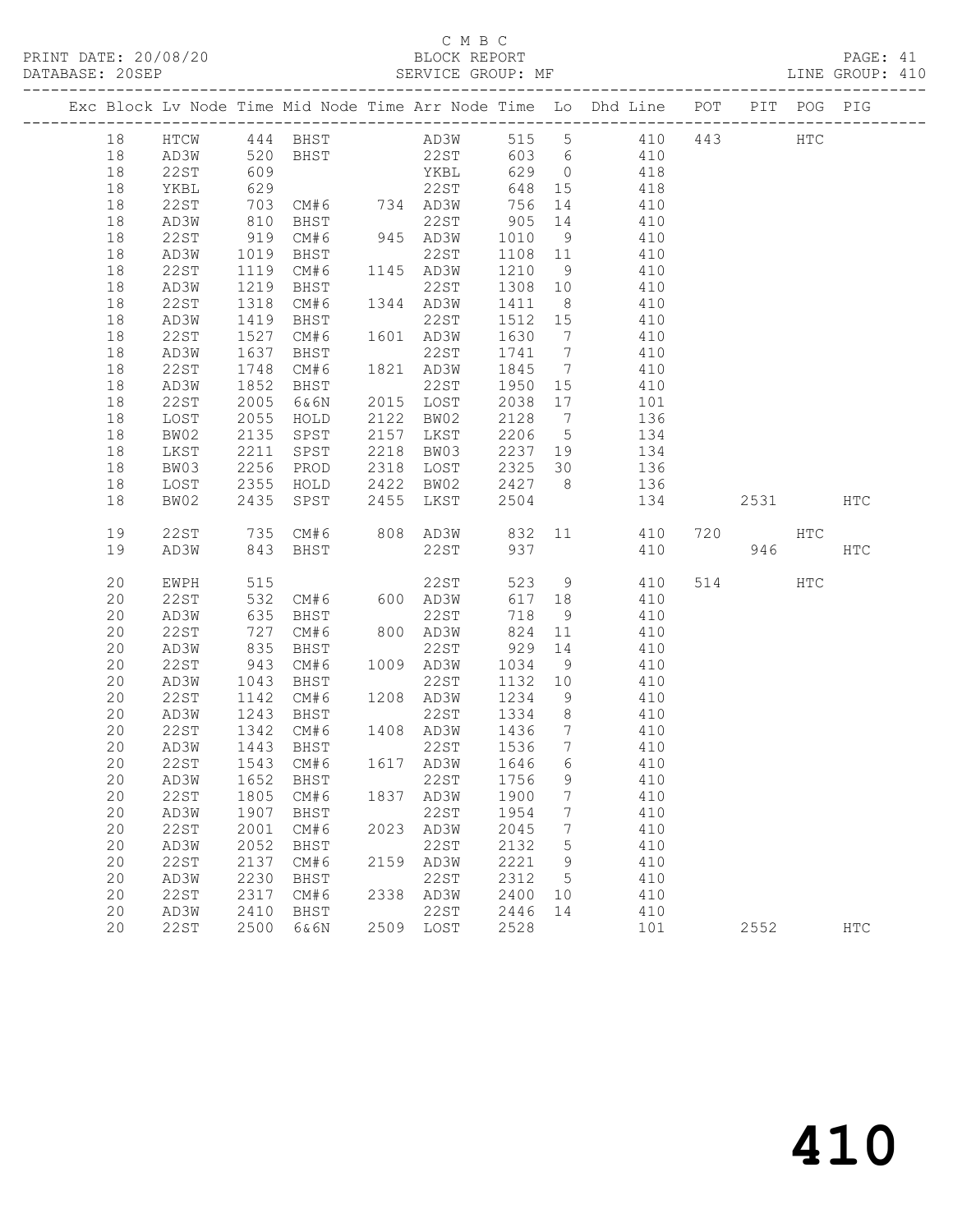C M B C

PRINT DATE: 20/08/20 BLOCK REPORT
DATABASE: 20SEP SERVICE GROUP: MF LINE GROUP: 410

| Exc | Block | Lv | Node | Time | Mid Node | Time | Arr Node | Time | Lo | Dhd Line | POT | PIT | POG | PIG |
|---|---|---|---|---|---|---|---|---|---|---|---|---|---|---|
| | 18 | | HTCW | 444 | BHST | | AD3W | 515 | 5 | 410 | 443 | | HTC | |
| | 18 | | AD3W | 520 | BHST | | 22ST | 603 | 6 | 410 | | | | |
| | 18 | | 22ST | 609 | | | YKBL | 629 | 0 | 418 | | | | |
| | 18 | | YKBL | 629 | | | 22ST | 648 | 15 | 418 | | | | |
| | 18 | | 22ST | 703 | CM#6 | 734 | AD3W | 756 | 14 | 410 | | | | |
| | 18 | | AD3W | 810 | BHST | | 22ST | 905 | 14 | 410 | | | | |
| | 18 | | 22ST | 919 | CM#6 | 945 | AD3W | 1010 | 9 | 410 | | | | |
| | 18 | | AD3W | 1019 | BHST | | 22ST | 1108 | 11 | 410 | | | | |
| | 18 | | 22ST | 1119 | CM#6 | 1145 | AD3W | 1210 | 9 | 410 | | | | |
| | 18 | | AD3W | 1219 | BHST | | 22ST | 1308 | 10 | 410 | | | | |
| | 18 | | 22ST | 1318 | CM#6 | 1344 | AD3W | 1411 | 8 | 410 | | | | |
| | 18 | | AD3W | 1419 | BHST | | 22ST | 1512 | 15 | 410 | | | | |
| | 18 | | 22ST | 1527 | CM#6 | 1601 | AD3W | 1630 | 7 | 410 | | | | |
| | 18 | | AD3W | 1637 | BHST | | 22ST | 1741 | 7 | 410 | | | | |
| | 18 | | 22ST | 1748 | CM#6 | 1821 | AD3W | 1845 | 7 | 410 | | | | |
| | 18 | | AD3W | 1852 | BHST | | 22ST | 1950 | 15 | 410 | | | | |
| | 18 | | 22ST | 2005 | 6&6N | 2015 | LOST | 2038 | 17 | 101 | | | | |
| | 18 | | LOST | 2055 | HOLD | 2122 | BW02 | 2128 | 7 | 136 | | | | |
| | 18 | | BW02 | 2135 | SPST | 2157 | LKST | 2206 | 5 | 134 | | | | |
| | 18 | | LKST | 2211 | SPST | 2218 | BW03 | 2237 | 19 | 134 | | | | |
| | 18 | | BW03 | 2256 | PROD | 2318 | LOST | 2325 | 30 | 136 | | | | |
| | 18 | | LOST | 2355 | HOLD | 2422 | BW02 | 2427 | 8 | 136 | | | | |
| | 18 | | BW02 | 2435 | SPST | 2455 | LKST | 2504 | | 134 | | 2531 | | HTC |
| | 19 | | 22ST | 735 | CM#6 | 808 | AD3W | 832 | 11 | 410 | 720 | | HTC | |
| | 19 | | AD3W | 843 | BHST | | 22ST | 937 | | 410 | | 946 | | HTC |
| | 20 | | EWPH | 515 | | | 22ST | 523 | 9 | 410 | 514 | | HTC | |
| | 20 | | 22ST | 532 | CM#6 | 600 | AD3W | 617 | 18 | 410 | | | | |
| | 20 | | AD3W | 635 | BHST | | 22ST | 718 | 9 | 410 | | | | |
| | 20 | | 22ST | 727 | CM#6 | 800 | AD3W | 824 | 11 | 410 | | | | |
| | 20 | | AD3W | 835 | BHST | | 22ST | 929 | 14 | 410 | | | | |
| | 20 | | 22ST | 943 | CM#6 | 1009 | AD3W | 1034 | 9 | 410 | | | | |
| | 20 | | AD3W | 1043 | BHST | | 22ST | 1132 | 10 | 410 | | | | |
| | 20 | | 22ST | 1142 | CM#6 | 1208 | AD3W | 1234 | 9 | 410 | | | | |
| | 20 | | AD3W | 1243 | BHST | | 22ST | 1334 | 8 | 410 | | | | |
| | 20 | | 22ST | 1342 | CM#6 | 1408 | AD3W | 1436 | 7 | 410 | | | | |
| | 20 | | AD3W | 1443 | BHST | | 22ST | 1536 | 7 | 410 | | | | |
| | 20 | | 22ST | 1543 | CM#6 | 1617 | AD3W | 1646 | 6 | 410 | | | | |
| | 20 | | AD3W | 1652 | BHST | | 22ST | 1756 | 9 | 410 | | | | |
| | 20 | | 22ST | 1805 | CM#6 | 1837 | AD3W | 1900 | 7 | 410 | | | | |
| | 20 | | AD3W | 1907 | BHST | | 22ST | 1954 | 7 | 410 | | | | |
| | 20 | | 22ST | 2001 | CM#6 | 2023 | AD3W | 2045 | 7 | 410 | | | | |
| | 20 | | AD3W | 2052 | BHST | | 22ST | 2132 | 5 | 410 | | | | |
| | 20 | | 22ST | 2137 | CM#6 | 2159 | AD3W | 2221 | 9 | 410 | | | | |
| | 20 | | AD3W | 2230 | BHST | | 22ST | 2312 | 5 | 410 | | | | |
| | 20 | | 22ST | 2317 | CM#6 | 2338 | AD3W | 2400 | 10 | 410 | | | | |
| | 20 | | AD3W | 2410 | BHST | | 22ST | 2446 | 14 | 410 | | | | |
| | 20 | | 22ST | 2500 | 6&6N | 2509 | LOST | 2528 | | 101 | | 2552 | | HTC |

410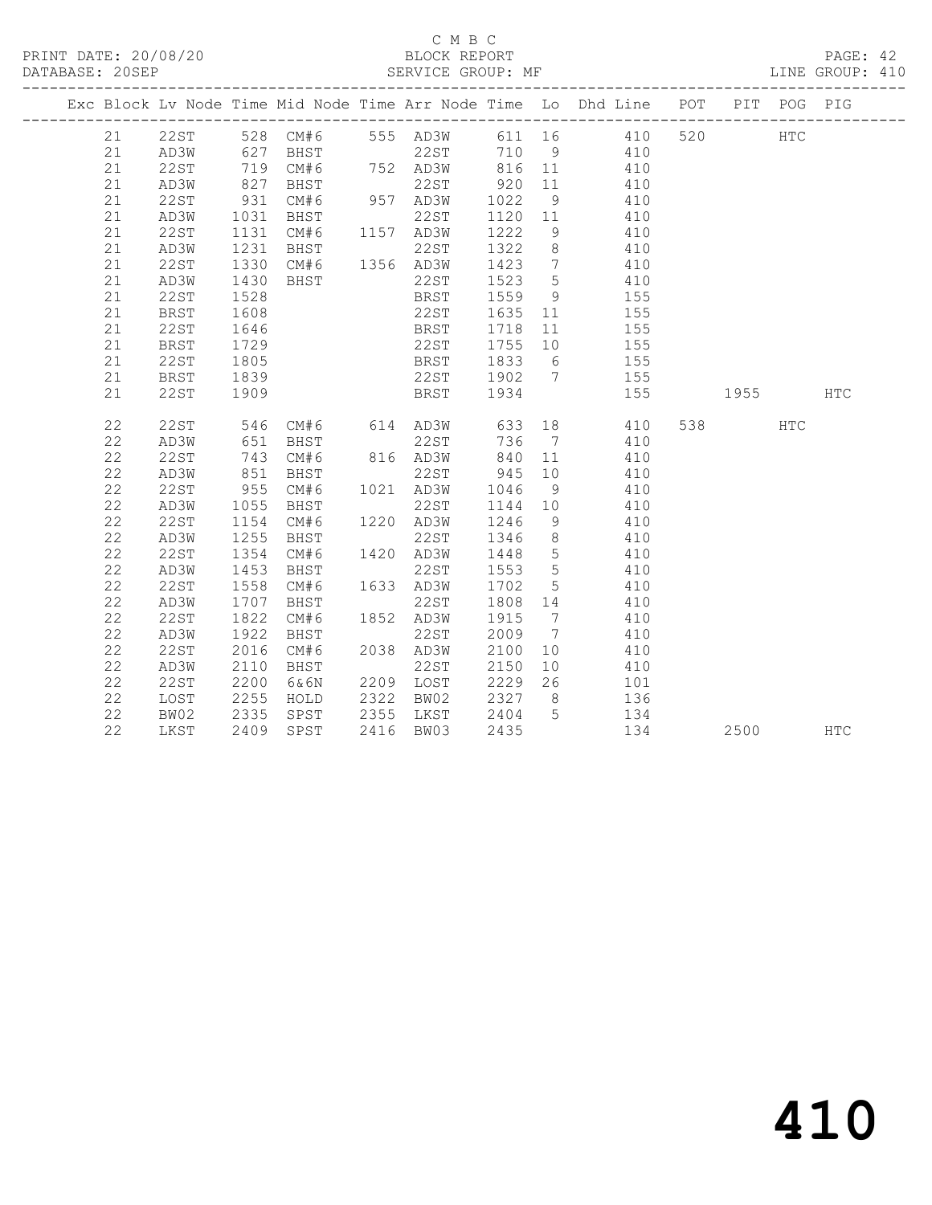C M B C

PRINT DATE: 20/08/20 BLOCK REPORT PAGE: 42
DATABASE: 20SEP SERVICE GROUP: MF LINE GROUP: 410

| Exc | Block | Lv | Node | Time | Mid Node | Time | Arr Node | Time | Lo | Dhd Line | POT | PIT | POG | PIG |
|---|---|---|---|---|---|---|---|---|---|---|---|---|---|---|
| | 21 | | 22ST | 528 | CM#6 | 555 | AD3W | 611 | 16 | 410 | 520 | | HTC | |
| | 21 | | AD3W | 627 | BHST | | 22ST | 710 | 9 | 410 | | | | |
| | 21 | | 22ST | 719 | CM#6 | 752 | AD3W | 816 | 11 | 410 | | | | |
| | 21 | | AD3W | 827 | BHST | | 22ST | 920 | 11 | 410 | | | | |
| | 21 | | 22ST | 931 | CM#6 | 957 | AD3W | 1022 | 9 | 410 | | | | |
| | 21 | | AD3W | 1031 | BHST | | 22ST | 1120 | 11 | 410 | | | | |
| | 21 | | 22ST | 1131 | CM#6 | 1157 | AD3W | 1222 | 9 | 410 | | | | |
| | 21 | | AD3W | 1231 | BHST | | 22ST | 1322 | 8 | 410 | | | | |
| | 21 | | 22ST | 1330 | CM#6 | 1356 | AD3W | 1423 | 7 | 410 | | | | |
| | 21 | | AD3W | 1430 | BHST | | 22ST | 1523 | 5 | 410 | | | | |
| | 21 | | 22ST | 1528 | | | BRST | 1559 | 9 | 155 | | | | |
| | 21 | | BRST | 1608 | | | 22ST | 1635 | 11 | 155 | | | | |
| | 21 | | 22ST | 1646 | | | BRST | 1718 | 11 | 155 | | | | |
| | 21 | | BRST | 1729 | | | 22ST | 1755 | 10 | 155 | | | | |
| | 21 | | 22ST | 1805 | | | BRST | 1833 | 6 | 155 | | | | |
| | 21 | | BRST | 1839 | | | 22ST | 1902 | 7 | 155 | | | | |
| | 21 | | 22ST | 1909 | | | BRST | 1934 | | 155 | | 1955 | | HTC |
| | 22 | | 22ST | 546 | CM#6 | 614 | AD3W | 633 | 18 | 410 | 538 | | HTC | |
| | 22 | | AD3W | 651 | BHST | | 22ST | 736 | 7 | 410 | | | | |
| | 22 | | 22ST | 743 | CM#6 | 816 | AD3W | 840 | 11 | 410 | | | | |
| | 22 | | AD3W | 851 | BHST | | 22ST | 945 | 10 | 410 | | | | |
| | 22 | | 22ST | 955 | CM#6 | 1021 | AD3W | 1046 | 9 | 410 | | | | |
| | 22 | | AD3W | 1055 | BHST | | 22ST | 1144 | 10 | 410 | | | | |
| | 22 | | 22ST | 1154 | CM#6 | 1220 | AD3W | 1246 | 9 | 410 | | | | |
| | 22 | | AD3W | 1255 | BHST | | 22ST | 1346 | 8 | 410 | | | | |
| | 22 | | 22ST | 1354 | CM#6 | 1420 | AD3W | 1448 | 5 | 410 | | | | |
| | 22 | | AD3W | 1453 | BHST | | 22ST | 1553 | 5 | 410 | | | | |
| | 22 | | 22ST | 1558 | CM#6 | 1633 | AD3W | 1702 | 5 | 410 | | | | |
| | 22 | | AD3W | 1707 | BHST | | 22ST | 1808 | 14 | 410 | | | | |
| | 22 | | 22ST | 1822 | CM#6 | 1852 | AD3W | 1915 | 7 | 410 | | | | |
| | 22 | | AD3W | 1922 | BHST | | 22ST | 2009 | 7 | 410 | | | | |
| | 22 | | 22ST | 2016 | CM#6 | 2038 | AD3W | 2100 | 10 | 410 | | | | |
| | 22 | | AD3W | 2110 | BHST | | 22ST | 2150 | 10 | 410 | | | | |
| | 22 | | 22ST | 2200 | 6&6N | 2209 | LOST | 2229 | 26 | 101 | | | | |
| | 22 | | LOST | 2255 | HOLD | 2322 | BW02 | 2327 | 8 | 136 | | | | |
| | 22 | | BW02 | 2335 | SPST | 2355 | LKST | 2404 | 5 | 134 | | | | |
| | 22 | | LKST | 2409 | SPST | 2416 | BW03 | 2435 | | 134 | | 2500 | | HTC |

410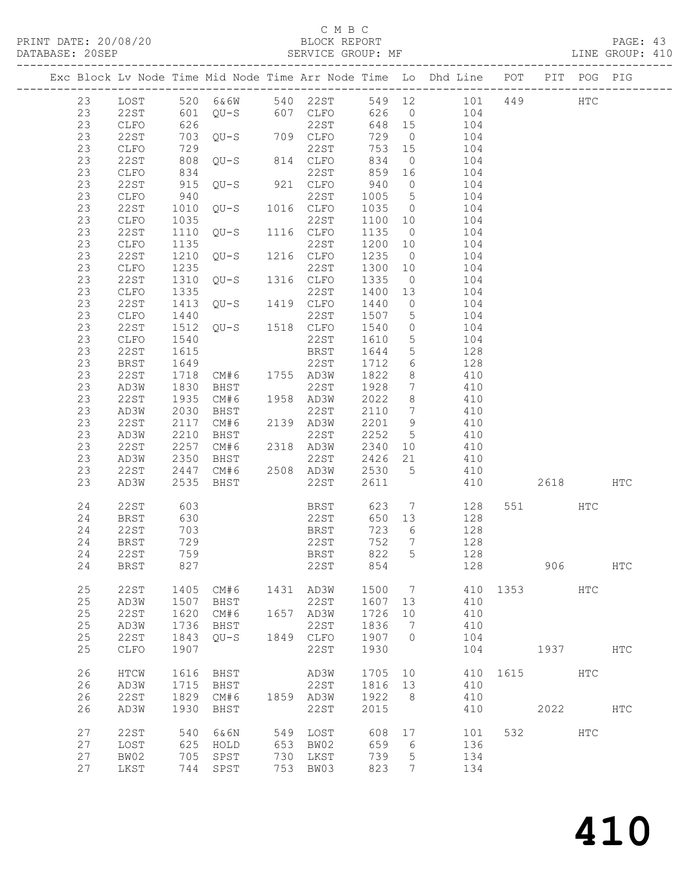C M B C
PRINT DATE: 20/08/20 BLOCK REPORT
DATABASE: 20SEP SERVICE GROUP: MF LINE GROUP: 410

| Exc | Block | Lv | Node | Time | Mid Node | Time | Arr Node | Time | Lo | Dhd Line | POT | PIT | POG | PIG |
|---|---|---|---|---|---|---|---|---|---|---|---|---|---|---|
| | 23 | | LOST | 520 | 6&6W | 540 | 22ST | 549 | 12 | 101 | 449 | | HTC | |
| | 23 | | 22ST | 601 | QU-S | 607 | CLFO | 626 | 0 | 104 | | | | |
| | 23 | | CLFO | 626 | | | 22ST | 648 | 15 | 104 | | | | |
| | 23 | | 22ST | 703 | QU-S | 709 | CLFO | 729 | 0 | 104 | | | | |
| | 23 | | CLFO | 729 | | | 22ST | 753 | 15 | 104 | | | | |
| | 23 | | 22ST | 808 | QU-S | 814 | CLFO | 834 | 0 | 104 | | | | |
| | 23 | | CLFO | 834 | | | 22ST | 859 | 16 | 104 | | | | |
| | 23 | | 22ST | 915 | QU-S | 921 | CLFO | 940 | 0 | 104 | | | | |
| | 23 | | CLFO | 940 | | | 22ST | 1005 | 5 | 104 | | | | |
| | 23 | | 22ST | 1010 | QU-S | 1016 | CLFO | 1035 | 0 | 104 | | | | |
| | 23 | | CLFO | 1035 | | | 22ST | 1100 | 10 | 104 | | | | |
| | 23 | | 22ST | 1110 | QU-S | 1116 | CLFO | 1135 | 0 | 104 | | | | |
| | 23 | | CLFO | 1135 | | | 22ST | 1200 | 10 | 104 | | | | |
| | 23 | | 22ST | 1210 | QU-S | 1216 | CLFO | 1235 | 0 | 104 | | | | |
| | 23 | | CLFO | 1235 | | | 22ST | 1300 | 10 | 104 | | | | |
| | 23 | | 22ST | 1310 | QU-S | 1316 | CLFO | 1335 | 0 | 104 | | | | |
| | 23 | | CLFO | 1335 | | | 22ST | 1400 | 13 | 104 | | | | |
| | 23 | | 22ST | 1413 | QU-S | 1419 | CLFO | 1440 | 0 | 104 | | | | |
| | 23 | | CLFO | 1440 | | | 22ST | 1507 | 5 | 104 | | | | |
| | 23 | | 22ST | 1512 | QU-S | 1518 | CLFO | 1540 | 0 | 104 | | | | |
| | 23 | | CLFO | 1540 | | | 22ST | 1610 | 5 | 104 | | | | |
| | 23 | | 22ST | 1615 | | | BRST | 1644 | 5 | 128 | | | | |
| | 23 | | BRST | 1649 | | | 22ST | 1712 | 6 | 128 | | | | |
| | 23 | | 22ST | 1718 | CM#6 | 1755 | AD3W | 1822 | 8 | 410 | | | | |
| | 23 | | AD3W | 1830 | BHST | | 22ST | 1928 | 7 | 410 | | | | |
| | 23 | | 22ST | 1935 | CM#6 | 1958 | AD3W | 2022 | 8 | 410 | | | | |
| | 23 | | AD3W | 2030 | BHST | | 22ST | 2110 | 7 | 410 | | | | |
| | 23 | | 22ST | 2117 | CM#6 | 2139 | AD3W | 2201 | 9 | 410 | | | | |
| | 23 | | AD3W | 2210 | BHST | | 22ST | 2252 | 5 | 410 | | | | |
| | 23 | | 22ST | 2257 | CM#6 | 2318 | AD3W | 2340 | 10 | 410 | | | | |
| | 23 | | AD3W | 2350 | BHST | | 22ST | 2426 | 21 | 410 | | | | |
| | 23 | | 22ST | 2447 | CM#6 | 2508 | AD3W | 2530 | 5 | 410 | | | | |
| | 23 | | AD3W | 2535 | BHST | | 22ST | 2611 | | 410 | | 2618 | | HTC |
| | 24 | | 22ST | 603 | | | BRST | 623 | 7 | 128 | 551 | | HTC | |
| | 24 | | BRST | 630 | | | 22ST | 650 | 13 | 128 | | | | |
| | 24 | | 22ST | 703 | | | BRST | 723 | 6 | 128 | | | | |
| | 24 | | BRST | 729 | | | 22ST | 752 | 7 | 128 | | | | |
| | 24 | | 22ST | 759 | | | BRST | 822 | 5 | 128 | | | | |
| | 24 | | BRST | 827 | | | 22ST | 854 | | 128 | | 906 | | HTC |
| | 25 | | 22ST | 1405 | CM#6 | 1431 | AD3W | 1500 | 7 | 410 | 1353 | | HTC | |
| | 25 | | AD3W | 1507 | BHST | | 22ST | 1607 | 13 | 410 | | | | |
| | 25 | | 22ST | 1620 | CM#6 | 1657 | AD3W | 1726 | 10 | 410 | | | | |
| | 25 | | AD3W | 1736 | BHST | | 22ST | 1836 | 7 | 410 | | | | |
| | 25 | | 22ST | 1843 | QU-S | 1849 | CLFO | 1907 | 0 | 104 | | | | |
| | 25 | | CLFO | 1907 | | | 22ST | 1930 | | 104 | | 1937 | | HTC |
| | 26 | | HTCW | 1616 | BHST | | AD3W | 1705 | 10 | 410 | 1615 | | HTC | |
| | 26 | | AD3W | 1715 | BHST | | 22ST | 1816 | 13 | 410 | | | | |
| | 26 | | 22ST | 1829 | CM#6 | 1859 | AD3W | 1922 | 8 | 410 | | | | |
| | 26 | | AD3W | 1930 | BHST | | 22ST | 2015 | | 410 | | 2022 | | HTC |
| | 27 | | 22ST | 540 | 6&6N | 549 | LOST | 608 | 17 | 101 | 532 | | HTC | |
| | 27 | | LOST | 625 | HOLD | 653 | BW02 | 659 | 6 | 136 | | | | |
| | 27 | | BW02 | 705 | SPST | 730 | LKST | 739 | 5 | 134 | | | | |
| | 27 | | LKST | 744 | SPST | 753 | BW03 | 823 | 7 | 134 | | | | |

410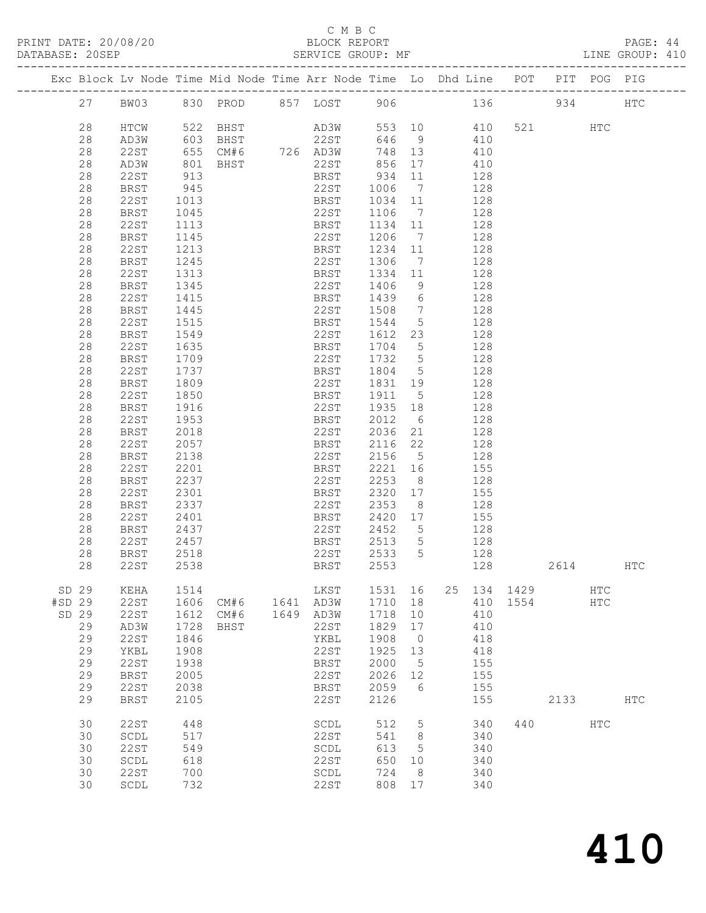C M B C

PRINT DATE: 20/08/20 BLOCK REPORT

DATABASE: 20SEP SERVICE GROUP: MF LINE GROUP: 410

| Exc | Block | Lv | Node | Time | Mid Node | Time | Arr Node | Time | Lo | Dhd Line | POT | PIT | POG | PIG |
|---|---|---|---|---|---|---|---|---|---|---|---|---|---|---|
| | 27 | | BW03 | 830 | PROD | 857 | LOST | 906 | | 136 | | 934 | | HTC |
| | 28 | | HTCW | 522 | BHST | | AD3W | 553 | 10 | 410 | 521 | | HTC | |
| | 28 | | AD3W | 603 | BHST | | 22ST | 646 | 9 | 410 | | | | |
| | 28 | | 22ST | 655 | CM#6 | 726 | AD3W | 748 | 13 | 410 | | | | |
| | 28 | | AD3W | 801 | BHST | | 22ST | 856 | 17 | 410 | | | | |
| | 28 | | 22ST | 913 | | | BRST | 934 | 11 | 128 | | | | |
| | 28 | | BRST | 945 | | | 22ST | 1006 | 7 | 128 | | | | |
| | 28 | | 22ST | 1013 | | | BRST | 1034 | 11 | 128 | | | | |
| | 28 | | BRST | 1045 | | | 22ST | 1106 | 7 | 128 | | | | |
| | 28 | | 22ST | 1113 | | | BRST | 1134 | 11 | 128 | | | | |
| | 28 | | BRST | 1145 | | | 22ST | 1206 | 7 | 128 | | | | |
| | 28 | | 22ST | 1213 | | | BRST | 1234 | 11 | 128 | | | | |
| | 28 | | BRST | 1245 | | | 22ST | 1306 | 7 | 128 | | | | |
| | 28 | | 22ST | 1313 | | | BRST | 1334 | 11 | 128 | | | | |
| | 28 | | BRST | 1345 | | | 22ST | 1406 | 9 | 128 | | | | |
| | 28 | | 22ST | 1415 | | | BRST | 1439 | 6 | 128 | | | | |
| | 28 | | BRST | 1445 | | | 22ST | 1508 | 7 | 128 | | | | |
| | 28 | | 22ST | 1515 | | | BRST | 1544 | 5 | 128 | | | | |
| | 28 | | BRST | 1549 | | | 22ST | 1612 | 23 | 128 | | | | |
| | 28 | | 22ST | 1635 | | | BRST | 1704 | 5 | 128 | | | | |
| | 28 | | BRST | 1709 | | | 22ST | 1732 | 5 | 128 | | | | |
| | 28 | | 22ST | 1737 | | | BRST | 1804 | 5 | 128 | | | | |
| | 28 | | BRST | 1809 | | | 22ST | 1831 | 19 | 128 | | | | |
| | 28 | | 22ST | 1850 | | | BRST | 1911 | 5 | 128 | | | | |
| | 28 | | BRST | 1916 | | | 22ST | 1935 | 18 | 128 | | | | |
| | 28 | | 22ST | 1953 | | | BRST | 2012 | 6 | 128 | | | | |
| | 28 | | BRST | 2018 | | | 22ST | 2036 | 21 | 128 | | | | |
| | 28 | | 22ST | 2057 | | | BRST | 2116 | 22 | 128 | | | | |
| | 28 | | BRST | 2138 | | | 22ST | 2156 | 5 | 128 | | | | |
| | 28 | | 22ST | 2201 | | | BRST | 2221 | 16 | 155 | | | | |
| | 28 | | BRST | 2237 | | | 22ST | 2253 | 8 | 128 | | | | |
| | 28 | | 22ST | 2301 | | | BRST | 2320 | 17 | 155 | | | | |
| | 28 | | BRST | 2337 | | | 22ST | 2353 | 8 | 128 | | | | |
| | 28 | | 22ST | 2401 | | | BRST | 2420 | 17 | 155 | | | | |
| | 28 | | BRST | 2437 | | | 22ST | 2452 | 5 | 128 | | | | |
| | 28 | | 22ST | 2457 | | | BRST | 2513 | 5 | 128 | | | | |
| | 28 | | BRST | 2518 | | | 22ST | 2533 | 5 | 128 | | | | |
| | 28 | | 22ST | 2538 | | | BRST | 2553 | | 128 | | 2614 | | HTC |
| SD | 29 | | KEHA | 1514 | | | LKST | 1531 | 16 | 25 134 | 1429 | | HTC | |
| #SD | 29 | | 22ST | 1606 | CM#6 | 1641 | AD3W | 1710 | 18 | 410 | 1554 | | HTC | |
| SD | 29 | | 22ST | 1612 | CM#6 | 1649 | AD3W | 1718 | 10 | 410 | | | | |
| | 29 | | AD3W | 1728 | BHST | | 22ST | 1829 | 17 | 410 | | | | |
| | 29 | | 22ST | 1846 | | | YKBL | 1908 | 0 | 418 | | | | |
| | 29 | | YKBL | 1908 | | | 22ST | 1925 | 13 | 418 | | | | |
| | 29 | | 22ST | 1938 | | | BRST | 2000 | 5 | 155 | | | | |
| | 29 | | BRST | 2005 | | | 22ST | 2026 | 12 | 155 | | | | |
| | 29 | | 22ST | 2038 | | | BRST | 2059 | 6 | 155 | | | | |
| | 29 | | BRST | 2105 | | | 22ST | 2126 | | 155 | | 2133 | | HTC |
| | 30 | | 22ST | 448 | | | SCDL | 512 | 5 | 340 | 440 | | HTC | |
| | 30 | | SCDL | 517 | | | 22ST | 541 | 8 | 340 | | | | |
| | 30 | | 22ST | 549 | | | SCDL | 613 | 5 | 340 | | | | |
| | 30 | | SCDL | 618 | | | 22ST | 650 | 10 | 340 | | | | |
| | 30 | | 22ST | 700 | | | SCDL | 724 | 8 | 340 | | | | |
| | 30 | | SCDL | 732 | | | 22ST | 808 | 17 | 340 | | | | |

# 410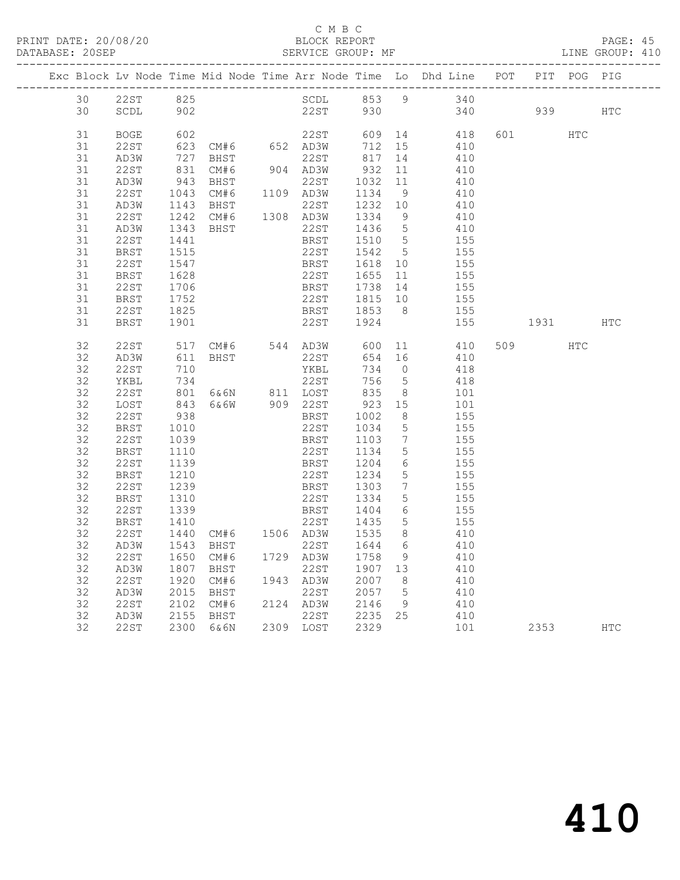C M B C
PRINT DATE: 20/08/20 BLOCK REPORT
DATABASE: 20SEP SERVICE GROUP: MF LINE GROUP: 410

| Exc | Block | Lv | Node | Time | Mid Node | Time | Arr Node | Time | Lo | Dhd Line | POT | PIT | POG | PIG |
|---|---|---|---|---|---|---|---|---|---|---|---|---|---|---|
| | 30 | | 22ST | 825 | | | SCDL | 853 | 9 | 340 | | | | |
| | 30 | | SCDL | 902 | | | 22ST | 930 | | 340 | | 939 | | HTC |
| | 31 | | BOGE | 602 | | | 22ST | 609 | 14 | 418 | 601 | | HTC | |
| | 31 | | 22ST | 623 | CM#6 | 652 | AD3W | 712 | 15 | 410 | | | | |
| | 31 | | AD3W | 727 | BHST | | 22ST | 817 | 14 | 410 | | | | |
| | 31 | | 22ST | 831 | CM#6 | 904 | AD3W | 932 | 11 | 410 | | | | |
| | 31 | | AD3W | 943 | BHST | | 22ST | 1032 | 11 | 410 | | | | |
| | 31 | | 22ST | 1043 | CM#6 | 1109 | AD3W | 1134 | 9 | 410 | | | | |
| | 31 | | AD3W | 1143 | BHST | | 22ST | 1232 | 10 | 410 | | | | |
| | 31 | | 22ST | 1242 | CM#6 | 1308 | AD3W | 1334 | 9 | 410 | | | | |
| | 31 | | AD3W | 1343 | BHST | | 22ST | 1436 | 5 | 410 | | | | |
| | 31 | | 22ST | 1441 | | | BRST | 1510 | 5 | 155 | | | | |
| | 31 | | BRST | 1515 | | | 22ST | 1542 | 5 | 155 | | | | |
| | 31 | | 22ST | 1547 | | | BRST | 1618 | 10 | 155 | | | | |
| | 31 | | BRST | 1628 | | | 22ST | 1655 | 11 | 155 | | | | |
| | 31 | | 22ST | 1706 | | | BRST | 1738 | 14 | 155 | | | | |
| | 31 | | BRST | 1752 | | | 22ST | 1815 | 10 | 155 | | | | |
| | 31 | | 22ST | 1825 | | | BRST | 1853 | 8 | 155 | | | | |
| | 31 | | BRST | 1901 | | | 22ST | 1924 | | 155 | | 1931 | | HTC |
| | 32 | | 22ST | 517 | CM#6 | 544 | AD3W | 600 | 11 | 410 | 509 | | HTC | |
| | 32 | | AD3W | 611 | BHST | | 22ST | 654 | 16 | 410 | | | | |
| | 32 | | 22ST | 710 | | | YKBL | 734 | 0 | 418 | | | | |
| | 32 | | YKBL | 734 | | | 22ST | 756 | 5 | 418 | | | | |
| | 32 | | 22ST | 801 | 6&6N | 811 | LOST | 835 | 8 | 101 | | | | |
| | 32 | | LOST | 843 | 6&6W | 909 | 22ST | 923 | 15 | 101 | | | | |
| | 32 | | 22ST | 938 | | | BRST | 1002 | 8 | 155 | | | | |
| | 32 | | BRST | 1010 | | | 22ST | 1034 | 5 | 155 | | | | |
| | 32 | | 22ST | 1039 | | | BRST | 1103 | 7 | 155 | | | | |
| | 32 | | BRST | 1110 | | | 22ST | 1134 | 5 | 155 | | | | |
| | 32 | | 22ST | 1139 | | | BRST | 1204 | 6 | 155 | | | | |
| | 32 | | BRST | 1210 | | | 22ST | 1234 | 5 | 155 | | | | |
| | 32 | | 22ST | 1239 | | | BRST | 1303 | 7 | 155 | | | | |
| | 32 | | BRST | 1310 | | | 22ST | 1334 | 5 | 155 | | | | |
| | 32 | | 22ST | 1339 | | | BRST | 1404 | 6 | 155 | | | | |
| | 32 | | BRST | 1410 | | | 22ST | 1435 | 5 | 155 | | | | |
| | 32 | | 22ST | 1440 | CM#6 | 1506 | AD3W | 1535 | 8 | 410 | | | | |
| | 32 | | AD3W | 1543 | BHST | | 22ST | 1644 | 6 | 410 | | | | |
| | 32 | | 22ST | 1650 | CM#6 | 1729 | AD3W | 1758 | 9 | 410 | | | | |
| | 32 | | AD3W | 1807 | BHST | | 22ST | 1907 | 13 | 410 | | | | |
| | 32 | | 22ST | 1920 | CM#6 | 1943 | AD3W | 2007 | 8 | 410 | | | | |
| | 32 | | AD3W | 2015 | BHST | | 22ST | 2057 | 5 | 410 | | | | |
| | 32 | | 22ST | 2102 | CM#6 | 2124 | AD3W | 2146 | 9 | 410 | | | | |
| | 32 | | AD3W | 2155 | BHST | | 22ST | 2235 | 25 | 410 | | | | |
| | 32 | | 22ST | 2300 | 6&6N | 2309 | LOST | 2329 | | 101 | | 2353 | | HTC |

# 410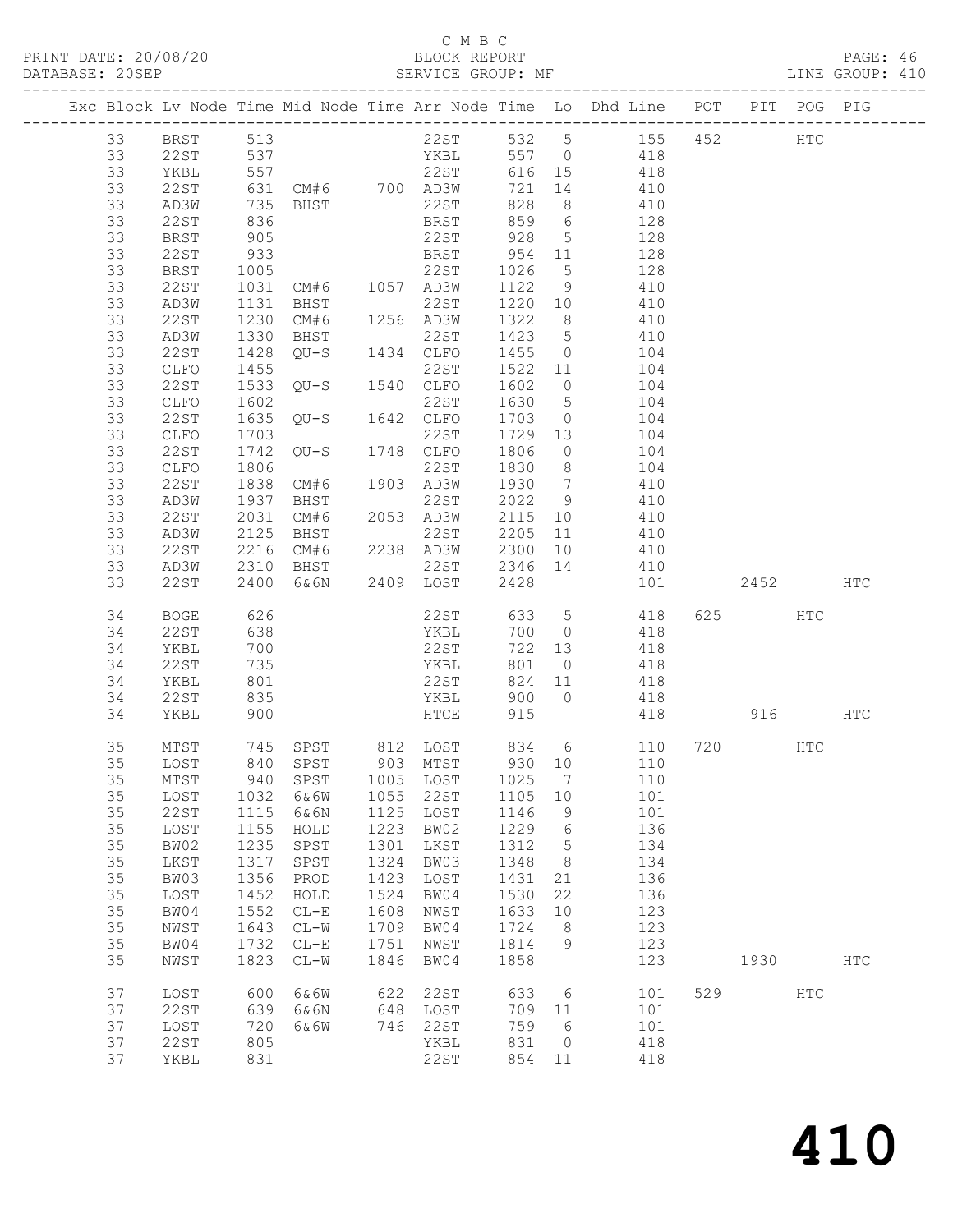C M B C

PRINT DATE: 20/08/20 BLOCK REPORT

DATABASE: 20SEP SERVICE GROUP: MF LINE GROUP: 410

| Exc | Block | Lv Node | Time | Mid Node | Time | Arr Node | Time | Lo | Dhd Line | POT | PIT | POG | PIG |
|---|---|---|---|---|---|---|---|---|---|---|---|---|---|
| | 33 | BRST | 513 | | | 22ST | 532 | 5 | 155 | 452 | | HTC | |
| | 33 | 22ST | 537 | | | YKBL | 557 | 0 | 418 | | | | |
| | 33 | YKBL | 557 | | | 22ST | 616 | 15 | 418 | | | | |
| | 33 | 22ST | 631 | CM#6 | 700 | AD3W | 721 | 14 | 410 | | | | |
| | 33 | AD3W | 735 | BHST | | 22ST | 828 | 8 | 410 | | | | |
| | 33 | 22ST | 836 | | | BRST | 859 | 6 | 128 | | | | |
| | 33 | BRST | 905 | | | 22ST | 928 | 5 | 128 | | | | |
| | 33 | 22ST | 933 | | | BRST | 954 | 11 | 128 | | | | |
| | 33 | BRST | 1005 | | | 22ST | 1026 | 5 | 128 | | | | |
| | 33 | 22ST | 1031 | CM#6 | 1057 | AD3W | 1122 | 9 | 410 | | | | |
| | 33 | AD3W | 1131 | BHST | | 22ST | 1220 | 10 | 410 | | | | |
| | 33 | 22ST | 1230 | CM#6 | 1256 | AD3W | 1322 | 8 | 410 | | | | |
| | 33 | AD3W | 1330 | BHST | | 22ST | 1423 | 5 | 410 | | | | |
| | 33 | 22ST | 1428 | QU-S | 1434 | CLFO | 1455 | 0 | 104 | | | | |
| | 33 | CLFO | 1455 | | | 22ST | 1522 | 11 | 104 | | | | |
| | 33 | 22ST | 1533 | QU-S | 1540 | CLFO | 1602 | 0 | 104 | | | | |
| | 33 | CLFO | 1602 | | | 22ST | 1630 | 5 | 104 | | | | |
| | 33 | 22ST | 1635 | QU-S | 1642 | CLFO | 1703 | 0 | 104 | | | | |
| | 33 | CLFO | 1703 | | | 22ST | 1729 | 13 | 104 | | | | |
| | 33 | 22ST | 1742 | QU-S | 1748 | CLFO | 1806 | 0 | 104 | | | | |
| | 33 | CLFO | 1806 | | | 22ST | 1830 | 8 | 104 | | | | |
| | 33 | 22ST | 1838 | CM#6 | 1903 | AD3W | 1930 | 7 | 410 | | | | |
| | 33 | AD3W | 1937 | BHST | | 22ST | 2022 | 9 | 410 | | | | |
| | 33 | 22ST | 2031 | CM#6 | 2053 | AD3W | 2115 | 10 | 410 | | | | |
| | 33 | AD3W | 2125 | BHST | | 22ST | 2205 | 11 | 410 | | | | |
| | 33 | 22ST | 2216 | CM#6 | 2238 | AD3W | 2300 | 10 | 410 | | | | |
| | 33 | AD3W | 2310 | BHST | | 22ST | 2346 | 14 | 410 | | | | |
| | 33 | 22ST | 2400 | 6&6N | 2409 | LOST | 2428 | | 101 | | 2452 | | HTC |
| | 34 | BOGE | 626 | | | 22ST | 633 | 5 | 418 | 625 | | HTC | |
| | 34 | 22ST | 638 | | | YKBL | 700 | 0 | 418 | | | | |
| | 34 | YKBL | 700 | | | 22ST | 722 | 13 | 418 | | | | |
| | 34 | 22ST | 735 | | | YKBL | 801 | 0 | 418 | | | | |
| | 34 | YKBL | 801 | | | 22ST | 824 | 11 | 418 | | | | |
| | 34 | 22ST | 835 | | | YKBL | 900 | 0 | 418 | | | | |
| | 34 | YKBL | 900 | | | HTCE | 915 | | 418 | | 916 | | HTC |
| | 35 | MTST | 745 | SPST | 812 | LOST | 834 | 6 | 110 | 720 | | HTC | |
| | 35 | LOST | 840 | SPST | 903 | MTST | 930 | 10 | 110 | | | | |
| | 35 | MTST | 940 | SPST | 1005 | LOST | 1025 | 7 | 110 | | | | |
| | 35 | LOST | 1032 | 6&6W | 1055 | 22ST | 1105 | 10 | 101 | | | | |
| | 35 | 22ST | 1115 | 6&6N | 1125 | LOST | 1146 | 9 | 101 | | | | |
| | 35 | LOST | 1155 | HOLD | 1223 | BW02 | 1229 | 6 | 136 | | | | |
| | 35 | BW02 | 1235 | SPST | 1301 | LKST | 1312 | 5 | 134 | | | | |
| | 35 | LKST | 1317 | SPST | 1324 | BW03 | 1348 | 8 | 134 | | | | |
| | 35 | BW03 | 1356 | PROD | 1423 | LOST | 1431 | 21 | 136 | | | | |
| | 35 | LOST | 1452 | HOLD | 1524 | BW04 | 1530 | 22 | 136 | | | | |
| | 35 | BW04 | 1552 | CL-E | 1608 | NWST | 1633 | 10 | 123 | | | | |
| | 35 | NWST | 1643 | CL-W | 1709 | BW04 | 1724 | 8 | 123 | | | | |
| | 35 | BW04 | 1732 | CL-E | 1751 | NWST | 1814 | 9 | 123 | | | | |
| | 35 | NWST | 1823 | CL-W | 1846 | BW04 | 1858 | | 123 | | 1930 | | HTC |
| | 37 | LOST | 600 | 6&6W | 622 | 22ST | 633 | 6 | 101 | 529 | | HTC | |
| | 37 | 22ST | 639 | 6&6N | 648 | LOST | 709 | 11 | 101 | | | | |
| | 37 | LOST | 720 | 6&6W | 746 | 22ST | 759 | 6 | 101 | | | | |
| | 37 | 22ST | 805 | | | YKBL | 831 | 0 | 418 | | | | |
| | 37 | YKBL | 831 | | | 22ST | 854 | 11 | 418 | | | | |

# 410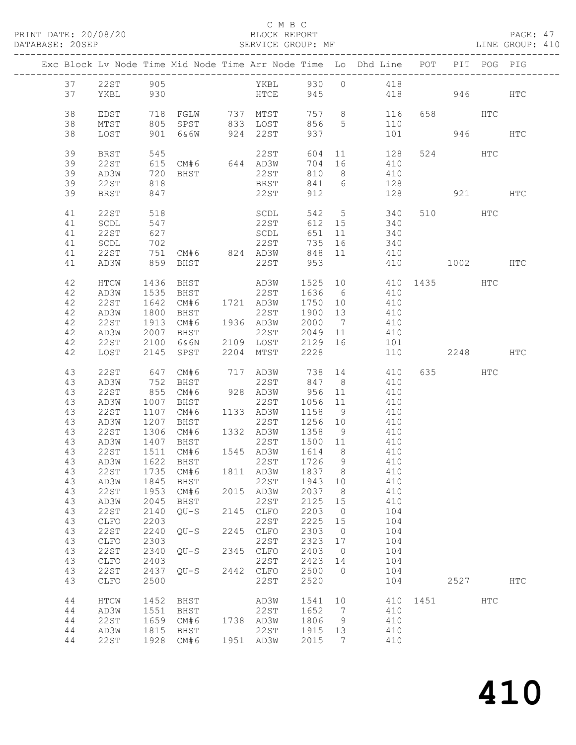C M B C
BLOCK REPORT
SERVICE GROUP: MF

PRINT DATE: 20/08/20
DATABASE: 20SEP
LINE GROUP: 410

| Exc | Block | Lv | Node | Time | Mid Node | Time | Arr Node | Time | Lo | Dhd Line | POT | PIT | POG | PIG |
|---|---|---|---|---|---|---|---|---|---|---|---|---|---|---|
| | 37 | | 22ST | 905 | | | YKBL | 930 | 0 | 418 | | | | |
| | 37 | | YKBL | 930 | | | HTCE | 945 | | 418 | | 946 | | HTC |
| | 38 | | EDST | 718 | FGLW | 737 | MTST | 757 | 8 | 116 | 658 | | HTC | |
| | 38 | | MTST | 805 | SPST | 833 | LOST | 856 | 5 | 110 | | | | |
| | 38 | | LOST | 901 | 6&6W | 924 | 22ST | 937 | | 101 | | 946 | | HTC |
| | 39 | | BRST | 545 | | | 22ST | 604 | 11 | 128 | 524 | | HTC | |
| | 39 | | 22ST | 615 | CM#6 | 644 | AD3W | 704 | 16 | 410 | | | | |
| | 39 | | AD3W | 720 | BHST | | 22ST | 810 | 8 | 410 | | | | |
| | 39 | | 22ST | 818 | | | BRST | 841 | 6 | 128 | | | | |
| | 39 | | BRST | 847 | | | 22ST | 912 | | 128 | | 921 | | HTC |
| | 41 | | 22ST | 518 | | | SCDL | 542 | 5 | 340 | 510 | | HTC | |
| | 41 | | SCDL | 547 | | | 22ST | 612 | 15 | 340 | | | | |
| | 41 | | 22ST | 627 | | | SCDL | 651 | 11 | 340 | | | | |
| | 41 | | SCDL | 702 | | | 22ST | 735 | 16 | 340 | | | | |
| | 41 | | 22ST | 751 | CM#6 | 824 | AD3W | 848 | 11 | 410 | | | | |
| | 41 | | AD3W | 859 | BHST | | 22ST | 953 | | 410 | | 1002 | | HTC |
| | 42 | | HTCW | 1436 | BHST | | AD3W | 1525 | 10 | 410 | 1435 | | HTC | |
| | 42 | | AD3W | 1535 | BHST | | 22ST | 1636 | 6 | 410 | | | | |
| | 42 | | 22ST | 1642 | CM#6 | 1721 | AD3W | 1750 | 10 | 410 | | | | |
| | 42 | | AD3W | 1800 | BHST | | 22ST | 1900 | 13 | 410 | | | | |
| | 42 | | 22ST | 1913 | CM#6 | 1936 | AD3W | 2000 | 7 | 410 | | | | |
| | 42 | | AD3W | 2007 | BHST | | 22ST | 2049 | 11 | 410 | | | | |
| | 42 | | 22ST | 2100 | 6&6N | 2109 | LOST | 2129 | 16 | 101 | | | | |
| | 42 | | LOST | 2145 | SPST | 2204 | MTST | 2228 | | 110 | | 2248 | | HTC |
| | 43 | | 22ST | 647 | CM#6 | 717 | AD3W | 738 | 14 | 410 | 635 | | HTC | |
| | 43 | | AD3W | 752 | BHST | | 22ST | 847 | 8 | 410 | | | | |
| | 43 | | 22ST | 855 | CM#6 | 928 | AD3W | 956 | 11 | 410 | | | | |
| | 43 | | AD3W | 1007 | BHST | | 22ST | 1056 | 11 | 410 | | | | |
| | 43 | | 22ST | 1107 | CM#6 | 1133 | AD3W | 1158 | 9 | 410 | | | | |
| | 43 | | AD3W | 1207 | BHST | | 22ST | 1256 | 10 | 410 | | | | |
| | 43 | | 22ST | 1306 | CM#6 | 1332 | AD3W | 1358 | 9 | 410 | | | | |
| | 43 | | AD3W | 1407 | BHST | | 22ST | 1500 | 11 | 410 | | | | |
| | 43 | | 22ST | 1511 | CM#6 | 1545 | AD3W | 1614 | 8 | 410 | | | | |
| | 43 | | AD3W | 1622 | BHST | | 22ST | 1726 | 9 | 410 | | | | |
| | 43 | | 22ST | 1735 | CM#6 | 1811 | AD3W | 1837 | 8 | 410 | | | | |
| | 43 | | AD3W | 1845 | BHST | | 22ST | 1943 | 10 | 410 | | | | |
| | 43 | | 22ST | 1953 | CM#6 | 2015 | AD3W | 2037 | 8 | 410 | | | | |
| | 43 | | AD3W | 2045 | BHST | | 22ST | 2125 | 15 | 410 | | | | |
| | 43 | | 22ST | 2140 | QU-S | 2145 | CLFO | 2203 | 0 | 104 | | | | |
| | 43 | | CLFO | 2203 | | | 22ST | 2225 | 15 | 104 | | | | |
| | 43 | | 22ST | 2240 | QU-S | 2245 | CLFO | 2303 | 0 | 104 | | | | |
| | 43 | | CLFO | 2303 | | | 22ST | 2323 | 17 | 104 | | | | |
| | 43 | | 22ST | 2340 | QU-S | 2345 | CLFO | 2403 | 0 | 104 | | | | |
| | 43 | | CLFO | 2403 | | | 22ST | 2423 | 14 | 104 | | | | |
| | 43 | | 22ST | 2437 | QU-S | 2442 | CLFO | 2500 | 0 | 104 | | | | |
| | 43 | | CLFO | 2500 | | | 22ST | 2520 | | 104 | | 2527 | | HTC |
| | 44 | | HTCW | 1452 | BHST | | AD3W | 1541 | 10 | 410 | 1451 | | HTC | |
| | 44 | | AD3W | 1551 | BHST | | 22ST | 1652 | 7 | 410 | | | | |
| | 44 | | 22ST | 1659 | CM#6 | 1738 | AD3W | 1806 | 9 | 410 | | | | |
| | 44 | | AD3W | 1815 | BHST | | 22ST | 1915 | 13 | 410 | | | | |
| | 44 | | 22ST | 1928 | CM#6 | 1951 | AD3W | 2015 | 7 | 410 | | | | |

# 410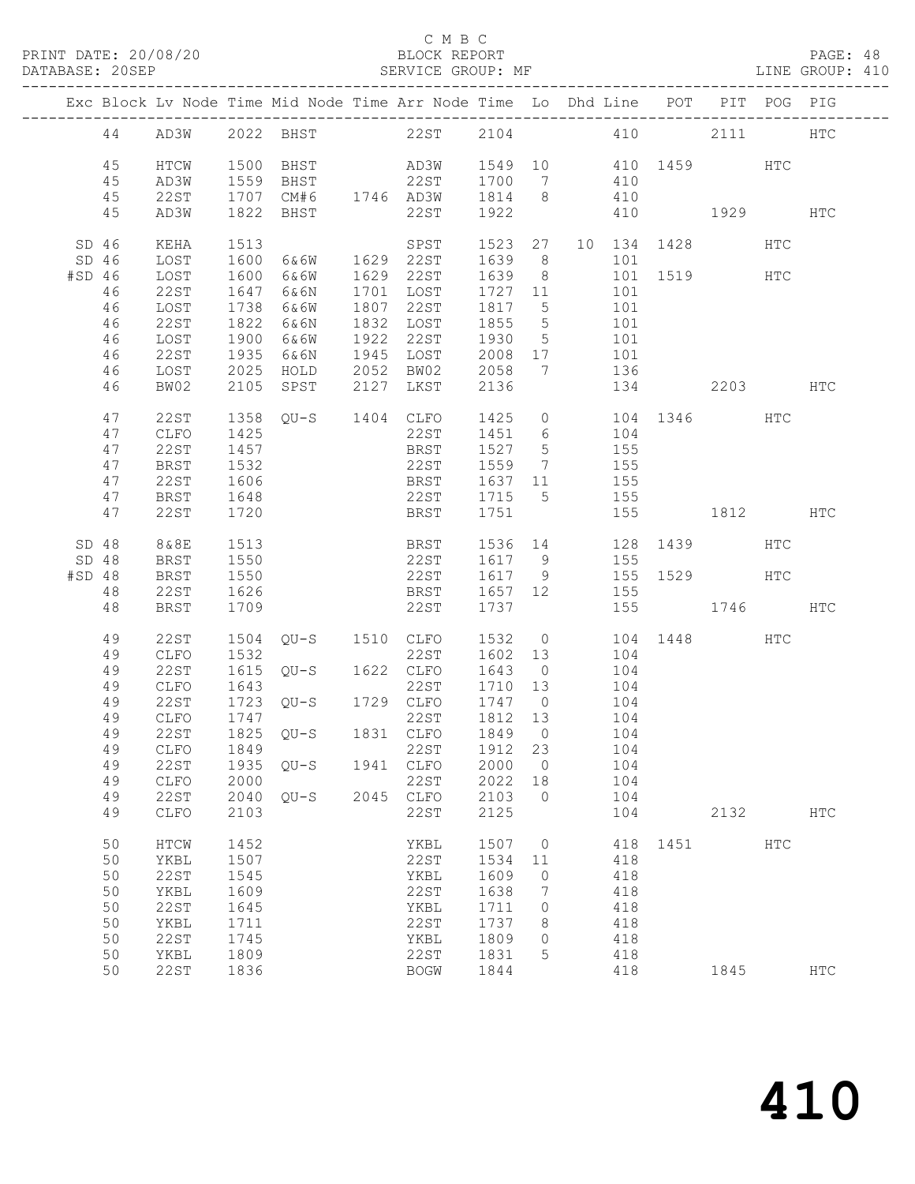C M B C

PRINT DATE: 20/08/20 BLOCK REPORT PAGE: 48
DATABASE: 20SEP SERVICE GROUP: MF LINE GROUP: 410

| Exc | Block | Lv Node | Time | Mid Node | Time | Arr Node | Time | Lo | Dhd Line | POT | PIT | POG | PIG |
|---|---|---|---|---|---|---|---|---|---|---|---|---|---|
| | 44 | AD3W | 2022 | BHST | | 22ST | 2104 | | 410 | | 2111 | | HTC |
| | 45 | HTCW | 1500 | BHST | | AD3W | 1549 | 10 | 410 | 1459 | | HTC | |
| | 45 | AD3W | 1559 | BHST | | 22ST | 1700 | 7 | 410 | | | | |
| | 45 | 22ST | 1707 | CM#6 | 1746 | AD3W | 1814 | 8 | 410 | | | | |
| | 45 | AD3W | 1822 | BHST | | 22ST | 1922 | | 410 | | 1929 | | HTC |
| SD | 46 | KEHA | 1513 | | | SPST | 1523 | 27 | 10 134 | 1428 | | HTC | |
| SD | 46 | LOST | 1600 | 6&6W | 1629 | 22ST | 1639 | 8 | 101 | | | | |
| #SD | 46 | LOST | 1600 | 6&6W | 1629 | 22ST | 1639 | 8 | 101 | 1519 | | HTC | |
| | 46 | 22ST | 1647 | 6&6N | 1701 | LOST | 1727 | 11 | 101 | | | | |
| | 46 | LOST | 1738 | 6&6W | 1807 | 22ST | 1817 | 5 | 101 | | | | |
| | 46 | 22ST | 1822 | 6&6N | 1832 | LOST | 1855 | 5 | 101 | | | | |
| | 46 | LOST | 1900 | 6&6W | 1922 | 22ST | 1930 | 5 | 101 | | | | |
| | 46 | 22ST | 1935 | 6&6N | 1945 | LOST | 2008 | 17 | 101 | | | | |
| | 46 | LOST | 2025 | HOLD | 2052 | BW02 | 2058 | 7 | 136 | | | | |
| | 46 | BW02 | 2105 | SPST | 2127 | LKST | 2136 | | 134 | | 2203 | | HTC |
| | 47 | 22ST | 1358 | QU-S | 1404 | CLFO | 1425 | 0 | 104 | 1346 | | HTC | |
| | 47 | CLFO | 1425 | | | 22ST | 1451 | 6 | 104 | | | | |
| | 47 | 22ST | 1457 | | | BRST | 1527 | 5 | 155 | | | | |
| | 47 | BRST | 1532 | | | 22ST | 1559 | 7 | 155 | | | | |
| | 47 | 22ST | 1606 | | | BRST | 1637 | 11 | 155 | | | | |
| | 47 | BRST | 1648 | | | 22ST | 1715 | 5 | 155 | | | | |
| | 47 | 22ST | 1720 | | | BRST | 1751 | | 155 | | 1812 | | HTC |
| SD | 48 | 8&8E | 1513 | | | BRST | 1536 | 14 | 128 | 1439 | | HTC | |
| SD | 48 | BRST | 1550 | | | 22ST | 1617 | 9 | 155 | | | | |
| #SD | 48 | BRST | 1550 | | | 22ST | 1617 | 9 | 155 | 1529 | | HTC | |
| | 48 | 22ST | 1626 | | | BRST | 1657 | 12 | 155 | | | | |
| | 48 | BRST | 1709 | | | 22ST | 1737 | | 155 | | 1746 | | HTC |
| | 49 | 22ST | 1504 | QU-S | 1510 | CLFO | 1532 | 0 | 104 | 1448 | | HTC | |
| | 49 | CLFO | 1532 | | | 22ST | 1602 | 13 | 104 | | | | |
| | 49 | 22ST | 1615 | QU-S | 1622 | CLFO | 1643 | 0 | 104 | | | | |
| | 49 | CLFO | 1643 | | | 22ST | 1710 | 13 | 104 | | | | |
| | 49 | 22ST | 1723 | QU-S | 1729 | CLFO | 1747 | 0 | 104 | | | | |
| | 49 | CLFO | 1747 | | | 22ST | 1812 | 13 | 104 | | | | |
| | 49 | 22ST | 1825 | QU-S | 1831 | CLFO | 1849 | 0 | 104 | | | | |
| | 49 | CLFO | 1849 | | | 22ST | 1912 | 23 | 104 | | | | |
| | 49 | 22ST | 1935 | QU-S | 1941 | CLFO | 2000 | 0 | 104 | | | | |
| | 49 | CLFO | 2000 | | | 22ST | 2022 | 18 | 104 | | | | |
| | 49 | 22ST | 2040 | QU-S | 2045 | CLFO | 2103 | 0 | 104 | | | | |
| | 49 | CLFO | 2103 | | | 22ST | 2125 | | 104 | | 2132 | | HTC |
| | 50 | HTCW | 1452 | | | YKBL | 1507 | 0 | 418 | 1451 | | HTC | |
| | 50 | YKBL | 1507 | | | 22ST | 1534 | 11 | 418 | | | | |
| | 50 | 22ST | 1545 | | | YKBL | 1609 | 0 | 418 | | | | |
| | 50 | YKBL | 1609 | | | 22ST | 1638 | 7 | 418 | | | | |
| | 50 | 22ST | 1645 | | | YKBL | 1711 | 0 | 418 | | | | |
| | 50 | YKBL | 1711 | | | 22ST | 1737 | 8 | 418 | | | | |
| | 50 | 22ST | 1745 | | | YKBL | 1809 | 0 | 418 | | | | |
| | 50 | YKBL | 1809 | | | 22ST | 1831 | 5 | 418 | | | | |
| | 50 | 22ST | 1836 | | | BOGW | 1844 | | 418 | | 1845 | | HTC |

410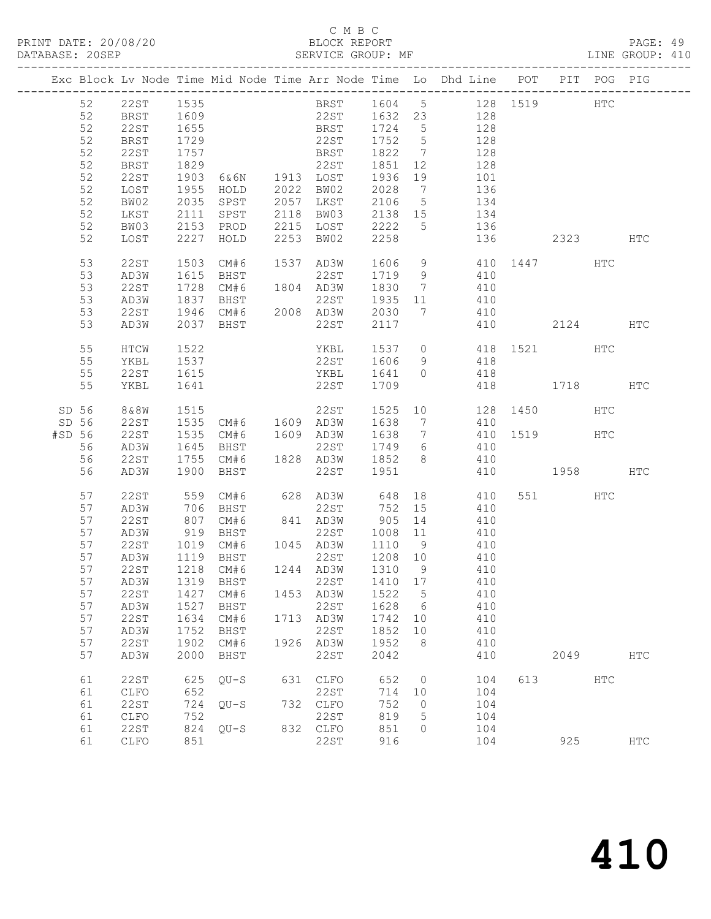C M B C

PRINT DATE: 20/08/20 BLOCK REPORT PAGE: 49
DATABASE: 20SEP SERVICE GROUP: MF LINE GROUP: 410

| Exc | Block | Lv Node | Time | Mid Node | Time | Arr Node | Time | Lo | Dhd Line | POT | PIT | POG | PIG |
|---|---|---|---|---|---|---|---|---|---|---|---|---|---|
| | 52 | 22ST | 1535 | | | BRST | 1604 | 5 | 128 | 1519 | | HTC | |
| | 52 | BRST | 1609 | | | 22ST | 1632 | 23 | 128 | | | | |
| | 52 | 22ST | 1655 | | | BRST | 1724 | 5 | 128 | | | | |
| | 52 | BRST | 1729 | | | 22ST | 1752 | 5 | 128 | | | | |
| | 52 | 22ST | 1757 | | | BRST | 1822 | 7 | 128 | | | | |
| | 52 | BRST | 1829 | | | 22ST | 1851 | 12 | 128 | | | | |
| | 52 | 22ST | 1903 | 6&6N | 1913 | LOST | 1936 | 19 | 101 | | | | |
| | 52 | LOST | 1955 | HOLD | 2022 | BW02 | 2028 | 7 | 136 | | | | |
| | 52 | BW02 | 2035 | SPST | 2057 | LKST | 2106 | 5 | 134 | | | | |
| | 52 | LKST | 2111 | SPST | 2118 | BW03 | 2138 | 15 | 134 | | | | |
| | 52 | BW03 | 2153 | PROD | 2215 | LOST | 2222 | 5 | 136 | | | | |
| | 52 | LOST | 2227 | HOLD | 2253 | BW02 | 2258 | | 136 | | 2323 | | HTC |
| | 53 | 22ST | 1503 | CM#6 | 1537 | AD3W | 1606 | 9 | 410 | 1447 | | HTC | |
| | 53 | AD3W | 1615 | BHST | | 22ST | 1719 | 9 | 410 | | | | |
| | 53 | 22ST | 1728 | CM#6 | 1804 | AD3W | 1830 | 7 | 410 | | | | |
| | 53 | AD3W | 1837 | BHST | | 22ST | 1935 | 11 | 410 | | | | |
| | 53 | 22ST | 1946 | CM#6 | 2008 | AD3W | 2030 | 7 | 410 | | | | |
| | 53 | AD3W | 2037 | BHST | | 22ST | 2117 | | 410 | | 2124 | | HTC |
| | 55 | HTCW | 1522 | | | YKBL | 1537 | 0 | 418 | 1521 | | HTC | |
| | 55 | YKBL | 1537 | | | 22ST | 1606 | 9 | 418 | | | | |
| | 55 | 22ST | 1615 | | | YKBL | 1641 | 0 | 418 | | | | |
| | 55 | YKBL | 1641 | | | 22ST | 1709 | | 418 | | 1718 | | HTC |
| SD | 56 | 8&8W | 1515 | | | 22ST | 1525 | 10 | 128 | 1450 | | HTC | |
| SD | 56 | 22ST | 1535 | CM#6 | 1609 | AD3W | 1638 | 7 | 410 | | | | |
| #SD | 56 | 22ST | 1535 | CM#6 | 1609 | AD3W | 1638 | 7 | 410 | 1519 | | HTC | |
| | 56 | AD3W | 1645 | BHST | | 22ST | 1749 | 6 | 410 | | | | |
| | 56 | 22ST | 1755 | CM#6 | 1828 | AD3W | 1852 | 8 | 410 | | | | |
| | 56 | AD3W | 1900 | BHST | | 22ST | 1951 | | 410 | | 1958 | | HTC |
| | 57 | 22ST | 559 | CM#6 | 628 | AD3W | 648 | 18 | 410 | 551 | | HTC | |
| | 57 | AD3W | 706 | BHST | | 22ST | 752 | 15 | 410 | | | | |
| | 57 | 22ST | 807 | CM#6 | 841 | AD3W | 905 | 14 | 410 | | | | |
| | 57 | AD3W | 919 | BHST | | 22ST | 1008 | 11 | 410 | | | | |
| | 57 | 22ST | 1019 | CM#6 | 1045 | AD3W | 1110 | 9 | 410 | | | | |
| | 57 | AD3W | 1119 | BHST | | 22ST | 1208 | 10 | 410 | | | | |
| | 57 | 22ST | 1218 | CM#6 | 1244 | AD3W | 1310 | 9 | 410 | | | | |
| | 57 | AD3W | 1319 | BHST | | 22ST | 1410 | 17 | 410 | | | | |
| | 57 | 22ST | 1427 | CM#6 | 1453 | AD3W | 1522 | 5 | 410 | | | | |
| | 57 | AD3W | 1527 | BHST | | 22ST | 1628 | 6 | 410 | | | | |
| | 57 | 22ST | 1634 | CM#6 | 1713 | AD3W | 1742 | 10 | 410 | | | | |
| | 57 | AD3W | 1752 | BHST | | 22ST | 1852 | 10 | 410 | | | | |
| | 57 | 22ST | 1902 | CM#6 | 1926 | AD3W | 1952 | 8 | 410 | | | | |
| | 57 | AD3W | 2000 | BHST | | 22ST | 2042 | | 410 | | 2049 | | HTC |
| | 61 | 22ST | 625 | QU-S | 631 | CLFO | 652 | 0 | 104 | 613 | | HTC | |
| | 61 | CLFO | 652 | | | 22ST | 714 | 10 | 104 | | | | |
| | 61 | 22ST | 724 | QU-S | 732 | CLFO | 752 | 0 | 104 | | | | |
| | 61 | CLFO | 752 | | | 22ST | 819 | 5 | 104 | | | | |
| | 61 | 22ST | 824 | QU-S | 832 | CLFO | 851 | 0 | 104 | | | | |
| | 61 | CLFO | 851 | | | 22ST | 916 | | 104 | | 925 | | HTC |

# 410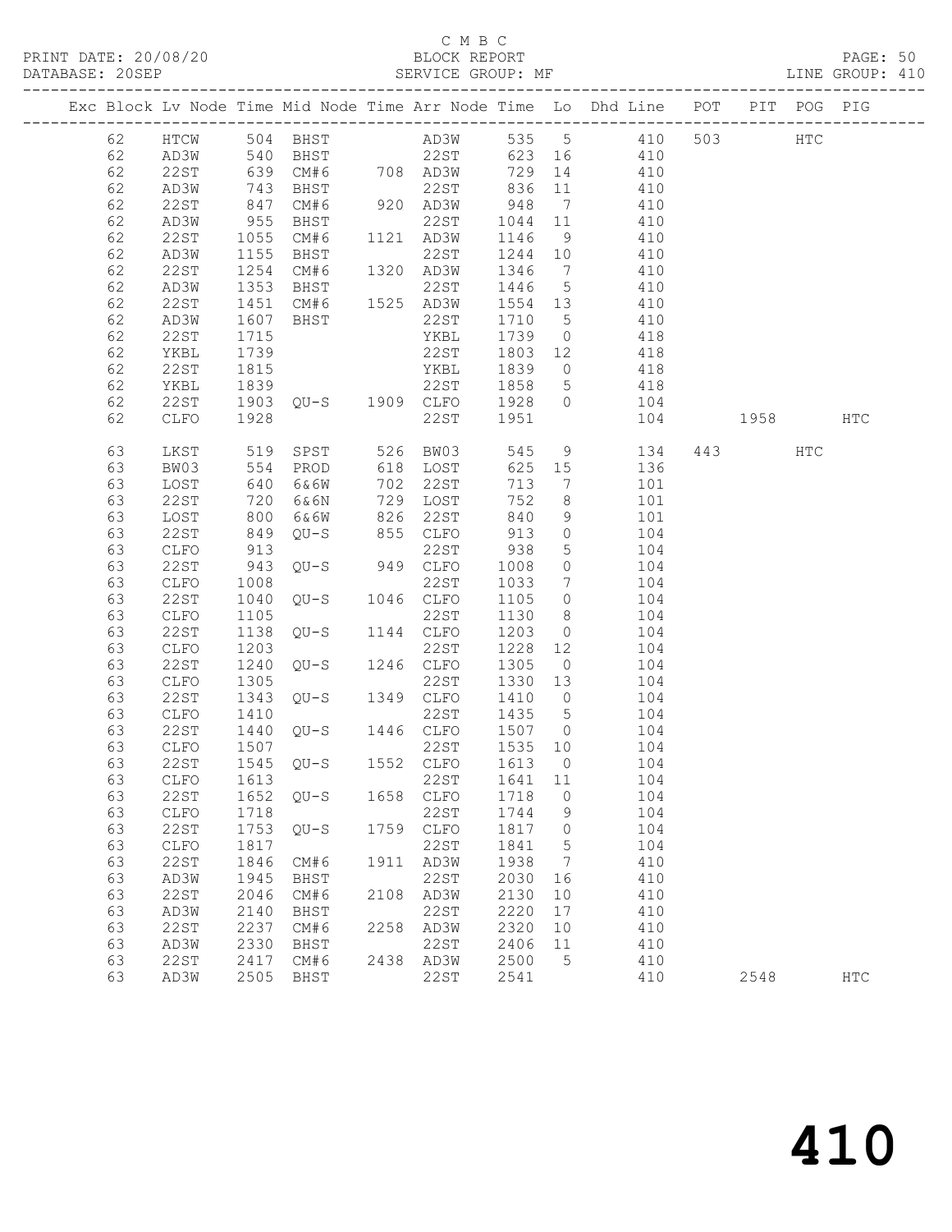C M B C

PRINT DATE: 20/08/20 BLOCK REPORT PAGE: 50
DATABASE: 20SEP SERVICE GROUP: MF LINE GROUP: 410

| Exc | Block | Lv Node | Time | Mid Node | Time | Arr Node | Time | Lo | Dhd Line | POT | PIT | POG | PIG |
|---|---|---|---|---|---|---|---|---|---|---|---|---|---|
| | 62 | HTCW | 504 | BHST | | AD3W | 535 | 5 | 410 | 503 | | HTC | |
| | 62 | AD3W | 540 | BHST | | 22ST | 623 | 16 | 410 | | | | |
| | 62 | 22ST | 639 | CM#6 | 708 | AD3W | 729 | 14 | 410 | | | | |
| | 62 | AD3W | 743 | BHST | | 22ST | 836 | 11 | 410 | | | | |
| | 62 | 22ST | 847 | CM#6 | 920 | AD3W | 948 | 7 | 410 | | | | |
| | 62 | AD3W | 955 | BHST | | 22ST | 1044 | 11 | 410 | | | | |
| | 62 | 22ST | 1055 | CM#6 | 1121 | AD3W | 1146 | 9 | 410 | | | | |
| | 62 | AD3W | 1155 | BHST | | 22ST | 1244 | 10 | 410 | | | | |
| | 62 | 22ST | 1254 | CM#6 | 1320 | AD3W | 1346 | 7 | 410 | | | | |
| | 62 | AD3W | 1353 | BHST | | 22ST | 1446 | 5 | 410 | | | | |
| | 62 | 22ST | 1451 | CM#6 | 1525 | AD3W | 1554 | 13 | 410 | | | | |
| | 62 | AD3W | 1607 | BHST | | 22ST | 1710 | 5 | 410 | | | | |
| | 62 | 22ST | 1715 | | | YKBL | 1739 | 0 | 418 | | | | |
| | 62 | YKBL | 1739 | | | 22ST | 1803 | 12 | 418 | | | | |
| | 62 | 22ST | 1815 | | | YKBL | 1839 | 0 | 418 | | | | |
| | 62 | YKBL | 1839 | | | 22ST | 1858 | 5 | 418 | | | | |
| | 62 | 22ST | 1903 | QU-S | 1909 | CLFO | 1928 | 0 | 104 | | | | |
| | 62 | CLFO | 1928 | | | 22ST | 1951 | | 104 | | 1958 | | HTC |
| | 63 | LKST | 519 | SPST | 526 | BW03 | 545 | 9 | 134 | 443 | | HTC | |
| | 63 | BW03 | 554 | PROD | 618 | LOST | 625 | 15 | 136 | | | | |
| | 63 | LOST | 640 | 6&6W | 702 | 22ST | 713 | 7 | 101 | | | | |
| | 63 | 22ST | 720 | 6&6N | 729 | LOST | 752 | 8 | 101 | | | | |
| | 63 | LOST | 800 | 6&6W | 826 | 22ST | 840 | 9 | 101 | | | | |
| | 63 | 22ST | 849 | QU-S | 855 | CLFO | 913 | 0 | 104 | | | | |
| | 63 | CLFO | 913 | | | 22ST | 938 | 5 | 104 | | | | |
| | 63 | 22ST | 943 | QU-S | 949 | CLFO | 1008 | 0 | 104 | | | | |
| | 63 | CLFO | 1008 | | | 22ST | 1033 | 7 | 104 | | | | |
| | 63 | 22ST | 1040 | QU-S | 1046 | CLFO | 1105 | 0 | 104 | | | | |
| | 63 | CLFO | 1105 | | | 22ST | 1130 | 8 | 104 | | | | |
| | 63 | 22ST | 1138 | QU-S | 1144 | CLFO | 1203 | 0 | 104 | | | | |
| | 63 | CLFO | 1203 | | | 22ST | 1228 | 12 | 104 | | | | |
| | 63 | 22ST | 1240 | QU-S | 1246 | CLFO | 1305 | 0 | 104 | | | | |
| | 63 | CLFO | 1305 | | | 22ST | 1330 | 13 | 104 | | | | |
| | 63 | 22ST | 1343 | QU-S | 1349 | CLFO | 1410 | 0 | 104 | | | | |
| | 63 | CLFO | 1410 | | | 22ST | 1435 | 5 | 104 | | | | |
| | 63 | 22ST | 1440 | QU-S | 1446 | CLFO | 1507 | 0 | 104 | | | | |
| | 63 | CLFO | 1507 | | | 22ST | 1535 | 10 | 104 | | | | |
| | 63 | 22ST | 1545 | QU-S | 1552 | CLFO | 1613 | 0 | 104 | | | | |
| | 63 | CLFO | 1613 | | | 22ST | 1641 | 11 | 104 | | | | |
| | 63 | 22ST | 1652 | QU-S | 1658 | CLFO | 1718 | 0 | 104 | | | | |
| | 63 | CLFO | 1718 | | | 22ST | 1744 | 9 | 104 | | | | |
| | 63 | 22ST | 1753 | QU-S | 1759 | CLFO | 1817 | 0 | 104 | | | | |
| | 63 | CLFO | 1817 | | | 22ST | 1841 | 5 | 104 | | | | |
| | 63 | 22ST | 1846 | CM#6 | 1911 | AD3W | 1938 | 7 | 410 | | | | |
| | 63 | AD3W | 1945 | BHST | | 22ST | 2030 | 16 | 410 | | | | |
| | 63 | 22ST | 2046 | CM#6 | 2108 | AD3W | 2130 | 10 | 410 | | | | |
| | 63 | AD3W | 2140 | BHST | | 22ST | 2220 | 17 | 410 | | | | |
| | 63 | 22ST | 2237 | CM#6 | 2258 | AD3W | 2320 | 10 | 410 | | | | |
| | 63 | AD3W | 2330 | BHST | | 22ST | 2406 | 11 | 410 | | | | |
| | 63 | 22ST | 2417 | CM#6 | 2438 | AD3W | 2500 | 5 | 410 | | | | |
| | 63 | AD3W | 2505 | BHST | | 22ST | 2541 | | 410 | | 2548 | | HTC |

# 410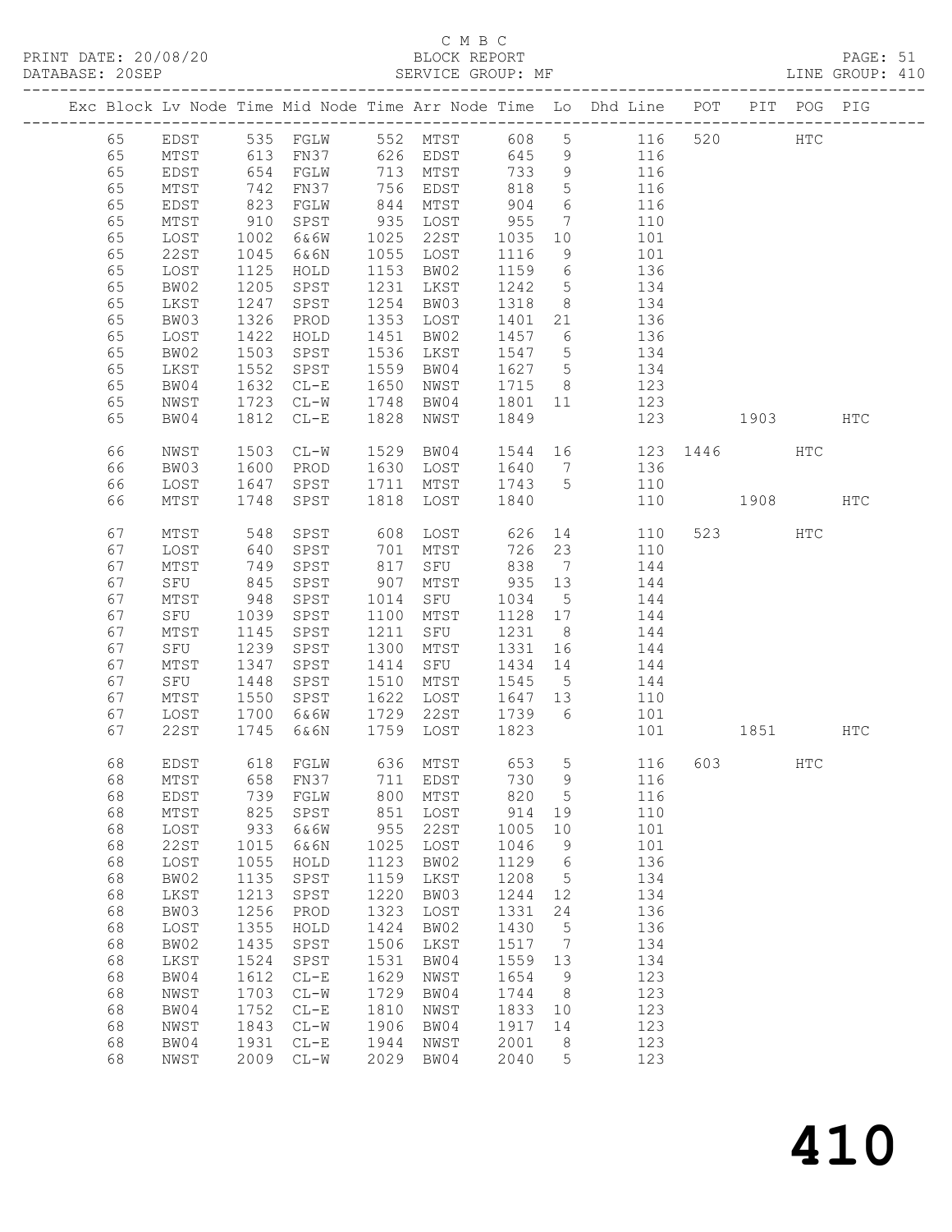C M B C
BLOCK REPORT
SERVICE GROUP: MF

PRINT DATE: 20/08/20
DATABASE: 20SEP
LINE GROUP: 410

| Exc | Block | Lv | Node | Time | Mid Node | Time | Arr Node | Time | Lo | Dhd Line | POT | PIT | POG | PIG |
|---|---|---|---|---|---|---|---|---|---|---|---|---|---|---|
| | 65 | | EDST | 535 | FGLW | 552 | MTST | 608 | 5 | 116 | 520 | | HTC | |
| | 65 | | MTST | 613 | FN37 | 626 | EDST | 645 | 9 | 116 | | | | |
| | 65 | | EDST | 654 | FGLW | 713 | MTST | 733 | 9 | 116 | | | | |
| | 65 | | MTST | 742 | FN37 | 756 | EDST | 818 | 5 | 116 | | | | |
| | 65 | | EDST | 823 | FGLW | 844 | MTST | 904 | 6 | 116 | | | | |
| | 65 | | MTST | 910 | SPST | 935 | LOST | 955 | 7 | 110 | | | | |
| | 65 | | LOST | 1002 | 6&6W | 1025 | 22ST | 1035 | 10 | 101 | | | | |
| | 65 | | 22ST | 1045 | 6&6N | 1055 | LOST | 1116 | 9 | 101 | | | | |
| | 65 | | LOST | 1125 | HOLD | 1153 | BW02 | 1159 | 6 | 136 | | | | |
| | 65 | | BW02 | 1205 | SPST | 1231 | LKST | 1242 | 5 | 134 | | | | |
| | 65 | | LKST | 1247 | SPST | 1254 | BW03 | 1318 | 8 | 134 | | | | |
| | 65 | | BW03 | 1326 | PROD | 1353 | LOST | 1401 | 21 | 136 | | | | |
| | 65 | | LOST | 1422 | HOLD | 1451 | BW02 | 1457 | 6 | 136 | | | | |
| | 65 | | BW02 | 1503 | SPST | 1536 | LKST | 1547 | 5 | 134 | | | | |
| | 65 | | LKST | 1552 | SPST | 1559 | BW04 | 1627 | 5 | 134 | | | | |
| | 65 | | BW04 | 1632 | CL-E | 1650 | NWST | 1715 | 8 | 123 | | | | |
| | 65 | | NWST | 1723 | CL-W | 1748 | BW04 | 1801 | 11 | 123 | | | | |
| | 65 | | BW04 | 1812 | CL-E | 1828 | NWST | 1849 | | 123 | | 1903 | | HTC |
| | 66 | | NWST | 1503 | CL-W | 1529 | BW04 | 1544 | 16 | 123 | 1446 | | HTC | |
| | 66 | | BW03 | 1600 | PROD | 1630 | LOST | 1640 | 7 | 136 | | | | |
| | 66 | | LOST | 1647 | SPST | 1711 | MTST | 1743 | 5 | 110 | | | | |
| | 66 | | MTST | 1748 | SPST | 1818 | LOST | 1840 | | 110 | | 1908 | | HTC |
| | 67 | | MTST | 548 | SPST | 608 | LOST | 626 | 14 | 110 | 523 | | HTC | |
| | 67 | | LOST | 640 | SPST | 701 | MTST | 726 | 23 | 110 | | | | |
| | 67 | | MTST | 749 | SPST | 817 | SFU | 838 | 7 | 144 | | | | |
| | 67 | | SFU | 845 | SPST | 907 | MTST | 935 | 13 | 144 | | | | |
| | 67 | | MTST | 948 | SPST | 1014 | SFU | 1034 | 5 | 144 | | | | |
| | 67 | | SFU | 1039 | SPST | 1100 | MTST | 1128 | 17 | 144 | | | | |
| | 67 | | MTST | 1145 | SPST | 1211 | SFU | 1231 | 8 | 144 | | | | |
| | 67 | | SFU | 1239 | SPST | 1300 | MTST | 1331 | 16 | 144 | | | | |
| | 67 | | MTST | 1347 | SPST | 1414 | SFU | 1434 | 14 | 144 | | | | |
| | 67 | | SFU | 1448 | SPST | 1510 | MTST | 1545 | 5 | 144 | | | | |
| | 67 | | MTST | 1550 | SPST | 1622 | LOST | 1647 | 13 | 110 | | | | |
| | 67 | | LOST | 1700 | 6&6W | 1729 | 22ST | 1739 | 6 | 101 | | | | |
| | 67 | | 22ST | 1745 | 6&6N | 1759 | LOST | 1823 | | 101 | | 1851 | | HTC |
| | 68 | | EDST | 618 | FGLW | 636 | MTST | 653 | 5 | 116 | 603 | | HTC | |
| | 68 | | MTST | 658 | FN37 | 711 | EDST | 730 | 9 | 116 | | | | |
| | 68 | | EDST | 739 | FGLW | 800 | MTST | 820 | 5 | 116 | | | | |
| | 68 | | MTST | 825 | SPST | 851 | LOST | 914 | 19 | 110 | | | | |
| | 68 | | LOST | 933 | 6&6W | 955 | 22ST | 1005 | 10 | 101 | | | | |
| | 68 | | 22ST | 1015 | 6&6N | 1025 | LOST | 1046 | 9 | 101 | | | | |
| | 68 | | LOST | 1055 | HOLD | 1123 | BW02 | 1129 | 6 | 136 | | | | |
| | 68 | | BW02 | 1135 | SPST | 1159 | LKST | 1208 | 5 | 134 | | | | |
| | 68 | | LKST | 1213 | SPST | 1220 | BW03 | 1244 | 12 | 134 | | | | |
| | 68 | | BW03 | 1256 | PROD | 1323 | LOST | 1331 | 24 | 136 | | | | |
| | 68 | | LOST | 1355 | HOLD | 1424 | BW02 | 1430 | 5 | 136 | | | | |
| | 68 | | BW02 | 1435 | SPST | 1506 | LKST | 1517 | 7 | 134 | | | | |
| | 68 | | LKST | 1524 | SPST | 1531 | BW04 | 1559 | 13 | 134 | | | | |
| | 68 | | BW04 | 1612 | CL-E | 1629 | NWST | 1654 | 9 | 123 | | | | |
| | 68 | | NWST | 1703 | CL-W | 1729 | BW04 | 1744 | 8 | 123 | | | | |
| | 68 | | BW04 | 1752 | CL-E | 1810 | NWST | 1833 | 10 | 123 | | | | |
| | 68 | | NWST | 1843 | CL-W | 1906 | BW04 | 1917 | 14 | 123 | | | | |
| | 68 | | BW04 | 1931 | CL-E | 1944 | NWST | 2001 | 8 | 123 | | | | |
| | 68 | | NWST | 2009 | CL-W | 2029 | BW04 | 2040 | 5 | 123 | | | | |

# 410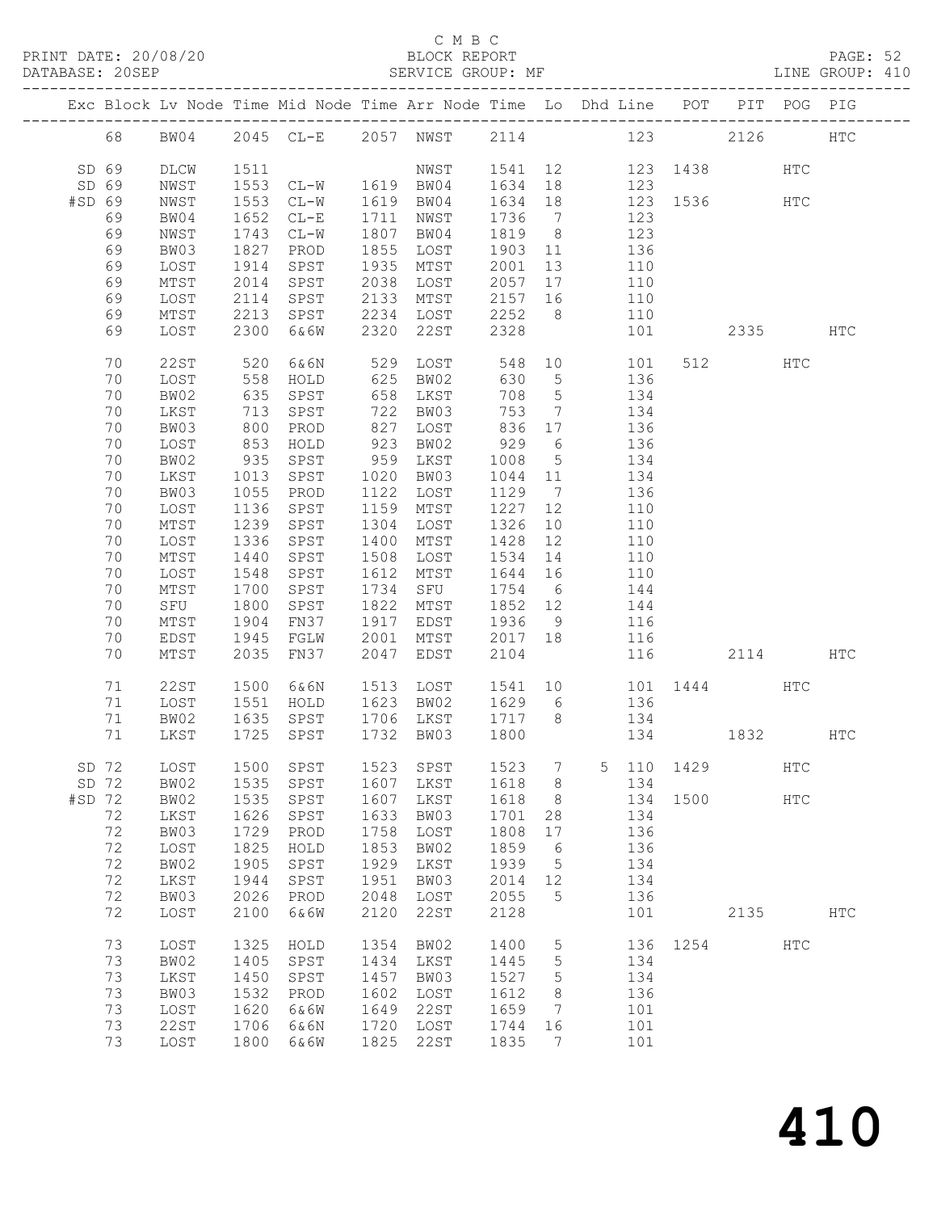C M B C

PRINT DATE: 20/08/20 BLOCK REPORT
DATABASE: 20SEP SERVICE GROUP: MF LINE GROUP: 410

| Exc | Block | Lv | Node | Time | Mid Node | Time | Arr Node | Time | Lo | Dhd Line | POT | PIT | POG | PIG |
|---|---|---|---|---|---|---|---|---|---|---|---|---|---|---|
| | 68 | | BW04 | 2045 | CL-E | 2057 | NWST | 2114 | | 123 | | 2126 | | HTC |
| SD | 69 | | DLCW | 1511 | | | NWST | 1541 | 12 | 123 | 1438 | | HTC | |
| SD | 69 | | NWST | 1553 | CL-W | 1619 | BW04 | 1634 | 18 | 123 | | | | |
| #SD | 69 | | NWST | 1553 | CL-W | 1619 | BW04 | 1634 | 18 | 123 | 1536 | | HTC | |
| | 69 | | BW04 | 1652 | CL-E | 1711 | NWST | 1736 | 7 | 123 | | | | |
| | 69 | | NWST | 1743 | CL-W | 1807 | BW04 | 1819 | 8 | 123 | | | | |
| | 69 | | BW03 | 1827 | PROD | 1855 | LOST | 1903 | 11 | 136 | | | | |
| | 69 | | LOST | 1914 | SPST | 1935 | MTST | 2001 | 13 | 110 | | | | |
| | 69 | | MTST | 2014 | SPST | 2038 | LOST | 2057 | 17 | 110 | | | | |
| | 69 | | LOST | 2114 | SPST | 2133 | MTST | 2157 | 16 | 110 | | | | |
| | 69 | | MTST | 2213 | SPST | 2234 | LOST | 2252 | 8 | 110 | | | | |
| | 69 | | LOST | 2300 | 6&6W | 2320 | 22ST | 2328 | | 101 | | 2335 | | HTC |
| | 70 | | 22ST | 520 | 6&6N | 529 | LOST | 548 | 10 | 101 | 512 | | HTC | |
| | 70 | | LOST | 558 | HOLD | 625 | BW02 | 630 | 5 | 136 | | | | |
| | 70 | | BW02 | 635 | SPST | 658 | LKST | 708 | 5 | 134 | | | | |
| | 70 | | LKST | 713 | SPST | 722 | BW03 | 753 | 7 | 134 | | | | |
| | 70 | | BW03 | 800 | PROD | 827 | LOST | 836 | 17 | 136 | | | | |
| | 70 | | LOST | 853 | HOLD | 923 | BW02 | 929 | 6 | 136 | | | | |
| | 70 | | BW02 | 935 | SPST | 959 | LKST | 1008 | 5 | 134 | | | | |
| | 70 | | LKST | 1013 | SPST | 1020 | BW03 | 1044 | 11 | 134 | | | | |
| | 70 | | BW03 | 1055 | PROD | 1122 | LOST | 1129 | 7 | 136 | | | | |
| | 70 | | LOST | 1136 | SPST | 1159 | MTST | 1227 | 12 | 110 | | | | |
| | 70 | | MTST | 1239 | SPST | 1304 | LOST | 1326 | 10 | 110 | | | | |
| | 70 | | LOST | 1336 | SPST | 1400 | MTST | 1428 | 12 | 110 | | | | |
| | 70 | | MTST | 1440 | SPST | 1508 | LOST | 1534 | 14 | 110 | | | | |
| | 70 | | LOST | 1548 | SPST | 1612 | MTST | 1644 | 16 | 110 | | | | |
| | 70 | | MTST | 1700 | SPST | 1734 | SFU | 1754 | 6 | 144 | | | | |
| | 70 | | SFU | 1800 | SPST | 1822 | MTST | 1852 | 12 | 144 | | | | |
| | 70 | | MTST | 1904 | FN37 | 1917 | EDST | 1936 | 9 | 116 | | | | |
| | 70 | | EDST | 1945 | FGLW | 2001 | MTST | 2017 | 18 | 116 | | | | |
| | 70 | | MTST | 2035 | FN37 | 2047 | EDST | 2104 | | 116 | | 2114 | | HTC |
| | 71 | | 22ST | 1500 | 6&6N | 1513 | LOST | 1541 | 10 | 101 | 1444 | | HTC | |
| | 71 | | LOST | 1551 | HOLD | 1623 | BW02 | 1629 | 6 | 136 | | | | |
| | 71 | | BW02 | 1635 | SPST | 1706 | LKST | 1717 | 8 | 134 | | | | |
| | 71 | | LKST | 1725 | SPST | 1732 | BW03 | 1800 | | 134 | | 1832 | | HTC |
| SD | 72 | | LOST | 1500 | SPST | 1523 | SPST | 1523 | 7 | 5 110 | 1429 | | HTC | |
| SD | 72 | | BW02 | 1535 | SPST | 1607 | LKST | 1618 | 8 | 134 | | | | |
| #SD | 72 | | BW02 | 1535 | SPST | 1607 | LKST | 1618 | 8 | 134 | 1500 | | HTC | |
| | 72 | | LKST | 1626 | SPST | 1633 | BW03 | 1701 | 28 | 134 | | | | |
| | 72 | | BW03 | 1729 | PROD | 1758 | LOST | 1808 | 17 | 136 | | | | |
| | 72 | | LOST | 1825 | HOLD | 1853 | BW02 | 1859 | 6 | 136 | | | | |
| | 72 | | BW02 | 1905 | SPST | 1929 | LKST | 1939 | 5 | 134 | | | | |
| | 72 | | LKST | 1944 | SPST | 1951 | BW03 | 2014 | 12 | 134 | | | | |
| | 72 | | BW03 | 2026 | PROD | 2048 | LOST | 2055 | 5 | 136 | | | | |
| | 72 | | LOST | 2100 | 6&6W | 2120 | 22ST | 2128 | | 101 | | 2135 | | HTC |
| | 73 | | LOST | 1325 | HOLD | 1354 | BW02 | 1400 | 5 | 136 | 1254 | | HTC | |
| | 73 | | BW02 | 1405 | SPST | 1434 | LKST | 1445 | 5 | 134 | | | | |
| | 73 | | LKST | 1450 | SPST | 1457 | BW03 | 1527 | 5 | 134 | | | | |
| | 73 | | BW03 | 1532 | PROD | 1602 | LOST | 1612 | 8 | 136 | | | | |
| | 73 | | LOST | 1620 | 6&6W | 1649 | 22ST | 1659 | 7 | 101 | | | | |
| | 73 | | 22ST | 1706 | 6&6N | 1720 | LOST | 1744 | 16 | 101 | | | | |
| | 73 | | LOST | 1800 | 6&6W | 1825 | 22ST | 1835 | 7 | 101 | | | | |

410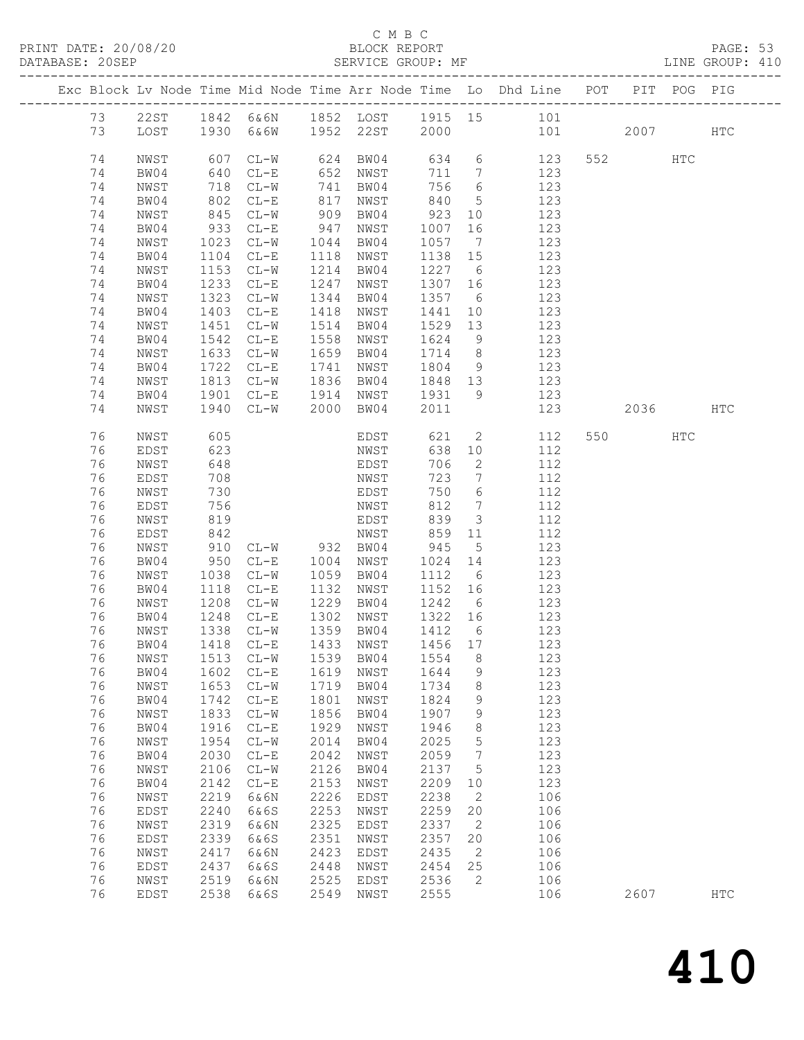C M B C

PRINT DATE: 20/08/20 BLOCK REPORT PAGE: 53
DATABASE: 20SEP SERVICE GROUP: MF LINE GROUP: 410

| Exc | Block | Lv | Node | Time | Mid Node | Time | Arr Node | Time | Lo | Dhd Line | POT | PIT | POG | PIG |
|---|---|---|---|---|---|---|---|---|---|---|---|---|---|---|
| | 73 | | 22ST | 1842 | 6&6N | 1852 | LOST | 1915 | 15 | 101 | | | | |
| | 73 | | LOST | 1930 | 6&6W | 1952 | 22ST | 2000 | | 101 | | 2007 | | HTC |
| | 74 | | NWST | 607 | CL-W | 624 | BW04 | 634 | 6 | 123 | 552 | | HTC | |
| | 74 | | BW04 | 640 | CL-E | 652 | NWST | 711 | 7 | 123 | | | | |
| | 74 | | NWST | 718 | CL-W | 741 | BW04 | 756 | 6 | 123 | | | | |
| | 74 | | BW04 | 802 | CL-E | 817 | NWST | 840 | 5 | 123 | | | | |
| | 74 | | NWST | 845 | CL-W | 909 | BW04 | 923 | 10 | 123 | | | | |
| | 74 | | BW04 | 933 | CL-E | 947 | NWST | 1007 | 16 | 123 | | | | |
| | 74 | | NWST | 1023 | CL-W | 1044 | BW04 | 1057 | 7 | 123 | | | | |
| | 74 | | BW04 | 1104 | CL-E | 1118 | NWST | 1138 | 15 | 123 | | | | |
| | 74 | | NWST | 1153 | CL-W | 1214 | BW04 | 1227 | 6 | 123 | | | | |
| | 74 | | BW04 | 1233 | CL-E | 1247 | NWST | 1307 | 16 | 123 | | | | |
| | 74 | | NWST | 1323 | CL-W | 1344 | BW04 | 1357 | 6 | 123 | | | | |
| | 74 | | BW04 | 1403 | CL-E | 1418 | NWST | 1441 | 10 | 123 | | | | |
| | 74 | | NWST | 1451 | CL-W | 1514 | BW04 | 1529 | 13 | 123 | | | | |
| | 74 | | BW04 | 1542 | CL-E | 1558 | NWST | 1624 | 9 | 123 | | | | |
| | 74 | | NWST | 1633 | CL-W | 1659 | BW04 | 1714 | 8 | 123 | | | | |
| | 74 | | BW04 | 1722 | CL-E | 1741 | NWST | 1804 | 9 | 123 | | | | |
| | 74 | | NWST | 1813 | CL-W | 1836 | BW04 | 1848 | 13 | 123 | | | | |
| | 74 | | BW04 | 1901 | CL-E | 1914 | NWST | 1931 | 9 | 123 | | | | |
| | 74 | | NWST | 1940 | CL-W | 2000 | BW04 | 2011 | | 123 | | 2036 | | HTC |
| | 76 | | NWST | 605 | | | EDST | 621 | 2 | 112 | 550 | | HTC | |
| | 76 | | EDST | 623 | | | NWST | 638 | 10 | 112 | | | | |
| | 76 | | NWST | 648 | | | EDST | 706 | 2 | 112 | | | | |
| | 76 | | EDST | 708 | | | NWST | 723 | 7 | 112 | | | | |
| | 76 | | NWST | 730 | | | EDST | 750 | 6 | 112 | | | | |
| | 76 | | EDST | 756 | | | NWST | 812 | 7 | 112 | | | | |
| | 76 | | NWST | 819 | | | EDST | 839 | 3 | 112 | | | | |
| | 76 | | EDST | 842 | | | NWST | 859 | 11 | 112 | | | | |
| | 76 | | NWST | 910 | CL-W | 932 | BW04 | 945 | 5 | 123 | | | | |
| | 76 | | BW04 | 950 | CL-E | 1004 | NWST | 1024 | 14 | 123 | | | | |
| | 76 | | NWST | 1038 | CL-W | 1059 | BW04 | 1112 | 6 | 123 | | | | |
| | 76 | | BW04 | 1118 | CL-E | 1132 | NWST | 1152 | 16 | 123 | | | | |
| | 76 | | NWST | 1208 | CL-W | 1229 | BW04 | 1242 | 6 | 123 | | | | |
| | 76 | | BW04 | 1248 | CL-E | 1302 | NWST | 1322 | 16 | 123 | | | | |
| | 76 | | NWST | 1338 | CL-W | 1359 | BW04 | 1412 | 6 | 123 | | | | |
| | 76 | | BW04 | 1418 | CL-E | 1433 | NWST | 1456 | 17 | 123 | | | | |
| | 76 | | NWST | 1513 | CL-W | 1539 | BW04 | 1554 | 8 | 123 | | | | |
| | 76 | | BW04 | 1602 | CL-E | 1619 | NWST | 1644 | 9 | 123 | | | | |
| | 76 | | NWST | 1653 | CL-W | 1719 | BW04 | 1734 | 8 | 123 | | | | |
| | 76 | | BW04 | 1742 | CL-E | 1801 | NWST | 1824 | 9 | 123 | | | | |
| | 76 | | NWST | 1833 | CL-W | 1856 | BW04 | 1907 | 9 | 123 | | | | |
| | 76 | | BW04 | 1916 | CL-E | 1929 | NWST | 1946 | 8 | 123 | | | | |
| | 76 | | NWST | 1954 | CL-W | 2014 | BW04 | 2025 | 5 | 123 | | | | |
| | 76 | | BW04 | 2030 | CL-E | 2042 | NWST | 2059 | 7 | 123 | | | | |
| | 76 | | NWST | 2106 | CL-W | 2126 | BW04 | 2137 | 5 | 123 | | | | |
| | 76 | | BW04 | 2142 | CL-E | 2153 | NWST | 2209 | 10 | 123 | | | | |
| | 76 | | NWST | 2219 | 6&6N | 2226 | EDST | 2238 | 2 | 106 | | | | |
| | 76 | | EDST | 2240 | 6&6S | 2253 | NWST | 2259 | 20 | 106 | | | | |
| | 76 | | NWST | 2319 | 6&6N | 2325 | EDST | 2337 | 2 | 106 | | | | |
| | 76 | | EDST | 2339 | 6&6S | 2351 | NWST | 2357 | 20 | 106 | | | | |
| | 76 | | NWST | 2417 | 6&6N | 2423 | EDST | 2435 | 2 | 106 | | | | |
| | 76 | | EDST | 2437 | 6&6S | 2448 | NWST | 2454 | 25 | 106 | | | | |
| | 76 | | NWST | 2519 | 6&6N | 2525 | EDST | 2536 | 2 | 106 | | | | |
| | 76 | | EDST | 2538 | 6&6S | 2549 | NWST | 2555 | | 106 | | 2607 | | HTC |

410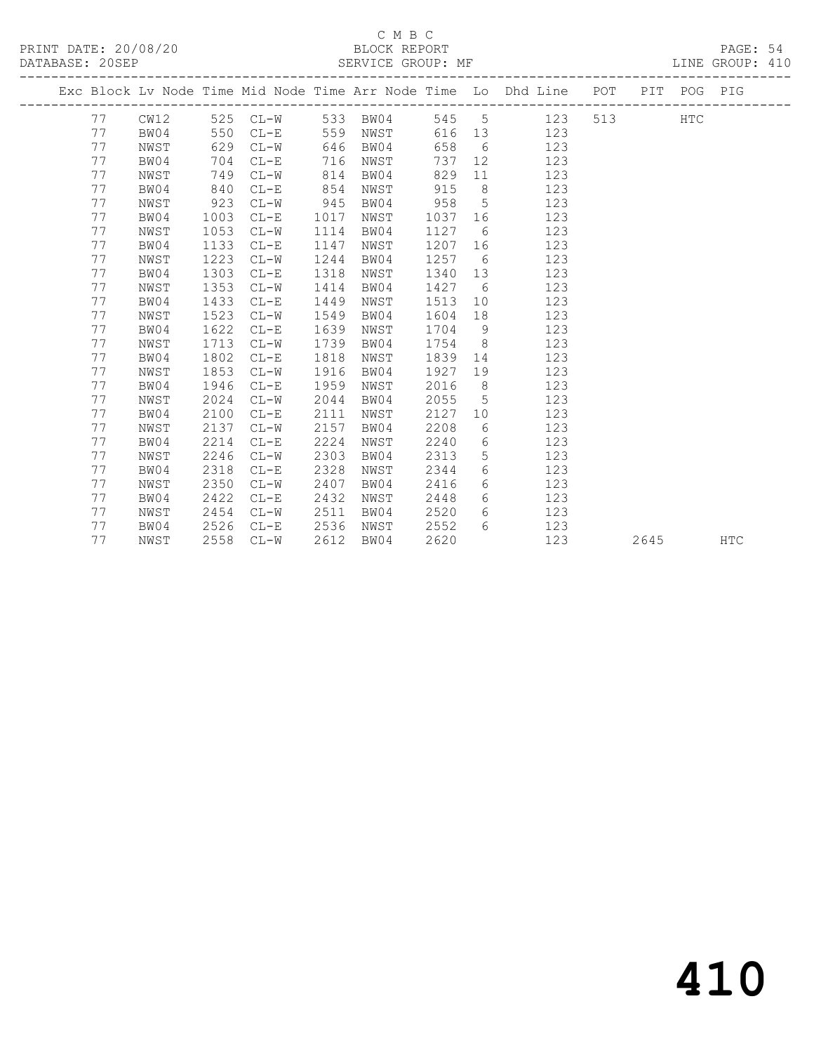C M B C
BLOCK REPORT
SERVICE GROUP: MF

PRINT DATE: 20/08/20
DATABASE: 20SEP

LINE GROUP: 410

| Exc | Block | Lv | Node | Time | Mid Node | Time | Arr Node | Time | Lo | Dhd Line | POT | PIT | POG | PIG |
|---|---|---|---|---|---|---|---|---|---|---|---|---|---|---|
| | 77 | | CW12 | 525 | CL-W | 533 | BW04 | 545 | 5 | 123 | 513 | | HTC | |
| | 77 | | BW04 | 550 | CL-E | 559 | NWST | 616 | 13 | 123 | | | | |
| | 77 | | NWST | 629 | CL-W | 646 | BW04 | 658 | 6 | 123 | | | | |
| | 77 | | BW04 | 704 | CL-E | 716 | NWST | 737 | 12 | 123 | | | | |
| | 77 | | NWST | 749 | CL-W | 814 | BW04 | 829 | 11 | 123 | | | | |
| | 77 | | BW04 | 840 | CL-E | 854 | NWST | 915 | 8 | 123 | | | | |
| | 77 | | NWST | 923 | CL-W | 945 | BW04 | 958 | 5 | 123 | | | | |
| | 77 | | BW04 | 1003 | CL-E | 1017 | NWST | 1037 | 16 | 123 | | | | |
| | 77 | | NWST | 1053 | CL-W | 1114 | BW04 | 1127 | 6 | 123 | | | | |
| | 77 | | BW04 | 1133 | CL-E | 1147 | NWST | 1207 | 16 | 123 | | | | |
| | 77 | | NWST | 1223 | CL-W | 1244 | BW04 | 1257 | 6 | 123 | | | | |
| | 77 | | BW04 | 1303 | CL-E | 1318 | NWST | 1340 | 13 | 123 | | | | |
| | 77 | | NWST | 1353 | CL-W | 1414 | BW04 | 1427 | 6 | 123 | | | | |
| | 77 | | BW04 | 1433 | CL-E | 1449 | NWST | 1513 | 10 | 123 | | | | |
| | 77 | | NWST | 1523 | CL-W | 1549 | BW04 | 1604 | 18 | 123 | | | | |
| | 77 | | BW04 | 1622 | CL-E | 1639 | NWST | 1704 | 9 | 123 | | | | |
| | 77 | | NWST | 1713 | CL-W | 1739 | BW04 | 1754 | 8 | 123 | | | | |
| | 77 | | BW04 | 1802 | CL-E | 1818 | NWST | 1839 | 14 | 123 | | | | |
| | 77 | | NWST | 1853 | CL-W | 1916 | BW04 | 1927 | 19 | 123 | | | | |
| | 77 | | BW04 | 1946 | CL-E | 1959 | NWST | 2016 | 8 | 123 | | | | |
| | 77 | | NWST | 2024 | CL-W | 2044 | BW04 | 2055 | 5 | 123 | | | | |
| | 77 | | BW04 | 2100 | CL-E | 2111 | NWST | 2127 | 10 | 123 | | | | |
| | 77 | | NWST | 2137 | CL-W | 2157 | BW04 | 2208 | 6 | 123 | | | | |
| | 77 | | BW04 | 2214 | CL-E | 2224 | NWST | 2240 | 6 | 123 | | | | |
| | 77 | | NWST | 2246 | CL-W | 2303 | BW04 | 2313 | 5 | 123 | | | | |
| | 77 | | BW04 | 2318 | CL-E | 2328 | NWST | 2344 | 6 | 123 | | | | |
| | 77 | | NWST | 2350 | CL-W | 2407 | BW04 | 2416 | 6 | 123 | | | | |
| | 77 | | BW04 | 2422 | CL-E | 2432 | NWST | 2448 | 6 | 123 | | | | |
| | 77 | | NWST | 2454 | CL-W | 2511 | BW04 | 2520 | 6 | 123 | | | | |
| | 77 | | BW04 | 2526 | CL-E | 2536 | NWST | 2552 | 6 | 123 | | | | |
| | 77 | | NWST | 2558 | CL-W | 2612 | BW04 | 2620 | | 123 | | 2645 | | HTC |

# 410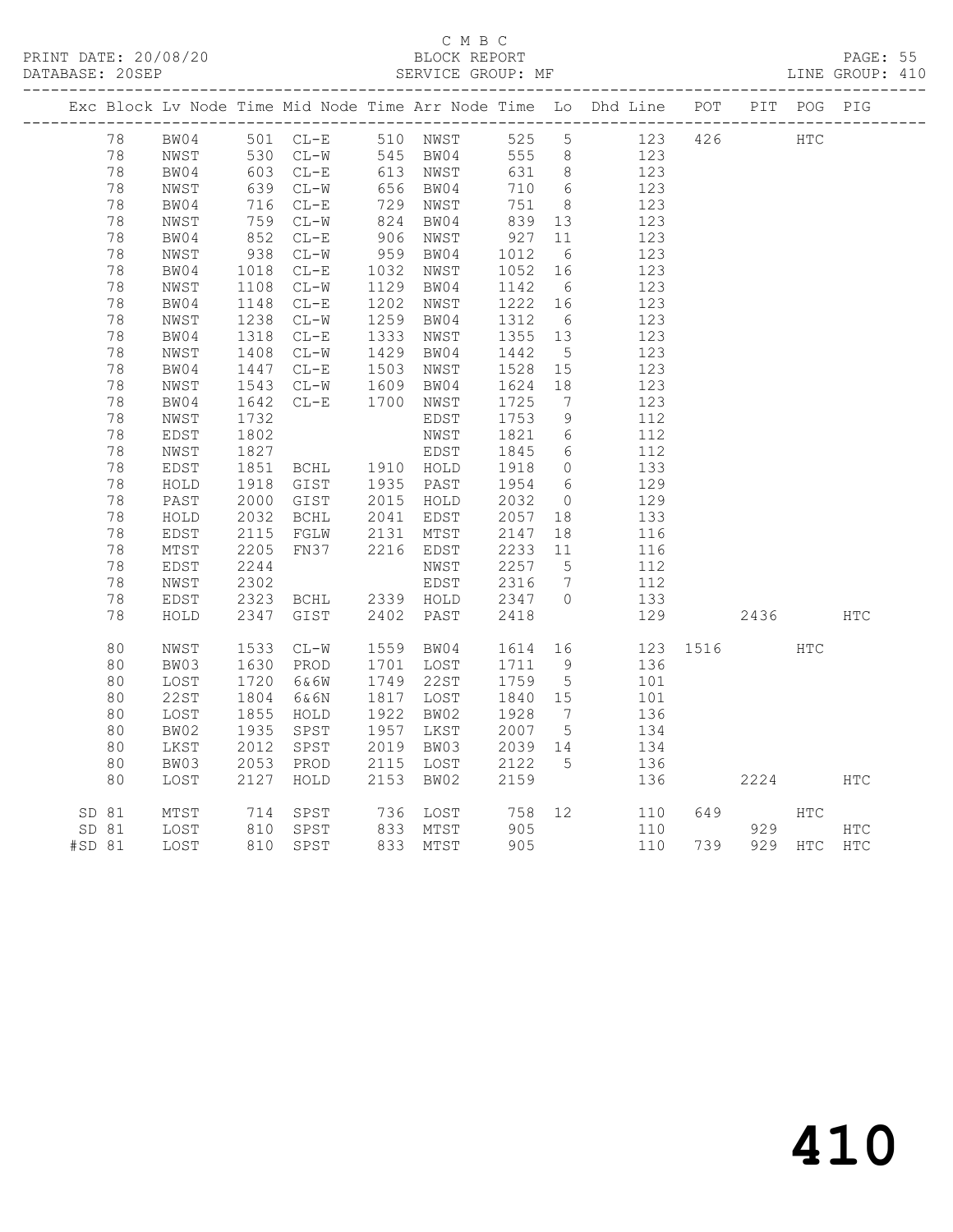C M B C

PRINT DATE: 20/08/20 BLOCK REPORT
DATABASE: 20SEP SERVICE GROUP: MF LINE GROUP: 410

| Exc | Block | Lv | Node | Time | Mid Node | Time | Arr Node | Time | Lo | Dhd Line | POT | PIT | POG | PIG |
|---|---|---|---|---|---|---|---|---|---|---|---|---|---|---|
| | 78 | | BW04 | 501 | CL-E | 510 | NWST | 525 | 5 | 123 | 426 | | HTC | |
| | 78 | | NWST | 530 | CL-W | 545 | BW04 | 555 | 8 | 123 | | | | |
| | 78 | | BW04 | 603 | CL-E | 613 | NWST | 631 | 8 | 123 | | | | |
| | 78 | | NWST | 639 | CL-W | 656 | BW04 | 710 | 6 | 123 | | | | |
| | 78 | | BW04 | 716 | CL-E | 729 | NWST | 751 | 8 | 123 | | | | |
| | 78 | | NWST | 759 | CL-W | 824 | BW04 | 839 | 13 | 123 | | | | |
| | 78 | | BW04 | 852 | CL-E | 906 | NWST | 927 | 11 | 123 | | | | |
| | 78 | | NWST | 938 | CL-W | 959 | BW04 | 1012 | 6 | 123 | | | | |
| | 78 | | BW04 | 1018 | CL-E | 1032 | NWST | 1052 | 16 | 123 | | | | |
| | 78 | | NWST | 1108 | CL-W | 1129 | BW04 | 1142 | 6 | 123 | | | | |
| | 78 | | BW04 | 1148 | CL-E | 1202 | NWST | 1222 | 16 | 123 | | | | |
| | 78 | | NWST | 1238 | CL-W | 1259 | BW04 | 1312 | 6 | 123 | | | | |
| | 78 | | BW04 | 1318 | CL-E | 1333 | NWST | 1355 | 13 | 123 | | | | |
| | 78 | | NWST | 1408 | CL-W | 1429 | BW04 | 1442 | 5 | 123 | | | | |
| | 78 | | BW04 | 1447 | CL-E | 1503 | NWST | 1528 | 15 | 123 | | | | |
| | 78 | | NWST | 1543 | CL-W | 1609 | BW04 | 1624 | 18 | 123 | | | | |
| | 78 | | BW04 | 1642 | CL-E | 1700 | NWST | 1725 | 7 | 123 | | | | |
| | 78 | | NWST | 1732 | | | EDST | 1753 | 9 | 112 | | | | |
| | 78 | | EDST | 1802 | | | NWST | 1821 | 6 | 112 | | | | |
| | 78 | | NWST | 1827 | | | EDST | 1845 | 6 | 112 | | | | |
| | 78 | | EDST | 1851 | BCHL | 1910 | HOLD | 1918 | 0 | 133 | | | | |
| | 78 | | HOLD | 1918 | GIST | 1935 | PAST | 1954 | 6 | 129 | | | | |
| | 78 | | PAST | 2000 | GIST | 2015 | HOLD | 2032 | 0 | 129 | | | | |
| | 78 | | HOLD | 2032 | BCHL | 2041 | EDST | 2057 | 18 | 133 | | | | |
| | 78 | | EDST | 2115 | FGLW | 2131 | MTST | 2147 | 18 | 116 | | | | |
| | 78 | | MTST | 2205 | FN37 | 2216 | EDST | 2233 | 11 | 116 | | | | |
| | 78 | | EDST | 2244 | | | NWST | 2257 | 5 | 112 | | | | |
| | 78 | | NWST | 2302 | | | EDST | 2316 | 7 | 112 | | | | |
| | 78 | | EDST | 2323 | BCHL | 2339 | HOLD | 2347 | 0 | 133 | | | | |
| | 78 | | HOLD | 2347 | GIST | 2402 | PAST | 2418 | | 129 | | 2436 | | HTC |
| | 80 | | NWST | 1533 | CL-W | 1559 | BW04 | 1614 | 16 | 123 | 1516 | | HTC | |
| | 80 | | BW03 | 1630 | PROD | 1701 | LOST | 1711 | 9 | 136 | | | | |
| | 80 | | LOST | 1720 | 6&6W | 1749 | 22ST | 1759 | 5 | 101 | | | | |
| | 80 | | 22ST | 1804 | 6&6N | 1817 | LOST | 1840 | 15 | 101 | | | | |
| | 80 | | LOST | 1855 | HOLD | 1922 | BW02 | 1928 | 7 | 136 | | | | |
| | 80 | | BW02 | 1935 | SPST | 1957 | LKST | 2007 | 5 | 134 | | | | |
| | 80 | | LKST | 2012 | SPST | 2019 | BW03 | 2039 | 14 | 134 | | | | |
| | 80 | | BW03 | 2053 | PROD | 2115 | LOST | 2122 | 5 | 136 | | | | |
| | 80 | | LOST | 2127 | HOLD | 2153 | BW02 | 2159 | | 136 | | 2224 | | HTC |
| SD | 81 | | MTST | 714 | SPST | 736 | LOST | 758 | 12 | 110 | 649 | | HTC | |
| SD | 81 | | LOST | 810 | SPST | 833 | MTST | 905 | | 110 | | 929 | | HTC |
| #SD | 81 | | LOST | 810 | SPST | 833 | MTST | 905 | | 110 | 739 | 929 | HTC | HTC |

410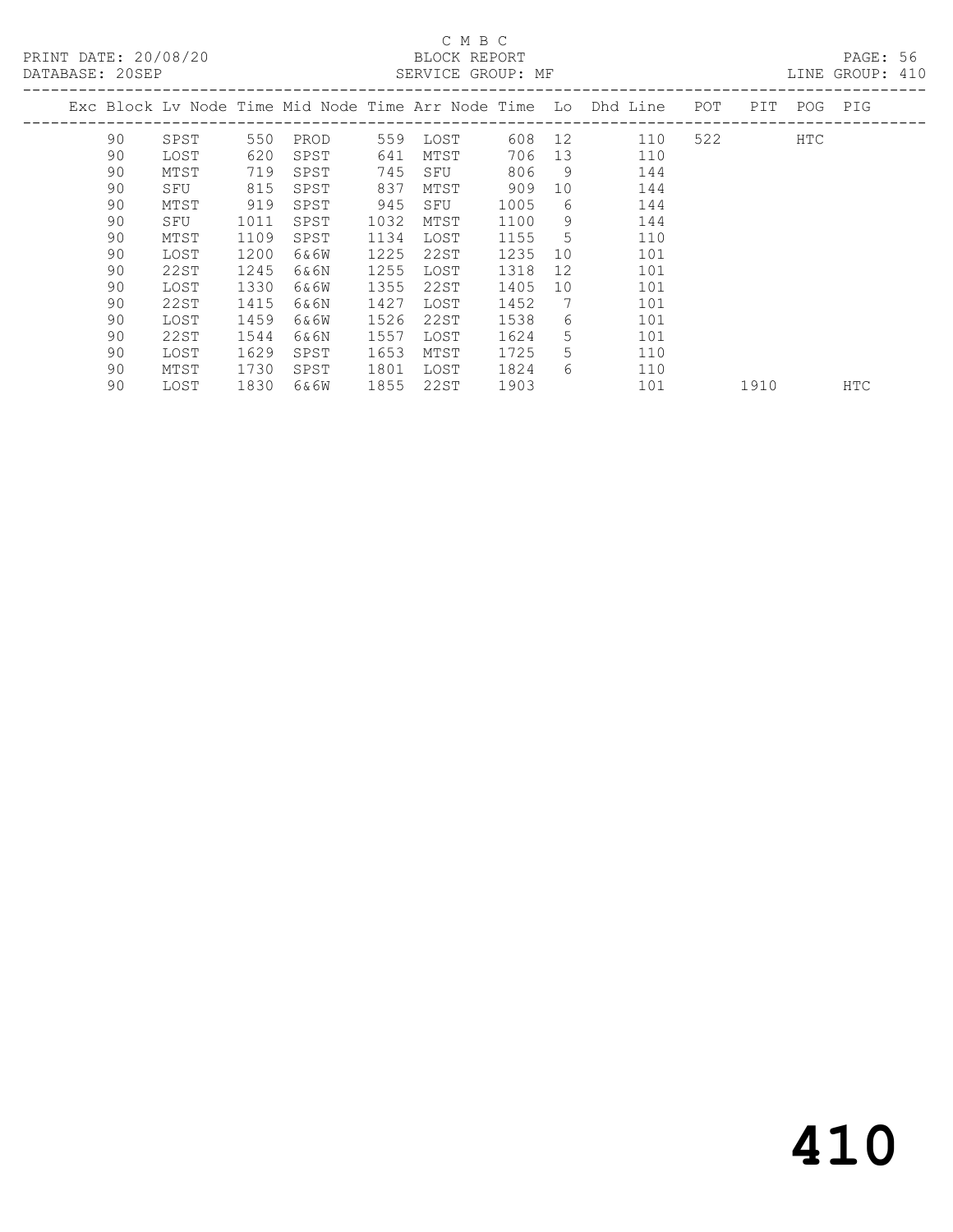C M B C

PRINT DATE: 20/08/20 BLOCK REPORT

DATABASE: 20SEP SERVICE GROUP: MF LINE GROUP: 410

| Exc | Block | Lv | Node | Time | Mid Node | Time | Arr Node | Time | Lo | Dhd Line | POT | PIT | POG | PIG |
|---|---|---|---|---|---|---|---|---|---|---|---|---|---|---|
| | 90 | | SPST | 550 | PROD | 559 | LOST | 608 | 12 | 110 | 522 | | HTC | |
| | 90 | | LOST | 620 | SPST | 641 | MTST | 706 | 13 | 110 | | | | |
| | 90 | | MTST | 719 | SPST | 745 | SFU | 806 | 9 | 144 | | | | |
| | 90 | | SFU | 815 | SPST | 837 | MTST | 909 | 10 | 144 | | | | |
| | 90 | | MTST | 919 | SPST | 945 | SFU | 1005 | 6 | 144 | | | | |
| | 90 | | SFU | 1011 | SPST | 1032 | MTST | 1100 | 9 | 144 | | | | |
| | 90 | | MTST | 1109 | SPST | 1134 | LOST | 1155 | 5 | 110 | | | | |
| | 90 | | LOST | 1200 | 6&6W | 1225 | 22ST | 1235 | 10 | 101 | | | | |
| | 90 | | 22ST | 1245 | 6&6N | 1255 | LOST | 1318 | 12 | 101 | | | | |
| | 90 | | LOST | 1330 | 6&6W | 1355 | 22ST | 1405 | 10 | 101 | | | | |
| | 90 | | 22ST | 1415 | 6&6N | 1427 | LOST | 1452 | 7 | 101 | | | | |
| | 90 | | LOST | 1459 | 6&6W | 1526 | 22ST | 1538 | 6 | 101 | | | | |
| | 90 | | 22ST | 1544 | 6&6N | 1557 | LOST | 1624 | 5 | 101 | | | | |
| | 90 | | LOST | 1629 | SPST | 1653 | MTST | 1725 | 5 | 110 | | | | |
| | 90 | | MTST | 1730 | SPST | 1801 | LOST | 1824 | 6 | 110 | | | | |
| | 90 | | LOST | 1830 | 6&6W | 1855 | 22ST | 1903 | | 101 | | 1910 | | HTC |

# 410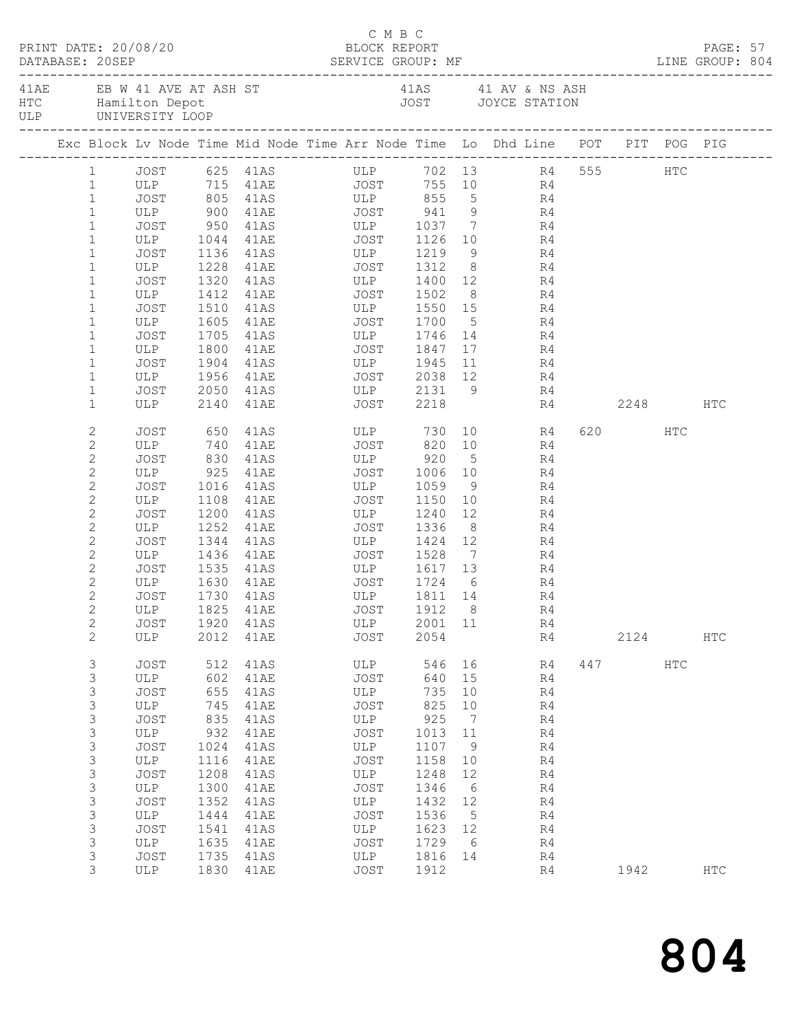C M B C

PRINT DATE: 20/08/20 BLOCK REPORT

DATABASE: 20SEP SERVICE GROUP: MF LINE GROUP: 804

| | | | |
|---|---|---|---|
| 41AE | EB W 41 AVE AT ASH ST | 41AS | 41 AV & NS ASH |
| HTC | Hamilton Depot | JOST | JOYCE STATION |
| ULP | UNIVERSITY LOOP | | |

| Exc | Block | Lv Node | Time | Mid Node | Time | Arr Node | Time | Lo | Dhd Line | POT | PIT | POG | PIG |
|---|---|---|---|---|---|---|---|---|---|---|---|---|---|
| | 1 | JOST | 625 | 41AS | | ULP | 702 | 13 | R4 | 555 | | HTC | |
| | 1 | ULP | 715 | 41AE | | JOST | 755 | 10 | R4 | | | | |
| | 1 | JOST | 805 | 41AS | | ULP | 855 | 5 | R4 | | | | |
| | 1 | ULP | 900 | 41AE | | JOST | 941 | 9 | R4 | | | | |
| | 1 | JOST | 950 | 41AS | | ULP | 1037 | 7 | R4 | | | | |
| | 1 | ULP | 1044 | 41AE | | JOST | 1126 | 10 | R4 | | | | |
| | 1 | JOST | 1136 | 41AS | | ULP | 1219 | 9 | R4 | | | | |
| | 1 | ULP | 1228 | 41AE | | JOST | 1312 | 8 | R4 | | | | |
| | 1 | JOST | 1320 | 41AS | | ULP | 1400 | 12 | R4 | | | | |
| | 1 | ULP | 1412 | 41AE | | JOST | 1502 | 8 | R4 | | | | |
| | 1 | JOST | 1510 | 41AS | | ULP | 1550 | 15 | R4 | | | | |
| | 1 | ULP | 1605 | 41AE | | JOST | 1700 | 5 | R4 | | | | |
| | 1 | JOST | 1705 | 41AS | | ULP | 1746 | 14 | R4 | | | | |
| | 1 | ULP | 1800 | 41AE | | JOST | 1847 | 17 | R4 | | | | |
| | 1 | JOST | 1904 | 41AS | | ULP | 1945 | 11 | R4 | | | | |
| | 1 | ULP | 1956 | 41AE | | JOST | 2038 | 12 | R4 | | | | |
| | 1 | JOST | 2050 | 41AS | | ULP | 2131 | 9 | R4 | | | | |
| | 1 | ULP | 2140 | 41AE | | JOST | 2218 | | R4 | | 2248 | | HTC |
| | 2 | JOST | 650 | 41AS | | ULP | 730 | 10 | R4 | 620 | | HTC | |
| | 2 | ULP | 740 | 41AE | | JOST | 820 | 10 | R4 | | | | |
| | 2 | JOST | 830 | 41AS | | ULP | 920 | 5 | R4 | | | | |
| | 2 | ULP | 925 | 41AE | | JOST | 1006 | 10 | R4 | | | | |
| | 2 | JOST | 1016 | 41AS | | ULP | 1059 | 9 | R4 | | | | |
| | 2 | ULP | 1108 | 41AE | | JOST | 1150 | 10 | R4 | | | | |
| | 2 | JOST | 1200 | 41AS | | ULP | 1240 | 12 | R4 | | | | |
| | 2 | ULP | 1252 | 41AE | | JOST | 1336 | 8 | R4 | | | | |
| | 2 | JOST | 1344 | 41AS | | ULP | 1424 | 12 | R4 | | | | |
| | 2 | ULP | 1436 | 41AE | | JOST | 1528 | 7 | R4 | | | | |
| | 2 | JOST | 1535 | 41AS | | ULP | 1617 | 13 | R4 | | | | |
| | 2 | ULP | 1630 | 41AE | | JOST | 1724 | 6 | R4 | | | | |
| | 2 | JOST | 1730 | 41AS | | ULP | 1811 | 14 | R4 | | | | |
| | 2 | ULP | 1825 | 41AE | | JOST | 1912 | 8 | R4 | | | | |
| | 2 | JOST | 1920 | 41AS | | ULP | 2001 | 11 | R4 | | | | |
| | 2 | ULP | 2012 | 41AE | | JOST | 2054 | | R4 | | 2124 | | HTC |
| | 3 | JOST | 512 | 41AS | | ULP | 546 | 16 | R4 | 447 | | HTC | |
| | 3 | ULP | 602 | 41AE | | JOST | 640 | 15 | R4 | | | | |
| | 3 | JOST | 655 | 41AS | | ULP | 735 | 10 | R4 | | | | |
| | 3 | ULP | 745 | 41AE | | JOST | 825 | 10 | R4 | | | | |
| | 3 | JOST | 835 | 41AS | | ULP | 925 | 7 | R4 | | | | |
| | 3 | ULP | 932 | 41AE | | JOST | 1013 | 11 | R4 | | | | |
| | 3 | JOST | 1024 | 41AS | | ULP | 1107 | 9 | R4 | | | | |
| | 3 | ULP | 1116 | 41AE | | JOST | 1158 | 10 | R4 | | | | |
| | 3 | JOST | 1208 | 41AS | | ULP | 1248 | 12 | R4 | | | | |
| | 3 | ULP | 1300 | 41AE | | JOST | 1346 | 6 | R4 | | | | |
| | 3 | JOST | 1352 | 41AS | | ULP | 1432 | 12 | R4 | | | | |
| | 3 | ULP | 1444 | 41AE | | JOST | 1536 | 5 | R4 | | | | |
| | 3 | JOST | 1541 | 41AS | | ULP | 1623 | 12 | R4 | | | | |
| | 3 | ULP | 1635 | 41AE | | JOST | 1729 | 6 | R4 | | | | |
| | 3 | JOST | 1735 | 41AS | | ULP | 1816 | 14 | R4 | | | | |
| | 3 | ULP | 1830 | 41AE | | JOST | 1912 | | R4 | | 1942 | | HTC |

804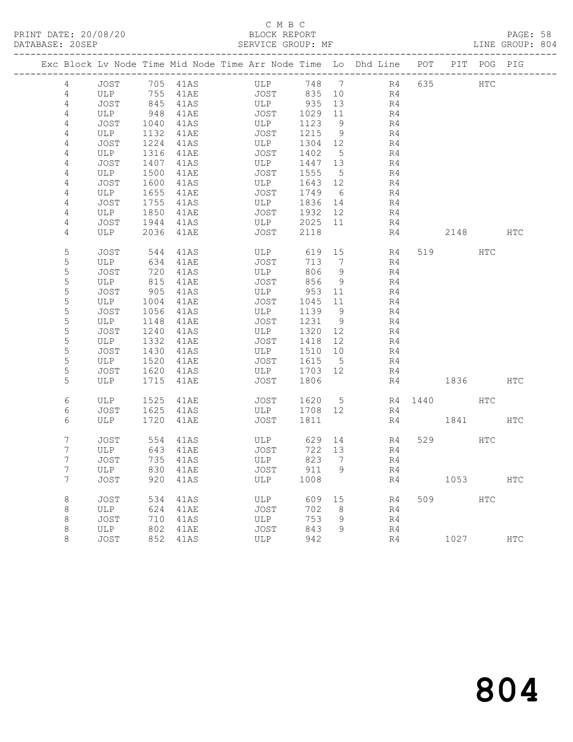C M B C
BLOCK REPORT
SERVICE GROUP: MF

PRINT DATE: 20/08/20
DATABASE: 20SEP

PAGE: 58
LINE GROUP: 804

| Exc | Block | Lv | Node | Time | Mid Node | Time | Arr Node | Time | Lo | Dhd Line | POT | PIT | POG | PIG |
|---|---|---|---|---|---|---|---|---|---|---|---|---|---|---|
| | 4 | | JOST | 705 | 41AS | | ULP | 748 | 7 | R4 | 635 | | HTC | |
| | 4 | | ULP | 755 | 41AE | | JOST | 835 | 10 | R4 | | | | |
| | 4 | | JOST | 845 | 41AS | | ULP | 935 | 13 | R4 | | | | |
| | 4 | | ULP | 948 | 41AE | | JOST | 1029 | 11 | R4 | | | | |
| | 4 | | JOST | 1040 | 41AS | | ULP | 1123 | 9 | R4 | | | | |
| | 4 | | ULP | 1132 | 41AE | | JOST | 1215 | 9 | R4 | | | | |
| | 4 | | JOST | 1224 | 41AS | | ULP | 1304 | 12 | R4 | | | | |
| | 4 | | ULP | 1316 | 41AE | | JOST | 1402 | 5 | R4 | | | | |
| | 4 | | JOST | 1407 | 41AS | | ULP | 1447 | 13 | R4 | | | | |
| | 4 | | ULP | 1500 | 41AE | | JOST | 1555 | 5 | R4 | | | | |
| | 4 | | JOST | 1600 | 41AS | | ULP | 1643 | 12 | R4 | | | | |
| | 4 | | ULP | 1655 | 41AE | | JOST | 1749 | 6 | R4 | | | | |
| | 4 | | JOST | 1755 | 41AS | | ULP | 1836 | 14 | R4 | | | | |
| | 4 | | ULP | 1850 | 41AE | | JOST | 1932 | 12 | R4 | | | | |
| | 4 | | JOST | 1944 | 41AS | | ULP | 2025 | 11 | R4 | | | | |
| | 4 | | ULP | 2036 | 41AE | | JOST | 2118 | | R4 | | 2148 | | HTC |
| | 5 | | JOST | 544 | 41AS | | ULP | 619 | 15 | R4 | 519 | | HTC | |
| | 5 | | ULP | 634 | 41AE | | JOST | 713 | 7 | R4 | | | | |
| | 5 | | JOST | 720 | 41AS | | ULP | 806 | 9 | R4 | | | | |
| | 5 | | ULP | 815 | 41AE | | JOST | 856 | 9 | R4 | | | | |
| | 5 | | JOST | 905 | 41AS | | ULP | 953 | 11 | R4 | | | | |
| | 5 | | ULP | 1004 | 41AE | | JOST | 1045 | 11 | R4 | | | | |
| | 5 | | JOST | 1056 | 41AS | | ULP | 1139 | 9 | R4 | | | | |
| | 5 | | ULP | 1148 | 41AE | | JOST | 1231 | 9 | R4 | | | | |
| | 5 | | JOST | 1240 | 41AS | | ULP | 1320 | 12 | R4 | | | | |
| | 5 | | ULP | 1332 | 41AE | | JOST | 1418 | 12 | R4 | | | | |
| | 5 | | JOST | 1430 | 41AS | | ULP | 1510 | 10 | R4 | | | | |
| | 5 | | ULP | 1520 | 41AE | | JOST | 1615 | 5 | R4 | | | | |
| | 5 | | JOST | 1620 | 41AS | | ULP | 1703 | 12 | R4 | | | | |
| | 5 | | ULP | 1715 | 41AE | | JOST | 1806 | | R4 | | 1836 | | HTC |
| | 6 | | ULP | 1525 | 41AE | | JOST | 1620 | 5 | R4 | 1440 | | HTC | |
| | 6 | | JOST | 1625 | 41AS | | ULP | 1708 | 12 | R4 | | | | |
| | 6 | | ULP | 1720 | 41AE | | JOST | 1811 | | R4 | | 1841 | | HTC |
| | 7 | | JOST | 554 | 41AS | | ULP | 629 | 14 | R4 | 529 | | HTC | |
| | 7 | | ULP | 643 | 41AE | | JOST | 722 | 13 | R4 | | | | |
| | 7 | | JOST | 735 | 41AS | | ULP | 823 | 7 | R4 | | | | |
| | 7 | | ULP | 830 | 41AE | | JOST | 911 | 9 | R4 | | | | |
| | 7 | | JOST | 920 | 41AS | | ULP | 1008 | | R4 | | 1053 | | HTC |
| | 8 | | JOST | 534 | 41AS | | ULP | 609 | 15 | R4 | 509 | | HTC | |
| | 8 | | ULP | 624 | 41AE | | JOST | 702 | 8 | R4 | | | | |
| | 8 | | JOST | 710 | 41AS | | ULP | 753 | 9 | R4 | | | | |
| | 8 | | ULP | 802 | 41AE | | JOST | 843 | 9 | R4 | | | | |
| | 8 | | JOST | 852 | 41AS | | ULP | 942 | | R4 | | 1027 | | HTC |

804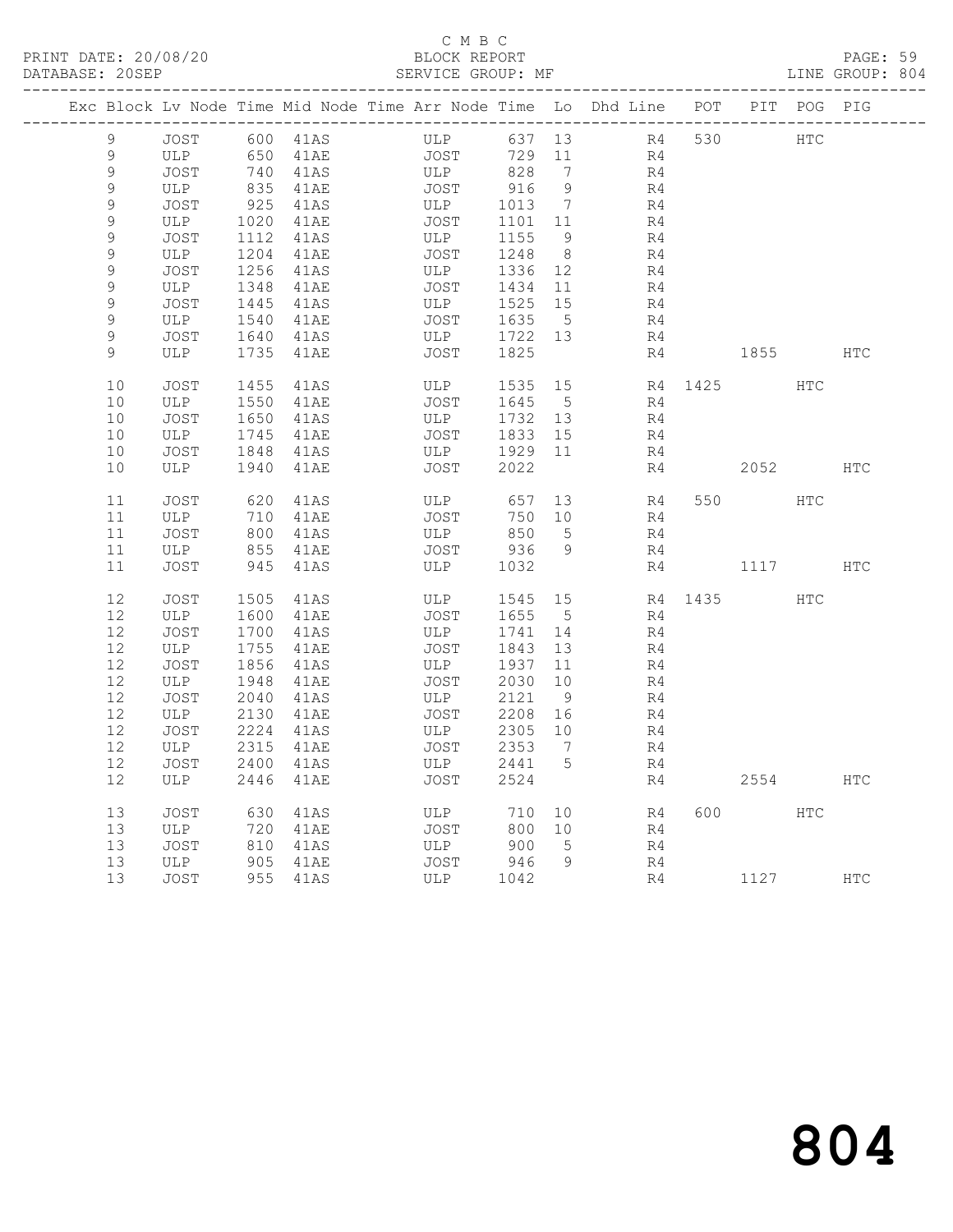C M B C
PRINT DATE: 20/08/20 BLOCK REPORT
DATABASE: 20SEP SERVICE GROUP: MF LINE GROUP: 804

| Exc | Block | Lv | Node | Time | Mid Node | Time | Arr Node | Time | Lo | Dhd Line | POT | PIT | POG | PIG |
|---|---|---|---|---|---|---|---|---|---|---|---|---|---|---|
| | 9 | | JOST | 600 | 41AS | | ULP | 637 | 13 | R4 | 530 | | HTC | |
| | 9 | | ULP | 650 | 41AE | | JOST | 729 | 11 | R4 | | | | |
| | 9 | | JOST | 740 | 41AS | | ULP | 828 | 7 | R4 | | | | |
| | 9 | | ULP | 835 | 41AE | | JOST | 916 | 9 | R4 | | | | |
| | 9 | | JOST | 925 | 41AS | | ULP | 1013 | 7 | R4 | | | | |
| | 9 | | ULP | 1020 | 41AE | | JOST | 1101 | 11 | R4 | | | | |
| | 9 | | JOST | 1112 | 41AS | | ULP | 1155 | 9 | R4 | | | | |
| | 9 | | ULP | 1204 | 41AE | | JOST | 1248 | 8 | R4 | | | | |
| | 9 | | JOST | 1256 | 41AS | | ULP | 1336 | 12 | R4 | | | | |
| | 9 | | ULP | 1348 | 41AE | | JOST | 1434 | 11 | R4 | | | | |
| | 9 | | JOST | 1445 | 41AS | | ULP | 1525 | 15 | R4 | | | | |
| | 9 | | ULP | 1540 | 41AE | | JOST | 1635 | 5 | R4 | | | | |
| | 9 | | JOST | 1640 | 41AS | | ULP | 1722 | 13 | R4 | | | | |
| | 9 | | ULP | 1735 | 41AE | | JOST | 1825 | | R4 | | 1855 | | HTC |
| | 10 | | JOST | 1455 | 41AS | | ULP | 1535 | 15 | R4 | 1425 | | HTC | |
| | 10 | | ULP | 1550 | 41AE | | JOST | 1645 | 5 | R4 | | | | |
| | 10 | | JOST | 1650 | 41AS | | ULP | 1732 | 13 | R4 | | | | |
| | 10 | | ULP | 1745 | 41AE | | JOST | 1833 | 15 | R4 | | | | |
| | 10 | | JOST | 1848 | 41AS | | ULP | 1929 | 11 | R4 | | | | |
| | 10 | | ULP | 1940 | 41AE | | JOST | 2022 | | R4 | | 2052 | | HTC |
| | 11 | | JOST | 620 | 41AS | | ULP | 657 | 13 | R4 | 550 | | HTC | |
| | 11 | | ULP | 710 | 41AE | | JOST | 750 | 10 | R4 | | | | |
| | 11 | | JOST | 800 | 41AS | | ULP | 850 | 5 | R4 | | | | |
| | 11 | | ULP | 855 | 41AE | | JOST | 936 | 9 | R4 | | | | |
| | 11 | | JOST | 945 | 41AS | | ULP | 1032 | | R4 | | 1117 | | HTC |
| | 12 | | JOST | 1505 | 41AS | | ULP | 1545 | 15 | R4 | 1435 | | HTC | |
| | 12 | | ULP | 1600 | 41AE | | JOST | 1655 | 5 | R4 | | | | |
| | 12 | | JOST | 1700 | 41AS | | ULP | 1741 | 14 | R4 | | | | |
| | 12 | | ULP | 1755 | 41AE | | JOST | 1843 | 13 | R4 | | | | |
| | 12 | | JOST | 1856 | 41AS | | ULP | 1937 | 11 | R4 | | | | |
| | 12 | | ULP | 1948 | 41AE | | JOST | 2030 | 10 | R4 | | | | |
| | 12 | | JOST | 2040 | 41AS | | ULP | 2121 | 9 | R4 | | | | |
| | 12 | | ULP | 2130 | 41AE | | JOST | 2208 | 16 | R4 | | | | |
| | 12 | | JOST | 2224 | 41AS | | ULP | 2305 | 10 | R4 | | | | |
| | 12 | | ULP | 2315 | 41AE | | JOST | 2353 | 7 | R4 | | | | |
| | 12 | | JOST | 2400 | 41AS | | ULP | 2441 | 5 | R4 | | | | |
| | 12 | | ULP | 2446 | 41AE | | JOST | 2524 | | R4 | | 2554 | | HTC |
| | 13 | | JOST | 630 | 41AS | | ULP | 710 | 10 | R4 | 600 | | HTC | |
| | 13 | | ULP | 720 | 41AE | | JOST | 800 | 10 | R4 | | | | |
| | 13 | | JOST | 810 | 41AS | | ULP | 900 | 5 | R4 | | | | |
| | 13 | | ULP | 905 | 41AE | | JOST | 946 | 9 | R4 | | | | |
| | 13 | | JOST | 955 | 41AS | | ULP | 1042 | | R4 | | 1127 | | HTC |

804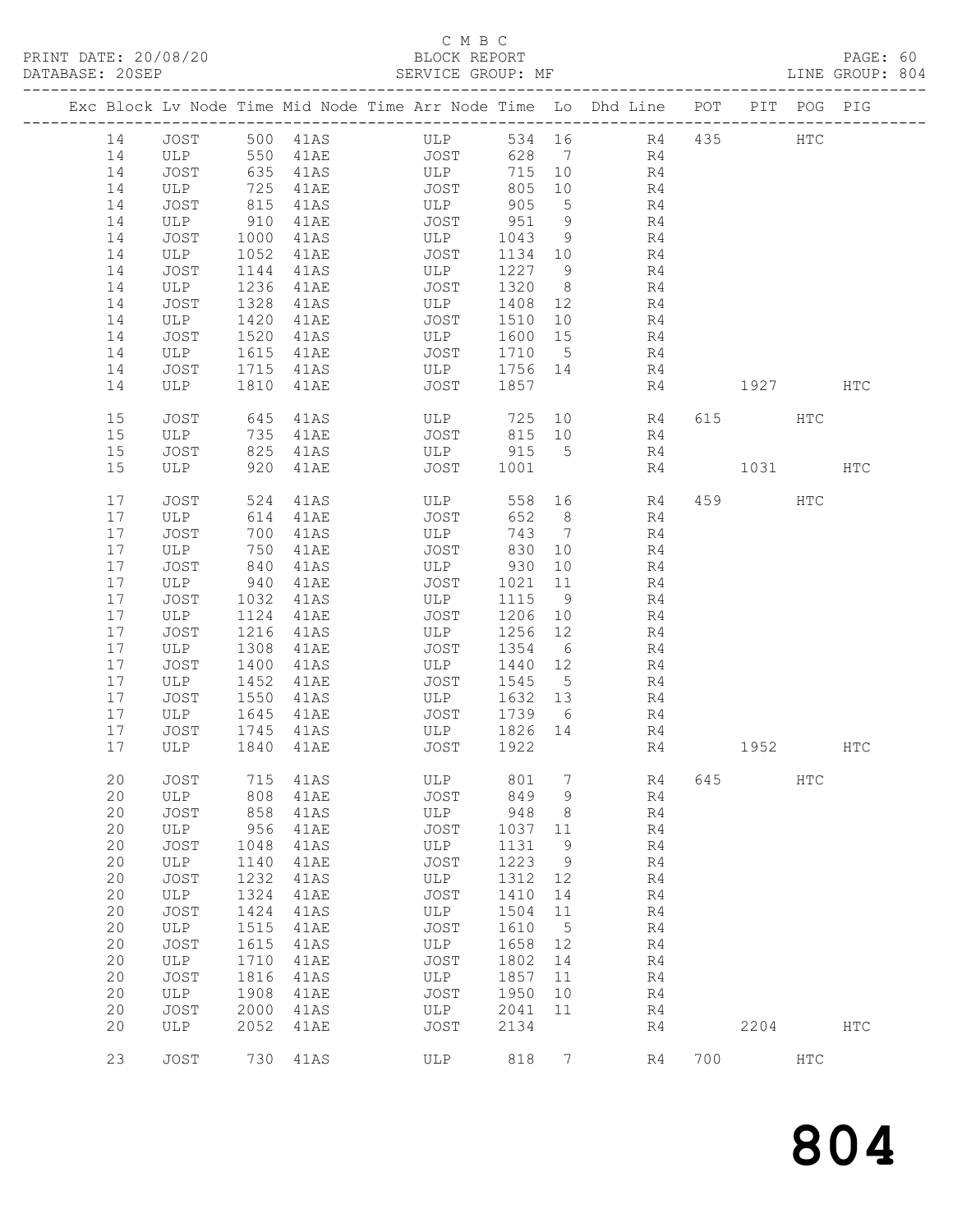C M B C

BLOCK REPORT

SERVICE GROUP: MF

LINE GROUP: 804

PRINT DATE: 20/08/20

DATABASE: 20SEP

| Exc | Block | Lv | Node | Time | Mid Node | Time | Arr Node | Time | Lo | Dhd Line | POT | PIT | POG | PIG |
|---|---|---|---|---|---|---|---|---|---|---|---|---|---|---|
| | 14 | | JOST | 500 | 41AS | | ULP | 534 | 16 | R4 | 435 | | HTC | |
| | 14 | | ULP | 550 | 41AE | | JOST | 628 | 7 | R4 | | | | |
| | 14 | | JOST | 635 | 41AS | | ULP | 715 | 10 | R4 | | | | |
| | 14 | | ULP | 725 | 41AE | | JOST | 805 | 10 | R4 | | | | |
| | 14 | | JOST | 815 | 41AS | | ULP | 905 | 5 | R4 | | | | |
| | 14 | | ULP | 910 | 41AE | | JOST | 951 | 9 | R4 | | | | |
| | 14 | | JOST | 1000 | 41AS | | ULP | 1043 | 9 | R4 | | | | |
| | 14 | | ULP | 1052 | 41AE | | JOST | 1134 | 10 | R4 | | | | |
| | 14 | | JOST | 1144 | 41AS | | ULP | 1227 | 9 | R4 | | | | |
| | 14 | | ULP | 1236 | 41AE | | JOST | 1320 | 8 | R4 | | | | |
| | 14 | | JOST | 1328 | 41AS | | ULP | 1408 | 12 | R4 | | | | |
| | 14 | | ULP | 1420 | 41AE | | JOST | 1510 | 10 | R4 | | | | |
| | 14 | | JOST | 1520 | 41AS | | ULP | 1600 | 15 | R4 | | | | |
| | 14 | | ULP | 1615 | 41AE | | JOST | 1710 | 5 | R4 | | | | |
| | 14 | | JOST | 1715 | 41AS | | ULP | 1756 | 14 | R4 | | | | |
| | 14 | | ULP | 1810 | 41AE | | JOST | 1857 | | R4 | | 1927 | | HTC |
| | 15 | | JOST | 645 | 41AS | | ULP | 725 | 10 | R4 | 615 | | HTC | |
| | 15 | | ULP | 735 | 41AE | | JOST | 815 | 10 | R4 | | | | |
| | 15 | | JOST | 825 | 41AS | | ULP | 915 | 5 | R4 | | | | |
| | 15 | | ULP | 920 | 41AE | | JOST | 1001 | | R4 | | 1031 | | HTC |
| | 17 | | JOST | 524 | 41AS | | ULP | 558 | 16 | R4 | 459 | | HTC | |
| | 17 | | ULP | 614 | 41AE | | JOST | 652 | 8 | R4 | | | | |
| | 17 | | JOST | 700 | 41AS | | ULP | 743 | 7 | R4 | | | | |
| | 17 | | ULP | 750 | 41AE | | JOST | 830 | 10 | R4 | | | | |
| | 17 | | JOST | 840 | 41AS | | ULP | 930 | 10 | R4 | | | | |
| | 17 | | ULP | 940 | 41AE | | JOST | 1021 | 11 | R4 | | | | |
| | 17 | | JOST | 1032 | 41AS | | ULP | 1115 | 9 | R4 | | | | |
| | 17 | | ULP | 1124 | 41AE | | JOST | 1206 | 10 | R4 | | | | |
| | 17 | | JOST | 1216 | 41AS | | ULP | 1256 | 12 | R4 | | | | |
| | 17 | | ULP | 1308 | 41AE | | JOST | 1354 | 6 | R4 | | | | |
| | 17 | | JOST | 1400 | 41AS | | ULP | 1440 | 12 | R4 | | | | |
| | 17 | | ULP | 1452 | 41AE | | JOST | 1545 | 5 | R4 | | | | |
| | 17 | | JOST | 1550 | 41AS | | ULP | 1632 | 13 | R4 | | | | |
| | 17 | | ULP | 1645 | 41AE | | JOST | 1739 | 6 | R4 | | | | |
| | 17 | | JOST | 1745 | 41AS | | ULP | 1826 | 14 | R4 | | | | |
| | 17 | | ULP | 1840 | 41AE | | JOST | 1922 | | R4 | | 1952 | | HTC |
| | 20 | | JOST | 715 | 41AS | | ULP | 801 | 7 | R4 | 645 | | HTC | |
| | 20 | | ULP | 808 | 41AE | | JOST | 849 | 9 | R4 | | | | |
| | 20 | | JOST | 858 | 41AS | | ULP | 948 | 8 | R4 | | | | |
| | 20 | | ULP | 956 | 41AE | | JOST | 1037 | 11 | R4 | | | | |
| | 20 | | JOST | 1048 | 41AS | | ULP | 1131 | 9 | R4 | | | | |
| | 20 | | ULP | 1140 | 41AE | | JOST | 1223 | 9 | R4 | | | | |
| | 20 | | JOST | 1232 | 41AS | | ULP | 1312 | 12 | R4 | | | | |
| | 20 | | ULP | 1324 | 41AE | | JOST | 1410 | 14 | R4 | | | | |
| | 20 | | JOST | 1424 | 41AS | | ULP | 1504 | 11 | R4 | | | | |
| | 20 | | ULP | 1515 | 41AE | | JOST | 1610 | 5 | R4 | | | | |
| | 20 | | JOST | 1615 | 41AS | | ULP | 1658 | 12 | R4 | | | | |
| | 20 | | ULP | 1710 | 41AE | | JOST | 1802 | 14 | R4 | | | | |
| | 20 | | JOST | 1816 | 41AS | | ULP | 1857 | 11 | R4 | | | | |
| | 20 | | ULP | 1908 | 41AE | | JOST | 1950 | 10 | R4 | | | | |
| | 20 | | JOST | 2000 | 41AS | | ULP | 2041 | 11 | R4 | | | | |
| | 20 | | ULP | 2052 | 41AE | | JOST | 2134 | | R4 | | 2204 | | HTC |
| | 23 | | JOST | 730 | 41AS | | ULP | 818 | 7 | R4 | 700 | | HTC | |

804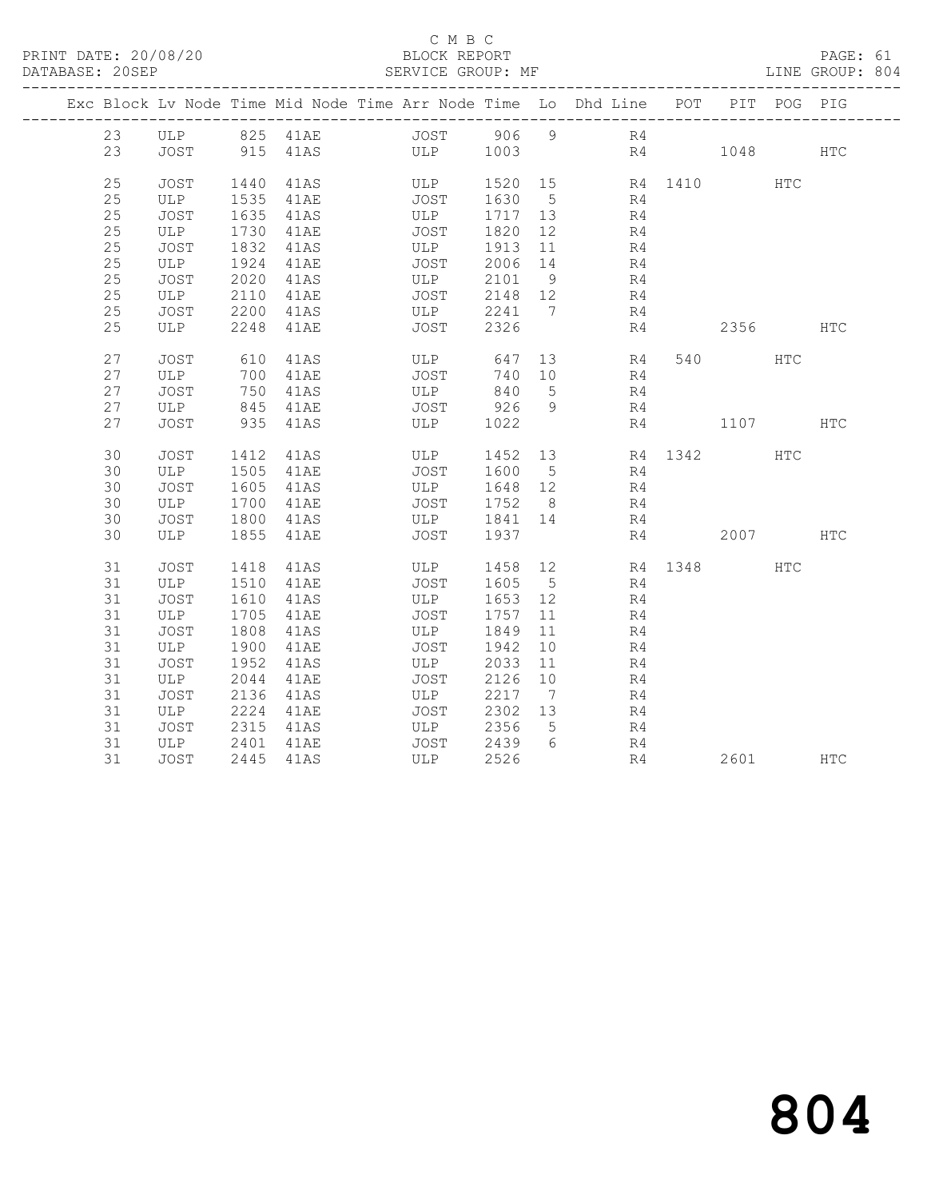C M B C

PRINT DATE: 20/08/20 BLOCK REPORT

DATABASE: 20SEP SERVICE GROUP: MF LINE GROUP: 804

| Exc | Block | Lv | Node | Time | Mid Node | Time | Arr Node | Time | Lo | Dhd Line | POT | PIT | POG | PIG |
|---|---|---|---|---|---|---|---|---|---|---|---|---|---|---|
| | 23 | | ULP | 825 | 41AE | | JOST | 906 | 9 | R4 | | | | |
| | 23 | | JOST | 915 | 41AS | | ULP | 1003 | | R4 | | 1048 | | HTC |
| | 25 | | JOST | 1440 | 41AS | | ULP | 1520 | 15 | R4 | 1410 | | HTC | |
| | 25 | | ULP | 1535 | 41AE | | JOST | 1630 | 5 | R4 | | | | |
| | 25 | | JOST | 1635 | 41AS | | ULP | 1717 | 13 | R4 | | | | |
| | 25 | | ULP | 1730 | 41AE | | JOST | 1820 | 12 | R4 | | | | |
| | 25 | | JOST | 1832 | 41AS | | ULP | 1913 | 11 | R4 | | | | |
| | 25 | | ULP | 1924 | 41AE | | JOST | 2006 | 14 | R4 | | | | |
| | 25 | | JOST | 2020 | 41AS | | ULP | 2101 | 9 | R4 | | | | |
| | 25 | | ULP | 2110 | 41AE | | JOST | 2148 | 12 | R4 | | | | |
| | 25 | | JOST | 2200 | 41AS | | ULP | 2241 | 7 | R4 | | | | |
| | 25 | | ULP | 2248 | 41AE | | JOST | 2326 | | R4 | | 2356 | | HTC |
| | 27 | | JOST | 610 | 41AS | | ULP | 647 | 13 | R4 | 540 | | HTC | |
| | 27 | | ULP | 700 | 41AE | | JOST | 740 | 10 | R4 | | | | |
| | 27 | | JOST | 750 | 41AS | | ULP | 840 | 5 | R4 | | | | |
| | 27 | | ULP | 845 | 41AE | | JOST | 926 | 9 | R4 | | | | |
| | 27 | | JOST | 935 | 41AS | | ULP | 1022 | | R4 | | 1107 | | HTC |
| | 30 | | JOST | 1412 | 41AS | | ULP | 1452 | 13 | R4 | 1342 | | HTC | |
| | 30 | | ULP | 1505 | 41AE | | JOST | 1600 | 5 | R4 | | | | |
| | 30 | | JOST | 1605 | 41AS | | ULP | 1648 | 12 | R4 | | | | |
| | 30 | | ULP | 1700 | 41AE | | JOST | 1752 | 8 | R4 | | | | |
| | 30 | | JOST | 1800 | 41AS | | ULP | 1841 | 14 | R4 | | | | |
| | 30 | | ULP | 1855 | 41AE | | JOST | 1937 | | R4 | | 2007 | | HTC |
| | 31 | | JOST | 1418 | 41AS | | ULP | 1458 | 12 | R4 | 1348 | | HTC | |
| | 31 | | ULP | 1510 | 41AE | | JOST | 1605 | 5 | R4 | | | | |
| | 31 | | JOST | 1610 | 41AS | | ULP | 1653 | 12 | R4 | | | | |
| | 31 | | ULP | 1705 | 41AE | | JOST | 1757 | 11 | R4 | | | | |
| | 31 | | JOST | 1808 | 41AS | | ULP | 1849 | 11 | R4 | | | | |
| | 31 | | ULP | 1900 | 41AE | | JOST | 1942 | 10 | R4 | | | | |
| | 31 | | JOST | 1952 | 41AS | | ULP | 2033 | 11 | R4 | | | | |
| | 31 | | ULP | 2044 | 41AE | | JOST | 2126 | 10 | R4 | | | | |
| | 31 | | JOST | 2136 | 41AS | | ULP | 2217 | 7 | R4 | | | | |
| | 31 | | ULP | 2224 | 41AE | | JOST | 2302 | 13 | R4 | | | | |
| | 31 | | JOST | 2315 | 41AS | | ULP | 2356 | 5 | R4 | | | | |
| | 31 | | ULP | 2401 | 41AE | | JOST | 2439 | 6 | R4 | | | | |
| | 31 | | JOST | 2445 | 41AS | | ULP | 2526 | | R4 | | 2601 | | HTC |

804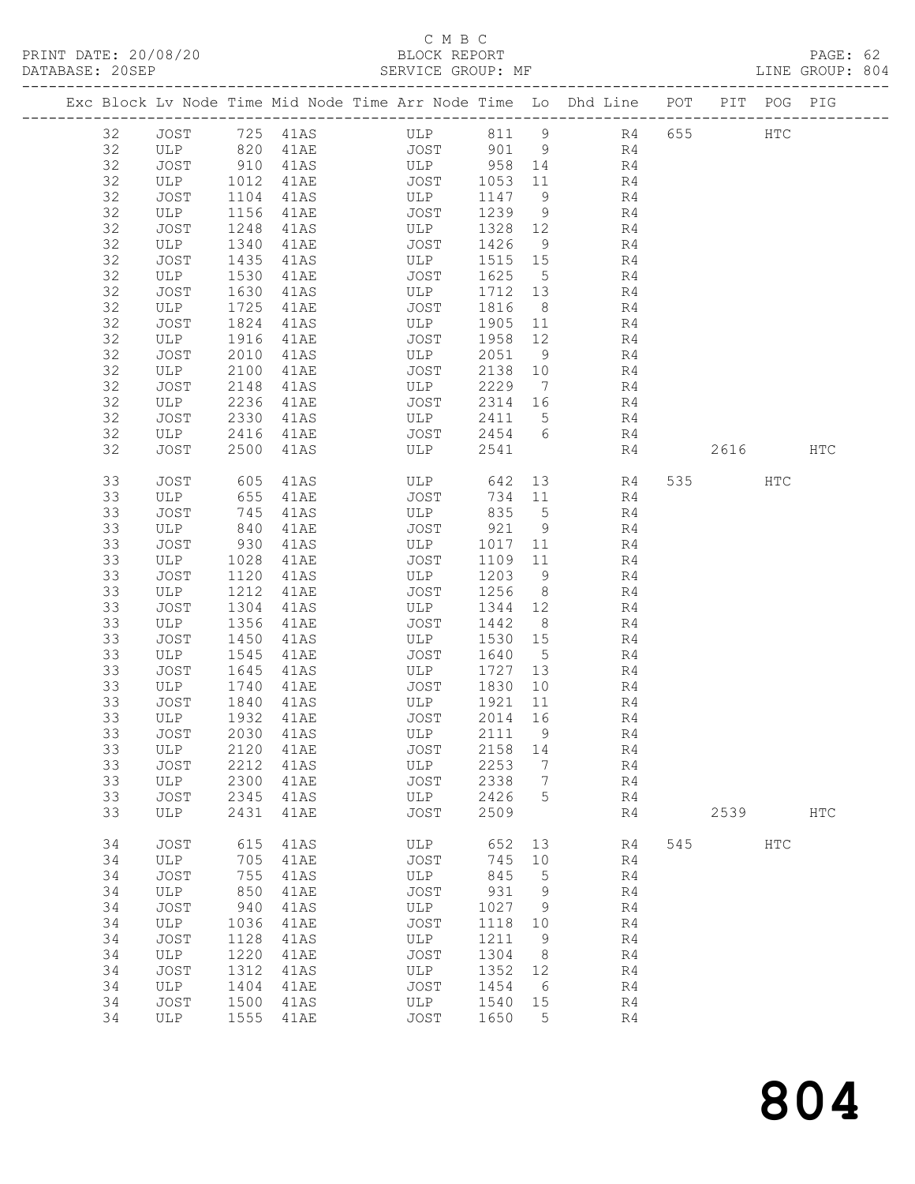C M B C
PRINT DATE: 20/08/20 BLOCK REPORT PAGE: 62
DATABASE: 20SEP SERVICE GROUP: MF LINE GROUP: 804

| Exc | Block | Lv | Node | Time | Mid Node | Time | Arr Node | Time | Lo | Dhd Line | POT | PIT | POG | PIG |
|---|---|---|---|---|---|---|---|---|---|---|---|---|---|---|
| | 32 | | JOST | 725 | 41AS | | ULP | 811 | 9 | R4 | 655 | | HTC | |
| | 32 | | ULP | 820 | 41AE | | JOST | 901 | 9 | R4 | | | | |
| | 32 | | JOST | 910 | 41AS | | ULP | 958 | 14 | R4 | | | | |
| | 32 | | ULP | 1012 | 41AE | | JOST | 1053 | 11 | R4 | | | | |
| | 32 | | JOST | 1104 | 41AS | | ULP | 1147 | 9 | R4 | | | | |
| | 32 | | ULP | 1156 | 41AE | | JOST | 1239 | 9 | R4 | | | | |
| | 32 | | JOST | 1248 | 41AS | | ULP | 1328 | 12 | R4 | | | | |
| | 32 | | ULP | 1340 | 41AE | | JOST | 1426 | 9 | R4 | | | | |
| | 32 | | JOST | 1435 | 41AS | | ULP | 1515 | 15 | R4 | | | | |
| | 32 | | ULP | 1530 | 41AE | | JOST | 1625 | 5 | R4 | | | | |
| | 32 | | JOST | 1630 | 41AS | | ULP | 1712 | 13 | R4 | | | | |
| | 32 | | ULP | 1725 | 41AE | | JOST | 1816 | 8 | R4 | | | | |
| | 32 | | JOST | 1824 | 41AS | | ULP | 1905 | 11 | R4 | | | | |
| | 32 | | ULP | 1916 | 41AE | | JOST | 1958 | 12 | R4 | | | | |
| | 32 | | JOST | 2010 | 41AS | | ULP | 2051 | 9 | R4 | | | | |
| | 32 | | ULP | 2100 | 41AE | | JOST | 2138 | 10 | R4 | | | | |
| | 32 | | JOST | 2148 | 41AS | | ULP | 2229 | 7 | R4 | | | | |
| | 32 | | ULP | 2236 | 41AE | | JOST | 2314 | 16 | R4 | | | | |
| | 32 | | JOST | 2330 | 41AS | | ULP | 2411 | 5 | R4 | | | | |
| | 32 | | ULP | 2416 | 41AE | | JOST | 2454 | 6 | R4 | | | | |
| | 32 | | JOST | 2500 | 41AS | | ULP | 2541 | | R4 | | 2616 | | HTC |
| | 33 | | JOST | 605 | 41AS | | ULP | 642 | 13 | R4 | 535 | | HTC | |
| | 33 | | ULP | 655 | 41AE | | JOST | 734 | 11 | R4 | | | | |
| | 33 | | JOST | 745 | 41AS | | ULP | 835 | 5 | R4 | | | | |
| | 33 | | ULP | 840 | 41AE | | JOST | 921 | 9 | R4 | | | | |
| | 33 | | JOST | 930 | 41AS | | ULP | 1017 | 11 | R4 | | | | |
| | 33 | | ULP | 1028 | 41AE | | JOST | 1109 | 11 | R4 | | | | |
| | 33 | | JOST | 1120 | 41AS | | ULP | 1203 | 9 | R4 | | | | |
| | 33 | | ULP | 1212 | 41AE | | JOST | 1256 | 8 | R4 | | | | |
| | 33 | | JOST | 1304 | 41AS | | ULP | 1344 | 12 | R4 | | | | |
| | 33 | | ULP | 1356 | 41AE | | JOST | 1442 | 8 | R4 | | | | |
| | 33 | | JOST | 1450 | 41AS | | ULP | 1530 | 15 | R4 | | | | |
| | 33 | | ULP | 1545 | 41AE | | JOST | 1640 | 5 | R4 | | | | |
| | 33 | | JOST | 1645 | 41AS | | ULP | 1727 | 13 | R4 | | | | |
| | 33 | | ULP | 1740 | 41AE | | JOST | 1830 | 10 | R4 | | | | |
| | 33 | | JOST | 1840 | 41AS | | ULP | 1921 | 11 | R4 | | | | |
| | 33 | | ULP | 1932 | 41AE | | JOST | 2014 | 16 | R4 | | | | |
| | 33 | | JOST | 2030 | 41AS | | ULP | 2111 | 9 | R4 | | | | |
| | 33 | | ULP | 2120 | 41AE | | JOST | 2158 | 14 | R4 | | | | |
| | 33 | | JOST | 2212 | 41AS | | ULP | 2253 | 7 | R4 | | | | |
| | 33 | | ULP | 2300 | 41AE | | JOST | 2338 | 7 | R4 | | | | |
| | 33 | | JOST | 2345 | 41AS | | ULP | 2426 | 5 | R4 | | | | |
| | 33 | | ULP | 2431 | 41AE | | JOST | 2509 | | R4 | | 2539 | | HTC |
| | 34 | | JOST | 615 | 41AS | | ULP | 652 | 13 | R4 | 545 | | HTC | |
| | 34 | | ULP | 705 | 41AE | | JOST | 745 | 10 | R4 | | | | |
| | 34 | | JOST | 755 | 41AS | | ULP | 845 | 5 | R4 | | | | |
| | 34 | | ULP | 850 | 41AE | | JOST | 931 | 9 | R4 | | | | |
| | 34 | | JOST | 940 | 41AS | | ULP | 1027 | 9 | R4 | | | | |
| | 34 | | ULP | 1036 | 41AE | | JOST | 1118 | 10 | R4 | | | | |
| | 34 | | JOST | 1128 | 41AS | | ULP | 1211 | 9 | R4 | | | | |
| | 34 | | ULP | 1220 | 41AE | | JOST | 1304 | 8 | R4 | | | | |
| | 34 | | JOST | 1312 | 41AS | | ULP | 1352 | 12 | R4 | | | | |
| | 34 | | ULP | 1404 | 41AE | | JOST | 1454 | 6 | R4 | | | | |
| | 34 | | JOST | 1500 | 41AS | | ULP | 1540 | 15 | R4 | | | | |
| | 34 | | ULP | 1555 | 41AE | | JOST | 1650 | 5 | R4 | | | | |

# 804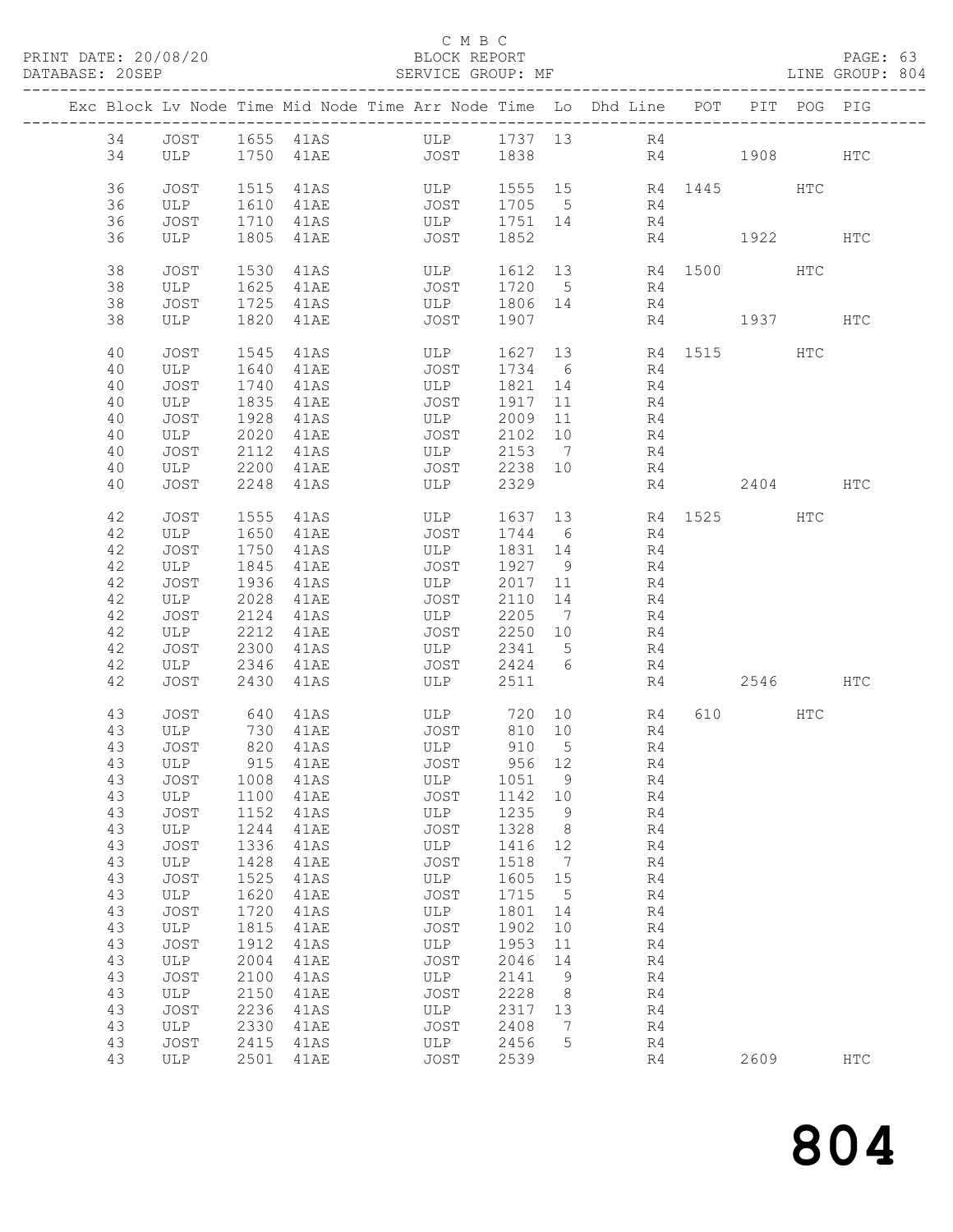C M B C

PRINT DATE: 20/08/20 BLOCK REPORT
DATABASE: 20SEP SERVICE GROUP: MF LINE GROUP: 804

| Exc | Block | Lv | Node | Time | Mid Node | Time | Arr Node | Time | Lo | Dhd Line | POT | PIT | POG | PIG |
|---|---|---|---|---|---|---|---|---|---|---|---|---|---|---|
| | 34 | | JOST | 1655 | 41AS | | ULP | 1737 | 13 | R4 | | | | |
| | 34 | | ULP | 1750 | 41AE | | JOST | 1838 | | R4 | | 1908 | | HTC |
| | 36 | | JOST | 1515 | 41AS | | ULP | 1555 | 15 | R4 | 1445 | | HTC | |
| | 36 | | ULP | 1610 | 41AE | | JOST | 1705 | 5 | R4 | | | | |
| | 36 | | JOST | 1710 | 41AS | | ULP | 1751 | 14 | R4 | | | | |
| | 36 | | ULP | 1805 | 41AE | | JOST | 1852 | | R4 | | 1922 | | HTC |
| | 38 | | JOST | 1530 | 41AS | | ULP | 1612 | 13 | R4 | 1500 | | HTC | |
| | 38 | | ULP | 1625 | 41AE | | JOST | 1720 | 5 | R4 | | | | |
| | 38 | | JOST | 1725 | 41AS | | ULP | 1806 | 14 | R4 | | | | |
| | 38 | | ULP | 1820 | 41AE | | JOST | 1907 | | R4 | | 1937 | | HTC |
| | 40 | | JOST | 1545 | 41AS | | ULP | 1627 | 13 | R4 | 1515 | | HTC | |
| | 40 | | ULP | 1640 | 41AE | | JOST | 1734 | 6 | R4 | | | | |
| | 40 | | JOST | 1740 | 41AS | | ULP | 1821 | 14 | R4 | | | | |
| | 40 | | ULP | 1835 | 41AE | | JOST | 1917 | 11 | R4 | | | | |
| | 40 | | JOST | 1928 | 41AS | | ULP | 2009 | 11 | R4 | | | | |
| | 40 | | ULP | 2020 | 41AE | | JOST | 2102 | 10 | R4 | | | | |
| | 40 | | JOST | 2112 | 41AS | | ULP | 2153 | 7 | R4 | | | | |
| | 40 | | ULP | 2200 | 41AE | | JOST | 2238 | 10 | R4 | | | | |
| | 40 | | JOST | 2248 | 41AS | | ULP | 2329 | | R4 | | 2404 | | HTC |
| | 42 | | JOST | 1555 | 41AS | | ULP | 1637 | 13 | R4 | 1525 | | HTC | |
| | 42 | | ULP | 1650 | 41AE | | JOST | 1744 | 6 | R4 | | | | |
| | 42 | | JOST | 1750 | 41AS | | ULP | 1831 | 14 | R4 | | | | |
| | 42 | | ULP | 1845 | 41AE | | JOST | 1927 | 9 | R4 | | | | |
| | 42 | | JOST | 1936 | 41AS | | ULP | 2017 | 11 | R4 | | | | |
| | 42 | | ULP | 2028 | 41AE | | JOST | 2110 | 14 | R4 | | | | |
| | 42 | | JOST | 2124 | 41AS | | ULP | 2205 | 7 | R4 | | | | |
| | 42 | | ULP | 2212 | 41AE | | JOST | 2250 | 10 | R4 | | | | |
| | 42 | | JOST | 2300 | 41AS | | ULP | 2341 | 5 | R4 | | | | |
| | 42 | | ULP | 2346 | 41AE | | JOST | 2424 | 6 | R4 | | | | |
| | 42 | | JOST | 2430 | 41AS | | ULP | 2511 | | R4 | | 2546 | | HTC |
| | 43 | | JOST | 640 | 41AS | | ULP | 720 | 10 | R4 | 610 | | HTC | |
| | 43 | | ULP | 730 | 41AE | | JOST | 810 | 10 | R4 | | | | |
| | 43 | | JOST | 820 | 41AS | | ULP | 910 | 5 | R4 | | | | |
| | 43 | | ULP | 915 | 41AE | | JOST | 956 | 12 | R4 | | | | |
| | 43 | | JOST | 1008 | 41AS | | ULP | 1051 | 9 | R4 | | | | |
| | 43 | | ULP | 1100 | 41AE | | JOST | 1142 | 10 | R4 | | | | |
| | 43 | | JOST | 1152 | 41AS | | ULP | 1235 | 9 | R4 | | | | |
| | 43 | | ULP | 1244 | 41AE | | JOST | 1328 | 8 | R4 | | | | |
| | 43 | | JOST | 1336 | 41AS | | ULP | 1416 | 12 | R4 | | | | |
| | 43 | | ULP | 1428 | 41AE | | JOST | 1518 | 7 | R4 | | | | |
| | 43 | | JOST | 1525 | 41AS | | ULP | 1605 | 15 | R4 | | | | |
| | 43 | | ULP | 1620 | 41AE | | JOST | 1715 | 5 | R4 | | | | |
| | 43 | | JOST | 1720 | 41AS | | ULP | 1801 | 14 | R4 | | | | |
| | 43 | | ULP | 1815 | 41AE | | JOST | 1902 | 10 | R4 | | | | |
| | 43 | | JOST | 1912 | 41AS | | ULP | 1953 | 11 | R4 | | | | |
| | 43 | | ULP | 2004 | 41AE | | JOST | 2046 | 14 | R4 | | | | |
| | 43 | | JOST | 2100 | 41AS | | ULP | 2141 | 9 | R4 | | | | |
| | 43 | | ULP | 2150 | 41AE | | JOST | 2228 | 8 | R4 | | | | |
| | 43 | | JOST | 2236 | 41AS | | ULP | 2317 | 13 | R4 | | | | |
| | 43 | | ULP | 2330 | 41AE | | JOST | 2408 | 7 | R4 | | | | |
| | 43 | | JOST | 2415 | 41AS | | ULP | 2456 | 5 | R4 | | | | |
| | 43 | | ULP | 2501 | 41AE | | JOST | 2539 | | R4 | | 2609 | | HTC |

804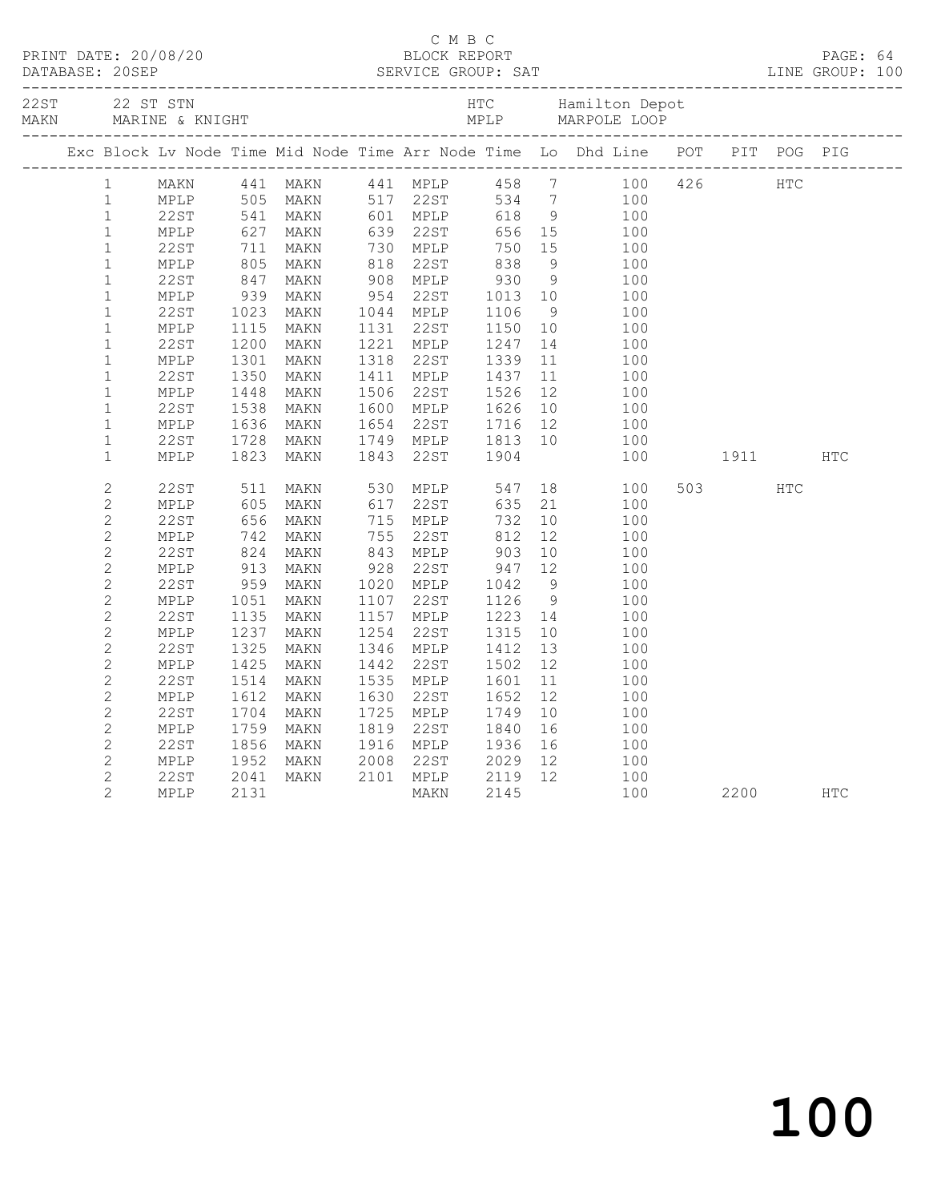C M B C

PRINT DATE: 20/08/20 BLOCK REPORT

DATABASE: 20SEP SERVICE GROUP: SAT LINE GROUP: 100

| | | | |
|---|---|---|---|
| 22ST | 22 ST STN | HTC | Hamilton Depot |
| MAKN | MARINE & KNIGHT | MPLP | MARPOLE LOOP |

| Exc | Block | Lv Node | Time | Mid Node | Time | Arr Node | Time | Lo | Dhd Line | POT | PIT | POG | PIG |
|---|---|---|---|---|---|---|---|---|---|---|---|---|---|
| | 1 | MAKN | 441 | MAKN | 441 | MPLP | 458 | 7 | 100 | 426 | | HTC | |
| | 1 | MPLP | 505 | MAKN | 517 | 22ST | 534 | 7 | 100 | | | | |
| | 1 | 22ST | 541 | MAKN | 601 | MPLP | 618 | 9 | 100 | | | | |
| | 1 | MPLP | 627 | MAKN | 639 | 22ST | 656 | 15 | 100 | | | | |
| | 1 | 22ST | 711 | MAKN | 730 | MPLP | 750 | 15 | 100 | | | | |
| | 1 | MPLP | 805 | MAKN | 818 | 22ST | 838 | 9 | 100 | | | | |
| | 1 | 22ST | 847 | MAKN | 908 | MPLP | 930 | 9 | 100 | | | | |
| | 1 | MPLP | 939 | MAKN | 954 | 22ST | 1013 | 10 | 100 | | | | |
| | 1 | 22ST | 1023 | MAKN | 1044 | MPLP | 1106 | 9 | 100 | | | | |
| | 1 | MPLP | 1115 | MAKN | 1131 | 22ST | 1150 | 10 | 100 | | | | |
| | 1 | 22ST | 1200 | MAKN | 1221 | MPLP | 1247 | 14 | 100 | | | | |
| | 1 | MPLP | 1301 | MAKN | 1318 | 22ST | 1339 | 11 | 100 | | | | |
| | 1 | 22ST | 1350 | MAKN | 1411 | MPLP | 1437 | 11 | 100 | | | | |
| | 1 | MPLP | 1448 | MAKN | 1506 | 22ST | 1526 | 12 | 100 | | | | |
| | 1 | 22ST | 1538 | MAKN | 1600 | MPLP | 1626 | 10 | 100 | | | | |
| | 1 | MPLP | 1636 | MAKN | 1654 | 22ST | 1716 | 12 | 100 | | | | |
| | 1 | 22ST | 1728 | MAKN | 1749 | MPLP | 1813 | 10 | 100 | | | | |
| | 1 | MPLP | 1823 | MAKN | 1843 | 22ST | 1904 | | 100 | | 1911 | | HTC |
| | 2 | 22ST | 511 | MAKN | 530 | MPLP | 547 | 18 | 100 | 503 | | HTC | |
| | 2 | MPLP | 605 | MAKN | 617 | 22ST | 635 | 21 | 100 | | | | |
| | 2 | 22ST | 656 | MAKN | 715 | MPLP | 732 | 10 | 100 | | | | |
| | 2 | MPLP | 742 | MAKN | 755 | 22ST | 812 | 12 | 100 | | | | |
| | 2 | 22ST | 824 | MAKN | 843 | MPLP | 903 | 10 | 100 | | | | |
| | 2 | MPLP | 913 | MAKN | 928 | 22ST | 947 | 12 | 100 | | | | |
| | 2 | 22ST | 959 | MAKN | 1020 | MPLP | 1042 | 9 | 100 | | | | |
| | 2 | MPLP | 1051 | MAKN | 1107 | 22ST | 1126 | 9 | 100 | | | | |
| | 2 | 22ST | 1135 | MAKN | 1157 | MPLP | 1223 | 14 | 100 | | | | |
| | 2 | MPLP | 1237 | MAKN | 1254 | 22ST | 1315 | 10 | 100 | | | | |
| | 2 | 22ST | 1325 | MAKN | 1346 | MPLP | 1412 | 13 | 100 | | | | |
| | 2 | MPLP | 1425 | MAKN | 1442 | 22ST | 1502 | 12 | 100 | | | | |
| | 2 | 22ST | 1514 | MAKN | 1535 | MPLP | 1601 | 11 | 100 | | | | |
| | 2 | MPLP | 1612 | MAKN | 1630 | 22ST | 1652 | 12 | 100 | | | | |
| | 2 | 22ST | 1704 | MAKN | 1725 | MPLP | 1749 | 10 | 100 | | | | |
| | 2 | MPLP | 1759 | MAKN | 1819 | 22ST | 1840 | 16 | 100 | | | | |
| | 2 | 22ST | 1856 | MAKN | 1916 | MPLP | 1936 | 16 | 100 | | | | |
| | 2 | MPLP | 1952 | MAKN | 2008 | 22ST | 2029 | 12 | 100 | | | | |
| | 2 | 22ST | 2041 | MAKN | 2101 | MPLP | 2119 | 12 | 100 | | | | |
| | 2 | MPLP | 2131 | | | MAKN | 2145 | | 100 | | 2200 | | HTC |

100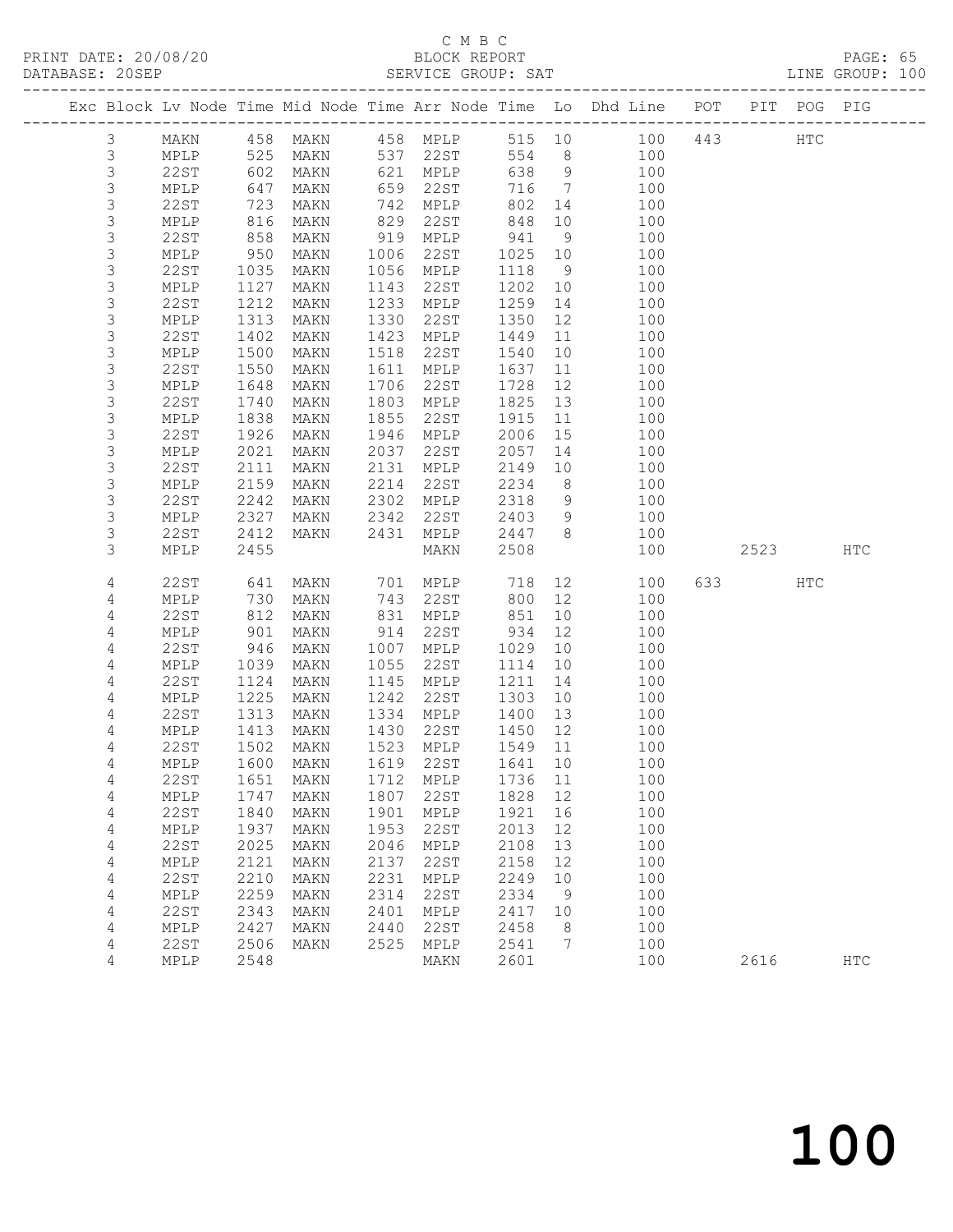C M B C
BLOCK REPORT
SERVICE GROUP: SAT

PRINT DATE: 20/08/20
DATABASE: 20SEP
LINE GROUP: 100

| Exc | Block | Lv | Node | Time | Mid Node | Time | Arr Node | Time | Lo | Dhd Line | POT | PIT | POG | PIG |
|---|---|---|---|---|---|---|---|---|---|---|---|---|---|---|
| | 3 | | MAKN | 458 | MAKN | 458 | MPLP | 515 | 10 | 100 | 443 | | HTC | |
| | 3 | | MPLP | 525 | MAKN | 537 | 22ST | 554 | 8 | 100 | | | | |
| | 3 | | 22ST | 602 | MAKN | 621 | MPLP | 638 | 9 | 100 | | | | |
| | 3 | | MPLP | 647 | MAKN | 659 | 22ST | 716 | 7 | 100 | | | | |
| | 3 | | 22ST | 723 | MAKN | 742 | MPLP | 802 | 14 | 100 | | | | |
| | 3 | | MPLP | 816 | MAKN | 829 | 22ST | 848 | 10 | 100 | | | | |
| | 3 | | 22ST | 858 | MAKN | 919 | MPLP | 941 | 9 | 100 | | | | |
| | 3 | | MPLP | 950 | MAKN | 1006 | 22ST | 1025 | 10 | 100 | | | | |
| | 3 | | 22ST | 1035 | MAKN | 1056 | MPLP | 1118 | 9 | 100 | | | | |
| | 3 | | MPLP | 1127 | MAKN | 1143 | 22ST | 1202 | 10 | 100 | | | | |
| | 3 | | 22ST | 1212 | MAKN | 1233 | MPLP | 1259 | 14 | 100 | | | | |
| | 3 | | MPLP | 1313 | MAKN | 1330 | 22ST | 1350 | 12 | 100 | | | | |
| | 3 | | 22ST | 1402 | MAKN | 1423 | MPLP | 1449 | 11 | 100 | | | | |
| | 3 | | MPLP | 1500 | MAKN | 1518 | 22ST | 1540 | 10 | 100 | | | | |
| | 3 | | 22ST | 1550 | MAKN | 1611 | MPLP | 1637 | 11 | 100 | | | | |
| | 3 | | MPLP | 1648 | MAKN | 1706 | 22ST | 1728 | 12 | 100 | | | | |
| | 3 | | 22ST | 1740 | MAKN | 1803 | MPLP | 1825 | 13 | 100 | | | | |
| | 3 | | MPLP | 1838 | MAKN | 1855 | 22ST | 1915 | 11 | 100 | | | | |
| | 3 | | 22ST | 1926 | MAKN | 1946 | MPLP | 2006 | 15 | 100 | | | | |
| | 3 | | MPLP | 2021 | MAKN | 2037 | 22ST | 2057 | 14 | 100 | | | | |
| | 3 | | 22ST | 2111 | MAKN | 2131 | MPLP | 2149 | 10 | 100 | | | | |
| | 3 | | MPLP | 2159 | MAKN | 2214 | 22ST | 2234 | 8 | 100 | | | | |
| | 3 | | 22ST | 2242 | MAKN | 2302 | MPLP | 2318 | 9 | 100 | | | | |
| | 3 | | MPLP | 2327 | MAKN | 2342 | 22ST | 2403 | 9 | 100 | | | | |
| | 3 | | 22ST | 2412 | MAKN | 2431 | MPLP | 2447 | 8 | 100 | | | | |
| | 3 | | MPLP | 2455 | | | MAKN | 2508 | | 100 | | 2523 | | HTC |
| | 4 | | 22ST | 641 | MAKN | 701 | MPLP | 718 | 12 | 100 | 633 | | HTC | |
| | 4 | | MPLP | 730 | MAKN | 743 | 22ST | 800 | 12 | 100 | | | | |
| | 4 | | 22ST | 812 | MAKN | 831 | MPLP | 851 | 10 | 100 | | | | |
| | 4 | | MPLP | 901 | MAKN | 914 | 22ST | 934 | 12 | 100 | | | | |
| | 4 | | 22ST | 946 | MAKN | 1007 | MPLP | 1029 | 10 | 100 | | | | |
| | 4 | | MPLP | 1039 | MAKN | 1055 | 22ST | 1114 | 10 | 100 | | | | |
| | 4 | | 22ST | 1124 | MAKN | 1145 | MPLP | 1211 | 14 | 100 | | | | |
| | 4 | | MPLP | 1225 | MAKN | 1242 | 22ST | 1303 | 10 | 100 | | | | |
| | 4 | | 22ST | 1313 | MAKN | 1334 | MPLP | 1400 | 13 | 100 | | | | |
| | 4 | | MPLP | 1413 | MAKN | 1430 | 22ST | 1450 | 12 | 100 | | | | |
| | 4 | | 22ST | 1502 | MAKN | 1523 | MPLP | 1549 | 11 | 100 | | | | |
| | 4 | | MPLP | 1600 | MAKN | 1619 | 22ST | 1641 | 10 | 100 | | | | |
| | 4 | | 22ST | 1651 | MAKN | 1712 | MPLP | 1736 | 11 | 100 | | | | |
| | 4 | | MPLP | 1747 | MAKN | 1807 | 22ST | 1828 | 12 | 100 | | | | |
| | 4 | | 22ST | 1840 | MAKN | 1901 | MPLP | 1921 | 16 | 100 | | | | |
| | 4 | | MPLP | 1937 | MAKN | 1953 | 22ST | 2013 | 12 | 100 | | | | |
| | 4 | | 22ST | 2025 | MAKN | 2046 | MPLP | 2108 | 13 | 100 | | | | |
| | 4 | | MPLP | 2121 | MAKN | 2137 | 22ST | 2158 | 12 | 100 | | | | |
| | 4 | | 22ST | 2210 | MAKN | 2231 | MPLP | 2249 | 10 | 100 | | | | |
| | 4 | | MPLP | 2259 | MAKN | 2314 | 22ST | 2334 | 9 | 100 | | | | |
| | 4 | | 22ST | 2343 | MAKN | 2401 | MPLP | 2417 | 10 | 100 | | | | |
| | 4 | | MPLP | 2427 | MAKN | 2440 | 22ST | 2458 | 8 | 100 | | | | |
| | 4 | | 22ST | 2506 | MAKN | 2525 | MPLP | 2541 | 7 | 100 | | | | |
| | 4 | | MPLP | 2548 | | | MAKN | 2601 | | 100 | | 2616 | | HTC |

100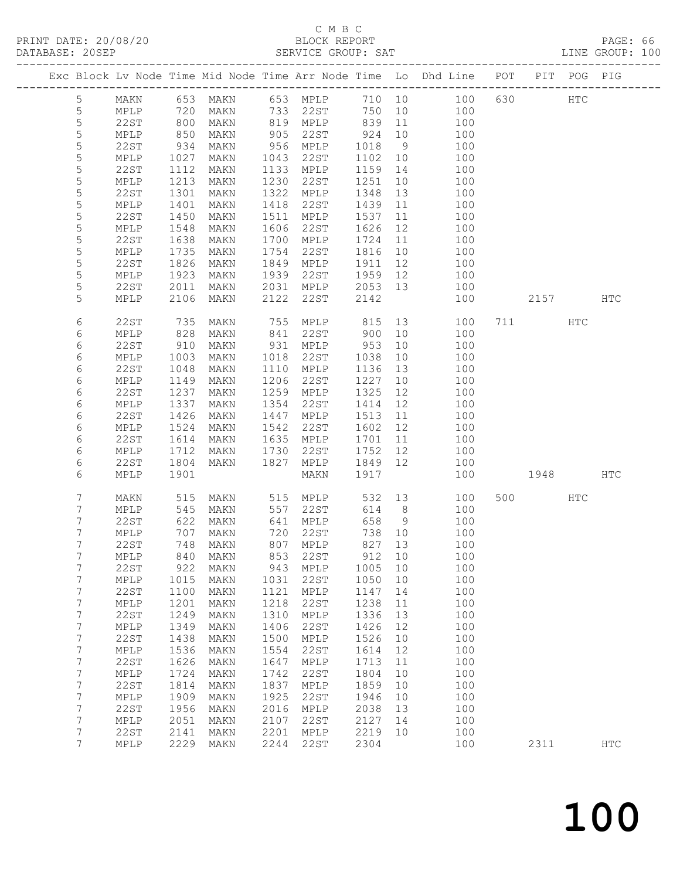C M B C
BLOCK REPORT
SERVICE GROUP: SAT

PRINT DATE: 20/08/20
DATABASE: 20SEP
LINE GROUP: 100

| Exc | Block | Lv | Node | Time | Mid Node | Time | Arr Node | Time | Lo | Dhd Line | POT | PIT | POG | PIG |
|---|---|---|---|---|---|---|---|---|---|---|---|---|---|---|
| | 5 | | MAKN | 653 | MAKN | 653 | MPLP | 710 | 10 | 100 | 630 | | HTC | |
| | 5 | | MPLP | 720 | MAKN | 733 | 22ST | 750 | 10 | 100 | | | | |
| | 5 | | 22ST | 800 | MAKN | 819 | MPLP | 839 | 11 | 100 | | | | |
| | 5 | | MPLP | 850 | MAKN | 905 | 22ST | 924 | 10 | 100 | | | | |
| | 5 | | 22ST | 934 | MAKN | 956 | MPLP | 1018 | 9 | 100 | | | | |
| | 5 | | MPLP | 1027 | MAKN | 1043 | 22ST | 1102 | 10 | 100 | | | | |
| | 5 | | 22ST | 1112 | MAKN | 1133 | MPLP | 1159 | 14 | 100 | | | | |
| | 5 | | MPLP | 1213 | MAKN | 1230 | 22ST | 1251 | 10 | 100 | | | | |
| | 5 | | 22ST | 1301 | MAKN | 1322 | MPLP | 1348 | 13 | 100 | | | | |
| | 5 | | MPLP | 1401 | MAKN | 1418 | 22ST | 1439 | 11 | 100 | | | | |
| | 5 | | 22ST | 1450 | MAKN | 1511 | MPLP | 1537 | 11 | 100 | | | | |
| | 5 | | MPLP | 1548 | MAKN | 1606 | 22ST | 1626 | 12 | 100 | | | | |
| | 5 | | 22ST | 1638 | MAKN | 1700 | MPLP | 1724 | 11 | 100 | | | | |
| | 5 | | MPLP | 1735 | MAKN | 1754 | 22ST | 1816 | 10 | 100 | | | | |
| | 5 | | 22ST | 1826 | MAKN | 1849 | MPLP | 1911 | 12 | 100 | | | | |
| | 5 | | MPLP | 1923 | MAKN | 1939 | 22ST | 1959 | 12 | 100 | | | | |
| | 5 | | 22ST | 2011 | MAKN | 2031 | MPLP | 2053 | 13 | 100 | | | | |
| | 5 | | MPLP | 2106 | MAKN | 2122 | 22ST | 2142 | | 100 | | 2157 | | HTC |
| | 6 | | 22ST | 735 | MAKN | 755 | MPLP | 815 | 13 | 100 | 711 | | HTC | |
| | 6 | | MPLP | 828 | MAKN | 841 | 22ST | 900 | 10 | 100 | | | | |
| | 6 | | 22ST | 910 | MAKN | 931 | MPLP | 953 | 10 | 100 | | | | |
| | 6 | | MPLP | 1003 | MAKN | 1018 | 22ST | 1038 | 10 | 100 | | | | |
| | 6 | | 22ST | 1048 | MAKN | 1110 | MPLP | 1136 | 13 | 100 | | | | |
| | 6 | | MPLP | 1149 | MAKN | 1206 | 22ST | 1227 | 10 | 100 | | | | |
| | 6 | | 22ST | 1237 | MAKN | 1259 | MPLP | 1325 | 12 | 100 | | | | |
| | 6 | | MPLP | 1337 | MAKN | 1354 | 22ST | 1414 | 12 | 100 | | | | |
| | 6 | | 22ST | 1426 | MAKN | 1447 | MPLP | 1513 | 11 | 100 | | | | |
| | 6 | | MPLP | 1524 | MAKN | 1542 | 22ST | 1602 | 12 | 100 | | | | |
| | 6 | | 22ST | 1614 | MAKN | 1635 | MPLP | 1701 | 11 | 100 | | | | |
| | 6 | | MPLP | 1712 | MAKN | 1730 | 22ST | 1752 | 12 | 100 | | | | |
| | 6 | | 22ST | 1804 | MAKN | 1827 | MPLP | 1849 | 12 | 100 | | | | |
| | 6 | | MPLP | 1901 | | | MAKN | 1917 | | 100 | | 1948 | | HTC |
| | 7 | | MAKN | 515 | MAKN | 515 | MPLP | 532 | 13 | 100 | 500 | | HTC | |
| | 7 | | MPLP | 545 | MAKN | 557 | 22ST | 614 | 8 | 100 | | | | |
| | 7 | | 22ST | 622 | MAKN | 641 | MPLP | 658 | 9 | 100 | | | | |
| | 7 | | MPLP | 707 | MAKN | 720 | 22ST | 738 | 10 | 100 | | | | |
| | 7 | | 22ST | 748 | MAKN | 807 | MPLP | 827 | 13 | 100 | | | | |
| | 7 | | MPLP | 840 | MAKN | 853 | 22ST | 912 | 10 | 100 | | | | |
| | 7 | | 22ST | 922 | MAKN | 943 | MPLP | 1005 | 10 | 100 | | | | |
| | 7 | | MPLP | 1015 | MAKN | 1031 | 22ST | 1050 | 10 | 100 | | | | |
| | 7 | | 22ST | 1100 | MAKN | 1121 | MPLP | 1147 | 14 | 100 | | | | |
| | 7 | | MPLP | 1201 | MAKN | 1218 | 22ST | 1238 | 11 | 100 | | | | |
| | 7 | | 22ST | 1249 | MAKN | 1310 | MPLP | 1336 | 13 | 100 | | | | |
| | 7 | | MPLP | 1349 | MAKN | 1406 | 22ST | 1426 | 12 | 100 | | | | |
| | 7 | | 22ST | 1438 | MAKN | 1500 | MPLP | 1526 | 10 | 100 | | | | |
| | 7 | | MPLP | 1536 | MAKN | 1554 | 22ST | 1614 | 12 | 100 | | | | |
| | 7 | | 22ST | 1626 | MAKN | 1647 | MPLP | 1713 | 11 | 100 | | | | |
| | 7 | | MPLP | 1724 | MAKN | 1742 | 22ST | 1804 | 10 | 100 | | | | |
| | 7 | | 22ST | 1814 | MAKN | 1837 | MPLP | 1859 | 10 | 100 | | | | |
| | 7 | | MPLP | 1909 | MAKN | 1925 | 22ST | 1946 | 10 | 100 | | | | |
| | 7 | | 22ST | 1956 | MAKN | 2016 | MPLP | 2038 | 13 | 100 | | | | |
| | 7 | | MPLP | 2051 | MAKN | 2107 | 22ST | 2127 | 14 | 100 | | | | |
| | 7 | | 22ST | 2141 | MAKN | 2201 | MPLP | 2219 | 10 | 100 | | | | |
| | 7 | | MPLP | 2229 | MAKN | 2244 | 22ST | 2304 | | 100 | | 2311 | | HTC |

100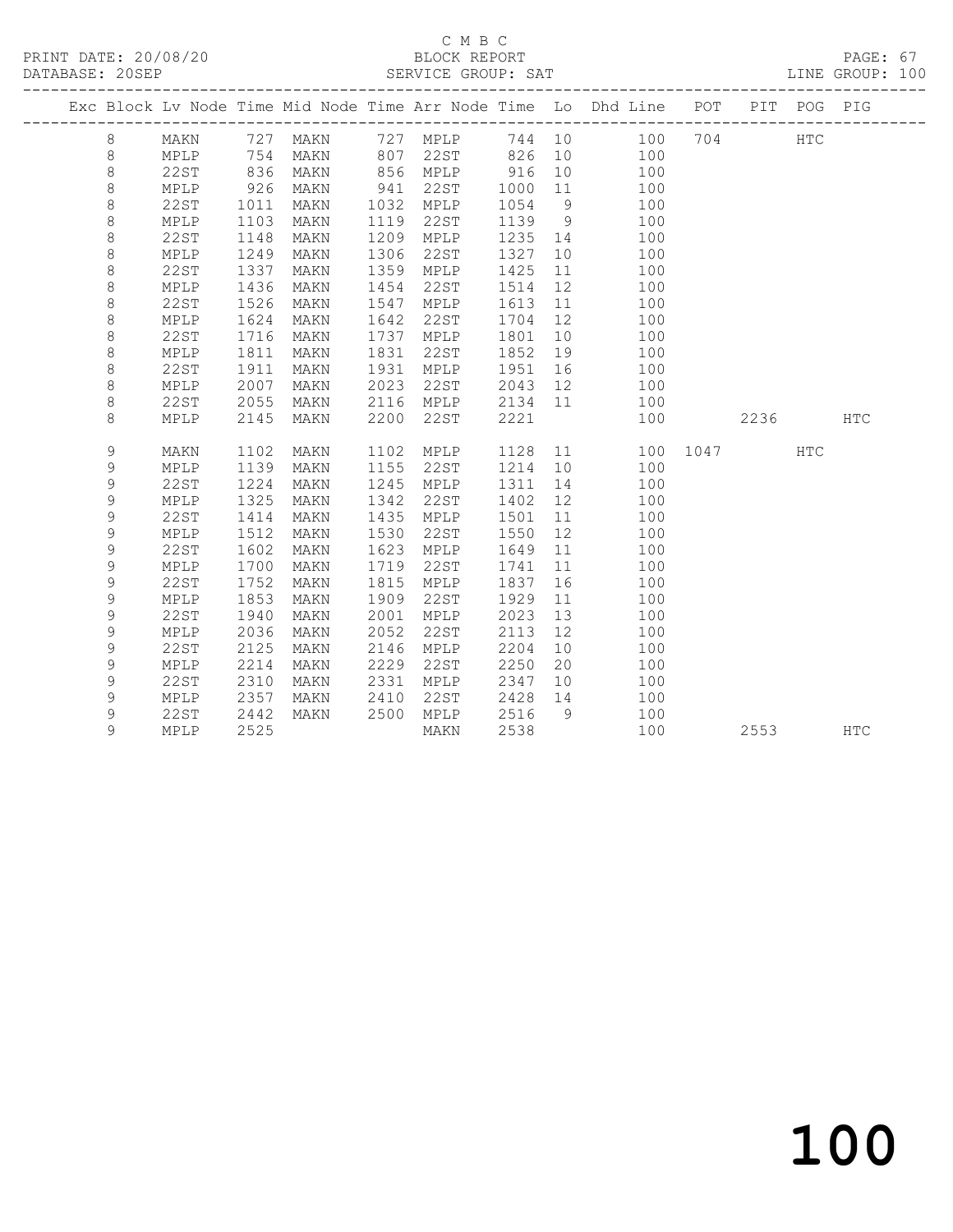C M B C
BLOCK REPORT
SERVICE GROUP: SAT

PRINT DATE: 20/08/20
DATABASE: 20SEP
LINE GROUP: 100

| Exc | Block | Lv | Node | Time | Mid Node | Time | Arr Node | Time | Lo | Dhd Line | POT | PIT | POG | PIG |
|---|---|---|---|---|---|---|---|---|---|---|---|---|---|---|
| | 8 | | MAKN | 727 | MAKN | 727 | MPLP | 744 | 10 | 100 | 704 | | HTC | |
| | 8 | | MPLP | 754 | MAKN | 807 | 22ST | 826 | 10 | 100 | | | | |
| | 8 | | 22ST | 836 | MAKN | 856 | MPLP | 916 | 10 | 100 | | | | |
| | 8 | | MPLP | 926 | MAKN | 941 | 22ST | 1000 | 11 | 100 | | | | |
| | 8 | | 22ST | 1011 | MAKN | 1032 | MPLP | 1054 | 9 | 100 | | | | |
| | 8 | | MPLP | 1103 | MAKN | 1119 | 22ST | 1139 | 9 | 100 | | | | |
| | 8 | | 22ST | 1148 | MAKN | 1209 | MPLP | 1235 | 14 | 100 | | | | |
| | 8 | | MPLP | 1249 | MAKN | 1306 | 22ST | 1327 | 10 | 100 | | | | |
| | 8 | | 22ST | 1337 | MAKN | 1359 | MPLP | 1425 | 11 | 100 | | | | |
| | 8 | | MPLP | 1436 | MAKN | 1454 | 22ST | 1514 | 12 | 100 | | | | |
| | 8 | | 22ST | 1526 | MAKN | 1547 | MPLP | 1613 | 11 | 100 | | | | |
| | 8 | | MPLP | 1624 | MAKN | 1642 | 22ST | 1704 | 12 | 100 | | | | |
| | 8 | | 22ST | 1716 | MAKN | 1737 | MPLP | 1801 | 10 | 100 | | | | |
| | 8 | | MPLP | 1811 | MAKN | 1831 | 22ST | 1852 | 19 | 100 | | | | |
| | 8 | | 22ST | 1911 | MAKN | 1931 | MPLP | 1951 | 16 | 100 | | | | |
| | 8 | | MPLP | 2007 | MAKN | 2023 | 22ST | 2043 | 12 | 100 | | | | |
| | 8 | | 22ST | 2055 | MAKN | 2116 | MPLP | 2134 | 11 | 100 | | | | |
| | 8 | | MPLP | 2145 | MAKN | 2200 | 22ST | 2221 | | 100 | | 2236 | | HTC |
| | 9 | | MAKN | 1102 | MAKN | 1102 | MPLP | 1128 | 11 | 100 | 1047 | | HTC | |
| | 9 | | MPLP | 1139 | MAKN | 1155 | 22ST | 1214 | 10 | 100 | | | | |
| | 9 | | 22ST | 1224 | MAKN | 1245 | MPLP | 1311 | 14 | 100 | | | | |
| | 9 | | MPLP | 1325 | MAKN | 1342 | 22ST | 1402 | 12 | 100 | | | | |
| | 9 | | 22ST | 1414 | MAKN | 1435 | MPLP | 1501 | 11 | 100 | | | | |
| | 9 | | MPLP | 1512 | MAKN | 1530 | 22ST | 1550 | 12 | 100 | | | | |
| | 9 | | 22ST | 1602 | MAKN | 1623 | MPLP | 1649 | 11 | 100 | | | | |
| | 9 | | MPLP | 1700 | MAKN | 1719 | 22ST | 1741 | 11 | 100 | | | | |
| | 9 | | 22ST | 1752 | MAKN | 1815 | MPLP | 1837 | 16 | 100 | | | | |
| | 9 | | MPLP | 1853 | MAKN | 1909 | 22ST | 1929 | 11 | 100 | | | | |
| | 9 | | 22ST | 1940 | MAKN | 2001 | MPLP | 2023 | 13 | 100 | | | | |
| | 9 | | MPLP | 2036 | MAKN | 2052 | 22ST | 2113 | 12 | 100 | | | | |
| | 9 | | 22ST | 2125 | MAKN | 2146 | MPLP | 2204 | 10 | 100 | | | | |
| | 9 | | MPLP | 2214 | MAKN | 2229 | 22ST | 2250 | 20 | 100 | | | | |
| | 9 | | 22ST | 2310 | MAKN | 2331 | MPLP | 2347 | 10 | 100 | | | | |
| | 9 | | MPLP | 2357 | MAKN | 2410 | 22ST | 2428 | 14 | 100 | | | | |
| | 9 | | 22ST | 2442 | MAKN | 2500 | MPLP | 2516 | 9 | 100 | | | | |
| | 9 | | MPLP | 2525 | | | MAKN | 2538 | | 100 | | 2553 | | HTC |

100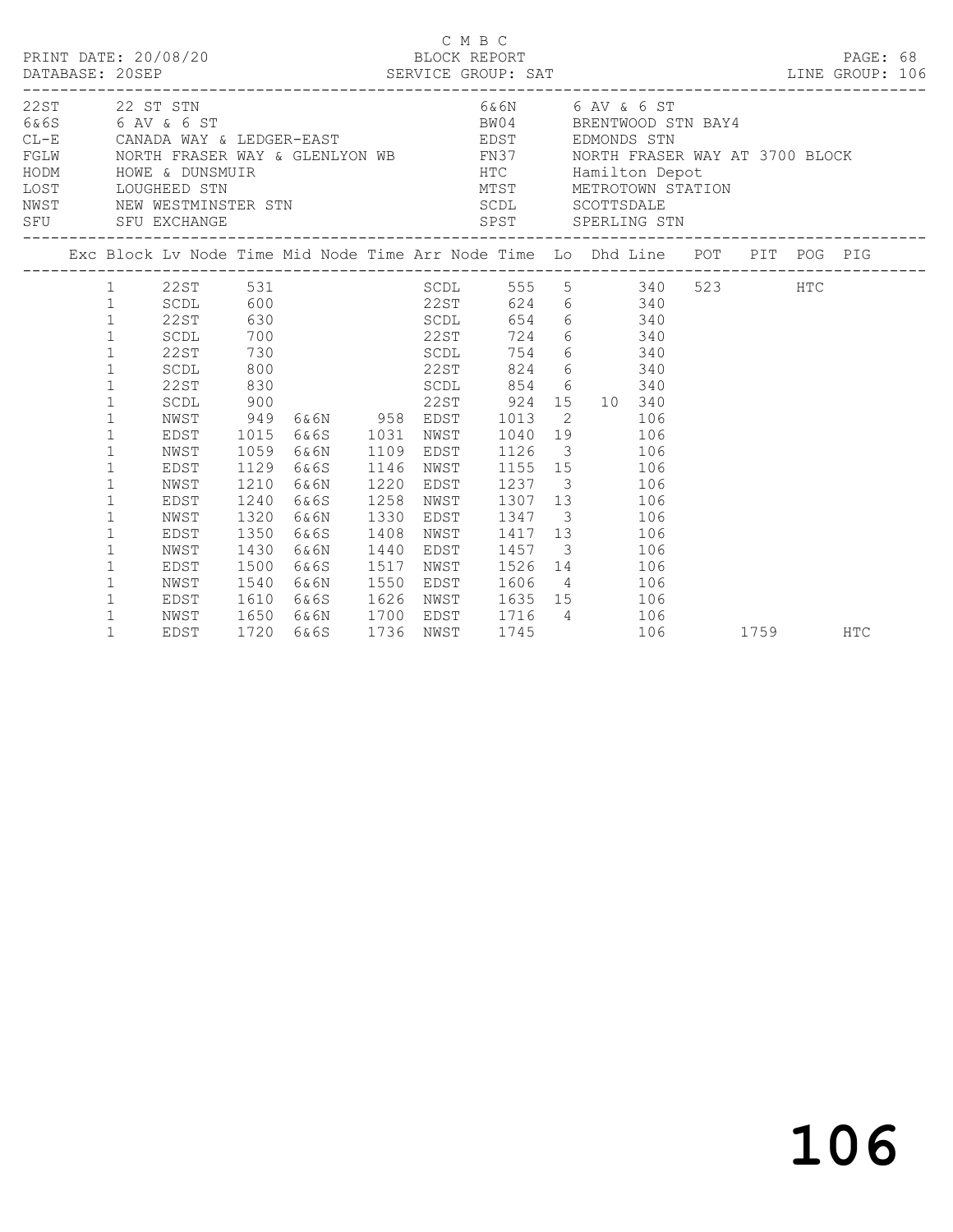C M B C

PRINT DATE: 20/08/20 BLOCK REPORT

DATABASE: 20SEP SERVICE GROUP: SAT LINE GROUP: 106

| Code | Name | Code | Name |
|---|---|---|---|
| 22ST | 22 ST STN | 6&6N | 6 AV & 6 ST |
| 6&6S | 6 AV & 6 ST | BW04 | BRENTWOOD STN BAY4 |
| CL-E | CANADA WAY & LEDGER-EAST | EDST | EDMONDS STN |
| FGLW | NORTH FRASER WAY & GLENLYON WB | FN37 | NORTH FRASER WAY AT 3700 BLOCK |
| HODM | HOWE & DUNSMUIR | HTC | Hamilton Depot |
| LOST | LOUGHEED STN | MTST | METROTOWN STATION |
| NWST | NEW WESTMINSTER STN | SCDL | SCOTTSDALE |
| SFU | SFU EXCHANGE | SPST | SPERLING STN |

| Exc | Block | Lv Node | Time | Mid Node | Time | Arr Node | Time | Lo | Dhd | Line | POT | PIT | POG | PIG |
|---|---|---|---|---|---|---|---|---|---|---|---|---|---|---|
| | 1 | 22ST | 531 | | | SCDL | 555 | 5 | | 340 | 523 | | HTC | |
| | 1 | SCDL | 600 | | | 22ST | 624 | 6 | | 340 | | | | |
| | 1 | 22ST | 630 | | | SCDL | 654 | 6 | | 340 | | | | |
| | 1 | SCDL | 700 | | | 22ST | 724 | 6 | | 340 | | | | |
| | 1 | 22ST | 730 | | | SCDL | 754 | 6 | | 340 | | | | |
| | 1 | SCDL | 800 | | | 22ST | 824 | 6 | | 340 | | | | |
| | 1 | 22ST | 830 | | | SCDL | 854 | 6 | | 340 | | | | |
| | 1 | SCDL | 900 | | | 22ST | 924 | 15 | 10 | 340 | | | | |
| | 1 | NWST | 949 | 6&6N | 958 | EDST | 1013 | 2 | | 106 | | | | |
| | 1 | EDST | 1015 | 6&6S | 1031 | NWST | 1040 | 19 | | 106 | | | | |
| | 1 | NWST | 1059 | 6&6N | 1109 | EDST | 1126 | 3 | | 106 | | | | |
| | 1 | EDST | 1129 | 6&6S | 1146 | NWST | 1155 | 15 | | 106 | | | | |
| | 1 | NWST | 1210 | 6&6N | 1220 | EDST | 1237 | 3 | | 106 | | | | |
| | 1 | EDST | 1240 | 6&6S | 1258 | NWST | 1307 | 13 | | 106 | | | | |
| | 1 | NWST | 1320 | 6&6N | 1330 | EDST | 1347 | 3 | | 106 | | | | |
| | 1 | EDST | 1350 | 6&6S | 1408 | NWST | 1417 | 13 | | 106 | | | | |
| | 1 | NWST | 1430 | 6&6N | 1440 | EDST | 1457 | 3 | | 106 | | | | |
| | 1 | EDST | 1500 | 6&6S | 1517 | NWST | 1526 | 14 | | 106 | | | | |
| | 1 | NWST | 1540 | 6&6N | 1550 | EDST | 1606 | 4 | | 106 | | | | |
| | 1 | EDST | 1610 | 6&6S | 1626 | NWST | 1635 | 15 | | 106 | | | | |
| | 1 | NWST | 1650 | 6&6N | 1700 | EDST | 1716 | 4 | | 106 | | | | |
| | 1 | EDST | 1720 | 6&6S | 1736 | NWST | 1745 | | | 106 | | 1759 | | HTC |

106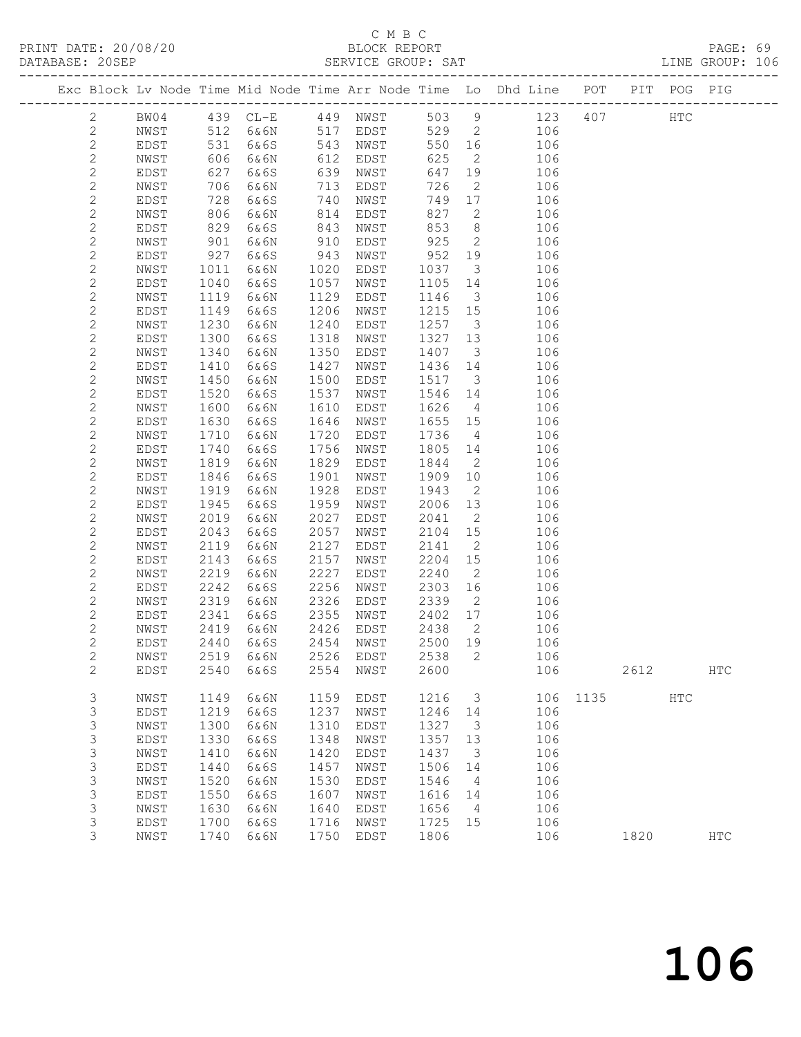C M B C

PRINT DATE: 20/08/20 BLOCK REPORT PAGE: 69
DATABASE: 20SEP SERVICE GROUP: SAT LINE GROUP: 106

| Exc | Block | Lv | Node | Time | Mid Node | Time | Arr Node | Time | Lo | Dhd Line | POT | PIT | POG | PIG |
|---|---|---|---|---|---|---|---|---|---|---|---|---|---|---|
| | 2 | | BW04 | 439 | CL-E | 449 | NWST | 503 | 9 | 123 | 407 | | HTC | |
| | 2 | | NWST | 512 | 6&6N | 517 | EDST | 529 | 2 | 106 | | | | |
| | 2 | | EDST | 531 | 6&6S | 543 | NWST | 550 | 16 | 106 | | | | |
| | 2 | | NWST | 606 | 6&6N | 612 | EDST | 625 | 2 | 106 | | | | |
| | 2 | | EDST | 627 | 6&6S | 639 | NWST | 647 | 19 | 106 | | | | |
| | 2 | | NWST | 706 | 6&6N | 713 | EDST | 726 | 2 | 106 | | | | |
| | 2 | | EDST | 728 | 6&6S | 740 | NWST | 749 | 17 | 106 | | | | |
| | 2 | | NWST | 806 | 6&6N | 814 | EDST | 827 | 2 | 106 | | | | |
| | 2 | | EDST | 829 | 6&6S | 843 | NWST | 853 | 8 | 106 | | | | |
| | 2 | | NWST | 901 | 6&6N | 910 | EDST | 925 | 2 | 106 | | | | |
| | 2 | | EDST | 927 | 6&6S | 943 | NWST | 952 | 19 | 106 | | | | |
| | 2 | | NWST | 1011 | 6&6N | 1020 | EDST | 1037 | 3 | 106 | | | | |
| | 2 | | EDST | 1040 | 6&6S | 1057 | NWST | 1105 | 14 | 106 | | | | |
| | 2 | | NWST | 1119 | 6&6N | 1129 | EDST | 1146 | 3 | 106 | | | | |
| | 2 | | EDST | 1149 | 6&6S | 1206 | NWST | 1215 | 15 | 106 | | | | |
| | 2 | | NWST | 1230 | 6&6N | 1240 | EDST | 1257 | 3 | 106 | | | | |
| | 2 | | EDST | 1300 | 6&6S | 1318 | NWST | 1327 | 13 | 106 | | | | |
| | 2 | | NWST | 1340 | 6&6N | 1350 | EDST | 1407 | 3 | 106 | | | | |
| | 2 | | EDST | 1410 | 6&6S | 1427 | NWST | 1436 | 14 | 106 | | | | |
| | 2 | | NWST | 1450 | 6&6N | 1500 | EDST | 1517 | 3 | 106 | | | | |
| | 2 | | EDST | 1520 | 6&6S | 1537 | NWST | 1546 | 14 | 106 | | | | |
| | 2 | | NWST | 1600 | 6&6N | 1610 | EDST | 1626 | 4 | 106 | | | | |
| | 2 | | EDST | 1630 | 6&6S | 1646 | NWST | 1655 | 15 | 106 | | | | |
| | 2 | | NWST | 1710 | 6&6N | 1720 | EDST | 1736 | 4 | 106 | | | | |
| | 2 | | EDST | 1740 | 6&6S | 1756 | NWST | 1805 | 14 | 106 | | | | |
| | 2 | | NWST | 1819 | 6&6N | 1829 | EDST | 1844 | 2 | 106 | | | | |
| | 2 | | EDST | 1846 | 6&6S | 1901 | NWST | 1909 | 10 | 106 | | | | |
| | 2 | | NWST | 1919 | 6&6N | 1928 | EDST | 1943 | 2 | 106 | | | | |
| | 2 | | EDST | 1945 | 6&6S | 1959 | NWST | 2006 | 13 | 106 | | | | |
| | 2 | | NWST | 2019 | 6&6N | 2027 | EDST | 2041 | 2 | 106 | | | | |
| | 2 | | EDST | 2043 | 6&6S | 2057 | NWST | 2104 | 15 | 106 | | | | |
| | 2 | | NWST | 2119 | 6&6N | 2127 | EDST | 2141 | 2 | 106 | | | | |
| | 2 | | EDST | 2143 | 6&6S | 2157 | NWST | 2204 | 15 | 106 | | | | |
| | 2 | | NWST | 2219 | 6&6N | 2227 | EDST | 2240 | 2 | 106 | | | | |
| | 2 | | EDST | 2242 | 6&6S | 2256 | NWST | 2303 | 16 | 106 | | | | |
| | 2 | | NWST | 2319 | 6&6N | 2326 | EDST | 2339 | 2 | 106 | | | | |
| | 2 | | EDST | 2341 | 6&6S | 2355 | NWST | 2402 | 17 | 106 | | | | |
| | 2 | | NWST | 2419 | 6&6N | 2426 | EDST | 2438 | 2 | 106 | | | | |
| | 2 | | EDST | 2440 | 6&6S | 2454 | NWST | 2500 | 19 | 106 | | | | |
| | 2 | | NWST | 2519 | 6&6N | 2526 | EDST | 2538 | 2 | 106 | | | | |
| | 2 | | EDST | 2540 | 6&6S | 2554 | NWST | 2600 | | 106 | | 2612 | | HTC |
| | 3 | | NWST | 1149 | 6&6N | 1159 | EDST | 1216 | 3 | 106 | 1135 | | HTC | |
| | 3 | | EDST | 1219 | 6&6S | 1237 | NWST | 1246 | 14 | 106 | | | | |
| | 3 | | NWST | 1300 | 6&6N | 1310 | EDST | 1327 | 3 | 106 | | | | |
| | 3 | | EDST | 1330 | 6&6S | 1348 | NWST | 1357 | 13 | 106 | | | | |
| | 3 | | NWST | 1410 | 6&6N | 1420 | EDST | 1437 | 3 | 106 | | | | |
| | 3 | | EDST | 1440 | 6&6S | 1457 | NWST | 1506 | 14 | 106 | | | | |
| | 3 | | NWST | 1520 | 6&6N | 1530 | EDST | 1546 | 4 | 106 | | | | |
| | 3 | | EDST | 1550 | 6&6S | 1607 | NWST | 1616 | 14 | 106 | | | | |
| | 3 | | NWST | 1630 | 6&6N | 1640 | EDST | 1656 | 4 | 106 | | | | |
| | 3 | | EDST | 1700 | 6&6S | 1716 | NWST | 1725 | 15 | 106 | | | | |
| | 3 | | NWST | 1740 | 6&6N | 1750 | EDST | 1806 | | 106 | | 1820 | | HTC |

106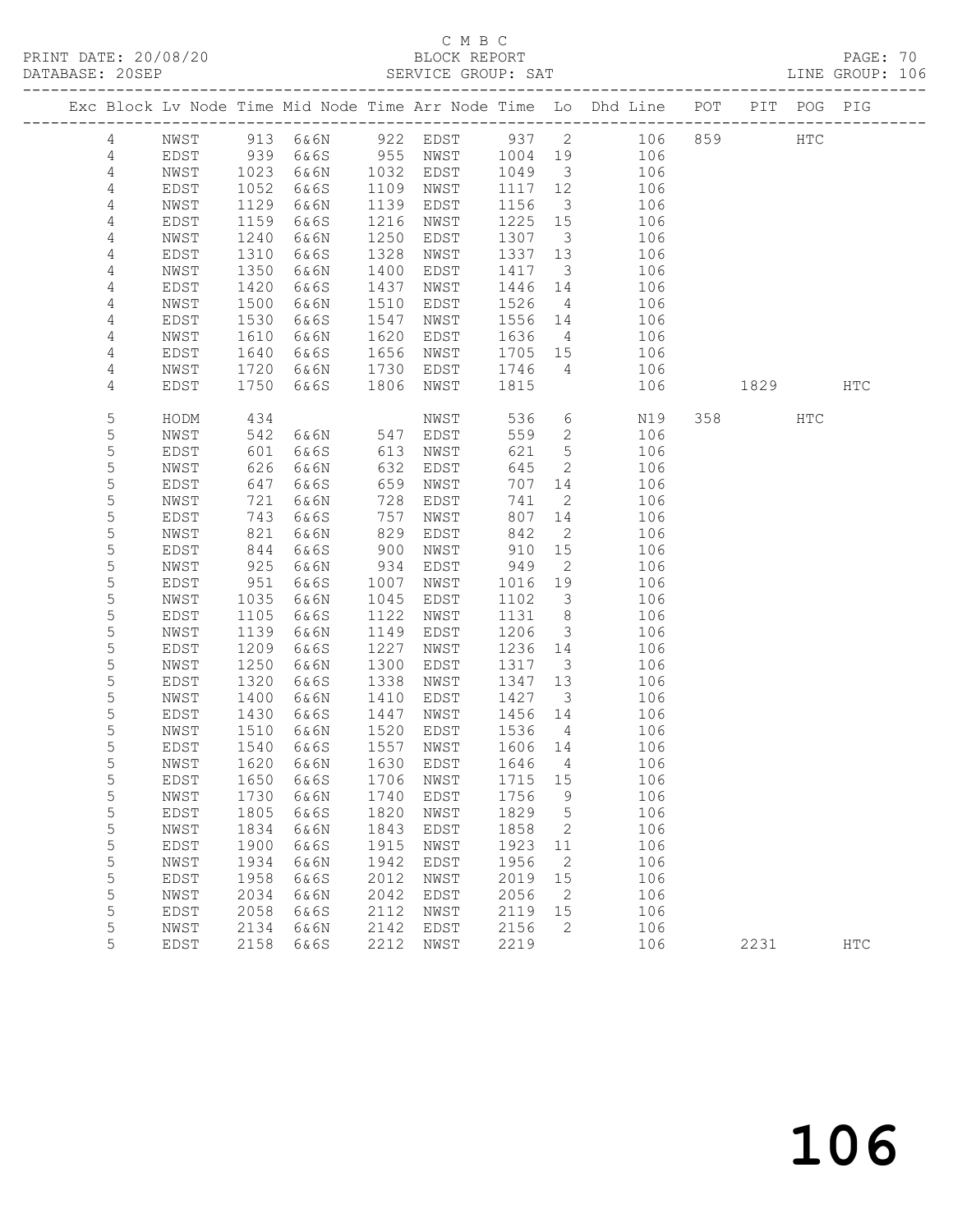C M B C

BLOCK REPORT

SERVICE GROUP: SAT

PRINT DATE: 20/08/20
DATABASE: 20SEP

LINE GROUP: 106

| Exc | Block | Lv | Node | Time | Mid Node | Time | Arr Node | Time | Lo | Dhd Line | POT | PIT | POG | PIG |
|---|---|---|---|---|---|---|---|---|---|---|---|---|---|---|
| | 4 | | NWST | 913 | 6&6N | 922 | EDST | 937 | 2 | 106 | 859 | | HTC | |
| | 4 | | EDST | 939 | 6&6S | 955 | NWST | 1004 | 19 | 106 | | | | |
| | 4 | | NWST | 1023 | 6&6N | 1032 | EDST | 1049 | 3 | 106 | | | | |
| | 4 | | EDST | 1052 | 6&6S | 1109 | NWST | 1117 | 12 | 106 | | | | |
| | 4 | | NWST | 1129 | 6&6N | 1139 | EDST | 1156 | 3 | 106 | | | | |
| | 4 | | EDST | 1159 | 6&6S | 1216 | NWST | 1225 | 15 | 106 | | | | |
| | 4 | | NWST | 1240 | 6&6N | 1250 | EDST | 1307 | 3 | 106 | | | | |
| | 4 | | EDST | 1310 | 6&6S | 1328 | NWST | 1337 | 13 | 106 | | | | |
| | 4 | | NWST | 1350 | 6&6N | 1400 | EDST | 1417 | 3 | 106 | | | | |
| | 4 | | EDST | 1420 | 6&6S | 1437 | NWST | 1446 | 14 | 106 | | | | |
| | 4 | | NWST | 1500 | 6&6N | 1510 | EDST | 1526 | 4 | 106 | | | | |
| | 4 | | EDST | 1530 | 6&6S | 1547 | NWST | 1556 | 14 | 106 | | | | |
| | 4 | | NWST | 1610 | 6&6N | 1620 | EDST | 1636 | 4 | 106 | | | | |
| | 4 | | EDST | 1640 | 6&6S | 1656 | NWST | 1705 | 15 | 106 | | | | |
| | 4 | | NWST | 1720 | 6&6N | 1730 | EDST | 1746 | 4 | 106 | | | | |
| | 4 | | EDST | 1750 | 6&6S | 1806 | NWST | 1815 | | 106 | | 1829 | | HTC |
| | 5 | | HODM | 434 | | | NWST | 536 | 6 | N19 | 358 | | HTC | |
| | 5 | | NWST | 542 | 6&6N | 547 | EDST | 559 | 2 | 106 | | | | |
| | 5 | | EDST | 601 | 6&6S | 613 | NWST | 621 | 5 | 106 | | | | |
| | 5 | | NWST | 626 | 6&6N | 632 | EDST | 645 | 2 | 106 | | | | |
| | 5 | | EDST | 647 | 6&6S | 659 | NWST | 707 | 14 | 106 | | | | |
| | 5 | | NWST | 721 | 6&6N | 728 | EDST | 741 | 2 | 106 | | | | |
| | 5 | | EDST | 743 | 6&6S | 757 | NWST | 807 | 14 | 106 | | | | |
| | 5 | | NWST | 821 | 6&6N | 829 | EDST | 842 | 2 | 106 | | | | |
| | 5 | | EDST | 844 | 6&6S | 900 | NWST | 910 | 15 | 106 | | | | |
| | 5 | | NWST | 925 | 6&6N | 934 | EDST | 949 | 2 | 106 | | | | |
| | 5 | | EDST | 951 | 6&6S | 1007 | NWST | 1016 | 19 | 106 | | | | |
| | 5 | | NWST | 1035 | 6&6N | 1045 | EDST | 1102 | 3 | 106 | | | | |
| | 5 | | EDST | 1105 | 6&6S | 1122 | NWST | 1131 | 8 | 106 | | | | |
| | 5 | | NWST | 1139 | 6&6N | 1149 | EDST | 1206 | 3 | 106 | | | | |
| | 5 | | EDST | 1209 | 6&6S | 1227 | NWST | 1236 | 14 | 106 | | | | |
| | 5 | | NWST | 1250 | 6&6N | 1300 | EDST | 1317 | 3 | 106 | | | | |
| | 5 | | EDST | 1320 | 6&6S | 1338 | NWST | 1347 | 13 | 106 | | | | |
| | 5 | | NWST | 1400 | 6&6N | 1410 | EDST | 1427 | 3 | 106 | | | | |
| | 5 | | EDST | 1430 | 6&6S | 1447 | NWST | 1456 | 14 | 106 | | | | |
| | 5 | | NWST | 1510 | 6&6N | 1520 | EDST | 1536 | 4 | 106 | | | | |
| | 5 | | EDST | 1540 | 6&6S | 1557 | NWST | 1606 | 14 | 106 | | | | |
| | 5 | | NWST | 1620 | 6&6N | 1630 | EDST | 1646 | 4 | 106 | | | | |
| | 5 | | EDST | 1650 | 6&6S | 1706 | NWST | 1715 | 15 | 106 | | | | |
| | 5 | | NWST | 1730 | 6&6N | 1740 | EDST | 1756 | 9 | 106 | | | | |
| | 5 | | EDST | 1805 | 6&6S | 1820 | NWST | 1829 | 5 | 106 | | | | |
| | 5 | | NWST | 1834 | 6&6N | 1843 | EDST | 1858 | 2 | 106 | | | | |
| | 5 | | EDST | 1900 | 6&6S | 1915 | NWST | 1923 | 11 | 106 | | | | |
| | 5 | | NWST | 1934 | 6&6N | 1942 | EDST | 1956 | 2 | 106 | | | | |
| | 5 | | EDST | 1958 | 6&6S | 2012 | NWST | 2019 | 15 | 106 | | | | |
| | 5 | | NWST | 2034 | 6&6N | 2042 | EDST | 2056 | 2 | 106 | | | | |
| | 5 | | EDST | 2058 | 6&6S | 2112 | NWST | 2119 | 15 | 106 | | | | |
| | 5 | | NWST | 2134 | 6&6N | 2142 | EDST | 2156 | 2 | 106 | | | | |
| | 5 | | EDST | 2158 | 6&6S | 2212 | NWST | 2219 | | 106 | | 2231 | | HTC |

106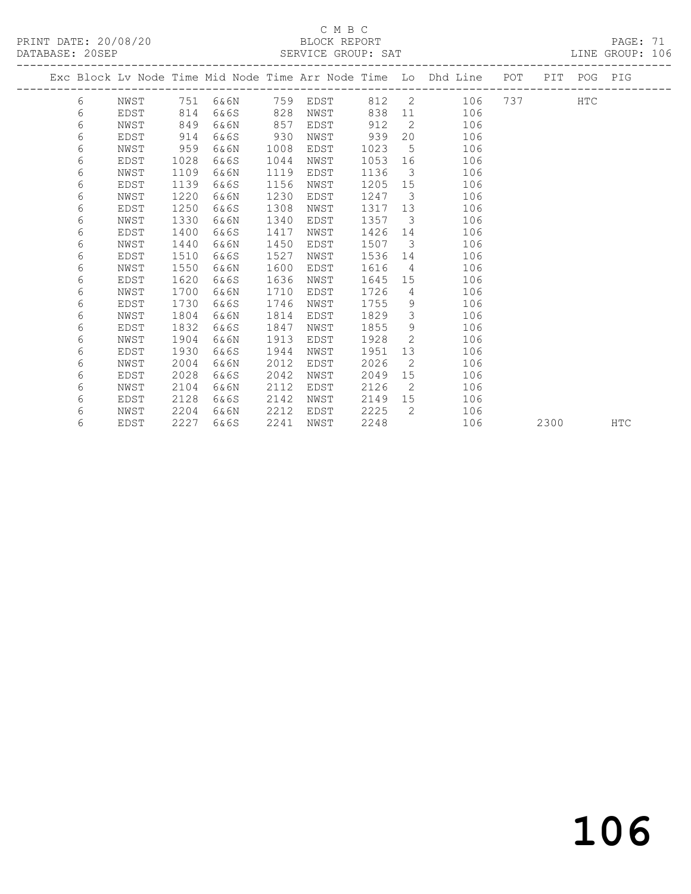C M B C
PRINT DATE: 20/08/20 BLOCK REPORT
DATABASE: 20SEP SERVICE GROUP: SAT LINE GROUP: 106

| Exc | Block | Lv | Node | Time | Mid Node | Time | Arr Node | Time | Lo | Dhd Line | POT | PIT | POG | PIG |
|---|---|---|---|---|---|---|---|---|---|---|---|---|---|---|
| | 6 | | NWST | 751 | 6&6N | 759 | EDST | 812 | 2 | 106 | 737 | | HTC | |
| | 6 | | EDST | 814 | 6&6S | 828 | NWST | 838 | 11 | 106 | | | | |
| | 6 | | NWST | 849 | 6&6N | 857 | EDST | 912 | 2 | 106 | | | | |
| | 6 | | EDST | 914 | 6&6S | 930 | NWST | 939 | 20 | 106 | | | | |
| | 6 | | NWST | 959 | 6&6N | 1008 | EDST | 1023 | 5 | 106 | | | | |
| | 6 | | EDST | 1028 | 6&6S | 1044 | NWST | 1053 | 16 | 106 | | | | |
| | 6 | | NWST | 1109 | 6&6N | 1119 | EDST | 1136 | 3 | 106 | | | | |
| | 6 | | EDST | 1139 | 6&6S | 1156 | NWST | 1205 | 15 | 106 | | | | |
| | 6 | | NWST | 1220 | 6&6N | 1230 | EDST | 1247 | 3 | 106 | | | | |
| | 6 | | EDST | 1250 | 6&6S | 1308 | NWST | 1317 | 13 | 106 | | | | |
| | 6 | | NWST | 1330 | 6&6N | 1340 | EDST | 1357 | 3 | 106 | | | | |
| | 6 | | EDST | 1400 | 6&6S | 1417 | NWST | 1426 | 14 | 106 | | | | |
| | 6 | | NWST | 1440 | 6&6N | 1450 | EDST | 1507 | 3 | 106 | | | | |
| | 6 | | EDST | 1510 | 6&6S | 1527 | NWST | 1536 | 14 | 106 | | | | |
| | 6 | | NWST | 1550 | 6&6N | 1600 | EDST | 1616 | 4 | 106 | | | | |
| | 6 | | EDST | 1620 | 6&6S | 1636 | NWST | 1645 | 15 | 106 | | | | |
| | 6 | | NWST | 1700 | 6&6N | 1710 | EDST | 1726 | 4 | 106 | | | | |
| | 6 | | EDST | 1730 | 6&6S | 1746 | NWST | 1755 | 9 | 106 | | | | |
| | 6 | | NWST | 1804 | 6&6N | 1814 | EDST | 1829 | 3 | 106 | | | | |
| | 6 | | EDST | 1832 | 6&6S | 1847 | NWST | 1855 | 9 | 106 | | | | |
| | 6 | | NWST | 1904 | 6&6N | 1913 | EDST | 1928 | 2 | 106 | | | | |
| | 6 | | EDST | 1930 | 6&6S | 1944 | NWST | 1951 | 13 | 106 | | | | |
| | 6 | | NWST | 2004 | 6&6N | 2012 | EDST | 2026 | 2 | 106 | | | | |
| | 6 | | EDST | 2028 | 6&6S | 2042 | NWST | 2049 | 15 | 106 | | | | |
| | 6 | | NWST | 2104 | 6&6N | 2112 | EDST | 2126 | 2 | 106 | | | | |
| | 6 | | EDST | 2128 | 6&6S | 2142 | NWST | 2149 | 15 | 106 | | | | |
| | 6 | | NWST | 2204 | 6&6N | 2212 | EDST | 2225 | 2 | 106 | | | | |
| | 6 | | EDST | 2227 | 6&6S | 2241 | NWST | 2248 | | 106 | | 2300 | | HTC |

106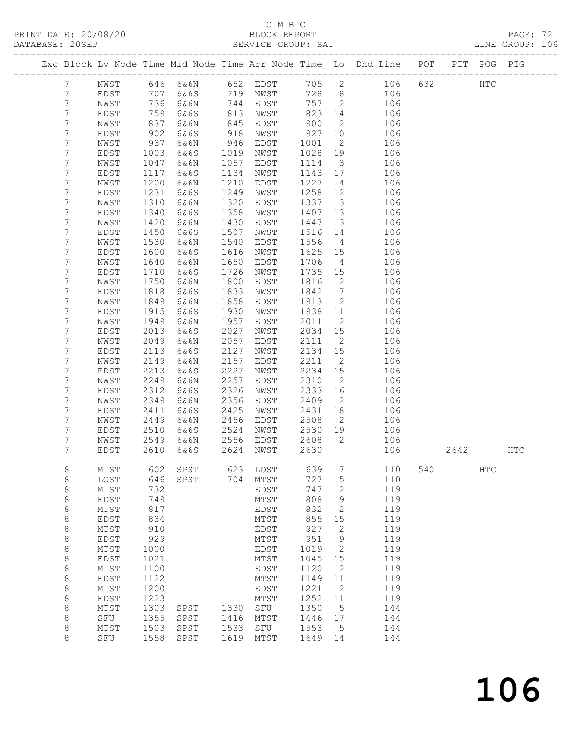C M B C

PRINT DATE: 20/08/20 BLOCK REPORT PAGE: 72
DATABASE: 20SEP SERVICE GROUP: SAT LINE GROUP: 106

| Exc | Block | Lv | Node | Time | Mid Node | Time | Arr Node | Time | Lo | Dhd Line | POT | PIT | POG | PIG |
|---|---|---|---|---|---|---|---|---|---|---|---|---|---|---|
| | 7 | | NWST | 646 | 6&6N | 652 | EDST | 705 | 2 | 106 | 632 | | HTC | |
| | 7 | | EDST | 707 | 6&6S | 719 | NWST | 728 | 8 | 106 | | | | |
| | 7 | | NWST | 736 | 6&6N | 744 | EDST | 757 | 2 | 106 | | | | |
| | 7 | | EDST | 759 | 6&6S | 813 | NWST | 823 | 14 | 106 | | | | |
| | 7 | | NWST | 837 | 6&6N | 845 | EDST | 900 | 2 | 106 | | | | |
| | 7 | | EDST | 902 | 6&6S | 918 | NWST | 927 | 10 | 106 | | | | |
| | 7 | | NWST | 937 | 6&6N | 946 | EDST | 1001 | 2 | 106 | | | | |
| | 7 | | EDST | 1003 | 6&6S | 1019 | NWST | 1028 | 19 | 106 | | | | |
| | 7 | | NWST | 1047 | 6&6N | 1057 | EDST | 1114 | 3 | 106 | | | | |
| | 7 | | EDST | 1117 | 6&6S | 1134 | NWST | 1143 | 17 | 106 | | | | |
| | 7 | | NWST | 1200 | 6&6N | 1210 | EDST | 1227 | 4 | 106 | | | | |
| | 7 | | EDST | 1231 | 6&6S | 1249 | NWST | 1258 | 12 | 106 | | | | |
| | 7 | | NWST | 1310 | 6&6N | 1320 | EDST | 1337 | 3 | 106 | | | | |
| | 7 | | EDST | 1340 | 6&6S | 1358 | NWST | 1407 | 13 | 106 | | | | |
| | 7 | | NWST | 1420 | 6&6N | 1430 | EDST | 1447 | 3 | 106 | | | | |
| | 7 | | EDST | 1450 | 6&6S | 1507 | NWST | 1516 | 14 | 106 | | | | |
| | 7 | | NWST | 1530 | 6&6N | 1540 | EDST | 1556 | 4 | 106 | | | | |
| | 7 | | EDST | 1600 | 6&6S | 1616 | NWST | 1625 | 15 | 106 | | | | |
| | 7 | | NWST | 1640 | 6&6N | 1650 | EDST | 1706 | 4 | 106 | | | | |
| | 7 | | EDST | 1710 | 6&6S | 1726 | NWST | 1735 | 15 | 106 | | | | |
| | 7 | | NWST | 1750 | 6&6N | 1800 | EDST | 1816 | 2 | 106 | | | | |
| | 7 | | EDST | 1818 | 6&6S | 1833 | NWST | 1842 | 7 | 106 | | | | |
| | 7 | | NWST | 1849 | 6&6N | 1858 | EDST | 1913 | 2 | 106 | | | | |
| | 7 | | EDST | 1915 | 6&6S | 1930 | NWST | 1938 | 11 | 106 | | | | |
| | 7 | | NWST | 1949 | 6&6N | 1957 | EDST | 2011 | 2 | 106 | | | | |
| | 7 | | EDST | 2013 | 6&6S | 2027 | NWST | 2034 | 15 | 106 | | | | |
| | 7 | | NWST | 2049 | 6&6N | 2057 | EDST | 2111 | 2 | 106 | | | | |
| | 7 | | EDST | 2113 | 6&6S | 2127 | NWST | 2134 | 15 | 106 | | | | |
| | 7 | | NWST | 2149 | 6&6N | 2157 | EDST | 2211 | 2 | 106 | | | | |
| | 7 | | EDST | 2213 | 6&6S | 2227 | NWST | 2234 | 15 | 106 | | | | |
| | 7 | | NWST | 2249 | 6&6N | 2257 | EDST | 2310 | 2 | 106 | | | | |
| | 7 | | EDST | 2312 | 6&6S | 2326 | NWST | 2333 | 16 | 106 | | | | |
| | 7 | | NWST | 2349 | 6&6N | 2356 | EDST | 2409 | 2 | 106 | | | | |
| | 7 | | EDST | 2411 | 6&6S | 2425 | NWST | 2431 | 18 | 106 | | | | |
| | 7 | | NWST | 2449 | 6&6N | 2456 | EDST | 2508 | 2 | 106 | | | | |
| | 7 | | EDST | 2510 | 6&6S | 2524 | NWST | 2530 | 19 | 106 | | | | |
| | 7 | | NWST | 2549 | 6&6N | 2556 | EDST | 2608 | 2 | 106 | | | | |
| | 7 | | EDST | 2610 | 6&6S | 2624 | NWST | 2630 | | 106 | | 2642 | | HTC |
| | 8 | | MTST | 602 | SPST | 623 | LOST | 639 | 7 | 110 | 540 | | HTC | |
| | 8 | | LOST | 646 | SPST | 704 | MTST | 727 | 5 | 110 | | | | |
| | 8 | | MTST | 732 | | | EDST | 747 | 2 | 119 | | | | |
| | 8 | | EDST | 749 | | | MTST | 808 | 9 | 119 | | | | |
| | 8 | | MTST | 817 | | | EDST | 832 | 2 | 119 | | | | |
| | 8 | | EDST | 834 | | | MTST | 855 | 15 | 119 | | | | |
| | 8 | | MTST | 910 | | | EDST | 927 | 2 | 119 | | | | |
| | 8 | | EDST | 929 | | | MTST | 951 | 9 | 119 | | | | |
| | 8 | | MTST | 1000 | | | EDST | 1019 | 2 | 119 | | | | |
| | 8 | | EDST | 1021 | | | MTST | 1045 | 15 | 119 | | | | |
| | 8 | | MTST | 1100 | | | EDST | 1120 | 2 | 119 | | | | |
| | 8 | | EDST | 1122 | | | MTST | 1149 | 11 | 119 | | | | |
| | 8 | | MTST | 1200 | | | EDST | 1221 | 2 | 119 | | | | |
| | 8 | | EDST | 1223 | | | MTST | 1252 | 11 | 119 | | | | |
| | 8 | | MTST | 1303 | SPST | 1330 | SFU | 1350 | 5 | 144 | | | | |
| | 8 | | SFU | 1355 | SPST | 1416 | MTST | 1446 | 17 | 144 | | | | |
| | 8 | | MTST | 1503 | SPST | 1533 | SFU | 1553 | 5 | 144 | | | | |
| | 8 | | SFU | 1558 | SPST | 1619 | MTST | 1649 | 14 | 144 | | | | |

# 106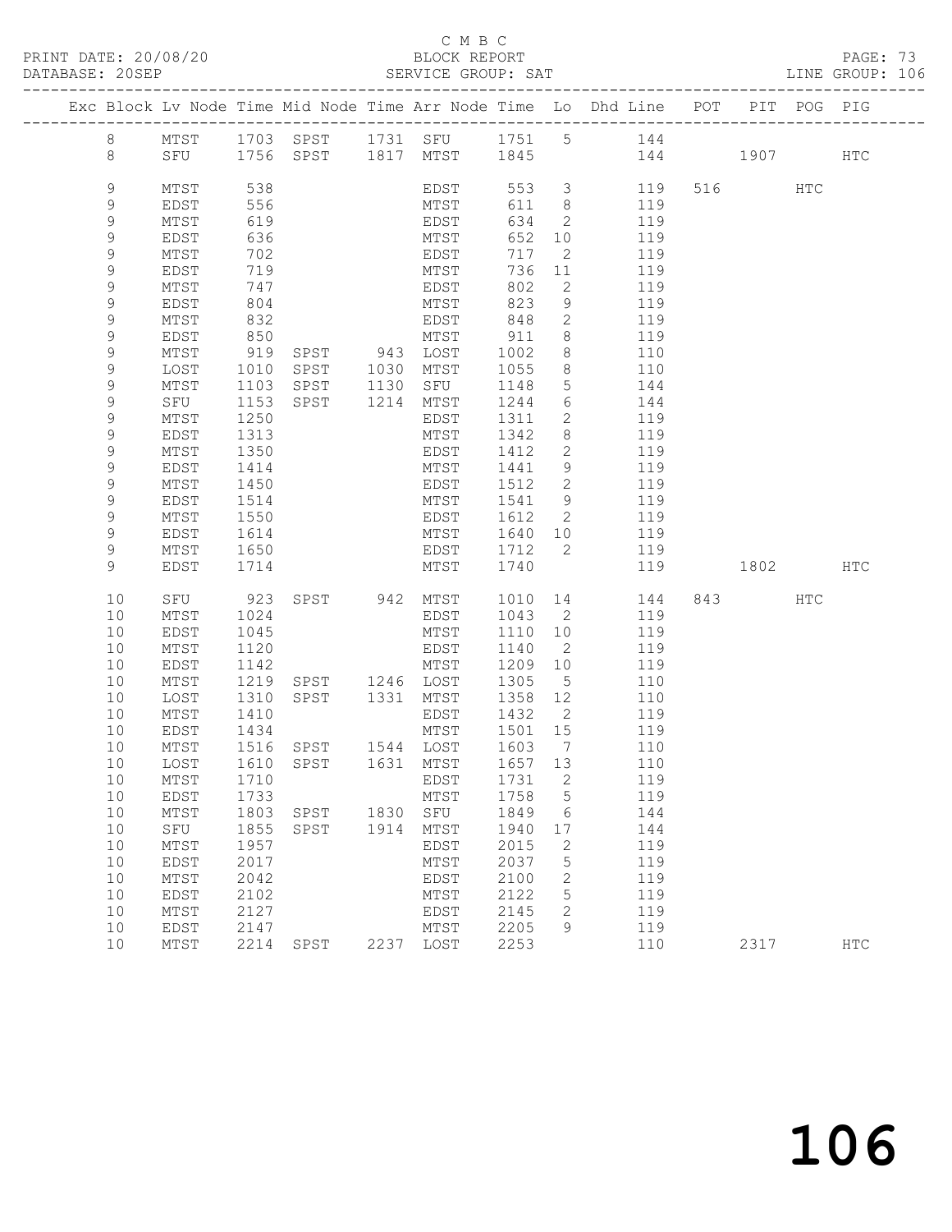C M B C

BLOCK REPORT

SERVICE GROUP: SAT

PRINT DATE: 20/08/20

DATABASE: 20SEP

LINE GROUP: 106

| Exc | Block | Lv | Node | Time | Mid Node | Time | Arr Node | Time | Lo | Dhd Line | POT | PIT | POG | PIG |
|---|---|---|---|---|---|---|---|---|---|---|---|---|---|---|
| | 8 | | MTST | 1703 | SPST | 1731 | SFU | 1751 | 5 | 144 | | | | |
| | 8 | | SFU | 1756 | SPST | 1817 | MTST | 1845 | | 144 | | 1907 | | HTC |
| | 9 | | MTST | 538 | | | EDST | 553 | 3 | 119 | 516 | | HTC | |
| | 9 | | EDST | 556 | | | MTST | 611 | 8 | 119 | | | | |
| | 9 | | MTST | 619 | | | EDST | 634 | 2 | 119 | | | | |
| | 9 | | EDST | 636 | | | MTST | 652 | 10 | 119 | | | | |
| | 9 | | MTST | 702 | | | EDST | 717 | 2 | 119 | | | | |
| | 9 | | EDST | 719 | | | MTST | 736 | 11 | 119 | | | | |
| | 9 | | MTST | 747 | | | EDST | 802 | 2 | 119 | | | | |
| | 9 | | EDST | 804 | | | MTST | 823 | 9 | 119 | | | | |
| | 9 | | MTST | 832 | | | EDST | 848 | 2 | 119 | | | | |
| | 9 | | EDST | 850 | | | MTST | 911 | 8 | 119 | | | | |
| | 9 | | MTST | 919 | SPST | 943 | LOST | 1002 | 8 | 110 | | | | |
| | 9 | | LOST | 1010 | SPST | 1030 | MTST | 1055 | 8 | 110 | | | | |
| | 9 | | MTST | 1103 | SPST | 1130 | SFU | 1148 | 5 | 144 | | | | |
| | 9 | | SFU | 1153 | SPST | 1214 | MTST | 1244 | 6 | 144 | | | | |
| | 9 | | MTST | 1250 | | | EDST | 1311 | 2 | 119 | | | | |
| | 9 | | EDST | 1313 | | | MTST | 1342 | 8 | 119 | | | | |
| | 9 | | MTST | 1350 | | | EDST | 1412 | 2 | 119 | | | | |
| | 9 | | EDST | 1414 | | | MTST | 1441 | 9 | 119 | | | | |
| | 9 | | MTST | 1450 | | | EDST | 1512 | 2 | 119 | | | | |
| | 9 | | EDST | 1514 | | | MTST | 1541 | 9 | 119 | | | | |
| | 9 | | MTST | 1550 | | | EDST | 1612 | 2 | 119 | | | | |
| | 9 | | EDST | 1614 | | | MTST | 1640 | 10 | 119 | | | | |
| | 9 | | MTST | 1650 | | | EDST | 1712 | 2 | 119 | | | | |
| | 9 | | EDST | 1714 | | | MTST | 1740 | | 119 | | 1802 | | HTC |
| | 10 | | SFU | 923 | SPST | 942 | MTST | 1010 | 14 | 144 | 843 | | HTC | |
| | 10 | | MTST | 1024 | | | EDST | 1043 | 2 | 119 | | | | |
| | 10 | | EDST | 1045 | | | MTST | 1110 | 10 | 119 | | | | |
| | 10 | | MTST | 1120 | | | EDST | 1140 | 2 | 119 | | | | |
| | 10 | | EDST | 1142 | | | MTST | 1209 | 10 | 119 | | | | |
| | 10 | | MTST | 1219 | SPST | 1246 | LOST | 1305 | 5 | 110 | | | | |
| | 10 | | LOST | 1310 | SPST | 1331 | MTST | 1358 | 12 | 110 | | | | |
| | 10 | | MTST | 1410 | | | EDST | 1432 | 2 | 119 | | | | |
| | 10 | | EDST | 1434 | | | MTST | 1501 | 15 | 119 | | | | |
| | 10 | | MTST | 1516 | SPST | 1544 | LOST | 1603 | 7 | 110 | | | | |
| | 10 | | LOST | 1610 | SPST | 1631 | MTST | 1657 | 13 | 110 | | | | |
| | 10 | | MTST | 1710 | | | EDST | 1731 | 2 | 119 | | | | |
| | 10 | | EDST | 1733 | | | MTST | 1758 | 5 | 119 | | | | |
| | 10 | | MTST | 1803 | SPST | 1830 | SFU | 1849 | 6 | 144 | | | | |
| | 10 | | SFU | 1855 | SPST | 1914 | MTST | 1940 | 17 | 144 | | | | |
| | 10 | | MTST | 1957 | | | EDST | 2015 | 2 | 119 | | | | |
| | 10 | | EDST | 2017 | | | MTST | 2037 | 5 | 119 | | | | |
| | 10 | | MTST | 2042 | | | EDST | 2100 | 2 | 119 | | | | |
| | 10 | | EDST | 2102 | | | MTST | 2122 | 5 | 119 | | | | |
| | 10 | | MTST | 2127 | | | EDST | 2145 | 2 | 119 | | | | |
| | 10 | | EDST | 2147 | | | MTST | 2205 | 9 | 119 | | | | |
| | 10 | | MTST | 2214 | SPST | 2237 | LOST | 2253 | | 110 | | 2317 | | HTC |

106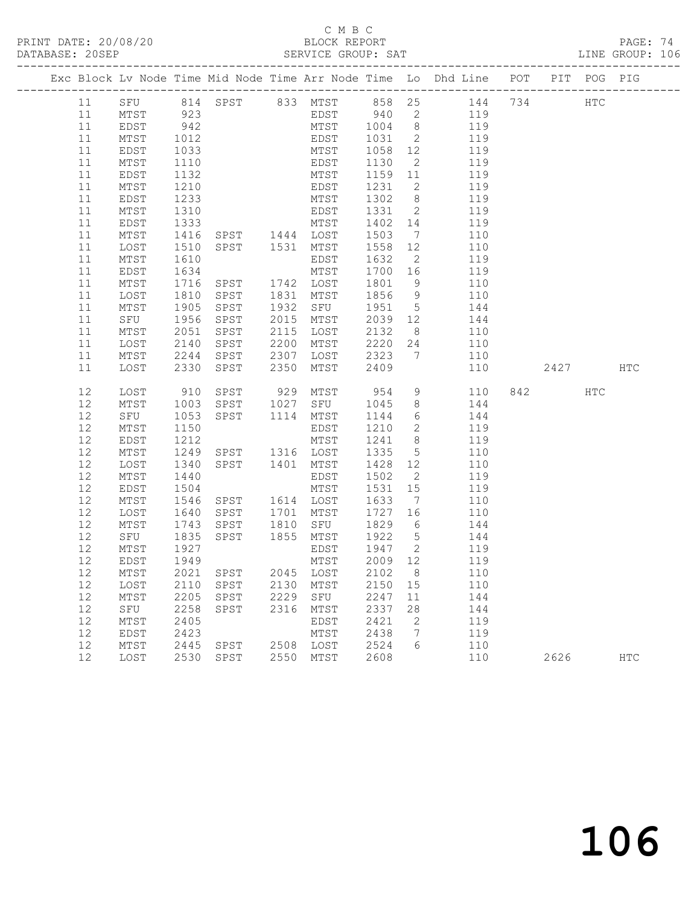C M B C

PRINT DATE: 20/08/20 BLOCK REPORT PAGE: 74
DATABASE: 20SEP SERVICE GROUP: SAT LINE GROUP: 106

| Exc | Block | Lv | Node | Time | Mid Node | Time | Arr Node | Time | Lo | Dhd Line | POT | PIT | POG | PIG |
|---|---|---|---|---|---|---|---|---|---|---|---|---|---|---|
| | 11 | | SFU | 814 | SPST | 833 | MTST | 858 | 25 | 144 | 734 | | HTC | |
| | 11 | | MTST | 923 | | | EDST | 940 | 2 | 119 | | | | |
| | 11 | | EDST | 942 | | | MTST | 1004 | 8 | 119 | | | | |
| | 11 | | MTST | 1012 | | | EDST | 1031 | 2 | 119 | | | | |
| | 11 | | EDST | 1033 | | | MTST | 1058 | 12 | 119 | | | | |
| | 11 | | MTST | 1110 | | | EDST | 1130 | 2 | 119 | | | | |
| | 11 | | EDST | 1132 | | | MTST | 1159 | 11 | 119 | | | | |
| | 11 | | MTST | 1210 | | | EDST | 1231 | 2 | 119 | | | | |
| | 11 | | EDST | 1233 | | | MTST | 1302 | 8 | 119 | | | | |
| | 11 | | MTST | 1310 | | | EDST | 1331 | 2 | 119 | | | | |
| | 11 | | EDST | 1333 | | | MTST | 1402 | 14 | 119 | | | | |
| | 11 | | MTST | 1416 | SPST | 1444 | LOST | 1503 | 7 | 110 | | | | |
| | 11 | | LOST | 1510 | SPST | 1531 | MTST | 1558 | 12 | 110 | | | | |
| | 11 | | MTST | 1610 | | | EDST | 1632 | 2 | 119 | | | | |
| | 11 | | EDST | 1634 | | | MTST | 1700 | 16 | 119 | | | | |
| | 11 | | MTST | 1716 | SPST | 1742 | LOST | 1801 | 9 | 110 | | | | |
| | 11 | | LOST | 1810 | SPST | 1831 | MTST | 1856 | 9 | 110 | | | | |
| | 11 | | MTST | 1905 | SPST | 1932 | SFU | 1951 | 5 | 144 | | | | |
| | 11 | | SFU | 1956 | SPST | 2015 | MTST | 2039 | 12 | 144 | | | | |
| | 11 | | MTST | 2051 | SPST | 2115 | LOST | 2132 | 8 | 110 | | | | |
| | 11 | | LOST | 2140 | SPST | 2200 | MTST | 2220 | 24 | 110 | | | | |
| | 11 | | MTST | 2244 | SPST | 2307 | LOST | 2323 | 7 | 110 | | | | |
| | 11 | | LOST | 2330 | SPST | 2350 | MTST | 2409 | | 110 | | 2427 | | HTC |
| | 12 | | LOST | 910 | SPST | 929 | MTST | 954 | 9 | 110 | 842 | | HTC | |
| | 12 | | MTST | 1003 | SPST | 1027 | SFU | 1045 | 8 | 144 | | | | |
| | 12 | | SFU | 1053 | SPST | 1114 | MTST | 1144 | 6 | 144 | | | | |
| | 12 | | MTST | 1150 | | | EDST | 1210 | 2 | 119 | | | | |
| | 12 | | EDST | 1212 | | | MTST | 1241 | 8 | 119 | | | | |
| | 12 | | MTST | 1249 | SPST | 1316 | LOST | 1335 | 5 | 110 | | | | |
| | 12 | | LOST | 1340 | SPST | 1401 | MTST | 1428 | 12 | 110 | | | | |
| | 12 | | MTST | 1440 | | | EDST | 1502 | 2 | 119 | | | | |
| | 12 | | EDST | 1504 | | | MTST | 1531 | 15 | 119 | | | | |
| | 12 | | MTST | 1546 | SPST | 1614 | LOST | 1633 | 7 | 110 | | | | |
| | 12 | | LOST | 1640 | SPST | 1701 | MTST | 1727 | 16 | 110 | | | | |
| | 12 | | MTST | 1743 | SPST | 1810 | SFU | 1829 | 6 | 144 | | | | |
| | 12 | | SFU | 1835 | SPST | 1855 | MTST | 1922 | 5 | 144 | | | | |
| | 12 | | MTST | 1927 | | | EDST | 1947 | 2 | 119 | | | | |
| | 12 | | EDST | 1949 | | | MTST | 2009 | 12 | 119 | | | | |
| | 12 | | MTST | 2021 | SPST | 2045 | LOST | 2102 | 8 | 110 | | | | |
| | 12 | | LOST | 2110 | SPST | 2130 | MTST | 2150 | 15 | 110 | | | | |
| | 12 | | MTST | 2205 | SPST | 2229 | SFU | 2247 | 11 | 144 | | | | |
| | 12 | | SFU | 2258 | SPST | 2316 | MTST | 2337 | 28 | 144 | | | | |
| | 12 | | MTST | 2405 | | | EDST | 2421 | 2 | 119 | | | | |
| | 12 | | EDST | 2423 | | | MTST | 2438 | 7 | 119 | | | | |
| | 12 | | MTST | 2445 | SPST | 2508 | LOST | 2524 | 6 | 110 | | | | |
| | 12 | | LOST | 2530 | SPST | 2550 | MTST | 2608 | | 110 | | 2626 | | HTC |

106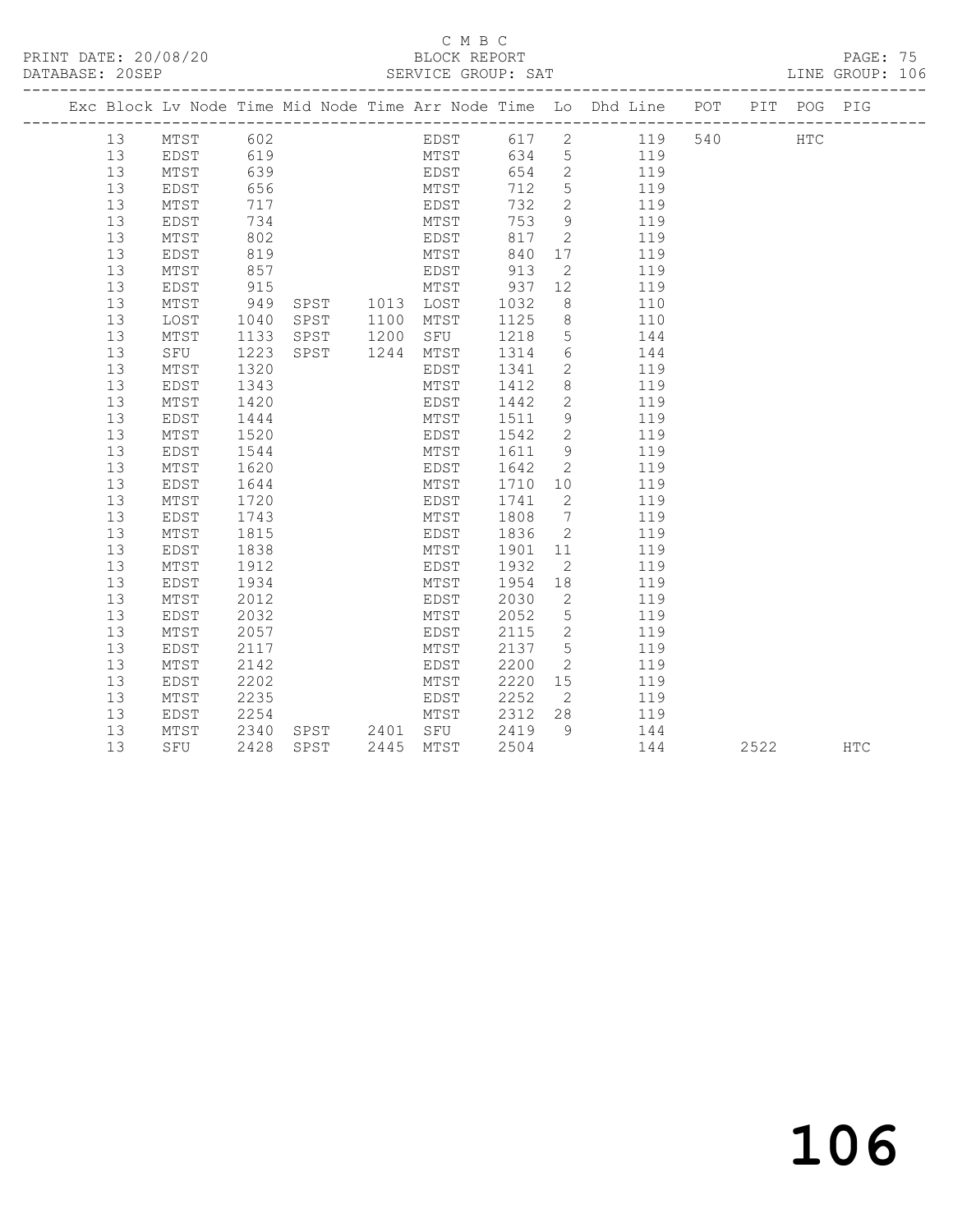C M B C
BLOCK REPORT
SERVICE GROUP: SAT

PRINT DATE: 20/08/20
DATABASE: 20SEP
LINE GROUP: 106

| Exc | Block | Lv | Node | Time | Mid Node | Time | Arr Node | Time | Lo | Dhd Line | POT | PIT | POG | PIG |
|---|---|---|---|---|---|---|---|---|---|---|---|---|---|---|
| | 13 | | MTST | 602 | | | EDST | 617 | 2 | 119 | 540 | | HTC | |
| | 13 | | EDST | 619 | | | MTST | 634 | 5 | 119 | | | | |
| | 13 | | MTST | 639 | | | EDST | 654 | 2 | 119 | | | | |
| | 13 | | EDST | 656 | | | MTST | 712 | 5 | 119 | | | | |
| | 13 | | MTST | 717 | | | EDST | 732 | 2 | 119 | | | | |
| | 13 | | EDST | 734 | | | MTST | 753 | 9 | 119 | | | | |
| | 13 | | MTST | 802 | | | EDST | 817 | 2 | 119 | | | | |
| | 13 | | EDST | 819 | | | MTST | 840 | 17 | 119 | | | | |
| | 13 | | MTST | 857 | | | EDST | 913 | 2 | 119 | | | | |
| | 13 | | EDST | 915 | | | MTST | 937 | 12 | 119 | | | | |
| | 13 | | MTST | 949 | SPST | 1013 | LOST | 1032 | 8 | 110 | | | | |
| | 13 | | LOST | 1040 | SPST | 1100 | MTST | 1125 | 8 | 110 | | | | |
| | 13 | | MTST | 1133 | SPST | 1200 | SFU | 1218 | 5 | 144 | | | | |
| | 13 | | SFU | 1223 | SPST | 1244 | MTST | 1314 | 6 | 144 | | | | |
| | 13 | | MTST | 1320 | | | EDST | 1341 | 2 | 119 | | | | |
| | 13 | | EDST | 1343 | | | MTST | 1412 | 8 | 119 | | | | |
| | 13 | | MTST | 1420 | | | EDST | 1442 | 2 | 119 | | | | |
| | 13 | | EDST | 1444 | | | MTST | 1511 | 9 | 119 | | | | |
| | 13 | | MTST | 1520 | | | EDST | 1542 | 2 | 119 | | | | |
| | 13 | | EDST | 1544 | | | MTST | 1611 | 9 | 119 | | | | |
| | 13 | | MTST | 1620 | | | EDST | 1642 | 2 | 119 | | | | |
| | 13 | | EDST | 1644 | | | MTST | 1710 | 10 | 119 | | | | |
| | 13 | | MTST | 1720 | | | EDST | 1741 | 2 | 119 | | | | |
| | 13 | | EDST | 1743 | | | MTST | 1808 | 7 | 119 | | | | |
| | 13 | | MTST | 1815 | | | EDST | 1836 | 2 | 119 | | | | |
| | 13 | | EDST | 1838 | | | MTST | 1901 | 11 | 119 | | | | |
| | 13 | | MTST | 1912 | | | EDST | 1932 | 2 | 119 | | | | |
| | 13 | | EDST | 1934 | | | MTST | 1954 | 18 | 119 | | | | |
| | 13 | | MTST | 2012 | | | EDST | 2030 | 2 | 119 | | | | |
| | 13 | | EDST | 2032 | | | MTST | 2052 | 5 | 119 | | | | |
| | 13 | | MTST | 2057 | | | EDST | 2115 | 2 | 119 | | | | |
| | 13 | | EDST | 2117 | | | MTST | 2137 | 5 | 119 | | | | |
| | 13 | | MTST | 2142 | | | EDST | 2200 | 2 | 119 | | | | |
| | 13 | | EDST | 2202 | | | MTST | 2220 | 15 | 119 | | | | |
| | 13 | | MTST | 2235 | | | EDST | 2252 | 2 | 119 | | | | |
| | 13 | | EDST | 2254 | | | MTST | 2312 | 28 | 119 | | | | |
| | 13 | | MTST | 2340 | SPST | 2401 | SFU | 2419 | 9 | 144 | | | | |
| | 13 | | SFU | 2428 | SPST | 2445 | MTST | 2504 | | 144 | | 2522 | | HTC |

106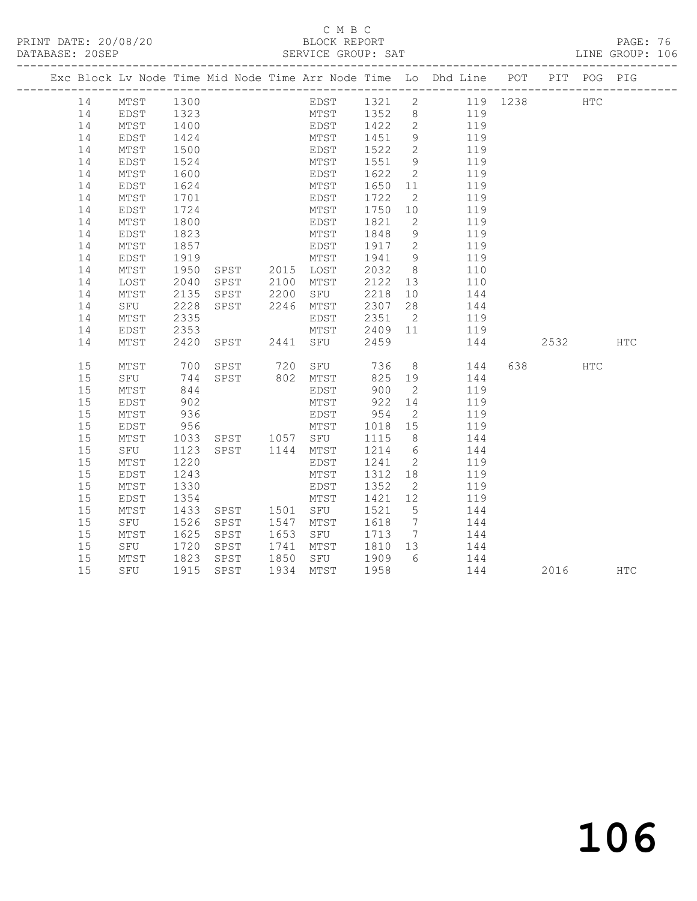C M B C

BLOCK REPORT

SERVICE GROUP: SAT

LINE GROUP: 106

| Exc | Block | Lv | Node | Time | Mid Node | Time | Arr Node | Time | Lo | Dhd Line | POT | PIT | POG | PIG |
|---|---|---|---|---|---|---|---|---|---|---|---|---|---|---|
| | 14 | | MTST | 1300 | | | EDST | 1321 | 2 | 119 | 1238 | | HTC | |
| | 14 | | EDST | 1323 | | | MTST | 1352 | 8 | 119 | | | | |
| | 14 | | MTST | 1400 | | | EDST | 1422 | 2 | 119 | | | | |
| | 14 | | EDST | 1424 | | | MTST | 1451 | 9 | 119 | | | | |
| | 14 | | MTST | 1500 | | | EDST | 1522 | 2 | 119 | | | | |
| | 14 | | EDST | 1524 | | | MTST | 1551 | 9 | 119 | | | | |
| | 14 | | MTST | 1600 | | | EDST | 1622 | 2 | 119 | | | | |
| | 14 | | EDST | 1624 | | | MTST | 1650 | 11 | 119 | | | | |
| | 14 | | MTST | 1701 | | | EDST | 1722 | 2 | 119 | | | | |
| | 14 | | EDST | 1724 | | | MTST | 1750 | 10 | 119 | | | | |
| | 14 | | MTST | 1800 | | | EDST | 1821 | 2 | 119 | | | | |
| | 14 | | EDST | 1823 | | | MTST | 1848 | 9 | 119 | | | | |
| | 14 | | MTST | 1857 | | | EDST | 1917 | 2 | 119 | | | | |
| | 14 | | EDST | 1919 | | | MTST | 1941 | 9 | 119 | | | | |
| | 14 | | MTST | 1950 | SPST | 2015 | LOST | 2032 | 8 | 110 | | | | |
| | 14 | | LOST | 2040 | SPST | 2100 | MTST | 2122 | 13 | 110 | | | | |
| | 14 | | MTST | 2135 | SPST | 2200 | SFU | 2218 | 10 | 144 | | | | |
| | 14 | | SFU | 2228 | SPST | 2246 | MTST | 2307 | 28 | 144 | | | | |
| | 14 | | MTST | 2335 | | | EDST | 2351 | 2 | 119 | | | | |
| | 14 | | EDST | 2353 | | | MTST | 2409 | 11 | 119 | | | | |
| | 14 | | MTST | 2420 | SPST | 2441 | SFU | 2459 | | 144 | | 2532 | | HTC |
| | 15 | | MTST | 700 | SPST | 720 | SFU | 736 | 8 | 144 | 638 | | HTC | |
| | 15 | | SFU | 744 | SPST | 802 | MTST | 825 | 19 | 144 | | | | |
| | 15 | | MTST | 844 | | | EDST | 900 | 2 | 119 | | | | |
| | 15 | | EDST | 902 | | | MTST | 922 | 14 | 119 | | | | |
| | 15 | | MTST | 936 | | | EDST | 954 | 2 | 119 | | | | |
| | 15 | | EDST | 956 | | | MTST | 1018 | 15 | 119 | | | | |
| | 15 | | MTST | 1033 | SPST | 1057 | SFU | 1115 | 8 | 144 | | | | |
| | 15 | | SFU | 1123 | SPST | 1144 | MTST | 1214 | 6 | 144 | | | | |
| | 15 | | MTST | 1220 | | | EDST | 1241 | 2 | 119 | | | | |
| | 15 | | EDST | 1243 | | | MTST | 1312 | 18 | 119 | | | | |
| | 15 | | MTST | 1330 | | | EDST | 1352 | 2 | 119 | | | | |
| | 15 | | EDST | 1354 | | | MTST | 1421 | 12 | 119 | | | | |
| | 15 | | MTST | 1433 | SPST | 1501 | SFU | 1521 | 5 | 144 | | | | |
| | 15 | | SFU | 1526 | SPST | 1547 | MTST | 1618 | 7 | 144 | | | | |
| | 15 | | MTST | 1625 | SPST | 1653 | SFU | 1713 | 7 | 144 | | | | |
| | 15 | | SFU | 1720 | SPST | 1741 | MTST | 1810 | 13 | 144 | | | | |
| | 15 | | MTST | 1823 | SPST | 1850 | SFU | 1909 | 6 | 144 | | | | |
| | 15 | | SFU | 1915 | SPST | 1934 | MTST | 1958 | | 144 | | 2016 | | HTC |

106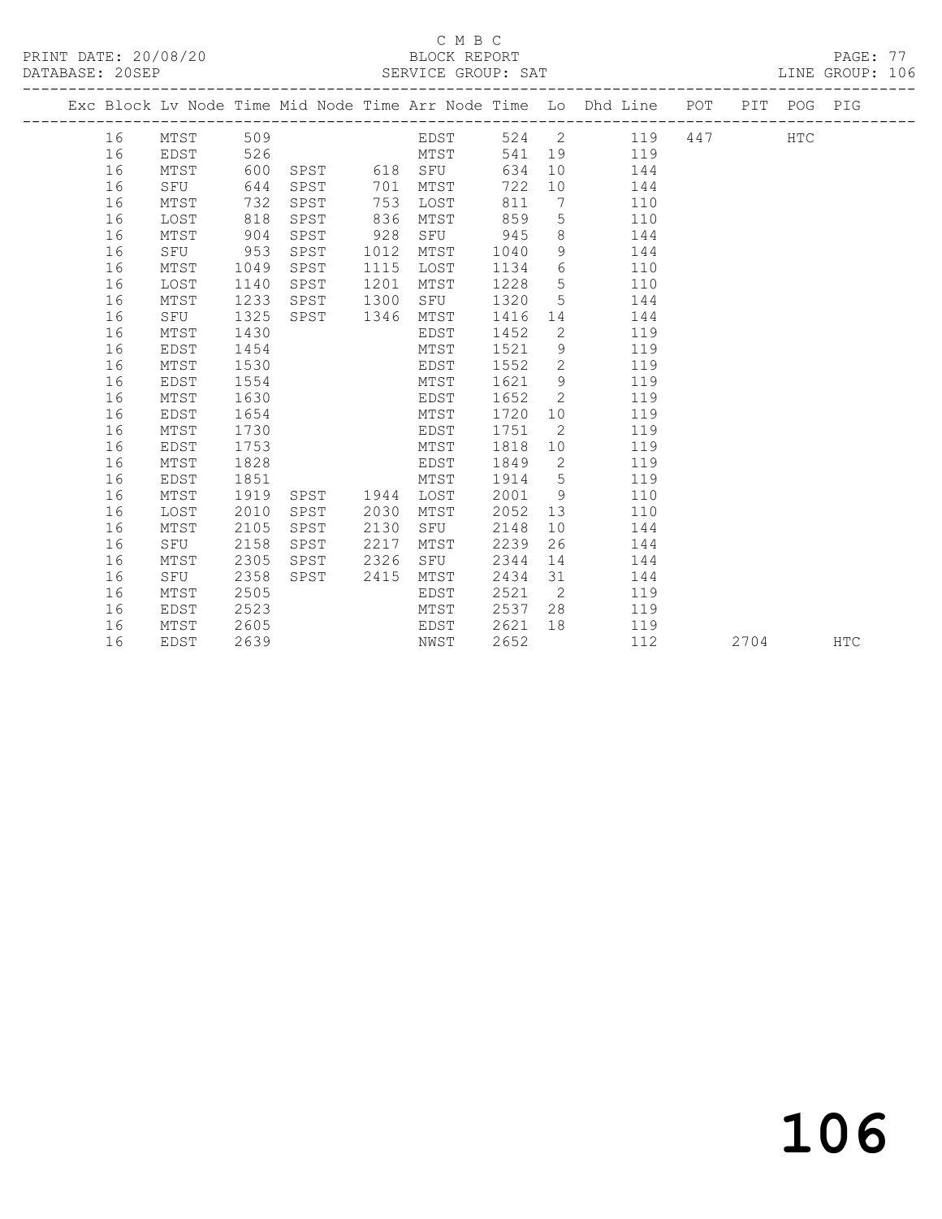C M B C
PRINT DATE: 20/08/20 BLOCK REPORT PAGE: 77
DATABASE: 20SEP SERVICE GROUP: SAT LINE GROUP: 106

| Exc | Block | Lv Node | Time | Mid Node | Time | Arr Node | Time | Lo | Dhd Line | POT | PIT | POG | PIG |
|---|---|---|---|---|---|---|---|---|---|---|---|---|---|
| | 16 | MTST | 509 | | | EDST | 524 | 2 | 119 | 447 | | HTC | |
| | 16 | EDST | 526 | | | MTST | 541 | 19 | 119 | | | | |
| | 16 | MTST | 600 | SPST | 618 | SFU | 634 | 10 | 144 | | | | |
| | 16 | SFU | 644 | SPST | 701 | MTST | 722 | 10 | 144 | | | | |
| | 16 | MTST | 732 | SPST | 753 | LOST | 811 | 7 | 110 | | | | |
| | 16 | LOST | 818 | SPST | 836 | MTST | 859 | 5 | 110 | | | | |
| | 16 | MTST | 904 | SPST | 928 | SFU | 945 | 8 | 144 | | | | |
| | 16 | SFU | 953 | SPST | 1012 | MTST | 1040 | 9 | 144 | | | | |
| | 16 | MTST | 1049 | SPST | 1115 | LOST | 1134 | 6 | 110 | | | | |
| | 16 | LOST | 1140 | SPST | 1201 | MTST | 1228 | 5 | 110 | | | | |
| | 16 | MTST | 1233 | SPST | 1300 | SFU | 1320 | 5 | 144 | | | | |
| | 16 | SFU | 1325 | SPST | 1346 | MTST | 1416 | 14 | 144 | | | | |
| | 16 | MTST | 1430 | | | EDST | 1452 | 2 | 119 | | | | |
| | 16 | EDST | 1454 | | | MTST | 1521 | 9 | 119 | | | | |
| | 16 | MTST | 1530 | | | EDST | 1552 | 2 | 119 | | | | |
| | 16 | EDST | 1554 | | | MTST | 1621 | 9 | 119 | | | | |
| | 16 | MTST | 1630 | | | EDST | 1652 | 2 | 119 | | | | |
| | 16 | EDST | 1654 | | | MTST | 1720 | 10 | 119 | | | | |
| | 16 | MTST | 1730 | | | EDST | 1751 | 2 | 119 | | | | |
| | 16 | EDST | 1753 | | | MTST | 1818 | 10 | 119 | | | | |
| | 16 | MTST | 1828 | | | EDST | 1849 | 2 | 119 | | | | |
| | 16 | EDST | 1851 | | | MTST | 1914 | 5 | 119 | | | | |
| | 16 | MTST | 1919 | SPST | 1944 | LOST | 2001 | 9 | 110 | | | | |
| | 16 | LOST | 2010 | SPST | 2030 | MTST | 2052 | 13 | 110 | | | | |
| | 16 | MTST | 2105 | SPST | 2130 | SFU | 2148 | 10 | 144 | | | | |
| | 16 | SFU | 2158 | SPST | 2217 | MTST | 2239 | 26 | 144 | | | | |
| | 16 | MTST | 2305 | SPST | 2326 | SFU | 2344 | 14 | 144 | | | | |
| | 16 | SFU | 2358 | SPST | 2415 | MTST | 2434 | 31 | 144 | | | | |
| | 16 | MTST | 2505 | | | EDST | 2521 | 2 | 119 | | | | |
| | 16 | EDST | 2523 | | | MTST | 2537 | 28 | 119 | | | | |
| | 16 | MTST | 2605 | | | EDST | 2621 | 18 | 119 | | | | |
| | 16 | EDST | 2639 | | | NWST | 2652 | | 112 | | 2704 | | HTC |

106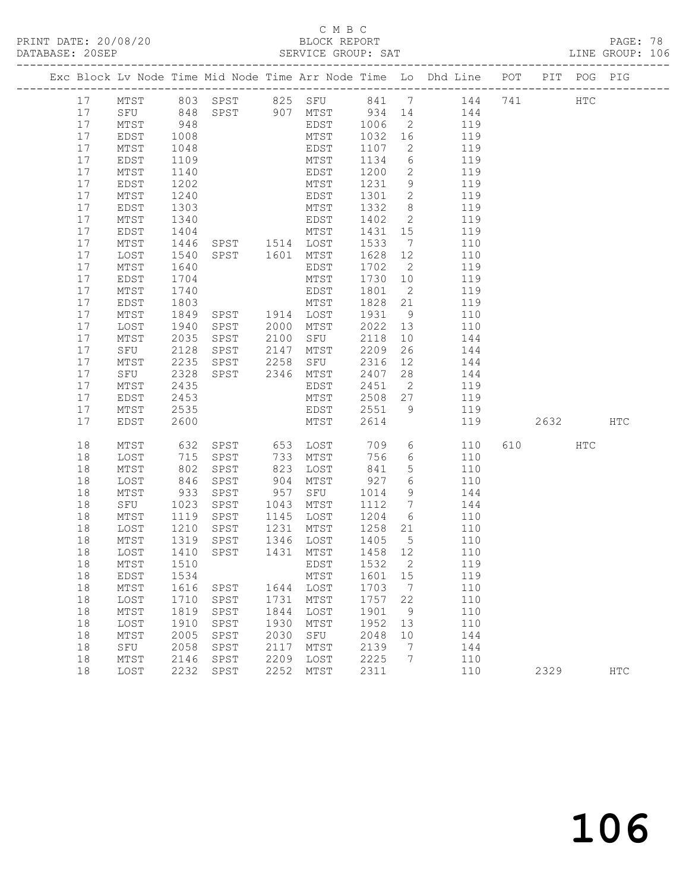C M B C

PRINT DATE: 20/08/20 BLOCK REPORT

DATABASE: 20SEP SERVICE GROUP: SAT LINE GROUP: 106

| Exc | Block | Lv | Node | Time | Mid Node | Time | Arr Node | Time | Lo | Dhd Line | POT | PIT | POG | PIG |
|---|---|---|---|---|---|---|---|---|---|---|---|---|---|---|
| | 17 | | MTST | 803 | SPST | 825 | SFU | 841 | 7 | 144 | 741 | | HTC | |
| | 17 | | SFU | 848 | SPST | 907 | MTST | 934 | 14 | 144 | | | | |
| | 17 | | MTST | 948 | | | EDST | 1006 | 2 | 119 | | | | |
| | 17 | | EDST | 1008 | | | MTST | 1032 | 16 | 119 | | | | |
| | 17 | | MTST | 1048 | | | EDST | 1107 | 2 | 119 | | | | |
| | 17 | | EDST | 1109 | | | MTST | 1134 | 6 | 119 | | | | |
| | 17 | | MTST | 1140 | | | EDST | 1200 | 2 | 119 | | | | |
| | 17 | | EDST | 1202 | | | MTST | 1231 | 9 | 119 | | | | |
| | 17 | | MTST | 1240 | | | EDST | 1301 | 2 | 119 | | | | |
| | 17 | | EDST | 1303 | | | MTST | 1332 | 8 | 119 | | | | |
| | 17 | | MTST | 1340 | | | EDST | 1402 | 2 | 119 | | | | |
| | 17 | | EDST | 1404 | | | MTST | 1431 | 15 | 119 | | | | |
| | 17 | | MTST | 1446 | SPST | 1514 | LOST | 1533 | 7 | 110 | | | | |
| | 17 | | LOST | 1540 | SPST | 1601 | MTST | 1628 | 12 | 110 | | | | |
| | 17 | | MTST | 1640 | | | EDST | 1702 | 2 | 119 | | | | |
| | 17 | | EDST | 1704 | | | MTST | 1730 | 10 | 119 | | | | |
| | 17 | | MTST | 1740 | | | EDST | 1801 | 2 | 119 | | | | |
| | 17 | | EDST | 1803 | | | MTST | 1828 | 21 | 119 | | | | |
| | 17 | | MTST | 1849 | SPST | 1914 | LOST | 1931 | 9 | 110 | | | | |
| | 17 | | LOST | 1940 | SPST | 2000 | MTST | 2022 | 13 | 110 | | | | |
| | 17 | | MTST | 2035 | SPST | 2100 | SFU | 2118 | 10 | 144 | | | | |
| | 17 | | SFU | 2128 | SPST | 2147 | MTST | 2209 | 26 | 144 | | | | |
| | 17 | | MTST | 2235 | SPST | 2258 | SFU | 2316 | 12 | 144 | | | | |
| | 17 | | SFU | 2328 | SPST | 2346 | MTST | 2407 | 28 | 144 | | | | |
| | 17 | | MTST | 2435 | | | EDST | 2451 | 2 | 119 | | | | |
| | 17 | | EDST | 2453 | | | MTST | 2508 | 27 | 119 | | | | |
| | 17 | | MTST | 2535 | | | EDST | 2551 | 9 | 119 | | | | |
| | 17 | | EDST | 2600 | | | MTST | 2614 | | 119 | | 2632 | | HTC |
| | 18 | | MTST | 632 | SPST | 653 | LOST | 709 | 6 | 110 | 610 | | HTC | |
| | 18 | | LOST | 715 | SPST | 733 | MTST | 756 | 6 | 110 | | | | |
| | 18 | | MTST | 802 | SPST | 823 | LOST | 841 | 5 | 110 | | | | |
| | 18 | | LOST | 846 | SPST | 904 | MTST | 927 | 6 | 110 | | | | |
| | 18 | | MTST | 933 | SPST | 957 | SFU | 1014 | 9 | 144 | | | | |
| | 18 | | SFU | 1023 | SPST | 1043 | MTST | 1112 | 7 | 144 | | | | |
| | 18 | | MTST | 1119 | SPST | 1145 | LOST | 1204 | 6 | 110 | | | | |
| | 18 | | LOST | 1210 | SPST | 1231 | MTST | 1258 | 21 | 110 | | | | |
| | 18 | | MTST | 1319 | SPST | 1346 | LOST | 1405 | 5 | 110 | | | | |
| | 18 | | LOST | 1410 | SPST | 1431 | MTST | 1458 | 12 | 110 | | | | |
| | 18 | | MTST | 1510 | | | EDST | 1532 | 2 | 119 | | | | |
| | 18 | | EDST | 1534 | | | MTST | 1601 | 15 | 119 | | | | |
| | 18 | | MTST | 1616 | SPST | 1644 | LOST | 1703 | 7 | 110 | | | | |
| | 18 | | LOST | 1710 | SPST | 1731 | MTST | 1757 | 22 | 110 | | | | |
| | 18 | | MTST | 1819 | SPST | 1844 | LOST | 1901 | 9 | 110 | | | | |
| | 18 | | LOST | 1910 | SPST | 1930 | MTST | 1952 | 13 | 110 | | | | |
| | 18 | | MTST | 2005 | SPST | 2030 | SFU | 2048 | 10 | 144 | | | | |
| | 18 | | SFU | 2058 | SPST | 2117 | MTST | 2139 | 7 | 144 | | | | |
| | 18 | | MTST | 2146 | SPST | 2209 | LOST | 2225 | 7 | 110 | | | | |
| | 18 | | LOST | 2232 | SPST | 2252 | MTST | 2311 | | 110 | | 2329 | | HTC |

106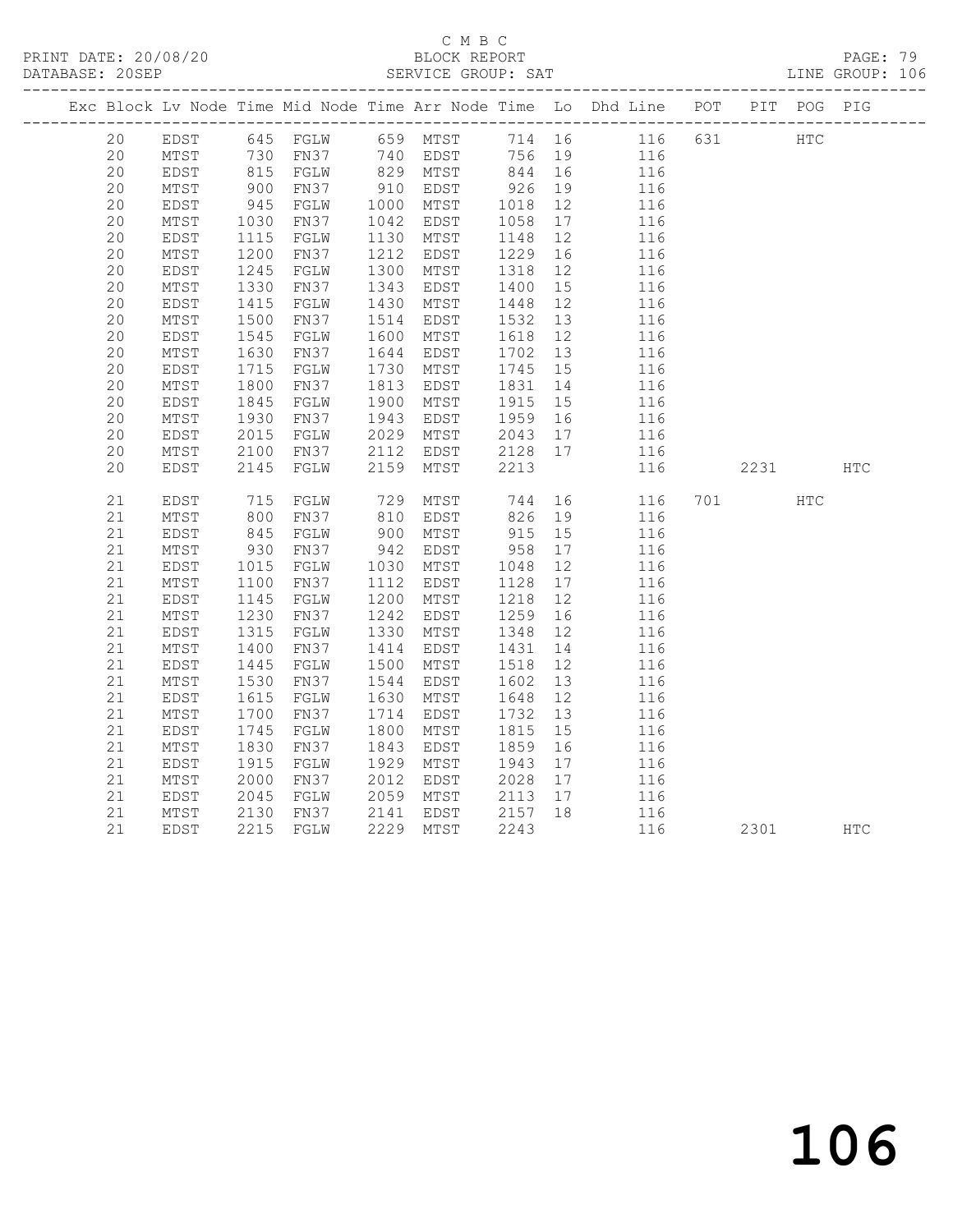C M B C
BLOCK REPORT
SERVICE GROUP: SAT

PRINT DATE: 20/08/20
DATABASE: 20SEP
LINE GROUP: 106

| Exc | Block | Lv | Node | Time | Mid Node | Time | Arr Node | Time | Lo | Dhd Line | POT | PIT | POG | PIG |
|---|---|---|---|---|---|---|---|---|---|---|---|---|---|---|
| | 20 | | EDST | 645 | FGLW | 659 | MTST | 714 | 16 | 116 | 631 | | HTC | |
| | 20 | | MTST | 730 | FN37 | 740 | EDST | 756 | 19 | 116 | | | | |
| | 20 | | EDST | 815 | FGLW | 829 | MTST | 844 | 16 | 116 | | | | |
| | 20 | | MTST | 900 | FN37 | 910 | EDST | 926 | 19 | 116 | | | | |
| | 20 | | EDST | 945 | FGLW | 1000 | MTST | 1018 | 12 | 116 | | | | |
| | 20 | | MTST | 1030 | FN37 | 1042 | EDST | 1058 | 17 | 116 | | | | |
| | 20 | | EDST | 1115 | FGLW | 1130 | MTST | 1148 | 12 | 116 | | | | |
| | 20 | | MTST | 1200 | FN37 | 1212 | EDST | 1229 | 16 | 116 | | | | |
| | 20 | | EDST | 1245 | FGLW | 1300 | MTST | 1318 | 12 | 116 | | | | |
| | 20 | | MTST | 1330 | FN37 | 1343 | EDST | 1400 | 15 | 116 | | | | |
| | 20 | | EDST | 1415 | FGLW | 1430 | MTST | 1448 | 12 | 116 | | | | |
| | 20 | | MTST | 1500 | FN37 | 1514 | EDST | 1532 | 13 | 116 | | | | |
| | 20 | | EDST | 1545 | FGLW | 1600 | MTST | 1618 | 12 | 116 | | | | |
| | 20 | | MTST | 1630 | FN37 | 1644 | EDST | 1702 | 13 | 116 | | | | |
| | 20 | | EDST | 1715 | FGLW | 1730 | MTST | 1745 | 15 | 116 | | | | |
| | 20 | | MTST | 1800 | FN37 | 1813 | EDST | 1831 | 14 | 116 | | | | |
| | 20 | | EDST | 1845 | FGLW | 1900 | MTST | 1915 | 15 | 116 | | | | |
| | 20 | | MTST | 1930 | FN37 | 1943 | EDST | 1959 | 16 | 116 | | | | |
| | 20 | | EDST | 2015 | FGLW | 2029 | MTST | 2043 | 17 | 116 | | | | |
| | 20 | | MTST | 2100 | FN37 | 2112 | EDST | 2128 | 17 | 116 | | | | |
| | 20 | | EDST | 2145 | FGLW | 2159 | MTST | 2213 | | 116 | | 2231 | | HTC |
| | 21 | | EDST | 715 | FGLW | 729 | MTST | 744 | 16 | 116 | 701 | | HTC | |
| | 21 | | MTST | 800 | FN37 | 810 | EDST | 826 | 19 | 116 | | | | |
| | 21 | | EDST | 845 | FGLW | 900 | MTST | 915 | 15 | 116 | | | | |
| | 21 | | MTST | 930 | FN37 | 942 | EDST | 958 | 17 | 116 | | | | |
| | 21 | | EDST | 1015 | FGLW | 1030 | MTST | 1048 | 12 | 116 | | | | |
| | 21 | | MTST | 1100 | FN37 | 1112 | EDST | 1128 | 17 | 116 | | | | |
| | 21 | | EDST | 1145 | FGLW | 1200 | MTST | 1218 | 12 | 116 | | | | |
| | 21 | | MTST | 1230 | FN37 | 1242 | EDST | 1259 | 16 | 116 | | | | |
| | 21 | | EDST | 1315 | FGLW | 1330 | MTST | 1348 | 12 | 116 | | | | |
| | 21 | | MTST | 1400 | FN37 | 1414 | EDST | 1431 | 14 | 116 | | | | |
| | 21 | | EDST | 1445 | FGLW | 1500 | MTST | 1518 | 12 | 116 | | | | |
| | 21 | | MTST | 1530 | FN37 | 1544 | EDST | 1602 | 13 | 116 | | | | |
| | 21 | | EDST | 1615 | FGLW | 1630 | MTST | 1648 | 12 | 116 | | | | |
| | 21 | | MTST | 1700 | FN37 | 1714 | EDST | 1732 | 13 | 116 | | | | |
| | 21 | | EDST | 1745 | FGLW | 1800 | MTST | 1815 | 15 | 116 | | | | |
| | 21 | | MTST | 1830 | FN37 | 1843 | EDST | 1859 | 16 | 116 | | | | |
| | 21 | | EDST | 1915 | FGLW | 1929 | MTST | 1943 | 17 | 116 | | | | |
| | 21 | | MTST | 2000 | FN37 | 2012 | EDST | 2028 | 17 | 116 | | | | |
| | 21 | | EDST | 2045 | FGLW | 2059 | MTST | 2113 | 17 | 116 | | | | |
| | 21 | | MTST | 2130 | FN37 | 2141 | EDST | 2157 | 18 | 116 | | | | |
| | 21 | | EDST | 2215 | FGLW | 2229 | MTST | 2243 | | 116 | | 2301 | | HTC |

106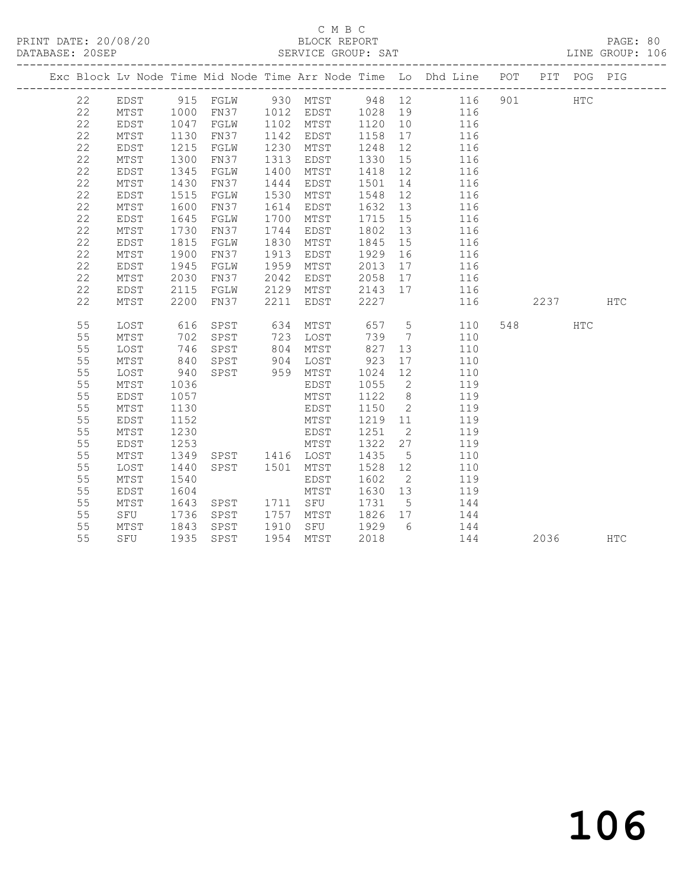C M B C

BLOCK REPORT

PRINT DATE: 20/08/20 DATABASE: 20SEP SERVICE GROUP: SAT LINE GROUP: 106

| Exc | Block | Lv | Node | Time | Mid Node | Time | Arr Node | Time | Lo | Dhd Line | POT | PIT | POG | PIG |
|---|---|---|---|---|---|---|---|---|---|---|---|---|---|---|
| | 22 | | EDST | 915 | FGLW | 930 | MTST | 948 | 12 | 116 | 901 | | HTC | |
| | 22 | | MTST | 1000 | FN37 | 1012 | EDST | 1028 | 19 | 116 | | | | |
| | 22 | | EDST | 1047 | FGLW | 1102 | MTST | 1120 | 10 | 116 | | | | |
| | 22 | | MTST | 1130 | FN37 | 1142 | EDST | 1158 | 17 | 116 | | | | |
| | 22 | | EDST | 1215 | FGLW | 1230 | MTST | 1248 | 12 | 116 | | | | |
| | 22 | | MTST | 1300 | FN37 | 1313 | EDST | 1330 | 15 | 116 | | | | |
| | 22 | | EDST | 1345 | FGLW | 1400 | MTST | 1418 | 12 | 116 | | | | |
| | 22 | | MTST | 1430 | FN37 | 1444 | EDST | 1501 | 14 | 116 | | | | |
| | 22 | | EDST | 1515 | FGLW | 1530 | MTST | 1548 | 12 | 116 | | | | |
| | 22 | | MTST | 1600 | FN37 | 1614 | EDST | 1632 | 13 | 116 | | | | |
| | 22 | | EDST | 1645 | FGLW | 1700 | MTST | 1715 | 15 | 116 | | | | |
| | 22 | | MTST | 1730 | FN37 | 1744 | EDST | 1802 | 13 | 116 | | | | |
| | 22 | | EDST | 1815 | FGLW | 1830 | MTST | 1845 | 15 | 116 | | | | |
| | 22 | | MTST | 1900 | FN37 | 1913 | EDST | 1929 | 16 | 116 | | | | |
| | 22 | | EDST | 1945 | FGLW | 1959 | MTST | 2013 | 17 | 116 | | | | |
| | 22 | | MTST | 2030 | FN37 | 2042 | EDST | 2058 | 17 | 116 | | | | |
| | 22 | | EDST | 2115 | FGLW | 2129 | MTST | 2143 | 17 | 116 | | | | |
| | 22 | | MTST | 2200 | FN37 | 2211 | EDST | 2227 | | 116 | | 2237 | | HTC |
| | 55 | | LOST | 616 | SPST | 634 | MTST | 657 | 5 | 110 | 548 | | HTC | |
| | 55 | | MTST | 702 | SPST | 723 | LOST | 739 | 7 | 110 | | | | |
| | 55 | | LOST | 746 | SPST | 804 | MTST | 827 | 13 | 110 | | | | |
| | 55 | | MTST | 840 | SPST | 904 | LOST | 923 | 17 | 110 | | | | |
| | 55 | | LOST | 940 | SPST | 959 | MTST | 1024 | 12 | 110 | | | | |
| | 55 | | MTST | 1036 | | | EDST | 1055 | 2 | 119 | | | | |
| | 55 | | EDST | 1057 | | | MTST | 1122 | 8 | 119 | | | | |
| | 55 | | MTST | 1130 | | | EDST | 1150 | 2 | 119 | | | | |
| | 55 | | EDST | 1152 | | | MTST | 1219 | 11 | 119 | | | | |
| | 55 | | MTST | 1230 | | | EDST | 1251 | 2 | 119 | | | | |
| | 55 | | EDST | 1253 | | | MTST | 1322 | 27 | 119 | | | | |
| | 55 | | MTST | 1349 | SPST | 1416 | LOST | 1435 | 5 | 110 | | | | |
| | 55 | | LOST | 1440 | SPST | 1501 | MTST | 1528 | 12 | 110 | | | | |
| | 55 | | MTST | 1540 | | | EDST | 1602 | 2 | 119 | | | | |
| | 55 | | EDST | 1604 | | | MTST | 1630 | 13 | 119 | | | | |
| | 55 | | MTST | 1643 | SPST | 1711 | SFU | 1731 | 5 | 144 | | | | |
| | 55 | | SFU | 1736 | SPST | 1757 | MTST | 1826 | 17 | 144 | | | | |
| | 55 | | MTST | 1843 | SPST | 1910 | SFU | 1929 | 6 | 144 | | | | |
| | 55 | | SFU | 1935 | SPST | 1954 | MTST | 2018 | | 144 | | 2036 | | HTC |

106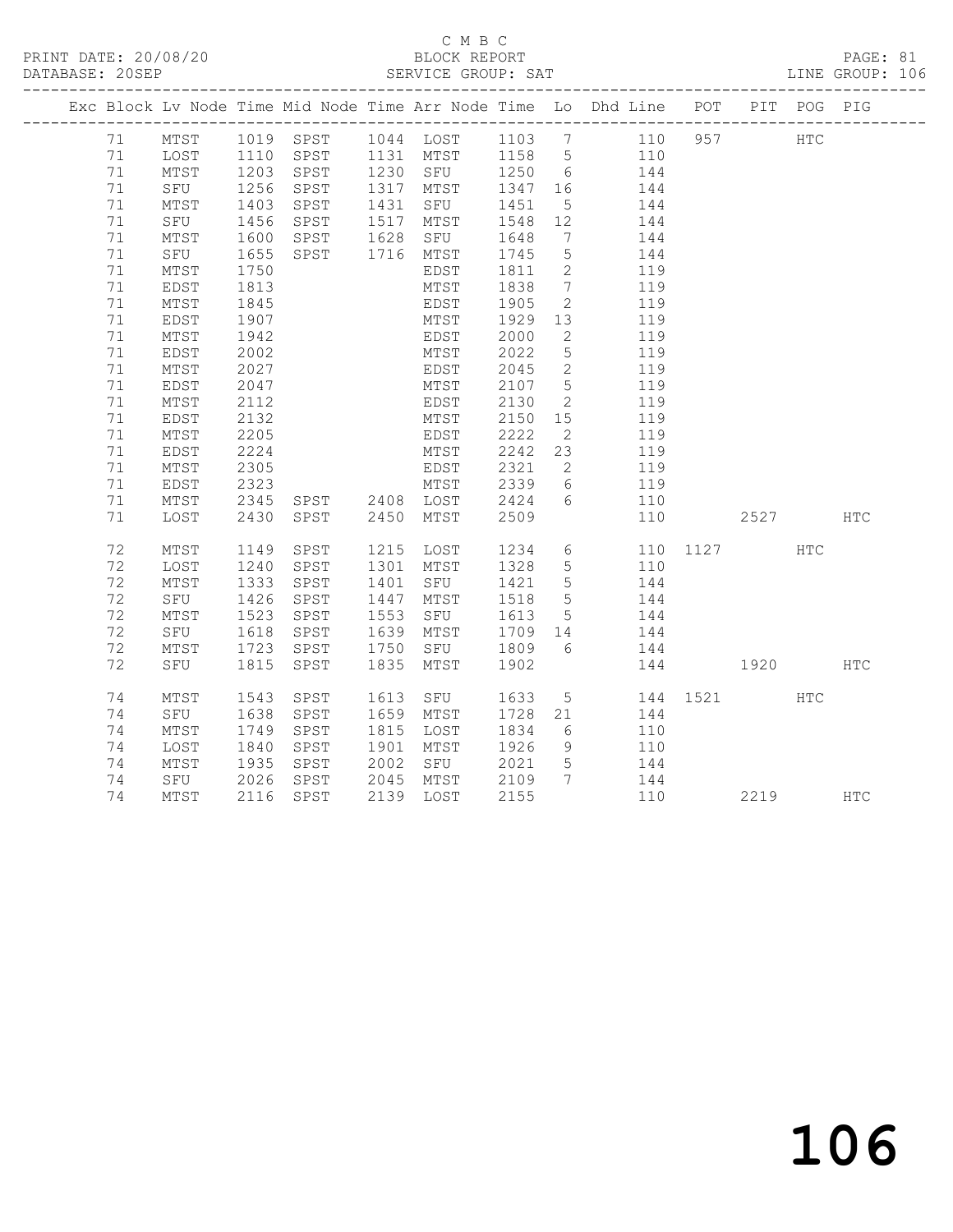C M B C

PRINT DATE: 20/08/20 BLOCK REPORT

DATABASE: 20SEP SERVICE GROUP: SAT LINE GROUP: 106

| Exc | Block | Lv | Node | Time | Mid Node | Time | Arr Node | Time | Lo | Dhd Line | POT | PIT | POG | PIG |
|---|---|---|---|---|---|---|---|---|---|---|---|---|---|---|
| | 71 | | MTST | 1019 | SPST | 1044 | LOST | 1103 | 7 | 110 | 957 | | HTC | |
| | 71 | | LOST | 1110 | SPST | 1131 | MTST | 1158 | 5 | 110 | | | | |
| | 71 | | MTST | 1203 | SPST | 1230 | SFU | 1250 | 6 | 144 | | | | |
| | 71 | | SFU | 1256 | SPST | 1317 | MTST | 1347 | 16 | 144 | | | | |
| | 71 | | MTST | 1403 | SPST | 1431 | SFU | 1451 | 5 | 144 | | | | |
| | 71 | | SFU | 1456 | SPST | 1517 | MTST | 1548 | 12 | 144 | | | | |
| | 71 | | MTST | 1600 | SPST | 1628 | SFU | 1648 | 7 | 144 | | | | |
| | 71 | | SFU | 1655 | SPST | 1716 | MTST | 1745 | 5 | 144 | | | | |
| | 71 | | MTST | 1750 | | | EDST | 1811 | 2 | 119 | | | | |
| | 71 | | EDST | 1813 | | | MTST | 1838 | 7 | 119 | | | | |
| | 71 | | MTST | 1845 | | | EDST | 1905 | 2 | 119 | | | | |
| | 71 | | EDST | 1907 | | | MTST | 1929 | 13 | 119 | | | | |
| | 71 | | MTST | 1942 | | | EDST | 2000 | 2 | 119 | | | | |
| | 71 | | EDST | 2002 | | | MTST | 2022 | 5 | 119 | | | | |
| | 71 | | MTST | 2027 | | | EDST | 2045 | 2 | 119 | | | | |
| | 71 | | EDST | 2047 | | | MTST | 2107 | 5 | 119 | | | | |
| | 71 | | MTST | 2112 | | | EDST | 2130 | 2 | 119 | | | | |
| | 71 | | EDST | 2132 | | | MTST | 2150 | 15 | 119 | | | | |
| | 71 | | MTST | 2205 | | | EDST | 2222 | 2 | 119 | | | | |
| | 71 | | EDST | 2224 | | | MTST | 2242 | 23 | 119 | | | | |
| | 71 | | MTST | 2305 | | | EDST | 2321 | 2 | 119 | | | | |
| | 71 | | EDST | 2323 | | | MTST | 2339 | 6 | 119 | | | | |
| | 71 | | MTST | 2345 | SPST | 2408 | LOST | 2424 | 6 | 110 | | | | |
| | 71 | | LOST | 2430 | SPST | 2450 | MTST | 2509 | | 110 | | 2527 | | HTC |
| | 72 | | MTST | 1149 | SPST | 1215 | LOST | 1234 | 6 | 110 | 1127 | | HTC | |
| | 72 | | LOST | 1240 | SPST | 1301 | MTST | 1328 | 5 | 110 | | | | |
| | 72 | | MTST | 1333 | SPST | 1401 | SFU | 1421 | 5 | 144 | | | | |
| | 72 | | SFU | 1426 | SPST | 1447 | MTST | 1518 | 5 | 144 | | | | |
| | 72 | | MTST | 1523 | SPST | 1553 | SFU | 1613 | 5 | 144 | | | | |
| | 72 | | SFU | 1618 | SPST | 1639 | MTST | 1709 | 14 | 144 | | | | |
| | 72 | | MTST | 1723 | SPST | 1750 | SFU | 1809 | 6 | 144 | | | | |
| | 72 | | SFU | 1815 | SPST | 1835 | MTST | 1902 | | 144 | | 1920 | | HTC |
| | 74 | | MTST | 1543 | SPST | 1613 | SFU | 1633 | 5 | 144 | 1521 | | HTC | |
| | 74 | | SFU | 1638 | SPST | 1659 | MTST | 1728 | 21 | 144 | | | | |
| | 74 | | MTST | 1749 | SPST | 1815 | LOST | 1834 | 6 | 110 | | | | |
| | 74 | | LOST | 1840 | SPST | 1901 | MTST | 1926 | 9 | 110 | | | | |
| | 74 | | MTST | 1935 | SPST | 2002 | SFU | 2021 | 5 | 144 | | | | |
| | 74 | | SFU | 2026 | SPST | 2045 | MTST | 2109 | 7 | 144 | | | | |
| | 74 | | MTST | 2116 | SPST | 2139 | LOST | 2155 | | 110 | | 2219 | | HTC |

106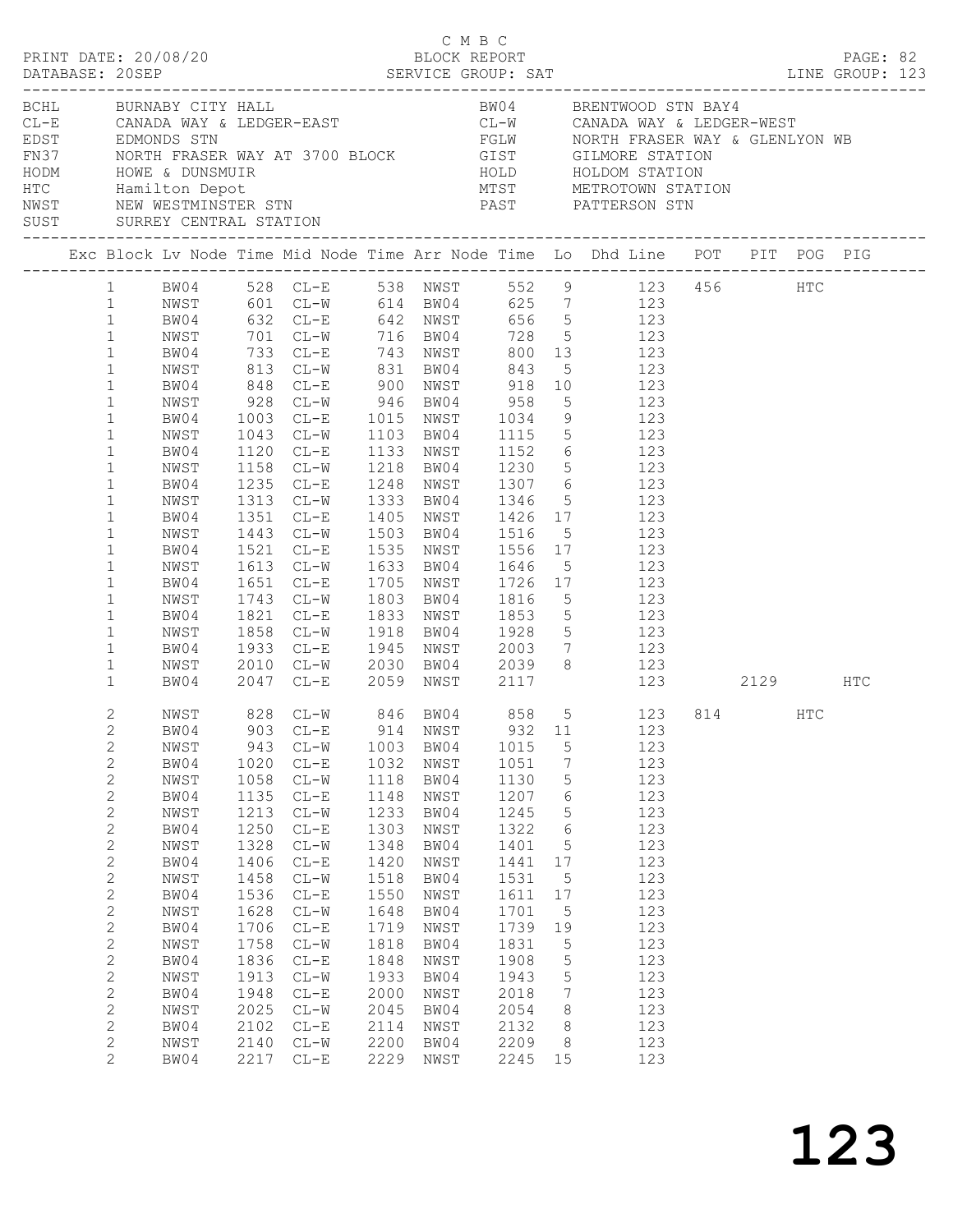C M B C
PRINT DATE: 20/08/20 BLOCK REPORT
DATABASE: 20SEP SERVICE GROUP: SAT LINE GROUP: 123

| Code | Name | Code | Name |
|---|---|---|---|
| BCHL | BURNABY CITY HALL | BW04 | BRENTWOOD STN BAY4 |
| CL-E | CANADA WAY & LEDGER-EAST | CL-W | CANADA WAY & LEDGER-WEST |
| EDST | EDMONDS STN | FGLW | NORTH FRASER WAY & GLENLYON WB |
| FN37 | NORTH FRASER WAY AT 3700 BLOCK | GIST | GILMORE STATION |
| HODM | HOWE & DUNSMUIR | HOLD | HOLDOM STATION |
| HTC | Hamilton Depot | MTST | METROTOWN STATION |
| NWST | NEW WESTMINSTER STN | PAST | PATTERSON STN |
| SUST | SURREY CENTRAL STATION | | |

| Exc | Block | Lv Node | Time | Mid Node | Time | Arr Node | Time | Lo | Dhd Line | POT | PIT | POG | PIG |
|---|---|---|---|---|---|---|---|---|---|---|---|---|---|
| | 1 | BW04 | 528 | CL-E | 538 | NWST | 552 | 9 | 123 | 456 | | HTC | |
| | 1 | NWST | 601 | CL-W | 614 | BW04 | 625 | 7 | 123 | | | | |
| | 1 | BW04 | 632 | CL-E | 642 | NWST | 656 | 5 | 123 | | | | |
| | 1 | NWST | 701 | CL-W | 716 | BW04 | 728 | 5 | 123 | | | | |
| | 1 | BW04 | 733 | CL-E | 743 | NWST | 800 | 13 | 123 | | | | |
| | 1 | NWST | 813 | CL-W | 831 | BW04 | 843 | 5 | 123 | | | | |
| | 1 | BW04 | 848 | CL-E | 900 | NWST | 918 | 10 | 123 | | | | |
| | 1 | NWST | 928 | CL-W | 946 | BW04 | 958 | 5 | 123 | | | | |
| | 1 | BW04 | 1003 | CL-E | 1015 | NWST | 1034 | 9 | 123 | | | | |
| | 1 | NWST | 1043 | CL-W | 1103 | BW04 | 1115 | 5 | 123 | | | | |
| | 1 | BW04 | 1120 | CL-E | 1133 | NWST | 1152 | 6 | 123 | | | | |
| | 1 | NWST | 1158 | CL-W | 1218 | BW04 | 1230 | 5 | 123 | | | | |
| | 1 | BW04 | 1235 | CL-E | 1248 | NWST | 1307 | 6 | 123 | | | | |
| | 1 | NWST | 1313 | CL-W | 1333 | BW04 | 1346 | 5 | 123 | | | | |
| | 1 | BW04 | 1351 | CL-E | 1405 | NWST | 1426 | 17 | 123 | | | | |
| | 1 | NWST | 1443 | CL-W | 1503 | BW04 | 1516 | 5 | 123 | | | | |
| | 1 | BW04 | 1521 | CL-E | 1535 | NWST | 1556 | 17 | 123 | | | | |
| | 1 | NWST | 1613 | CL-W | 1633 | BW04 | 1646 | 5 | 123 | | | | |
| | 1 | BW04 | 1651 | CL-E | 1705 | NWST | 1726 | 17 | 123 | | | | |
| | 1 | NWST | 1743 | CL-W | 1803 | BW04 | 1816 | 5 | 123 | | | | |
| | 1 | BW04 | 1821 | CL-E | 1833 | NWST | 1853 | 5 | 123 | | | | |
| | 1 | NWST | 1858 | CL-W | 1918 | BW04 | 1928 | 5 | 123 | | | | |
| | 1 | BW04 | 1933 | CL-E | 1945 | NWST | 2003 | 7 | 123 | | | | |
| | 1 | NWST | 2010 | CL-W | 2030 | BW04 | 2039 | 8 | 123 | | | | |
| | 1 | BW04 | 2047 | CL-E | 2059 | NWST | 2117 | | 123 | | 2129 | | HTC |
| | 2 | NWST | 828 | CL-W | 846 | BW04 | 858 | 5 | 123 | 814 | | HTC | |
| | 2 | BW04 | 903 | CL-E | 914 | NWST | 932 | 11 | 123 | | | | |
| | 2 | NWST | 943 | CL-W | 1003 | BW04 | 1015 | 5 | 123 | | | | |
| | 2 | BW04 | 1020 | CL-E | 1032 | NWST | 1051 | 7 | 123 | | | | |
| | 2 | NWST | 1058 | CL-W | 1118 | BW04 | 1130 | 5 | 123 | | | | |
| | 2 | BW04 | 1135 | CL-E | 1148 | NWST | 1207 | 6 | 123 | | | | |
| | 2 | NWST | 1213 | CL-W | 1233 | BW04 | 1245 | 5 | 123 | | | | |
| | 2 | BW04 | 1250 | CL-E | 1303 | NWST | 1322 | 6 | 123 | | | | |
| | 2 | NWST | 1328 | CL-W | 1348 | BW04 | 1401 | 5 | 123 | | | | |
| | 2 | BW04 | 1406 | CL-E | 1420 | NWST | 1441 | 17 | 123 | | | | |
| | 2 | NWST | 1458 | CL-W | 1518 | BW04 | 1531 | 5 | 123 | | | | |
| | 2 | BW04 | 1536 | CL-E | 1550 | NWST | 1611 | 17 | 123 | | | | |
| | 2 | NWST | 1628 | CL-W | 1648 | BW04 | 1701 | 5 | 123 | | | | |
| | 2 | BW04 | 1706 | CL-E | 1719 | NWST | 1739 | 19 | 123 | | | | |
| | 2 | NWST | 1758 | CL-W | 1818 | BW04 | 1831 | 5 | 123 | | | | |
| | 2 | BW04 | 1836 | CL-E | 1848 | NWST | 1908 | 5 | 123 | | | | |
| | 2 | NWST | 1913 | CL-W | 1933 | BW04 | 1943 | 5 | 123 | | | | |
| | 2 | BW04 | 1948 | CL-E | 2000 | NWST | 2018 | 7 | 123 | | | | |
| | 2 | NWST | 2025 | CL-W | 2045 | BW04 | 2054 | 8 | 123 | | | | |
| | 2 | BW04 | 2102 | CL-E | 2114 | NWST | 2132 | 8 | 123 | | | | |
| | 2 | NWST | 2140 | CL-W | 2200 | BW04 | 2209 | 8 | 123 | | | | |
| | 2 | BW04 | 2217 | CL-E | 2229 | NWST | 2245 | 15 | 123 | | | | |

# 123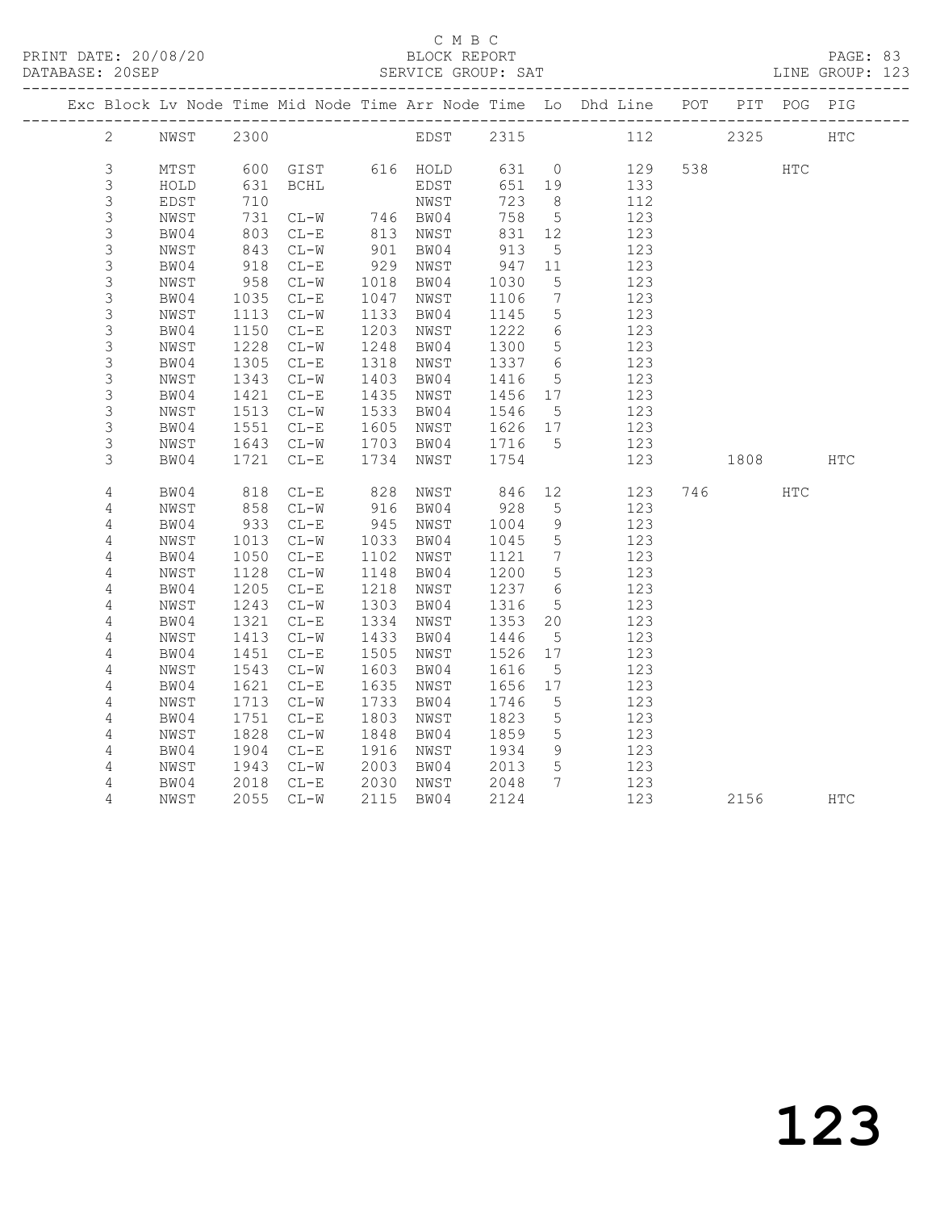C M B C

PRINT DATE: 20/08/20 BLOCK REPORT

DATABASE: 20SEP SERVICE GROUP: SAT LINE GROUP: 123

| Exc | Block | Lv | Node | Time | Mid Node | Time | Arr Node | Time | Lo | Dhd Line | POT | PIT | POG | PIG |
|---|---|---|---|---|---|---|---|---|---|---|---|---|---|---|
| | 2 | | NWST | 2300 | | | EDST | 2315 | | 112 | | 2325 | | HTC |
| | 3 | | MTST | 600 | GIST | 616 | HOLD | 631 | 0 | 129 | 538 | | HTC | |
| | 3 | | HOLD | 631 | BCHL | | EDST | 651 | 19 | 133 | | | | |
| | 3 | | EDST | 710 | | | NWST | 723 | 8 | 112 | | | | |
| | 3 | | NWST | 731 | CL-W | 746 | BW04 | 758 | 5 | 123 | | | | |
| | 3 | | BW04 | 803 | CL-E | 813 | NWST | 831 | 12 | 123 | | | | |
| | 3 | | NWST | 843 | CL-W | 901 | BW04 | 913 | 5 | 123 | | | | |
| | 3 | | BW04 | 918 | CL-E | 929 | NWST | 947 | 11 | 123 | | | | |
| | 3 | | NWST | 958 | CL-W | 1018 | BW04 | 1030 | 5 | 123 | | | | |
| | 3 | | BW04 | 1035 | CL-E | 1047 | NWST | 1106 | 7 | 123 | | | | |
| | 3 | | NWST | 1113 | CL-W | 1133 | BW04 | 1145 | 5 | 123 | | | | |
| | 3 | | BW04 | 1150 | CL-E | 1203 | NWST | 1222 | 6 | 123 | | | | |
| | 3 | | NWST | 1228 | CL-W | 1248 | BW04 | 1300 | 5 | 123 | | | | |
| | 3 | | BW04 | 1305 | CL-E | 1318 | NWST | 1337 | 6 | 123 | | | | |
| | 3 | | NWST | 1343 | CL-W | 1403 | BW04 | 1416 | 5 | 123 | | | | |
| | 3 | | BW04 | 1421 | CL-E | 1435 | NWST | 1456 | 17 | 123 | | | | |
| | 3 | | NWST | 1513 | CL-W | 1533 | BW04 | 1546 | 5 | 123 | | | | |
| | 3 | | BW04 | 1551 | CL-E | 1605 | NWST | 1626 | 17 | 123 | | | | |
| | 3 | | NWST | 1643 | CL-W | 1703 | BW04 | 1716 | 5 | 123 | | | | |
| | 3 | | BW04 | 1721 | CL-E | 1734 | NWST | 1754 | | 123 | | 1808 | | HTC |
| | 4 | | BW04 | 818 | CL-E | 828 | NWST | 846 | 12 | 123 | 746 | | HTC | |
| | 4 | | NWST | 858 | CL-W | 916 | BW04 | 928 | 5 | 123 | | | | |
| | 4 | | BW04 | 933 | CL-E | 945 | NWST | 1004 | 9 | 123 | | | | |
| | 4 | | NWST | 1013 | CL-W | 1033 | BW04 | 1045 | 5 | 123 | | | | |
| | 4 | | BW04 | 1050 | CL-E | 1102 | NWST | 1121 | 7 | 123 | | | | |
| | 4 | | NWST | 1128 | CL-W | 1148 | BW04 | 1200 | 5 | 123 | | | | |
| | 4 | | BW04 | 1205 | CL-E | 1218 | NWST | 1237 | 6 | 123 | | | | |
| | 4 | | NWST | 1243 | CL-W | 1303 | BW04 | 1316 | 5 | 123 | | | | |
| | 4 | | BW04 | 1321 | CL-E | 1334 | NWST | 1353 | 20 | 123 | | | | |
| | 4 | | NWST | 1413 | CL-W | 1433 | BW04 | 1446 | 5 | 123 | | | | |
| | 4 | | BW04 | 1451 | CL-E | 1505 | NWST | 1526 | 17 | 123 | | | | |
| | 4 | | NWST | 1543 | CL-W | 1603 | BW04 | 1616 | 5 | 123 | | | | |
| | 4 | | BW04 | 1621 | CL-E | 1635 | NWST | 1656 | 17 | 123 | | | | |
| | 4 | | NWST | 1713 | CL-W | 1733 | BW04 | 1746 | 5 | 123 | | | | |
| | 4 | | BW04 | 1751 | CL-E | 1803 | NWST | 1823 | 5 | 123 | | | | |
| | 4 | | NWST | 1828 | CL-W | 1848 | BW04 | 1859 | 5 | 123 | | | | |
| | 4 | | BW04 | 1904 | CL-E | 1916 | NWST | 1934 | 9 | 123 | | | | |
| | 4 | | NWST | 1943 | CL-W | 2003 | BW04 | 2013 | 5 | 123 | | | | |
| | 4 | | BW04 | 2018 | CL-E | 2030 | NWST | 2048 | 7 | 123 | | | | |
| | 4 | | NWST | 2055 | CL-W | 2115 | BW04 | 2124 | | 123 | | 2156 | | HTC |

123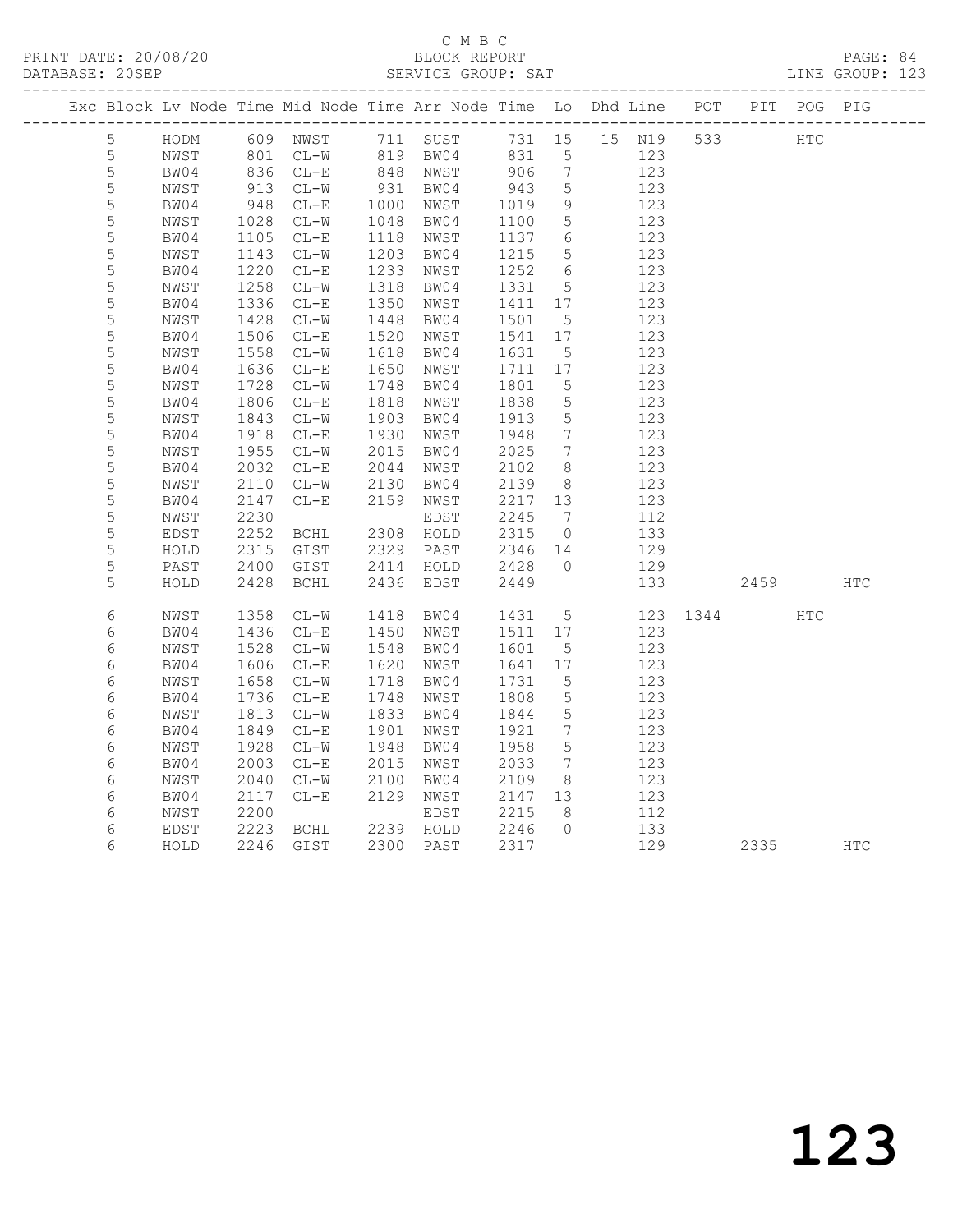C M B C
BLOCK REPORT
SERVICE GROUP: SAT

PRINT DATE: 20/08/20
DATABASE: 20SEP
LINE GROUP: 123

| Exc | Block | Lv | Node | Time | Mid Node | Time | Arr Node | Time | Lo | Dhd | Line | POT | PIT | POG | PIG |
|---|---|---|---|---|---|---|---|---|---|---|---|---|---|---|---|
| | 5 | | HODM | 609 | NWST | 711 | SUST | 731 | 15 | 15 | N19 | 533 | | HTC | |
| | 5 | | NWST | 801 | CL-W | 819 | BW04 | 831 | 5 | | 123 | | | | |
| | 5 | | BW04 | 836 | CL-E | 848 | NWST | 906 | 7 | | 123 | | | | |
| | 5 | | NWST | 913 | CL-W | 931 | BW04 | 943 | 5 | | 123 | | | | |
| | 5 | | BW04 | 948 | CL-E | 1000 | NWST | 1019 | 9 | | 123 | | | | |
| | 5 | | NWST | 1028 | CL-W | 1048 | BW04 | 1100 | 5 | | 123 | | | | |
| | 5 | | BW04 | 1105 | CL-E | 1118 | NWST | 1137 | 6 | | 123 | | | | |
| | 5 | | NWST | 1143 | CL-W | 1203 | BW04 | 1215 | 5 | | 123 | | | | |
| | 5 | | BW04 | 1220 | CL-E | 1233 | NWST | 1252 | 6 | | 123 | | | | |
| | 5 | | NWST | 1258 | CL-W | 1318 | BW04 | 1331 | 5 | | 123 | | | | |
| | 5 | | BW04 | 1336 | CL-E | 1350 | NWST | 1411 | 17 | | 123 | | | | |
| | 5 | | NWST | 1428 | CL-W | 1448 | BW04 | 1501 | 5 | | 123 | | | | |
| | 5 | | BW04 | 1506 | CL-E | 1520 | NWST | 1541 | 17 | | 123 | | | | |
| | 5 | | NWST | 1558 | CL-W | 1618 | BW04 | 1631 | 5 | | 123 | | | | |
| | 5 | | BW04 | 1636 | CL-E | 1650 | NWST | 1711 | 17 | | 123 | | | | |
| | 5 | | NWST | 1728 | CL-W | 1748 | BW04 | 1801 | 5 | | 123 | | | | |
| | 5 | | BW04 | 1806 | CL-E | 1818 | NWST | 1838 | 5 | | 123 | | | | |
| | 5 | | NWST | 1843 | CL-W | 1903 | BW04 | 1913 | 5 | | 123 | | | | |
| | 5 | | BW04 | 1918 | CL-E | 1930 | NWST | 1948 | 7 | | 123 | | | | |
| | 5 | | NWST | 1955 | CL-W | 2015 | BW04 | 2025 | 7 | | 123 | | | | |
| | 5 | | BW04 | 2032 | CL-E | 2044 | NWST | 2102 | 8 | | 123 | | | | |
| | 5 | | NWST | 2110 | CL-W | 2130 | BW04 | 2139 | 8 | | 123 | | | | |
| | 5 | | BW04 | 2147 | CL-E | 2159 | NWST | 2217 | 13 | | 123 | | | | |
| | 5 | | NWST | 2230 | | | EDST | 2245 | 7 | | 112 | | | | |
| | 5 | | EDST | 2252 | BCHL | 2308 | HOLD | 2315 | 0 | | 133 | | | | |
| | 5 | | HOLD | 2315 | GIST | 2329 | PAST | 2346 | 14 | | 129 | | | | |
| | 5 | | PAST | 2400 | GIST | 2414 | HOLD | 2428 | 0 | | 129 | | | | |
| | 5 | | HOLD | 2428 | BCHL | 2436 | EDST | 2449 | | | 133 | | 2459 | | HTC |
| | 6 | | NWST | 1358 | CL-W | 1418 | BW04 | 1431 | 5 | | 123 | 1344 | | HTC | |
| | 6 | | BW04 | 1436 | CL-E | 1450 | NWST | 1511 | 17 | | 123 | | | | |
| | 6 | | NWST | 1528 | CL-W | 1548 | BW04 | 1601 | 5 | | 123 | | | | |
| | 6 | | BW04 | 1606 | CL-E | 1620 | NWST | 1641 | 17 | | 123 | | | | |
| | 6 | | NWST | 1658 | CL-W | 1718 | BW04 | 1731 | 5 | | 123 | | | | |
| | 6 | | BW04 | 1736 | CL-E | 1748 | NWST | 1808 | 5 | | 123 | | | | |
| | 6 | | NWST | 1813 | CL-W | 1833 | BW04 | 1844 | 5 | | 123 | | | | |
| | 6 | | BW04 | 1849 | CL-E | 1901 | NWST | 1921 | 7 | | 123 | | | | |
| | 6 | | NWST | 1928 | CL-W | 1948 | BW04 | 1958 | 5 | | 123 | | | | |
| | 6 | | BW04 | 2003 | CL-E | 2015 | NWST | 2033 | 7 | | 123 | | | | |
| | 6 | | NWST | 2040 | CL-W | 2100 | BW04 | 2109 | 8 | | 123 | | | | |
| | 6 | | BW04 | 2117 | CL-E | 2129 | NWST | 2147 | 13 | | 123 | | | | |
| | 6 | | NWST | 2200 | | | EDST | 2215 | 8 | | 112 | | | | |
| | 6 | | EDST | 2223 | BCHL | 2239 | HOLD | 2246 | 0 | | 133 | | | | |
| | 6 | | HOLD | 2246 | GIST | 2300 | PAST | 2317 | | | 129 | | 2335 | | HTC |

# 123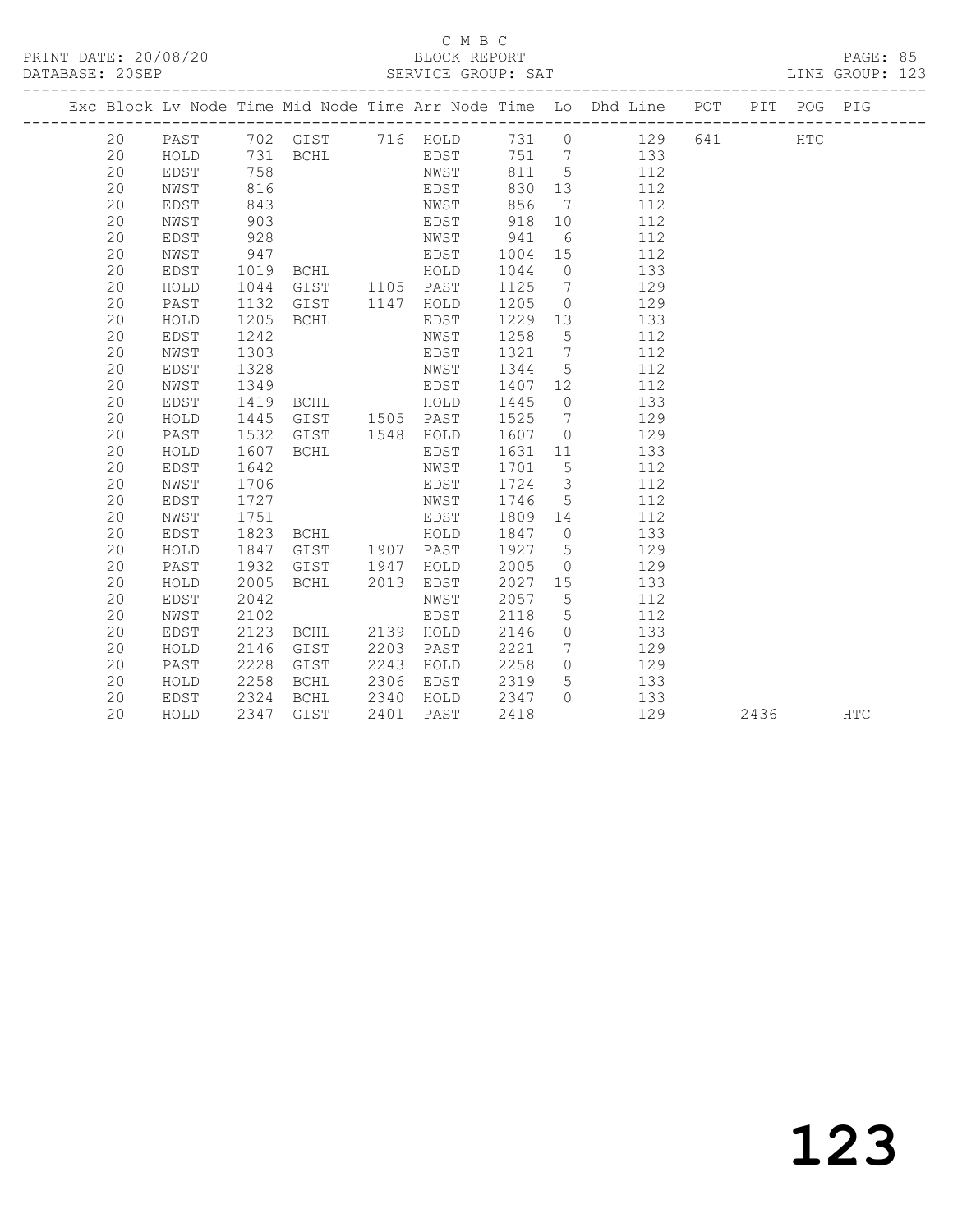C M B C
PRINT DATE: 20/08/20 BLOCK REPORT PAGE: 85
DATABASE: 20SEP SERVICE GROUP: SAT LINE GROUP: 123

| Exc | Block | Lv | Node | Time | Mid Node | Time | Arr Node | Time | Lo | Dhd Line | POT | PIT | POG | PIG |
|---|---|---|---|---|---|---|---|---|---|---|---|---|---|---|
| | 20 | | PAST | 702 | GIST | 716 | HOLD | 731 | 0 | 129 | 641 | | HTC | |
| | 20 | | HOLD | 731 | BCHL | | EDST | 751 | 7 | 133 | | | | |
| | 20 | | EDST | 758 | | | NWST | 811 | 5 | 112 | | | | |
| | 20 | | NWST | 816 | | | EDST | 830 | 13 | 112 | | | | |
| | 20 | | EDST | 843 | | | NWST | 856 | 7 | 112 | | | | |
| | 20 | | NWST | 903 | | | EDST | 918 | 10 | 112 | | | | |
| | 20 | | EDST | 928 | | | NWST | 941 | 6 | 112 | | | | |
| | 20 | | NWST | 947 | | | EDST | 1004 | 15 | 112 | | | | |
| | 20 | | EDST | 1019 | BCHL | | HOLD | 1044 | 0 | 133 | | | | |
| | 20 | | HOLD | 1044 | GIST | 1105 | PAST | 1125 | 7 | 129 | | | | |
| | 20 | | PAST | 1132 | GIST | 1147 | HOLD | 1205 | 0 | 129 | | | | |
| | 20 | | HOLD | 1205 | BCHL | | EDST | 1229 | 13 | 133 | | | | |
| | 20 | | EDST | 1242 | | | NWST | 1258 | 5 | 112 | | | | |
| | 20 | | NWST | 1303 | | | EDST | 1321 | 7 | 112 | | | | |
| | 20 | | EDST | 1328 | | | NWST | 1344 | 5 | 112 | | | | |
| | 20 | | NWST | 1349 | | | EDST | 1407 | 12 | 112 | | | | |
| | 20 | | EDST | 1419 | BCHL | | HOLD | 1445 | 0 | 133 | | | | |
| | 20 | | HOLD | 1445 | GIST | 1505 | PAST | 1525 | 7 | 129 | | | | |
| | 20 | | PAST | 1532 | GIST | 1548 | HOLD | 1607 | 0 | 129 | | | | |
| | 20 | | HOLD | 1607 | BCHL | | EDST | 1631 | 11 | 133 | | | | |
| | 20 | | EDST | 1642 | | | NWST | 1701 | 5 | 112 | | | | |
| | 20 | | NWST | 1706 | | | EDST | 1724 | 3 | 112 | | | | |
| | 20 | | EDST | 1727 | | | NWST | 1746 | 5 | 112 | | | | |
| | 20 | | NWST | 1751 | | | EDST | 1809 | 14 | 112 | | | | |
| | 20 | | EDST | 1823 | BCHL | | HOLD | 1847 | 0 | 133 | | | | |
| | 20 | | HOLD | 1847 | GIST | 1907 | PAST | 1927 | 5 | 129 | | | | |
| | 20 | | PAST | 1932 | GIST | 1947 | HOLD | 2005 | 0 | 129 | | | | |
| | 20 | | HOLD | 2005 | BCHL | 2013 | EDST | 2027 | 15 | 133 | | | | |
| | 20 | | EDST | 2042 | | | NWST | 2057 | 5 | 112 | | | | |
| | 20 | | NWST | 2102 | | | EDST | 2118 | 5 | 112 | | | | |
| | 20 | | EDST | 2123 | BCHL | 2139 | HOLD | 2146 | 0 | 133 | | | | |
| | 20 | | HOLD | 2146 | GIST | 2203 | PAST | 2221 | 7 | 129 | | | | |
| | 20 | | PAST | 2228 | GIST | 2243 | HOLD | 2258 | 0 | 129 | | | | |
| | 20 | | HOLD | 2258 | BCHL | 2306 | EDST | 2319 | 5 | 133 | | | | |
| | 20 | | EDST | 2324 | BCHL | 2340 | HOLD | 2347 | 0 | 133 | | | | |
| | 20 | | HOLD | 2347 | GIST | 2401 | PAST | 2418 | | 129 | | 2436 | | HTC |

123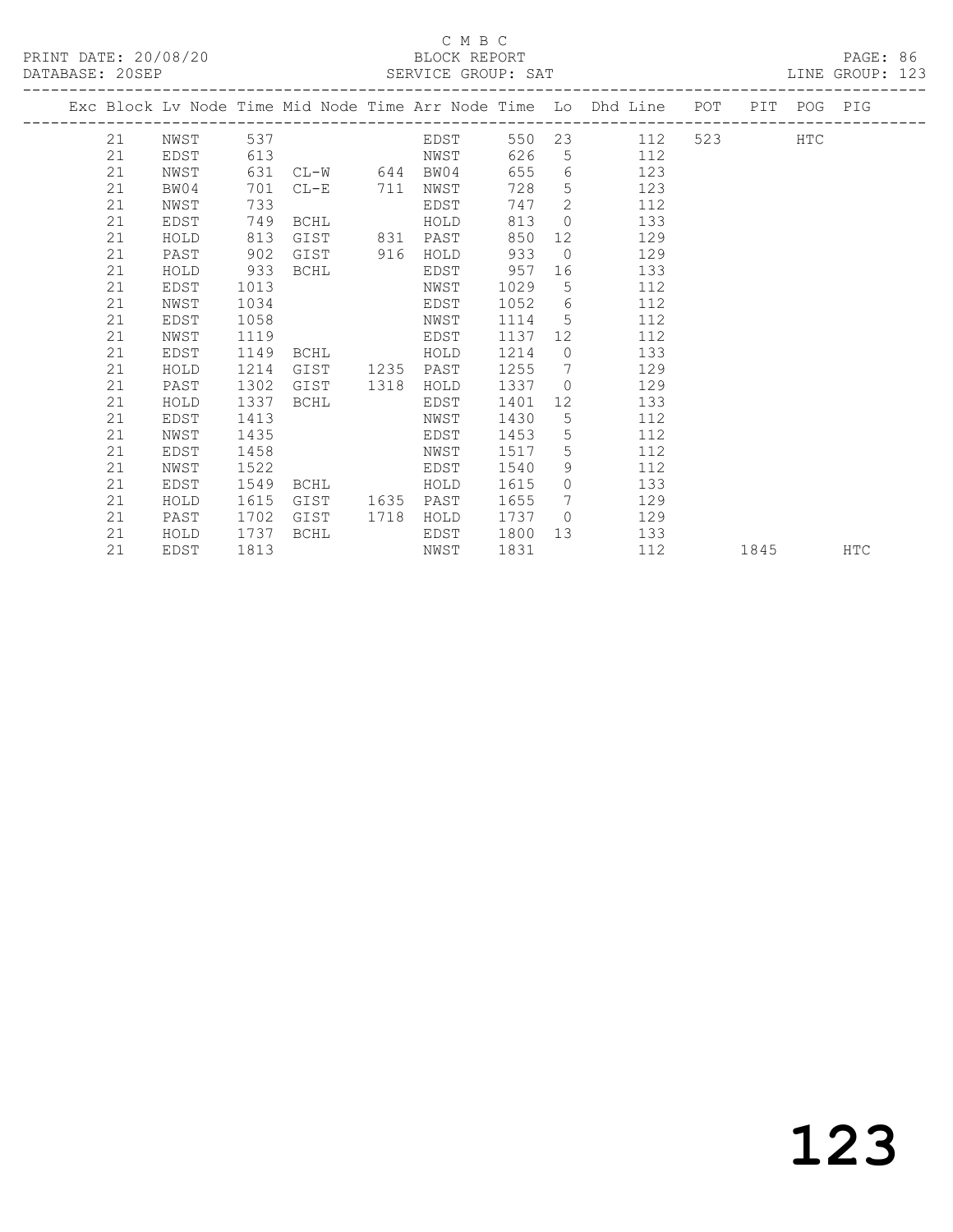C M B C

PRINT DATE: 20/08/20 BLOCK REPORT

DATABASE: 20SEP SERVICE GROUP: SAT LINE GROUP: 123

| Exc | Block | Lv | Node | Time | Mid Node | Time | Arr Node | Time | Lo | Dhd Line | POT | PIT | POG | PIG |
|---|---|---|---|---|---|---|---|---|---|---|---|---|---|---|
| | 21 | | NWST | 537 | | | EDST | 550 | 23 | 112 | 523 | | HTC | |
| | 21 | | EDST | 613 | | | NWST | 626 | 5 | 112 | | | | |
| | 21 | | NWST | 631 | CL-W | 644 | BW04 | 655 | 6 | 123 | | | | |
| | 21 | | BW04 | 701 | CL-E | 711 | NWST | 728 | 5 | 123 | | | | |
| | 21 | | NWST | 733 | | | EDST | 747 | 2 | 112 | | | | |
| | 21 | | EDST | 749 | BCHL | | HOLD | 813 | 0 | 133 | | | | |
| | 21 | | HOLD | 813 | GIST | 831 | PAST | 850 | 12 | 129 | | | | |
| | 21 | | PAST | 902 | GIST | 916 | HOLD | 933 | 0 | 129 | | | | |
| | 21 | | HOLD | 933 | BCHL | | EDST | 957 | 16 | 133 | | | | |
| | 21 | | EDST | 1013 | | | NWST | 1029 | 5 | 112 | | | | |
| | 21 | | NWST | 1034 | | | EDST | 1052 | 6 | 112 | | | | |
| | 21 | | EDST | 1058 | | | NWST | 1114 | 5 | 112 | | | | |
| | 21 | | NWST | 1119 | | | EDST | 1137 | 12 | 112 | | | | |
| | 21 | | EDST | 1149 | BCHL | | HOLD | 1214 | 0 | 133 | | | | |
| | 21 | | HOLD | 1214 | GIST | 1235 | PAST | 1255 | 7 | 129 | | | | |
| | 21 | | PAST | 1302 | GIST | 1318 | HOLD | 1337 | 0 | 129 | | | | |
| | 21 | | HOLD | 1337 | BCHL | | EDST | 1401 | 12 | 133 | | | | |
| | 21 | | EDST | 1413 | | | NWST | 1430 | 5 | 112 | | | | |
| | 21 | | NWST | 1435 | | | EDST | 1453 | 5 | 112 | | | | |
| | 21 | | EDST | 1458 | | | NWST | 1517 | 5 | 112 | | | | |
| | 21 | | NWST | 1522 | | | EDST | 1540 | 9 | 112 | | | | |
| | 21 | | EDST | 1549 | BCHL | | HOLD | 1615 | 0 | 133 | | | | |
| | 21 | | HOLD | 1615 | GIST | 1635 | PAST | 1655 | 7 | 129 | | | | |
| | 21 | | PAST | 1702 | GIST | 1718 | HOLD | 1737 | 0 | 129 | | | | |
| | 21 | | HOLD | 1737 | BCHL | | EDST | 1800 | 13 | 133 | | | | |
| | 21 | | EDST | 1813 | | | NWST | 1831 | | 112 | | 1845 | | HTC |

# 123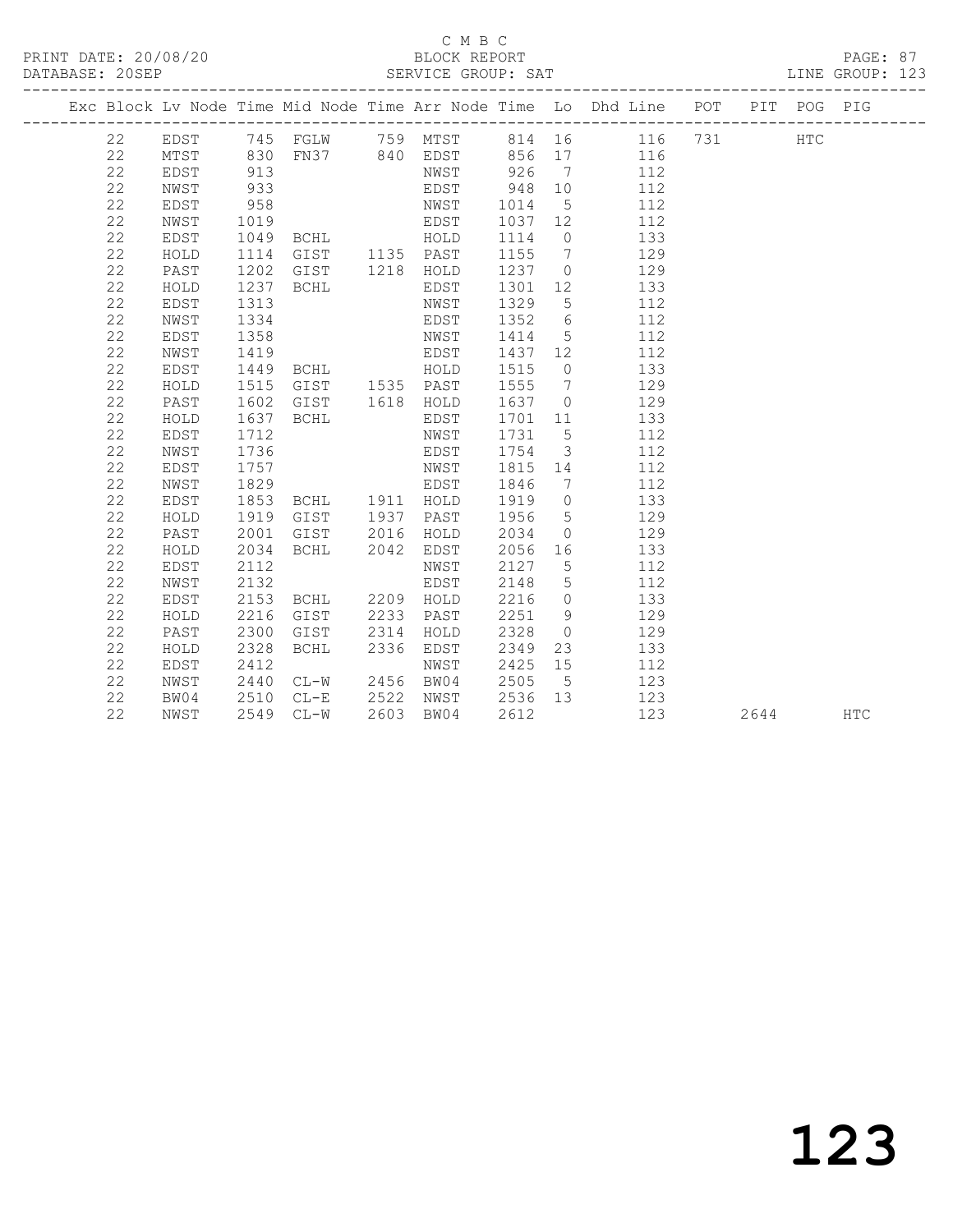C M B C

PRINT DATE: 20/08/20 BLOCK REPORT

DATABASE: 20SEP SERVICE GROUP: SAT LINE GROUP: 123

| Exc | Block | Lv | Node | Time | Mid Node | Time | Arr Node | Time | Lo | Dhd Line | POT | PIT | POG | PIG |
|---|---|---|---|---|---|---|---|---|---|---|---|---|---|---|
| | 22 | | EDST | 745 | FGLW | 759 | MTST | 814 | 16 | 116 | 731 | | HTC | |
| | 22 | | MTST | 830 | FN37 | 840 | EDST | 856 | 17 | 116 | | | | |
| | 22 | | EDST | 913 | | | NWST | 926 | 7 | 112 | | | | |
| | 22 | | NWST | 933 | | | EDST | 948 | 10 | 112 | | | | |
| | 22 | | EDST | 958 | | | NWST | 1014 | 5 | 112 | | | | |
| | 22 | | NWST | 1019 | | | EDST | 1037 | 12 | 112 | | | | |
| | 22 | | EDST | 1049 | BCHL | | HOLD | 1114 | 0 | 133 | | | | |
| | 22 | | HOLD | 1114 | GIST | 1135 | PAST | 1155 | 7 | 129 | | | | |
| | 22 | | PAST | 1202 | GIST | 1218 | HOLD | 1237 | 0 | 129 | | | | |
| | 22 | | HOLD | 1237 | BCHL | | EDST | 1301 | 12 | 133 | | | | |
| | 22 | | EDST | 1313 | | | NWST | 1329 | 5 | 112 | | | | |
| | 22 | | NWST | 1334 | | | EDST | 1352 | 6 | 112 | | | | |
| | 22 | | EDST | 1358 | | | NWST | 1414 | 5 | 112 | | | | |
| | 22 | | NWST | 1419 | | | EDST | 1437 | 12 | 112 | | | | |
| | 22 | | EDST | 1449 | BCHL | | HOLD | 1515 | 0 | 133 | | | | |
| | 22 | | HOLD | 1515 | GIST | 1535 | PAST | 1555 | 7 | 129 | | | | |
| | 22 | | PAST | 1602 | GIST | 1618 | HOLD | 1637 | 0 | 129 | | | | |
| | 22 | | HOLD | 1637 | BCHL | | EDST | 1701 | 11 | 133 | | | | |
| | 22 | | EDST | 1712 | | | NWST | 1731 | 5 | 112 | | | | |
| | 22 | | NWST | 1736 | | | EDST | 1754 | 3 | 112 | | | | |
| | 22 | | EDST | 1757 | | | NWST | 1815 | 14 | 112 | | | | |
| | 22 | | NWST | 1829 | | | EDST | 1846 | 7 | 112 | | | | |
| | 22 | | EDST | 1853 | BCHL | 1911 | HOLD | 1919 | 0 | 133 | | | | |
| | 22 | | HOLD | 1919 | GIST | 1937 | PAST | 1956 | 5 | 129 | | | | |
| | 22 | | PAST | 2001 | GIST | 2016 | HOLD | 2034 | 0 | 129 | | | | |
| | 22 | | HOLD | 2034 | BCHL | 2042 | EDST | 2056 | 16 | 133 | | | | |
| | 22 | | EDST | 2112 | | | NWST | 2127 | 5 | 112 | | | | |
| | 22 | | NWST | 2132 | | | EDST | 2148 | 5 | 112 | | | | |
| | 22 | | EDST | 2153 | BCHL | 2209 | HOLD | 2216 | 0 | 133 | | | | |
| | 22 | | HOLD | 2216 | GIST | 2233 | PAST | 2251 | 9 | 129 | | | | |
| | 22 | | PAST | 2300 | GIST | 2314 | HOLD | 2328 | 0 | 129 | | | | |
| | 22 | | HOLD | 2328 | BCHL | 2336 | EDST | 2349 | 23 | 133 | | | | |
| | 22 | | EDST | 2412 | | | NWST | 2425 | 15 | 112 | | | | |
| | 22 | | NWST | 2440 | CL-W | 2456 | BW04 | 2505 | 5 | 123 | | | | |
| | 22 | | BW04 | 2510 | CL-E | 2522 | NWST | 2536 | 13 | 123 | | | | |
| | 22 | | NWST | 2549 | CL-W | 2603 | BW04 | 2612 | | 123 | | 2644 | | HTC |

123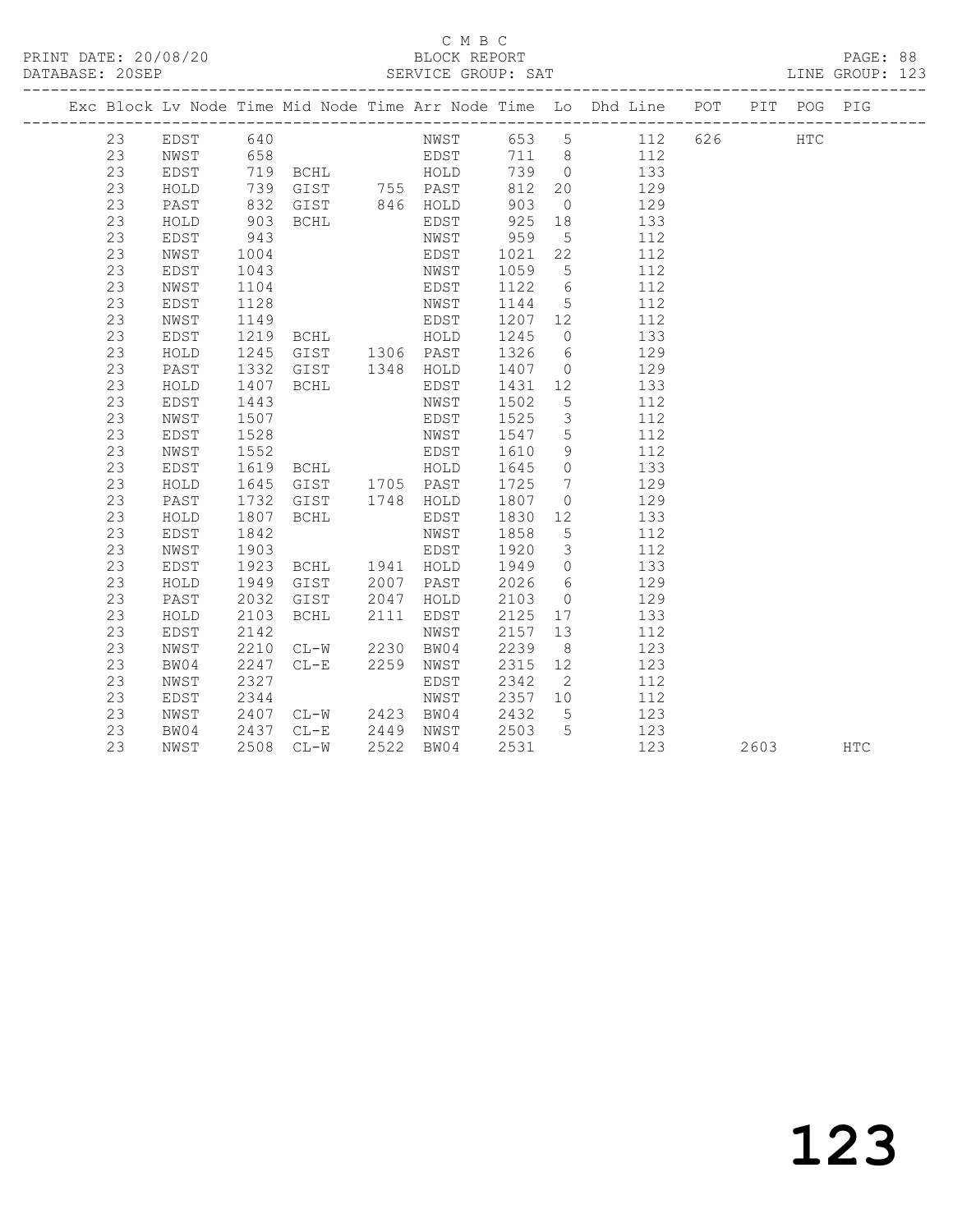C M B C

PRINT DATE: 20/08/20 BLOCK REPORT PAGE: 88
DATABASE: 20SEP SERVICE GROUP: SAT LINE GROUP: 123

| Exc | Block | Lv | Node | Time | Mid Node | Time | Arr Node | Time | Lo | Dhd Line | POT | PIT | POG | PIG |
|---|---|---|---|---|---|---|---|---|---|---|---|---|---|---|
| | 23 | | EDST | 640 | | | NWST | 653 | 5 | 112 | 626 | | HTC | |
| | 23 | | NWST | 658 | | | EDST | 711 | 8 | 112 | | | | |
| | 23 | | EDST | 719 | BCHL | | HOLD | 739 | 0 | 133 | | | | |
| | 23 | | HOLD | 739 | GIST | 755 | PAST | 812 | 20 | 129 | | | | |
| | 23 | | PAST | 832 | GIST | 846 | HOLD | 903 | 0 | 129 | | | | |
| | 23 | | HOLD | 903 | BCHL | | EDST | 925 | 18 | 133 | | | | |
| | 23 | | EDST | 943 | | | NWST | 959 | 5 | 112 | | | | |
| | 23 | | NWST | 1004 | | | EDST | 1021 | 22 | 112 | | | | |
| | 23 | | EDST | 1043 | | | NWST | 1059 | 5 | 112 | | | | |
| | 23 | | NWST | 1104 | | | EDST | 1122 | 6 | 112 | | | | |
| | 23 | | EDST | 1128 | | | NWST | 1144 | 5 | 112 | | | | |
| | 23 | | NWST | 1149 | | | EDST | 1207 | 12 | 112 | | | | |
| | 23 | | EDST | 1219 | BCHL | | HOLD | 1245 | 0 | 133 | | | | |
| | 23 | | HOLD | 1245 | GIST | 1306 | PAST | 1326 | 6 | 129 | | | | |
| | 23 | | PAST | 1332 | GIST | 1348 | HOLD | 1407 | 0 | 129 | | | | |
| | 23 | | HOLD | 1407 | BCHL | | EDST | 1431 | 12 | 133 | | | | |
| | 23 | | EDST | 1443 | | | NWST | 1502 | 5 | 112 | | | | |
| | 23 | | NWST | 1507 | | | EDST | 1525 | 3 | 112 | | | | |
| | 23 | | EDST | 1528 | | | NWST | 1547 | 5 | 112 | | | | |
| | 23 | | NWST | 1552 | | | EDST | 1610 | 9 | 112 | | | | |
| | 23 | | EDST | 1619 | BCHL | | HOLD | 1645 | 0 | 133 | | | | |
| | 23 | | HOLD | 1645 | GIST | 1705 | PAST | 1725 | 7 | 129 | | | | |
| | 23 | | PAST | 1732 | GIST | 1748 | HOLD | 1807 | 0 | 129 | | | | |
| | 23 | | HOLD | 1807 | BCHL | | EDST | 1830 | 12 | 133 | | | | |
| | 23 | | EDST | 1842 | | | NWST | 1858 | 5 | 112 | | | | |
| | 23 | | NWST | 1903 | | | EDST | 1920 | 3 | 112 | | | | |
| | 23 | | EDST | 1923 | BCHL | 1941 | HOLD | 1949 | 0 | 133 | | | | |
| | 23 | | HOLD | 1949 | GIST | 2007 | PAST | 2026 | 6 | 129 | | | | |
| | 23 | | PAST | 2032 | GIST | 2047 | HOLD | 2103 | 0 | 129 | | | | |
| | 23 | | HOLD | 2103 | BCHL | 2111 | EDST | 2125 | 17 | 133 | | | | |
| | 23 | | EDST | 2142 | | | NWST | 2157 | 13 | 112 | | | | |
| | 23 | | NWST | 2210 | CL-W | 2230 | BW04 | 2239 | 8 | 123 | | | | |
| | 23 | | BW04 | 2247 | CL-E | 2259 | NWST | 2315 | 12 | 123 | | | | |
| | 23 | | NWST | 2327 | | | EDST | 2342 | 2 | 112 | | | | |
| | 23 | | EDST | 2344 | | | NWST | 2357 | 10 | 112 | | | | |
| | 23 | | NWST | 2407 | CL-W | 2423 | BW04 | 2432 | 5 | 123 | | | | |
| | 23 | | BW04 | 2437 | CL-E | 2449 | NWST | 2503 | 5 | 123 | | | | |
| | 23 | | NWST | 2508 | CL-W | 2522 | BW04 | 2531 | | 123 | | 2603 | | HTC |

# 123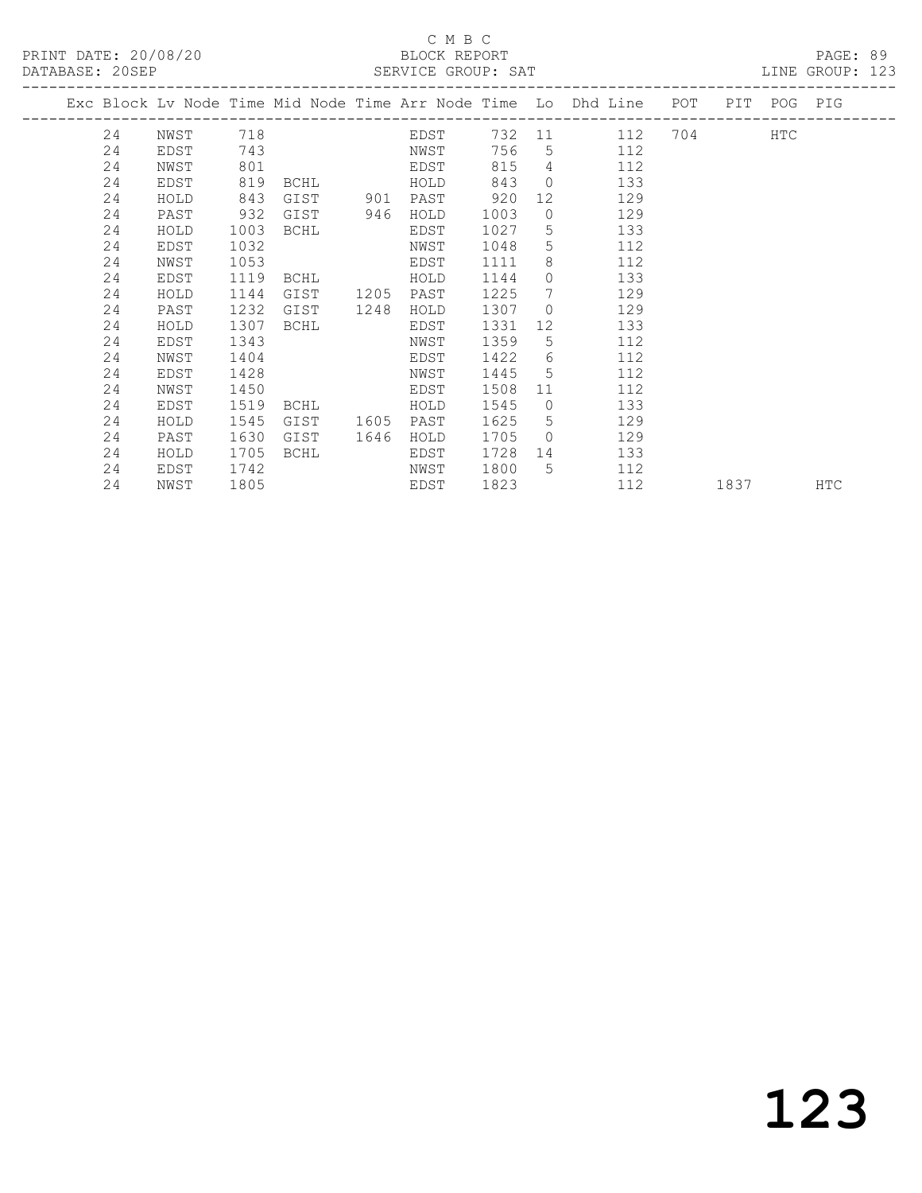C M B C

PRINT DATE: 20/08/20 BLOCK REPORT

DATABASE: 20SEP SERVICE GROUP: SAT LINE GROUP: 123

| Exc | Block | Lv | Node | Time | Mid Node | Time | Arr Node | Time | Lo | Dhd Line | POT | PIT | POG | PIG |
|---|---|---|---|---|---|---|---|---|---|---|---|---|---|---|
| | 24 | | NWST | 718 | | | EDST | 732 | 11 | 112 | 704 | | HTC | |
| | 24 | | EDST | 743 | | | NWST | 756 | 5 | 112 | | | | |
| | 24 | | NWST | 801 | | | EDST | 815 | 4 | 112 | | | | |
| | 24 | | EDST | 819 | BCHL | | HOLD | 843 | 0 | 133 | | | | |
| | 24 | | HOLD | 843 | GIST | 901 | PAST | 920 | 12 | 129 | | | | |
| | 24 | | PAST | 932 | GIST | 946 | HOLD | 1003 | 0 | 129 | | | | |
| | 24 | | HOLD | 1003 | BCHL | | EDST | 1027 | 5 | 133 | | | | |
| | 24 | | EDST | 1032 | | | NWST | 1048 | 5 | 112 | | | | |
| | 24 | | NWST | 1053 | | | EDST | 1111 | 8 | 112 | | | | |
| | 24 | | EDST | 1119 | BCHL | | HOLD | 1144 | 0 | 133 | | | | |
| | 24 | | HOLD | 1144 | GIST | 1205 | PAST | 1225 | 7 | 129 | | | | |
| | 24 | | PAST | 1232 | GIST | 1248 | HOLD | 1307 | 0 | 129 | | | | |
| | 24 | | HOLD | 1307 | BCHL | | EDST | 1331 | 12 | 133 | | | | |
| | 24 | | EDST | 1343 | | | NWST | 1359 | 5 | 112 | | | | |
| | 24 | | NWST | 1404 | | | EDST | 1422 | 6 | 112 | | | | |
| | 24 | | EDST | 1428 | | | NWST | 1445 | 5 | 112 | | | | |
| | 24 | | NWST | 1450 | | | EDST | 1508 | 11 | 112 | | | | |
| | 24 | | EDST | 1519 | BCHL | | HOLD | 1545 | 0 | 133 | | | | |
| | 24 | | HOLD | 1545 | GIST | 1605 | PAST | 1625 | 5 | 129 | | | | |
| | 24 | | PAST | 1630 | GIST | 1646 | HOLD | 1705 | 0 | 129 | | | | |
| | 24 | | HOLD | 1705 | BCHL | | EDST | 1728 | 14 | 133 | | | | |
| | 24 | | EDST | 1742 | | | NWST | 1800 | 5 | 112 | | | | |
| | 24 | | NWST | 1805 | | | EDST | 1823 | | 112 | | 1837 | | HTC |

123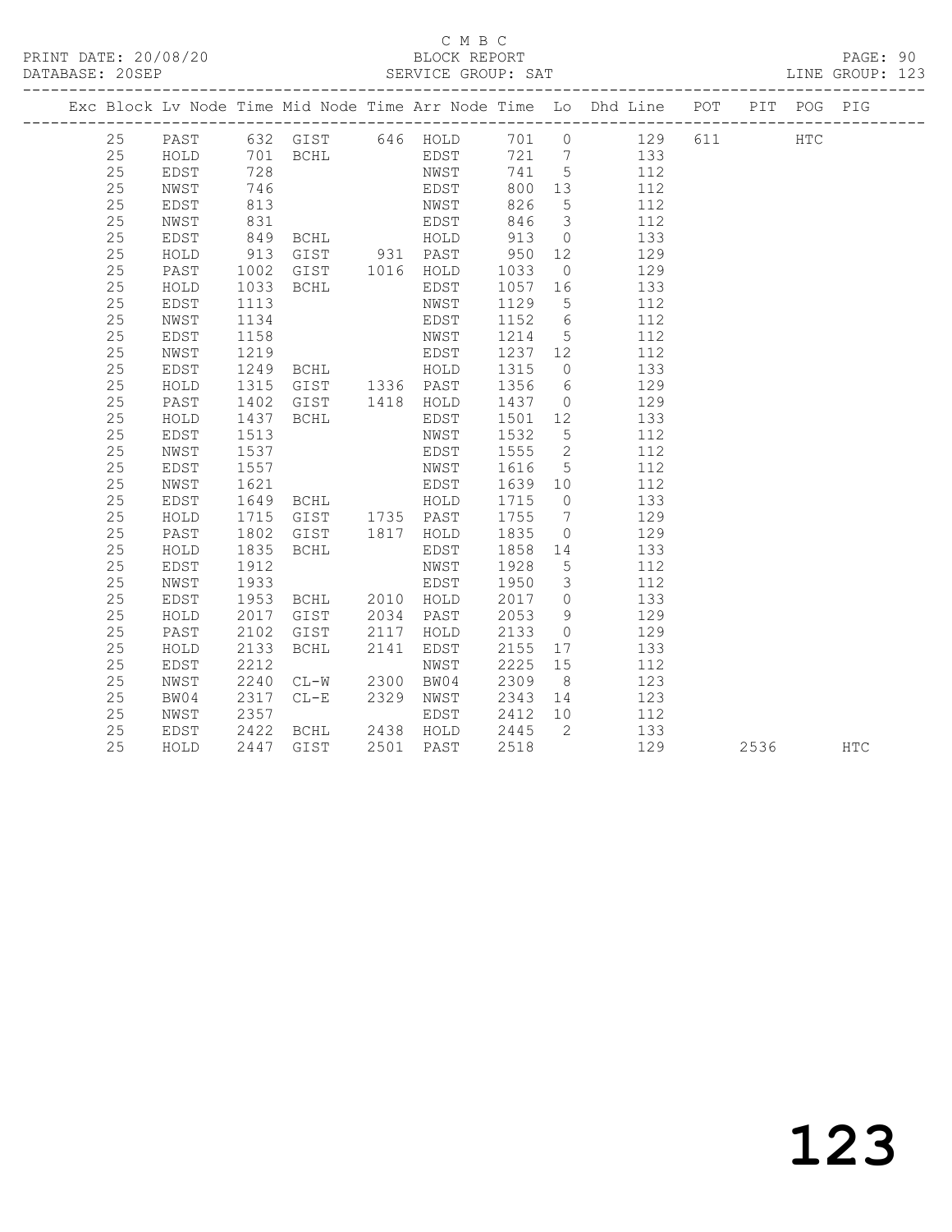C M B C
PRINT DATE: 20/08/20 BLOCK REPORT PAGE: 90
DATABASE: 20SEP SERVICE GROUP: SAT LINE GROUP: 123

| Exc | Block | Lv | Node | Time | Mid Node | Time | Arr Node | Time | Lo | Dhd Line | POT | PIT | POG | PIG |
|---|---|---|---|---|---|---|---|---|---|---|---|---|---|---|
| | 25 | | PAST | 632 | GIST | 646 | HOLD | 701 | 0 | 129 | 611 | | HTC | |
| | 25 | | HOLD | 701 | BCHL | | EDST | 721 | 7 | 133 | | | | |
| | 25 | | EDST | 728 | | | NWST | 741 | 5 | 112 | | | | |
| | 25 | | NWST | 746 | | | EDST | 800 | 13 | 112 | | | | |
| | 25 | | EDST | 813 | | | NWST | 826 | 5 | 112 | | | | |
| | 25 | | NWST | 831 | | | EDST | 846 | 3 | 112 | | | | |
| | 25 | | EDST | 849 | BCHL | | HOLD | 913 | 0 | 133 | | | | |
| | 25 | | HOLD | 913 | GIST | 931 | PAST | 950 | 12 | 129 | | | | |
| | 25 | | PAST | 1002 | GIST | 1016 | HOLD | 1033 | 0 | 129 | | | | |
| | 25 | | HOLD | 1033 | BCHL | | EDST | 1057 | 16 | 133 | | | | |
| | 25 | | EDST | 1113 | | | NWST | 1129 | 5 | 112 | | | | |
| | 25 | | NWST | 1134 | | | EDST | 1152 | 6 | 112 | | | | |
| | 25 | | EDST | 1158 | | | NWST | 1214 | 5 | 112 | | | | |
| | 25 | | NWST | 1219 | | | EDST | 1237 | 12 | 112 | | | | |
| | 25 | | EDST | 1249 | BCHL | | HOLD | 1315 | 0 | 133 | | | | |
| | 25 | | HOLD | 1315 | GIST | 1336 | PAST | 1356 | 6 | 129 | | | | |
| | 25 | | PAST | 1402 | GIST | 1418 | HOLD | 1437 | 0 | 129 | | | | |
| | 25 | | HOLD | 1437 | BCHL | | EDST | 1501 | 12 | 133 | | | | |
| | 25 | | EDST | 1513 | | | NWST | 1532 | 5 | 112 | | | | |
| | 25 | | NWST | 1537 | | | EDST | 1555 | 2 | 112 | | | | |
| | 25 | | EDST | 1557 | | | NWST | 1616 | 5 | 112 | | | | |
| | 25 | | NWST | 1621 | | | EDST | 1639 | 10 | 112 | | | | |
| | 25 | | EDST | 1649 | BCHL | | HOLD | 1715 | 0 | 133 | | | | |
| | 25 | | HOLD | 1715 | GIST | 1735 | PAST | 1755 | 7 | 129 | | | | |
| | 25 | | PAST | 1802 | GIST | 1817 | HOLD | 1835 | 0 | 129 | | | | |
| | 25 | | HOLD | 1835 | BCHL | | EDST | 1858 | 14 | 133 | | | | |
| | 25 | | EDST | 1912 | | | NWST | 1928 | 5 | 112 | | | | |
| | 25 | | NWST | 1933 | | | EDST | 1950 | 3 | 112 | | | | |
| | 25 | | EDST | 1953 | BCHL | 2010 | HOLD | 2017 | 0 | 133 | | | | |
| | 25 | | HOLD | 2017 | GIST | 2034 | PAST | 2053 | 9 | 129 | | | | |
| | 25 | | PAST | 2102 | GIST | 2117 | HOLD | 2133 | 0 | 129 | | | | |
| | 25 | | HOLD | 2133 | BCHL | 2141 | EDST | 2155 | 17 | 133 | | | | |
| | 25 | | EDST | 2212 | | | NWST | 2225 | 15 | 112 | | | | |
| | 25 | | NWST | 2240 | CL-W | 2300 | BW04 | 2309 | 8 | 123 | | | | |
| | 25 | | BW04 | 2317 | CL-E | 2329 | NWST | 2343 | 14 | 123 | | | | |
| | 25 | | NWST | 2357 | | | EDST | 2412 | 10 | 112 | | | | |
| | 25 | | EDST | 2422 | BCHL | 2438 | HOLD | 2445 | 2 | 133 | | | | |
| | 25 | | HOLD | 2447 | GIST | 2501 | PAST | 2518 | | 129 | | 2536 | | HTC |

123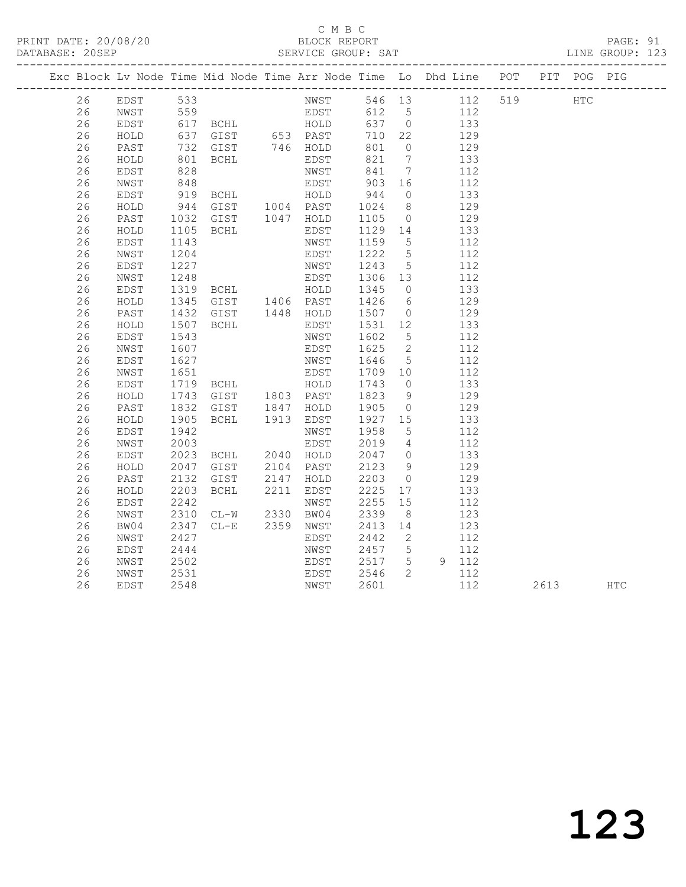C M B C

PRINT DATE: 20/08/20 BLOCK REPORT PAGE: 91
DATABASE: 20SEP SERVICE GROUP: SAT LINE GROUP: 123

| Exc | Block | Lv | Node | Time | Mid Node | Time | Arr Node | Time | Lo | Dhd | Line | POT | PIT | POG | PIG |
|---|---|---|---|---|---|---|---|---|---|---|---|---|---|---|---|
| | 26 | | EDST | 533 | | | NWST | 546 | 13 | | 112 | 519 | | HTC | |
| | 26 | | NWST | 559 | | | EDST | 612 | 5 | | 112 | | | | |
| | 26 | | EDST | 617 | BCHL | | HOLD | 637 | 0 | | 133 | | | | |
| | 26 | | HOLD | 637 | GIST | 653 | PAST | 710 | 22 | | 129 | | | | |
| | 26 | | PAST | 732 | GIST | 746 | HOLD | 801 | 0 | | 129 | | | | |
| | 26 | | HOLD | 801 | BCHL | | EDST | 821 | 7 | | 133 | | | | |
| | 26 | | EDST | 828 | | | NWST | 841 | 7 | | 112 | | | | |
| | 26 | | NWST | 848 | | | EDST | 903 | 16 | | 112 | | | | |
| | 26 | | EDST | 919 | BCHL | | HOLD | 944 | 0 | | 133 | | | | |
| | 26 | | HOLD | 944 | GIST | 1004 | PAST | 1024 | 8 | | 129 | | | | |
| | 26 | | PAST | 1032 | GIST | 1047 | HOLD | 1105 | 0 | | 129 | | | | |
| | 26 | | HOLD | 1105 | BCHL | | EDST | 1129 | 14 | | 133 | | | | |
| | 26 | | EDST | 1143 | | | NWST | 1159 | 5 | | 112 | | | | |
| | 26 | | NWST | 1204 | | | EDST | 1222 | 5 | | 112 | | | | |
| | 26 | | EDST | 1227 | | | NWST | 1243 | 5 | | 112 | | | | |
| | 26 | | NWST | 1248 | | | EDST | 1306 | 13 | | 112 | | | | |
| | 26 | | EDST | 1319 | BCHL | | HOLD | 1345 | 0 | | 133 | | | | |
| | 26 | | HOLD | 1345 | GIST | 1406 | PAST | 1426 | 6 | | 129 | | | | |
| | 26 | | PAST | 1432 | GIST | 1448 | HOLD | 1507 | 0 | | 129 | | | | |
| | 26 | | HOLD | 1507 | BCHL | | EDST | 1531 | 12 | | 133 | | | | |
| | 26 | | EDST | 1543 | | | NWST | 1602 | 5 | | 112 | | | | |
| | 26 | | NWST | 1607 | | | EDST | 1625 | 2 | | 112 | | | | |
| | 26 | | EDST | 1627 | | | NWST | 1646 | 5 | | 112 | | | | |
| | 26 | | NWST | 1651 | | | EDST | 1709 | 10 | | 112 | | | | |
| | 26 | | EDST | 1719 | BCHL | | HOLD | 1743 | 0 | | 133 | | | | |
| | 26 | | HOLD | 1743 | GIST | 1803 | PAST | 1823 | 9 | | 129 | | | | |
| | 26 | | PAST | 1832 | GIST | 1847 | HOLD | 1905 | 0 | | 129 | | | | |
| | 26 | | HOLD | 1905 | BCHL | 1913 | EDST | 1927 | 15 | | 133 | | | | |
| | 26 | | EDST | 1942 | | | NWST | 1958 | 5 | | 112 | | | | |
| | 26 | | NWST | 2003 | | | EDST | 2019 | 4 | | 112 | | | | |
| | 26 | | EDST | 2023 | BCHL | 2040 | HOLD | 2047 | 0 | | 133 | | | | |
| | 26 | | HOLD | 2047 | GIST | 2104 | PAST | 2123 | 9 | | 129 | | | | |
| | 26 | | PAST | 2132 | GIST | 2147 | HOLD | 2203 | 0 | | 129 | | | | |
| | 26 | | HOLD | 2203 | BCHL | 2211 | EDST | 2225 | 17 | | 133 | | | | |
| | 26 | | EDST | 2242 | | | NWST | 2255 | 15 | | 112 | | | | |
| | 26 | | NWST | 2310 | CL-W | 2330 | BW04 | 2339 | 8 | | 123 | | | | |
| | 26 | | BW04 | 2347 | CL-E | 2359 | NWST | 2413 | 14 | | 123 | | | | |
| | 26 | | NWST | 2427 | | | EDST | 2442 | 2 | | 112 | | | | |
| | 26 | | EDST | 2444 | | | NWST | 2457 | 5 | | 112 | | | | |
| | 26 | | NWST | 2502 | | | EDST | 2517 | 5 | 9 | 112 | | | | |
| | 26 | | NWST | 2531 | | | EDST | 2546 | 2 | | 112 | | | | |
| | 26 | | EDST | 2548 | | | NWST | 2601 | | | 112 | | 2613 | | HTC |

123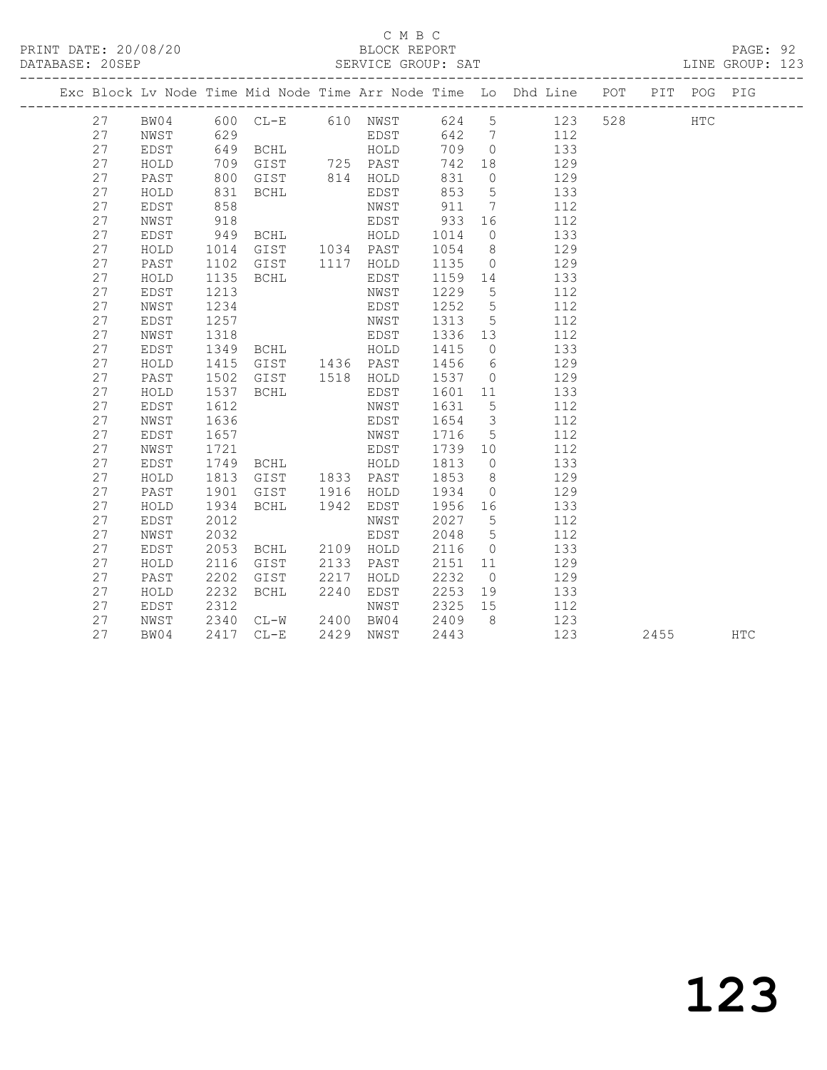C M B C

BLOCK REPORT

PRINT DATE: 20/08/20
DATABASE: 20SEP
SERVICE GROUP: SAT
LINE GROUP: 123

| Exc | Block | Lv | Node | Time | Mid Node | Time | Arr Node | Time | Lo | Dhd Line | POT | PIT | POG | PIG |
|---|---|---|---|---|---|---|---|---|---|---|---|---|---|---|
| | 27 | | BW04 | 600 | CL-E | 610 | NWST | 624 | 5 | 123 | 528 | | HTC | |
| | 27 | | NWST | 629 | | | EDST | 642 | 7 | 112 | | | | |
| | 27 | | EDST | 649 | BCHL | | HOLD | 709 | 0 | 133 | | | | |
| | 27 | | HOLD | 709 | GIST | 725 | PAST | 742 | 18 | 129 | | | | |
| | 27 | | PAST | 800 | GIST | 814 | HOLD | 831 | 0 | 129 | | | | |
| | 27 | | HOLD | 831 | BCHL | | EDST | 853 | 5 | 133 | | | | |
| | 27 | | EDST | 858 | | | NWST | 911 | 7 | 112 | | | | |
| | 27 | | NWST | 918 | | | EDST | 933 | 16 | 112 | | | | |
| | 27 | | EDST | 949 | BCHL | | HOLD | 1014 | 0 | 133 | | | | |
| | 27 | | HOLD | 1014 | GIST | 1034 | PAST | 1054 | 8 | 129 | | | | |
| | 27 | | PAST | 1102 | GIST | 1117 | HOLD | 1135 | 0 | 129 | | | | |
| | 27 | | HOLD | 1135 | BCHL | | EDST | 1159 | 14 | 133 | | | | |
| | 27 | | EDST | 1213 | | | NWST | 1229 | 5 | 112 | | | | |
| | 27 | | NWST | 1234 | | | EDST | 1252 | 5 | 112 | | | | |
| | 27 | | EDST | 1257 | | | NWST | 1313 | 5 | 112 | | | | |
| | 27 | | NWST | 1318 | | | EDST | 1336 | 13 | 112 | | | | |
| | 27 | | EDST | 1349 | BCHL | | HOLD | 1415 | 0 | 133 | | | | |
| | 27 | | HOLD | 1415 | GIST | 1436 | PAST | 1456 | 6 | 129 | | | | |
| | 27 | | PAST | 1502 | GIST | 1518 | HOLD | 1537 | 0 | 129 | | | | |
| | 27 | | HOLD | 1537 | BCHL | | EDST | 1601 | 11 | 133 | | | | |
| | 27 | | EDST | 1612 | | | NWST | 1631 | 5 | 112 | | | | |
| | 27 | | NWST | 1636 | | | EDST | 1654 | 3 | 112 | | | | |
| | 27 | | EDST | 1657 | | | NWST | 1716 | 5 | 112 | | | | |
| | 27 | | NWST | 1721 | | | EDST | 1739 | 10 | 112 | | | | |
| | 27 | | EDST | 1749 | BCHL | | HOLD | 1813 | 0 | 133 | | | | |
| | 27 | | HOLD | 1813 | GIST | 1833 | PAST | 1853 | 8 | 129 | | | | |
| | 27 | | PAST | 1901 | GIST | 1916 | HOLD | 1934 | 0 | 129 | | | | |
| | 27 | | HOLD | 1934 | BCHL | 1942 | EDST | 1956 | 16 | 133 | | | | |
| | 27 | | EDST | 2012 | | | NWST | 2027 | 5 | 112 | | | | |
| | 27 | | NWST | 2032 | | | EDST | 2048 | 5 | 112 | | | | |
| | 27 | | EDST | 2053 | BCHL | 2109 | HOLD | 2116 | 0 | 133 | | | | |
| | 27 | | HOLD | 2116 | GIST | 2133 | PAST | 2151 | 11 | 129 | | | | |
| | 27 | | PAST | 2202 | GIST | 2217 | HOLD | 2232 | 0 | 129 | | | | |
| | 27 | | HOLD | 2232 | BCHL | 2240 | EDST | 2253 | 19 | 133 | | | | |
| | 27 | | EDST | 2312 | | | NWST | 2325 | 15 | 112 | | | | |
| | 27 | | NWST | 2340 | CL-W | 2400 | BW04 | 2409 | 8 | 123 | | | | |
| | 27 | | BW04 | 2417 | CL-E | 2429 | NWST | 2443 | | 123 | | 2455 | | HTC |

123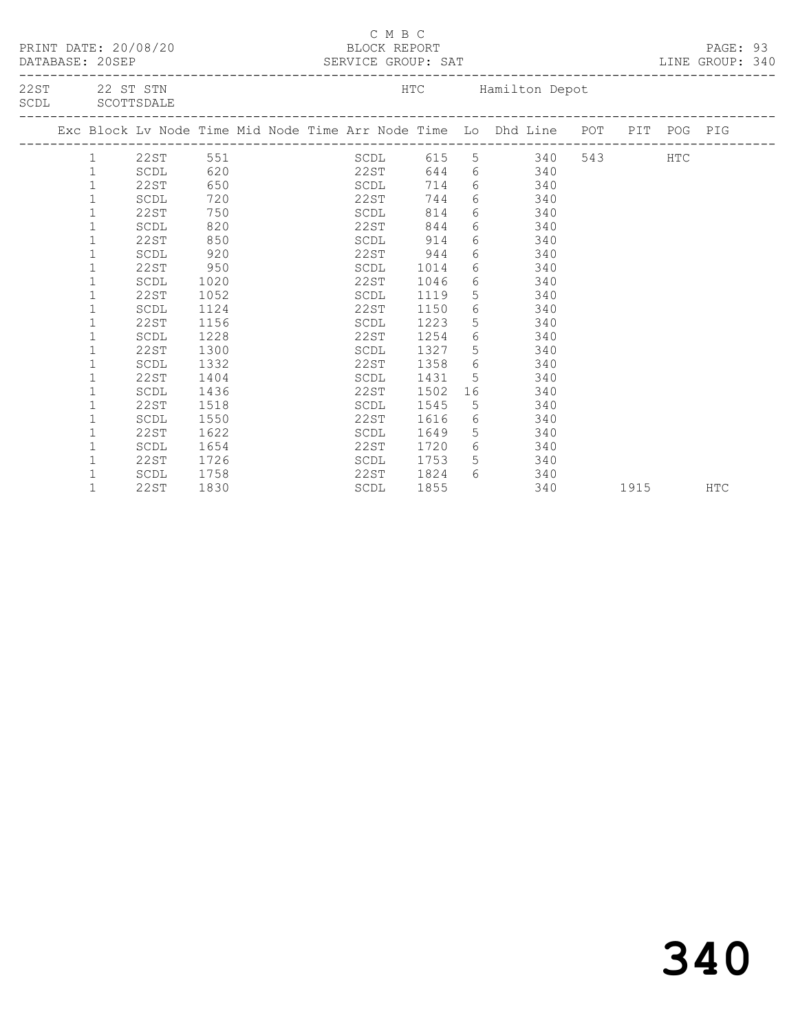PRINT DATE: 20/08/20 C M B C BLOCK REPORT
DATABASE: 20SEP SERVICE GROUP: SAT LINE GROUP: 340

22ST 22 ST STN HTC Hamilton Depot
SCDL SCOTTSDALE

| Exc | Block | Lv Node | Time | Mid Node | Time | Arr Node | Time | Lo | Dhd Line | POT | PIT | POG | PIG |
|---|---|---|---|---|---|---|---|---|---|---|---|---|---|
| | 1 | 22ST | 551 | | | SCDL | 615 | 5 | 340 | 543 | | HTC | |
| | 1 | SCDL | 620 | | | 22ST | 644 | 6 | 340 | | | | |
| | 1 | 22ST | 650 | | | SCDL | 714 | 6 | 340 | | | | |
| | 1 | SCDL | 720 | | | 22ST | 744 | 6 | 340 | | | | |
| | 1 | 22ST | 750 | | | SCDL | 814 | 6 | 340 | | | | |
| | 1 | SCDL | 820 | | | 22ST | 844 | 6 | 340 | | | | |
| | 1 | 22ST | 850 | | | SCDL | 914 | 6 | 340 | | | | |
| | 1 | SCDL | 920 | | | 22ST | 944 | 6 | 340 | | | | |
| | 1 | 22ST | 950 | | | SCDL | 1014 | 6 | 340 | | | | |
| | 1 | SCDL | 1020 | | | 22ST | 1046 | 6 | 340 | | | | |
| | 1 | 22ST | 1052 | | | SCDL | 1119 | 5 | 340 | | | | |
| | 1 | SCDL | 1124 | | | 22ST | 1150 | 6 | 340 | | | | |
| | 1 | 22ST | 1156 | | | SCDL | 1223 | 5 | 340 | | | | |
| | 1 | SCDL | 1228 | | | 22ST | 1254 | 6 | 340 | | | | |
| | 1 | 22ST | 1300 | | | SCDL | 1327 | 5 | 340 | | | | |
| | 1 | SCDL | 1332 | | | 22ST | 1358 | 6 | 340 | | | | |
| | 1 | 22ST | 1404 | | | SCDL | 1431 | 5 | 340 | | | | |
| | 1 | SCDL | 1436 | | | 22ST | 1502 | 16 | 340 | | | | |
| | 1 | 22ST | 1518 | | | SCDL | 1545 | 5 | 340 | | | | |
| | 1 | SCDL | 1550 | | | 22ST | 1616 | 6 | 340 | | | | |
| | 1 | 22ST | 1622 | | | SCDL | 1649 | 5 | 340 | | | | |
| | 1 | SCDL | 1654 | | | 22ST | 1720 | 6 | 340 | | | | |
| | 1 | 22ST | 1726 | | | SCDL | 1753 | 5 | 340 | | | | |
| | 1 | SCDL | 1758 | | | 22ST | 1824 | 6 | 340 | | | | |
| | 1 | 22ST | 1830 | | | SCDL | 1855 | | 340 | | 1915 | | HTC |

# 340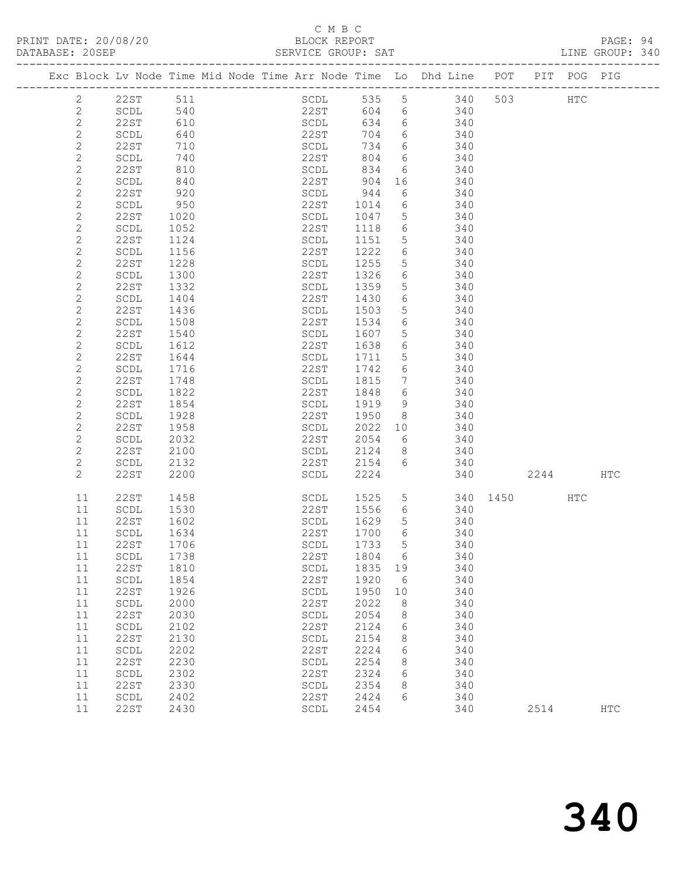C M B C

PRINT DATE: 20/08/20 BLOCK REPORT PAGE: 94
DATABASE: 20SEP SERVICE GROUP: SAT LINE GROUP: 340

| Exc | Block | Lv | Node | Time | Mid Node | Time | Arr Node | Time | Lo | Dhd Line | POT | PIT | POG | PIG |
|---|---|---|---|---|---|---|---|---|---|---|---|---|---|---|
| | 2 | | 22ST | 511 | | | SCDL | 535 | 5 | 340 | 503 | | HTC | |
| | 2 | | SCDL | 540 | | | 22ST | 604 | 6 | 340 | | | | |
| | 2 | | 22ST | 610 | | | SCDL | 634 | 6 | 340 | | | | |
| | 2 | | SCDL | 640 | | | 22ST | 704 | 6 | 340 | | | | |
| | 2 | | 22ST | 710 | | | SCDL | 734 | 6 | 340 | | | | |
| | 2 | | SCDL | 740 | | | 22ST | 804 | 6 | 340 | | | | |
| | 2 | | 22ST | 810 | | | SCDL | 834 | 6 | 340 | | | | |
| | 2 | | SCDL | 840 | | | 22ST | 904 | 16 | 340 | | | | |
| | 2 | | 22ST | 920 | | | SCDL | 944 | 6 | 340 | | | | |
| | 2 | | SCDL | 950 | | | 22ST | 1014 | 6 | 340 | | | | |
| | 2 | | 22ST | 1020 | | | SCDL | 1047 | 5 | 340 | | | | |
| | 2 | | SCDL | 1052 | | | 22ST | 1118 | 6 | 340 | | | | |
| | 2 | | 22ST | 1124 | | | SCDL | 1151 | 5 | 340 | | | | |
| | 2 | | SCDL | 1156 | | | 22ST | 1222 | 6 | 340 | | | | |
| | 2 | | 22ST | 1228 | | | SCDL | 1255 | 5 | 340 | | | | |
| | 2 | | SCDL | 1300 | | | 22ST | 1326 | 6 | 340 | | | | |
| | 2 | | 22ST | 1332 | | | SCDL | 1359 | 5 | 340 | | | | |
| | 2 | | SCDL | 1404 | | | 22ST | 1430 | 6 | 340 | | | | |
| | 2 | | 22ST | 1436 | | | SCDL | 1503 | 5 | 340 | | | | |
| | 2 | | SCDL | 1508 | | | 22ST | 1534 | 6 | 340 | | | | |
| | 2 | | 22ST | 1540 | | | SCDL | 1607 | 5 | 340 | | | | |
| | 2 | | SCDL | 1612 | | | 22ST | 1638 | 6 | 340 | | | | |
| | 2 | | 22ST | 1644 | | | SCDL | 1711 | 5 | 340 | | | | |
| | 2 | | SCDL | 1716 | | | 22ST | 1742 | 6 | 340 | | | | |
| | 2 | | 22ST | 1748 | | | SCDL | 1815 | 7 | 340 | | | | |
| | 2 | | SCDL | 1822 | | | 22ST | 1848 | 6 | 340 | | | | |
| | 2 | | 22ST | 1854 | | | SCDL | 1919 | 9 | 340 | | | | |
| | 2 | | SCDL | 1928 | | | 22ST | 1950 | 8 | 340 | | | | |
| | 2 | | 22ST | 1958 | | | SCDL | 2022 | 10 | 340 | | | | |
| | 2 | | SCDL | 2032 | | | 22ST | 2054 | 6 | 340 | | | | |
| | 2 | | 22ST | 2100 | | | SCDL | 2124 | 8 | 340 | | | | |
| | 2 | | SCDL | 2132 | | | 22ST | 2154 | 6 | 340 | | | | |
| | 2 | | 22ST | 2200 | | | SCDL | 2224 | | 340 | | 2244 | | HTC |
| | 11 | | 22ST | 1458 | | | SCDL | 1525 | 5 | 340 | 1450 | | HTC | |
| | 11 | | SCDL | 1530 | | | 22ST | 1556 | 6 | 340 | | | | |
| | 11 | | 22ST | 1602 | | | SCDL | 1629 | 5 | 340 | | | | |
| | 11 | | SCDL | 1634 | | | 22ST | 1700 | 6 | 340 | | | | |
| | 11 | | 22ST | 1706 | | | SCDL | 1733 | 5 | 340 | | | | |
| | 11 | | SCDL | 1738 | | | 22ST | 1804 | 6 | 340 | | | | |
| | 11 | | 22ST | 1810 | | | SCDL | 1835 | 19 | 340 | | | | |
| | 11 | | SCDL | 1854 | | | 22ST | 1920 | 6 | 340 | | | | |
| | 11 | | 22ST | 1926 | | | SCDL | 1950 | 10 | 340 | | | | |
| | 11 | | SCDL | 2000 | | | 22ST | 2022 | 8 | 340 | | | | |
| | 11 | | 22ST | 2030 | | | SCDL | 2054 | 8 | 340 | | | | |
| | 11 | | SCDL | 2102 | | | 22ST | 2124 | 6 | 340 | | | | |
| | 11 | | 22ST | 2130 | | | SCDL | 2154 | 8 | 340 | | | | |
| | 11 | | SCDL | 2202 | | | 22ST | 2224 | 6 | 340 | | | | |
| | 11 | | 22ST | 2230 | | | SCDL | 2254 | 8 | 340 | | | | |
| | 11 | | SCDL | 2302 | | | 22ST | 2324 | 6 | 340 | | | | |
| | 11 | | 22ST | 2330 | | | SCDL | 2354 | 8 | 340 | | | | |
| | 11 | | SCDL | 2402 | | | 22ST | 2424 | 6 | 340 | | | | |
| | 11 | | 22ST | 2430 | | | SCDL | 2454 | | 340 | | 2514 | | HTC |

# 340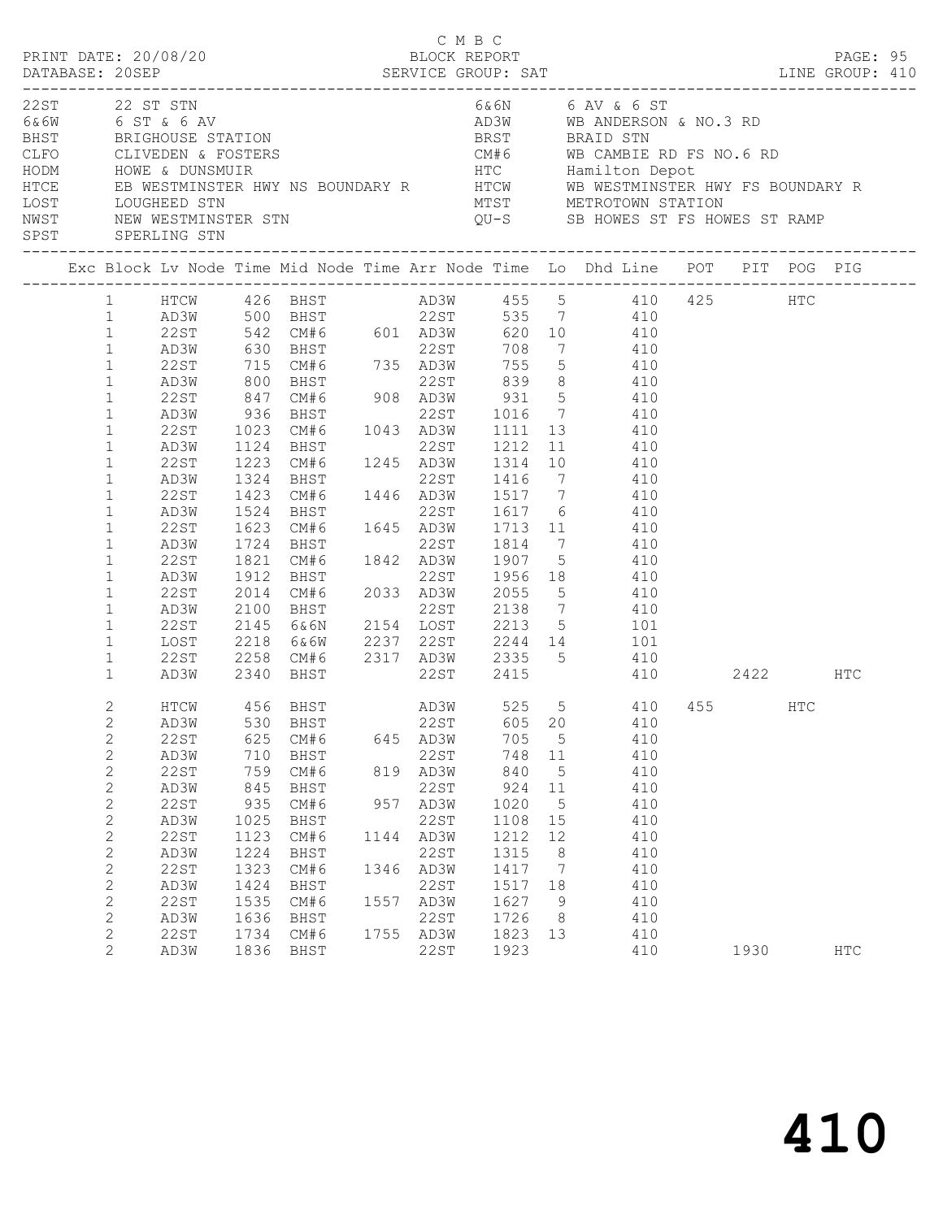C M B C
PRINT DATE: 20/08/20 BLOCK REPORT
DATABASE: 20SEP SERVICE GROUP: SAT LINE GROUP: 410

| Code | Description | Code | Description |
|---|---|---|---|
| 22ST | 22 ST STN | 6&6N | 6 AV & 6 ST |
| 6&6W | 6 ST & 6 AV | AD3W | WB ANDERSON & NO.3 RD |
| BHST | BRIGHOUSE STATION | BRST | BRAID STN |
| CLFO | CLIVEDEN & FOSTERS | CM#6 | WB CAMBIE RD FS NO.6 RD |
| HODM | HOWE & DUNSMUIR | HTC | Hamilton Depot |
| HTCE | EB WESTMINSTER HWY NS BOUNDARY R | HTCW | WB WESTMINSTER HWY FS BOUNDARY R |
| LOST | LOUGHEED STN | MTST | METROTOWN STATION |
| NWST | NEW WESTMINSTER STN | QU-S | SB HOWES ST FS HOWES ST RAMP |
| SPST | SPERLING STN | | |

| Exc | Block | Lv Node | Time | Mid Node | Time | Arr Node | Time | Lo | Dhd Line | POT | PIT | POG | PIG |
|---|---|---|---|---|---|---|---|---|---|---|---|---|---|
| | 1 | HTCW | 426 | BHST | | AD3W | 455 | 5 | 410 | 425 | | HTC | |
| | 1 | AD3W | 500 | BHST | | 22ST | 535 | 7 | 410 | | | | |
| | 1 | 22ST | 542 | CM#6 | 601 | AD3W | 620 | 10 | 410 | | | | |
| | 1 | AD3W | 630 | BHST | | 22ST | 708 | 7 | 410 | | | | |
| | 1 | 22ST | 715 | CM#6 | 735 | AD3W | 755 | 5 | 410 | | | | |
| | 1 | AD3W | 800 | BHST | | 22ST | 839 | 8 | 410 | | | | |
| | 1 | 22ST | 847 | CM#6 | 908 | AD3W | 931 | 5 | 410 | | | | |
| | 1 | AD3W | 936 | BHST | | 22ST | 1016 | 7 | 410 | | | | |
| | 1 | 22ST | 1023 | CM#6 | 1043 | AD3W | 1111 | 13 | 410 | | | | |
| | 1 | AD3W | 1124 | BHST | | 22ST | 1212 | 11 | 410 | | | | |
| | 1 | 22ST | 1223 | CM#6 | 1245 | AD3W | 1314 | 10 | 410 | | | | |
| | 1 | AD3W | 1324 | BHST | | 22ST | 1416 | 7 | 410 | | | | |
| | 1 | 22ST | 1423 | CM#6 | 1446 | AD3W | 1517 | 7 | 410 | | | | |
| | 1 | AD3W | 1524 | BHST | | 22ST | 1617 | 6 | 410 | | | | |
| | 1 | 22ST | 1623 | CM#6 | 1645 | AD3W | 1713 | 11 | 410 | | | | |
| | 1 | AD3W | 1724 | BHST | | 22ST | 1814 | 7 | 410 | | | | |
| | 1 | 22ST | 1821 | CM#6 | 1842 | AD3W | 1907 | 5 | 410 | | | | |
| | 1 | AD3W | 1912 | BHST | | 22ST | 1956 | 18 | 410 | | | | |
| | 1 | 22ST | 2014 | CM#6 | 2033 | AD3W | 2055 | 5 | 410 | | | | |
| | 1 | AD3W | 2100 | BHST | | 22ST | 2138 | 7 | 410 | | | | |
| | 1 | 22ST | 2145 | 6&6N | 2154 | LOST | 2213 | 5 | 101 | | | | |
| | 1 | LOST | 2218 | 6&6W | 2237 | 22ST | 2244 | 14 | 101 | | | | |
| | 1 | 22ST | 2258 | CM#6 | 2317 | AD3W | 2335 | 5 | 410 | | | | |
| | 1 | AD3W | 2340 | BHST | | 22ST | 2415 | | 410 | | 2422 | | HTC |
| | 2 | HTCW | 456 | BHST | | AD3W | 525 | 5 | 410 | 455 | | HTC | |
| | 2 | AD3W | 530 | BHST | | 22ST | 605 | 20 | 410 | | | | |
| | 2 | 22ST | 625 | CM#6 | 645 | AD3W | 705 | 5 | 410 | | | | |
| | 2 | AD3W | 710 | BHST | | 22ST | 748 | 11 | 410 | | | | |
| | 2 | 22ST | 759 | CM#6 | 819 | AD3W | 840 | 5 | 410 | | | | |
| | 2 | AD3W | 845 | BHST | | 22ST | 924 | 11 | 410 | | | | |
| | 2 | 22ST | 935 | CM#6 | 957 | AD3W | 1020 | 5 | 410 | | | | |
| | 2 | AD3W | 1025 | BHST | | 22ST | 1108 | 15 | 410 | | | | |
| | 2 | 22ST | 1123 | CM#6 | 1144 | AD3W | 1212 | 12 | 410 | | | | |
| | 2 | AD3W | 1224 | BHST | | 22ST | 1315 | 8 | 410 | | | | |
| | 2 | 22ST | 1323 | CM#6 | 1346 | AD3W | 1417 | 7 | 410 | | | | |
| | 2 | AD3W | 1424 | BHST | | 22ST | 1517 | 18 | 410 | | | | |
| | 2 | 22ST | 1535 | CM#6 | 1557 | AD3W | 1627 | 9 | 410 | | | | |
| | 2 | AD3W | 1636 | BHST | | 22ST | 1726 | 8 | 410 | | | | |
| | 2 | 22ST | 1734 | CM#6 | 1755 | AD3W | 1823 | 13 | 410 | | | | |
| | 2 | AD3W | 1836 | BHST | | 22ST | 1923 | | 410 | | 1930 | | HTC |

# 410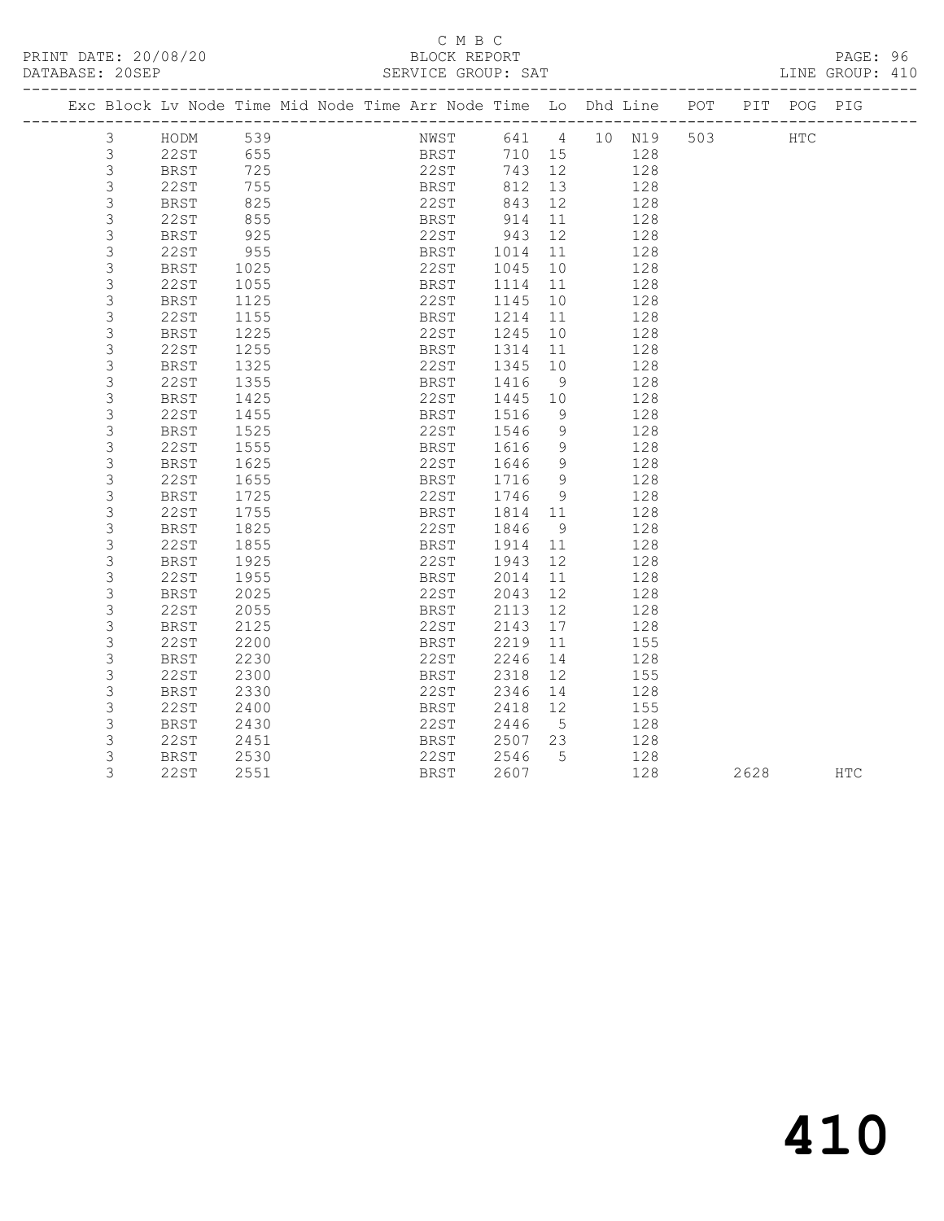C M B C

PRINT DATE: 20/08/20 BLOCK REPORT

DATABASE: 20SEP SERVICE GROUP: SAT LINE GROUP: 410

| Exc | Block | Lv | Node | Time | Mid Node Time | Arr Node | Time | Lo | Dhd | Line | POT | PIT | POG | PIG |
|---|---|---|---|---|---|---|---|---|---|---|---|---|---|---|
| | 3 | | HODM | 539 | | NWST | 641 | 4 | 10 | N19 | 503 | | HTC | |
| | 3 | | 22ST | 655 | | BRST | 710 | 15 | | 128 | | | | |
| | 3 | | BRST | 725 | | 22ST | 743 | 12 | | 128 | | | | |
| | 3 | | 22ST | 755 | | BRST | 812 | 13 | | 128 | | | | |
| | 3 | | BRST | 825 | | 22ST | 843 | 12 | | 128 | | | | |
| | 3 | | 22ST | 855 | | BRST | 914 | 11 | | 128 | | | | |
| | 3 | | BRST | 925 | | 22ST | 943 | 12 | | 128 | | | | |
| | 3 | | 22ST | 955 | | BRST | 1014 | 11 | | 128 | | | | |
| | 3 | | BRST | 1025 | | 22ST | 1045 | 10 | | 128 | | | | |
| | 3 | | 22ST | 1055 | | BRST | 1114 | 11 | | 128 | | | | |
| | 3 | | BRST | 1125 | | 22ST | 1145 | 10 | | 128 | | | | |
| | 3 | | 22ST | 1155 | | BRST | 1214 | 11 | | 128 | | | | |
| | 3 | | BRST | 1225 | | 22ST | 1245 | 10 | | 128 | | | | |
| | 3 | | 22ST | 1255 | | BRST | 1314 | 11 | | 128 | | | | |
| | 3 | | BRST | 1325 | | 22ST | 1345 | 10 | | 128 | | | | |
| | 3 | | 22ST | 1355 | | BRST | 1416 | 9 | | 128 | | | | |
| | 3 | | BRST | 1425 | | 22ST | 1445 | 10 | | 128 | | | | |
| | 3 | | 22ST | 1455 | | BRST | 1516 | 9 | | 128 | | | | |
| | 3 | | BRST | 1525 | | 22ST | 1546 | 9 | | 128 | | | | |
| | 3 | | 22ST | 1555 | | BRST | 1616 | 9 | | 128 | | | | |
| | 3 | | BRST | 1625 | | 22ST | 1646 | 9 | | 128 | | | | |
| | 3 | | 22ST | 1655 | | BRST | 1716 | 9 | | 128 | | | | |
| | 3 | | BRST | 1725 | | 22ST | 1746 | 9 | | 128 | | | | |
| | 3 | | 22ST | 1755 | | BRST | 1814 | 11 | | 128 | | | | |
| | 3 | | BRST | 1825 | | 22ST | 1846 | 9 | | 128 | | | | |
| | 3 | | 22ST | 1855 | | BRST | 1914 | 11 | | 128 | | | | |
| | 3 | | BRST | 1925 | | 22ST | 1943 | 12 | | 128 | | | | |
| | 3 | | 22ST | 1955 | | BRST | 2014 | 11 | | 128 | | | | |
| | 3 | | BRST | 2025 | | 22ST | 2043 | 12 | | 128 | | | | |
| | 3 | | 22ST | 2055 | | BRST | 2113 | 12 | | 128 | | | | |
| | 3 | | BRST | 2125 | | 22ST | 2143 | 17 | | 128 | | | | |
| | 3 | | 22ST | 2200 | | BRST | 2219 | 11 | | 155 | | | | |
| | 3 | | BRST | 2230 | | 22ST | 2246 | 14 | | 128 | | | | |
| | 3 | | 22ST | 2300 | | BRST | 2318 | 12 | | 155 | | | | |
| | 3 | | BRST | 2330 | | 22ST | 2346 | 14 | | 128 | | | | |
| | 3 | | 22ST | 2400 | | BRST | 2418 | 12 | | 155 | | | | |
| | 3 | | BRST | 2430 | | 22ST | 2446 | 5 | | 128 | | | | |
| | 3 | | 22ST | 2451 | | BRST | 2507 | 23 | | 128 | | | | |
| | 3 | | BRST | 2530 | | 22ST | 2546 | 5 | | 128 | | | | |
| | 3 | | 22ST | 2551 | | BRST | 2607 | | | 128 | | 2628 | | HTC |

410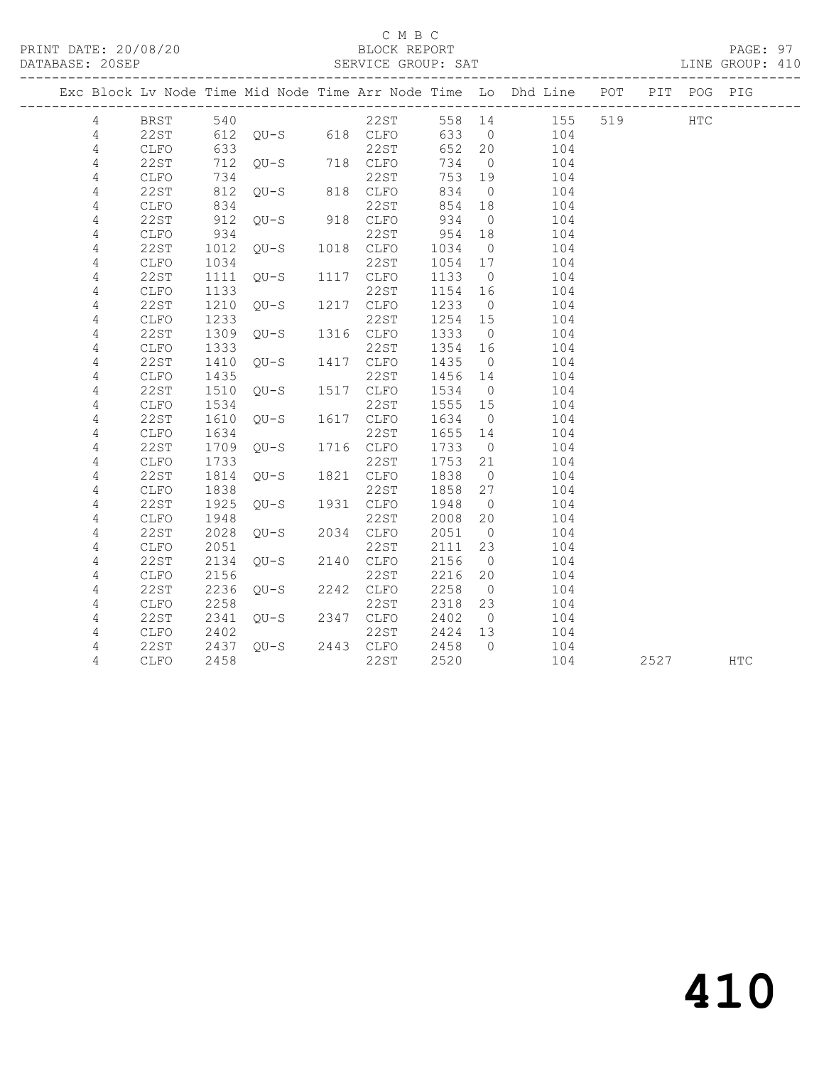C M B C

BLOCK REPORT

PRINT DATE: 20/08/20    DATABASE: 20SEP    SERVICE GROUP: SAT    LINE GROUP: 410

| Exc | Block | Lv | Node | Time | Mid Node | Time | Arr Node | Time | Lo | Dhd Line | POT | PIT | POG | PIG |
|---|---|---|---|---|---|---|---|---|---|---|---|---|---|---|
| | 4 | | BRST | 540 | | | 22ST | 558 | 14 | 155 | 519 | | HTC | |
| | 4 | | 22ST | 612 | QU-S | 618 | CLFO | 633 | 0 | 104 | | | | |
| | 4 | | CLFO | 633 | | | 22ST | 652 | 20 | 104 | | | | |
| | 4 | | 22ST | 712 | QU-S | 718 | CLFO | 734 | 0 | 104 | | | | |
| | 4 | | CLFO | 734 | | | 22ST | 753 | 19 | 104 | | | | |
| | 4 | | 22ST | 812 | QU-S | 818 | CLFO | 834 | 0 | 104 | | | | |
| | 4 | | CLFO | 834 | | | 22ST | 854 | 18 | 104 | | | | |
| | 4 | | 22ST | 912 | QU-S | 918 | CLFO | 934 | 0 | 104 | | | | |
| | 4 | | CLFO | 934 | | | 22ST | 954 | 18 | 104 | | | | |
| | 4 | | 22ST | 1012 | QU-S | 1018 | CLFO | 1034 | 0 | 104 | | | | |
| | 4 | | CLFO | 1034 | | | 22ST | 1054 | 17 | 104 | | | | |
| | 4 | | 22ST | 1111 | QU-S | 1117 | CLFO | 1133 | 0 | 104 | | | | |
| | 4 | | CLFO | 1133 | | | 22ST | 1154 | 16 | 104 | | | | |
| | 4 | | 22ST | 1210 | QU-S | 1217 | CLFO | 1233 | 0 | 104 | | | | |
| | 4 | | CLFO | 1233 | | | 22ST | 1254 | 15 | 104 | | | | |
| | 4 | | 22ST | 1309 | QU-S | 1316 | CLFO | 1333 | 0 | 104 | | | | |
| | 4 | | CLFO | 1333 | | | 22ST | 1354 | 16 | 104 | | | | |
| | 4 | | 22ST | 1410 | QU-S | 1417 | CLFO | 1435 | 0 | 104 | | | | |
| | 4 | | CLFO | 1435 | | | 22ST | 1456 | 14 | 104 | | | | |
| | 4 | | 22ST | 1510 | QU-S | 1517 | CLFO | 1534 | 0 | 104 | | | | |
| | 4 | | CLFO | 1534 | | | 22ST | 1555 | 15 | 104 | | | | |
| | 4 | | 22ST | 1610 | QU-S | 1617 | CLFO | 1634 | 0 | 104 | | | | |
| | 4 | | CLFO | 1634 | | | 22ST | 1655 | 14 | 104 | | | | |
| | 4 | | 22ST | 1709 | QU-S | 1716 | CLFO | 1733 | 0 | 104 | | | | |
| | 4 | | CLFO | 1733 | | | 22ST | 1753 | 21 | 104 | | | | |
| | 4 | | 22ST | 1814 | QU-S | 1821 | CLFO | 1838 | 0 | 104 | | | | |
| | 4 | | CLFO | 1838 | | | 22ST | 1858 | 27 | 104 | | | | |
| | 4 | | 22ST | 1925 | QU-S | 1931 | CLFO | 1948 | 0 | 104 | | | | |
| | 4 | | CLFO | 1948 | | | 22ST | 2008 | 20 | 104 | | | | |
| | 4 | | 22ST | 2028 | QU-S | 2034 | CLFO | 2051 | 0 | 104 | | | | |
| | 4 | | CLFO | 2051 | | | 22ST | 2111 | 23 | 104 | | | | |
| | 4 | | 22ST | 2134 | QU-S | 2140 | CLFO | 2156 | 0 | 104 | | | | |
| | 4 | | CLFO | 2156 | | | 22ST | 2216 | 20 | 104 | | | | |
| | 4 | | 22ST | 2236 | QU-S | 2242 | CLFO | 2258 | 0 | 104 | | | | |
| | 4 | | CLFO | 2258 | | | 22ST | 2318 | 23 | 104 | | | | |
| | 4 | | 22ST | 2341 | QU-S | 2347 | CLFO | 2402 | 0 | 104 | | | | |
| | 4 | | CLFO | 2402 | | | 22ST | 2424 | 13 | 104 | | | | |
| | 4 | | 22ST | 2437 | QU-S | 2443 | CLFO | 2458 | 0 | 104 | | | | |
| | 4 | | CLFO | 2458 | | | 22ST | 2520 | | 104 | | 2527 | | HTC |

# 410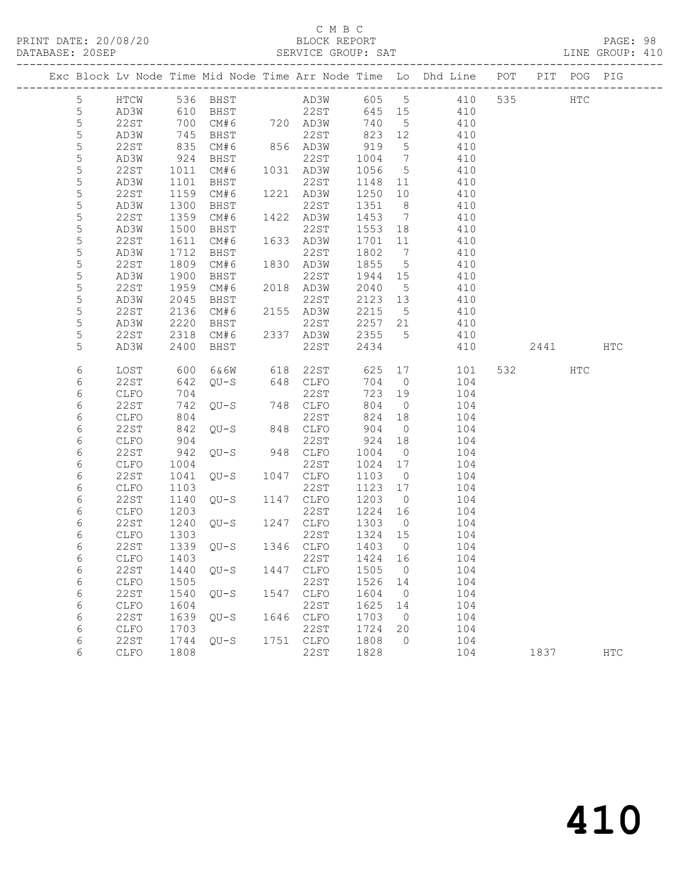C M B C

PRINT DATE: 20/08/20 BLOCK REPORT PAGE: 98
DATABASE: 20SEP SERVICE GROUP: SAT LINE GROUP: 410

| Exc | Block | Lv | Node | Time | Mid Node | Time | Arr Node | Time | Lo | Dhd Line | POT | PIT | POG | PIG |
|---|---|---|---|---|---|---|---|---|---|---|---|---|---|---|
| | 5 | | HTCW | 536 | BHST | | AD3W | 605 | 5 | 410 | 535 | | HTC | |
| | 5 | | AD3W | 610 | BHST | | 22ST | 645 | 15 | 410 | | | | |
| | 5 | | 22ST | 700 | CM#6 | 720 | AD3W | 740 | 5 | 410 | | | | |
| | 5 | | AD3W | 745 | BHST | | 22ST | 823 | 12 | 410 | | | | |
| | 5 | | 22ST | 835 | CM#6 | 856 | AD3W | 919 | 5 | 410 | | | | |
| | 5 | | AD3W | 924 | BHST | | 22ST | 1004 | 7 | 410 | | | | |
| | 5 | | 22ST | 1011 | CM#6 | 1031 | AD3W | 1056 | 5 | 410 | | | | |
| | 5 | | AD3W | 1101 | BHST | | 22ST | 1148 | 11 | 410 | | | | |
| | 5 | | 22ST | 1159 | CM#6 | 1221 | AD3W | 1250 | 10 | 410 | | | | |
| | 5 | | AD3W | 1300 | BHST | | 22ST | 1351 | 8 | 410 | | | | |
| | 5 | | 22ST | 1359 | CM#6 | 1422 | AD3W | 1453 | 7 | 410 | | | | |
| | 5 | | AD3W | 1500 | BHST | | 22ST | 1553 | 18 | 410 | | | | |
| | 5 | | 22ST | 1611 | CM#6 | 1633 | AD3W | 1701 | 11 | 410 | | | | |
| | 5 | | AD3W | 1712 | BHST | | 22ST | 1802 | 7 | 410 | | | | |
| | 5 | | 22ST | 1809 | CM#6 | 1830 | AD3W | 1855 | 5 | 410 | | | | |
| | 5 | | AD3W | 1900 | BHST | | 22ST | 1944 | 15 | 410 | | | | |
| | 5 | | 22ST | 1959 | CM#6 | 2018 | AD3W | 2040 | 5 | 410 | | | | |
| | 5 | | AD3W | 2045 | BHST | | 22ST | 2123 | 13 | 410 | | | | |
| | 5 | | 22ST | 2136 | CM#6 | 2155 | AD3W | 2215 | 5 | 410 | | | | |
| | 5 | | AD3W | 2220 | BHST | | 22ST | 2257 | 21 | 410 | | | | |
| | 5 | | 22ST | 2318 | CM#6 | 2337 | AD3W | 2355 | 5 | 410 | | | | |
| | 5 | | AD3W | 2400 | BHST | | 22ST | 2434 | | 410 | | 2441 | | HTC |
| | 6 | | LOST | 600 | 6&6W | 618 | 22ST | 625 | 17 | 101 | 532 | | HTC | |
| | 6 | | 22ST | 642 | QU-S | 648 | CLFO | 704 | 0 | 104 | | | | |
| | 6 | | CLFO | 704 | | | 22ST | 723 | 19 | 104 | | | | |
| | 6 | | 22ST | 742 | QU-S | 748 | CLFO | 804 | 0 | 104 | | | | |
| | 6 | | CLFO | 804 | | | 22ST | 824 | 18 | 104 | | | | |
| | 6 | | 22ST | 842 | QU-S | 848 | CLFO | 904 | 0 | 104 | | | | |
| | 6 | | CLFO | 904 | | | 22ST | 924 | 18 | 104 | | | | |
| | 6 | | 22ST | 942 | QU-S | 948 | CLFO | 1004 | 0 | 104 | | | | |
| | 6 | | CLFO | 1004 | | | 22ST | 1024 | 17 | 104 | | | | |
| | 6 | | 22ST | 1041 | QU-S | 1047 | CLFO | 1103 | 0 | 104 | | | | |
| | 6 | | CLFO | 1103 | | | 22ST | 1123 | 17 | 104 | | | | |
| | 6 | | 22ST | 1140 | QU-S | 1147 | CLFO | 1203 | 0 | 104 | | | | |
| | 6 | | CLFO | 1203 | | | 22ST | 1224 | 16 | 104 | | | | |
| | 6 | | 22ST | 1240 | QU-S | 1247 | CLFO | 1303 | 0 | 104 | | | | |
| | 6 | | CLFO | 1303 | | | 22ST | 1324 | 15 | 104 | | | | |
| | 6 | | 22ST | 1339 | QU-S | 1346 | CLFO | 1403 | 0 | 104 | | | | |
| | 6 | | CLFO | 1403 | | | 22ST | 1424 | 16 | 104 | | | | |
| | 6 | | 22ST | 1440 | QU-S | 1447 | CLFO | 1505 | 0 | 104 | | | | |
| | 6 | | CLFO | 1505 | | | 22ST | 1526 | 14 | 104 | | | | |
| | 6 | | 22ST | 1540 | QU-S | 1547 | CLFO | 1604 | 0 | 104 | | | | |
| | 6 | | CLFO | 1604 | | | 22ST | 1625 | 14 | 104 | | | | |
| | 6 | | 22ST | 1639 | QU-S | 1646 | CLFO | 1703 | 0 | 104 | | | | |
| | 6 | | CLFO | 1703 | | | 22ST | 1724 | 20 | 104 | | | | |
| | 6 | | 22ST | 1744 | QU-S | 1751 | CLFO | 1808 | 0 | 104 | | | | |
| | 6 | | CLFO | 1808 | | | 22ST | 1828 | | 104 | | 1837 | | HTC |

410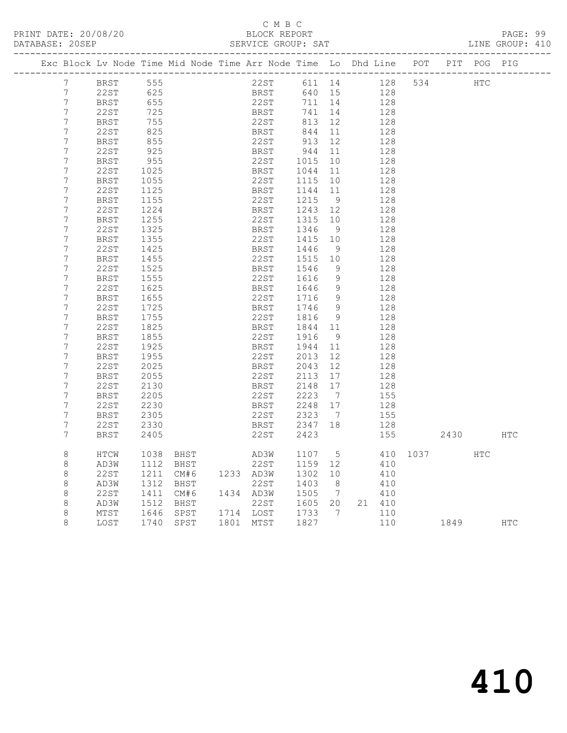C M B C

PRINT DATE: 20/08/20 BLOCK REPORT PAGE: 99
DATABASE: 20SEP SERVICE GROUP: SAT LINE GROUP: 410

| Exc | Block | Lv | Node | Time | Mid Node | Time | Arr Node | Time | Lo | Dhd | Line | POT | PIT | POG | PIG |
|---|---|---|---|---|---|---|---|---|---|---|---|---|---|---|---|
| | 7 | | BRST | 555 | | | 22ST | 611 | 14 | | 128 | 534 | | HTC | |
| | 7 | | 22ST | 625 | | | BRST | 640 | 15 | | 128 | | | | |
| | 7 | | BRST | 655 | | | 22ST | 711 | 14 | | 128 | | | | |
| | 7 | | 22ST | 725 | | | BRST | 741 | 14 | | 128 | | | | |
| | 7 | | BRST | 755 | | | 22ST | 813 | 12 | | 128 | | | | |
| | 7 | | 22ST | 825 | | | BRST | 844 | 11 | | 128 | | | | |
| | 7 | | BRST | 855 | | | 22ST | 913 | 12 | | 128 | | | | |
| | 7 | | 22ST | 925 | | | BRST | 944 | 11 | | 128 | | | | |
| | 7 | | BRST | 955 | | | 22ST | 1015 | 10 | | 128 | | | | |
| | 7 | | 22ST | 1025 | | | BRST | 1044 | 11 | | 128 | | | | |
| | 7 | | BRST | 1055 | | | 22ST | 1115 | 10 | | 128 | | | | |
| | 7 | | 22ST | 1125 | | | BRST | 1144 | 11 | | 128 | | | | |
| | 7 | | BRST | 1155 | | | 22ST | 1215 | 9 | | 128 | | | | |
| | 7 | | 22ST | 1224 | | | BRST | 1243 | 12 | | 128 | | | | |
| | 7 | | BRST | 1255 | | | 22ST | 1315 | 10 | | 128 | | | | |
| | 7 | | 22ST | 1325 | | | BRST | 1346 | 9 | | 128 | | | | |
| | 7 | | BRST | 1355 | | | 22ST | 1415 | 10 | | 128 | | | | |
| | 7 | | 22ST | 1425 | | | BRST | 1446 | 9 | | 128 | | | | |
| | 7 | | BRST | 1455 | | | 22ST | 1515 | 10 | | 128 | | | | |
| | 7 | | 22ST | 1525 | | | BRST | 1546 | 9 | | 128 | | | | |
| | 7 | | BRST | 1555 | | | 22ST | 1616 | 9 | | 128 | | | | |
| | 7 | | 22ST | 1625 | | | BRST | 1646 | 9 | | 128 | | | | |
| | 7 | | BRST | 1655 | | | 22ST | 1716 | 9 | | 128 | | | | |
| | 7 | | 22ST | 1725 | | | BRST | 1746 | 9 | | 128 | | | | |
| | 7 | | BRST | 1755 | | | 22ST | 1816 | 9 | | 128 | | | | |
| | 7 | | 22ST | 1825 | | | BRST | 1844 | 11 | | 128 | | | | |
| | 7 | | BRST | 1855 | | | 22ST | 1916 | 9 | | 128 | | | | |
| | 7 | | 22ST | 1925 | | | BRST | 1944 | 11 | | 128 | | | | |
| | 7 | | BRST | 1955 | | | 22ST | 2013 | 12 | | 128 | | | | |
| | 7 | | 22ST | 2025 | | | BRST | 2043 | 12 | | 128 | | | | |
| | 7 | | BRST | 2055 | | | 22ST | 2113 | 17 | | 128 | | | | |
| | 7 | | 22ST | 2130 | | | BRST | 2148 | 17 | | 128 | | | | |
| | 7 | | BRST | 2205 | | | 22ST | 2223 | 7 | | 155 | | | | |
| | 7 | | 22ST | 2230 | | | BRST | 2248 | 17 | | 128 | | | | |
| | 7 | | BRST | 2305 | | | 22ST | 2323 | 7 | | 155 | | | | |
| | 7 | | 22ST | 2330 | | | BRST | 2347 | 18 | | 128 | | | | |
| | 7 | | BRST | 2405 | | | 22ST | 2423 | | | 155 | | 2430 | | HTC |
| | 8 | | HTCW | 1038 | BHST | | AD3W | 1107 | 5 | | 410 | 1037 | | HTC | |
| | 8 | | AD3W | 1112 | BHST | | 22ST | 1159 | 12 | | 410 | | | | |
| | 8 | | 22ST | 1211 | CM#6 | 1233 | AD3W | 1302 | 10 | | 410 | | | | |
| | 8 | | AD3W | 1312 | BHST | | 22ST | 1403 | 8 | | 410 | | | | |
| | 8 | | 22ST | 1411 | CM#6 | 1434 | AD3W | 1505 | 7 | | 410 | | | | |
| | 8 | | AD3W | 1512 | BHST | | 22ST | 1605 | 20 | 21 | 410 | | | | |
| | 8 | | MTST | 1646 | SPST | 1714 | LOST | 1733 | 7 | | 110 | | | | |
| | 8 | | LOST | 1740 | SPST | 1801 | MTST | 1827 | | | 110 | | 1849 | | HTC |

# 410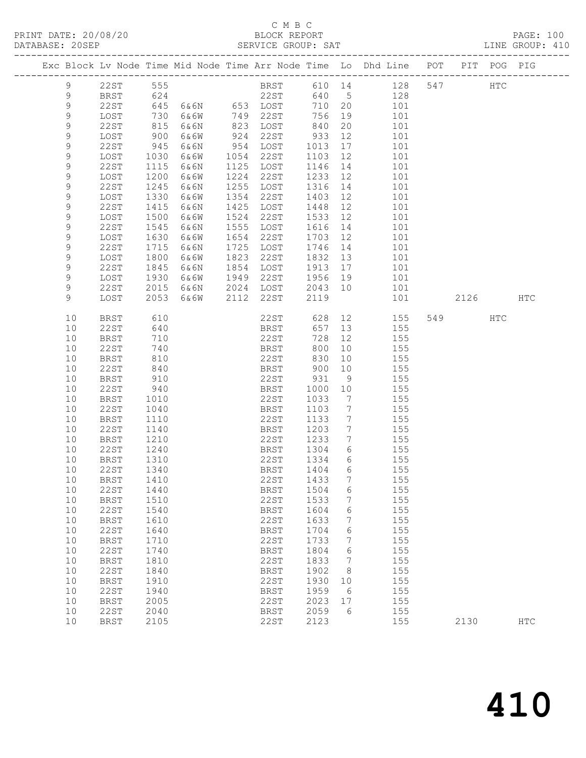C M B C

PRINT DATE: 20/08/20 BLOCK REPORT PAGE: 100
DATABASE: 20SEP SERVICE GROUP: SAT LINE GROUP: 410

| Exc | Block | Lv Node | Time | Mid Node | Time | Arr Node | Time | Lo | Dhd Line | POT | PIT | POG | PIG |
|---|---|---|---|---|---|---|---|---|---|---|---|---|---|
| | 9 | 22ST | 555 | | | BRST | 610 | 14 | 128 | 547 | | HTC | |
| | 9 | BRST | 624 | | | 22ST | 640 | 5 | 128 | | | | |
| | 9 | 22ST | 645 | 6&6N | 653 | LOST | 710 | 20 | 101 | | | | |
| | 9 | LOST | 730 | 6&6W | 749 | 22ST | 756 | 19 | 101 | | | | |
| | 9 | 22ST | 815 | 6&6N | 823 | LOST | 840 | 20 | 101 | | | | |
| | 9 | LOST | 900 | 6&6W | 924 | 22ST | 933 | 12 | 101 | | | | |
| | 9 | 22ST | 945 | 6&6N | 954 | LOST | 1013 | 17 | 101 | | | | |
| | 9 | LOST | 1030 | 6&6W | 1054 | 22ST | 1103 | 12 | 101 | | | | |
| | 9 | 22ST | 1115 | 6&6N | 1125 | LOST | 1146 | 14 | 101 | | | | |
| | 9 | LOST | 1200 | 6&6W | 1224 | 22ST | 1233 | 12 | 101 | | | | |
| | 9 | 22ST | 1245 | 6&6N | 1255 | LOST | 1316 | 14 | 101 | | | | |
| | 9 | LOST | 1330 | 6&6W | 1354 | 22ST | 1403 | 12 | 101 | | | | |
| | 9 | 22ST | 1415 | 6&6N | 1425 | LOST | 1448 | 12 | 101 | | | | |
| | 9 | LOST | 1500 | 6&6W | 1524 | 22ST | 1533 | 12 | 101 | | | | |
| | 9 | 22ST | 1545 | 6&6N | 1555 | LOST | 1616 | 14 | 101 | | | | |
| | 9 | LOST | 1630 | 6&6W | 1654 | 22ST | 1703 | 12 | 101 | | | | |
| | 9 | 22ST | 1715 | 6&6N | 1725 | LOST | 1746 | 14 | 101 | | | | |
| | 9 | LOST | 1800 | 6&6W | 1823 | 22ST | 1832 | 13 | 101 | | | | |
| | 9 | 22ST | 1845 | 6&6N | 1854 | LOST | 1913 | 17 | 101 | | | | |
| | 9 | LOST | 1930 | 6&6W | 1949 | 22ST | 1956 | 19 | 101 | | | | |
| | 9 | 22ST | 2015 | 6&6N | 2024 | LOST | 2043 | 10 | 101 | | | | |
| | 9 | LOST | 2053 | 6&6W | 2112 | 22ST | 2119 | | 101 | | 2126 | | HTC |
| | 10 | BRST | 610 | | | 22ST | 628 | 12 | 155 | 549 | | HTC | |
| | 10 | 22ST | 640 | | | BRST | 657 | 13 | 155 | | | | |
| | 10 | BRST | 710 | | | 22ST | 728 | 12 | 155 | | | | |
| | 10 | 22ST | 740 | | | BRST | 800 | 10 | 155 | | | | |
| | 10 | BRST | 810 | | | 22ST | 830 | 10 | 155 | | | | |
| | 10 | 22ST | 840 | | | BRST | 900 | 10 | 155 | | | | |
| | 10 | BRST | 910 | | | 22ST | 931 | 9 | 155 | | | | |
| | 10 | 22ST | 940 | | | BRST | 1000 | 10 | 155 | | | | |
| | 10 | BRST | 1010 | | | 22ST | 1033 | 7 | 155 | | | | |
| | 10 | 22ST | 1040 | | | BRST | 1103 | 7 | 155 | | | | |
| | 10 | BRST | 1110 | | | 22ST | 1133 | 7 | 155 | | | | |
| | 10 | 22ST | 1140 | | | BRST | 1203 | 7 | 155 | | | | |
| | 10 | BRST | 1210 | | | 22ST | 1233 | 7 | 155 | | | | |
| | 10 | 22ST | 1240 | | | BRST | 1304 | 6 | 155 | | | | |
| | 10 | BRST | 1310 | | | 22ST | 1334 | 6 | 155 | | | | |
| | 10 | 22ST | 1340 | | | BRST | 1404 | 6 | 155 | | | | |
| | 10 | BRST | 1410 | | | 22ST | 1433 | 7 | 155 | | | | |
| | 10 | 22ST | 1440 | | | BRST | 1504 | 6 | 155 | | | | |
| | 10 | BRST | 1510 | | | 22ST | 1533 | 7 | 155 | | | | |
| | 10 | 22ST | 1540 | | | BRST | 1604 | 6 | 155 | | | | |
| | 10 | BRST | 1610 | | | 22ST | 1633 | 7 | 155 | | | | |
| | 10 | 22ST | 1640 | | | BRST | 1704 | 6 | 155 | | | | |
| | 10 | BRST | 1710 | | | 22ST | 1733 | 7 | 155 | | | | |
| | 10 | 22ST | 1740 | | | BRST | 1804 | 6 | 155 | | | | |
| | 10 | BRST | 1810 | | | 22ST | 1833 | 7 | 155 | | | | |
| | 10 | 22ST | 1840 | | | BRST | 1902 | 8 | 155 | | | | |
| | 10 | BRST | 1910 | | | 22ST | 1930 | 10 | 155 | | | | |
| | 10 | 22ST | 1940 | | | BRST | 1959 | 6 | 155 | | | | |
| | 10 | BRST | 2005 | | | 22ST | 2023 | 17 | 155 | | | | |
| | 10 | 22ST | 2040 | | | BRST | 2059 | 6 | 155 | | | | |
| | 10 | BRST | 2105 | | | 22ST | 2123 | | 155 | | 2130 | | HTC |

# 410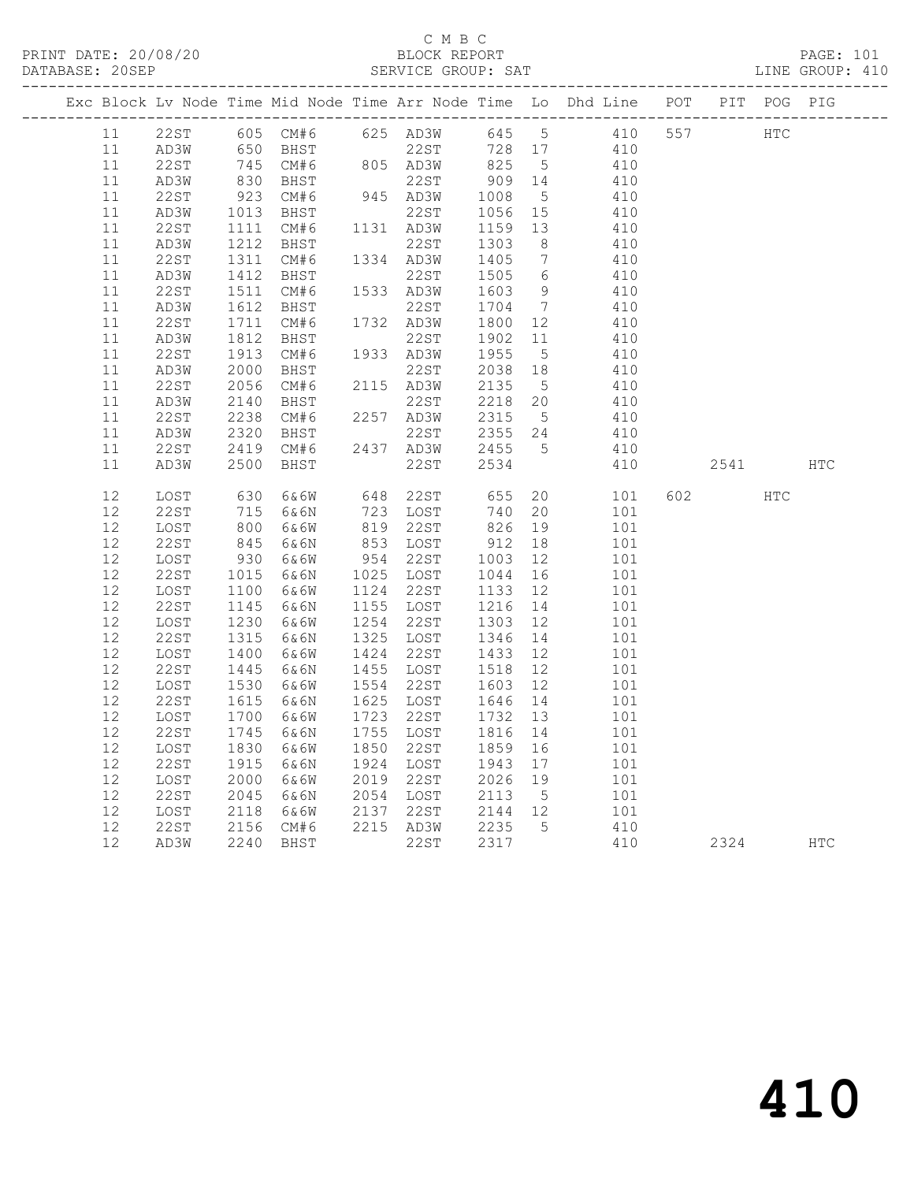# C M B C
## BLOCK REPORT

PRINT DATE: 20/08/20
DATABASE: 20SEP
SERVICE GROUP: SAT
LINE GROUP: 410

| Exc | Block | Lv | Node | Time | Mid Node | Time | Arr Node | Time | Lo | Dhd Line | POT | PIT | POG | PIG |
|---|---|---|---|---|---|---|---|---|---|---|---|---|---|---|
| | 11 | | 22ST | 605 | CM#6 | 625 | AD3W | 645 | 5 | 410 | 557 | | HTC | |
| | 11 | | AD3W | 650 | BHST | | 22ST | 728 | 17 | 410 | | | | |
| | 11 | | 22ST | 745 | CM#6 | 805 | AD3W | 825 | 5 | 410 | | | | |
| | 11 | | AD3W | 830 | BHST | | 22ST | 909 | 14 | 410 | | | | |
| | 11 | | 22ST | 923 | CM#6 | 945 | AD3W | 1008 | 5 | 410 | | | | |
| | 11 | | AD3W | 1013 | BHST | | 22ST | 1056 | 15 | 410 | | | | |
| | 11 | | 22ST | 1111 | CM#6 | 1131 | AD3W | 1159 | 13 | 410 | | | | |
| | 11 | | AD3W | 1212 | BHST | | 22ST | 1303 | 8 | 410 | | | | |
| | 11 | | 22ST | 1311 | CM#6 | 1334 | AD3W | 1405 | 7 | 410 | | | | |
| | 11 | | AD3W | 1412 | BHST | | 22ST | 1505 | 6 | 410 | | | | |
| | 11 | | 22ST | 1511 | CM#6 | 1533 | AD3W | 1603 | 9 | 410 | | | | |
| | 11 | | AD3W | 1612 | BHST | | 22ST | 1704 | 7 | 410 | | | | |
| | 11 | | 22ST | 1711 | CM#6 | 1732 | AD3W | 1800 | 12 | 410 | | | | |
| | 11 | | AD3W | 1812 | BHST | | 22ST | 1902 | 11 | 410 | | | | |
| | 11 | | 22ST | 1913 | CM#6 | 1933 | AD3W | 1955 | 5 | 410 | | | | |
| | 11 | | AD3W | 2000 | BHST | | 22ST | 2038 | 18 | 410 | | | | |
| | 11 | | 22ST | 2056 | CM#6 | 2115 | AD3W | 2135 | 5 | 410 | | | | |
| | 11 | | AD3W | 2140 | BHST | | 22ST | 2218 | 20 | 410 | | | | |
| | 11 | | 22ST | 2238 | CM#6 | 2257 | AD3W | 2315 | 5 | 410 | | | | |
| | 11 | | AD3W | 2320 | BHST | | 22ST | 2355 | 24 | 410 | | | | |
| | 11 | | 22ST | 2419 | CM#6 | 2437 | AD3W | 2455 | 5 | 410 | | | | |
| | 11 | | AD3W | 2500 | BHST | | 22ST | 2534 | | 410 | | 2541 | | HTC |
| | 12 | | LOST | 630 | 6&6W | 648 | 22ST | 655 | 20 | 101 | 602 | | HTC | |
| | 12 | | 22ST | 715 | 6&6N | 723 | LOST | 740 | 20 | 101 | | | | |
| | 12 | | LOST | 800 | 6&6W | 819 | 22ST | 826 | 19 | 101 | | | | |
| | 12 | | 22ST | 845 | 6&6N | 853 | LOST | 912 | 18 | 101 | | | | |
| | 12 | | LOST | 930 | 6&6W | 954 | 22ST | 1003 | 12 | 101 | | | | |
| | 12 | | 22ST | 1015 | 6&6N | 1025 | LOST | 1044 | 16 | 101 | | | | |
| | 12 | | LOST | 1100 | 6&6W | 1124 | 22ST | 1133 | 12 | 101 | | | | |
| | 12 | | 22ST | 1145 | 6&6N | 1155 | LOST | 1216 | 14 | 101 | | | | |
| | 12 | | LOST | 1230 | 6&6W | 1254 | 22ST | 1303 | 12 | 101 | | | | |
| | 12 | | 22ST | 1315 | 6&6N | 1325 | LOST | 1346 | 14 | 101 | | | | |
| | 12 | | LOST | 1400 | 6&6W | 1424 | 22ST | 1433 | 12 | 101 | | | | |
| | 12 | | 22ST | 1445 | 6&6N | 1455 | LOST | 1518 | 12 | 101 | | | | |
| | 12 | | LOST | 1530 | 6&6W | 1554 | 22ST | 1603 | 12 | 101 | | | | |
| | 12 | | 22ST | 1615 | 6&6N | 1625 | LOST | 1646 | 14 | 101 | | | | |
| | 12 | | LOST | 1700 | 6&6W | 1723 | 22ST | 1732 | 13 | 101 | | | | |
| | 12 | | 22ST | 1745 | 6&6N | 1755 | LOST | 1816 | 14 | 101 | | | | |
| | 12 | | LOST | 1830 | 6&6W | 1850 | 22ST | 1859 | 16 | 101 | | | | |
| | 12 | | 22ST | 1915 | 6&6N | 1924 | LOST | 1943 | 17 | 101 | | | | |
| | 12 | | LOST | 2000 | 6&6W | 2019 | 22ST | 2026 | 19 | 101 | | | | |
| | 12 | | 22ST | 2045 | 6&6N | 2054 | LOST | 2113 | 5 | 101 | | | | |
| | 12 | | LOST | 2118 | 6&6W | 2137 | 22ST | 2144 | 12 | 101 | | | | |
| | 12 | | 22ST | 2156 | CM#6 | 2215 | AD3W | 2235 | 5 | 410 | | | | |
| | 12 | | AD3W | 2240 | BHST | | 22ST | 2317 | | 410 | | 2324 | | HTC |

# 410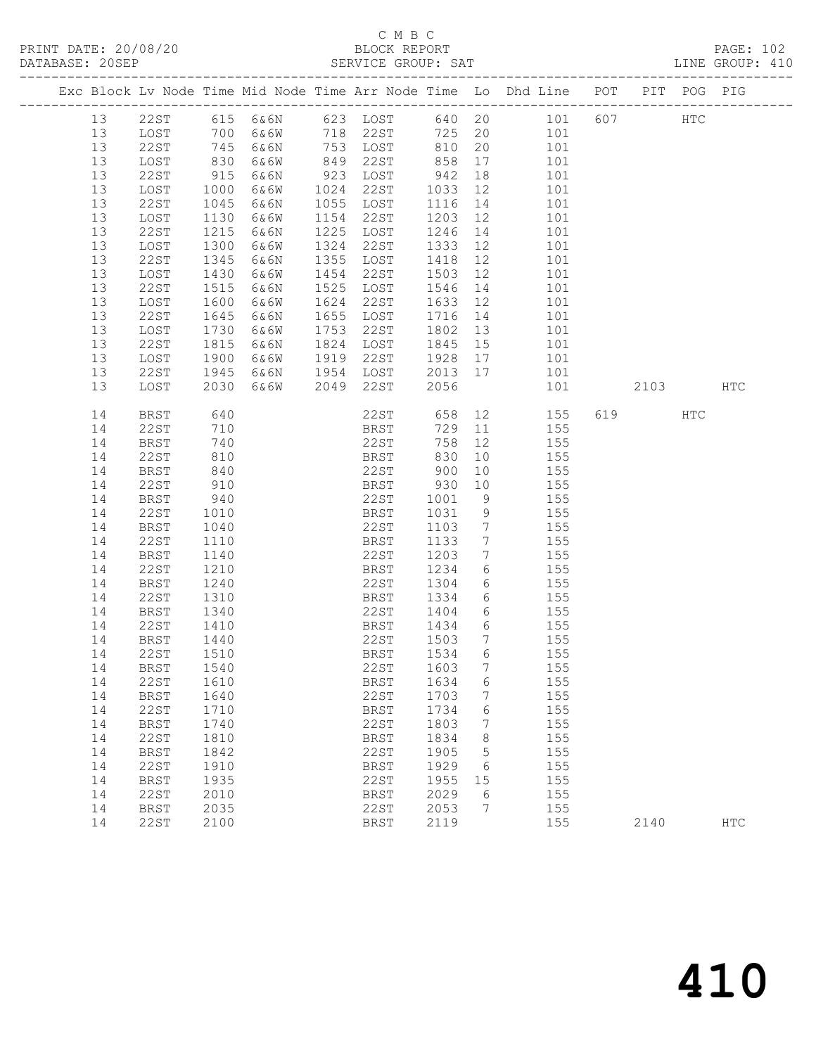C M B C

PRINT DATE: 20/08/20 BLOCK REPORT

DATABASE: 20SEP SERVICE GROUP: SAT LINE GROUP: 410

| Exc | Block | Lv Node | Time | Mid Node | Time | Arr Node | Time | Lo | Dhd Line | POT | PIT | POG | PIG |
|---|---|---|---|---|---|---|---|---|---|---|---|---|---|
| | 13 | 22ST | 615 | 6&6N | 623 | LOST | 640 | 20 | 101 | 607 | | HTC | |
| | 13 | LOST | 700 | 6&6W | 718 | 22ST | 725 | 20 | 101 | | | | |
| | 13 | 22ST | 745 | 6&6N | 753 | LOST | 810 | 20 | 101 | | | | |
| | 13 | LOST | 830 | 6&6W | 849 | 22ST | 858 | 17 | 101 | | | | |
| | 13 | 22ST | 915 | 6&6N | 923 | LOST | 942 | 18 | 101 | | | | |
| | 13 | LOST | 1000 | 6&6W | 1024 | 22ST | 1033 | 12 | 101 | | | | |
| | 13 | 22ST | 1045 | 6&6N | 1055 | LOST | 1116 | 14 | 101 | | | | |
| | 13 | LOST | 1130 | 6&6W | 1154 | 22ST | 1203 | 12 | 101 | | | | |
| | 13 | 22ST | 1215 | 6&6N | 1225 | LOST | 1246 | 14 | 101 | | | | |
| | 13 | LOST | 1300 | 6&6W | 1324 | 22ST | 1333 | 12 | 101 | | | | |
| | 13 | 22ST | 1345 | 6&6N | 1355 | LOST | 1418 | 12 | 101 | | | | |
| | 13 | LOST | 1430 | 6&6W | 1454 | 22ST | 1503 | 12 | 101 | | | | |
| | 13 | 22ST | 1515 | 6&6N | 1525 | LOST | 1546 | 14 | 101 | | | | |
| | 13 | LOST | 1600 | 6&6W | 1624 | 22ST | 1633 | 12 | 101 | | | | |
| | 13 | 22ST | 1645 | 6&6N | 1655 | LOST | 1716 | 14 | 101 | | | | |
| | 13 | LOST | 1730 | 6&6W | 1753 | 22ST | 1802 | 13 | 101 | | | | |
| | 13 | 22ST | 1815 | 6&6N | 1824 | LOST | 1845 | 15 | 101 | | | | |
| | 13 | LOST | 1900 | 6&6W | 1919 | 22ST | 1928 | 17 | 101 | | | | |
| | 13 | 22ST | 1945 | 6&6N | 1954 | LOST | 2013 | 17 | 101 | | | | |
| | 13 | LOST | 2030 | 6&6W | 2049 | 22ST | 2056 | | 101 | | 2103 | | HTC |
| | 14 | BRST | 640 | | | 22ST | 658 | 12 | 155 | 619 | | HTC | |
| | 14 | 22ST | 710 | | | BRST | 729 | 11 | 155 | | | | |
| | 14 | BRST | 740 | | | 22ST | 758 | 12 | 155 | | | | |
| | 14 | 22ST | 810 | | | BRST | 830 | 10 | 155 | | | | |
| | 14 | BRST | 840 | | | 22ST | 900 | 10 | 155 | | | | |
| | 14 | 22ST | 910 | | | BRST | 930 | 10 | 155 | | | | |
| | 14 | BRST | 940 | | | 22ST | 1001 | 9 | 155 | | | | |
| | 14 | 22ST | 1010 | | | BRST | 1031 | 9 | 155 | | | | |
| | 14 | BRST | 1040 | | | 22ST | 1103 | 7 | 155 | | | | |
| | 14 | 22ST | 1110 | | | BRST | 1133 | 7 | 155 | | | | |
| | 14 | BRST | 1140 | | | 22ST | 1203 | 7 | 155 | | | | |
| | 14 | 22ST | 1210 | | | BRST | 1234 | 6 | 155 | | | | |
| | 14 | BRST | 1240 | | | 22ST | 1304 | 6 | 155 | | | | |
| | 14 | 22ST | 1310 | | | BRST | 1334 | 6 | 155 | | | | |
| | 14 | BRST | 1340 | | | 22ST | 1404 | 6 | 155 | | | | |
| | 14 | 22ST | 1410 | | | BRST | 1434 | 6 | 155 | | | | |
| | 14 | BRST | 1440 | | | 22ST | 1503 | 7 | 155 | | | | |
| | 14 | 22ST | 1510 | | | BRST | 1534 | 6 | 155 | | | | |
| | 14 | BRST | 1540 | | | 22ST | 1603 | 7 | 155 | | | | |
| | 14 | 22ST | 1610 | | | BRST | 1634 | 6 | 155 | | | | |
| | 14 | BRST | 1640 | | | 22ST | 1703 | 7 | 155 | | | | |
| | 14 | 22ST | 1710 | | | BRST | 1734 | 6 | 155 | | | | |
| | 14 | BRST | 1740 | | | 22ST | 1803 | 7 | 155 | | | | |
| | 14 | 22ST | 1810 | | | BRST | 1834 | 8 | 155 | | | | |
| | 14 | BRST | 1842 | | | 22ST | 1905 | 5 | 155 | | | | |
| | 14 | 22ST | 1910 | | | BRST | 1929 | 6 | 155 | | | | |
| | 14 | BRST | 1935 | | | 22ST | 1955 | 15 | 155 | | | | |
| | 14 | 22ST | 2010 | | | BRST | 2029 | 6 | 155 | | | | |
| | 14 | BRST | 2035 | | | 22ST | 2053 | 7 | 155 | | | | |
| | 14 | 22ST | 2100 | | | BRST | 2119 | | 155 | | 2140 | | HTC |

410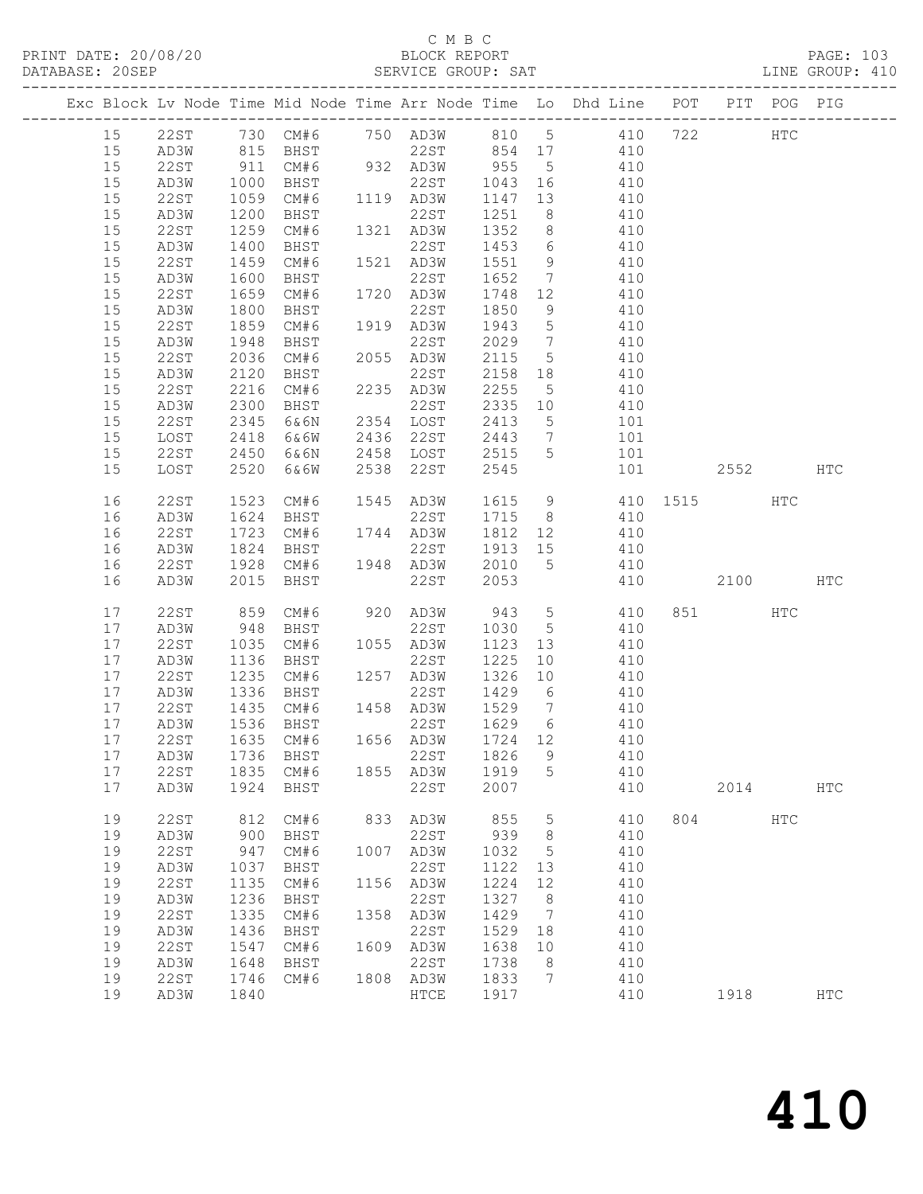C M B C

PRINT DATE: 20/08/20 BLOCK REPORT PAGE: 103
DATABASE: 20SEP SERVICE GROUP: SAT LINE GROUP: 410

| Exc | Block | Lv | Node | Time | Mid Node | Time | Arr Node | Time | Lo | Dhd Line | POT | PIT | POG | PIG |
|---|---|---|---|---|---|---|---|---|---|---|---|---|---|---|
| | 15 | | 22ST | 730 | CM#6 | 750 | AD3W | 810 | 5 | 410 | 722 | | HTC | |
| | 15 | | AD3W | 815 | BHST | | 22ST | 854 | 17 | 410 | | | | |
| | 15 | | 22ST | 911 | CM#6 | 932 | AD3W | 955 | 5 | 410 | | | | |
| | 15 | | AD3W | 1000 | BHST | | 22ST | 1043 | 16 | 410 | | | | |
| | 15 | | 22ST | 1059 | CM#6 | 1119 | AD3W | 1147 | 13 | 410 | | | | |
| | 15 | | AD3W | 1200 | BHST | | 22ST | 1251 | 8 | 410 | | | | |
| | 15 | | 22ST | 1259 | CM#6 | 1321 | AD3W | 1352 | 8 | 410 | | | | |
| | 15 | | AD3W | 1400 | BHST | | 22ST | 1453 | 6 | 410 | | | | |
| | 15 | | 22ST | 1459 | CM#6 | 1521 | AD3W | 1551 | 9 | 410 | | | | |
| | 15 | | AD3W | 1600 | BHST | | 22ST | 1652 | 7 | 410 | | | | |
| | 15 | | 22ST | 1659 | CM#6 | 1720 | AD3W | 1748 | 12 | 410 | | | | |
| | 15 | | AD3W | 1800 | BHST | | 22ST | 1850 | 9 | 410 | | | | |
| | 15 | | 22ST | 1859 | CM#6 | 1919 | AD3W | 1943 | 5 | 410 | | | | |
| | 15 | | AD3W | 1948 | BHST | | 22ST | 2029 | 7 | 410 | | | | |
| | 15 | | 22ST | 2036 | CM#6 | 2055 | AD3W | 2115 | 5 | 410 | | | | |
| | 15 | | AD3W | 2120 | BHST | | 22ST | 2158 | 18 | 410 | | | | |
| | 15 | | 22ST | 2216 | CM#6 | 2235 | AD3W | 2255 | 5 | 410 | | | | |
| | 15 | | AD3W | 2300 | BHST | | 22ST | 2335 | 10 | 410 | | | | |
| | 15 | | 22ST | 2345 | 6&6N | 2354 | LOST | 2413 | 5 | 101 | | | | |
| | 15 | | LOST | 2418 | 6&6W | 2436 | 22ST | 2443 | 7 | 101 | | | | |
| | 15 | | 22ST | 2450 | 6&6N | 2458 | LOST | 2515 | 5 | 101 | | | | |
| | 15 | | LOST | 2520 | 6&6W | 2538 | 22ST | 2545 | | 101 | | 2552 | | HTC |
| | 16 | | 22ST | 1523 | CM#6 | 1545 | AD3W | 1615 | 9 | 410 | 1515 | | HTC | |
| | 16 | | AD3W | 1624 | BHST | | 22ST | 1715 | 8 | 410 | | | | |
| | 16 | | 22ST | 1723 | CM#6 | 1744 | AD3W | 1812 | 12 | 410 | | | | |
| | 16 | | AD3W | 1824 | BHST | | 22ST | 1913 | 15 | 410 | | | | |
| | 16 | | 22ST | 1928 | CM#6 | 1948 | AD3W | 2010 | 5 | 410 | | | | |
| | 16 | | AD3W | 2015 | BHST | | 22ST | 2053 | | 410 | | 2100 | | HTC |
| | 17 | | 22ST | 859 | CM#6 | 920 | AD3W | 943 | 5 | 410 | 851 | | HTC | |
| | 17 | | AD3W | 948 | BHST | | 22ST | 1030 | 5 | 410 | | | | |
| | 17 | | 22ST | 1035 | CM#6 | 1055 | AD3W | 1123 | 13 | 410 | | | | |
| | 17 | | AD3W | 1136 | BHST | | 22ST | 1225 | 10 | 410 | | | | |
| | 17 | | 22ST | 1235 | CM#6 | 1257 | AD3W | 1326 | 10 | 410 | | | | |
| | 17 | | AD3W | 1336 | BHST | | 22ST | 1429 | 6 | 410 | | | | |
| | 17 | | 22ST | 1435 | CM#6 | 1458 | AD3W | 1529 | 7 | 410 | | | | |
| | 17 | | AD3W | 1536 | BHST | | 22ST | 1629 | 6 | 410 | | | | |
| | 17 | | 22ST | 1635 | CM#6 | 1656 | AD3W | 1724 | 12 | 410 | | | | |
| | 17 | | AD3W | 1736 | BHST | | 22ST | 1826 | 9 | 410 | | | | |
| | 17 | | 22ST | 1835 | CM#6 | 1855 | AD3W | 1919 | 5 | 410 | | | | |
| | 17 | | AD3W | 1924 | BHST | | 22ST | 2007 | | 410 | | 2014 | | HTC |
| | 19 | | 22ST | 812 | CM#6 | 833 | AD3W | 855 | 5 | 410 | 804 | | HTC | |
| | 19 | | AD3W | 900 | BHST | | 22ST | 939 | 8 | 410 | | | | |
| | 19 | | 22ST | 947 | CM#6 | 1007 | AD3W | 1032 | 5 | 410 | | | | |
| | 19 | | AD3W | 1037 | BHST | | 22ST | 1122 | 13 | 410 | | | | |
| | 19 | | 22ST | 1135 | CM#6 | 1156 | AD3W | 1224 | 12 | 410 | | | | |
| | 19 | | AD3W | 1236 | BHST | | 22ST | 1327 | 8 | 410 | | | | |
| | 19 | | 22ST | 1335 | CM#6 | 1358 | AD3W | 1429 | 7 | 410 | | | | |
| | 19 | | AD3W | 1436 | BHST | | 22ST | 1529 | 18 | 410 | | | | |
| | 19 | | 22ST | 1547 | CM#6 | 1609 | AD3W | 1638 | 10 | 410 | | | | |
| | 19 | | AD3W | 1648 | BHST | | 22ST | 1738 | 8 | 410 | | | | |
| | 19 | | 22ST | 1746 | CM#6 | 1808 | AD3W | 1833 | 7 | 410 | | | | |
| | 19 | | AD3W | 1840 | | | HTCE | 1917 | | 410 | | 1918 | | HTC |

# 410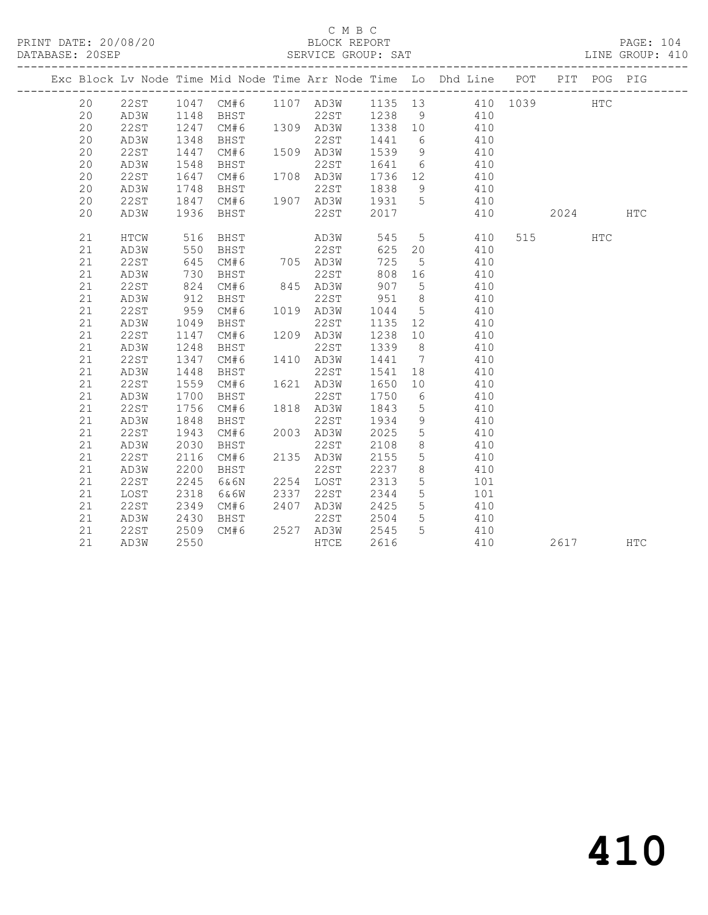C M B C

PRINT DATE: 20/08/20 BLOCK REPORT PAGE: 104
DATABASE: 20SEP SERVICE GROUP: SAT LINE GROUP: 410

| Exc | Block | Lv Node | Time | Mid Node | Time | Arr Node | Time | Lo | Dhd Line | POT | PIT | POG | PIG |
|---|---|---|---|---|---|---|---|---|---|---|---|---|---|
| | 20 | 22ST | 1047 | CM#6 | 1107 | AD3W | 1135 | 13 | 410 | 1039 | | HTC | |
| | 20 | AD3W | 1148 | BHST | | 22ST | 1238 | 9 | 410 | | | | |
| | 20 | 22ST | 1247 | CM#6 | 1309 | AD3W | 1338 | 10 | 410 | | | | |
| | 20 | AD3W | 1348 | BHST | | 22ST | 1441 | 6 | 410 | | | | |
| | 20 | 22ST | 1447 | CM#6 | 1509 | AD3W | 1539 | 9 | 410 | | | | |
| | 20 | AD3W | 1548 | BHST | | 22ST | 1641 | 6 | 410 | | | | |
| | 20 | 22ST | 1647 | CM#6 | 1708 | AD3W | 1736 | 12 | 410 | | | | |
| | 20 | AD3W | 1748 | BHST | | 22ST | 1838 | 9 | 410 | | | | |
| | 20 | 22ST | 1847 | CM#6 | 1907 | AD3W | 1931 | 5 | 410 | | | | |
| | 20 | AD3W | 1936 | BHST | | 22ST | 2017 | | 410 | | 2024 | | HTC |
| | 21 | HTCW | 516 | BHST | | AD3W | 545 | 5 | 410 | 515 | | HTC | |
| | 21 | AD3W | 550 | BHST | | 22ST | 625 | 20 | 410 | | | | |
| | 21 | 22ST | 645 | CM#6 | 705 | AD3W | 725 | 5 | 410 | | | | |
| | 21 | AD3W | 730 | BHST | | 22ST | 808 | 16 | 410 | | | | |
| | 21 | 22ST | 824 | CM#6 | 845 | AD3W | 907 | 5 | 410 | | | | |
| | 21 | AD3W | 912 | BHST | | 22ST | 951 | 8 | 410 | | | | |
| | 21 | 22ST | 959 | CM#6 | 1019 | AD3W | 1044 | 5 | 410 | | | | |
| | 21 | AD3W | 1049 | BHST | | 22ST | 1135 | 12 | 410 | | | | |
| | 21 | 22ST | 1147 | CM#6 | 1209 | AD3W | 1238 | 10 | 410 | | | | |
| | 21 | AD3W | 1248 | BHST | | 22ST | 1339 | 8 | 410 | | | | |
| | 21 | 22ST | 1347 | CM#6 | 1410 | AD3W | 1441 | 7 | 410 | | | | |
| | 21 | AD3W | 1448 | BHST | | 22ST | 1541 | 18 | 410 | | | | |
| | 21 | 22ST | 1559 | CM#6 | 1621 | AD3W | 1650 | 10 | 410 | | | | |
| | 21 | AD3W | 1700 | BHST | | 22ST | 1750 | 6 | 410 | | | | |
| | 21 | 22ST | 1756 | CM#6 | 1818 | AD3W | 1843 | 5 | 410 | | | | |
| | 21 | AD3W | 1848 | BHST | | 22ST | 1934 | 9 | 410 | | | | |
| | 21 | 22ST | 1943 | CM#6 | 2003 | AD3W | 2025 | 5 | 410 | | | | |
| | 21 | AD3W | 2030 | BHST | | 22ST | 2108 | 8 | 410 | | | | |
| | 21 | 22ST | 2116 | CM#6 | 2135 | AD3W | 2155 | 5 | 410 | | | | |
| | 21 | AD3W | 2200 | BHST | | 22ST | 2237 | 8 | 410 | | | | |
| | 21 | 22ST | 2245 | 6&6N | 2254 | LOST | 2313 | 5 | 101 | | | | |
| | 21 | LOST | 2318 | 6&6W | 2337 | 22ST | 2344 | 5 | 101 | | | | |
| | 21 | 22ST | 2349 | CM#6 | 2407 | AD3W | 2425 | 5 | 410 | | | | |
| | 21 | AD3W | 2430 | BHST | | 22ST | 2504 | 5 | 410 | | | | |
| | 21 | 22ST | 2509 | CM#6 | 2527 | AD3W | 2545 | 5 | 410 | | | | |
| | 21 | AD3W | 2550 | | | HTCE | 2616 | | 410 | | 2617 | | HTC |

# 410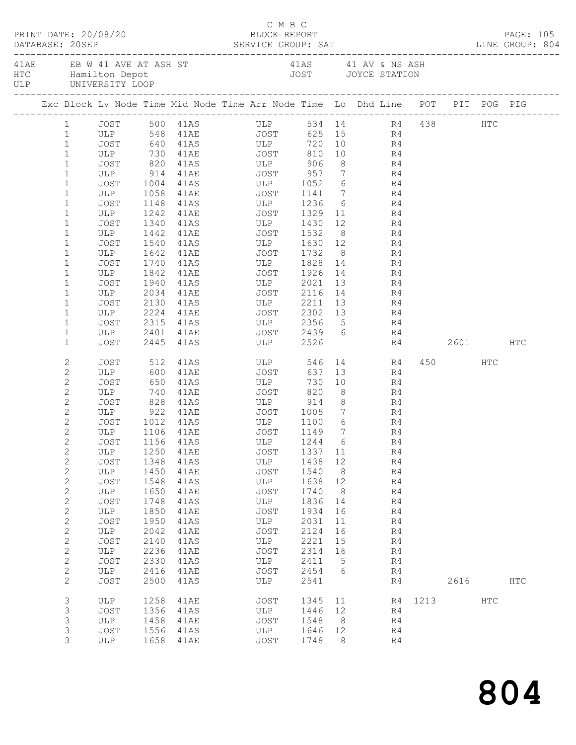C M B C
PRINT DATE: 20/08/20 BLOCK REPORT
DATABASE: 20SEP SERVICE GROUP: SAT LINE GROUP: 804

| 41AE | EB W 41 AVE AT ASH ST | 41AS | 41 AV & NS ASH |
|---|---|---|---|
| HTC | Hamilton Depot | JOST | JOYCE STATION |
| ULP | UNIVERSITY LOOP | | |

| Exc | Block | Lv Node | Time | Mid Node | Time | Arr Node | Time | Lo | Dhd Line | POT | PIT | POG | PIG |
|---|---|---|---|---|---|---|---|---|---|---|---|---|---|
| | 1 | JOST | 500 | 41AS | | ULP | 534 | 14 | R4 | 438 | | HTC | |
| | 1 | ULP | 548 | 41AE | | JOST | 625 | 15 | R4 | | | | |
| | 1 | JOST | 640 | 41AS | | ULP | 720 | 10 | R4 | | | | |
| | 1 | ULP | 730 | 41AE | | JOST | 810 | 10 | R4 | | | | |
| | 1 | JOST | 820 | 41AS | | ULP | 906 | 8 | R4 | | | | |
| | 1 | ULP | 914 | 41AE | | JOST | 957 | 7 | R4 | | | | |
| | 1 | JOST | 1004 | 41AS | | ULP | 1052 | 6 | R4 | | | | |
| | 1 | ULP | 1058 | 41AE | | JOST | 1141 | 7 | R4 | | | | |
| | 1 | JOST | 1148 | 41AS | | ULP | 1236 | 6 | R4 | | | | |
| | 1 | ULP | 1242 | 41AE | | JOST | 1329 | 11 | R4 | | | | |
| | 1 | JOST | 1340 | 41AS | | ULP | 1430 | 12 | R4 | | | | |
| | 1 | ULP | 1442 | 41AE | | JOST | 1532 | 8 | R4 | | | | |
| | 1 | JOST | 1540 | 41AS | | ULP | 1630 | 12 | R4 | | | | |
| | 1 | ULP | 1642 | 41AE | | JOST | 1732 | 8 | R4 | | | | |
| | 1 | JOST | 1740 | 41AS | | ULP | 1828 | 14 | R4 | | | | |
| | 1 | ULP | 1842 | 41AE | | JOST | 1926 | 14 | R4 | | | | |
| | 1 | JOST | 1940 | 41AS | | ULP | 2021 | 13 | R4 | | | | |
| | 1 | ULP | 2034 | 41AE | | JOST | 2116 | 14 | R4 | | | | |
| | 1 | JOST | 2130 | 41AS | | ULP | 2211 | 13 | R4 | | | | |
| | 1 | ULP | 2224 | 41AE | | JOST | 2302 | 13 | R4 | | | | |
| | 1 | JOST | 2315 | 41AS | | ULP | 2356 | 5 | R4 | | | | |
| | 1 | ULP | 2401 | 41AE | | JOST | 2439 | 6 | R4 | | | | |
| | 1 | JOST | 2445 | 41AS | | ULP | 2526 | | R4 | | 2601 | | HTC |
| | 2 | JOST | 512 | 41AS | | ULP | 546 | 14 | R4 | 450 | | HTC | |
| | 2 | ULP | 600 | 41AE | | JOST | 637 | 13 | R4 | | | | |
| | 2 | JOST | 650 | 41AS | | ULP | 730 | 10 | R4 | | | | |
| | 2 | ULP | 740 | 41AE | | JOST | 820 | 8 | R4 | | | | |
| | 2 | JOST | 828 | 41AS | | ULP | 914 | 8 | R4 | | | | |
| | 2 | ULP | 922 | 41AE | | JOST | 1005 | 7 | R4 | | | | |
| | 2 | JOST | 1012 | 41AS | | ULP | 1100 | 6 | R4 | | | | |
| | 2 | ULP | 1106 | 41AE | | JOST | 1149 | 7 | R4 | | | | |
| | 2 | JOST | 1156 | 41AS | | ULP | 1244 | 6 | R4 | | | | |
| | 2 | ULP | 1250 | 41AE | | JOST | 1337 | 11 | R4 | | | | |
| | 2 | JOST | 1348 | 41AS | | ULP | 1438 | 12 | R4 | | | | |
| | 2 | ULP | 1450 | 41AE | | JOST | 1540 | 8 | R4 | | | | |
| | 2 | JOST | 1548 | 41AS | | ULP | 1638 | 12 | R4 | | | | |
| | 2 | ULP | 1650 | 41AE | | JOST | 1740 | 8 | R4 | | | | |
| | 2 | JOST | 1748 | 41AS | | ULP | 1836 | 14 | R4 | | | | |
| | 2 | ULP | 1850 | 41AE | | JOST | 1934 | 16 | R4 | | | | |
| | 2 | JOST | 1950 | 41AS | | ULP | 2031 | 11 | R4 | | | | |
| | 2 | ULP | 2042 | 41AE | | JOST | 2124 | 16 | R4 | | | | |
| | 2 | JOST | 2140 | 41AS | | ULP | 2221 | 15 | R4 | | | | |
| | 2 | ULP | 2236 | 41AE | | JOST | 2314 | 16 | R4 | | | | |
| | 2 | JOST | 2330 | 41AS | | ULP | 2411 | 5 | R4 | | | | |
| | 2 | ULP | 2416 | 41AE | | JOST | 2454 | 6 | R4 | | | | |
| | 2 | JOST | 2500 | 41AS | | ULP | 2541 | | R4 | | 2616 | | HTC |
| | 3 | ULP | 1258 | 41AE | | JOST | 1345 | 11 | R4 | 1213 | | HTC | |
| | 3 | JOST | 1356 | 41AS | | ULP | 1446 | 12 | R4 | | | | |
| | 3 | ULP | 1458 | 41AE | | JOST | 1548 | 8 | R4 | | | | |
| | 3 | JOST | 1556 | 41AS | | ULP | 1646 | 12 | R4 | | | | |
| | 3 | ULP | 1658 | 41AE | | JOST | 1748 | 8 | R4 | | | | |

804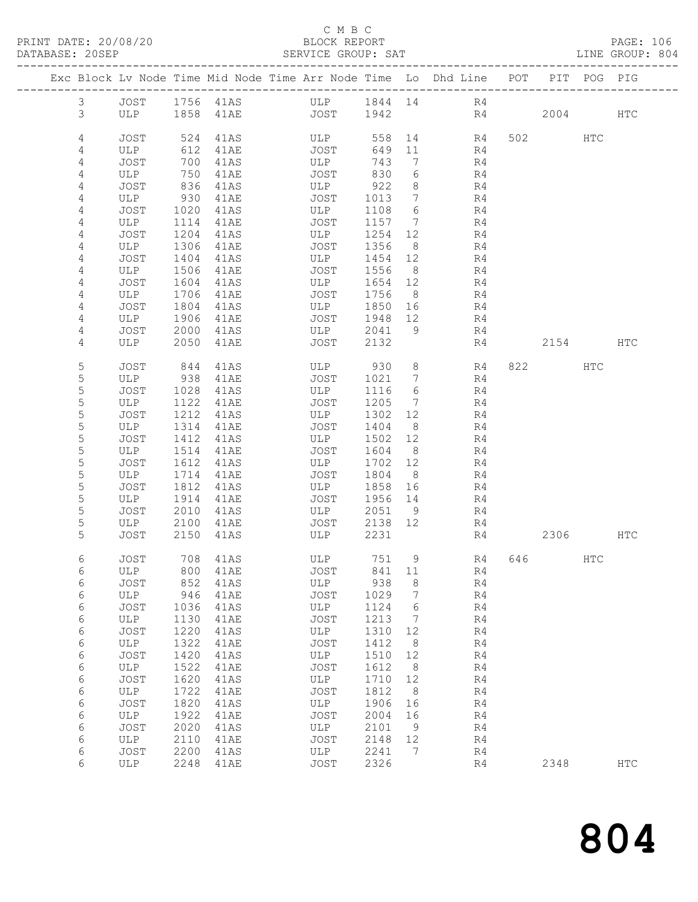C M B C
PRINT DATE: 20/08/20 BLOCK REPORT PAGE: 106
DATABASE: 20SEP SERVICE GROUP: SAT LINE GROUP: 804

| Exc | Block | Lv | Node | Time | Mid Node | Time | Arr Node | Time | Lo | Dhd Line | POT | PIT | POG | PIG |
|---|---|---|---|---|---|---|---|---|---|---|---|---|---|---|
| | 3 | | JOST | 1756 | 41AS | | ULP | 1844 | 14 | R4 | | | | |
| | 3 | | ULP | 1858 | 41AE | | JOST | 1942 | | R4 | | 2004 | | HTC |
| | 4 | | JOST | 524 | 41AS | | ULP | 558 | 14 | R4 | 502 | | HTC | |
| | 4 | | ULP | 612 | 41AE | | JOST | 649 | 11 | R4 | | | | |
| | 4 | | JOST | 700 | 41AS | | ULP | 743 | 7 | R4 | | | | |
| | 4 | | ULP | 750 | 41AE | | JOST | 830 | 6 | R4 | | | | |
| | 4 | | JOST | 836 | 41AS | | ULP | 922 | 8 | R4 | | | | |
| | 4 | | ULP | 930 | 41AE | | JOST | 1013 | 7 | R4 | | | | |
| | 4 | | JOST | 1020 | 41AS | | ULP | 1108 | 6 | R4 | | | | |
| | 4 | | ULP | 1114 | 41AE | | JOST | 1157 | 7 | R4 | | | | |
| | 4 | | JOST | 1204 | 41AS | | ULP | 1254 | 12 | R4 | | | | |
| | 4 | | ULP | 1306 | 41AE | | JOST | 1356 | 8 | R4 | | | | |
| | 4 | | JOST | 1404 | 41AS | | ULP | 1454 | 12 | R4 | | | | |
| | 4 | | ULP | 1506 | 41AE | | JOST | 1556 | 8 | R4 | | | | |
| | 4 | | JOST | 1604 | 41AS | | ULP | 1654 | 12 | R4 | | | | |
| | 4 | | ULP | 1706 | 41AE | | JOST | 1756 | 8 | R4 | | | | |
| | 4 | | JOST | 1804 | 41AS | | ULP | 1850 | 16 | R4 | | | | |
| | 4 | | ULP | 1906 | 41AE | | JOST | 1948 | 12 | R4 | | | | |
| | 4 | | JOST | 2000 | 41AS | | ULP | 2041 | 9 | R4 | | | | |
| | 4 | | ULP | 2050 | 41AE | | JOST | 2132 | | R4 | | 2154 | | HTC |
| | 5 | | JOST | 844 | 41AS | | ULP | 930 | 8 | R4 | 822 | | HTC | |
| | 5 | | ULP | 938 | 41AE | | JOST | 1021 | 7 | R4 | | | | |
| | 5 | | JOST | 1028 | 41AS | | ULP | 1116 | 6 | R4 | | | | |
| | 5 | | ULP | 1122 | 41AE | | JOST | 1205 | 7 | R4 | | | | |
| | 5 | | JOST | 1212 | 41AS | | ULP | 1302 | 12 | R4 | | | | |
| | 5 | | ULP | 1314 | 41AE | | JOST | 1404 | 8 | R4 | | | | |
| | 5 | | JOST | 1412 | 41AS | | ULP | 1502 | 12 | R4 | | | | |
| | 5 | | ULP | 1514 | 41AE | | JOST | 1604 | 8 | R4 | | | | |
| | 5 | | JOST | 1612 | 41AS | | ULP | 1702 | 12 | R4 | | | | |
| | 5 | | ULP | 1714 | 41AE | | JOST | 1804 | 8 | R4 | | | | |
| | 5 | | JOST | 1812 | 41AS | | ULP | 1858 | 16 | R4 | | | | |
| | 5 | | ULP | 1914 | 41AE | | JOST | 1956 | 14 | R4 | | | | |
| | 5 | | JOST | 2010 | 41AS | | ULP | 2051 | 9 | R4 | | | | |
| | 5 | | ULP | 2100 | 41AE | | JOST | 2138 | 12 | R4 | | | | |
| | 5 | | JOST | 2150 | 41AS | | ULP | 2231 | | R4 | | 2306 | | HTC |
| | 6 | | JOST | 708 | 41AS | | ULP | 751 | 9 | R4 | 646 | | HTC | |
| | 6 | | ULP | 800 | 41AE | | JOST | 841 | 11 | R4 | | | | |
| | 6 | | JOST | 852 | 41AS | | ULP | 938 | 8 | R4 | | | | |
| | 6 | | ULP | 946 | 41AE | | JOST | 1029 | 7 | R4 | | | | |
| | 6 | | JOST | 1036 | 41AS | | ULP | 1124 | 6 | R4 | | | | |
| | 6 | | ULP | 1130 | 41AE | | JOST | 1213 | 7 | R4 | | | | |
| | 6 | | JOST | 1220 | 41AS | | ULP | 1310 | 12 | R4 | | | | |
| | 6 | | ULP | 1322 | 41AE | | JOST | 1412 | 8 | R4 | | | | |
| | 6 | | JOST | 1420 | 41AS | | ULP | 1510 | 12 | R4 | | | | |
| | 6 | | ULP | 1522 | 41AE | | JOST | 1612 | 8 | R4 | | | | |
| | 6 | | JOST | 1620 | 41AS | | ULP | 1710 | 12 | R4 | | | | |
| | 6 | | ULP | 1722 | 41AE | | JOST | 1812 | 8 | R4 | | | | |
| | 6 | | JOST | 1820 | 41AS | | ULP | 1906 | 16 | R4 | | | | |
| | 6 | | ULP | 1922 | 41AE | | JOST | 2004 | 16 | R4 | | | | |
| | 6 | | JOST | 2020 | 41AS | | ULP | 2101 | 9 | R4 | | | | |
| | 6 | | ULP | 2110 | 41AE | | JOST | 2148 | 12 | R4 | | | | |
| | 6 | | JOST | 2200 | 41AS | | ULP | 2241 | 7 | R4 | | | | |
| | 6 | | ULP | 2248 | 41AE | | JOST | 2326 | | R4 | | 2348 | | HTC |

804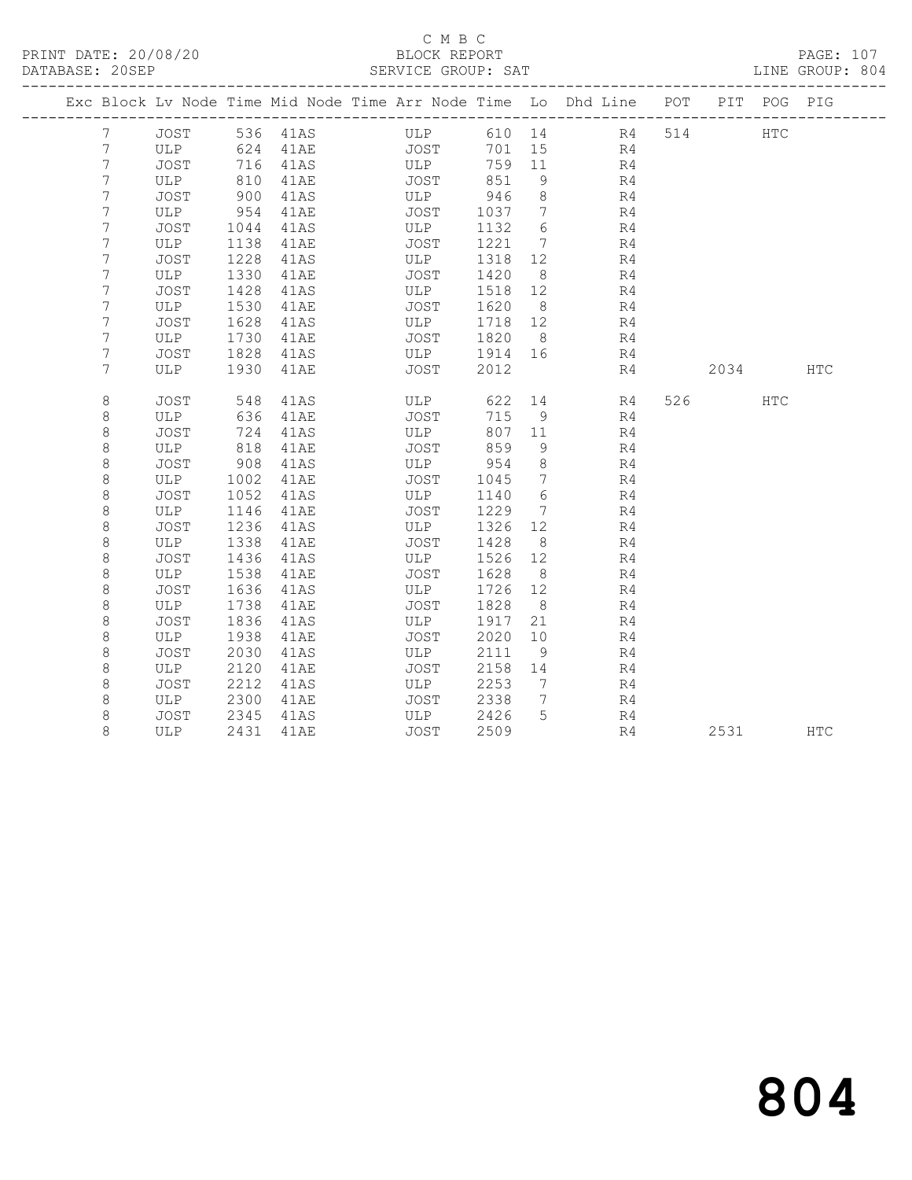C M B C

PRINT DATE: 20/08/20 BLOCK REPORT PAGE: 107
DATABASE: 20SEP SERVICE GROUP: SAT LINE GROUP: 804

| Exc | Block | Lv Node | Time | Mid Node | Time | Arr Node | Time | Lo | Dhd Line | POT | PIT | POG | PIG |
|---|---|---|---|---|---|---|---|---|---|---|---|---|---|
| | 7 | JOST | 536 | 41AS | | ULP | 610 | 14 | R4 | 514 | | HTC | |
| | 7 | ULP | 624 | 41AE | | JOST | 701 | 15 | R4 | | | | |
| | 7 | JOST | 716 | 41AS | | ULP | 759 | 11 | R4 | | | | |
| | 7 | ULP | 810 | 41AE | | JOST | 851 | 9 | R4 | | | | |
| | 7 | JOST | 900 | 41AS | | ULP | 946 | 8 | R4 | | | | |
| | 7 | ULP | 954 | 41AE | | JOST | 1037 | 7 | R4 | | | | |
| | 7 | JOST | 1044 | 41AS | | ULP | 1132 | 6 | R4 | | | | |
| | 7 | ULP | 1138 | 41AE | | JOST | 1221 | 7 | R4 | | | | |
| | 7 | JOST | 1228 | 41AS | | ULP | 1318 | 12 | R4 | | | | |
| | 7 | ULP | 1330 | 41AE | | JOST | 1420 | 8 | R4 | | | | |
| | 7 | JOST | 1428 | 41AS | | ULP | 1518 | 12 | R4 | | | | |
| | 7 | ULP | 1530 | 41AE | | JOST | 1620 | 8 | R4 | | | | |
| | 7 | JOST | 1628 | 41AS | | ULP | 1718 | 12 | R4 | | | | |
| | 7 | ULP | 1730 | 41AE | | JOST | 1820 | 8 | R4 | | | | |
| | 7 | JOST | 1828 | 41AS | | ULP | 1914 | 16 | R4 | | | | |
| | 7 | ULP | 1930 | 41AE | | JOST | 2012 | | R4 | | 2034 | | HTC |
| | 8 | JOST | 548 | 41AS | | ULP | 622 | 14 | R4 | 526 | | HTC | |
| | 8 | ULP | 636 | 41AE | | JOST | 715 | 9 | R4 | | | | |
| | 8 | JOST | 724 | 41AS | | ULP | 807 | 11 | R4 | | | | |
| | 8 | ULP | 818 | 41AE | | JOST | 859 | 9 | R4 | | | | |
| | 8 | JOST | 908 | 41AS | | ULP | 954 | 8 | R4 | | | | |
| | 8 | ULP | 1002 | 41AE | | JOST | 1045 | 7 | R4 | | | | |
| | 8 | JOST | 1052 | 41AS | | ULP | 1140 | 6 | R4 | | | | |
| | 8 | ULP | 1146 | 41AE | | JOST | 1229 | 7 | R4 | | | | |
| | 8 | JOST | 1236 | 41AS | | ULP | 1326 | 12 | R4 | | | | |
| | 8 | ULP | 1338 | 41AE | | JOST | 1428 | 8 | R4 | | | | |
| | 8 | JOST | 1436 | 41AS | | ULP | 1526 | 12 | R4 | | | | |
| | 8 | ULP | 1538 | 41AE | | JOST | 1628 | 8 | R4 | | | | |
| | 8 | JOST | 1636 | 41AS | | ULP | 1726 | 12 | R4 | | | | |
| | 8 | ULP | 1738 | 41AE | | JOST | 1828 | 8 | R4 | | | | |
| | 8 | JOST | 1836 | 41AS | | ULP | 1917 | 21 | R4 | | | | |
| | 8 | ULP | 1938 | 41AE | | JOST | 2020 | 10 | R4 | | | | |
| | 8 | JOST | 2030 | 41AS | | ULP | 2111 | 9 | R4 | | | | |
| | 8 | ULP | 2120 | 41AE | | JOST | 2158 | 14 | R4 | | | | |
| | 8 | JOST | 2212 | 41AS | | ULP | 2253 | 7 | R4 | | | | |
| | 8 | ULP | 2300 | 41AE | | JOST | 2338 | 7 | R4 | | | | |
| | 8 | JOST | 2345 | 41AS | | ULP | 2426 | 5 | R4 | | | | |
| | 8 | ULP | 2431 | 41AE | | JOST | 2509 | | R4 | | 2531 | | HTC |

804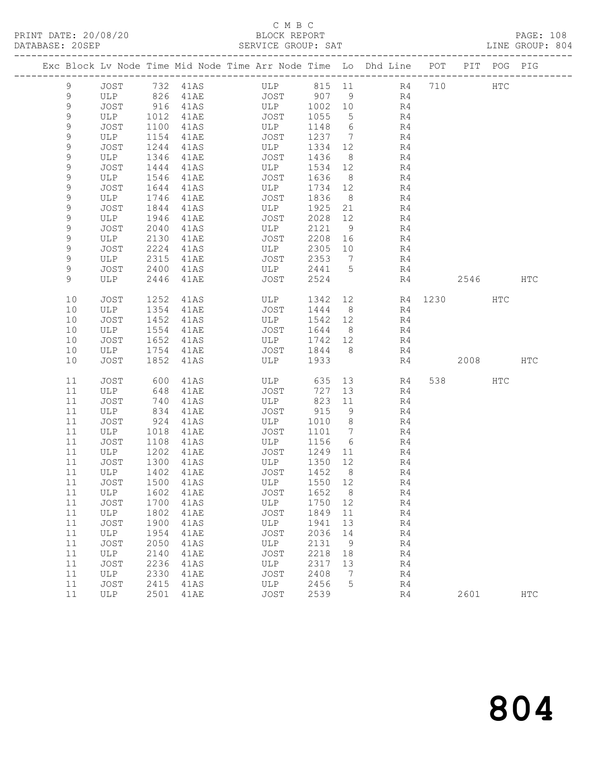C M B C

PRINT DATE: 20/08/20 BLOCK REPORT

DATABASE: 20SEP SERVICE GROUP: SAT LINE GROUP: 804

| Exc | Block | Lv | Node | Time | Mid Node | Time | Arr Node | Time | Lo | Dhd Line | POT | PIT | POG | PIG |
|---|---|---|---|---|---|---|---|---|---|---|---|---|---|---|
| | 9 | | JOST | 732 | 41AS | | ULP | 815 | 11 | R4 | 710 | | HTC | |
| | 9 | | ULP | 826 | 41AE | | JOST | 907 | 9 | R4 | | | | |
| | 9 | | JOST | 916 | 41AS | | ULP | 1002 | 10 | R4 | | | | |
| | 9 | | ULP | 1012 | 41AE | | JOST | 1055 | 5 | R4 | | | | |
| | 9 | | JOST | 1100 | 41AS | | ULP | 1148 | 6 | R4 | | | | |
| | 9 | | ULP | 1154 | 41AE | | JOST | 1237 | 7 | R4 | | | | |
| | 9 | | JOST | 1244 | 41AS | | ULP | 1334 | 12 | R4 | | | | |
| | 9 | | ULP | 1346 | 41AE | | JOST | 1436 | 8 | R4 | | | | |
| | 9 | | JOST | 1444 | 41AS | | ULP | 1534 | 12 | R4 | | | | |
| | 9 | | ULP | 1546 | 41AE | | JOST | 1636 | 8 | R4 | | | | |
| | 9 | | JOST | 1644 | 41AS | | ULP | 1734 | 12 | R4 | | | | |
| | 9 | | ULP | 1746 | 41AE | | JOST | 1836 | 8 | R4 | | | | |
| | 9 | | JOST | 1844 | 41AS | | ULP | 1925 | 21 | R4 | | | | |
| | 9 | | ULP | 1946 | 41AE | | JOST | 2028 | 12 | R4 | | | | |
| | 9 | | JOST | 2040 | 41AS | | ULP | 2121 | 9 | R4 | | | | |
| | 9 | | ULP | 2130 | 41AE | | JOST | 2208 | 16 | R4 | | | | |
| | 9 | | JOST | 2224 | 41AS | | ULP | 2305 | 10 | R4 | | | | |
| | 9 | | ULP | 2315 | 41AE | | JOST | 2353 | 7 | R4 | | | | |
| | 9 | | JOST | 2400 | 41AS | | ULP | 2441 | 5 | R4 | | | | |
| | 9 | | ULP | 2446 | 41AE | | JOST | 2524 | | R4 | | 2546 | | HTC |
| | 10 | | JOST | 1252 | 41AS | | ULP | 1342 | 12 | R4 | 1230 | | HTC | |
| | 10 | | ULP | 1354 | 41AE | | JOST | 1444 | 8 | R4 | | | | |
| | 10 | | JOST | 1452 | 41AS | | ULP | 1542 | 12 | R4 | | | | |
| | 10 | | ULP | 1554 | 41AE | | JOST | 1644 | 8 | R4 | | | | |
| | 10 | | JOST | 1652 | 41AS | | ULP | 1742 | 12 | R4 | | | | |
| | 10 | | ULP | 1754 | 41AE | | JOST | 1844 | 8 | R4 | | | | |
| | 10 | | JOST | 1852 | 41AS | | ULP | 1933 | | R4 | | 2008 | | HTC |
| | 11 | | JOST | 600 | 41AS | | ULP | 635 | 13 | R4 | 538 | | HTC | |
| | 11 | | ULP | 648 | 41AE | | JOST | 727 | 13 | R4 | | | | |
| | 11 | | JOST | 740 | 41AS | | ULP | 823 | 11 | R4 | | | | |
| | 11 | | ULP | 834 | 41AE | | JOST | 915 | 9 | R4 | | | | |
| | 11 | | JOST | 924 | 41AS | | ULP | 1010 | 8 | R4 | | | | |
| | 11 | | ULP | 1018 | 41AE | | JOST | 1101 | 7 | R4 | | | | |
| | 11 | | JOST | 1108 | 41AS | | ULP | 1156 | 6 | R4 | | | | |
| | 11 | | ULP | 1202 | 41AE | | JOST | 1249 | 11 | R4 | | | | |
| | 11 | | JOST | 1300 | 41AS | | ULP | 1350 | 12 | R4 | | | | |
| | 11 | | ULP | 1402 | 41AE | | JOST | 1452 | 8 | R4 | | | | |
| | 11 | | JOST | 1500 | 41AS | | ULP | 1550 | 12 | R4 | | | | |
| | 11 | | ULP | 1602 | 41AE | | JOST | 1652 | 8 | R4 | | | | |
| | 11 | | JOST | 1700 | 41AS | | ULP | 1750 | 12 | R4 | | | | |
| | 11 | | ULP | 1802 | 41AE | | JOST | 1849 | 11 | R4 | | | | |
| | 11 | | JOST | 1900 | 41AS | | ULP | 1941 | 13 | R4 | | | | |
| | 11 | | ULP | 1954 | 41AE | | JOST | 2036 | 14 | R4 | | | | |
| | 11 | | JOST | 2050 | 41AS | | ULP | 2131 | 9 | R4 | | | | |
| | 11 | | ULP | 2140 | 41AE | | JOST | 2218 | 18 | R4 | | | | |
| | 11 | | JOST | 2236 | 41AS | | ULP | 2317 | 13 | R4 | | | | |
| | 11 | | ULP | 2330 | 41AE | | JOST | 2408 | 7 | R4 | | | | |
| | 11 | | JOST | 2415 | 41AS | | ULP | 2456 | 5 | R4 | | | | |
| | 11 | | ULP | 2501 | 41AE | | JOST | 2539 | | R4 | | 2601 | | HTC |

804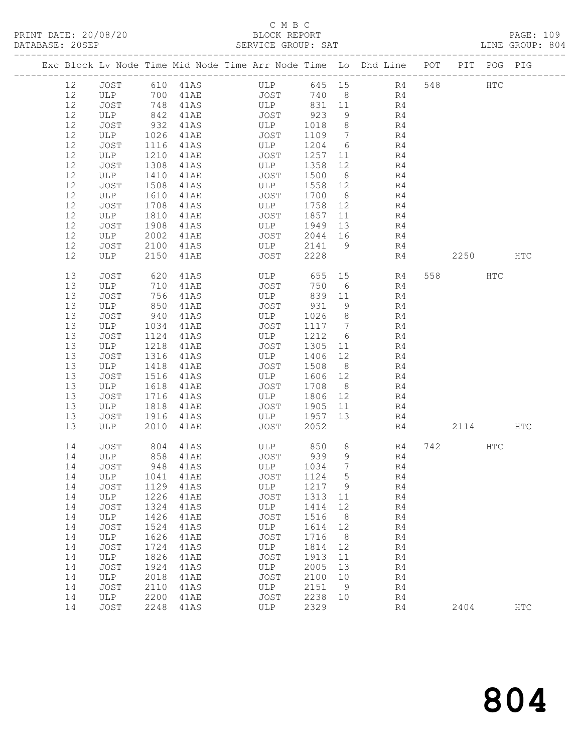C M B C

PRINT DATE: 20/08/20 BLOCK REPORT PAGE: 109
DATABASE: 20SEP SERVICE GROUP: SAT LINE GROUP: 804

| Exc | Block | Lv | Node | Time | Mid Node | Time | Arr Node | Time | Lo | Dhd Line | POT | PIT | POG | PIG |
|---|---|---|---|---|---|---|---|---|---|---|---|---|---|---|
| | 12 | | JOST | 610 | 41AS | | ULP | 645 | 15 | R4 | 548 | | HTC | |
| | 12 | | ULP | 700 | 41AE | | JOST | 740 | 8 | R4 | | | | |
| | 12 | | JOST | 748 | 41AS | | ULP | 831 | 11 | R4 | | | | |
| | 12 | | ULP | 842 | 41AE | | JOST | 923 | 9 | R4 | | | | |
| | 12 | | JOST | 932 | 41AS | | ULP | 1018 | 8 | R4 | | | | |
| | 12 | | ULP | 1026 | 41AE | | JOST | 1109 | 7 | R4 | | | | |
| | 12 | | JOST | 1116 | 41AS | | ULP | 1204 | 6 | R4 | | | | |
| | 12 | | ULP | 1210 | 41AE | | JOST | 1257 | 11 | R4 | | | | |
| | 12 | | JOST | 1308 | 41AS | | ULP | 1358 | 12 | R4 | | | | |
| | 12 | | ULP | 1410 | 41AE | | JOST | 1500 | 8 | R4 | | | | |
| | 12 | | JOST | 1508 | 41AS | | ULP | 1558 | 12 | R4 | | | | |
| | 12 | | ULP | 1610 | 41AE | | JOST | 1700 | 8 | R4 | | | | |
| | 12 | | JOST | 1708 | 41AS | | ULP | 1758 | 12 | R4 | | | | |
| | 12 | | ULP | 1810 | 41AE | | JOST | 1857 | 11 | R4 | | | | |
| | 12 | | JOST | 1908 | 41AS | | ULP | 1949 | 13 | R4 | | | | |
| | 12 | | ULP | 2002 | 41AE | | JOST | 2044 | 16 | R4 | | | | |
| | 12 | | JOST | 2100 | 41AS | | ULP | 2141 | 9 | R4 | | | | |
| | 12 | | ULP | 2150 | 41AE | | JOST | 2228 | | R4 | | 2250 | | HTC |
| | 13 | | JOST | 620 | 41AS | | ULP | 655 | 15 | R4 | 558 | | HTC | |
| | 13 | | ULP | 710 | 41AE | | JOST | 750 | 6 | R4 | | | | |
| | 13 | | JOST | 756 | 41AS | | ULP | 839 | 11 | R4 | | | | |
| | 13 | | ULP | 850 | 41AE | | JOST | 931 | 9 | R4 | | | | |
| | 13 | | JOST | 940 | 41AS | | ULP | 1026 | 8 | R4 | | | | |
| | 13 | | ULP | 1034 | 41AE | | JOST | 1117 | 7 | R4 | | | | |
| | 13 | | JOST | 1124 | 41AS | | ULP | 1212 | 6 | R4 | | | | |
| | 13 | | ULP | 1218 | 41AE | | JOST | 1305 | 11 | R4 | | | | |
| | 13 | | JOST | 1316 | 41AS | | ULP | 1406 | 12 | R4 | | | | |
| | 13 | | ULP | 1418 | 41AE | | JOST | 1508 | 8 | R4 | | | | |
| | 13 | | JOST | 1516 | 41AS | | ULP | 1606 | 12 | R4 | | | | |
| | 13 | | ULP | 1618 | 41AE | | JOST | 1708 | 8 | R4 | | | | |
| | 13 | | JOST | 1716 | 41AS | | ULP | 1806 | 12 | R4 | | | | |
| | 13 | | ULP | 1818 | 41AE | | JOST | 1905 | 11 | R4 | | | | |
| | 13 | | JOST | 1916 | 41AS | | ULP | 1957 | 13 | R4 | | | | |
| | 13 | | ULP | 2010 | 41AE | | JOST | 2052 | | R4 | | 2114 | | HTC |
| | 14 | | JOST | 804 | 41AS | | ULP | 850 | 8 | R4 | 742 | | HTC | |
| | 14 | | ULP | 858 | 41AE | | JOST | 939 | 9 | R4 | | | | |
| | 14 | | JOST | 948 | 41AS | | ULP | 1034 | 7 | R4 | | | | |
| | 14 | | ULP | 1041 | 41AE | | JOST | 1124 | 5 | R4 | | | | |
| | 14 | | JOST | 1129 | 41AS | | ULP | 1217 | 9 | R4 | | | | |
| | 14 | | ULP | 1226 | 41AE | | JOST | 1313 | 11 | R4 | | | | |
| | 14 | | JOST | 1324 | 41AS | | ULP | 1414 | 12 | R4 | | | | |
| | 14 | | ULP | 1426 | 41AE | | JOST | 1516 | 8 | R4 | | | | |
| | 14 | | JOST | 1524 | 41AS | | ULP | 1614 | 12 | R4 | | | | |
| | 14 | | ULP | 1626 | 41AE | | JOST | 1716 | 8 | R4 | | | | |
| | 14 | | JOST | 1724 | 41AS | | ULP | 1814 | 12 | R4 | | | | |
| | 14 | | ULP | 1826 | 41AE | | JOST | 1913 | 11 | R4 | | | | |
| | 14 | | JOST | 1924 | 41AS | | ULP | 2005 | 13 | R4 | | | | |
| | 14 | | ULP | 2018 | 41AE | | JOST | 2100 | 10 | R4 | | | | |
| | 14 | | JOST | 2110 | 41AS | | ULP | 2151 | 9 | R4 | | | | |
| | 14 | | ULP | 2200 | 41AE | | JOST | 2238 | 10 | R4 | | | | |
| | 14 | | JOST | 2248 | 41AS | | ULP | 2329 | | R4 | | 2404 | | HTC |

# 804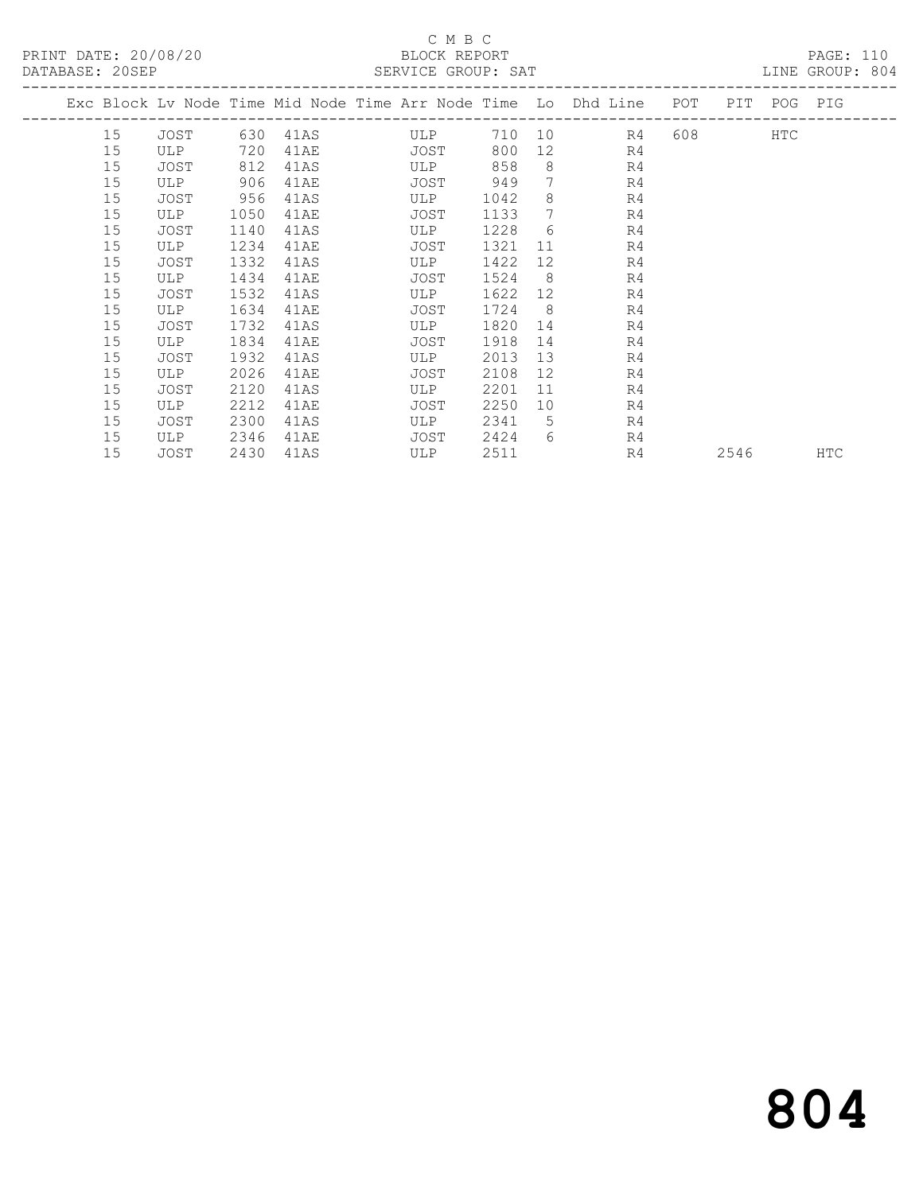C M B C

PRINT DATE: 20/08/20 BLOCK REPORT
DATABASE: 20SEP SERVICE GROUP: SAT LINE GROUP: 804

| Exc | Block | Lv | Node | Time | Mid Node | Time | Arr Node | Time | Lo | Dhd Line | POT | PIT | POG | PIG |
|---|---|---|---|---|---|---|---|---|---|---|---|---|---|---|
| | 15 | | JOST | 630 | 41AS | | ULP | 710 | 10 | R4 | 608 | | HTC | |
| | 15 | | ULP | 720 | 41AE | | JOST | 800 | 12 | R4 | | | | |
| | 15 | | JOST | 812 | 41AS | | ULP | 858 | 8 | R4 | | | | |
| | 15 | | ULP | 906 | 41AE | | JOST | 949 | 7 | R4 | | | | |
| | 15 | | JOST | 956 | 41AS | | ULP | 1042 | 8 | R4 | | | | |
| | 15 | | ULP | 1050 | 41AE | | JOST | 1133 | 7 | R4 | | | | |
| | 15 | | JOST | 1140 | 41AS | | ULP | 1228 | 6 | R4 | | | | |
| | 15 | | ULP | 1234 | 41AE | | JOST | 1321 | 11 | R4 | | | | |
| | 15 | | JOST | 1332 | 41AS | | ULP | 1422 | 12 | R4 | | | | |
| | 15 | | ULP | 1434 | 41AE | | JOST | 1524 | 8 | R4 | | | | |
| | 15 | | JOST | 1532 | 41AS | | ULP | 1622 | 12 | R4 | | | | |
| | 15 | | ULP | 1634 | 41AE | | JOST | 1724 | 8 | R4 | | | | |
| | 15 | | JOST | 1732 | 41AS | | ULP | 1820 | 14 | R4 | | | | |
| | 15 | | ULP | 1834 | 41AE | | JOST | 1918 | 14 | R4 | | | | |
| | 15 | | JOST | 1932 | 41AS | | ULP | 2013 | 13 | R4 | | | | |
| | 15 | | ULP | 2026 | 41AE | | JOST | 2108 | 12 | R4 | | | | |
| | 15 | | JOST | 2120 | 41AS | | ULP | 2201 | 11 | R4 | | | | |
| | 15 | | ULP | 2212 | 41AE | | JOST | 2250 | 10 | R4 | | | | |
| | 15 | | JOST | 2300 | 41AS | | ULP | 2341 | 5 | R4 | | | | |
| | 15 | | ULP | 2346 | 41AE | | JOST | 2424 | 6 | R4 | | | | |
| | 15 | | JOST | 2430 | 41AS | | ULP | 2511 | | R4 | | 2546 | | HTC |

804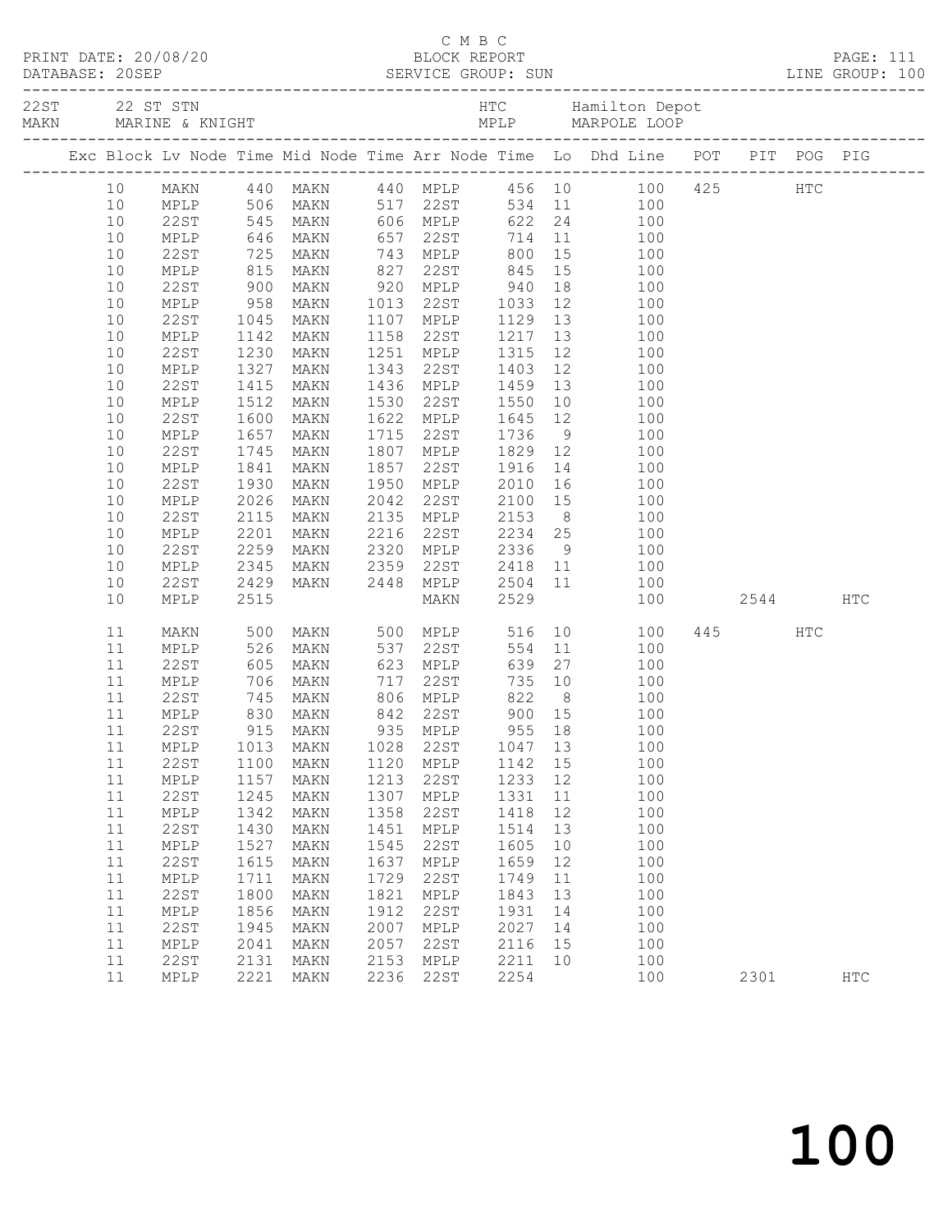C M B C
BLOCK REPORT
SERVICE GROUP: SUN

PRINT DATE: 20/08/20
DATABASE: 20SEP
LINE GROUP: 100

22ST 22 ST STN
MAKN MARINE & KNIGHT

HTC Hamilton Depot
MPLP MARPOLE LOOP

| Exc | Block | Lv | Node | Time | Mid Node | Time | Arr Node | Time | Lo | Dhd Line | POT | PIT | POG | PIG |
|---|---|---|---|---|---|---|---|---|---|---|---|---|---|---|
| | 10 | | MAKN | 440 | MAKN | 440 | MPLP | 456 | 10 | 100 | 425 | | HTC | |
| | 10 | | MPLP | 506 | MAKN | 517 | 22ST | 534 | 11 | 100 | | | | |
| | 10 | | 22ST | 545 | MAKN | 606 | MPLP | 622 | 24 | 100 | | | | |
| | 10 | | MPLP | 646 | MAKN | 657 | 22ST | 714 | 11 | 100 | | | | |
| | 10 | | 22ST | 725 | MAKN | 743 | MPLP | 800 | 15 | 100 | | | | |
| | 10 | | MPLP | 815 | MAKN | 827 | 22ST | 845 | 15 | 100 | | | | |
| | 10 | | 22ST | 900 | MAKN | 920 | MPLP | 940 | 18 | 100 | | | | |
| | 10 | | MPLP | 958 | MAKN | 1013 | 22ST | 1033 | 12 | 100 | | | | |
| | 10 | | 22ST | 1045 | MAKN | 1107 | MPLP | 1129 | 13 | 100 | | | | |
| | 10 | | MPLP | 1142 | MAKN | 1158 | 22ST | 1217 | 13 | 100 | | | | |
| | 10 | | 22ST | 1230 | MAKN | 1251 | MPLP | 1315 | 12 | 100 | | | | |
| | 10 | | MPLP | 1327 | MAKN | 1343 | 22ST | 1403 | 12 | 100 | | | | |
| | 10 | | 22ST | 1415 | MAKN | 1436 | MPLP | 1459 | 13 | 100 | | | | |
| | 10 | | MPLP | 1512 | MAKN | 1530 | 22ST | 1550 | 10 | 100 | | | | |
| | 10 | | 22ST | 1600 | MAKN | 1622 | MPLP | 1645 | 12 | 100 | | | | |
| | 10 | | MPLP | 1657 | MAKN | 1715 | 22ST | 1736 | 9 | 100 | | | | |
| | 10 | | 22ST | 1745 | MAKN | 1807 | MPLP | 1829 | 12 | 100 | | | | |
| | 10 | | MPLP | 1841 | MAKN | 1857 | 22ST | 1916 | 14 | 100 | | | | |
| | 10 | | 22ST | 1930 | MAKN | 1950 | MPLP | 2010 | 16 | 100 | | | | |
| | 10 | | MPLP | 2026 | MAKN | 2042 | 22ST | 2100 | 15 | 100 | | | | |
| | 10 | | 22ST | 2115 | MAKN | 2135 | MPLP | 2153 | 8 | 100 | | | | |
| | 10 | | MPLP | 2201 | MAKN | 2216 | 22ST | 2234 | 25 | 100 | | | | |
| | 10 | | 22ST | 2259 | MAKN | 2320 | MPLP | 2336 | 9 | 100 | | | | |
| | 10 | | MPLP | 2345 | MAKN | 2359 | 22ST | 2418 | 11 | 100 | | | | |
| | 10 | | 22ST | 2429 | MAKN | 2448 | MPLP | 2504 | 11 | 100 | | | | |
| | 10 | | MPLP | 2515 | | | MAKN | 2529 | | 100 | | 2544 | | HTC |
| | 11 | | MAKN | 500 | MAKN | 500 | MPLP | 516 | 10 | 100 | 445 | | HTC | |
| | 11 | | MPLP | 526 | MAKN | 537 | 22ST | 554 | 11 | 100 | | | | |
| | 11 | | 22ST | 605 | MAKN | 623 | MPLP | 639 | 27 | 100 | | | | |
| | 11 | | MPLP | 706 | MAKN | 717 | 22ST | 735 | 10 | 100 | | | | |
| | 11 | | 22ST | 745 | MAKN | 806 | MPLP | 822 | 8 | 100 | | | | |
| | 11 | | MPLP | 830 | MAKN | 842 | 22ST | 900 | 15 | 100 | | | | |
| | 11 | | 22ST | 915 | MAKN | 935 | MPLP | 955 | 18 | 100 | | | | |
| | 11 | | MPLP | 1013 | MAKN | 1028 | 22ST | 1047 | 13 | 100 | | | | |
| | 11 | | 22ST | 1100 | MAKN | 1120 | MPLP | 1142 | 15 | 100 | | | | |
| | 11 | | MPLP | 1157 | MAKN | 1213 | 22ST | 1233 | 12 | 100 | | | | |
| | 11 | | 22ST | 1245 | MAKN | 1307 | MPLP | 1331 | 11 | 100 | | | | |
| | 11 | | MPLP | 1342 | MAKN | 1358 | 22ST | 1418 | 12 | 100 | | | | |
| | 11 | | 22ST | 1430 | MAKN | 1451 | MPLP | 1514 | 13 | 100 | | | | |
| | 11 | | MPLP | 1527 | MAKN | 1545 | 22ST | 1605 | 10 | 100 | | | | |
| | 11 | | 22ST | 1615 | MAKN | 1637 | MPLP | 1659 | 12 | 100 | | | | |
| | 11 | | MPLP | 1711 | MAKN | 1729 | 22ST | 1749 | 11 | 100 | | | | |
| | 11 | | 22ST | 1800 | MAKN | 1821 | MPLP | 1843 | 13 | 100 | | | | |
| | 11 | | MPLP | 1856 | MAKN | 1912 | 22ST | 1931 | 14 | 100 | | | | |
| | 11 | | 22ST | 1945 | MAKN | 2007 | MPLP | 2027 | 14 | 100 | | | | |
| | 11 | | MPLP | 2041 | MAKN | 2057 | 22ST | 2116 | 15 | 100 | | | | |
| | 11 | | 22ST | 2131 | MAKN | 2153 | MPLP | 2211 | 10 | 100 | | | | |
| | 11 | | MPLP | 2221 | MAKN | 2236 | 22ST | 2254 | | 100 | | 2301 | | HTC |

100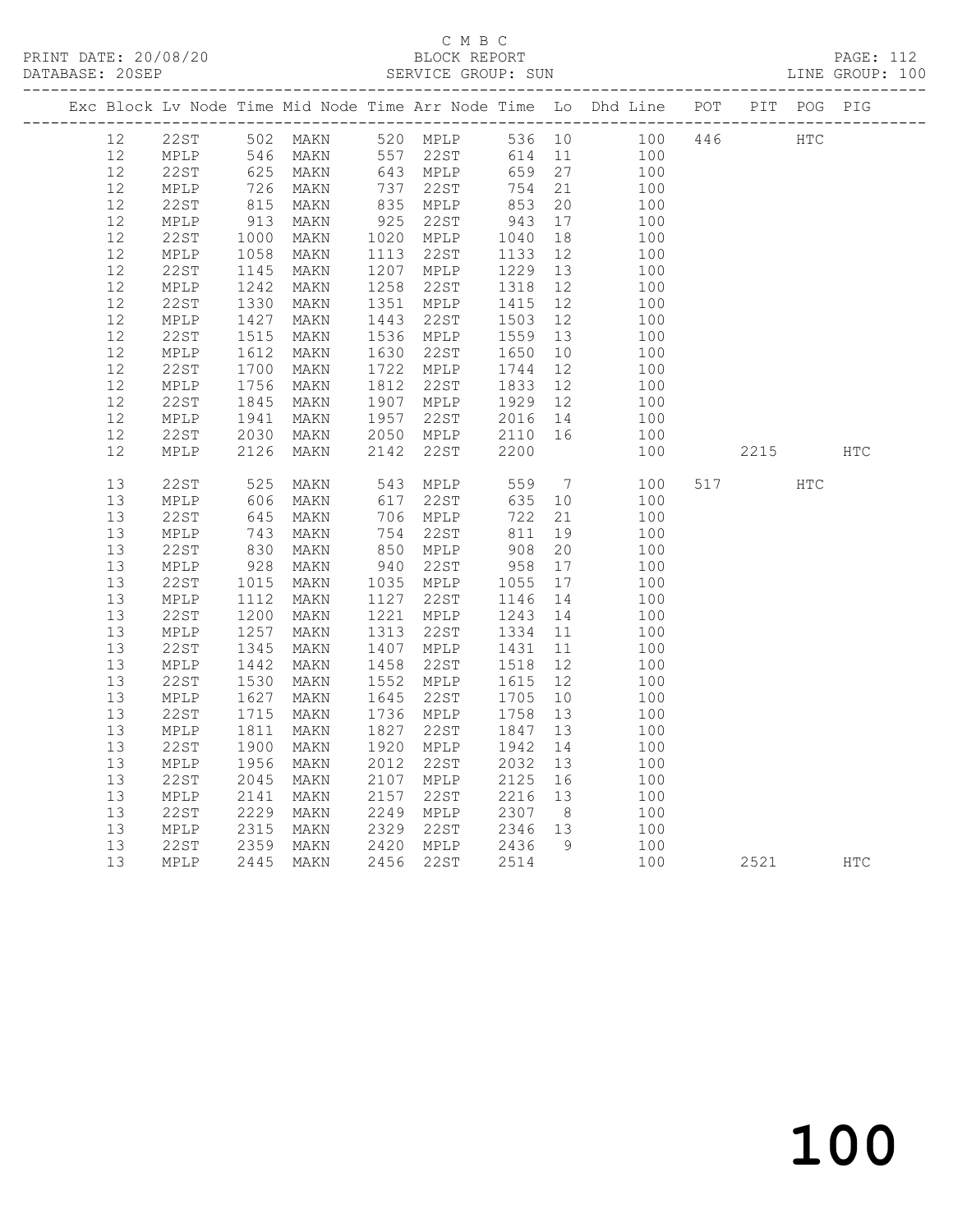C M B C

PRINT DATE: 20/08/20 BLOCK REPORT

DATABASE: 20SEP SERVICE GROUP: SUN LINE GROUP: 100

| Exc | Block | Lv | Node | Time | Mid Node | Time | Arr Node | Time | Lo | Dhd Line | POT | PIT | POG | PIG |
|---|---|---|---|---|---|---|---|---|---|---|---|---|---|---|
| | 12 | | 22ST | 502 | MAKN | 520 | MPLP | 536 | 10 | 100 | 446 | | HTC | |
| | 12 | | MPLP | 546 | MAKN | 557 | 22ST | 614 | 11 | 100 | | | | |
| | 12 | | 22ST | 625 | MAKN | 643 | MPLP | 659 | 27 | 100 | | | | |
| | 12 | | MPLP | 726 | MAKN | 737 | 22ST | 754 | 21 | 100 | | | | |
| | 12 | | 22ST | 815 | MAKN | 835 | MPLP | 853 | 20 | 100 | | | | |
| | 12 | | MPLP | 913 | MAKN | 925 | 22ST | 943 | 17 | 100 | | | | |
| | 12 | | 22ST | 1000 | MAKN | 1020 | MPLP | 1040 | 18 | 100 | | | | |
| | 12 | | MPLP | 1058 | MAKN | 1113 | 22ST | 1133 | 12 | 100 | | | | |
| | 12 | | 22ST | 1145 | MAKN | 1207 | MPLP | 1229 | 13 | 100 | | | | |
| | 12 | | MPLP | 1242 | MAKN | 1258 | 22ST | 1318 | 12 | 100 | | | | |
| | 12 | | 22ST | 1330 | MAKN | 1351 | MPLP | 1415 | 12 | 100 | | | | |
| | 12 | | MPLP | 1427 | MAKN | 1443 | 22ST | 1503 | 12 | 100 | | | | |
| | 12 | | 22ST | 1515 | MAKN | 1536 | MPLP | 1559 | 13 | 100 | | | | |
| | 12 | | MPLP | 1612 | MAKN | 1630 | 22ST | 1650 | 10 | 100 | | | | |
| | 12 | | 22ST | 1700 | MAKN | 1722 | MPLP | 1744 | 12 | 100 | | | | |
| | 12 | | MPLP | 1756 | MAKN | 1812 | 22ST | 1833 | 12 | 100 | | | | |
| | 12 | | 22ST | 1845 | MAKN | 1907 | MPLP | 1929 | 12 | 100 | | | | |
| | 12 | | MPLP | 1941 | MAKN | 1957 | 22ST | 2016 | 14 | 100 | | | | |
| | 12 | | 22ST | 2030 | MAKN | 2050 | MPLP | 2110 | 16 | 100 | | | | |
| | 12 | | MPLP | 2126 | MAKN | 2142 | 22ST | 2200 | | 100 | | 2215 | | HTC |
| | 13 | | 22ST | 525 | MAKN | 543 | MPLP | 559 | 7 | 100 | 517 | | HTC | |
| | 13 | | MPLP | 606 | MAKN | 617 | 22ST | 635 | 10 | 100 | | | | |
| | 13 | | 22ST | 645 | MAKN | 706 | MPLP | 722 | 21 | 100 | | | | |
| | 13 | | MPLP | 743 | MAKN | 754 | 22ST | 811 | 19 | 100 | | | | |
| | 13 | | 22ST | 830 | MAKN | 850 | MPLP | 908 | 20 | 100 | | | | |
| | 13 | | MPLP | 928 | MAKN | 940 | 22ST | 958 | 17 | 100 | | | | |
| | 13 | | 22ST | 1015 | MAKN | 1035 | MPLP | 1055 | 17 | 100 | | | | |
| | 13 | | MPLP | 1112 | MAKN | 1127 | 22ST | 1146 | 14 | 100 | | | | |
| | 13 | | 22ST | 1200 | MAKN | 1221 | MPLP | 1243 | 14 | 100 | | | | |
| | 13 | | MPLP | 1257 | MAKN | 1313 | 22ST | 1334 | 11 | 100 | | | | |
| | 13 | | 22ST | 1345 | MAKN | 1407 | MPLP | 1431 | 11 | 100 | | | | |
| | 13 | | MPLP | 1442 | MAKN | 1458 | 22ST | 1518 | 12 | 100 | | | | |
| | 13 | | 22ST | 1530 | MAKN | 1552 | MPLP | 1615 | 12 | 100 | | | | |
| | 13 | | MPLP | 1627 | MAKN | 1645 | 22ST | 1705 | 10 | 100 | | | | |
| | 13 | | 22ST | 1715 | MAKN | 1736 | MPLP | 1758 | 13 | 100 | | | | |
| | 13 | | MPLP | 1811 | MAKN | 1827 | 22ST | 1847 | 13 | 100 | | | | |
| | 13 | | 22ST | 1900 | MAKN | 1920 | MPLP | 1942 | 14 | 100 | | | | |
| | 13 | | MPLP | 1956 | MAKN | 2012 | 22ST | 2032 | 13 | 100 | | | | |
| | 13 | | 22ST | 2045 | MAKN | 2107 | MPLP | 2125 | 16 | 100 | | | | |
| | 13 | | MPLP | 2141 | MAKN | 2157 | 22ST | 2216 | 13 | 100 | | | | |
| | 13 | | 22ST | 2229 | MAKN | 2249 | MPLP | 2307 | 8 | 100 | | | | |
| | 13 | | MPLP | 2315 | MAKN | 2329 | 22ST | 2346 | 13 | 100 | | | | |
| | 13 | | 22ST | 2359 | MAKN | 2420 | MPLP | 2436 | 9 | 100 | | | | |
| | 13 | | MPLP | 2445 | MAKN | 2456 | 22ST | 2514 | | 100 | | 2521 | | HTC |

100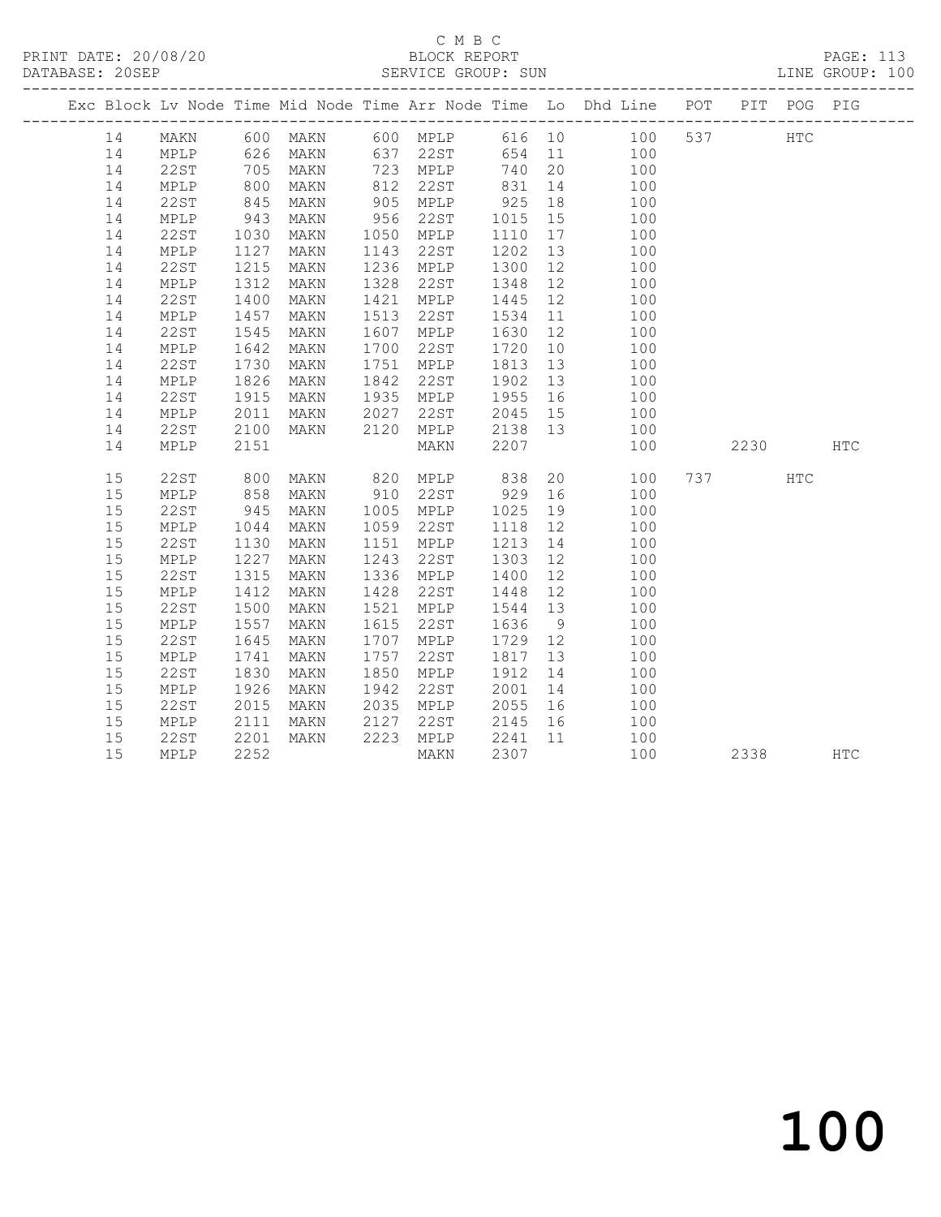C M B C
BLOCK REPORT
SERVICE GROUP: SUN

PRINT DATE: 20/08/20
DATABASE: 20SEP
LINE GROUP: 100

| Exc | Block | Lv | Node | Time | Mid Node | Time | Arr Node | Time | Lo | Dhd Line | POT | PIT | POG | PIG |
|---|---|---|---|---|---|---|---|---|---|---|---|---|---|---|
| | 14 | | MAKN | 600 | MAKN | 600 | MPLP | 616 | 10 | 100 | 537 | | HTC | |
| | 14 | | MPLP | 626 | MAKN | 637 | 22ST | 654 | 11 | 100 | | | | |
| | 14 | | 22ST | 705 | MAKN | 723 | MPLP | 740 | 20 | 100 | | | | |
| | 14 | | MPLP | 800 | MAKN | 812 | 22ST | 831 | 14 | 100 | | | | |
| | 14 | | 22ST | 845 | MAKN | 905 | MPLP | 925 | 18 | 100 | | | | |
| | 14 | | MPLP | 943 | MAKN | 956 | 22ST | 1015 | 15 | 100 | | | | |
| | 14 | | 22ST | 1030 | MAKN | 1050 | MPLP | 1110 | 17 | 100 | | | | |
| | 14 | | MPLP | 1127 | MAKN | 1143 | 22ST | 1202 | 13 | 100 | | | | |
| | 14 | | 22ST | 1215 | MAKN | 1236 | MPLP | 1300 | 12 | 100 | | | | |
| | 14 | | MPLP | 1312 | MAKN | 1328 | 22ST | 1348 | 12 | 100 | | | | |
| | 14 | | 22ST | 1400 | MAKN | 1421 | MPLP | 1445 | 12 | 100 | | | | |
| | 14 | | MPLP | 1457 | MAKN | 1513 | 22ST | 1534 | 11 | 100 | | | | |
| | 14 | | 22ST | 1545 | MAKN | 1607 | MPLP | 1630 | 12 | 100 | | | | |
| | 14 | | MPLP | 1642 | MAKN | 1700 | 22ST | 1720 | 10 | 100 | | | | |
| | 14 | | 22ST | 1730 | MAKN | 1751 | MPLP | 1813 | 13 | 100 | | | | |
| | 14 | | MPLP | 1826 | MAKN | 1842 | 22ST | 1902 | 13 | 100 | | | | |
| | 14 | | 22ST | 1915 | MAKN | 1935 | MPLP | 1955 | 16 | 100 | | | | |
| | 14 | | MPLP | 2011 | MAKN | 2027 | 22ST | 2045 | 15 | 100 | | | | |
| | 14 | | 22ST | 2100 | MAKN | 2120 | MPLP | 2138 | 13 | 100 | | | | |
| | 14 | | MPLP | 2151 | | | MAKN | 2207 | | 100 | | 2230 | | HTC |
| | 15 | | 22ST | 800 | MAKN | 820 | MPLP | 838 | 20 | 100 | 737 | | HTC | |
| | 15 | | MPLP | 858 | MAKN | 910 | 22ST | 929 | 16 | 100 | | | | |
| | 15 | | 22ST | 945 | MAKN | 1005 | MPLP | 1025 | 19 | 100 | | | | |
| | 15 | | MPLP | 1044 | MAKN | 1059 | 22ST | 1118 | 12 | 100 | | | | |
| | 15 | | 22ST | 1130 | MAKN | 1151 | MPLP | 1213 | 14 | 100 | | | | |
| | 15 | | MPLP | 1227 | MAKN | 1243 | 22ST | 1303 | 12 | 100 | | | | |
| | 15 | | 22ST | 1315 | MAKN | 1336 | MPLP | 1400 | 12 | 100 | | | | |
| | 15 | | MPLP | 1412 | MAKN | 1428 | 22ST | 1448 | 12 | 100 | | | | |
| | 15 | | 22ST | 1500 | MAKN | 1521 | MPLP | 1544 | 13 | 100 | | | | |
| | 15 | | MPLP | 1557 | MAKN | 1615 | 22ST | 1636 | 9 | 100 | | | | |
| | 15 | | 22ST | 1645 | MAKN | 1707 | MPLP | 1729 | 12 | 100 | | | | |
| | 15 | | MPLP | 1741 | MAKN | 1757 | 22ST | 1817 | 13 | 100 | | | | |
| | 15 | | 22ST | 1830 | MAKN | 1850 | MPLP | 1912 | 14 | 100 | | | | |
| | 15 | | MPLP | 1926 | MAKN | 1942 | 22ST | 2001 | 14 | 100 | | | | |
| | 15 | | 22ST | 2015 | MAKN | 2035 | MPLP | 2055 | 16 | 100 | | | | |
| | 15 | | MPLP | 2111 | MAKN | 2127 | 22ST | 2145 | 16 | 100 | | | | |
| | 15 | | 22ST | 2201 | MAKN | 2223 | MPLP | 2241 | 11 | 100 | | | | |
| | 15 | | MPLP | 2252 | | | MAKN | 2307 | | 100 | | 2338 | | HTC |

100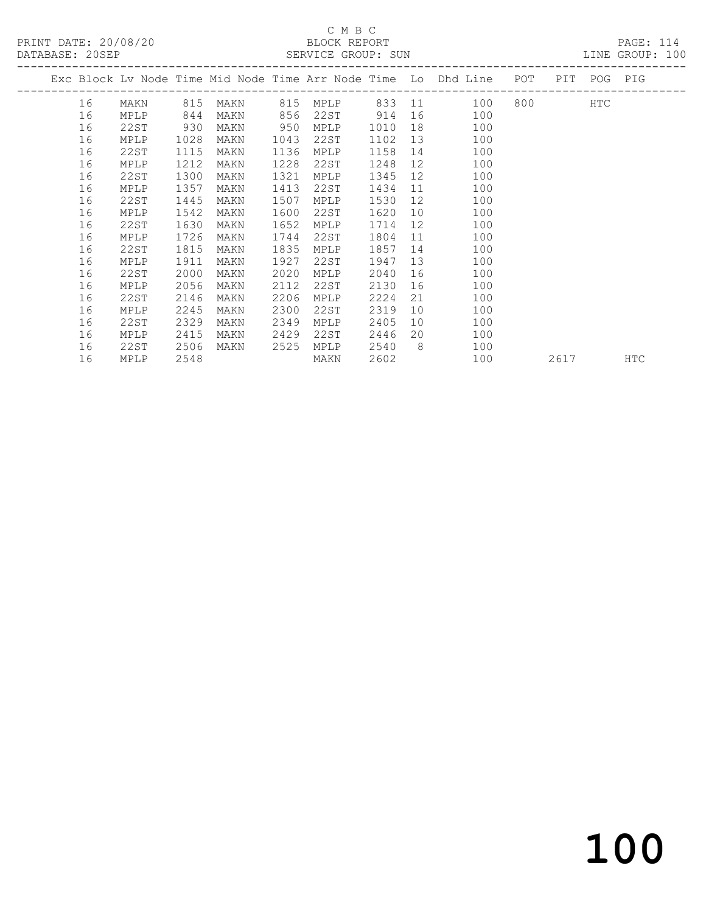C M B C

PRINT DATE: 20/08/20 BLOCK REPORT

DATABASE: 20SEP SERVICE GROUP: SUN LINE GROUP: 100

| Exc | Block | Lv | Node | Time | Mid Node | Time | Arr Node | Time | Lo | Dhd Line | POT | PIT | POG | PIG |
|---|---|---|---|---|---|---|---|---|---|---|---|---|---|---|
| | 16 | | MAKN | 815 | MAKN | 815 | MPLP | 833 | 11 | 100 | 800 | | HTC | |
| | 16 | | MPLP | 844 | MAKN | 856 | 22ST | 914 | 16 | 100 | | | | |
| | 16 | | 22ST | 930 | MAKN | 950 | MPLP | 1010 | 18 | 100 | | | | |
| | 16 | | MPLP | 1028 | MAKN | 1043 | 22ST | 1102 | 13 | 100 | | | | |
| | 16 | | 22ST | 1115 | MAKN | 1136 | MPLP | 1158 | 14 | 100 | | | | |
| | 16 | | MPLP | 1212 | MAKN | 1228 | 22ST | 1248 | 12 | 100 | | | | |
| | 16 | | 22ST | 1300 | MAKN | 1321 | MPLP | 1345 | 12 | 100 | | | | |
| | 16 | | MPLP | 1357 | MAKN | 1413 | 22ST | 1434 | 11 | 100 | | | | |
| | 16 | | 22ST | 1445 | MAKN | 1507 | MPLP | 1530 | 12 | 100 | | | | |
| | 16 | | MPLP | 1542 | MAKN | 1600 | 22ST | 1620 | 10 | 100 | | | | |
| | 16 | | 22ST | 1630 | MAKN | 1652 | MPLP | 1714 | 12 | 100 | | | | |
| | 16 | | MPLP | 1726 | MAKN | 1744 | 22ST | 1804 | 11 | 100 | | | | |
| | 16 | | 22ST | 1815 | MAKN | 1835 | MPLP | 1857 | 14 | 100 | | | | |
| | 16 | | MPLP | 1911 | MAKN | 1927 | 22ST | 1947 | 13 | 100 | | | | |
| | 16 | | 22ST | 2000 | MAKN | 2020 | MPLP | 2040 | 16 | 100 | | | | |
| | 16 | | MPLP | 2056 | MAKN | 2112 | 22ST | 2130 | 16 | 100 | | | | |
| | 16 | | 22ST | 2146 | MAKN | 2206 | MPLP | 2224 | 21 | 100 | | | | |
| | 16 | | MPLP | 2245 | MAKN | 2300 | 22ST | 2319 | 10 | 100 | | | | |
| | 16 | | 22ST | 2329 | MAKN | 2349 | MPLP | 2405 | 10 | 100 | | | | |
| | 16 | | MPLP | 2415 | MAKN | 2429 | 22ST | 2446 | 20 | 100 | | | | |
| | 16 | | 22ST | 2506 | MAKN | 2525 | MPLP | 2540 | 8 | 100 | | | | |
| | 16 | | MPLP | 2548 | | | MAKN | 2602 | | 100 | | 2617 | | HTC |

100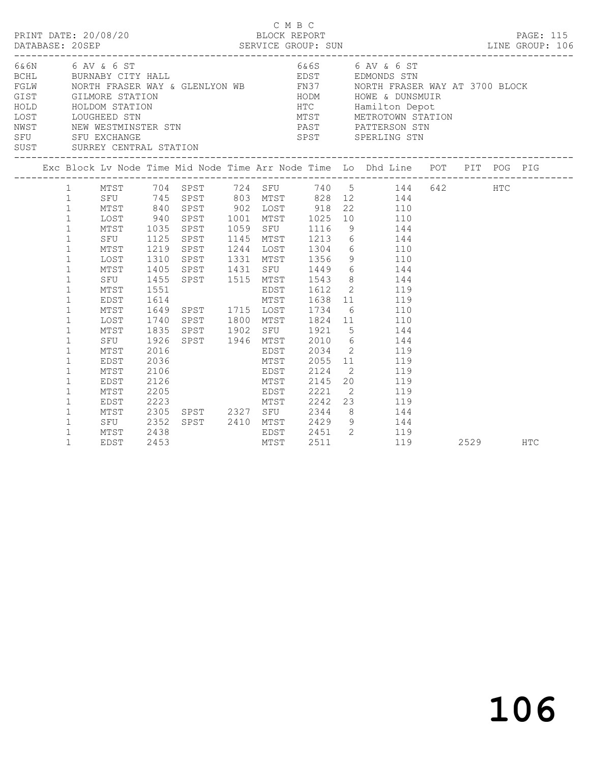C M B C

PRINT DATE: 20/08/20 BLOCK REPORT
DATABASE: 20SEP SERVICE GROUP: SUN LINE GROUP: 106

| Code | Name | Code | Name |
|---|---|---|---|
| 6&6N | 6 AV & 6 ST | 6&6S | 6 AV & 6 ST |
| BCHL | BURNABY CITY HALL | EDST | EDMONDS STN |
| FGLW | NORTH FRASER WAY & GLENLYON WB | FN37 | NORTH FRASER WAY AT 3700 BLOCK |
| GIST | GILMORE STATION | HODM | HOWE & DUNSMUIR |
| HOLD | HOLDOM STATION | HTC | Hamilton Depot |
| LOST | LOUGHEED STN | MTST | METROTOWN STATION |
| NWST | NEW WESTMINSTER STN | PAST | PATTERSON STN |
| SFU | SFU EXCHANGE | SPST | SPERLING STN |
| SUST | SURREY CENTRAL STATION | | |

| Exc | Block | Lv Node | Time | Mid Node | Time | Arr Node | Time | Lo | Dhd Line | POT | PIT | POG | PIG |
|---|---|---|---|---|---|---|---|---|---|---|---|---|---|
| | 1 | MTST | 704 | SPST | 724 | SFU | 740 | 5 | 144 | 642 | | HTC | |
| | 1 | SFU | 745 | SPST | 803 | MTST | 828 | 12 | 144 | | | | |
| | 1 | MTST | 840 | SPST | 902 | LOST | 918 | 22 | 110 | | | | |
| | 1 | LOST | 940 | SPST | 1001 | MTST | 1025 | 10 | 110 | | | | |
| | 1 | MTST | 1035 | SPST | 1059 | SFU | 1116 | 9 | 144 | | | | |
| | 1 | SFU | 1125 | SPST | 1145 | MTST | 1213 | 6 | 144 | | | | |
| | 1 | MTST | 1219 | SPST | 1244 | LOST | 1304 | 6 | 110 | | | | |
| | 1 | LOST | 1310 | SPST | 1331 | MTST | 1356 | 9 | 110 | | | | |
| | 1 | MTST | 1405 | SPST | 1431 | SFU | 1449 | 6 | 144 | | | | |
| | 1 | SFU | 1455 | SPST | 1515 | MTST | 1543 | 8 | 144 | | | | |
| | 1 | MTST | 1551 | | | EDST | 1612 | 2 | 119 | | | | |
| | 1 | EDST | 1614 | | | MTST | 1638 | 11 | 119 | | | | |
| | 1 | MTST | 1649 | SPST | 1715 | LOST | 1734 | 6 | 110 | | | | |
| | 1 | LOST | 1740 | SPST | 1800 | MTST | 1824 | 11 | 110 | | | | |
| | 1 | MTST | 1835 | SPST | 1902 | SFU | 1921 | 5 | 144 | | | | |
| | 1 | SFU | 1926 | SPST | 1946 | MTST | 2010 | 6 | 144 | | | | |
| | 1 | MTST | 2016 | | | EDST | 2034 | 2 | 119 | | | | |
| | 1 | EDST | 2036 | | | MTST | 2055 | 11 | 119 | | | | |
| | 1 | MTST | 2106 | | | EDST | 2124 | 2 | 119 | | | | |
| | 1 | EDST | 2126 | | | MTST | 2145 | 20 | 119 | | | | |
| | 1 | MTST | 2205 | | | EDST | 2221 | 2 | 119 | | | | |
| | 1 | EDST | 2223 | | | MTST | 2242 | 23 | 119 | | | | |
| | 1 | MTST | 2305 | SPST | 2327 | SFU | 2344 | 8 | 144 | | | | |
| | 1 | SFU | 2352 | SPST | 2410 | MTST | 2429 | 9 | 144 | | | | |
| | 1 | MTST | 2438 | | | EDST | 2451 | 2 | 119 | | | | |
| | 1 | EDST | 2453 | | | MTST | 2511 | | 119 | | 2529 | | HTC |

# 106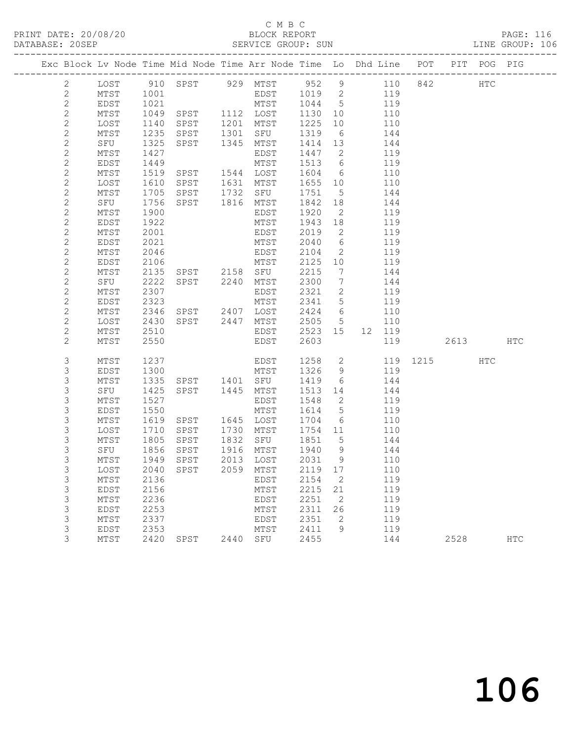C M B C

PRINT DATE: 20/08/20 BLOCK REPORT PAGE: 116
DATABASE: 20SEP SERVICE GROUP: SUN LINE GROUP: 106

| Exc | Block | Lv | Node | Time | Mid Node | Time | Arr Node | Time | Lo | Dhd | Line | POT | PIT | POG | PIG |
|---|---|---|---|---|---|---|---|---|---|---|---|---|---|---|---|
| | 2 | | LOST | 910 | SPST | 929 | MTST | 952 | 9 | | 110 | 842 | | HTC | |
| | 2 | | MTST | 1001 | | | EDST | 1019 | 2 | | 119 | | | | |
| | 2 | | EDST | 1021 | | | MTST | 1044 | 5 | | 119 | | | | |
| | 2 | | MTST | 1049 | SPST | 1112 | LOST | 1130 | 10 | | 110 | | | | |
| | 2 | | LOST | 1140 | SPST | 1201 | MTST | 1225 | 10 | | 110 | | | | |
| | 2 | | MTST | 1235 | SPST | 1301 | SFU | 1319 | 6 | | 144 | | | | |
| | 2 | | SFU | 1325 | SPST | 1345 | MTST | 1414 | 13 | | 144 | | | | |
| | 2 | | MTST | 1427 | | | EDST | 1447 | 2 | | 119 | | | | |
| | 2 | | EDST | 1449 | | | MTST | 1513 | 6 | | 119 | | | | |
| | 2 | | MTST | 1519 | SPST | 1544 | LOST | 1604 | 6 | | 110 | | | | |
| | 2 | | LOST | 1610 | SPST | 1631 | MTST | 1655 | 10 | | 110 | | | | |
| | 2 | | MTST | 1705 | SPST | 1732 | SFU | 1751 | 5 | | 144 | | | | |
| | 2 | | SFU | 1756 | SPST | 1816 | MTST | 1842 | 18 | | 144 | | | | |
| | 2 | | MTST | 1900 | | | EDST | 1920 | 2 | | 119 | | | | |
| | 2 | | EDST | 1922 | | | MTST | 1943 | 18 | | 119 | | | | |
| | 2 | | MTST | 2001 | | | EDST | 2019 | 2 | | 119 | | | | |
| | 2 | | EDST | 2021 | | | MTST | 2040 | 6 | | 119 | | | | |
| | 2 | | MTST | 2046 | | | EDST | 2104 | 2 | | 119 | | | | |
| | 2 | | EDST | 2106 | | | MTST | 2125 | 10 | | 119 | | | | |
| | 2 | | MTST | 2135 | SPST | 2158 | SFU | 2215 | 7 | | 144 | | | | |
| | 2 | | SFU | 2222 | SPST | 2240 | MTST | 2300 | 7 | | 144 | | | | |
| | 2 | | MTST | 2307 | | | EDST | 2321 | 2 | | 119 | | | | |
| | 2 | | EDST | 2323 | | | MTST | 2341 | 5 | | 119 | | | | |
| | 2 | | MTST | 2346 | SPST | 2407 | LOST | 2424 | 6 | | 110 | | | | |
| | 2 | | LOST | 2430 | SPST | 2447 | MTST | 2505 | 5 | | 110 | | | | |
| | 2 | | MTST | 2510 | | | EDST | 2523 | 15 | 12 | 119 | | | | |
| | 2 | | MTST | 2550 | | | EDST | 2603 | | | 119 | | 2613 | | HTC |
| | 3 | | MTST | 1237 | | | EDST | 1258 | 2 | | 119 | 1215 | | HTC | |
| | 3 | | EDST | 1300 | | | MTST | 1326 | 9 | | 119 | | | | |
| | 3 | | MTST | 1335 | SPST | 1401 | SFU | 1419 | 6 | | 144 | | | | |
| | 3 | | SFU | 1425 | SPST | 1445 | MTST | 1513 | 14 | | 144 | | | | |
| | 3 | | MTST | 1527 | | | EDST | 1548 | 2 | | 119 | | | | |
| | 3 | | EDST | 1550 | | | MTST | 1614 | 5 | | 119 | | | | |
| | 3 | | MTST | 1619 | SPST | 1645 | LOST | 1704 | 6 | | 110 | | | | |
| | 3 | | LOST | 1710 | SPST | 1730 | MTST | 1754 | 11 | | 110 | | | | |
| | 3 | | MTST | 1805 | SPST | 1832 | SFU | 1851 | 5 | | 144 | | | | |
| | 3 | | SFU | 1856 | SPST | 1916 | MTST | 1940 | 9 | | 144 | | | | |
| | 3 | | MTST | 1949 | SPST | 2013 | LOST | 2031 | 9 | | 110 | | | | |
| | 3 | | LOST | 2040 | SPST | 2059 | MTST | 2119 | 17 | | 110 | | | | |
| | 3 | | MTST | 2136 | | | EDST | 2154 | 2 | | 119 | | | | |
| | 3 | | EDST | 2156 | | | MTST | 2215 | 21 | | 119 | | | | |
| | 3 | | MTST | 2236 | | | EDST | 2251 | 2 | | 119 | | | | |
| | 3 | | EDST | 2253 | | | MTST | 2311 | 26 | | 119 | | | | |
| | 3 | | MTST | 2337 | | | EDST | 2351 | 2 | | 119 | | | | |
| | 3 | | EDST | 2353 | | | MTST | 2411 | 9 | | 119 | | | | |
| | 3 | | MTST | 2420 | SPST | 2440 | SFU | 2455 | | | 144 | | 2528 | | HTC |

106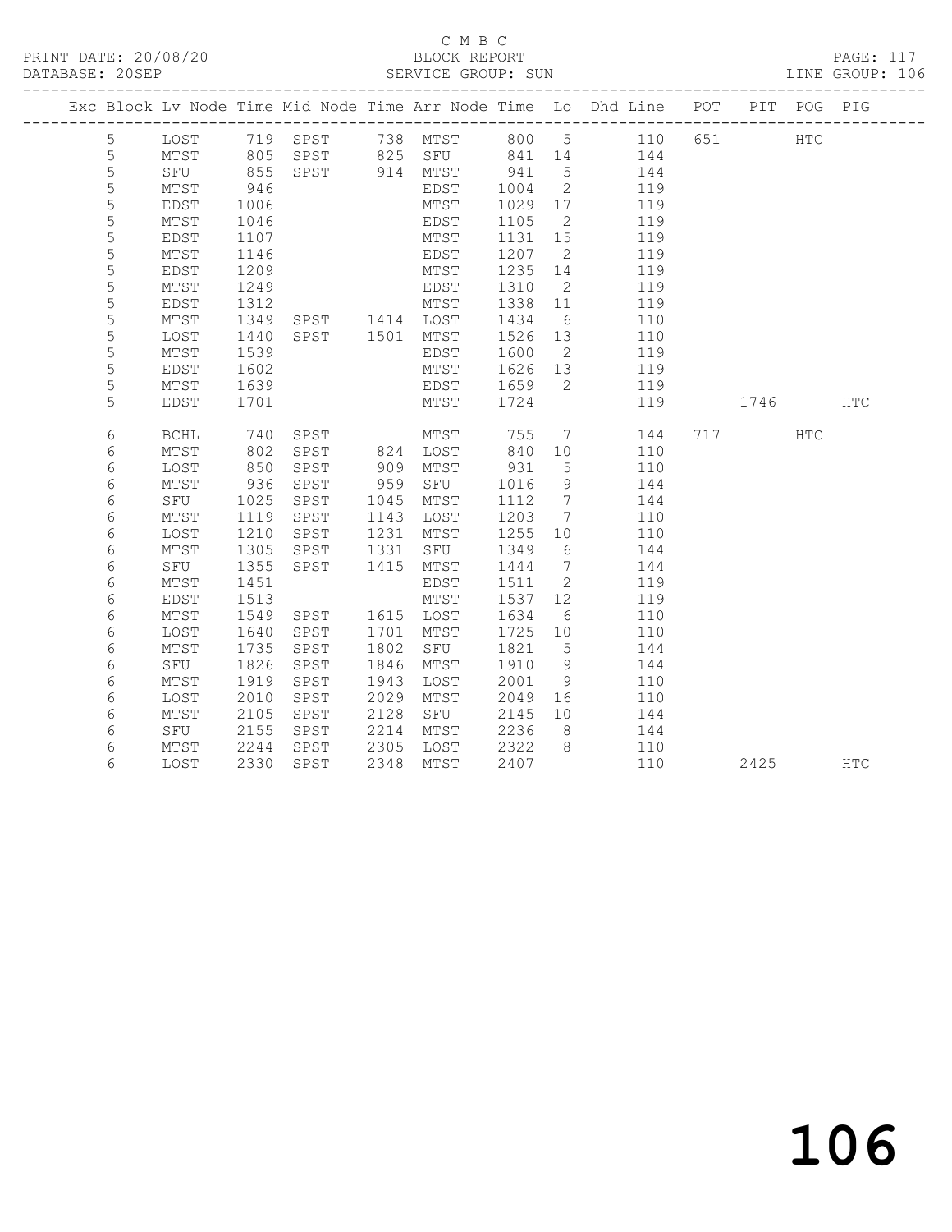C M B C
PRINT DATE: 20/08/20 BLOCK REPORT PAGE: 117
DATABASE: 20SEP SERVICE GROUP: SUN LINE GROUP: 106

| Exc | Block | Lv | Node | Time | Mid Node | Time | Arr Node | Time | Lo | Dhd Line | POT | PIT | POG | PIG |
|---|---|---|---|---|---|---|---|---|---|---|---|---|---|---|
| | 5 | | LOST | 719 | SPST | 738 | MTST | 800 | 5 | 110 | 651 | | HTC | |
| | 5 | | MTST | 805 | SPST | 825 | SFU | 841 | 14 | 144 | | | | |
| | 5 | | SFU | 855 | SPST | 914 | MTST | 941 | 5 | 144 | | | | |
| | 5 | | MTST | 946 | | | EDST | 1004 | 2 | 119 | | | | |
| | 5 | | EDST | 1006 | | | MTST | 1029 | 17 | 119 | | | | |
| | 5 | | MTST | 1046 | | | EDST | 1105 | 2 | 119 | | | | |
| | 5 | | EDST | 1107 | | | MTST | 1131 | 15 | 119 | | | | |
| | 5 | | MTST | 1146 | | | EDST | 1207 | 2 | 119 | | | | |
| | 5 | | EDST | 1209 | | | MTST | 1235 | 14 | 119 | | | | |
| | 5 | | MTST | 1249 | | | EDST | 1310 | 2 | 119 | | | | |
| | 5 | | EDST | 1312 | | | MTST | 1338 | 11 | 119 | | | | |
| | 5 | | MTST | 1349 | SPST | 1414 | LOST | 1434 | 6 | 110 | | | | |
| | 5 | | LOST | 1440 | SPST | 1501 | MTST | 1526 | 13 | 110 | | | | |
| | 5 | | MTST | 1539 | | | EDST | 1600 | 2 | 119 | | | | |
| | 5 | | EDST | 1602 | | | MTST | 1626 | 13 | 119 | | | | |
| | 5 | | MTST | 1639 | | | EDST | 1659 | 2 | 119 | | | | |
| | 5 | | EDST | 1701 | | | MTST | 1724 | | 119 | | 1746 | | HTC |
| | 6 | | BCHL | 740 | SPST | | MTST | 755 | 7 | 144 | 717 | | HTC | |
| | 6 | | MTST | 802 | SPST | 824 | LOST | 840 | 10 | 110 | | | | |
| | 6 | | LOST | 850 | SPST | 909 | MTST | 931 | 5 | 110 | | | | |
| | 6 | | MTST | 936 | SPST | 959 | SFU | 1016 | 9 | 144 | | | | |
| | 6 | | SFU | 1025 | SPST | 1045 | MTST | 1112 | 7 | 144 | | | | |
| | 6 | | MTST | 1119 | SPST | 1143 | LOST | 1203 | 7 | 110 | | | | |
| | 6 | | LOST | 1210 | SPST | 1231 | MTST | 1255 | 10 | 110 | | | | |
| | 6 | | MTST | 1305 | SPST | 1331 | SFU | 1349 | 6 | 144 | | | | |
| | 6 | | SFU | 1355 | SPST | 1415 | MTST | 1444 | 7 | 144 | | | | |
| | 6 | | MTST | 1451 | | | EDST | 1511 | 2 | 119 | | | | |
| | 6 | | EDST | 1513 | | | MTST | 1537 | 12 | 119 | | | | |
| | 6 | | MTST | 1549 | SPST | 1615 | LOST | 1634 | 6 | 110 | | | | |
| | 6 | | LOST | 1640 | SPST | 1701 | MTST | 1725 | 10 | 110 | | | | |
| | 6 | | MTST | 1735 | SPST | 1802 | SFU | 1821 | 5 | 144 | | | | |
| | 6 | | SFU | 1826 | SPST | 1846 | MTST | 1910 | 9 | 144 | | | | |
| | 6 | | MTST | 1919 | SPST | 1943 | LOST | 2001 | 9 | 110 | | | | |
| | 6 | | LOST | 2010 | SPST | 2029 | MTST | 2049 | 16 | 110 | | | | |
| | 6 | | MTST | 2105 | SPST | 2128 | SFU | 2145 | 10 | 144 | | | | |
| | 6 | | SFU | 2155 | SPST | 2214 | MTST | 2236 | 8 | 144 | | | | |
| | 6 | | MTST | 2244 | SPST | 2305 | LOST | 2322 | 8 | 110 | | | | |
| | 6 | | LOST | 2330 | SPST | 2348 | MTST | 2407 | | 110 | | 2425 | | HTC |

106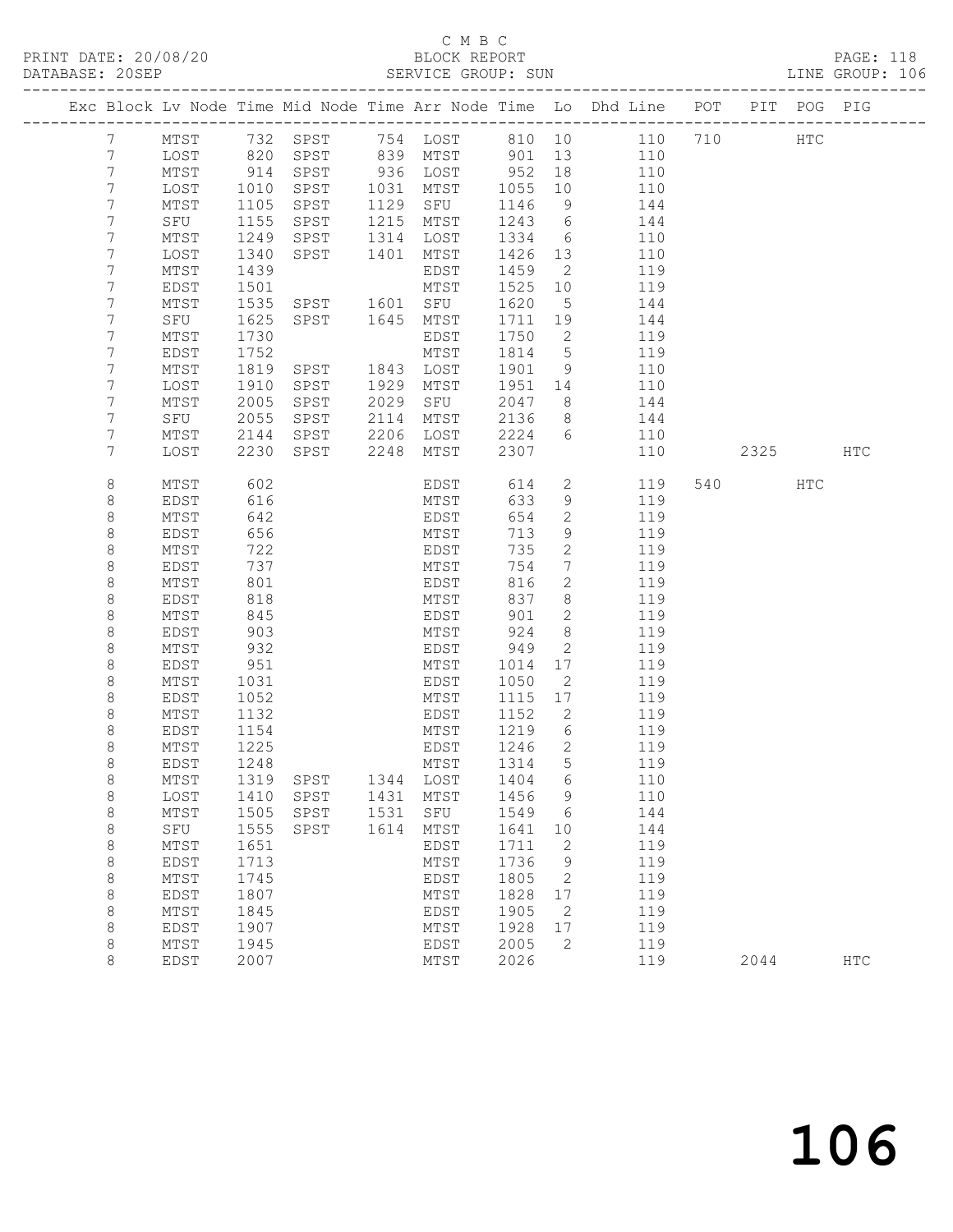C M B C

PRINT DATE: 20/08/20 BLOCK REPORT PAGE: 118
DATABASE: 20SEP SERVICE GROUP: SUN LINE GROUP: 106

| Exc | Block | Lv | Node | Time | Mid Node | Time | Arr Node | Time | Lo | Dhd Line | POT | PIT | POG | PIG |
|---|---|---|---|---|---|---|---|---|---|---|---|---|---|---|
| | 7 | | MTST | 732 | SPST | 754 | LOST | 810 | 10 | 110 | 710 | | HTC | |
| | 7 | | LOST | 820 | SPST | 839 | MTST | 901 | 13 | 110 | | | | |
| | 7 | | MTST | 914 | SPST | 936 | LOST | 952 | 18 | 110 | | | | |
| | 7 | | LOST | 1010 | SPST | 1031 | MTST | 1055 | 10 | 110 | | | | |
| | 7 | | MTST | 1105 | SPST | 1129 | SFU | 1146 | 9 | 144 | | | | |
| | 7 | | SFU | 1155 | SPST | 1215 | MTST | 1243 | 6 | 144 | | | | |
| | 7 | | MTST | 1249 | SPST | 1314 | LOST | 1334 | 6 | 110 | | | | |
| | 7 | | LOST | 1340 | SPST | 1401 | MTST | 1426 | 13 | 110 | | | | |
| | 7 | | MTST | 1439 | | | EDST | 1459 | 2 | 119 | | | | |
| | 7 | | EDST | 1501 | | | MTST | 1525 | 10 | 119 | | | | |
| | 7 | | MTST | 1535 | SPST | 1601 | SFU | 1620 | 5 | 144 | | | | |
| | 7 | | SFU | 1625 | SPST | 1645 | MTST | 1711 | 19 | 144 | | | | |
| | 7 | | MTST | 1730 | | | EDST | 1750 | 2 | 119 | | | | |
| | 7 | | EDST | 1752 | | | MTST | 1814 | 5 | 119 | | | | |
| | 7 | | MTST | 1819 | SPST | 1843 | LOST | 1901 | 9 | 110 | | | | |
| | 7 | | LOST | 1910 | SPST | 1929 | MTST | 1951 | 14 | 110 | | | | |
| | 7 | | MTST | 2005 | SPST | 2029 | SFU | 2047 | 8 | 144 | | | | |
| | 7 | | SFU | 2055 | SPST | 2114 | MTST | 2136 | 8 | 144 | | | | |
| | 7 | | MTST | 2144 | SPST | 2206 | LOST | 2224 | 6 | 110 | | | | |
| | 7 | | LOST | 2230 | SPST | 2248 | MTST | 2307 | | 110 | | 2325 | | HTC |
| | 8 | | MTST | 602 | | | EDST | 614 | 2 | 119 | 540 | | HTC | |
| | 8 | | EDST | 616 | | | MTST | 633 | 9 | 119 | | | | |
| | 8 | | MTST | 642 | | | EDST | 654 | 2 | 119 | | | | |
| | 8 | | EDST | 656 | | | MTST | 713 | 9 | 119 | | | | |
| | 8 | | MTST | 722 | | | EDST | 735 | 2 | 119 | | | | |
| | 8 | | EDST | 737 | | | MTST | 754 | 7 | 119 | | | | |
| | 8 | | MTST | 801 | | | EDST | 816 | 2 | 119 | | | | |
| | 8 | | EDST | 818 | | | MTST | 837 | 8 | 119 | | | | |
| | 8 | | MTST | 845 | | | EDST | 901 | 2 | 119 | | | | |
| | 8 | | EDST | 903 | | | MTST | 924 | 8 | 119 | | | | |
| | 8 | | MTST | 932 | | | EDST | 949 | 2 | 119 | | | | |
| | 8 | | EDST | 951 | | | MTST | 1014 | 17 | 119 | | | | |
| | 8 | | MTST | 1031 | | | EDST | 1050 | 2 | 119 | | | | |
| | 8 | | EDST | 1052 | | | MTST | 1115 | 17 | 119 | | | | |
| | 8 | | MTST | 1132 | | | EDST | 1152 | 2 | 119 | | | | |
| | 8 | | EDST | 1154 | | | MTST | 1219 | 6 | 119 | | | | |
| | 8 | | MTST | 1225 | | | EDST | 1246 | 2 | 119 | | | | |
| | 8 | | EDST | 1248 | | | MTST | 1314 | 5 | 119 | | | | |
| | 8 | | MTST | 1319 | SPST | 1344 | LOST | 1404 | 6 | 110 | | | | |
| | 8 | | LOST | 1410 | SPST | 1431 | MTST | 1456 | 9 | 110 | | | | |
| | 8 | | MTST | 1505 | SPST | 1531 | SFU | 1549 | 6 | 144 | | | | |
| | 8 | | SFU | 1555 | SPST | 1614 | MTST | 1641 | 10 | 144 | | | | |
| | 8 | | MTST | 1651 | | | EDST | 1711 | 2 | 119 | | | | |
| | 8 | | EDST | 1713 | | | MTST | 1736 | 9 | 119 | | | | |
| | 8 | | MTST | 1745 | | | EDST | 1805 | 2 | 119 | | | | |
| | 8 | | EDST | 1807 | | | MTST | 1828 | 17 | 119 | | | | |
| | 8 | | MTST | 1845 | | | EDST | 1905 | 2 | 119 | | | | |
| | 8 | | EDST | 1907 | | | MTST | 1928 | 17 | 119 | | | | |
| | 8 | | MTST | 1945 | | | EDST | 2005 | 2 | 119 | | | | |
| | 8 | | EDST | 2007 | | | MTST | 2026 | | 119 | | 2044 | | HTC |

106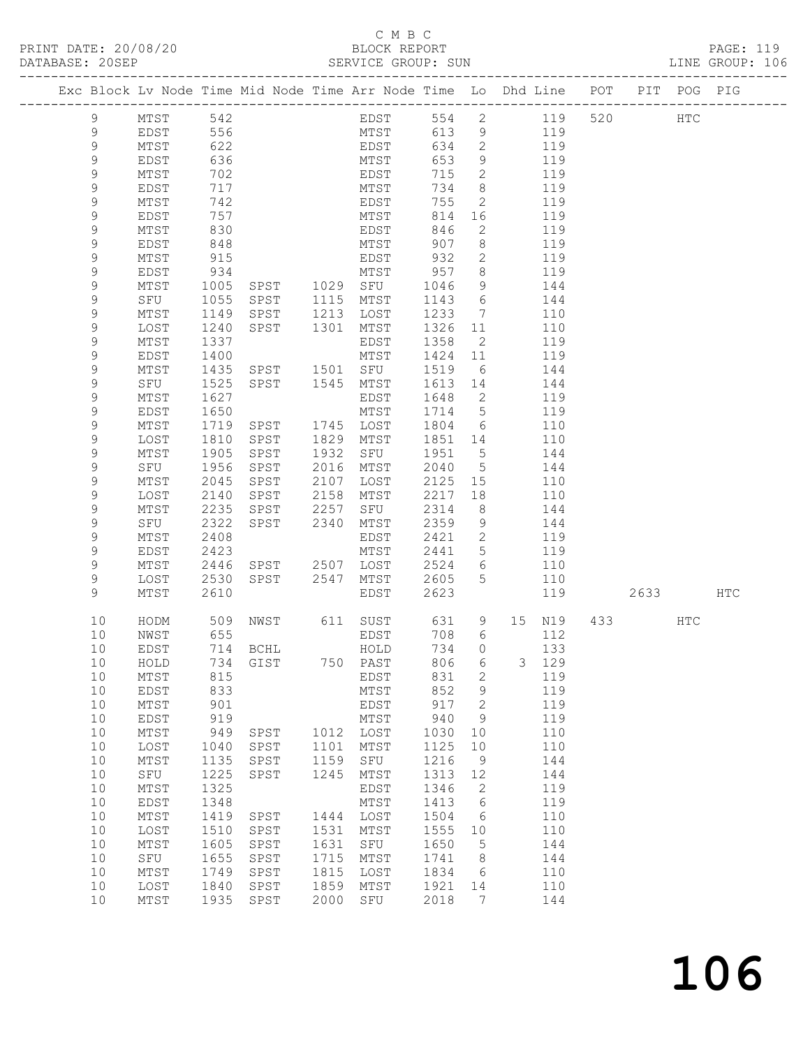C M B C

PRINT DATE: 20/08/20 BLOCK REPORT PAGE: 119
DATABASE: 20SEP SERVICE GROUP: SUN LINE GROUP: 106

| Exc | Block | Lv | Node | Time | Mid Node | Time | Arr Node | Time | Lo | Dhd | Line | POT | PIT | POG | PIG |
|---|---|---|---|---|---|---|---|---|---|---|---|---|---|---|---|
| | 9 | | MTST | 542 | | | EDST | 554 | 2 | | 119 | 520 | | HTC | |
| | 9 | | EDST | 556 | | | MTST | 613 | 9 | | 119 | | | | |
| | 9 | | MTST | 622 | | | EDST | 634 | 2 | | 119 | | | | |
| | 9 | | EDST | 636 | | | MTST | 653 | 9 | | 119 | | | | |
| | 9 | | MTST | 702 | | | EDST | 715 | 2 | | 119 | | | | |
| | 9 | | EDST | 717 | | | MTST | 734 | 8 | | 119 | | | | |
| | 9 | | MTST | 742 | | | EDST | 755 | 2 | | 119 | | | | |
| | 9 | | EDST | 757 | | | MTST | 814 | 16 | | 119 | | | | |
| | 9 | | MTST | 830 | | | EDST | 846 | 2 | | 119 | | | | |
| | 9 | | EDST | 848 | | | MTST | 907 | 8 | | 119 | | | | |
| | 9 | | MTST | 915 | | | EDST | 932 | 2 | | 119 | | | | |
| | 9 | | EDST | 934 | | | MTST | 957 | 8 | | 119 | | | | |
| | 9 | | MTST | 1005 | SPST | 1029 | SFU | 1046 | 9 | | 144 | | | | |
| | 9 | | SFU | 1055 | SPST | 1115 | MTST | 1143 | 6 | | 144 | | | | |
| | 9 | | MTST | 1149 | SPST | 1213 | LOST | 1233 | 7 | | 110 | | | | |
| | 9 | | LOST | 1240 | SPST | 1301 | MTST | 1326 | 11 | | 110 | | | | |
| | 9 | | MTST | 1337 | | | EDST | 1358 | 2 | | 119 | | | | |
| | 9 | | EDST | 1400 | | | MTST | 1424 | 11 | | 119 | | | | |
| | 9 | | MTST | 1435 | SPST | 1501 | SFU | 1519 | 6 | | 144 | | | | |
| | 9 | | SFU | 1525 | SPST | 1545 | MTST | 1613 | 14 | | 144 | | | | |
| | 9 | | MTST | 1627 | | | EDST | 1648 | 2 | | 119 | | | | |
| | 9 | | EDST | 1650 | | | MTST | 1714 | 5 | | 119 | | | | |
| | 9 | | MTST | 1719 | SPST | 1745 | LOST | 1804 | 6 | | 110 | | | | |
| | 9 | | LOST | 1810 | SPST | 1829 | MTST | 1851 | 14 | | 110 | | | | |
| | 9 | | MTST | 1905 | SPST | 1932 | SFU | 1951 | 5 | | 144 | | | | |
| | 9 | | SFU | 1956 | SPST | 2016 | MTST | 2040 | 5 | | 144 | | | | |
| | 9 | | MTST | 2045 | SPST | 2107 | LOST | 2125 | 15 | | 110 | | | | |
| | 9 | | LOST | 2140 | SPST | 2158 | MTST | 2217 | 18 | | 110 | | | | |
| | 9 | | MTST | 2235 | SPST | 2257 | SFU | 2314 | 8 | | 144 | | | | |
| | 9 | | SFU | 2322 | SPST | 2340 | MTST | 2359 | 9 | | 144 | | | | |
| | 9 | | MTST | 2408 | | | EDST | 2421 | 2 | | 119 | | | | |
| | 9 | | EDST | 2423 | | | MTST | 2441 | 5 | | 119 | | | | |
| | 9 | | MTST | 2446 | SPST | 2507 | LOST | 2524 | 6 | | 110 | | | | |
| | 9 | | LOST | 2530 | SPST | 2547 | MTST | 2605 | 5 | | 110 | | | | |
| | 9 | | MTST | 2610 | | | EDST | 2623 | | | 119 | | 2633 | | HTC |
| | 10 | | HODM | 509 | NWST | 611 | SUST | 631 | 9 | 15 | N19 | 433 | | HTC | |
| | 10 | | NWST | 655 | | | EDST | 708 | 6 | | 112 | | | | |
| | 10 | | EDST | 714 | BCHL | | HOLD | 734 | 0 | | 133 | | | | |
| | 10 | | HOLD | 734 | GIST | 750 | PAST | 806 | 6 | 3 | 129 | | | | |
| | 10 | | MTST | 815 | | | EDST | 831 | 2 | | 119 | | | | |
| | 10 | | EDST | 833 | | | MTST | 852 | 9 | | 119 | | | | |
| | 10 | | MTST | 901 | | | EDST | 917 | 2 | | 119 | | | | |
| | 10 | | EDST | 919 | | | MTST | 940 | 9 | | 119 | | | | |
| | 10 | | MTST | 949 | SPST | 1012 | LOST | 1030 | 10 | | 110 | | | | |
| | 10 | | LOST | 1040 | SPST | 1101 | MTST | 1125 | 10 | | 110 | | | | |
| | 10 | | MTST | 1135 | SPST | 1159 | SFU | 1216 | 9 | | 144 | | | | |
| | 10 | | SFU | 1225 | SPST | 1245 | MTST | 1313 | 12 | | 144 | | | | |
| | 10 | | MTST | 1325 | | | EDST | 1346 | 2 | | 119 | | | | |
| | 10 | | EDST | 1348 | | | MTST | 1413 | 6 | | 119 | | | | |
| | 10 | | MTST | 1419 | SPST | 1444 | LOST | 1504 | 6 | | 110 | | | | |
| | 10 | | LOST | 1510 | SPST | 1531 | MTST | 1555 | 10 | | 110 | | | | |
| | 10 | | MTST | 1605 | SPST | 1631 | SFU | 1650 | 5 | | 144 | | | | |
| | 10 | | SFU | 1655 | SPST | 1715 | MTST | 1741 | 8 | | 144 | | | | |
| | 10 | | MTST | 1749 | SPST | 1815 | LOST | 1834 | 6 | | 110 | | | | |
| | 10 | | LOST | 1840 | SPST | 1859 | MTST | 1921 | 14 | | 110 | | | | |
| | 10 | | MTST | 1935 | SPST | 2000 | SFU | 2018 | 7 | | 144 | | | | |

106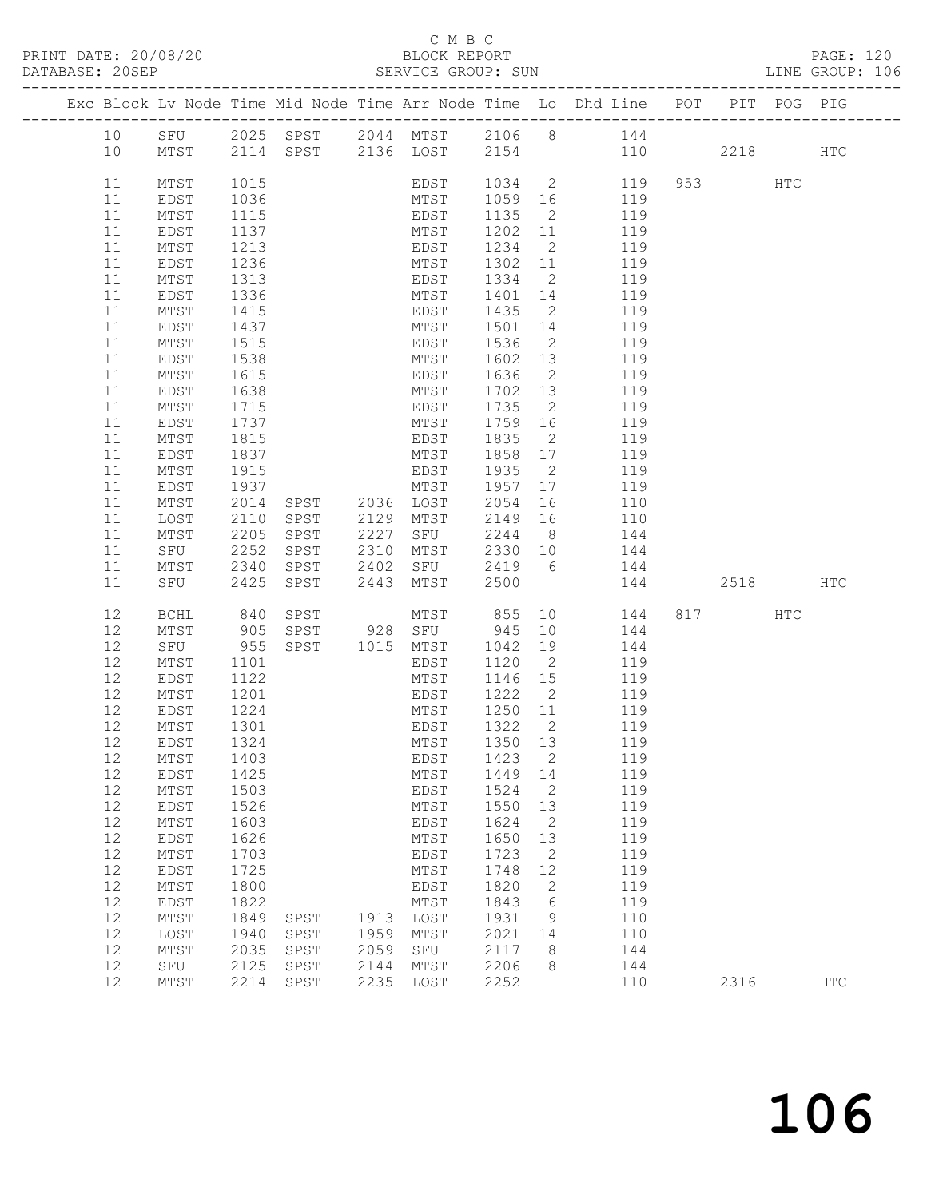C M B C

PRINT DATE: 20/08/20 BLOCK REPORT PAGE: 120
DATABASE: 20SEP SERVICE GROUP: SUN LINE GROUP: 106

| Exc | Block | Lv Node | Time | Mid Node | Time | Arr Node | Time | Lo | Dhd Line | POT | PIT | POG | PIG |
|---|---|---|---|---|---|---|---|---|---|---|---|---|---|
| | 10 | SFU | 2025 | SPST | 2044 | MTST | 2106 | 8 | 144 | | | | |
| | 10 | MTST | 2114 | SPST | 2136 | LOST | 2154 | | 110 | | 2218 | | HTC |
| | 11 | MTST | 1015 | | | EDST | 1034 | 2 | 119 | 953 | | HTC | |
| | 11 | EDST | 1036 | | | MTST | 1059 | 16 | 119 | | | | |
| | 11 | MTST | 1115 | | | EDST | 1135 | 2 | 119 | | | | |
| | 11 | EDST | 1137 | | | MTST | 1202 | 11 | 119 | | | | |
| | 11 | MTST | 1213 | | | EDST | 1234 | 2 | 119 | | | | |
| | 11 | EDST | 1236 | | | MTST | 1302 | 11 | 119 | | | | |
| | 11 | MTST | 1313 | | | EDST | 1334 | 2 | 119 | | | | |
| | 11 | EDST | 1336 | | | MTST | 1401 | 14 | 119 | | | | |
| | 11 | MTST | 1415 | | | EDST | 1435 | 2 | 119 | | | | |
| | 11 | EDST | 1437 | | | MTST | 1501 | 14 | 119 | | | | |
| | 11 | MTST | 1515 | | | EDST | 1536 | 2 | 119 | | | | |
| | 11 | EDST | 1538 | | | MTST | 1602 | 13 | 119 | | | | |
| | 11 | MTST | 1615 | | | EDST | 1636 | 2 | 119 | | | | |
| | 11 | EDST | 1638 | | | MTST | 1702 | 13 | 119 | | | | |
| | 11 | MTST | 1715 | | | EDST | 1735 | 2 | 119 | | | | |
| | 11 | EDST | 1737 | | | MTST | 1759 | 16 | 119 | | | | |
| | 11 | MTST | 1815 | | | EDST | 1835 | 2 | 119 | | | | |
| | 11 | EDST | 1837 | | | MTST | 1858 | 17 | 119 | | | | |
| | 11 | MTST | 1915 | | | EDST | 1935 | 2 | 119 | | | | |
| | 11 | EDST | 1937 | | | MTST | 1957 | 17 | 119 | | | | |
| | 11 | MTST | 2014 | SPST | 2036 | LOST | 2054 | 16 | 110 | | | | |
| | 11 | LOST | 2110 | SPST | 2129 | MTST | 2149 | 16 | 110 | | | | |
| | 11 | MTST | 2205 | SPST | 2227 | SFU | 2244 | 8 | 144 | | | | |
| | 11 | SFU | 2252 | SPST | 2310 | MTST | 2330 | 10 | 144 | | | | |
| | 11 | MTST | 2340 | SPST | 2402 | SFU | 2419 | 6 | 144 | | | | |
| | 11 | SFU | 2425 | SPST | 2443 | MTST | 2500 | | 144 | | 2518 | | HTC |
| | 12 | BCHL | 840 | SPST | | MTST | 855 | 10 | 144 | 817 | | HTC | |
| | 12 | MTST | 905 | SPST | 928 | SFU | 945 | 10 | 144 | | | | |
| | 12 | SFU | 955 | SPST | 1015 | MTST | 1042 | 19 | 144 | | | | |
| | 12 | MTST | 1101 | | | EDST | 1120 | 2 | 119 | | | | |
| | 12 | EDST | 1122 | | | MTST | 1146 | 15 | 119 | | | | |
| | 12 | MTST | 1201 | | | EDST | 1222 | 2 | 119 | | | | |
| | 12 | EDST | 1224 | | | MTST | 1250 | 11 | 119 | | | | |
| | 12 | MTST | 1301 | | | EDST | 1322 | 2 | 119 | | | | |
| | 12 | EDST | 1324 | | | MTST | 1350 | 13 | 119 | | | | |
| | 12 | MTST | 1403 | | | EDST | 1423 | 2 | 119 | | | | |
| | 12 | EDST | 1425 | | | MTST | 1449 | 14 | 119 | | | | |
| | 12 | MTST | 1503 | | | EDST | 1524 | 2 | 119 | | | | |
| | 12 | EDST | 1526 | | | MTST | 1550 | 13 | 119 | | | | |
| | 12 | MTST | 1603 | | | EDST | 1624 | 2 | 119 | | | | |
| | 12 | EDST | 1626 | | | MTST | 1650 | 13 | 119 | | | | |
| | 12 | MTST | 1703 | | | EDST | 1723 | 2 | 119 | | | | |
| | 12 | EDST | 1725 | | | MTST | 1748 | 12 | 119 | | | | |
| | 12 | MTST | 1800 | | | EDST | 1820 | 2 | 119 | | | | |
| | 12 | EDST | 1822 | | | MTST | 1843 | 6 | 119 | | | | |
| | 12 | MTST | 1849 | SPST | 1913 | LOST | 1931 | 9 | 110 | | | | |
| | 12 | LOST | 1940 | SPST | 1959 | MTST | 2021 | 14 | 110 | | | | |
| | 12 | MTST | 2035 | SPST | 2059 | SFU | 2117 | 8 | 144 | | | | |
| | 12 | SFU | 2125 | SPST | 2144 | MTST | 2206 | 8 | 144 | | | | |
| | 12 | MTST | 2214 | SPST | 2235 | LOST | 2252 | | 110 | | 2316 | | HTC |

106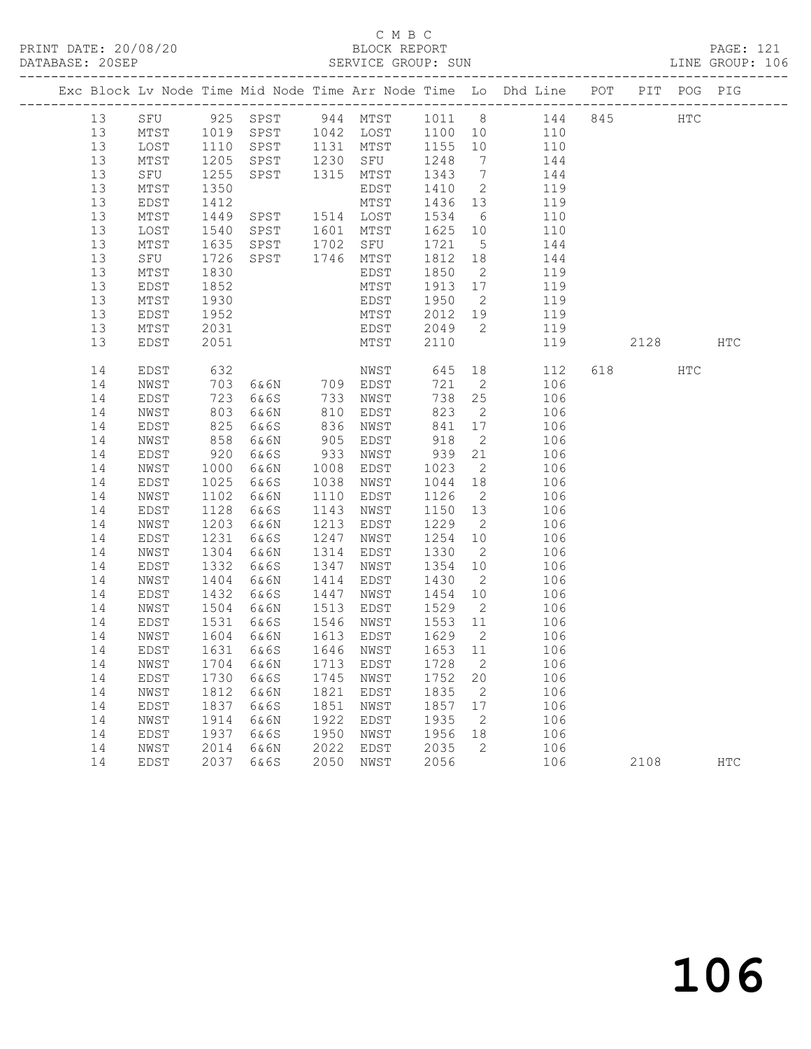C M B C

PRINT DATE: 20/08/20 BLOCK REPORT PAGE: 121
DATABASE: 20SEP SERVICE GROUP: SUN LINE GROUP: 106

| Exc | Block | Lv | Node | Time | Mid | Node | Time | Arr | Node | Time | Lo | Dhd | Line | POT | PIT | POG | PIG |
|---|---|---|---|---|---|---|---|---|---|---|---|---|---|---|---|---|---|
| | 13 | | SFU | 925 | SPST | | 944 | | MTST | 1011 | 8 | | 144 | 845 | | HTC | |
| | 13 | | MTST | 1019 | SPST | | 1042 | | LOST | 1100 | 10 | | 110 | | | | |
| | 13 | | LOST | 1110 | SPST | | 1131 | | MTST | 1155 | 10 | | 110 | | | | |
| | 13 | | MTST | 1205 | SPST | | 1230 | | SFU | 1248 | 7 | | 144 | | | | |
| | 13 | | SFU | 1255 | SPST | | 1315 | | MTST | 1343 | 7 | | 144 | | | | |
| | 13 | | MTST | 1350 | | | | | EDST | 1410 | 2 | | 119 | | | | |
| | 13 | | EDST | 1412 | | | | | MTST | 1436 | 13 | | 119 | | | | |
| | 13 | | MTST | 1449 | SPST | | 1514 | | LOST | 1534 | 6 | | 110 | | | | |
| | 13 | | LOST | 1540 | SPST | | 1601 | | MTST | 1625 | 10 | | 110 | | | | |
| | 13 | | MTST | 1635 | SPST | | 1702 | | SFU | 1721 | 5 | | 144 | | | | |
| | 13 | | SFU | 1726 | SPST | | 1746 | | MTST | 1812 | 18 | | 144 | | | | |
| | 13 | | MTST | 1830 | | | | | EDST | 1850 | 2 | | 119 | | | | |
| | 13 | | EDST | 1852 | | | | | MTST | 1913 | 17 | | 119 | | | | |
| | 13 | | MTST | 1930 | | | | | EDST | 1950 | 2 | | 119 | | | | |
| | 13 | | EDST | 1952 | | | | | MTST | 2012 | 19 | | 119 | | | | |
| | 13 | | MTST | 2031 | | | | | EDST | 2049 | 2 | | 119 | | | | |
| | 13 | | EDST | 2051 | | | | | MTST | 2110 | | | 119 | | 2128 | | HTC |
| | 14 | | EDST | 632 | | | | | NWST | 645 | 18 | | 112 | 618 | | HTC | |
| | 14 | | NWST | 703 | 6&6N | | 709 | | EDST | 721 | 2 | | 106 | | | | |
| | 14 | | EDST | 723 | 6&6S | | 733 | | NWST | 738 | 25 | | 106 | | | | |
| | 14 | | NWST | 803 | 6&6N | | 810 | | EDST | 823 | 2 | | 106 | | | | |
| | 14 | | EDST | 825 | 6&6S | | 836 | | NWST | 841 | 17 | | 106 | | | | |
| | 14 | | NWST | 858 | 6&6N | | 905 | | EDST | 918 | 2 | | 106 | | | | |
| | 14 | | EDST | 920 | 6&6S | | 933 | | NWST | 939 | 21 | | 106 | | | | |
| | 14 | | NWST | 1000 | 6&6N | | 1008 | | EDST | 1023 | 2 | | 106 | | | | |
| | 14 | | EDST | 1025 | 6&6S | | 1038 | | NWST | 1044 | 18 | | 106 | | | | |
| | 14 | | NWST | 1102 | 6&6N | | 1110 | | EDST | 1126 | 2 | | 106 | | | | |
| | 14 | | EDST | 1128 | 6&6S | | 1143 | | NWST | 1150 | 13 | | 106 | | | | |
| | 14 | | NWST | 1203 | 6&6N | | 1213 | | EDST | 1229 | 2 | | 106 | | | | |
| | 14 | | EDST | 1231 | 6&6S | | 1247 | | NWST | 1254 | 10 | | 106 | | | | |
| | 14 | | NWST | 1304 | 6&6N | | 1314 | | EDST | 1330 | 2 | | 106 | | | | |
| | 14 | | EDST | 1332 | 6&6S | | 1347 | | NWST | 1354 | 10 | | 106 | | | | |
| | 14 | | NWST | 1404 | 6&6N | | 1414 | | EDST | 1430 | 2 | | 106 | | | | |
| | 14 | | EDST | 1432 | 6&6S | | 1447 | | NWST | 1454 | 10 | | 106 | | | | |
| | 14 | | NWST | 1504 | 6&6N | | 1513 | | EDST | 1529 | 2 | | 106 | | | | |
| | 14 | | EDST | 1531 | 6&6S | | 1546 | | NWST | 1553 | 11 | | 106 | | | | |
| | 14 | | NWST | 1604 | 6&6N | | 1613 | | EDST | 1629 | 2 | | 106 | | | | |
| | 14 | | EDST | 1631 | 6&6S | | 1646 | | NWST | 1653 | 11 | | 106 | | | | |
| | 14 | | NWST | 1704 | 6&6N | | 1713 | | EDST | 1728 | 2 | | 106 | | | | |
| | 14 | | EDST | 1730 | 6&6S | | 1745 | | NWST | 1752 | 20 | | 106 | | | | |
| | 14 | | NWST | 1812 | 6&6N | | 1821 | | EDST | 1835 | 2 | | 106 | | | | |
| | 14 | | EDST | 1837 | 6&6S | | 1851 | | NWST | 1857 | 17 | | 106 | | | | |
| | 14 | | NWST | 1914 | 6&6N | | 1922 | | EDST | 1935 | 2 | | 106 | | | | |
| | 14 | | EDST | 1937 | 6&6S | | 1950 | | NWST | 1956 | 18 | | 106 | | | | |
| | 14 | | NWST | 2014 | 6&6N | | 2022 | | EDST | 2035 | 2 | | 106 | | | | |
| | 14 | | EDST | 2037 | 6&6S | | 2050 | | NWST | 2056 | | | 106 | | 2108 | | HTC |

# 106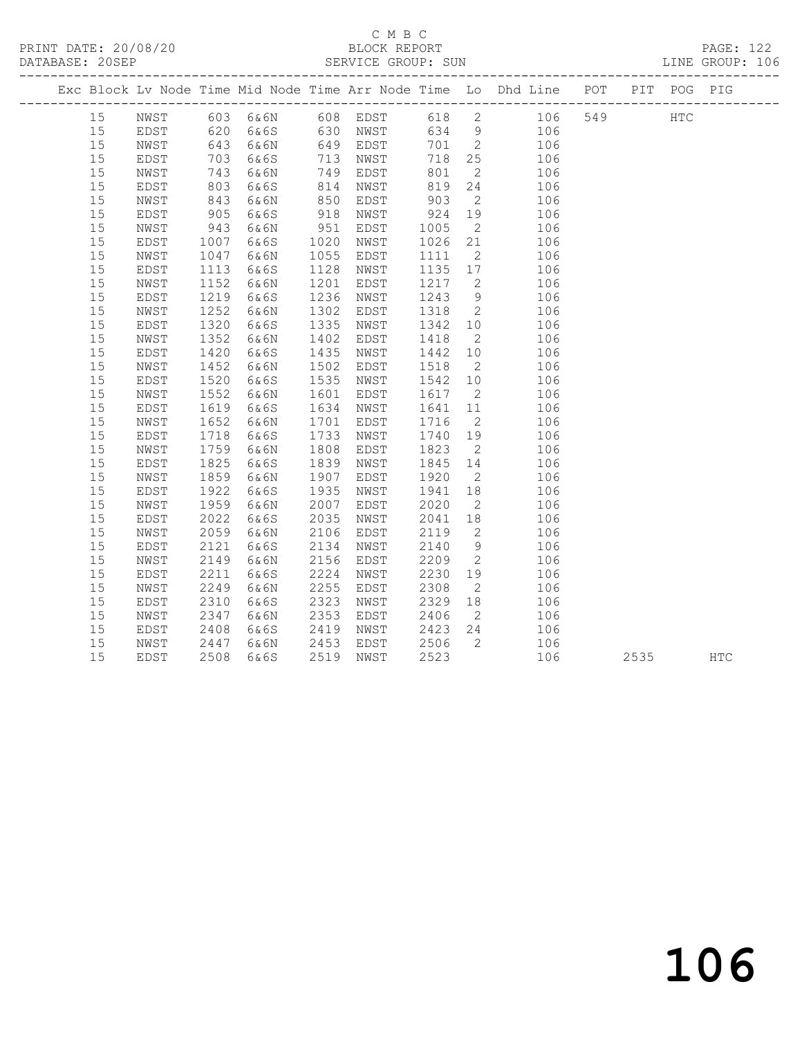C M B C

BLOCK REPORT

SERVICE GROUP: SUN

| Exc | Block | Lv | Node | Time | Mid Node | Time | Arr Node | Time | Lo | Dhd Line | POT | PIT | POG | PIG |
|---|---|---|---|---|---|---|---|---|---|---|---|---|---|---|
| | 15 | | NWST | 603 | 6&6N | 608 | EDST | 618 | 2 | 106 | 549 | | HTC | |
| | 15 | | EDST | 620 | 6&6S | 630 | NWST | 634 | 9 | 106 | | | | |
| | 15 | | NWST | 643 | 6&6N | 649 | EDST | 701 | 2 | 106 | | | | |
| | 15 | | EDST | 703 | 6&6S | 713 | NWST | 718 | 25 | 106 | | | | |
| | 15 | | NWST | 743 | 6&6N | 749 | EDST | 801 | 2 | 106 | | | | |
| | 15 | | EDST | 803 | 6&6S | 814 | NWST | 819 | 24 | 106 | | | | |
| | 15 | | NWST | 843 | 6&6N | 850 | EDST | 903 | 2 | 106 | | | | |
| | 15 | | EDST | 905 | 6&6S | 918 | NWST | 924 | 19 | 106 | | | | |
| | 15 | | NWST | 943 | 6&6N | 951 | EDST | 1005 | 2 | 106 | | | | |
| | 15 | | EDST | 1007 | 6&6S | 1020 | NWST | 1026 | 21 | 106 | | | | |
| | 15 | | NWST | 1047 | 6&6N | 1055 | EDST | 1111 | 2 | 106 | | | | |
| | 15 | | EDST | 1113 | 6&6S | 1128 | NWST | 1135 | 17 | 106 | | | | |
| | 15 | | NWST | 1152 | 6&6N | 1201 | EDST | 1217 | 2 | 106 | | | | |
| | 15 | | EDST | 1219 | 6&6S | 1236 | NWST | 1243 | 9 | 106 | | | | |
| | 15 | | NWST | 1252 | 6&6N | 1302 | EDST | 1318 | 2 | 106 | | | | |
| | 15 | | EDST | 1320 | 6&6S | 1335 | NWST | 1342 | 10 | 106 | | | | |
| | 15 | | NWST | 1352 | 6&6N | 1402 | EDST | 1418 | 2 | 106 | | | | |
| | 15 | | EDST | 1420 | 6&6S | 1435 | NWST | 1442 | 10 | 106 | | | | |
| | 15 | | NWST | 1452 | 6&6N | 1502 | EDST | 1518 | 2 | 106 | | | | |
| | 15 | | EDST | 1520 | 6&6S | 1535 | NWST | 1542 | 10 | 106 | | | | |
| | 15 | | NWST | 1552 | 6&6N | 1601 | EDST | 1617 | 2 | 106 | | | | |
| | 15 | | EDST | 1619 | 6&6S | 1634 | NWST | 1641 | 11 | 106 | | | | |
| | 15 | | NWST | 1652 | 6&6N | 1701 | EDST | 1716 | 2 | 106 | | | | |
| | 15 | | EDST | 1718 | 6&6S | 1733 | NWST | 1740 | 19 | 106 | | | | |
| | 15 | | NWST | 1759 | 6&6N | 1808 | EDST | 1823 | 2 | 106 | | | | |
| | 15 | | EDST | 1825 | 6&6S | 1839 | NWST | 1845 | 14 | 106 | | | | |
| | 15 | | NWST | 1859 | 6&6N | 1907 | EDST | 1920 | 2 | 106 | | | | |
| | 15 | | EDST | 1922 | 6&6S | 1935 | NWST | 1941 | 18 | 106 | | | | |
| | 15 | | NWST | 1959 | 6&6N | 2007 | EDST | 2020 | 2 | 106 | | | | |
| | 15 | | EDST | 2022 | 6&6S | 2035 | NWST | 2041 | 18 | 106 | | | | |
| | 15 | | NWST | 2059 | 6&6N | 2106 | EDST | 2119 | 2 | 106 | | | | |
| | 15 | | EDST | 2121 | 6&6S | 2134 | NWST | 2140 | 9 | 106 | | | | |
| | 15 | | NWST | 2149 | 6&6N | 2156 | EDST | 2209 | 2 | 106 | | | | |
| | 15 | | EDST | 2211 | 6&6S | 2224 | NWST | 2230 | 19 | 106 | | | | |
| | 15 | | NWST | 2249 | 6&6N | 2255 | EDST | 2308 | 2 | 106 | | | | |
| | 15 | | EDST | 2310 | 6&6S | 2323 | NWST | 2329 | 18 | 106 | | | | |
| | 15 | | NWST | 2347 | 6&6N | 2353 | EDST | 2406 | 2 | 106 | | | | |
| | 15 | | EDST | 2408 | 6&6S | 2419 | NWST | 2423 | 24 | 106 | | | | |
| | 15 | | NWST | 2447 | 6&6N | 2453 | EDST | 2506 | 2 | 106 | | | | |
| | 15 | | EDST | 2508 | 6&6S | 2519 | NWST | 2523 | | 106 | | 2535 | | HTC |

# 106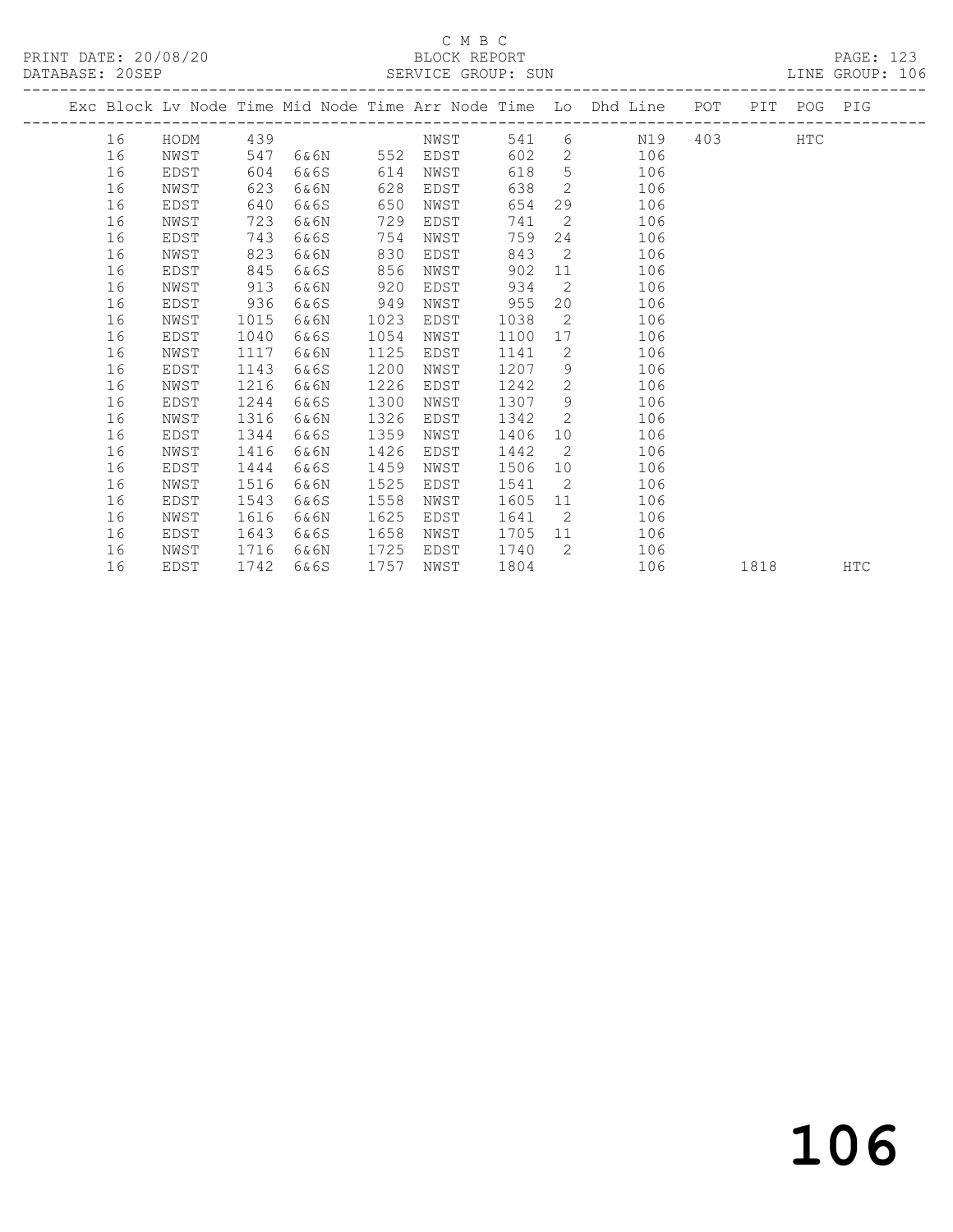C M B C

PRINT DATE: 20/08/20 BLOCK REPORT

DATABASE: 20SEP SERVICE GROUP: SUN LINE GROUP: 106

| Exc | Block | Lv | Node | Time | Mid Node | Time | Arr Node | Time | Lo | Dhd Line | POT | PIT | POG | PIG |
|---|---|---|---|---|---|---|---|---|---|---|---|---|---|---|
| | 16 | | HODM | 439 | | | NWST | 541 | 6 | N19 | 403 | | HTC | |
| | 16 | | NWST | 547 | 6&6N | 552 | EDST | 602 | 2 | 106 | | | | |
| | 16 | | EDST | 604 | 6&6S | 614 | NWST | 618 | 5 | 106 | | | | |
| | 16 | | NWST | 623 | 6&6N | 628 | EDST | 638 | 2 | 106 | | | | |
| | 16 | | EDST | 640 | 6&6S | 650 | NWST | 654 | 29 | 106 | | | | |
| | 16 | | NWST | 723 | 6&6N | 729 | EDST | 741 | 2 | 106 | | | | |
| | 16 | | EDST | 743 | 6&6S | 754 | NWST | 759 | 24 | 106 | | | | |
| | 16 | | NWST | 823 | 6&6N | 830 | EDST | 843 | 2 | 106 | | | | |
| | 16 | | EDST | 845 | 6&6S | 856 | NWST | 902 | 11 | 106 | | | | |
| | 16 | | NWST | 913 | 6&6N | 920 | EDST | 934 | 2 | 106 | | | | |
| | 16 | | EDST | 936 | 6&6S | 949 | NWST | 955 | 20 | 106 | | | | |
| | 16 | | NWST | 1015 | 6&6N | 1023 | EDST | 1038 | 2 | 106 | | | | |
| | 16 | | EDST | 1040 | 6&6S | 1054 | NWST | 1100 | 17 | 106 | | | | |
| | 16 | | NWST | 1117 | 6&6N | 1125 | EDST | 1141 | 2 | 106 | | | | |
| | 16 | | EDST | 1143 | 6&6S | 1200 | NWST | 1207 | 9 | 106 | | | | |
| | 16 | | NWST | 1216 | 6&6N | 1226 | EDST | 1242 | 2 | 106 | | | | |
| | 16 | | EDST | 1244 | 6&6S | 1300 | NWST | 1307 | 9 | 106 | | | | |
| | 16 | | NWST | 1316 | 6&6N | 1326 | EDST | 1342 | 2 | 106 | | | | |
| | 16 | | EDST | 1344 | 6&6S | 1359 | NWST | 1406 | 10 | 106 | | | | |
| | 16 | | NWST | 1416 | 6&6N | 1426 | EDST | 1442 | 2 | 106 | | | | |
| | 16 | | EDST | 1444 | 6&6S | 1459 | NWST | 1506 | 10 | 106 | | | | |
| | 16 | | NWST | 1516 | 6&6N | 1525 | EDST | 1541 | 2 | 106 | | | | |
| | 16 | | EDST | 1543 | 6&6S | 1558 | NWST | 1605 | 11 | 106 | | | | |
| | 16 | | NWST | 1616 | 6&6N | 1625 | EDST | 1641 | 2 | 106 | | | | |
| | 16 | | EDST | 1643 | 6&6S | 1658 | NWST | 1705 | 11 | 106 | | | | |
| | 16 | | NWST | 1716 | 6&6N | 1725 | EDST | 1740 | 2 | 106 | | | | |
| | 16 | | EDST | 1742 | 6&6S | 1757 | NWST | 1804 | | 106 | | 1818 | | HTC |

106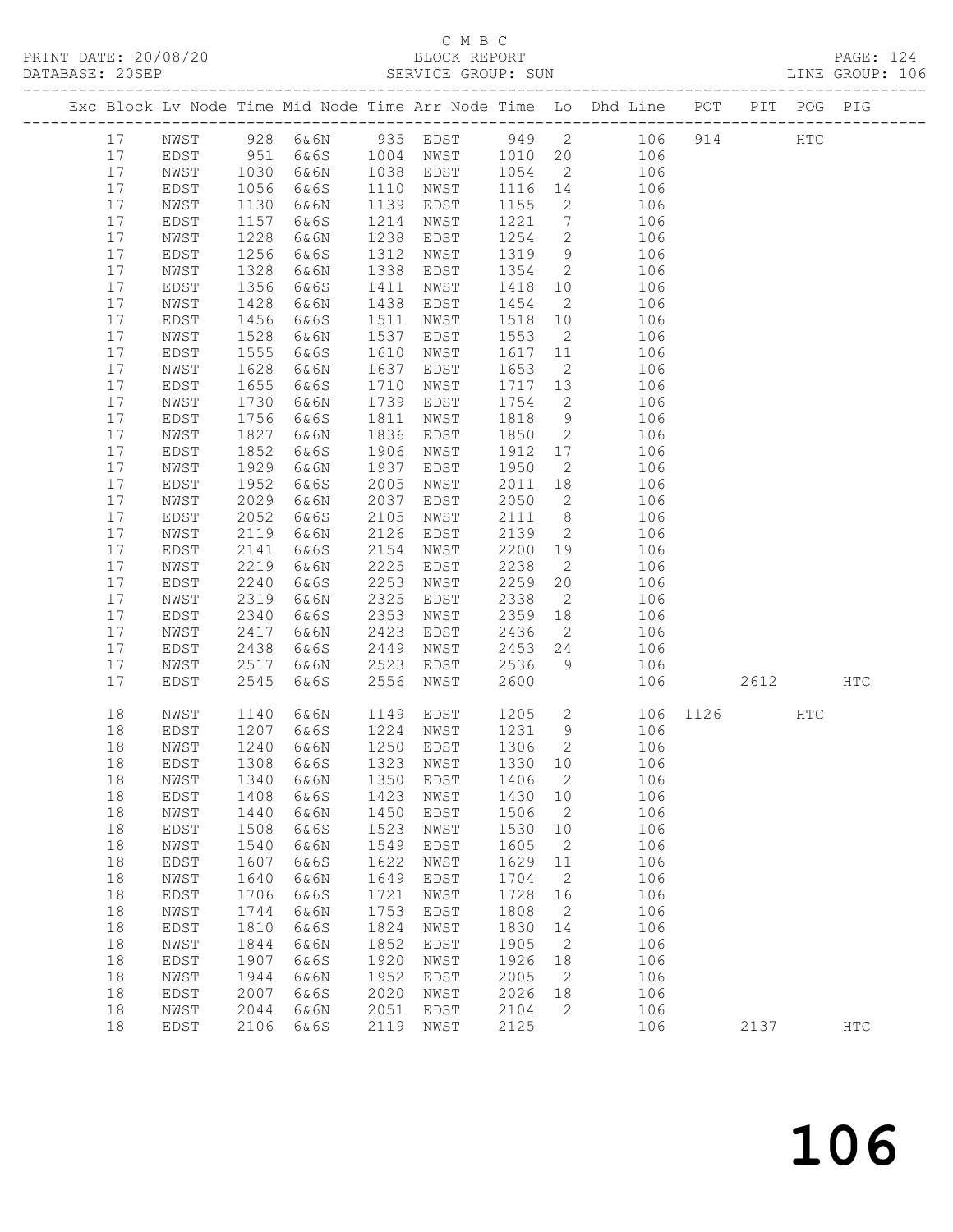C M B C

PRINT DATE: 20/08/20 BLOCK REPORT PAGE: 124
DATABASE: 20SEP SERVICE GROUP: SUN LINE GROUP: 106

| Exc | Block | Lv | Node | Time | Mid Node | Time | Arr Node | Time | Lo | Dhd Line | POT | PIT | POG | PIG |
|---|---|---|---|---|---|---|---|---|---|---|---|---|---|---|
| | 17 | | NWST | 928 | 6&6N | 935 | EDST | 949 | 2 | 106 | 914 | | HTC | |
| | 17 | | EDST | 951 | 6&6S | 1004 | NWST | 1010 | 20 | 106 | | | | |
| | 17 | | NWST | 1030 | 6&6N | 1038 | EDST | 1054 | 2 | 106 | | | | |
| | 17 | | EDST | 1056 | 6&6S | 1110 | NWST | 1116 | 14 | 106 | | | | |
| | 17 | | NWST | 1130 | 6&6N | 1139 | EDST | 1155 | 2 | 106 | | | | |
| | 17 | | EDST | 1157 | 6&6S | 1214 | NWST | 1221 | 7 | 106 | | | | |
| | 17 | | NWST | 1228 | 6&6N | 1238 | EDST | 1254 | 2 | 106 | | | | |
| | 17 | | EDST | 1256 | 6&6S | 1312 | NWST | 1319 | 9 | 106 | | | | |
| | 17 | | NWST | 1328 | 6&6N | 1338 | EDST | 1354 | 2 | 106 | | | | |
| | 17 | | EDST | 1356 | 6&6S | 1411 | NWST | 1418 | 10 | 106 | | | | |
| | 17 | | NWST | 1428 | 6&6N | 1438 | EDST | 1454 | 2 | 106 | | | | |
| | 17 | | EDST | 1456 | 6&6S | 1511 | NWST | 1518 | 10 | 106 | | | | |
| | 17 | | NWST | 1528 | 6&6N | 1537 | EDST | 1553 | 2 | 106 | | | | |
| | 17 | | EDST | 1555 | 6&6S | 1610 | NWST | 1617 | 11 | 106 | | | | |
| | 17 | | NWST | 1628 | 6&6N | 1637 | EDST | 1653 | 2 | 106 | | | | |
| | 17 | | EDST | 1655 | 6&6S | 1710 | NWST | 1717 | 13 | 106 | | | | |
| | 17 | | NWST | 1730 | 6&6N | 1739 | EDST | 1754 | 2 | 106 | | | | |
| | 17 | | EDST | 1756 | 6&6S | 1811 | NWST | 1818 | 9 | 106 | | | | |
| | 17 | | NWST | 1827 | 6&6N | 1836 | EDST | 1850 | 2 | 106 | | | | |
| | 17 | | EDST | 1852 | 6&6S | 1906 | NWST | 1912 | 17 | 106 | | | | |
| | 17 | | NWST | 1929 | 6&6N | 1937 | EDST | 1950 | 2 | 106 | | | | |
| | 17 | | EDST | 1952 | 6&6S | 2005 | NWST | 2011 | 18 | 106 | | | | |
| | 17 | | NWST | 2029 | 6&6N | 2037 | EDST | 2050 | 2 | 106 | | | | |
| | 17 | | EDST | 2052 | 6&6S | 2105 | NWST | 2111 | 8 | 106 | | | | |
| | 17 | | NWST | 2119 | 6&6N | 2126 | EDST | 2139 | 2 | 106 | | | | |
| | 17 | | EDST | 2141 | 6&6S | 2154 | NWST | 2200 | 19 | 106 | | | | |
| | 17 | | NWST | 2219 | 6&6N | 2225 | EDST | 2238 | 2 | 106 | | | | |
| | 17 | | EDST | 2240 | 6&6S | 2253 | NWST | 2259 | 20 | 106 | | | | |
| | 17 | | NWST | 2319 | 6&6N | 2325 | EDST | 2338 | 2 | 106 | | | | |
| | 17 | | EDST | 2340 | 6&6S | 2353 | NWST | 2359 | 18 | 106 | | | | |
| | 17 | | NWST | 2417 | 6&6N | 2423 | EDST | 2436 | 2 | 106 | | | | |
| | 17 | | EDST | 2438 | 6&6S | 2449 | NWST | 2453 | 24 | 106 | | | | |
| | 17 | | NWST | 2517 | 6&6N | 2523 | EDST | 2536 | 9 | 106 | | | | |
| | 17 | | EDST | 2545 | 6&6S | 2556 | NWST | 2600 | | 106 | | 2612 | | HTC |
| | 18 | | NWST | 1140 | 6&6N | 1149 | EDST | 1205 | 2 | 106 | 1126 | | HTC | |
| | 18 | | EDST | 1207 | 6&6S | 1224 | NWST | 1231 | 9 | 106 | | | | |
| | 18 | | NWST | 1240 | 6&6N | 1250 | EDST | 1306 | 2 | 106 | | | | |
| | 18 | | EDST | 1308 | 6&6S | 1323 | NWST | 1330 | 10 | 106 | | | | |
| | 18 | | NWST | 1340 | 6&6N | 1350 | EDST | 1406 | 2 | 106 | | | | |
| | 18 | | EDST | 1408 | 6&6S | 1423 | NWST | 1430 | 10 | 106 | | | | |
| | 18 | | NWST | 1440 | 6&6N | 1450 | EDST | 1506 | 2 | 106 | | | | |
| | 18 | | EDST | 1508 | 6&6S | 1523 | NWST | 1530 | 10 | 106 | | | | |
| | 18 | | NWST | 1540 | 6&6N | 1549 | EDST | 1605 | 2 | 106 | | | | |
| | 18 | | EDST | 1607 | 6&6S | 1622 | NWST | 1629 | 11 | 106 | | | | |
| | 18 | | NWST | 1640 | 6&6N | 1649 | EDST | 1704 | 2 | 106 | | | | |
| | 18 | | EDST | 1706 | 6&6S | 1721 | NWST | 1728 | 16 | 106 | | | | |
| | 18 | | NWST | 1744 | 6&6N | 1753 | EDST | 1808 | 2 | 106 | | | | |
| | 18 | | EDST | 1810 | 6&6S | 1824 | NWST | 1830 | 14 | 106 | | | | |
| | 18 | | NWST | 1844 | 6&6N | 1852 | EDST | 1905 | 2 | 106 | | | | |
| | 18 | | EDST | 1907 | 6&6S | 1920 | NWST | 1926 | 18 | 106 | | | | |
| | 18 | | NWST | 1944 | 6&6N | 1952 | EDST | 2005 | 2 | 106 | | | | |
| | 18 | | EDST | 2007 | 6&6S | 2020 | NWST | 2026 | 18 | 106 | | | | |
| | 18 | | NWST | 2044 | 6&6N | 2051 | EDST | 2104 | 2 | 106 | | | | |
| | 18 | | EDST | 2106 | 6&6S | 2119 | NWST | 2125 | | 106 | | 2137 | | HTC |

# 106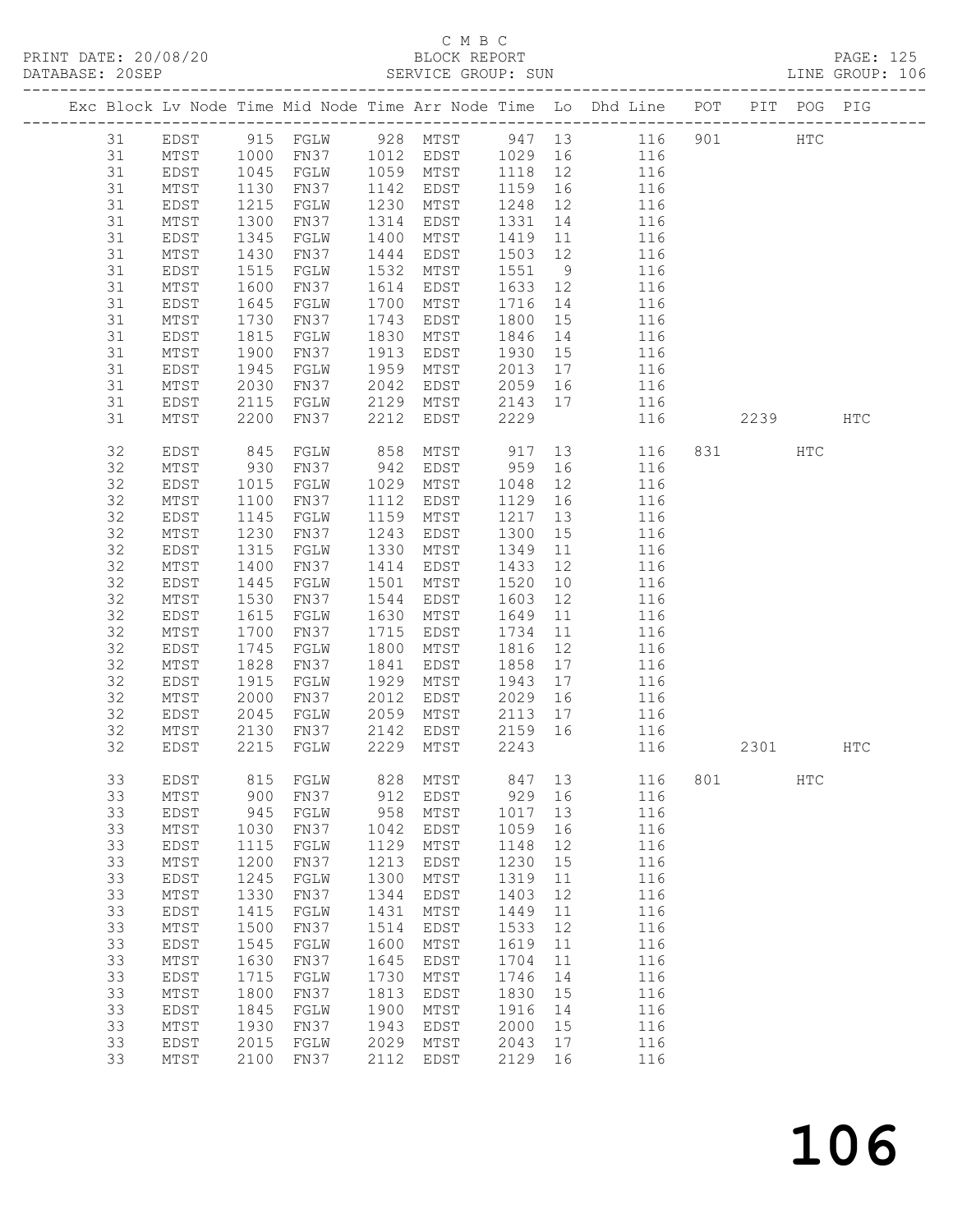C M B C
PRINT DATE: 20/08/20 BLOCK REPORT
DATABASE: 20SEP SERVICE GROUP: SUN LINE GROUP: 106

| Exc | Block | Lv | Node | Time | Mid | Node | Time | Arr | Node | Time | Lo | Dhd | Line | POT | PIT | POG | PIG |
|---|---|---|---|---|---|---|---|---|---|---|---|---|---|---|---|---|---|
| | 31 | | EDST | 915 | FGLW | | 928 | MTST | | 947 | 13 | | 116 | 901 | | HTC | |
| | 31 | | MTST | 1000 | FN37 | | 1012 | EDST | | 1029 | 16 | | 116 | | | | |
| | 31 | | EDST | 1045 | FGLW | | 1059 | MTST | | 1118 | 12 | | 116 | | | | |
| | 31 | | MTST | 1130 | FN37 | | 1142 | EDST | | 1159 | 16 | | 116 | | | | |
| | 31 | | EDST | 1215 | FGLW | | 1230 | MTST | | 1248 | 12 | | 116 | | | | |
| | 31 | | MTST | 1300 | FN37 | | 1314 | EDST | | 1331 | 14 | | 116 | | | | |
| | 31 | | EDST | 1345 | FGLW | | 1400 | MTST | | 1419 | 11 | | 116 | | | | |
| | 31 | | MTST | 1430 | FN37 | | 1444 | EDST | | 1503 | 12 | | 116 | | | | |
| | 31 | | EDST | 1515 | FGLW | | 1532 | MTST | | 1551 | 9 | | 116 | | | | |
| | 31 | | MTST | 1600 | FN37 | | 1614 | EDST | | 1633 | 12 | | 116 | | | | |
| | 31 | | EDST | 1645 | FGLW | | 1700 | MTST | | 1716 | 14 | | 116 | | | | |
| | 31 | | MTST | 1730 | FN37 | | 1743 | EDST | | 1800 | 15 | | 116 | | | | |
| | 31 | | EDST | 1815 | FGLW | | 1830 | MTST | | 1846 | 14 | | 116 | | | | |
| | 31 | | MTST | 1900 | FN37 | | 1913 | EDST | | 1930 | 15 | | 116 | | | | |
| | 31 | | EDST | 1945 | FGLW | | 1959 | MTST | | 2013 | 17 | | 116 | | | | |
| | 31 | | MTST | 2030 | FN37 | | 2042 | EDST | | 2059 | 16 | | 116 | | | | |
| | 31 | | EDST | 2115 | FGLW | | 2129 | MTST | | 2143 | 17 | | 116 | | | | |
| | 31 | | MTST | 2200 | FN37 | | 2212 | EDST | | 2229 | | | 116 | | 2239 | | HTC |
| | 32 | | EDST | 845 | FGLW | | 858 | MTST | | 917 | 13 | | 116 | 831 | | HTC | |
| | 32 | | MTST | 930 | FN37 | | 942 | EDST | | 959 | 16 | | 116 | | | | |
| | 32 | | EDST | 1015 | FGLW | | 1029 | MTST | | 1048 | 12 | | 116 | | | | |
| | 32 | | MTST | 1100 | FN37 | | 1112 | EDST | | 1129 | 16 | | 116 | | | | |
| | 32 | | EDST | 1145 | FGLW | | 1159 | MTST | | 1217 | 13 | | 116 | | | | |
| | 32 | | MTST | 1230 | FN37 | | 1243 | EDST | | 1300 | 15 | | 116 | | | | |
| | 32 | | EDST | 1315 | FGLW | | 1330 | MTST | | 1349 | 11 | | 116 | | | | |
| | 32 | | MTST | 1400 | FN37 | | 1414 | EDST | | 1433 | 12 | | 116 | | | | |
| | 32 | | EDST | 1445 | FGLW | | 1501 | MTST | | 1520 | 10 | | 116 | | | | |
| | 32 | | MTST | 1530 | FN37 | | 1544 | EDST | | 1603 | 12 | | 116 | | | | |
| | 32 | | EDST | 1615 | FGLW | | 1630 | MTST | | 1649 | 11 | | 116 | | | | |
| | 32 | | MTST | 1700 | FN37 | | 1715 | EDST | | 1734 | 11 | | 116 | | | | |
| | 32 | | EDST | 1745 | FGLW | | 1800 | MTST | | 1816 | 12 | | 116 | | | | |
| | 32 | | MTST | 1828 | FN37 | | 1841 | EDST | | 1858 | 17 | | 116 | | | | |
| | 32 | | EDST | 1915 | FGLW | | 1929 | MTST | | 1943 | 17 | | 116 | | | | |
| | 32 | | MTST | 2000 | FN37 | | 2012 | EDST | | 2029 | 16 | | 116 | | | | |
| | 32 | | EDST | 2045 | FGLW | | 2059 | MTST | | 2113 | 17 | | 116 | | | | |
| | 32 | | MTST | 2130 | FN37 | | 2142 | EDST | | 2159 | 16 | | 116 | | | | |
| | 32 | | EDST | 2215 | FGLW | | 2229 | MTST | | 2243 | | | 116 | | 2301 | | HTC |
| | 33 | | EDST | 815 | FGLW | | 828 | MTST | | 847 | 13 | | 116 | 801 | | HTC | |
| | 33 | | MTST | 900 | FN37 | | 912 | EDST | | 929 | 16 | | 116 | | | | |
| | 33 | | EDST | 945 | FGLW | | 958 | MTST | | 1017 | 13 | | 116 | | | | |
| | 33 | | MTST | 1030 | FN37 | | 1042 | EDST | | 1059 | 16 | | 116 | | | | |
| | 33 | | EDST | 1115 | FGLW | | 1129 | MTST | | 1148 | 12 | | 116 | | | | |
| | 33 | | MTST | 1200 | FN37 | | 1213 | EDST | | 1230 | 15 | | 116 | | | | |
| | 33 | | EDST | 1245 | FGLW | | 1300 | MTST | | 1319 | 11 | | 116 | | | | |
| | 33 | | MTST | 1330 | FN37 | | 1344 | EDST | | 1403 | 12 | | 116 | | | | |
| | 33 | | EDST | 1415 | FGLW | | 1431 | MTST | | 1449 | 11 | | 116 | | | | |
| | 33 | | MTST | 1500 | FN37 | | 1514 | EDST | | 1533 | 12 | | 116 | | | | |
| | 33 | | EDST | 1545 | FGLW | | 1600 | MTST | | 1619 | 11 | | 116 | | | | |
| | 33 | | MTST | 1630 | FN37 | | 1645 | EDST | | 1704 | 11 | | 116 | | | | |
| | 33 | | EDST | 1715 | FGLW | | 1730 | MTST | | 1746 | 14 | | 116 | | | | |
| | 33 | | MTST | 1800 | FN37 | | 1813 | EDST | | 1830 | 15 | | 116 | | | | |
| | 33 | | EDST | 1845 | FGLW | | 1900 | MTST | | 1916 | 14 | | 116 | | | | |
| | 33 | | MTST | 1930 | FN37 | | 1943 | EDST | | 2000 | 15 | | 116 | | | | |
| | 33 | | EDST | 2015 | FGLW | | 2029 | MTST | | 2043 | 17 | | 116 | | | | |
| | 33 | | MTST | 2100 | FN37 | | 2112 | EDST | | 2129 | 16 | | 116 | | | | |

106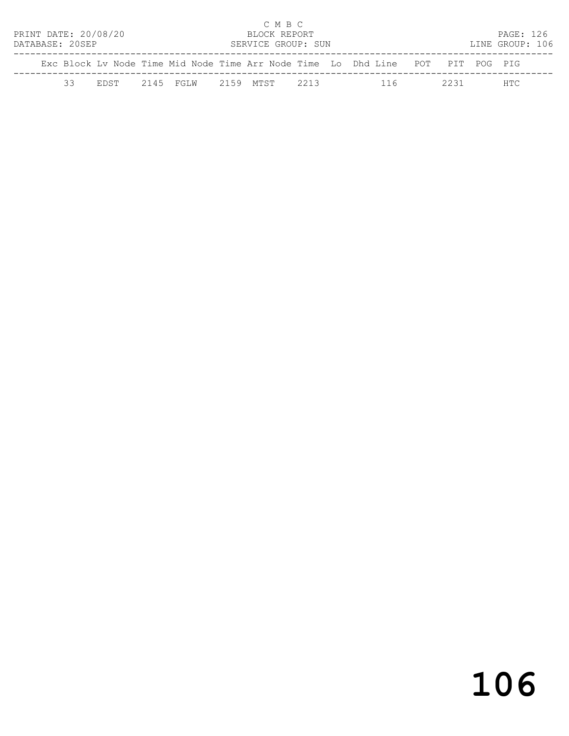| Exc | Block | Lv Node | Time | Mid Node | Time | Arr Node | Time | Lo | Dhd | Line | POT | PIT | POG | PIG |
|---|---|---|---|---|---|---|---|---|---|---|---|---|---|---|
| | 33 | EDST | 2145 | FGLW | 2159 | MTST | 2213 | | | 116 | | 2231 | | HTC |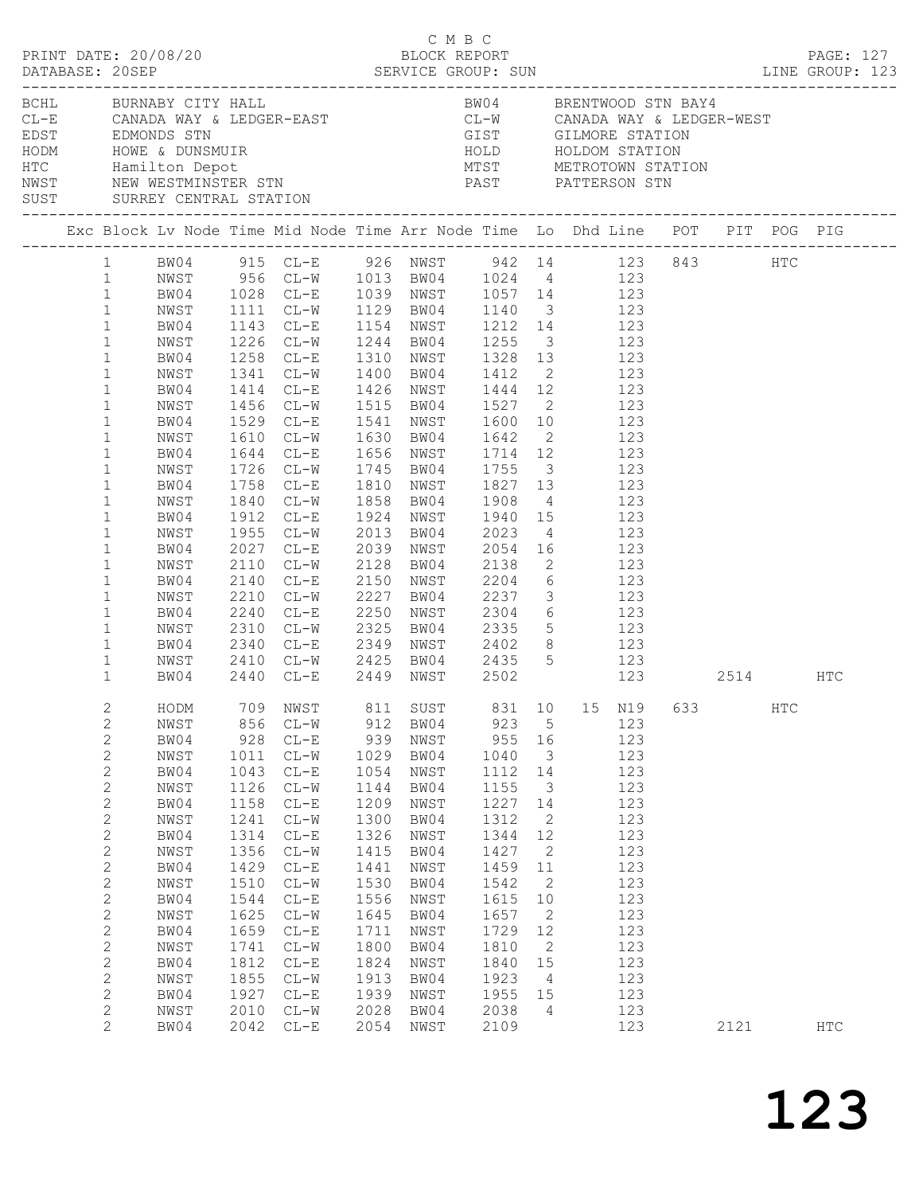C M B C

PRINT DATE: 20/08/20 BLOCK REPORT

DATABASE: 20SEP SERVICE GROUP: SUN LINE GROUP: 123

| Code | Name | Code | Name |
|---|---|---|---|
| BCHL | BURNABY CITY HALL | BW04 | BRENTWOOD STN BAY4 |
| CL-E | CANADA WAY & LEDGER-EAST | CL-W | CANADA WAY & LEDGER-WEST |
| EDST | EDMONDS STN | GIST | GILMORE STATION |
| HODM | HOWE & DUNSMUIR | HOLD | HOLDOM STATION |
| HTC | Hamilton Depot | MTST | METROTOWN STATION |
| NWST | NEW WESTMINSTER STN | PAST | PATTERSON STN |
| SUST | SURREY CENTRAL STATION | | |

| Exc | Block | Lv Node | Time | Mid Node | Time | Arr Node | Time | Lo | Dhd | Line | POT | PIT | POG | PIG |
|---|---|---|---|---|---|---|---|---|---|---|---|---|---|---|
| | 1 | BW04 | 915 | CL-E | 926 | NWST | 942 | 14 | | 123 | 843 | | HTC | |
| | 1 | NWST | 956 | CL-W | 1013 | BW04 | 1024 | 4 | | 123 | | | | |
| | 1 | BW04 | 1028 | CL-E | 1039 | NWST | 1057 | 14 | | 123 | | | | |
| | 1 | NWST | 1111 | CL-W | 1129 | BW04 | 1140 | 3 | | 123 | | | | |
| | 1 | BW04 | 1143 | CL-E | 1154 | NWST | 1212 | 14 | | 123 | | | | |
| | 1 | NWST | 1226 | CL-W | 1244 | BW04 | 1255 | 3 | | 123 | | | | |
| | 1 | BW04 | 1258 | CL-E | 1310 | NWST | 1328 | 13 | | 123 | | | | |
| | 1 | NWST | 1341 | CL-W | 1400 | BW04 | 1412 | 2 | | 123 | | | | |
| | 1 | BW04 | 1414 | CL-E | 1426 | NWST | 1444 | 12 | | 123 | | | | |
| | 1 | NWST | 1456 | CL-W | 1515 | BW04 | 1527 | 2 | | 123 | | | | |
| | 1 | BW04 | 1529 | CL-E | 1541 | NWST | 1600 | 10 | | 123 | | | | |
| | 1 | NWST | 1610 | CL-W | 1630 | BW04 | 1642 | 2 | | 123 | | | | |
| | 1 | BW04 | 1644 | CL-E | 1656 | NWST | 1714 | 12 | | 123 | | | | |
| | 1 | NWST | 1726 | CL-W | 1745 | BW04 | 1755 | 3 | | 123 | | | | |
| | 1 | BW04 | 1758 | CL-E | 1810 | NWST | 1827 | 13 | | 123 | | | | |
| | 1 | NWST | 1840 | CL-W | 1858 | BW04 | 1908 | 4 | | 123 | | | | |
| | 1 | BW04 | 1912 | CL-E | 1924 | NWST | 1940 | 15 | | 123 | | | | |
| | 1 | NWST | 1955 | CL-W | 2013 | BW04 | 2023 | 4 | | 123 | | | | |
| | 1 | BW04 | 2027 | CL-E | 2039 | NWST | 2054 | 16 | | 123 | | | | |
| | 1 | NWST | 2110 | CL-W | 2128 | BW04 | 2138 | 2 | | 123 | | | | |
| | 1 | BW04 | 2140 | CL-E | 2150 | NWST | 2204 | 6 | | 123 | | | | |
| | 1 | NWST | 2210 | CL-W | 2227 | BW04 | 2237 | 3 | | 123 | | | | |
| | 1 | BW04 | 2240 | CL-E | 2250 | NWST | 2304 | 6 | | 123 | | | | |
| | 1 | NWST | 2310 | CL-W | 2325 | BW04 | 2335 | 5 | | 123 | | | | |
| | 1 | BW04 | 2340 | CL-E | 2349 | NWST | 2402 | 8 | | 123 | | | | |
| | 1 | NWST | 2410 | CL-W | 2425 | BW04 | 2435 | 5 | | 123 | | | | |
| | 1 | BW04 | 2440 | CL-E | 2449 | NWST | 2502 | | | 123 | | 2514 | | HTC |
| | 2 | HODM | 709 | NWST | 811 | SUST | 831 | 10 | 15 | N19 | 633 | | HTC | |
| | 2 | NWST | 856 | CL-W | 912 | BW04 | 923 | 5 | | 123 | | | | |
| | 2 | BW04 | 928 | CL-E | 939 | NWST | 955 | 16 | | 123 | | | | |
| | 2 | NWST | 1011 | CL-W | 1029 | BW04 | 1040 | 3 | | 123 | | | | |
| | 2 | BW04 | 1043 | CL-E | 1054 | NWST | 1112 | 14 | | 123 | | | | |
| | 2 | NWST | 1126 | CL-W | 1144 | BW04 | 1155 | 3 | | 123 | | | | |
| | 2 | BW04 | 1158 | CL-E | 1209 | NWST | 1227 | 14 | | 123 | | | | |
| | 2 | NWST | 1241 | CL-W | 1300 | BW04 | 1312 | 2 | | 123 | | | | |
| | 2 | BW04 | 1314 | CL-E | 1326 | NWST | 1344 | 12 | | 123 | | | | |
| | 2 | NWST | 1356 | CL-W | 1415 | BW04 | 1427 | 2 | | 123 | | | | |
| | 2 | BW04 | 1429 | CL-E | 1441 | NWST | 1459 | 11 | | 123 | | | | |
| | 2 | NWST | 1510 | CL-W | 1530 | BW04 | 1542 | 2 | | 123 | | | | |
| | 2 | BW04 | 1544 | CL-E | 1556 | NWST | 1615 | 10 | | 123 | | | | |
| | 2 | NWST | 1625 | CL-W | 1645 | BW04 | 1657 | 2 | | 123 | | | | |
| | 2 | BW04 | 1659 | CL-E | 1711 | NWST | 1729 | 12 | | 123 | | | | |
| | 2 | NWST | 1741 | CL-W | 1800 | BW04 | 1810 | 2 | | 123 | | | | |
| | 2 | BW04 | 1812 | CL-E | 1824 | NWST | 1840 | 15 | | 123 | | | | |
| | 2 | NWST | 1855 | CL-W | 1913 | BW04 | 1923 | 4 | | 123 | | | | |
| | 2 | BW04 | 1927 | CL-E | 1939 | NWST | 1955 | 15 | | 123 | | | | |
| | 2 | NWST | 2010 | CL-W | 2028 | BW04 | 2038 | 4 | | 123 | | | | |
| | 2 | BW04 | 2042 | CL-E | 2054 | NWST | 2109 | | | 123 | | 2121 | | HTC |

# 123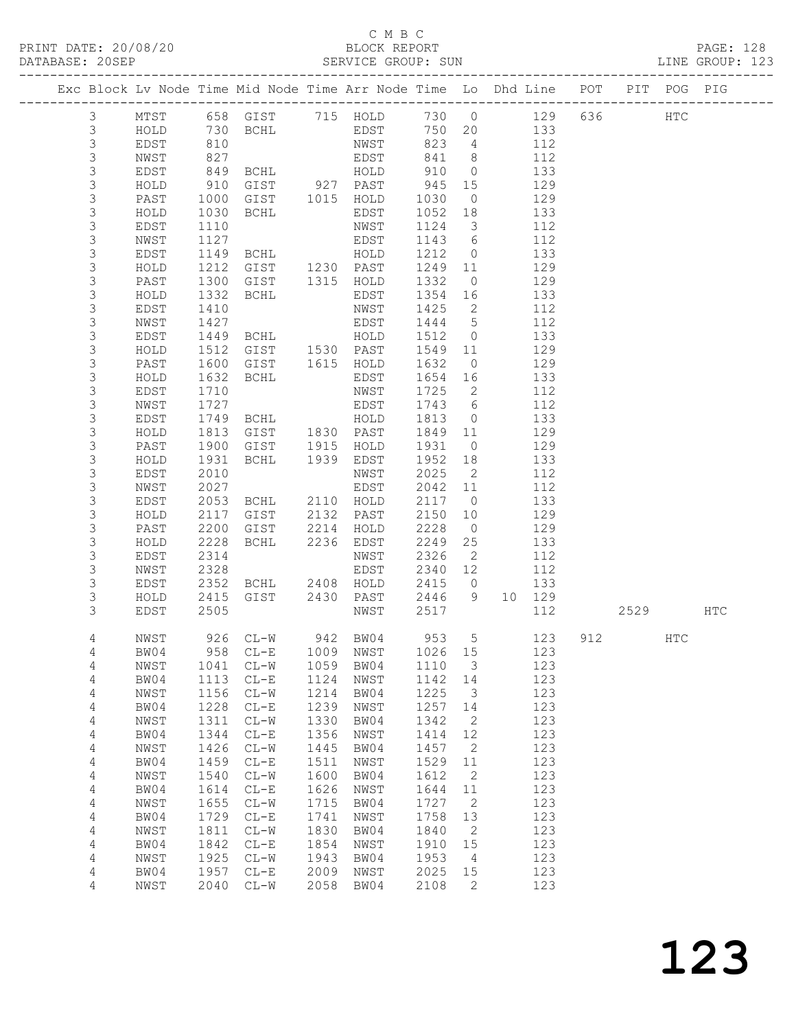C M B C
PRINT DATE: 20/08/20 BLOCK REPORT PAGE: 128
DATABASE: 20SEP SERVICE GROUP: SUN LINE GROUP: 123

| Exc | Block | Lv | Node | Time | Mid Node | Time | Arr Node | Time | Lo | Dhd | Line | POT | PIT | POG | PIG |
|---|---|---|---|---|---|---|---|---|---|---|---|---|---|---|---|
| | 3 | | MTST | 658 | GIST | 715 | HOLD | 730 | 0 | | 129 | 636 | | HTC | |
| | 3 | | HOLD | 730 | BCHL | | EDST | 750 | 20 | | 133 | | | | |
| | 3 | | EDST | 810 | | | NWST | 823 | 4 | | 112 | | | | |
| | 3 | | NWST | 827 | | | EDST | 841 | 8 | | 112 | | | | |
| | 3 | | EDST | 849 | BCHL | | HOLD | 910 | 0 | | 133 | | | | |
| | 3 | | HOLD | 910 | GIST | 927 | PAST | 945 | 15 | | 129 | | | | |
| | 3 | | PAST | 1000 | GIST | 1015 | HOLD | 1030 | 0 | | 129 | | | | |
| | 3 | | HOLD | 1030 | BCHL | | EDST | 1052 | 18 | | 133 | | | | |
| | 3 | | EDST | 1110 | | | NWST | 1124 | 3 | | 112 | | | | |
| | 3 | | NWST | 1127 | | | EDST | 1143 | 6 | | 112 | | | | |
| | 3 | | EDST | 1149 | BCHL | | HOLD | 1212 | 0 | | 133 | | | | |
| | 3 | | HOLD | 1212 | GIST | 1230 | PAST | 1249 | 11 | | 129 | | | | |
| | 3 | | PAST | 1300 | GIST | 1315 | HOLD | 1332 | 0 | | 129 | | | | |
| | 3 | | HOLD | 1332 | BCHL | | EDST | 1354 | 16 | | 133 | | | | |
| | 3 | | EDST | 1410 | | | NWST | 1425 | 2 | | 112 | | | | |
| | 3 | | NWST | 1427 | | | EDST | 1444 | 5 | | 112 | | | | |
| | 3 | | EDST | 1449 | BCHL | | HOLD | 1512 | 0 | | 133 | | | | |
| | 3 | | HOLD | 1512 | GIST | 1530 | PAST | 1549 | 11 | | 129 | | | | |
| | 3 | | PAST | 1600 | GIST | 1615 | HOLD | 1632 | 0 | | 129 | | | | |
| | 3 | | HOLD | 1632 | BCHL | | EDST | 1654 | 16 | | 133 | | | | |
| | 3 | | EDST | 1710 | | | NWST | 1725 | 2 | | 112 | | | | |
| | 3 | | NWST | 1727 | | | EDST | 1743 | 6 | | 112 | | | | |
| | 3 | | EDST | 1749 | BCHL | | HOLD | 1813 | 0 | | 133 | | | | |
| | 3 | | HOLD | 1813 | GIST | 1830 | PAST | 1849 | 11 | | 129 | | | | |
| | 3 | | PAST | 1900 | GIST | 1915 | HOLD | 1931 | 0 | | 129 | | | | |
| | 3 | | HOLD | 1931 | BCHL | 1939 | EDST | 1952 | 18 | | 133 | | | | |
| | 3 | | EDST | 2010 | | | NWST | 2025 | 2 | | 112 | | | | |
| | 3 | | NWST | 2027 | | | EDST | 2042 | 11 | | 112 | | | | |
| | 3 | | EDST | 2053 | BCHL | 2110 | HOLD | 2117 | 0 | | 133 | | | | |
| | 3 | | HOLD | 2117 | GIST | 2132 | PAST | 2150 | 10 | | 129 | | | | |
| | 3 | | PAST | 2200 | GIST | 2214 | HOLD | 2228 | 0 | | 129 | | | | |
| | 3 | | HOLD | 2228 | BCHL | 2236 | EDST | 2249 | 25 | | 133 | | | | |
| | 3 | | EDST | 2314 | | | NWST | 2326 | 2 | | 112 | | | | |
| | 3 | | NWST | 2328 | | | EDST | 2340 | 12 | | 112 | | | | |
| | 3 | | EDST | 2352 | BCHL | 2408 | HOLD | 2415 | 0 | | 133 | | | | |
| | 3 | | HOLD | 2415 | GIST | 2430 | PAST | 2446 | 9 | 10 | 129 | | | | |
| | 3 | | EDST | 2505 | | | NWST | 2517 | | | 112 | | 2529 | | HTC |
| | 4 | | NWST | 926 | CL-W | 942 | BW04 | 953 | 5 | | 123 | 912 | | HTC | |
| | 4 | | BW04 | 958 | CL-E | 1009 | NWST | 1026 | 15 | | 123 | | | | |
| | 4 | | NWST | 1041 | CL-W | 1059 | BW04 | 1110 | 3 | | 123 | | | | |
| | 4 | | BW04 | 1113 | CL-E | 1124 | NWST | 1142 | 14 | | 123 | | | | |
| | 4 | | NWST | 1156 | CL-W | 1214 | BW04 | 1225 | 3 | | 123 | | | | |
| | 4 | | BW04 | 1228 | CL-E | 1239 | NWST | 1257 | 14 | | 123 | | | | |
| | 4 | | NWST | 1311 | CL-W | 1330 | BW04 | 1342 | 2 | | 123 | | | | |
| | 4 | | BW04 | 1344 | CL-E | 1356 | NWST | 1414 | 12 | | 123 | | | | |
| | 4 | | NWST | 1426 | CL-W | 1445 | BW04 | 1457 | 2 | | 123 | | | | |
| | 4 | | BW04 | 1459 | CL-E | 1511 | NWST | 1529 | 11 | | 123 | | | | |
| | 4 | | NWST | 1540 | CL-W | 1600 | BW04 | 1612 | 2 | | 123 | | | | |
| | 4 | | BW04 | 1614 | CL-E | 1626 | NWST | 1644 | 11 | | 123 | | | | |
| | 4 | | NWST | 1655 | CL-W | 1715 | BW04 | 1727 | 2 | | 123 | | | | |
| | 4 | | BW04 | 1729 | CL-E | 1741 | NWST | 1758 | 13 | | 123 | | | | |
| | 4 | | NWST | 1811 | CL-W | 1830 | BW04 | 1840 | 2 | | 123 | | | | |
| | 4 | | BW04 | 1842 | CL-E | 1854 | NWST | 1910 | 15 | | 123 | | | | |
| | 4 | | NWST | 1925 | CL-W | 1943 | BW04 | 1953 | 4 | | 123 | | | | |
| | 4 | | BW04 | 1957 | CL-E | 2009 | NWST | 2025 | 15 | | 123 | | | | |
| | 4 | | NWST | 2040 | CL-W | 2058 | BW04 | 2108 | 2 | | 123 | | | | |

123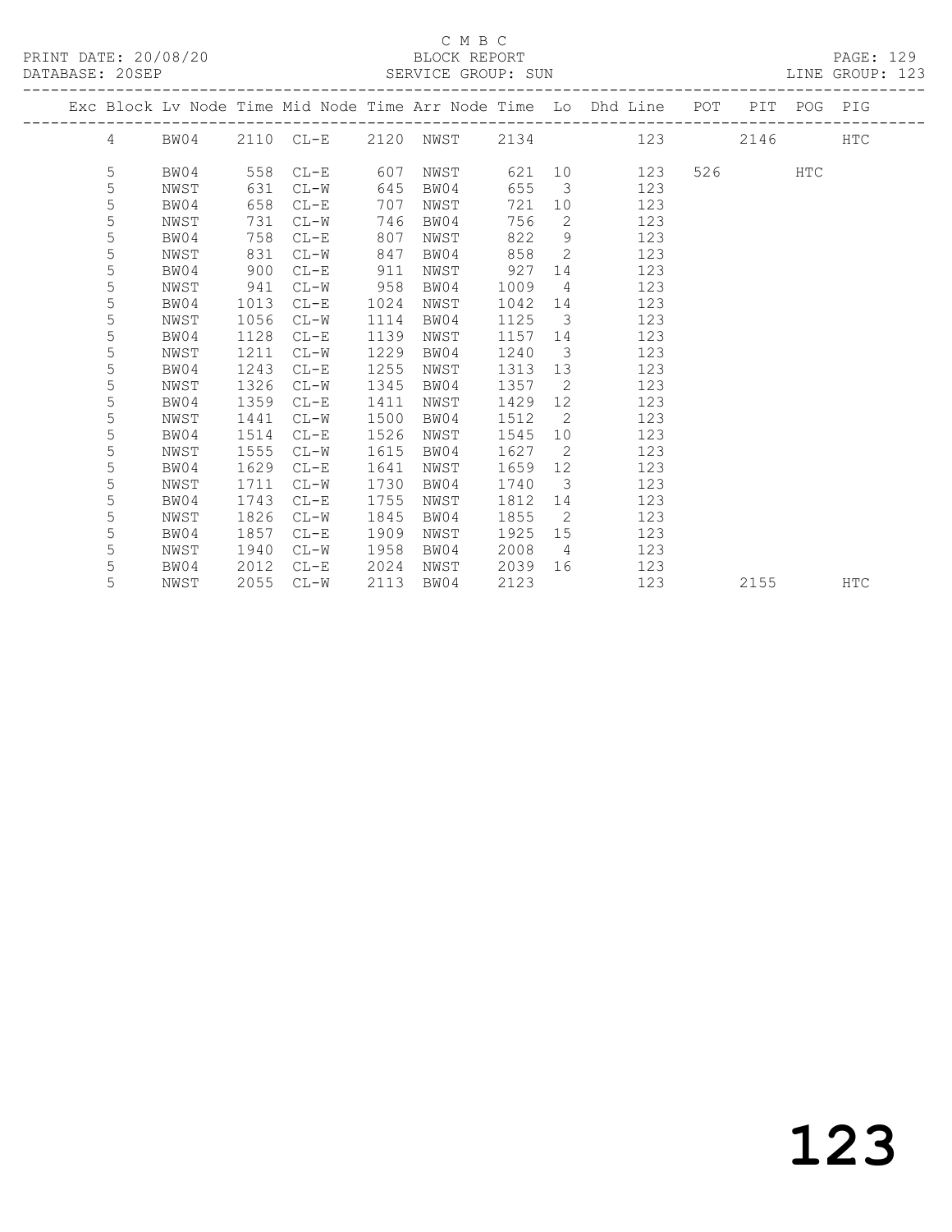C M B C

PRINT DATE: 20/08/20 BLOCK REPORT

DATABASE: 20SEP SERVICE GROUP: SUN LINE GROUP: 123

| Exc | Block | Lv | Node | Time | Mid Node | Time | Arr Node | Time | Lo | Dhd Line | POT | PIT | POG | PIG |
|---|---|---|---|---|---|---|---|---|---|---|---|---|---|---|
| | 4 | | BW04 | 2110 | CL-E | 2120 | NWST | 2134 | | 123 | | 2146 | | HTC |
| | 5 | | BW04 | 558 | CL-E | 607 | NWST | 621 | 10 | 123 | 526 | | HTC | |
| | 5 | | NWST | 631 | CL-W | 645 | BW04 | 655 | 3 | 123 | | | | |
| | 5 | | BW04 | 658 | CL-E | 707 | NWST | 721 | 10 | 123 | | | | |
| | 5 | | NWST | 731 | CL-W | 746 | BW04 | 756 | 2 | 123 | | | | |
| | 5 | | BW04 | 758 | CL-E | 807 | NWST | 822 | 9 | 123 | | | | |
| | 5 | | NWST | 831 | CL-W | 847 | BW04 | 858 | 2 | 123 | | | | |
| | 5 | | BW04 | 900 | CL-E | 911 | NWST | 927 | 14 | 123 | | | | |
| | 5 | | NWST | 941 | CL-W | 958 | BW04 | 1009 | 4 | 123 | | | | |
| | 5 | | BW04 | 1013 | CL-E | 1024 | NWST | 1042 | 14 | 123 | | | | |
| | 5 | | NWST | 1056 | CL-W | 1114 | BW04 | 1125 | 3 | 123 | | | | |
| | 5 | | BW04 | 1128 | CL-E | 1139 | NWST | 1157 | 14 | 123 | | | | |
| | 5 | | NWST | 1211 | CL-W | 1229 | BW04 | 1240 | 3 | 123 | | | | |
| | 5 | | BW04 | 1243 | CL-E | 1255 | NWST | 1313 | 13 | 123 | | | | |
| | 5 | | NWST | 1326 | CL-W | 1345 | BW04 | 1357 | 2 | 123 | | | | |
| | 5 | | BW04 | 1359 | CL-E | 1411 | NWST | 1429 | 12 | 123 | | | | |
| | 5 | | NWST | 1441 | CL-W | 1500 | BW04 | 1512 | 2 | 123 | | | | |
| | 5 | | BW04 | 1514 | CL-E | 1526 | NWST | 1545 | 10 | 123 | | | | |
| | 5 | | NWST | 1555 | CL-W | 1615 | BW04 | 1627 | 2 | 123 | | | | |
| | 5 | | BW04 | 1629 | CL-E | 1641 | NWST | 1659 | 12 | 123 | | | | |
| | 5 | | NWST | 1711 | CL-W | 1730 | BW04 | 1740 | 3 | 123 | | | | |
| | 5 | | BW04 | 1743 | CL-E | 1755 | NWST | 1812 | 14 | 123 | | | | |
| | 5 | | NWST | 1826 | CL-W | 1845 | BW04 | 1855 | 2 | 123 | | | | |
| | 5 | | BW04 | 1857 | CL-E | 1909 | NWST | 1925 | 15 | 123 | | | | |
| | 5 | | NWST | 1940 | CL-W | 1958 | BW04 | 2008 | 4 | 123 | | | | |
| | 5 | | BW04 | 2012 | CL-E | 2024 | NWST | 2039 | 16 | 123 | | | | |
| | 5 | | NWST | 2055 | CL-W | 2113 | BW04 | 2123 | | 123 | | 2155 | | HTC |

123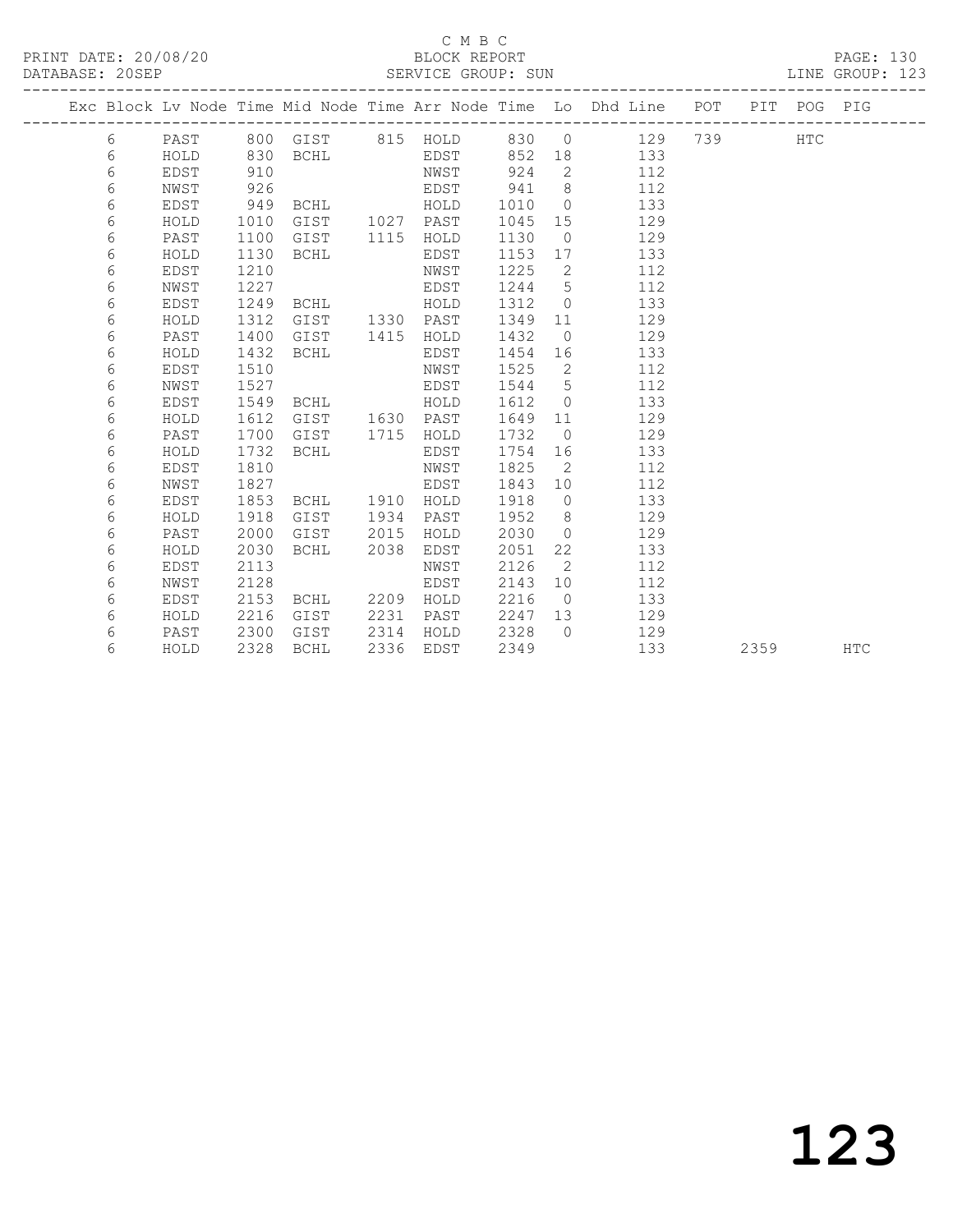C M B C
BLOCK REPORT
SERVICE GROUP: SUN

PRINT DATE: 20/08/20
DATABASE: 20SEP

LINE GROUP: 123

| Exc | Block | Lv Node | Time | Mid Node | Time | Arr Node | Time | Lo | Dhd Line | POT | PIT | POG | PIG |
|---|---|---|---|---|---|---|---|---|---|---|---|---|---|
| | 6 | PAST | 800 | GIST | 815 | HOLD | 830 | 0 | 129 | 739 | | HTC | |
| | 6 | HOLD | 830 | BCHL | | EDST | 852 | 18 | 133 | | | | |
| | 6 | EDST | 910 | | | NWST | 924 | 2 | 112 | | | | |
| | 6 | NWST | 926 | | | EDST | 941 | 8 | 112 | | | | |
| | 6 | EDST | 949 | BCHL | | HOLD | 1010 | 0 | 133 | | | | |
| | 6 | HOLD | 1010 | GIST | 1027 | PAST | 1045 | 15 | 129 | | | | |
| | 6 | PAST | 1100 | GIST | 1115 | HOLD | 1130 | 0 | 129 | | | | |
| | 6 | HOLD | 1130 | BCHL | | EDST | 1153 | 17 | 133 | | | | |
| | 6 | EDST | 1210 | | | NWST | 1225 | 2 | 112 | | | | |
| | 6 | NWST | 1227 | | | EDST | 1244 | 5 | 112 | | | | |
| | 6 | EDST | 1249 | BCHL | | HOLD | 1312 | 0 | 133 | | | | |
| | 6 | HOLD | 1312 | GIST | 1330 | PAST | 1349 | 11 | 129 | | | | |
| | 6 | PAST | 1400 | GIST | 1415 | HOLD | 1432 | 0 | 129 | | | | |
| | 6 | HOLD | 1432 | BCHL | | EDST | 1454 | 16 | 133 | | | | |
| | 6 | EDST | 1510 | | | NWST | 1525 | 2 | 112 | | | | |
| | 6 | NWST | 1527 | | | EDST | 1544 | 5 | 112 | | | | |
| | 6 | EDST | 1549 | BCHL | | HOLD | 1612 | 0 | 133 | | | | |
| | 6 | HOLD | 1612 | GIST | 1630 | PAST | 1649 | 11 | 129 | | | | |
| | 6 | PAST | 1700 | GIST | 1715 | HOLD | 1732 | 0 | 129 | | | | |
| | 6 | HOLD | 1732 | BCHL | | EDST | 1754 | 16 | 133 | | | | |
| | 6 | EDST | 1810 | | | NWST | 1825 | 2 | 112 | | | | |
| | 6 | NWST | 1827 | | | EDST | 1843 | 10 | 112 | | | | |
| | 6 | EDST | 1853 | BCHL | 1910 | HOLD | 1918 | 0 | 133 | | | | |
| | 6 | HOLD | 1918 | GIST | 1934 | PAST | 1952 | 8 | 129 | | | | |
| | 6 | PAST | 2000 | GIST | 2015 | HOLD | 2030 | 0 | 129 | | | | |
| | 6 | HOLD | 2030 | BCHL | 2038 | EDST | 2051 | 22 | 133 | | | | |
| | 6 | EDST | 2113 | | | NWST | 2126 | 2 | 112 | | | | |
| | 6 | NWST | 2128 | | | EDST | 2143 | 10 | 112 | | | | |
| | 6 | EDST | 2153 | BCHL | 2209 | HOLD | 2216 | 0 | 133 | | | | |
| | 6 | HOLD | 2216 | GIST | 2231 | PAST | 2247 | 13 | 129 | | | | |
| | 6 | PAST | 2300 | GIST | 2314 | HOLD | 2328 | 0 | 129 | | | | |
| | 6 | HOLD | 2328 | BCHL | 2336 | EDST | 2349 | | 133 | | 2359 | | HTC |

# 123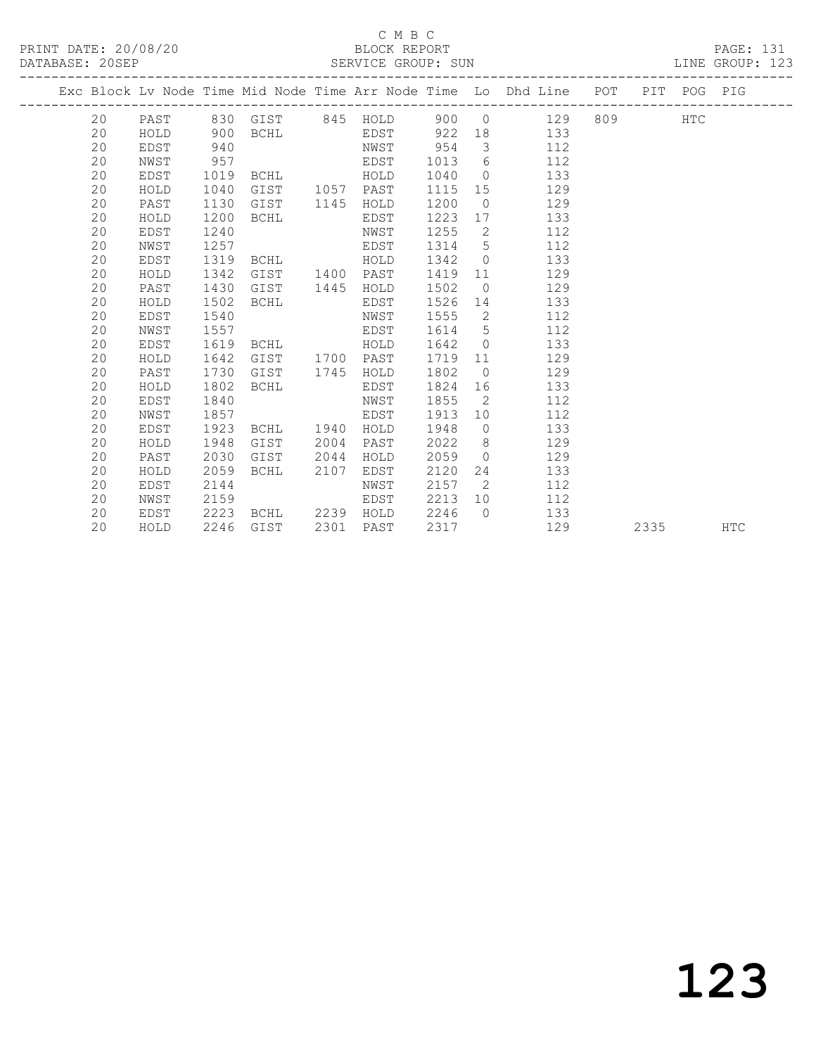C M B C
PRINT DATE: 20/08/20 BLOCK REPORT PAGE: 131
DATABASE: 20SEP SERVICE GROUP: SUN LINE GROUP: 123

| Exc | Block | Lv | Node | Time | Mid Node | Time | Arr Node | Time | Lo | Dhd Line | POT | PIT | POG | PIG |
|---|---|---|---|---|---|---|---|---|---|---|---|---|---|---|
| | 20 | | PAST | 830 | GIST | 845 | HOLD | 900 | 0 | 129 | 809 | | HTC | |
| | 20 | | HOLD | 900 | BCHL | | EDST | 922 | 18 | 133 | | | | |
| | 20 | | EDST | 940 | | | NWST | 954 | 3 | 112 | | | | |
| | 20 | | NWST | 957 | | | EDST | 1013 | 6 | 112 | | | | |
| | 20 | | EDST | 1019 | BCHL | | HOLD | 1040 | 0 | 133 | | | | |
| | 20 | | HOLD | 1040 | GIST | 1057 | PAST | 1115 | 15 | 129 | | | | |
| | 20 | | PAST | 1130 | GIST | 1145 | HOLD | 1200 | 0 | 129 | | | | |
| | 20 | | HOLD | 1200 | BCHL | | EDST | 1223 | 17 | 133 | | | | |
| | 20 | | EDST | 1240 | | | NWST | 1255 | 2 | 112 | | | | |
| | 20 | | NWST | 1257 | | | EDST | 1314 | 5 | 112 | | | | |
| | 20 | | EDST | 1319 | BCHL | | HOLD | 1342 | 0 | 133 | | | | |
| | 20 | | HOLD | 1342 | GIST | 1400 | PAST | 1419 | 11 | 129 | | | | |
| | 20 | | PAST | 1430 | GIST | 1445 | HOLD | 1502 | 0 | 129 | | | | |
| | 20 | | HOLD | 1502 | BCHL | | EDST | 1526 | 14 | 133 | | | | |
| | 20 | | EDST | 1540 | | | NWST | 1555 | 2 | 112 | | | | |
| | 20 | | NWST | 1557 | | | EDST | 1614 | 5 | 112 | | | | |
| | 20 | | EDST | 1619 | BCHL | | HOLD | 1642 | 0 | 133 | | | | |
| | 20 | | HOLD | 1642 | GIST | 1700 | PAST | 1719 | 11 | 129 | | | | |
| | 20 | | PAST | 1730 | GIST | 1745 | HOLD | 1802 | 0 | 129 | | | | |
| | 20 | | HOLD | 1802 | BCHL | | EDST | 1824 | 16 | 133 | | | | |
| | 20 | | EDST | 1840 | | | NWST | 1855 | 2 | 112 | | | | |
| | 20 | | NWST | 1857 | | | EDST | 1913 | 10 | 112 | | | | |
| | 20 | | EDST | 1923 | BCHL | 1940 | HOLD | 1948 | 0 | 133 | | | | |
| | 20 | | HOLD | 1948 | GIST | 2004 | PAST | 2022 | 8 | 129 | | | | |
| | 20 | | PAST | 2030 | GIST | 2044 | HOLD | 2059 | 0 | 129 | | | | |
| | 20 | | HOLD | 2059 | BCHL | 2107 | EDST | 2120 | 24 | 133 | | | | |
| | 20 | | EDST | 2144 | | | NWST | 2157 | 2 | 112 | | | | |
| | 20 | | NWST | 2159 | | | EDST | 2213 | 10 | 112 | | | | |
| | 20 | | EDST | 2223 | BCHL | 2239 | HOLD | 2246 | 0 | 133 | | | | |
| | 20 | | HOLD | 2246 | GIST | 2301 | PAST | 2317 | | 129 | | 2335 | | HTC |

123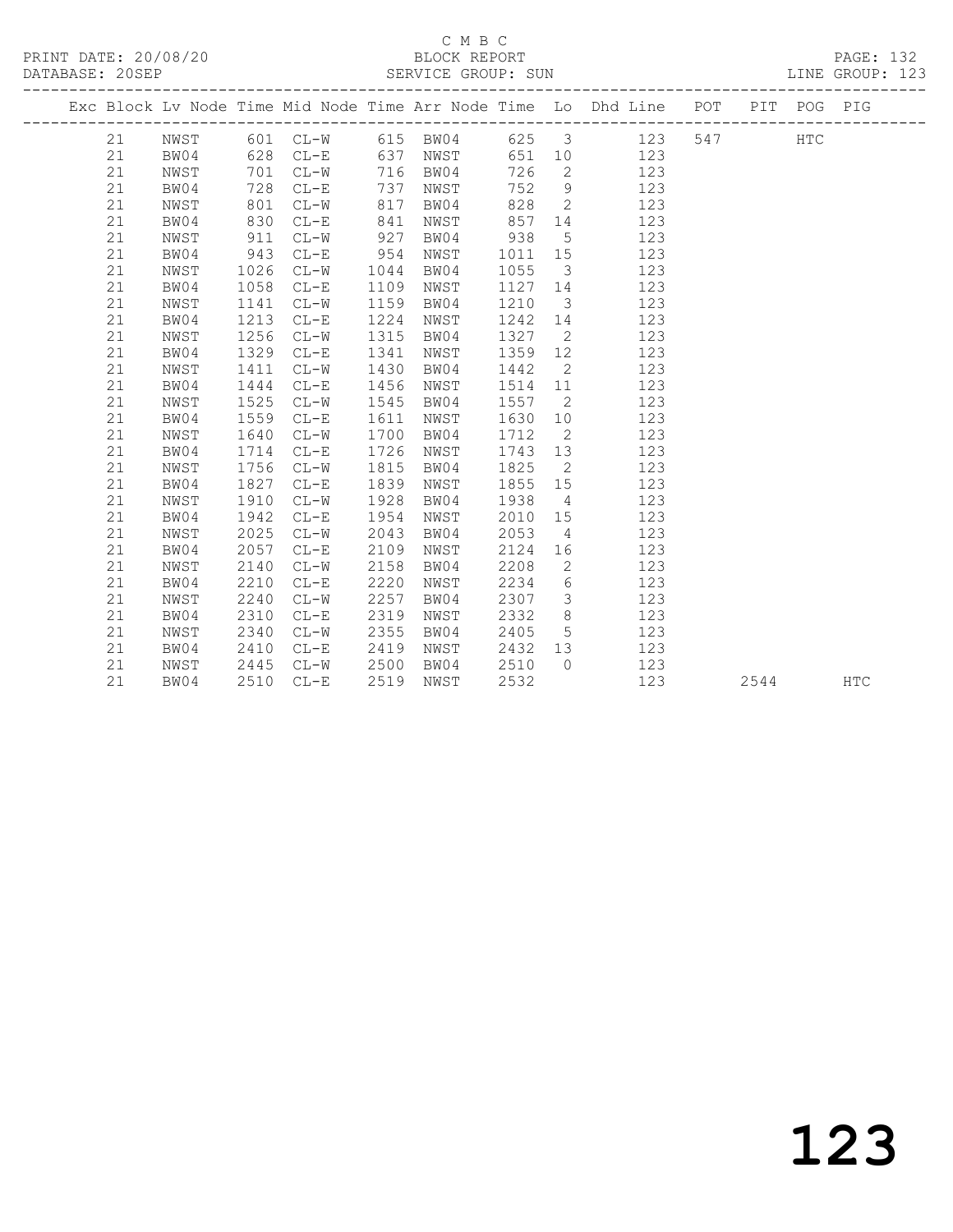C M B C

PRINT DATE: 20/08/20 BLOCK REPORT

DATABASE: 20SEP SERVICE GROUP: SUN LINE GROUP: 123

| Exc | Block | Lv | Node | Time | Mid Node | Time | Arr Node | Time | Lo | Dhd Line | POT | PIT | POG | PIG |
|---|---|---|---|---|---|---|---|---|---|---|---|---|---|---|
| | 21 | | NWST | 601 | CL-W | 615 | BW04 | 625 | 3 | 123 | 547 | | HTC | |
| | 21 | | BW04 | 628 | CL-E | 637 | NWST | 651 | 10 | 123 | | | | |
| | 21 | | NWST | 701 | CL-W | 716 | BW04 | 726 | 2 | 123 | | | | |
| | 21 | | BW04 | 728 | CL-E | 737 | NWST | 752 | 9 | 123 | | | | |
| | 21 | | NWST | 801 | CL-W | 817 | BW04 | 828 | 2 | 123 | | | | |
| | 21 | | BW04 | 830 | CL-E | 841 | NWST | 857 | 14 | 123 | | | | |
| | 21 | | NWST | 911 | CL-W | 927 | BW04 | 938 | 5 | 123 | | | | |
| | 21 | | BW04 | 943 | CL-E | 954 | NWST | 1011 | 15 | 123 | | | | |
| | 21 | | NWST | 1026 | CL-W | 1044 | BW04 | 1055 | 3 | 123 | | | | |
| | 21 | | BW04 | 1058 | CL-E | 1109 | NWST | 1127 | 14 | 123 | | | | |
| | 21 | | NWST | 1141 | CL-W | 1159 | BW04 | 1210 | 3 | 123 | | | | |
| | 21 | | BW04 | 1213 | CL-E | 1224 | NWST | 1242 | 14 | 123 | | | | |
| | 21 | | NWST | 1256 | CL-W | 1315 | BW04 | 1327 | 2 | 123 | | | | |
| | 21 | | BW04 | 1329 | CL-E | 1341 | NWST | 1359 | 12 | 123 | | | | |
| | 21 | | NWST | 1411 | CL-W | 1430 | BW04 | 1442 | 2 | 123 | | | | |
| | 21 | | BW04 | 1444 | CL-E | 1456 | NWST | 1514 | 11 | 123 | | | | |
| | 21 | | NWST | 1525 | CL-W | 1545 | BW04 | 1557 | 2 | 123 | | | | |
| | 21 | | BW04 | 1559 | CL-E | 1611 | NWST | 1630 | 10 | 123 | | | | |
| | 21 | | NWST | 1640 | CL-W | 1700 | BW04 | 1712 | 2 | 123 | | | | |
| | 21 | | BW04 | 1714 | CL-E | 1726 | NWST | 1743 | 13 | 123 | | | | |
| | 21 | | NWST | 1756 | CL-W | 1815 | BW04 | 1825 | 2 | 123 | | | | |
| | 21 | | BW04 | 1827 | CL-E | 1839 | NWST | 1855 | 15 | 123 | | | | |
| | 21 | | NWST | 1910 | CL-W | 1928 | BW04 | 1938 | 4 | 123 | | | | |
| | 21 | | BW04 | 1942 | CL-E | 1954 | NWST | 2010 | 15 | 123 | | | | |
| | 21 | | NWST | 2025 | CL-W | 2043 | BW04 | 2053 | 4 | 123 | | | | |
| | 21 | | BW04 | 2057 | CL-E | 2109 | NWST | 2124 | 16 | 123 | | | | |
| | 21 | | NWST | 2140 | CL-W | 2158 | BW04 | 2208 | 2 | 123 | | | | |
| | 21 | | BW04 | 2210 | CL-E | 2220 | NWST | 2234 | 6 | 123 | | | | |
| | 21 | | NWST | 2240 | CL-W | 2257 | BW04 | 2307 | 3 | 123 | | | | |
| | 21 | | BW04 | 2310 | CL-E | 2319 | NWST | 2332 | 8 | 123 | | | | |
| | 21 | | NWST | 2340 | CL-W | 2355 | BW04 | 2405 | 5 | 123 | | | | |
| | 21 | | BW04 | 2410 | CL-E | 2419 | NWST | 2432 | 13 | 123 | | | | |
| | 21 | | NWST | 2445 | CL-W | 2500 | BW04 | 2510 | 0 | 123 | | | | |
| | 21 | | BW04 | 2510 | CL-E | 2519 | NWST | 2532 | | 123 | | 2544 | | HTC |

123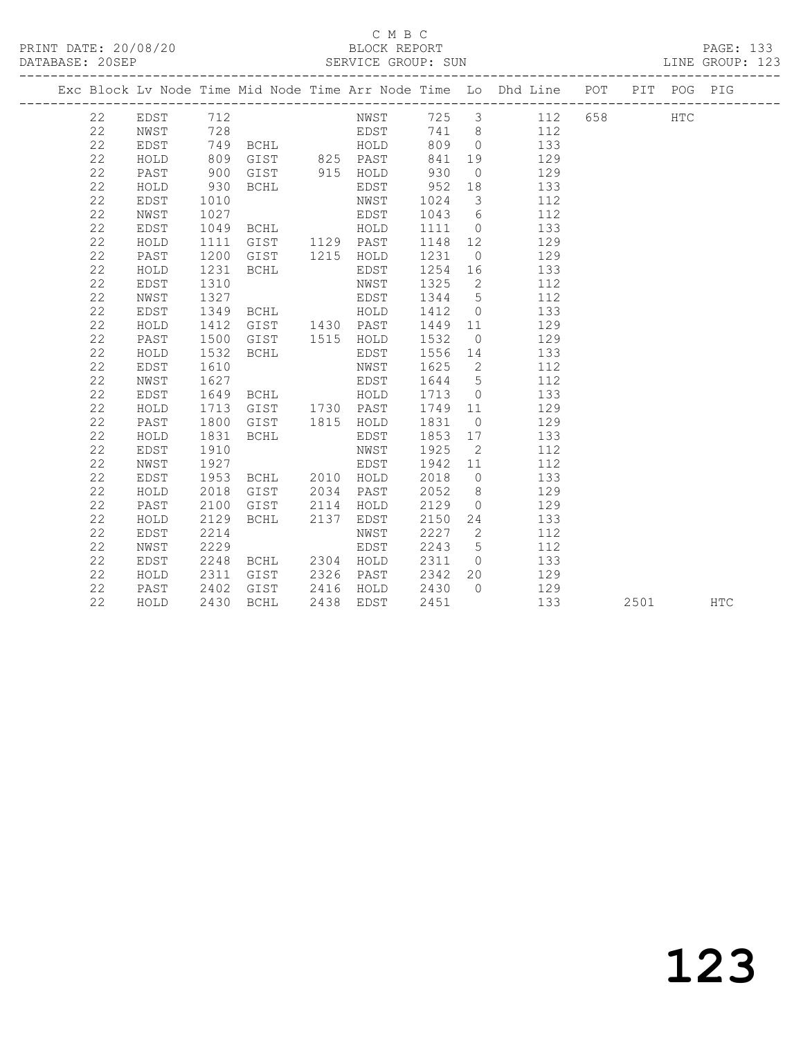C M B C
BLOCK REPORT
SERVICE GROUP: SUN

PRINT DATE: 20/08/20
DATABASE: 20SEP
PAGE: 133
LINE GROUP: 123

| Exc | Block | Lv | Node | Time | Mid Node | Time | Arr Node | Time | Lo | Dhd Line | POT | PIT | POG | PIG |
|---|---|---|---|---|---|---|---|---|---|---|---|---|---|---|
| | 22 | | EDST | 712 | | | NWST | 725 | 3 | 112 | 658 | | HTC | |
| | 22 | | NWST | 728 | | | EDST | 741 | 8 | 112 | | | | |
| | 22 | | EDST | 749 | BCHL | | HOLD | 809 | 0 | 133 | | | | |
| | 22 | | HOLD | 809 | GIST | 825 | PAST | 841 | 19 | 129 | | | | |
| | 22 | | PAST | 900 | GIST | 915 | HOLD | 930 | 0 | 129 | | | | |
| | 22 | | HOLD | 930 | BCHL | | EDST | 952 | 18 | 133 | | | | |
| | 22 | | EDST | 1010 | | | NWST | 1024 | 3 | 112 | | | | |
| | 22 | | NWST | 1027 | | | EDST | 1043 | 6 | 112 | | | | |
| | 22 | | EDST | 1049 | BCHL | | HOLD | 1111 | 0 | 133 | | | | |
| | 22 | | HOLD | 1111 | GIST | 1129 | PAST | 1148 | 12 | 129 | | | | |
| | 22 | | PAST | 1200 | GIST | 1215 | HOLD | 1231 | 0 | 129 | | | | |
| | 22 | | HOLD | 1231 | BCHL | | EDST | 1254 | 16 | 133 | | | | |
| | 22 | | EDST | 1310 | | | NWST | 1325 | 2 | 112 | | | | |
| | 22 | | NWST | 1327 | | | EDST | 1344 | 5 | 112 | | | | |
| | 22 | | EDST | 1349 | BCHL | | HOLD | 1412 | 0 | 133 | | | | |
| | 22 | | HOLD | 1412 | GIST | 1430 | PAST | 1449 | 11 | 129 | | | | |
| | 22 | | PAST | 1500 | GIST | 1515 | HOLD | 1532 | 0 | 129 | | | | |
| | 22 | | HOLD | 1532 | BCHL | | EDST | 1556 | 14 | 133 | | | | |
| | 22 | | EDST | 1610 | | | NWST | 1625 | 2 | 112 | | | | |
| | 22 | | NWST | 1627 | | | EDST | 1644 | 5 | 112 | | | | |
| | 22 | | EDST | 1649 | BCHL | | HOLD | 1713 | 0 | 133 | | | | |
| | 22 | | HOLD | 1713 | GIST | 1730 | PAST | 1749 | 11 | 129 | | | | |
| | 22 | | PAST | 1800 | GIST | 1815 | HOLD | 1831 | 0 | 129 | | | | |
| | 22 | | HOLD | 1831 | BCHL | | EDST | 1853 | 17 | 133 | | | | |
| | 22 | | EDST | 1910 | | | NWST | 1925 | 2 | 112 | | | | |
| | 22 | | NWST | 1927 | | | EDST | 1942 | 11 | 112 | | | | |
| | 22 | | EDST | 1953 | BCHL | 2010 | HOLD | 2018 | 0 | 133 | | | | |
| | 22 | | HOLD | 2018 | GIST | 2034 | PAST | 2052 | 8 | 129 | | | | |
| | 22 | | PAST | 2100 | GIST | 2114 | HOLD | 2129 | 0 | 129 | | | | |
| | 22 | | HOLD | 2129 | BCHL | 2137 | EDST | 2150 | 24 | 133 | | | | |
| | 22 | | EDST | 2214 | | | NWST | 2227 | 2 | 112 | | | | |
| | 22 | | NWST | 2229 | | | EDST | 2243 | 5 | 112 | | | | |
| | 22 | | EDST | 2248 | BCHL | 2304 | HOLD | 2311 | 0 | 133 | | | | |
| | 22 | | HOLD | 2311 | GIST | 2326 | PAST | 2342 | 20 | 129 | | | | |
| | 22 | | PAST | 2402 | GIST | 2416 | HOLD | 2430 | 0 | 129 | | | | |
| | 22 | | HOLD | 2430 | BCHL | 2438 | EDST | 2451 | | 133 | | 2501 | | HTC |

123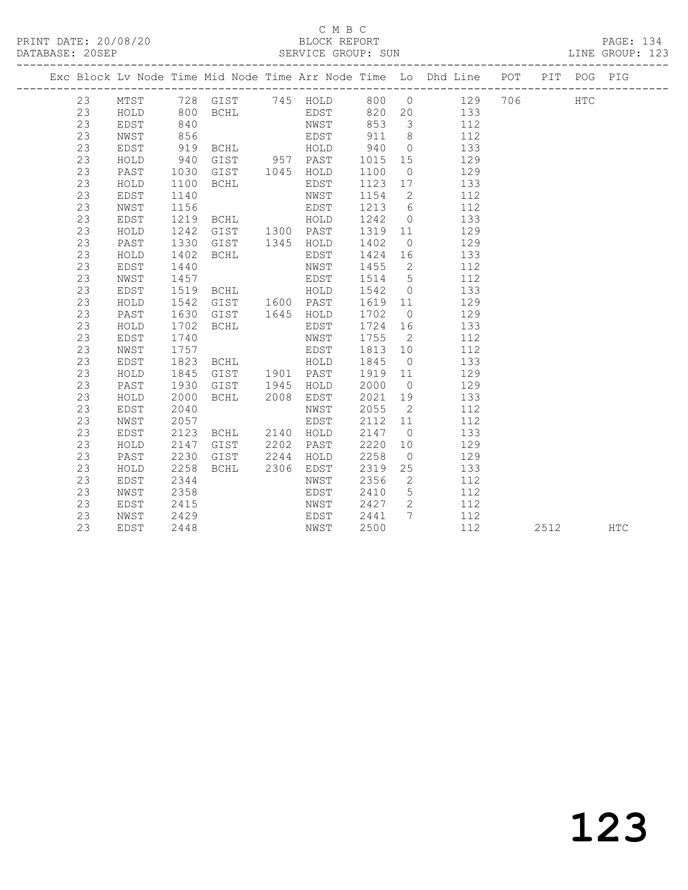C M B C

PRINT DATE: 20/08/20 BLOCK REPORT

DATABASE: 20SEP SERVICE GROUP: SUN LINE GROUP: 123

| Exc | Block | Lv | Node | Time | Mid Node | Time | Arr Node | Time | Lo | Dhd Line | POT | PIT | POG | PIG |
|---|---|---|---|---|---|---|---|---|---|---|---|---|---|---|
| | 23 | | MTST | 728 | GIST | 745 | HOLD | 800 | 0 | 129 | 706 | | HTC | |
| | 23 | | HOLD | 800 | BCHL | | EDST | 820 | 20 | 133 | | | | |
| | 23 | | EDST | 840 | | | NWST | 853 | 3 | 112 | | | | |
| | 23 | | NWST | 856 | | | EDST | 911 | 8 | 112 | | | | |
| | 23 | | EDST | 919 | BCHL | | HOLD | 940 | 0 | 133 | | | | |
| | 23 | | HOLD | 940 | GIST | 957 | PAST | 1015 | 15 | 129 | | | | |
| | 23 | | PAST | 1030 | GIST | 1045 | HOLD | 1100 | 0 | 129 | | | | |
| | 23 | | HOLD | 1100 | BCHL | | EDST | 1123 | 17 | 133 | | | | |
| | 23 | | EDST | 1140 | | | NWST | 1154 | 2 | 112 | | | | |
| | 23 | | NWST | 1156 | | | EDST | 1213 | 6 | 112 | | | | |
| | 23 | | EDST | 1219 | BCHL | | HOLD | 1242 | 0 | 133 | | | | |
| | 23 | | HOLD | 1242 | GIST | 1300 | PAST | 1319 | 11 | 129 | | | | |
| | 23 | | PAST | 1330 | GIST | 1345 | HOLD | 1402 | 0 | 129 | | | | |
| | 23 | | HOLD | 1402 | BCHL | | EDST | 1424 | 16 | 133 | | | | |
| | 23 | | EDST | 1440 | | | NWST | 1455 | 2 | 112 | | | | |
| | 23 | | NWST | 1457 | | | EDST | 1514 | 5 | 112 | | | | |
| | 23 | | EDST | 1519 | BCHL | | HOLD | 1542 | 0 | 133 | | | | |
| | 23 | | HOLD | 1542 | GIST | 1600 | PAST | 1619 | 11 | 129 | | | | |
| | 23 | | PAST | 1630 | GIST | 1645 | HOLD | 1702 | 0 | 129 | | | | |
| | 23 | | HOLD | 1702 | BCHL | | EDST | 1724 | 16 | 133 | | | | |
| | 23 | | EDST | 1740 | | | NWST | 1755 | 2 | 112 | | | | |
| | 23 | | NWST | 1757 | | | EDST | 1813 | 10 | 112 | | | | |
| | 23 | | EDST | 1823 | BCHL | | HOLD | 1845 | 0 | 133 | | | | |
| | 23 | | HOLD | 1845 | GIST | 1901 | PAST | 1919 | 11 | 129 | | | | |
| | 23 | | PAST | 1930 | GIST | 1945 | HOLD | 2000 | 0 | 129 | | | | |
| | 23 | | HOLD | 2000 | BCHL | 2008 | EDST | 2021 | 19 | 133 | | | | |
| | 23 | | EDST | 2040 | | | NWST | 2055 | 2 | 112 | | | | |
| | 23 | | NWST | 2057 | | | EDST | 2112 | 11 | 112 | | | | |
| | 23 | | EDST | 2123 | BCHL | 2140 | HOLD | 2147 | 0 | 133 | | | | |
| | 23 | | HOLD | 2147 | GIST | 2202 | PAST | 2220 | 10 | 129 | | | | |
| | 23 | | PAST | 2230 | GIST | 2244 | HOLD | 2258 | 0 | 129 | | | | |
| | 23 | | HOLD | 2258 | BCHL | 2306 | EDST | 2319 | 25 | 133 | | | | |
| | 23 | | EDST | 2344 | | | NWST | 2356 | 2 | 112 | | | | |
| | 23 | | NWST | 2358 | | | EDST | 2410 | 5 | 112 | | | | |
| | 23 | | EDST | 2415 | | | NWST | 2427 | 2 | 112 | | | | |
| | 23 | | NWST | 2429 | | | EDST | 2441 | 7 | 112 | | | | |
| | 23 | | EDST | 2448 | | | NWST | 2500 | | 112 | | 2512 | | HTC |

123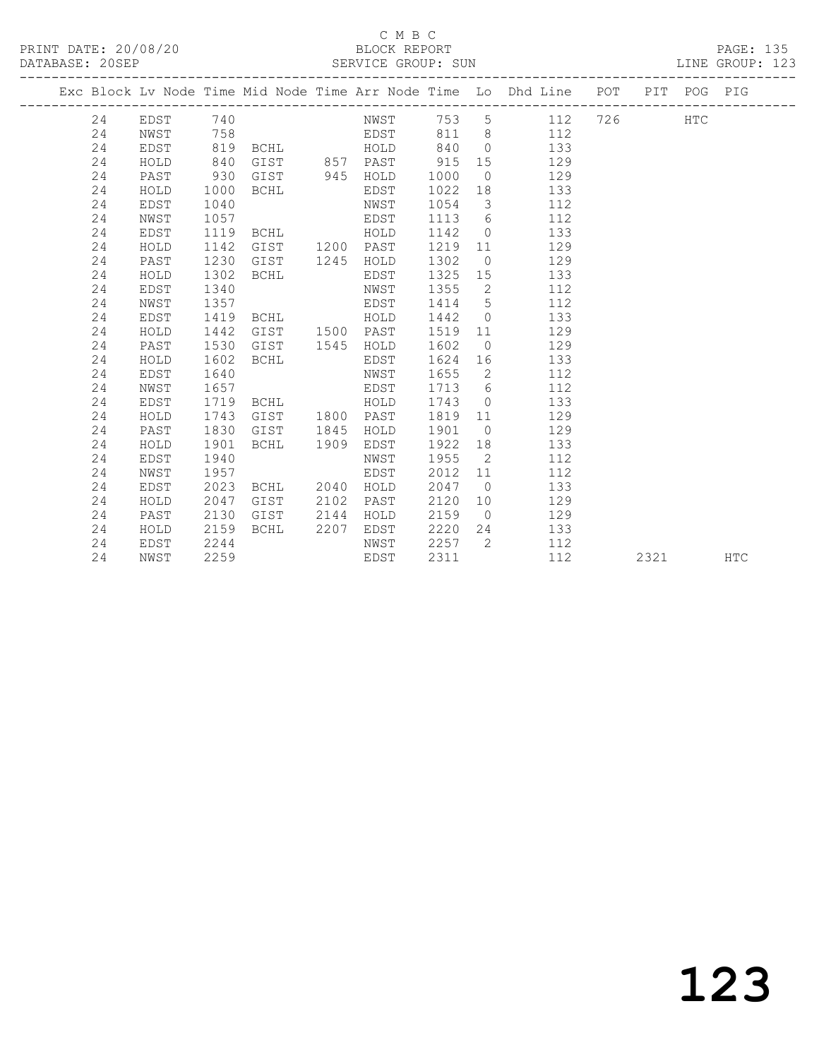C M B C

BLOCK REPORT

PRINT DATE: 20/08/20 DATABASE: 20SEP SERVICE GROUP: SUN LINE GROUP: 123

| Exc | Block | Lv Node | Time | Mid Node | Time | Arr Node | Time | Lo | Dhd Line | POT | PIT | POG | PIG |
|---|---|---|---|---|---|---|---|---|---|---|---|---|---|
| | 24 | EDST | 740 | | | NWST | 753 | 5 | 112 | 726 | | HTC | |
| | 24 | NWST | 758 | | | EDST | 811 | 8 | 112 | | | | |
| | 24 | EDST | 819 | BCHL | | HOLD | 840 | 0 | 133 | | | | |
| | 24 | HOLD | 840 | GIST | 857 | PAST | 915 | 15 | 129 | | | | |
| | 24 | PAST | 930 | GIST | 945 | HOLD | 1000 | 0 | 129 | | | | |
| | 24 | HOLD | 1000 | BCHL | | EDST | 1022 | 18 | 133 | | | | |
| | 24 | EDST | 1040 | | | NWST | 1054 | 3 | 112 | | | | |
| | 24 | NWST | 1057 | | | EDST | 1113 | 6 | 112 | | | | |
| | 24 | EDST | 1119 | BCHL | | HOLD | 1142 | 0 | 133 | | | | |
| | 24 | HOLD | 1142 | GIST | 1200 | PAST | 1219 | 11 | 129 | | | | |
| | 24 | PAST | 1230 | GIST | 1245 | HOLD | 1302 | 0 | 129 | | | | |
| | 24 | HOLD | 1302 | BCHL | | EDST | 1325 | 15 | 133 | | | | |
| | 24 | EDST | 1340 | | | NWST | 1355 | 2 | 112 | | | | |
| | 24 | NWST | 1357 | | | EDST | 1414 | 5 | 112 | | | | |
| | 24 | EDST | 1419 | BCHL | | HOLD | 1442 | 0 | 133 | | | | |
| | 24 | HOLD | 1442 | GIST | 1500 | PAST | 1519 | 11 | 129 | | | | |
| | 24 | PAST | 1530 | GIST | 1545 | HOLD | 1602 | 0 | 129 | | | | |
| | 24 | HOLD | 1602 | BCHL | | EDST | 1624 | 16 | 133 | | | | |
| | 24 | EDST | 1640 | | | NWST | 1655 | 2 | 112 | | | | |
| | 24 | NWST | 1657 | | | EDST | 1713 | 6 | 112 | | | | |
| | 24 | EDST | 1719 | BCHL | | HOLD | 1743 | 0 | 133 | | | | |
| | 24 | HOLD | 1743 | GIST | 1800 | PAST | 1819 | 11 | 129 | | | | |
| | 24 | PAST | 1830 | GIST | 1845 | HOLD | 1901 | 0 | 129 | | | | |
| | 24 | HOLD | 1901 | BCHL | 1909 | EDST | 1922 | 18 | 133 | | | | |
| | 24 | EDST | 1940 | | | NWST | 1955 | 2 | 112 | | | | |
| | 24 | NWST | 1957 | | | EDST | 2012 | 11 | 112 | | | | |
| | 24 | EDST | 2023 | BCHL | 2040 | HOLD | 2047 | 0 | 133 | | | | |
| | 24 | HOLD | 2047 | GIST | 2102 | PAST | 2120 | 10 | 129 | | | | |
| | 24 | PAST | 2130 | GIST | 2144 | HOLD | 2159 | 0 | 129 | | | | |
| | 24 | HOLD | 2159 | BCHL | 2207 | EDST | 2220 | 24 | 133 | | | | |
| | 24 | EDST | 2244 | | | NWST | 2257 | 2 | 112 | | | | |
| | 24 | NWST | 2259 | | | EDST | 2311 | | 112 | | 2321 | | HTC |

# 123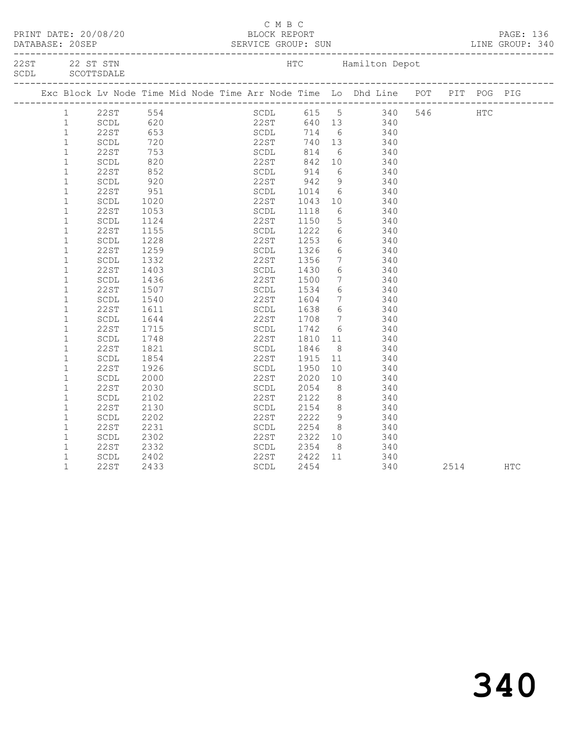C M B C

PRINT DATE: 20/08/20 BLOCK REPORT

DATABASE: 20SEP SERVICE GROUP: SUN LINE GROUP: 340

22ST 22 ST STN HTC Hamilton Depot
SCDL SCOTTSDALE

| Exc | Block | Lv Node | Time | Mid Node | Time | Arr Node | Time | Lo | Dhd Line | POT | PIT | POG | PIG |
|---|---|---|---|---|---|---|---|---|---|---|---|---|---|
| | 1 | 22ST | 554 | | | SCDL | 615 | 5 | 340 | 546 | | HTC | |
| | 1 | SCDL | 620 | | | 22ST | 640 | 13 | 340 | | | | |
| | 1 | 22ST | 653 | | | SCDL | 714 | 6 | 340 | | | | |
| | 1 | SCDL | 720 | | | 22ST | 740 | 13 | 340 | | | | |
| | 1 | 22ST | 753 | | | SCDL | 814 | 6 | 340 | | | | |
| | 1 | SCDL | 820 | | | 22ST | 842 | 10 | 340 | | | | |
| | 1 | 22ST | 852 | | | SCDL | 914 | 6 | 340 | | | | |
| | 1 | SCDL | 920 | | | 22ST | 942 | 9 | 340 | | | | |
| | 1 | 22ST | 951 | | | SCDL | 1014 | 6 | 340 | | | | |
| | 1 | SCDL | 1020 | | | 22ST | 1043 | 10 | 340 | | | | |
| | 1 | 22ST | 1053 | | | SCDL | 1118 | 6 | 340 | | | | |
| | 1 | SCDL | 1124 | | | 22ST | 1150 | 5 | 340 | | | | |
| | 1 | 22ST | 1155 | | | SCDL | 1222 | 6 | 340 | | | | |
| | 1 | SCDL | 1228 | | | 22ST | 1253 | 6 | 340 | | | | |
| | 1 | 22ST | 1259 | | | SCDL | 1326 | 6 | 340 | | | | |
| | 1 | SCDL | 1332 | | | 22ST | 1356 | 7 | 340 | | | | |
| | 1 | 22ST | 1403 | | | SCDL | 1430 | 6 | 340 | | | | |
| | 1 | SCDL | 1436 | | | 22ST | 1500 | 7 | 340 | | | | |
| | 1 | 22ST | 1507 | | | SCDL | 1534 | 6 | 340 | | | | |
| | 1 | SCDL | 1540 | | | 22ST | 1604 | 7 | 340 | | | | |
| | 1 | 22ST | 1611 | | | SCDL | 1638 | 6 | 340 | | | | |
| | 1 | SCDL | 1644 | | | 22ST | 1708 | 7 | 340 | | | | |
| | 1 | 22ST | 1715 | | | SCDL | 1742 | 6 | 340 | | | | |
| | 1 | SCDL | 1748 | | | 22ST | 1810 | 11 | 340 | | | | |
| | 1 | 22ST | 1821 | | | SCDL | 1846 | 8 | 340 | | | | |
| | 1 | SCDL | 1854 | | | 22ST | 1915 | 11 | 340 | | | | |
| | 1 | 22ST | 1926 | | | SCDL | 1950 | 10 | 340 | | | | |
| | 1 | SCDL | 2000 | | | 22ST | 2020 | 10 | 340 | | | | |
| | 1 | 22ST | 2030 | | | SCDL | 2054 | 8 | 340 | | | | |
| | 1 | SCDL | 2102 | | | 22ST | 2122 | 8 | 340 | | | | |
| | 1 | 22ST | 2130 | | | SCDL | 2154 | 8 | 340 | | | | |
| | 1 | SCDL | 2202 | | | 22ST | 2222 | 9 | 340 | | | | |
| | 1 | 22ST | 2231 | | | SCDL | 2254 | 8 | 340 | | | | |
| | 1 | SCDL | 2302 | | | 22ST | 2322 | 10 | 340 | | | | |
| | 1 | 22ST | 2332 | | | SCDL | 2354 | 8 | 340 | | | | |
| | 1 | SCDL | 2402 | | | 22ST | 2422 | 11 | 340 | | | | |
| | 1 | 22ST | 2433 | | | SCDL | 2454 | | 340 | | 2514 | | HTC |

340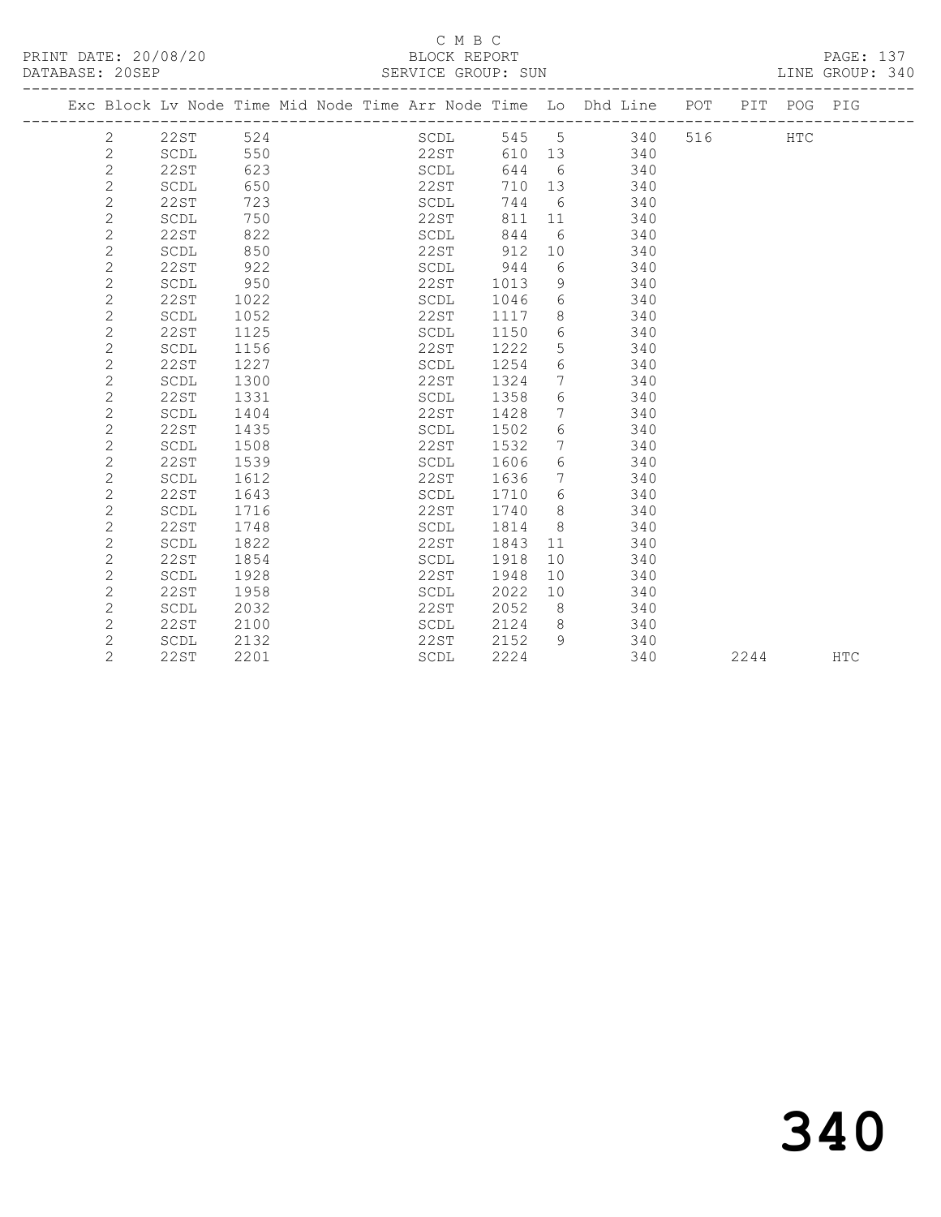C M B C

PRINT DATE: 20/08/20 BLOCK REPORT

DATABASE: 20SEP SERVICE GROUP: SUN LINE GROUP: 340

| Exc | Block | Lv Node | Time | Mid Node | Time | Arr Node | Time | Lo | Dhd Line | POT | PIT | POG | PIG |
|---|---|---|---|---|---|---|---|---|---|---|---|---|---|
| | 2 | 22ST | 524 | | | SCDL | 545 | 5 | 340 | 516 | | HTC | |
| | 2 | SCDL | 550 | | | 22ST | 610 | 13 | 340 | | | | |
| | 2 | 22ST | 623 | | | SCDL | 644 | 6 | 340 | | | | |
| | 2 | SCDL | 650 | | | 22ST | 710 | 13 | 340 | | | | |
| | 2 | 22ST | 723 | | | SCDL | 744 | 6 | 340 | | | | |
| | 2 | SCDL | 750 | | | 22ST | 811 | 11 | 340 | | | | |
| | 2 | 22ST | 822 | | | SCDL | 844 | 6 | 340 | | | | |
| | 2 | SCDL | 850 | | | 22ST | 912 | 10 | 340 | | | | |
| | 2 | 22ST | 922 | | | SCDL | 944 | 6 | 340 | | | | |
| | 2 | SCDL | 950 | | | 22ST | 1013 | 9 | 340 | | | | |
| | 2 | 22ST | 1022 | | | SCDL | 1046 | 6 | 340 | | | | |
| | 2 | SCDL | 1052 | | | 22ST | 1117 | 8 | 340 | | | | |
| | 2 | 22ST | 1125 | | | SCDL | 1150 | 6 | 340 | | | | |
| | 2 | SCDL | 1156 | | | 22ST | 1222 | 5 | 340 | | | | |
| | 2 | 22ST | 1227 | | | SCDL | 1254 | 6 | 340 | | | | |
| | 2 | SCDL | 1300 | | | 22ST | 1324 | 7 | 340 | | | | |
| | 2 | 22ST | 1331 | | | SCDL | 1358 | 6 | 340 | | | | |
| | 2 | SCDL | 1404 | | | 22ST | 1428 | 7 | 340 | | | | |
| | 2 | 22ST | 1435 | | | SCDL | 1502 | 6 | 340 | | | | |
| | 2 | SCDL | 1508 | | | 22ST | 1532 | 7 | 340 | | | | |
| | 2 | 22ST | 1539 | | | SCDL | 1606 | 6 | 340 | | | | |
| | 2 | SCDL | 1612 | | | 22ST | 1636 | 7 | 340 | | | | |
| | 2 | 22ST | 1643 | | | SCDL | 1710 | 6 | 340 | | | | |
| | 2 | SCDL | 1716 | | | 22ST | 1740 | 8 | 340 | | | | |
| | 2 | 22ST | 1748 | | | SCDL | 1814 | 8 | 340 | | | | |
| | 2 | SCDL | 1822 | | | 22ST | 1843 | 11 | 340 | | | | |
| | 2 | 22ST | 1854 | | | SCDL | 1918 | 10 | 340 | | | | |
| | 2 | SCDL | 1928 | | | 22ST | 1948 | 10 | 340 | | | | |
| | 2 | 22ST | 1958 | | | SCDL | 2022 | 10 | 340 | | | | |
| | 2 | SCDL | 2032 | | | 22ST | 2052 | 8 | 340 | | | | |
| | 2 | 22ST | 2100 | | | SCDL | 2124 | 8 | 340 | | | | |
| | 2 | SCDL | 2132 | | | 22ST | 2152 | 9 | 340 | | | | |
| | 2 | 22ST | 2201 | | | SCDL | 2224 | | 340 | | 2244 | | HTC |

# 340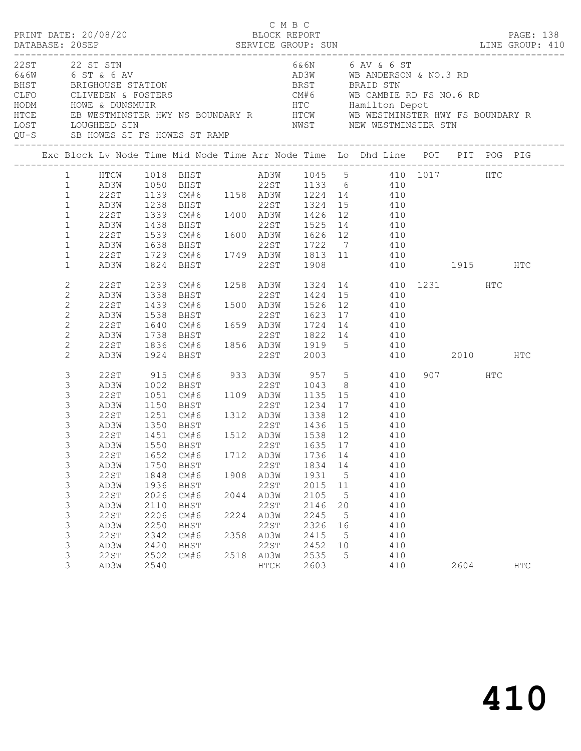C M B C
PRINT DATE: 20/08/20 BLOCK REPORT
DATABASE: 20SEP SERVICE GROUP: SUN LINE GROUP: 410

| Code | Description | Code | Description |
|---|---|---|---|
| 22ST | 22 ST STN | 6&6N | 6 AV & 6 ST |
| 6&6W | 6 ST & 6 AV | AD3W | WB ANDERSON & NO.3 RD |
| BHST | BRIGHOUSE STATION | BRST | BRAID STN |
| CLFO | CLIVEDEN & FOSTERS | CM#6 | WB CAMBIE RD FS NO.6 RD |
| HODM | HOWE & DUNSMUIR | HTC | Hamilton Depot |
| HTCE | EB WESTMINSTER HWY NS BOUNDARY R | HTCW | WB WESTMINSTER HWY FS BOUNDARY R |
| LOST | LOUGHEED STN | NWST | NEW WESTMINSTER STN |
| QU-S | SB HOWES ST FS HOWES ST RAMP | | |

| Exc | Block | Lv Node | Time | Mid Node | Time | Arr Node | Time | Lo | Dhd Line | POT | PIT | POG | PIG |
|---|---|---|---|---|---|---|---|---|---|---|---|---|---|
| | 1 | HTCW | 1018 | BHST | | AD3W | 1045 | 5 | 410 | 1017 | | HTC | |
| | 1 | AD3W | 1050 | BHST | | 22ST | 1133 | 6 | 410 | | | | |
| | 1 | 22ST | 1139 | CM#6 | 1158 | AD3W | 1224 | 14 | 410 | | | | |
| | 1 | AD3W | 1238 | BHST | | 22ST | 1324 | 15 | 410 | | | | |
| | 1 | 22ST | 1339 | CM#6 | 1400 | AD3W | 1426 | 12 | 410 | | | | |
| | 1 | AD3W | 1438 | BHST | | 22ST | 1525 | 14 | 410 | | | | |
| | 1 | 22ST | 1539 | CM#6 | 1600 | AD3W | 1626 | 12 | 410 | | | | |
| | 1 | AD3W | 1638 | BHST | | 22ST | 1722 | 7 | 410 | | | | |
| | 1 | 22ST | 1729 | CM#6 | 1749 | AD3W | 1813 | 11 | 410 | | | | |
| | 1 | AD3W | 1824 | BHST | | 22ST | 1908 | | 410 | | 1915 | | HTC |
| | 2 | 22ST | 1239 | CM#6 | 1258 | AD3W | 1324 | 14 | 410 | 1231 | | HTC | |
| | 2 | AD3W | 1338 | BHST | | 22ST | 1424 | 15 | 410 | | | | |
| | 2 | 22ST | 1439 | CM#6 | 1500 | AD3W | 1526 | 12 | 410 | | | | |
| | 2 | AD3W | 1538 | BHST | | 22ST | 1623 | 17 | 410 | | | | |
| | 2 | 22ST | 1640 | CM#6 | 1659 | AD3W | 1724 | 14 | 410 | | | | |
| | 2 | AD3W | 1738 | BHST | | 22ST | 1822 | 14 | 410 | | | | |
| | 2 | 22ST | 1836 | CM#6 | 1856 | AD3W | 1919 | 5 | 410 | | | | |
| | 2 | AD3W | 1924 | BHST | | 22ST | 2003 | | 410 | | 2010 | | HTC |
| | 3 | 22ST | 915 | CM#6 | 933 | AD3W | 957 | 5 | 410 | 907 | | HTC | |
| | 3 | AD3W | 1002 | BHST | | 22ST | 1043 | 8 | 410 | | | | |
| | 3 | 22ST | 1051 | CM#6 | 1109 | AD3W | 1135 | 15 | 410 | | | | |
| | 3 | AD3W | 1150 | BHST | | 22ST | 1234 | 17 | 410 | | | | |
| | 3 | 22ST | 1251 | CM#6 | 1312 | AD3W | 1338 | 12 | 410 | | | | |
| | 3 | AD3W | 1350 | BHST | | 22ST | 1436 | 15 | 410 | | | | |
| | 3 | 22ST | 1451 | CM#6 | 1512 | AD3W | 1538 | 12 | 410 | | | | |
| | 3 | AD3W | 1550 | BHST | | 22ST | 1635 | 17 | 410 | | | | |
| | 3 | 22ST | 1652 | CM#6 | 1712 | AD3W | 1736 | 14 | 410 | | | | |
| | 3 | AD3W | 1750 | BHST | | 22ST | 1834 | 14 | 410 | | | | |
| | 3 | 22ST | 1848 | CM#6 | 1908 | AD3W | 1931 | 5 | 410 | | | | |
| | 3 | AD3W | 1936 | BHST | | 22ST | 2015 | 11 | 410 | | | | |
| | 3 | 22ST | 2026 | CM#6 | 2044 | AD3W | 2105 | 5 | 410 | | | | |
| | 3 | AD3W | 2110 | BHST | | 22ST | 2146 | 20 | 410 | | | | |
| | 3 | 22ST | 2206 | CM#6 | 2224 | AD3W | 2245 | 5 | 410 | | | | |
| | 3 | AD3W | 2250 | BHST | | 22ST | 2326 | 16 | 410 | | | | |
| | 3 | 22ST | 2342 | CM#6 | 2358 | AD3W | 2415 | 5 | 410 | | | | |
| | 3 | AD3W | 2420 | BHST | | 22ST | 2452 | 10 | 410 | | | | |
| | 3 | 22ST | 2502 | CM#6 | 2518 | AD3W | 2535 | 5 | 410 | | | | |
| | 3 | AD3W | 2540 | | | HTCE | 2603 | | 410 | | 2604 | | HTC |

# 410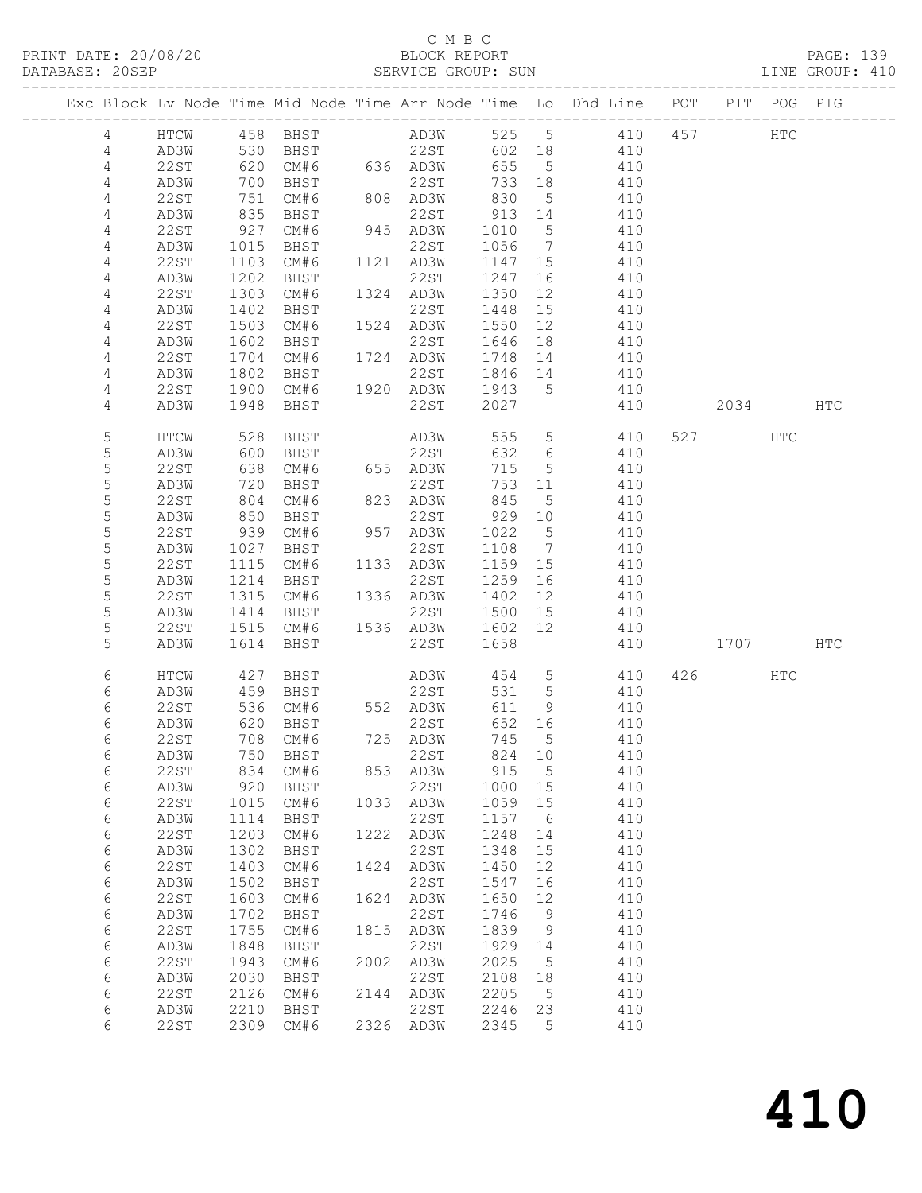C M B C
BLOCK REPORT
SERVICE GROUP: SUN

PRINT DATE: 20/08/20
DATABASE: 20SEP

LINE GROUP: 410

| Exc | Block | Lv | Node | Time | Mid Node | Time | Arr Node | Time | Lo | Dhd Line | POT | PIT | POG | PIG |
|---|---|---|---|---|---|---|---|---|---|---|---|---|---|---|
| | 4 | | HTCW | 458 | BHST | | AD3W | 525 | 5 | 410 | 457 | | HTC | |
| | 4 | | AD3W | 530 | BHST | | 22ST | 602 | 18 | 410 | | | | |
| | 4 | | 22ST | 620 | CM#6 | 636 | AD3W | 655 | 5 | 410 | | | | |
| | 4 | | AD3W | 700 | BHST | | 22ST | 733 | 18 | 410 | | | | |
| | 4 | | 22ST | 751 | CM#6 | 808 | AD3W | 830 | 5 | 410 | | | | |
| | 4 | | AD3W | 835 | BHST | | 22ST | 913 | 14 | 410 | | | | |
| | 4 | | 22ST | 927 | CM#6 | 945 | AD3W | 1010 | 5 | 410 | | | | |
| | 4 | | AD3W | 1015 | BHST | | 22ST | 1056 | 7 | 410 | | | | |
| | 4 | | 22ST | 1103 | CM#6 | 1121 | AD3W | 1147 | 15 | 410 | | | | |
| | 4 | | AD3W | 1202 | BHST | | 22ST | 1247 | 16 | 410 | | | | |
| | 4 | | 22ST | 1303 | CM#6 | 1324 | AD3W | 1350 | 12 | 410 | | | | |
| | 4 | | AD3W | 1402 | BHST | | 22ST | 1448 | 15 | 410 | | | | |
| | 4 | | 22ST | 1503 | CM#6 | 1524 | AD3W | 1550 | 12 | 410 | | | | |
| | 4 | | AD3W | 1602 | BHST | | 22ST | 1646 | 18 | 410 | | | | |
| | 4 | | 22ST | 1704 | CM#6 | 1724 | AD3W | 1748 | 14 | 410 | | | | |
| | 4 | | AD3W | 1802 | BHST | | 22ST | 1846 | 14 | 410 | | | | |
| | 4 | | 22ST | 1900 | CM#6 | 1920 | AD3W | 1943 | 5 | 410 | | | | |
| | 4 | | AD3W | 1948 | BHST | | 22ST | 2027 | | 410 | | 2034 | | HTC |
| | 5 | | HTCW | 528 | BHST | | AD3W | 555 | 5 | 410 | 527 | | HTC | |
| | 5 | | AD3W | 600 | BHST | | 22ST | 632 | 6 | 410 | | | | |
| | 5 | | 22ST | 638 | CM#6 | 655 | AD3W | 715 | 5 | 410 | | | | |
| | 5 | | AD3W | 720 | BHST | | 22ST | 753 | 11 | 410 | | | | |
| | 5 | | 22ST | 804 | CM#6 | 823 | AD3W | 845 | 5 | 410 | | | | |
| | 5 | | AD3W | 850 | BHST | | 22ST | 929 | 10 | 410 | | | | |
| | 5 | | 22ST | 939 | CM#6 | 957 | AD3W | 1022 | 5 | 410 | | | | |
| | 5 | | AD3W | 1027 | BHST | | 22ST | 1108 | 7 | 410 | | | | |
| | 5 | | 22ST | 1115 | CM#6 | 1133 | AD3W | 1159 | 15 | 410 | | | | |
| | 5 | | AD3W | 1214 | BHST | | 22ST | 1259 | 16 | 410 | | | | |
| | 5 | | 22ST | 1315 | CM#6 | 1336 | AD3W | 1402 | 12 | 410 | | | | |
| | 5 | | AD3W | 1414 | BHST | | 22ST | 1500 | 15 | 410 | | | | |
| | 5 | | 22ST | 1515 | CM#6 | 1536 | AD3W | 1602 | 12 | 410 | | | | |
| | 5 | | AD3W | 1614 | BHST | | 22ST | 1658 | | 410 | | 1707 | | HTC |
| | 6 | | HTCW | 427 | BHST | | AD3W | 454 | 5 | 410 | 426 | | HTC | |
| | 6 | | AD3W | 459 | BHST | | 22ST | 531 | 5 | 410 | | | | |
| | 6 | | 22ST | 536 | CM#6 | 552 | AD3W | 611 | 9 | 410 | | | | |
| | 6 | | AD3W | 620 | BHST | | 22ST | 652 | 16 | 410 | | | | |
| | 6 | | 22ST | 708 | CM#6 | 725 | AD3W | 745 | 5 | 410 | | | | |
| | 6 | | AD3W | 750 | BHST | | 22ST | 824 | 10 | 410 | | | | |
| | 6 | | 22ST | 834 | CM#6 | 853 | AD3W | 915 | 5 | 410 | | | | |
| | 6 | | AD3W | 920 | BHST | | 22ST | 1000 | 15 | 410 | | | | |
| | 6 | | 22ST | 1015 | CM#6 | 1033 | AD3W | 1059 | 15 | 410 | | | | |
| | 6 | | AD3W | 1114 | BHST | | 22ST | 1157 | 6 | 410 | | | | |
| | 6 | | 22ST | 1203 | CM#6 | 1222 | AD3W | 1248 | 14 | 410 | | | | |
| | 6 | | AD3W | 1302 | BHST | | 22ST | 1348 | 15 | 410 | | | | |
| | 6 | | 22ST | 1403 | CM#6 | 1424 | AD3W | 1450 | 12 | 410 | | | | |
| | 6 | | AD3W | 1502 | BHST | | 22ST | 1547 | 16 | 410 | | | | |
| | 6 | | 22ST | 1603 | CM#6 | 1624 | AD3W | 1650 | 12 | 410 | | | | |
| | 6 | | AD3W | 1702 | BHST | | 22ST | 1746 | 9 | 410 | | | | |
| | 6 | | 22ST | 1755 | CM#6 | 1815 | AD3W | 1839 | 9 | 410 | | | | |
| | 6 | | AD3W | 1848 | BHST | | 22ST | 1929 | 14 | 410 | | | | |
| | 6 | | 22ST | 1943 | CM#6 | 2002 | AD3W | 2025 | 5 | 410 | | | | |
| | 6 | | AD3W | 2030 | BHST | | 22ST | 2108 | 18 | 410 | | | | |
| | 6 | | 22ST | 2126 | CM#6 | 2144 | AD3W | 2205 | 5 | 410 | | | | |
| | 6 | | AD3W | 2210 | BHST | | 22ST | 2246 | 23 | 410 | | | | |
| | 6 | | 22ST | 2309 | CM#6 | 2326 | AD3W | 2345 | 5 | 410 | | | | |

# 410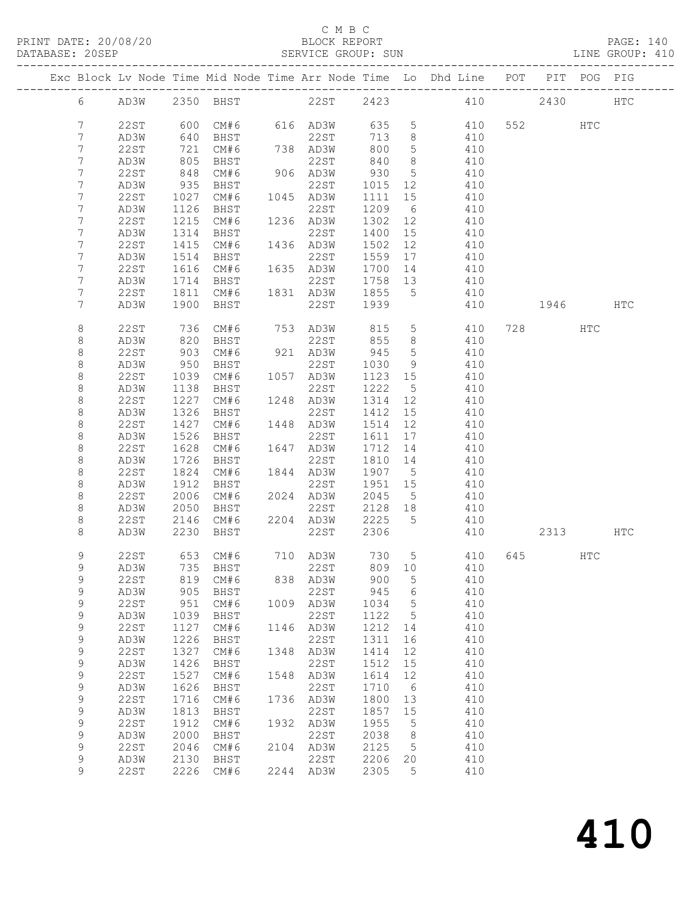C M B C
PRINT DATE: 20/08/20 BLOCK REPORT
DATABASE: 20SEP SERVICE GROUP: SUN LINE GROUP: 410

| Exc | Block | Lv | Node | Time | Mid Node | Time | Arr Node | Time | Lo | Dhd Line | POT | PIT | POG | PIG |
|---|---|---|---|---|---|---|---|---|---|---|---|---|---|---|
| | 6 | | AD3W | 2350 | BHST | | 22ST | 2423 | | 410 | | 2430 | | HTC |
| | 7 | | 22ST | 600 | CM#6 | 616 | AD3W | 635 | 5 | 410 | 552 | | HTC | |
| | 7 | | AD3W | 640 | BHST | | 22ST | 713 | 8 | 410 | | | | |
| | 7 | | 22ST | 721 | CM#6 | 738 | AD3W | 800 | 5 | 410 | | | | |
| | 7 | | AD3W | 805 | BHST | | 22ST | 840 | 8 | 410 | | | | |
| | 7 | | 22ST | 848 | CM#6 | 906 | AD3W | 930 | 5 | 410 | | | | |
| | 7 | | AD3W | 935 | BHST | | 22ST | 1015 | 12 | 410 | | | | |
| | 7 | | 22ST | 1027 | CM#6 | 1045 | AD3W | 1111 | 15 | 410 | | | | |
| | 7 | | AD3W | 1126 | BHST | | 22ST | 1209 | 6 | 410 | | | | |
| | 7 | | 22ST | 1215 | CM#6 | 1236 | AD3W | 1302 | 12 | 410 | | | | |
| | 7 | | AD3W | 1314 | BHST | | 22ST | 1400 | 15 | 410 | | | | |
| | 7 | | 22ST | 1415 | CM#6 | 1436 | AD3W | 1502 | 12 | 410 | | | | |
| | 7 | | AD3W | 1514 | BHST | | 22ST | 1559 | 17 | 410 | | | | |
| | 7 | | 22ST | 1616 | CM#6 | 1635 | AD3W | 1700 | 14 | 410 | | | | |
| | 7 | | AD3W | 1714 | BHST | | 22ST | 1758 | 13 | 410 | | | | |
| | 7 | | 22ST | 1811 | CM#6 | 1831 | AD3W | 1855 | 5 | 410 | | | | |
| | 7 | | AD3W | 1900 | BHST | | 22ST | 1939 | | 410 | | 1946 | | HTC |
| | 8 | | 22ST | 736 | CM#6 | 753 | AD3W | 815 | 5 | 410 | 728 | | HTC | |
| | 8 | | AD3W | 820 | BHST | | 22ST | 855 | 8 | 410 | | | | |
| | 8 | | 22ST | 903 | CM#6 | 921 | AD3W | 945 | 5 | 410 | | | | |
| | 8 | | AD3W | 950 | BHST | | 22ST | 1030 | 9 | 410 | | | | |
| | 8 | | 22ST | 1039 | CM#6 | 1057 | AD3W | 1123 | 15 | 410 | | | | |
| | 8 | | AD3W | 1138 | BHST | | 22ST | 1222 | 5 | 410 | | | | |
| | 8 | | 22ST | 1227 | CM#6 | 1248 | AD3W | 1314 | 12 | 410 | | | | |
| | 8 | | AD3W | 1326 | BHST | | 22ST | 1412 | 15 | 410 | | | | |
| | 8 | | 22ST | 1427 | CM#6 | 1448 | AD3W | 1514 | 12 | 410 | | | | |
| | 8 | | AD3W | 1526 | BHST | | 22ST | 1611 | 17 | 410 | | | | |
| | 8 | | 22ST | 1628 | CM#6 | 1647 | AD3W | 1712 | 14 | 410 | | | | |
| | 8 | | AD3W | 1726 | BHST | | 22ST | 1810 | 14 | 410 | | | | |
| | 8 | | 22ST | 1824 | CM#6 | 1844 | AD3W | 1907 | 5 | 410 | | | | |
| | 8 | | AD3W | 1912 | BHST | | 22ST | 1951 | 15 | 410 | | | | |
| | 8 | | 22ST | 2006 | CM#6 | 2024 | AD3W | 2045 | 5 | 410 | | | | |
| | 8 | | AD3W | 2050 | BHST | | 22ST | 2128 | 18 | 410 | | | | |
| | 8 | | 22ST | 2146 | CM#6 | 2204 | AD3W | 2225 | 5 | 410 | | | | |
| | 8 | | AD3W | 2230 | BHST | | 22ST | 2306 | | 410 | | 2313 | | HTC |
| | 9 | | 22ST | 653 | CM#6 | 710 | AD3W | 730 | 5 | 410 | 645 | | HTC | |
| | 9 | | AD3W | 735 | BHST | | 22ST | 809 | 10 | 410 | | | | |
| | 9 | | 22ST | 819 | CM#6 | 838 | AD3W | 900 | 5 | 410 | | | | |
| | 9 | | AD3W | 905 | BHST | | 22ST | 945 | 6 | 410 | | | | |
| | 9 | | 22ST | 951 | CM#6 | 1009 | AD3W | 1034 | 5 | 410 | | | | |
| | 9 | | AD3W | 1039 | BHST | | 22ST | 1122 | 5 | 410 | | | | |
| | 9 | | 22ST | 1127 | CM#6 | 1146 | AD3W | 1212 | 14 | 410 | | | | |
| | 9 | | AD3W | 1226 | BHST | | 22ST | 1311 | 16 | 410 | | | | |
| | 9 | | 22ST | 1327 | CM#6 | 1348 | AD3W | 1414 | 12 | 410 | | | | |
| | 9 | | AD3W | 1426 | BHST | | 22ST | 1512 | 15 | 410 | | | | |
| | 9 | | 22ST | 1527 | CM#6 | 1548 | AD3W | 1614 | 12 | 410 | | | | |
| | 9 | | AD3W | 1626 | BHST | | 22ST | 1710 | 6 | 410 | | | | |
| | 9 | | 22ST | 1716 | CM#6 | 1736 | AD3W | 1800 | 13 | 410 | | | | |
| | 9 | | AD3W | 1813 | BHST | | 22ST | 1857 | 15 | 410 | | | | |
| | 9 | | 22ST | 1912 | CM#6 | 1932 | AD3W | 1955 | 5 | 410 | | | | |
| | 9 | | AD3W | 2000 | BHST | | 22ST | 2038 | 8 | 410 | | | | |
| | 9 | | 22ST | 2046 | CM#6 | 2104 | AD3W | 2125 | 5 | 410 | | | | |
| | 9 | | AD3W | 2130 | BHST | | 22ST | 2206 | 20 | 410 | | | | |
| | 9 | | 22ST | 2226 | CM#6 | 2244 | AD3W | 2305 | 5 | 410 | | | | |

# 410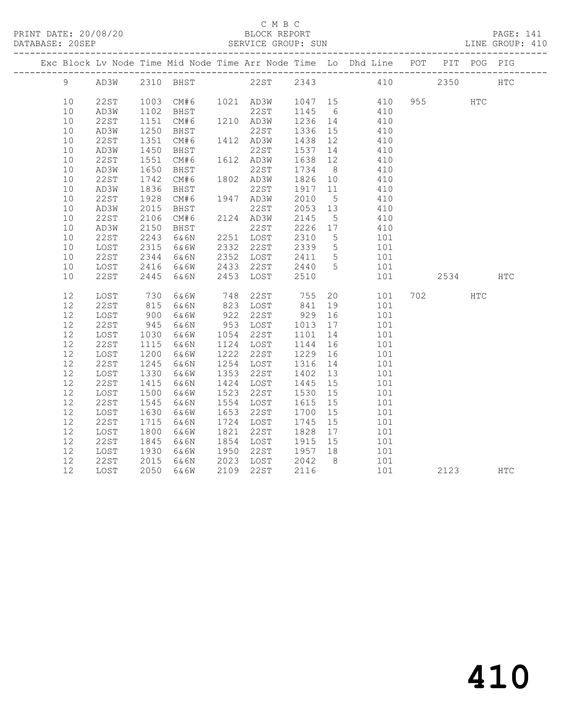C M B C
PRINT DATE: 20/08/20 BLOCK REPORT
DATABASE: 20SEP SERVICE GROUP: SUN LINE GROUP: 410

| Exc | Block | Lv Node | Time | Mid Node | Time | Arr Node | Time | Lo | Dhd Line | POT | PIT | POG | PIG |
|---|---|---|---|---|---|---|---|---|---|---|---|---|---|
| | 9 | AD3W | 2310 | BHST | | 22ST | 2343 | | 410 | | 2350 | | HTC |
| | 10 | 22ST | 1003 | CM#6 | 1021 | AD3W | 1047 | 15 | 410 | 955 | | HTC | |
| | 10 | AD3W | 1102 | BHST | | 22ST | 1145 | 6 | 410 | | | | |
| | 10 | 22ST | 1151 | CM#6 | 1210 | AD3W | 1236 | 14 | 410 | | | | |
| | 10 | AD3W | 1250 | BHST | | 22ST | 1336 | 15 | 410 | | | | |
| | 10 | 22ST | 1351 | CM#6 | 1412 | AD3W | 1438 | 12 | 410 | | | | |
| | 10 | AD3W | 1450 | BHST | | 22ST | 1537 | 14 | 410 | | | | |
| | 10 | 22ST | 1551 | CM#6 | 1612 | AD3W | 1638 | 12 | 410 | | | | |
| | 10 | AD3W | 1650 | BHST | | 22ST | 1734 | 8 | 410 | | | | |
| | 10 | 22ST | 1742 | CM#6 | 1802 | AD3W | 1826 | 10 | 410 | | | | |
| | 10 | AD3W | 1836 | BHST | | 22ST | 1917 | 11 | 410 | | | | |
| | 10 | 22ST | 1928 | CM#6 | 1947 | AD3W | 2010 | 5 | 410 | | | | |
| | 10 | AD3W | 2015 | BHST | | 22ST | 2053 | 13 | 410 | | | | |
| | 10 | 22ST | 2106 | CM#6 | 2124 | AD3W | 2145 | 5 | 410 | | | | |
| | 10 | AD3W | 2150 | BHST | | 22ST | 2226 | 17 | 410 | | | | |
| | 10 | 22ST | 2243 | 6&6N | 2251 | LOST | 2310 | 5 | 101 | | | | |
| | 10 | LOST | 2315 | 6&6W | 2332 | 22ST | 2339 | 5 | 101 | | | | |
| | 10 | 22ST | 2344 | 6&6N | 2352 | LOST | 2411 | 5 | 101 | | | | |
| | 10 | LOST | 2416 | 6&6W | 2433 | 22ST | 2440 | 5 | 101 | | | | |
| | 10 | 22ST | 2445 | 6&6N | 2453 | LOST | 2510 | | 101 | | 2534 | | HTC |
| | 12 | LOST | 730 | 6&6W | 748 | 22ST | 755 | 20 | 101 | 702 | | HTC | |
| | 12 | 22ST | 815 | 6&6N | 823 | LOST | 841 | 19 | 101 | | | | |
| | 12 | LOST | 900 | 6&6W | 922 | 22ST | 929 | 16 | 101 | | | | |
| | 12 | 22ST | 945 | 6&6N | 953 | LOST | 1013 | 17 | 101 | | | | |
| | 12 | LOST | 1030 | 6&6W | 1054 | 22ST | 1101 | 14 | 101 | | | | |
| | 12 | 22ST | 1115 | 6&6N | 1124 | LOST | 1144 | 16 | 101 | | | | |
| | 12 | LOST | 1200 | 6&6W | 1222 | 22ST | 1229 | 16 | 101 | | | | |
| | 12 | 22ST | 1245 | 6&6N | 1254 | LOST | 1316 | 14 | 101 | | | | |
| | 12 | LOST | 1330 | 6&6W | 1353 | 22ST | 1402 | 13 | 101 | | | | |
| | 12 | 22ST | 1415 | 6&6N | 1424 | LOST | 1445 | 15 | 101 | | | | |
| | 12 | LOST | 1500 | 6&6W | 1523 | 22ST | 1530 | 15 | 101 | | | | |
| | 12 | 22ST | 1545 | 6&6N | 1554 | LOST | 1615 | 15 | 101 | | | | |
| | 12 | LOST | 1630 | 6&6W | 1653 | 22ST | 1700 | 15 | 101 | | | | |
| | 12 | 22ST | 1715 | 6&6N | 1724 | LOST | 1745 | 15 | 101 | | | | |
| | 12 | LOST | 1800 | 6&6W | 1821 | 22ST | 1828 | 17 | 101 | | | | |
| | 12 | 22ST | 1845 | 6&6N | 1854 | LOST | 1915 | 15 | 101 | | | | |
| | 12 | LOST | 1930 | 6&6W | 1950 | 22ST | 1957 | 18 | 101 | | | | |
| | 12 | 22ST | 2015 | 6&6N | 2023 | LOST | 2042 | 8 | 101 | | | | |
| | 12 | LOST | 2050 | 6&6W | 2109 | 22ST | 2116 | | 101 | | 2123 | | HTC |

410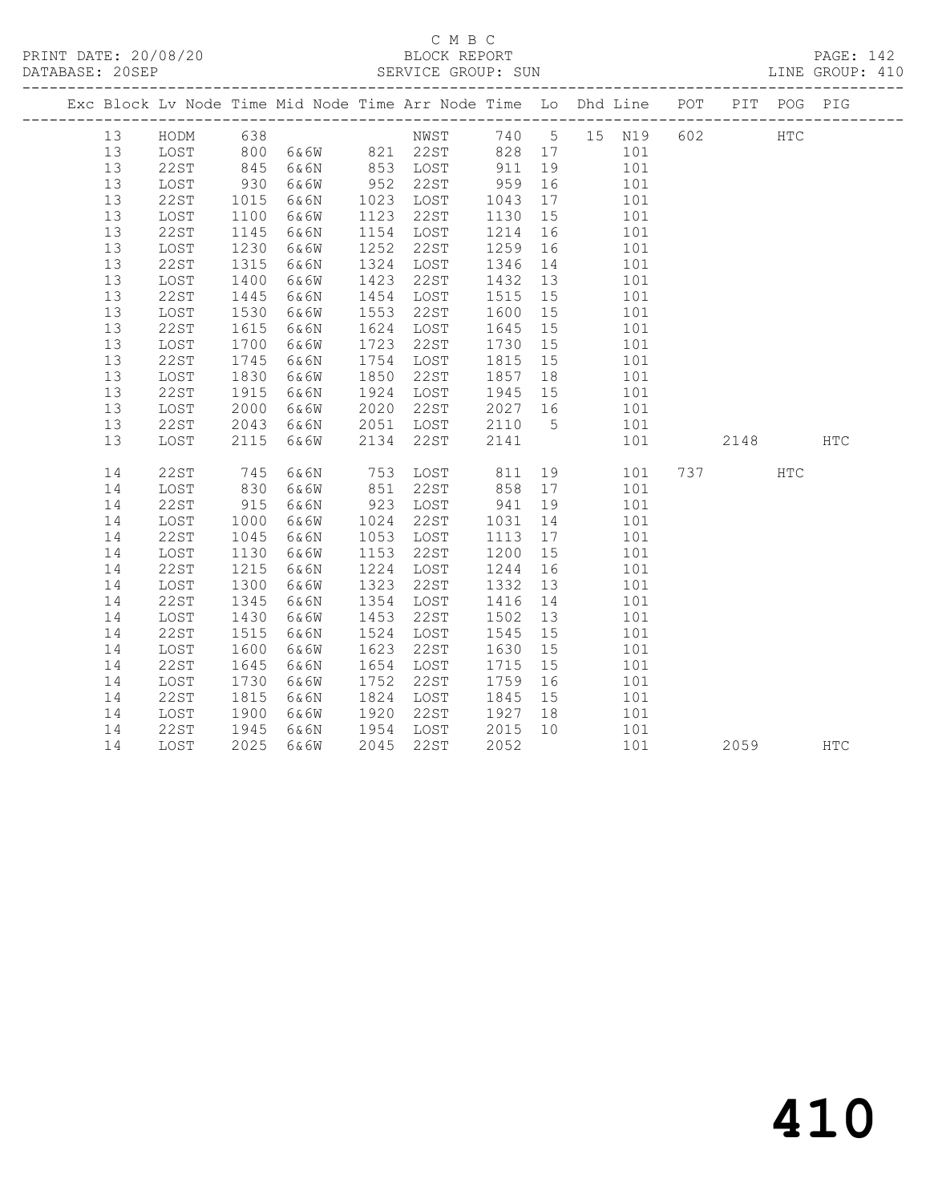C M B C

PRINT DATE: 20/08/20 BLOCK REPORT

DATABASE: 20SEP SERVICE GROUP: SUN LINE GROUP: 410

| Exc | Block | Lv Node | Time | Mid Node | Time | Arr Node | Time | Lo | Dhd | Line | POT | PIT | POG | PIG |
|---|---|---|---|---|---|---|---|---|---|---|---|---|---|---|
| | 13 | HODM | 638 | | | NWST | 740 | 5 | 15 | N19 | 602 | | HTC | |
| | 13 | LOST | 800 | 6&6W | 821 | 22ST | 828 | 17 | | 101 | | | | |
| | 13 | 22ST | 845 | 6&6N | 853 | LOST | 911 | 19 | | 101 | | | | |
| | 13 | LOST | 930 | 6&6W | 952 | 22ST | 959 | 16 | | 101 | | | | |
| | 13 | 22ST | 1015 | 6&6N | 1023 | LOST | 1043 | 17 | | 101 | | | | |
| | 13 | LOST | 1100 | 6&6W | 1123 | 22ST | 1130 | 15 | | 101 | | | | |
| | 13 | 22ST | 1145 | 6&6N | 1154 | LOST | 1214 | 16 | | 101 | | | | |
| | 13 | LOST | 1230 | 6&6W | 1252 | 22ST | 1259 | 16 | | 101 | | | | |
| | 13 | 22ST | 1315 | 6&6N | 1324 | LOST | 1346 | 14 | | 101 | | | | |
| | 13 | LOST | 1400 | 6&6W | 1423 | 22ST | 1432 | 13 | | 101 | | | | |
| | 13 | 22ST | 1445 | 6&6N | 1454 | LOST | 1515 | 15 | | 101 | | | | |
| | 13 | LOST | 1530 | 6&6W | 1553 | 22ST | 1600 | 15 | | 101 | | | | |
| | 13 | 22ST | 1615 | 6&6N | 1624 | LOST | 1645 | 15 | | 101 | | | | |
| | 13 | LOST | 1700 | 6&6W | 1723 | 22ST | 1730 | 15 | | 101 | | | | |
| | 13 | 22ST | 1745 | 6&6N | 1754 | LOST | 1815 | 15 | | 101 | | | | |
| | 13 | LOST | 1830 | 6&6W | 1850 | 22ST | 1857 | 18 | | 101 | | | | |
| | 13 | 22ST | 1915 | 6&6N | 1924 | LOST | 1945 | 15 | | 101 | | | | |
| | 13 | LOST | 2000 | 6&6W | 2020 | 22ST | 2027 | 16 | | 101 | | | | |
| | 13 | 22ST | 2043 | 6&6N | 2051 | LOST | 2110 | 5 | | 101 | | | | |
| | 13 | LOST | 2115 | 6&6W | 2134 | 22ST | 2141 | | | 101 | | 2148 | | HTC |
| | 14 | 22ST | 745 | 6&6N | 753 | LOST | 811 | 19 | | 101 | 737 | | HTC | |
| | 14 | LOST | 830 | 6&6W | 851 | 22ST | 858 | 17 | | 101 | | | | |
| | 14 | 22ST | 915 | 6&6N | 923 | LOST | 941 | 19 | | 101 | | | | |
| | 14 | LOST | 1000 | 6&6W | 1024 | 22ST | 1031 | 14 | | 101 | | | | |
| | 14 | 22ST | 1045 | 6&6N | 1053 | LOST | 1113 | 17 | | 101 | | | | |
| | 14 | LOST | 1130 | 6&6W | 1153 | 22ST | 1200 | 15 | | 101 | | | | |
| | 14 | 22ST | 1215 | 6&6N | 1224 | LOST | 1244 | 16 | | 101 | | | | |
| | 14 | LOST | 1300 | 6&6W | 1323 | 22ST | 1332 | 13 | | 101 | | | | |
| | 14 | 22ST | 1345 | 6&6N | 1354 | LOST | 1416 | 14 | | 101 | | | | |
| | 14 | LOST | 1430 | 6&6W | 1453 | 22ST | 1502 | 13 | | 101 | | | | |
| | 14 | 22ST | 1515 | 6&6N | 1524 | LOST | 1545 | 15 | | 101 | | | | |
| | 14 | LOST | 1600 | 6&6W | 1623 | 22ST | 1630 | 15 | | 101 | | | | |
| | 14 | 22ST | 1645 | 6&6N | 1654 | LOST | 1715 | 15 | | 101 | | | | |
| | 14 | LOST | 1730 | 6&6W | 1752 | 22ST | 1759 | 16 | | 101 | | | | |
| | 14 | 22ST | 1815 | 6&6N | 1824 | LOST | 1845 | 15 | | 101 | | | | |
| | 14 | LOST | 1900 | 6&6W | 1920 | 22ST | 1927 | 18 | | 101 | | | | |
| | 14 | 22ST | 1945 | 6&6N | 1954 | LOST | 2015 | 10 | | 101 | | | | |
| | 14 | LOST | 2025 | 6&6W | 2045 | 22ST | 2052 | | | 101 | | 2059 | | HTC |

# 410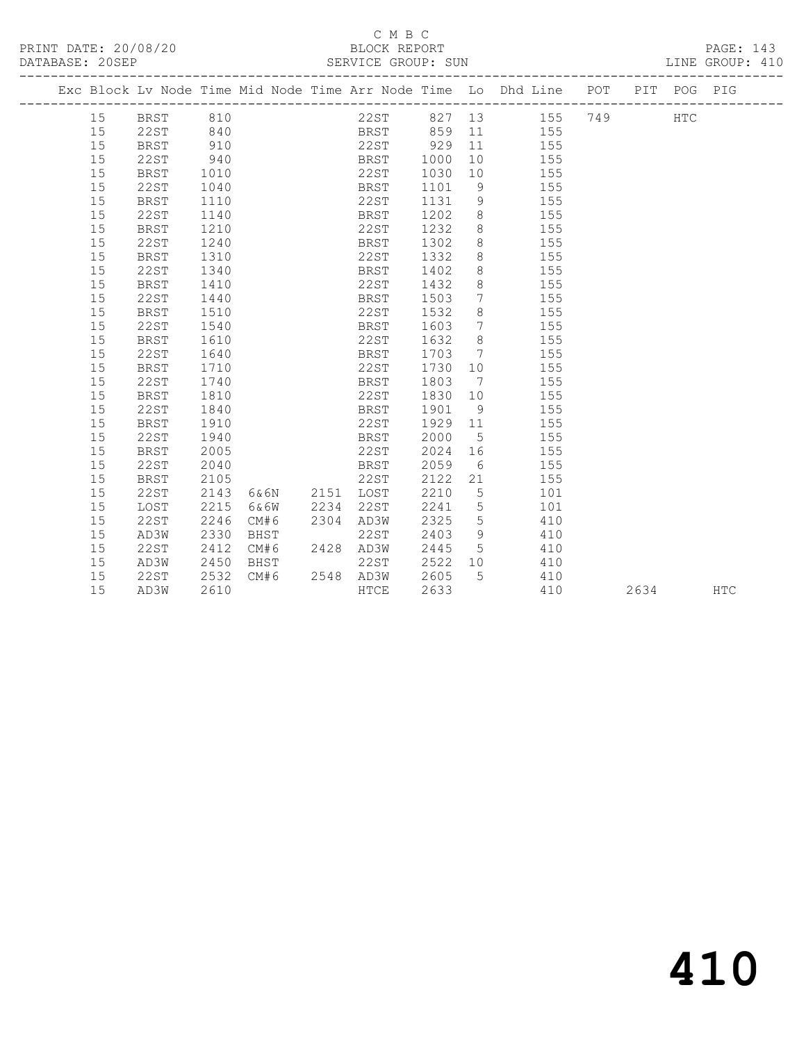C M B C

PRINT DATE: 20/08/20 BLOCK REPORT PAGE: 143
DATABASE: 20SEP SERVICE GROUP: SUN LINE GROUP: 410

| Exc | Block | Lv | Node | Time | Mid Node | Time | Arr Node | Time | Lo | Dhd Line | POT | PIT | POG | PIG |
|---|---|---|---|---|---|---|---|---|---|---|---|---|---|---|
| | 15 | | BRST | 810 | | | 22ST | 827 | 13 | 155 | 749 | | HTC | |
| | 15 | | 22ST | 840 | | | BRST | 859 | 11 | 155 | | | | |
| | 15 | | BRST | 910 | | | 22ST | 929 | 11 | 155 | | | | |
| | 15 | | 22ST | 940 | | | BRST | 1000 | 10 | 155 | | | | |
| | 15 | | BRST | 1010 | | | 22ST | 1030 | 10 | 155 | | | | |
| | 15 | | 22ST | 1040 | | | BRST | 1101 | 9 | 155 | | | | |
| | 15 | | BRST | 1110 | | | 22ST | 1131 | 9 | 155 | | | | |
| | 15 | | 22ST | 1140 | | | BRST | 1202 | 8 | 155 | | | | |
| | 15 | | BRST | 1210 | | | 22ST | 1232 | 8 | 155 | | | | |
| | 15 | | 22ST | 1240 | | | BRST | 1302 | 8 | 155 | | | | |
| | 15 | | BRST | 1310 | | | 22ST | 1332 | 8 | 155 | | | | |
| | 15 | | 22ST | 1340 | | | BRST | 1402 | 8 | 155 | | | | |
| | 15 | | BRST | 1410 | | | 22ST | 1432 | 8 | 155 | | | | |
| | 15 | | 22ST | 1440 | | | BRST | 1503 | 7 | 155 | | | | |
| | 15 | | BRST | 1510 | | | 22ST | 1532 | 8 | 155 | | | | |
| | 15 | | 22ST | 1540 | | | BRST | 1603 | 7 | 155 | | | | |
| | 15 | | BRST | 1610 | | | 22ST | 1632 | 8 | 155 | | | | |
| | 15 | | 22ST | 1640 | | | BRST | 1703 | 7 | 155 | | | | |
| | 15 | | BRST | 1710 | | | 22ST | 1730 | 10 | 155 | | | | |
| | 15 | | 22ST | 1740 | | | BRST | 1803 | 7 | 155 | | | | |
| | 15 | | BRST | 1810 | | | 22ST | 1830 | 10 | 155 | | | | |
| | 15 | | 22ST | 1840 | | | BRST | 1901 | 9 | 155 | | | | |
| | 15 | | BRST | 1910 | | | 22ST | 1929 | 11 | 155 | | | | |
| | 15 | | 22ST | 1940 | | | BRST | 2000 | 5 | 155 | | | | |
| | 15 | | BRST | 2005 | | | 22ST | 2024 | 16 | 155 | | | | |
| | 15 | | 22ST | 2040 | | | BRST | 2059 | 6 | 155 | | | | |
| | 15 | | BRST | 2105 | | | 22ST | 2122 | 21 | 155 | | | | |
| | 15 | | 22ST | 2143 | 6&6N | 2151 | LOST | 2210 | 5 | 101 | | | | |
| | 15 | | LOST | 2215 | 6&6W | 2234 | 22ST | 2241 | 5 | 101 | | | | |
| | 15 | | 22ST | 2246 | CM#6 | 2304 | AD3W | 2325 | 5 | 410 | | | | |
| | 15 | | AD3W | 2330 | BHST | | 22ST | 2403 | 9 | 410 | | | | |
| | 15 | | 22ST | 2412 | CM#6 | 2428 | AD3W | 2445 | 5 | 410 | | | | |
| | 15 | | AD3W | 2450 | BHST | | 22ST | 2522 | 10 | 410 | | | | |
| | 15 | | 22ST | 2532 | CM#6 | 2548 | AD3W | 2605 | 5 | 410 | | | | |
| | 15 | | AD3W | 2610 | | | HTCE | 2633 | | 410 | | 2634 | | HTC |

410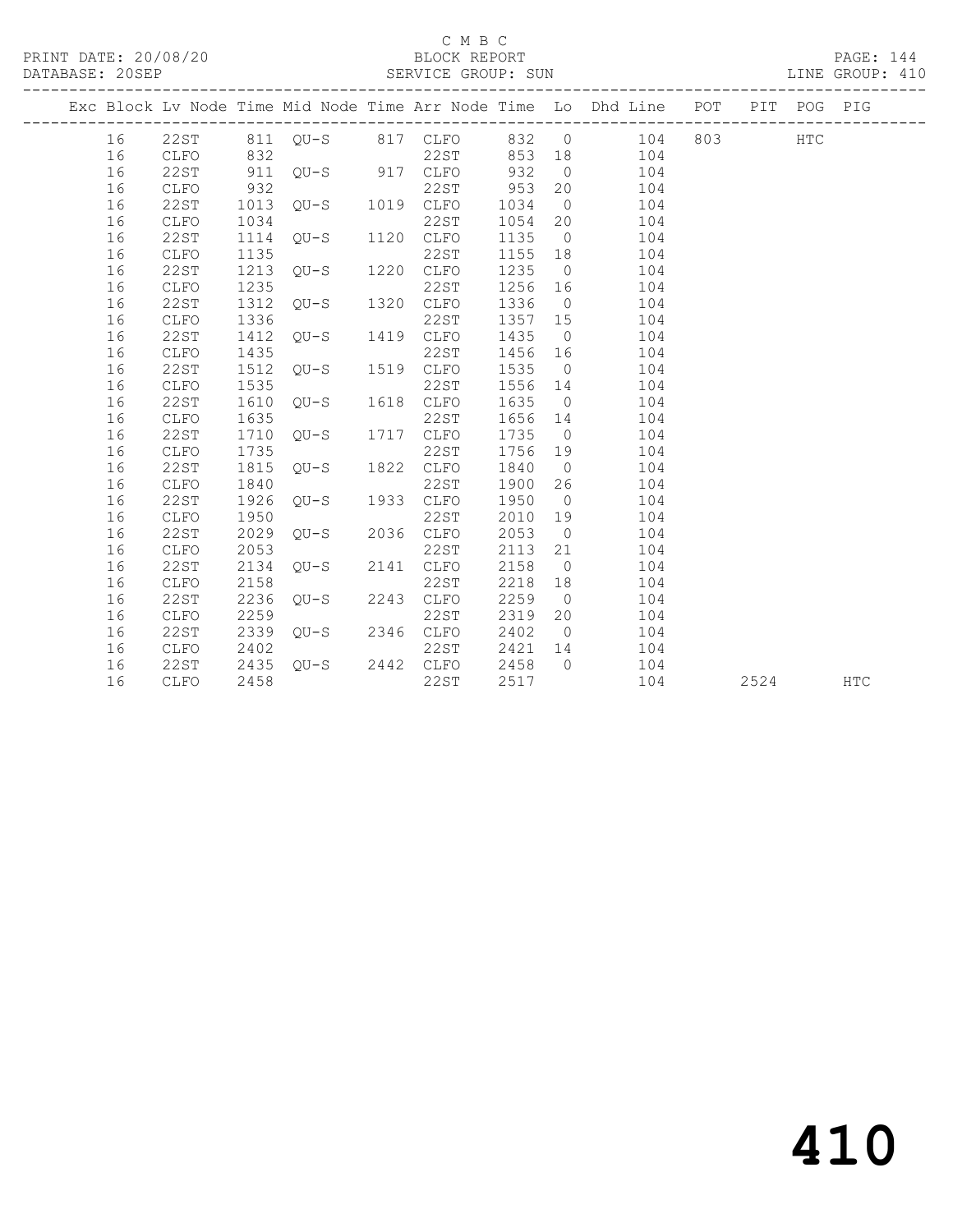C M B C

PRINT DATE: 20/08/20 BLOCK REPORT

DATABASE: 20SEP SERVICE GROUP: SUN LINE GROUP: 410

| Exc | Block | Lv | Node | Time | Mid Node | Time | Arr Node | Time | Lo | Dhd Line | POT | PIT | POG | PIG |
|---|---|---|---|---|---|---|---|---|---|---|---|---|---|---|
| | 16 | | 22ST | 811 | QU-S | 817 | CLFO | 832 | 0 | 104 | 803 | | HTC | |
| | 16 | | CLFO | 832 | | | 22ST | 853 | 18 | 104 | | | | |
| | 16 | | 22ST | 911 | QU-S | 917 | CLFO | 932 | 0 | 104 | | | | |
| | 16 | | CLFO | 932 | | | 22ST | 953 | 20 | 104 | | | | |
| | 16 | | 22ST | 1013 | QU-S | 1019 | CLFO | 1034 | 0 | 104 | | | | |
| | 16 | | CLFO | 1034 | | | 22ST | 1054 | 20 | 104 | | | | |
| | 16 | | 22ST | 1114 | QU-S | 1120 | CLFO | 1135 | 0 | 104 | | | | |
| | 16 | | CLFO | 1135 | | | 22ST | 1155 | 18 | 104 | | | | |
| | 16 | | 22ST | 1213 | QU-S | 1220 | CLFO | 1235 | 0 | 104 | | | | |
| | 16 | | CLFO | 1235 | | | 22ST | 1256 | 16 | 104 | | | | |
| | 16 | | 22ST | 1312 | QU-S | 1320 | CLFO | 1336 | 0 | 104 | | | | |
| | 16 | | CLFO | 1336 | | | 22ST | 1357 | 15 | 104 | | | | |
| | 16 | | 22ST | 1412 | QU-S | 1419 | CLFO | 1435 | 0 | 104 | | | | |
| | 16 | | CLFO | 1435 | | | 22ST | 1456 | 16 | 104 | | | | |
| | 16 | | 22ST | 1512 | QU-S | 1519 | CLFO | 1535 | 0 | 104 | | | | |
| | 16 | | CLFO | 1535 | | | 22ST | 1556 | 14 | 104 | | | | |
| | 16 | | 22ST | 1610 | QU-S | 1618 | CLFO | 1635 | 0 | 104 | | | | |
| | 16 | | CLFO | 1635 | | | 22ST | 1656 | 14 | 104 | | | | |
| | 16 | | 22ST | 1710 | QU-S | 1717 | CLFO | 1735 | 0 | 104 | | | | |
| | 16 | | CLFO | 1735 | | | 22ST | 1756 | 19 | 104 | | | | |
| | 16 | | 22ST | 1815 | QU-S | 1822 | CLFO | 1840 | 0 | 104 | | | | |
| | 16 | | CLFO | 1840 | | | 22ST | 1900 | 26 | 104 | | | | |
| | 16 | | 22ST | 1926 | QU-S | 1933 | CLFO | 1950 | 0 | 104 | | | | |
| | 16 | | CLFO | 1950 | | | 22ST | 2010 | 19 | 104 | | | | |
| | 16 | | 22ST | 2029 | QU-S | 2036 | CLFO | 2053 | 0 | 104 | | | | |
| | 16 | | CLFO | 2053 | | | 22ST | 2113 | 21 | 104 | | | | |
| | 16 | | 22ST | 2134 | QU-S | 2141 | CLFO | 2158 | 0 | 104 | | | | |
| | 16 | | CLFO | 2158 | | | 22ST | 2218 | 18 | 104 | | | | |
| | 16 | | 22ST | 2236 | QU-S | 2243 | CLFO | 2259 | 0 | 104 | | | | |
| | 16 | | CLFO | 2259 | | | 22ST | 2319 | 20 | 104 | | | | |
| | 16 | | 22ST | 2339 | QU-S | 2346 | CLFO | 2402 | 0 | 104 | | | | |
| | 16 | | CLFO | 2402 | | | 22ST | 2421 | 14 | 104 | | | | |
| | 16 | | 22ST | 2435 | QU-S | 2442 | CLFO | 2458 | 0 | 104 | | | | |
| | 16 | | CLFO | 2458 | | | 22ST | 2517 | | 104 | | 2524 | | HTC |

410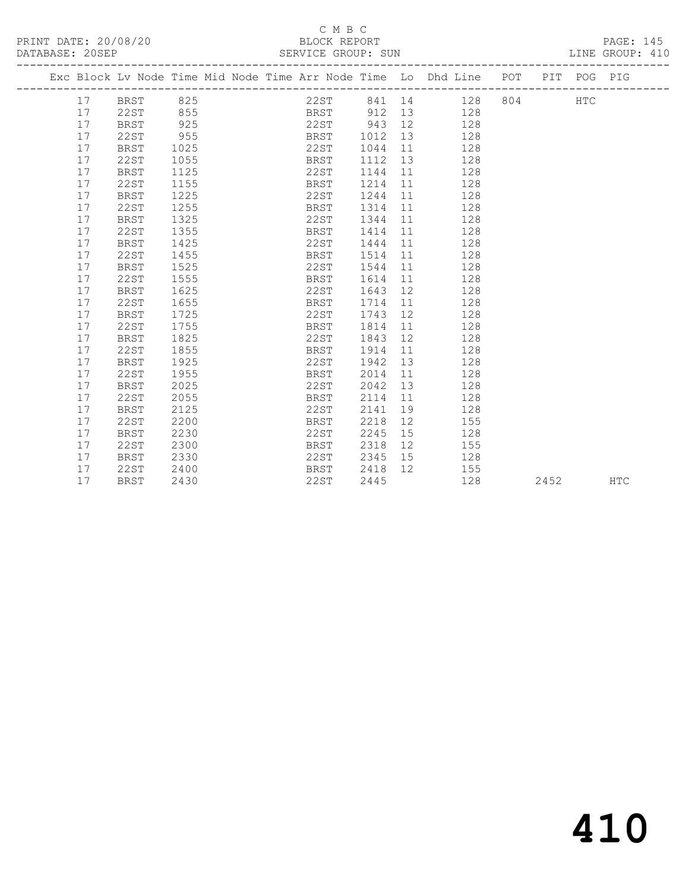C M B C

PRINT DATE: 20/08/20 BLOCK REPORT PAGE: 145

DATABASE: 20SEP SERVICE GROUP: SUN LINE GROUP: 410

| Exc | Block | Lv Node | Time | Mid Node | Time | Arr Node | Time | Lo | Dhd Line | POT | PIT | POG | PIG |
|---|---|---|---|---|---|---|---|---|---|---|---|---|---|
| | 17 | BRST | 825 | | | 22ST | 841 | 14 | 128 | 804 | | HTC | |
| | 17 | 22ST | 855 | | | BRST | 912 | 13 | 128 | | | | |
| | 17 | BRST | 925 | | | 22ST | 943 | 12 | 128 | | | | |
| | 17 | 22ST | 955 | | | BRST | 1012 | 13 | 128 | | | | |
| | 17 | BRST | 1025 | | | 22ST | 1044 | 11 | 128 | | | | |
| | 17 | 22ST | 1055 | | | BRST | 1112 | 13 | 128 | | | | |
| | 17 | BRST | 1125 | | | 22ST | 1144 | 11 | 128 | | | | |
| | 17 | 22ST | 1155 | | | BRST | 1214 | 11 | 128 | | | | |
| | 17 | BRST | 1225 | | | 22ST | 1244 | 11 | 128 | | | | |
| | 17 | 22ST | 1255 | | | BRST | 1314 | 11 | 128 | | | | |
| | 17 | BRST | 1325 | | | 22ST | 1344 | 11 | 128 | | | | |
| | 17 | 22ST | 1355 | | | BRST | 1414 | 11 | 128 | | | | |
| | 17 | BRST | 1425 | | | 22ST | 1444 | 11 | 128 | | | | |
| | 17 | 22ST | 1455 | | | BRST | 1514 | 11 | 128 | | | | |
| | 17 | BRST | 1525 | | | 22ST | 1544 | 11 | 128 | | | | |
| | 17 | 22ST | 1555 | | | BRST | 1614 | 11 | 128 | | | | |
| | 17 | BRST | 1625 | | | 22ST | 1643 | 12 | 128 | | | | |
| | 17 | 22ST | 1655 | | | BRST | 1714 | 11 | 128 | | | | |
| | 17 | BRST | 1725 | | | 22ST | 1743 | 12 | 128 | | | | |
| | 17 | 22ST | 1755 | | | BRST | 1814 | 11 | 128 | | | | |
| | 17 | BRST | 1825 | | | 22ST | 1843 | 12 | 128 | | | | |
| | 17 | 22ST | 1855 | | | BRST | 1914 | 11 | 128 | | | | |
| | 17 | BRST | 1925 | | | 22ST | 1942 | 13 | 128 | | | | |
| | 17 | 22ST | 1955 | | | BRST | 2014 | 11 | 128 | | | | |
| | 17 | BRST | 2025 | | | 22ST | 2042 | 13 | 128 | | | | |
| | 17 | 22ST | 2055 | | | BRST | 2114 | 11 | 128 | | | | |
| | 17 | BRST | 2125 | | | 22ST | 2141 | 19 | 128 | | | | |
| | 17 | 22ST | 2200 | | | BRST | 2218 | 12 | 155 | | | | |
| | 17 | BRST | 2230 | | | 22ST | 2245 | 15 | 128 | | | | |
| | 17 | 22ST | 2300 | | | BRST | 2318 | 12 | 155 | | | | |
| | 17 | BRST | 2330 | | | 22ST | 2345 | 15 | 128 | | | | |
| | 17 | 22ST | 2400 | | | BRST | 2418 | 12 | 155 | | | | |
| | 17 | BRST | 2430 | | | 22ST | 2445 | | 128 | | 2452 | | HTC |

# 410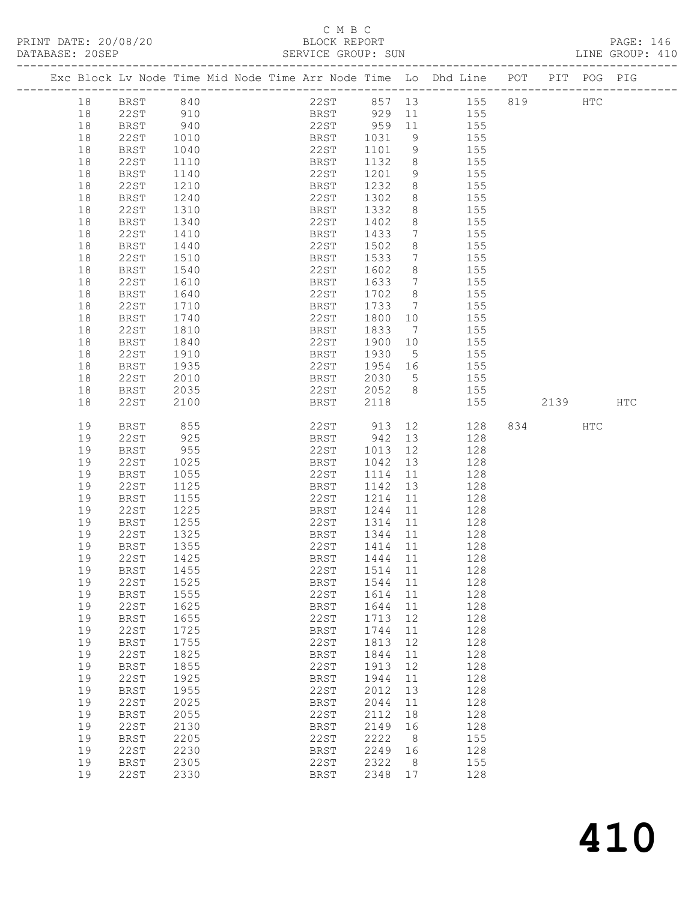C M B C

PRINT DATE: 20/08/20 BLOCK REPORT PAGE: 146
DATABASE: 20SEP SERVICE GROUP: SUN LINE GROUP: 410

| Exc | Block | Lv | Node | Time | Mid Node | Time | Arr Node | Time | Lo | Dhd Line | POT | PIT | POG | PIG |
|---|---|---|---|---|---|---|---|---|---|---|---|---|---|---|
| | 18 | | BRST | 840 | | | 22ST | 857 | 13 | 155 | 819 | | HTC | |
| | 18 | | 22ST | 910 | | | BRST | 929 | 11 | 155 | | | | |
| | 18 | | BRST | 940 | | | 22ST | 959 | 11 | 155 | | | | |
| | 18 | | 22ST | 1010 | | | BRST | 1031 | 9 | 155 | | | | |
| | 18 | | BRST | 1040 | | | 22ST | 1101 | 9 | 155 | | | | |
| | 18 | | 22ST | 1110 | | | BRST | 1132 | 8 | 155 | | | | |
| | 18 | | BRST | 1140 | | | 22ST | 1201 | 9 | 155 | | | | |
| | 18 | | 22ST | 1210 | | | BRST | 1232 | 8 | 155 | | | | |
| | 18 | | BRST | 1240 | | | 22ST | 1302 | 8 | 155 | | | | |
| | 18 | | 22ST | 1310 | | | BRST | 1332 | 8 | 155 | | | | |
| | 18 | | BRST | 1340 | | | 22ST | 1402 | 8 | 155 | | | | |
| | 18 | | 22ST | 1410 | | | BRST | 1433 | 7 | 155 | | | | |
| | 18 | | BRST | 1440 | | | 22ST | 1502 | 8 | 155 | | | | |
| | 18 | | 22ST | 1510 | | | BRST | 1533 | 7 | 155 | | | | |
| | 18 | | BRST | 1540 | | | 22ST | 1602 | 8 | 155 | | | | |
| | 18 | | 22ST | 1610 | | | BRST | 1633 | 7 | 155 | | | | |
| | 18 | | BRST | 1640 | | | 22ST | 1702 | 8 | 155 | | | | |
| | 18 | | 22ST | 1710 | | | BRST | 1733 | 7 | 155 | | | | |
| | 18 | | BRST | 1740 | | | 22ST | 1800 | 10 | 155 | | | | |
| | 18 | | 22ST | 1810 | | | BRST | 1833 | 7 | 155 | | | | |
| | 18 | | BRST | 1840 | | | 22ST | 1900 | 10 | 155 | | | | |
| | 18 | | 22ST | 1910 | | | BRST | 1930 | 5 | 155 | | | | |
| | 18 | | BRST | 1935 | | | 22ST | 1954 | 16 | 155 | | | | |
| | 18 | | 22ST | 2010 | | | BRST | 2030 | 5 | 155 | | | | |
| | 18 | | BRST | 2035 | | | 22ST | 2052 | 8 | 155 | | | | |
| | 18 | | 22ST | 2100 | | | BRST | 2118 | | 155 | | 2139 | | HTC |
| | 19 | | BRST | 855 | | | 22ST | 913 | 12 | 128 | 834 | | HTC | |
| | 19 | | 22ST | 925 | | | BRST | 942 | 13 | 128 | | | | |
| | 19 | | BRST | 955 | | | 22ST | 1013 | 12 | 128 | | | | |
| | 19 | | 22ST | 1025 | | | BRST | 1042 | 13 | 128 | | | | |
| | 19 | | BRST | 1055 | | | 22ST | 1114 | 11 | 128 | | | | |
| | 19 | | 22ST | 1125 | | | BRST | 1142 | 13 | 128 | | | | |
| | 19 | | BRST | 1155 | | | 22ST | 1214 | 11 | 128 | | | | |
| | 19 | | 22ST | 1225 | | | BRST | 1244 | 11 | 128 | | | | |
| | 19 | | BRST | 1255 | | | 22ST | 1314 | 11 | 128 | | | | |
| | 19 | | 22ST | 1325 | | | BRST | 1344 | 11 | 128 | | | | |
| | 19 | | BRST | 1355 | | | 22ST | 1414 | 11 | 128 | | | | |
| | 19 | | 22ST | 1425 | | | BRST | 1444 | 11 | 128 | | | | |
| | 19 | | BRST | 1455 | | | 22ST | 1514 | 11 | 128 | | | | |
| | 19 | | 22ST | 1525 | | | BRST | 1544 | 11 | 128 | | | | |
| | 19 | | BRST | 1555 | | | 22ST | 1614 | 11 | 128 | | | | |
| | 19 | | 22ST | 1625 | | | BRST | 1644 | 11 | 128 | | | | |
| | 19 | | BRST | 1655 | | | 22ST | 1713 | 12 | 128 | | | | |
| | 19 | | 22ST | 1725 | | | BRST | 1744 | 11 | 128 | | | | |
| | 19 | | BRST | 1755 | | | 22ST | 1813 | 12 | 128 | | | | |
| | 19 | | 22ST | 1825 | | | BRST | 1844 | 11 | 128 | | | | |
| | 19 | | BRST | 1855 | | | 22ST | 1913 | 12 | 128 | | | | |
| | 19 | | 22ST | 1925 | | | BRST | 1944 | 11 | 128 | | | | |
| | 19 | | BRST | 1955 | | | 22ST | 2012 | 13 | 128 | | | | |
| | 19 | | 22ST | 2025 | | | BRST | 2044 | 11 | 128 | | | | |
| | 19 | | BRST | 2055 | | | 22ST | 2112 | 18 | 128 | | | | |
| | 19 | | 22ST | 2130 | | | BRST | 2149 | 16 | 128 | | | | |
| | 19 | | BRST | 2205 | | | 22ST | 2222 | 8 | 155 | | | | |
| | 19 | | 22ST | 2230 | | | BRST | 2249 | 16 | 128 | | | | |
| | 19 | | BRST | 2305 | | | 22ST | 2322 | 8 | 155 | | | | |
| | 19 | | 22ST | 2330 | | | BRST | 2348 | 17 | 128 | | | | |

410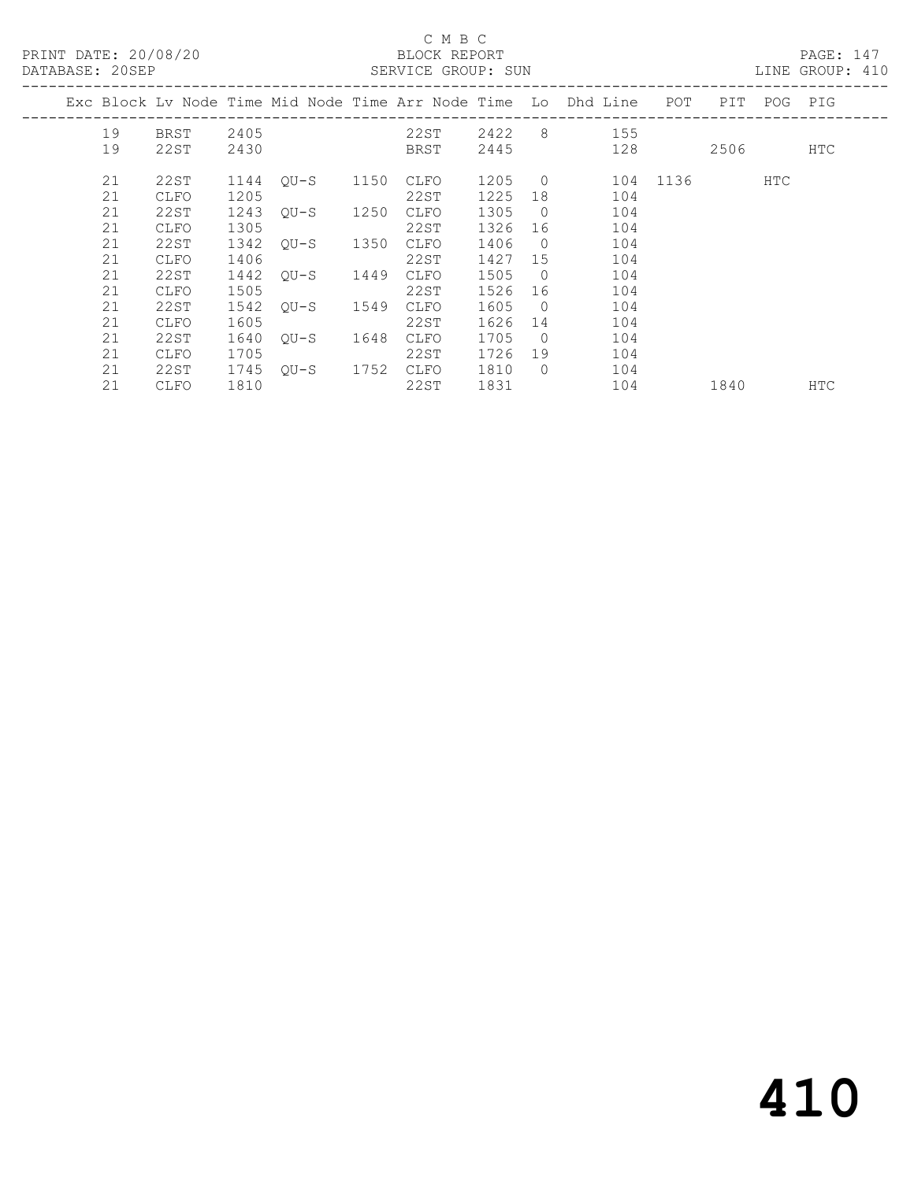C M B C
BLOCK REPORT
SERVICE GROUP: SUN

PRINT DATE: 20/08/20
DATABASE: 20SEP

LINE GROUP: 410

| Exc | Block | Lv | Node | Time | Mid Node | Time | Arr Node | Time | Lo | Dhd Line | POT | PIT | POG | PIG |
|---|---|---|---|---|---|---|---|---|---|---|---|---|---|---|
| | 19 | | BRST | 2405 | | | 22ST | 2422 | 8 | 155 | | | | |
| | 19 | | 22ST | 2430 | | | BRST | 2445 | | 128 | | 2506 | | HTC |
| | 21 | | 22ST | 1144 | QU-S | 1150 | CLFO | 1205 | 0 | 104 | 1136 | | HTC | |
| | 21 | | CLFO | 1205 | | | 22ST | 1225 | 18 | 104 | | | | |
| | 21 | | 22ST | 1243 | QU-S | 1250 | CLFO | 1305 | 0 | 104 | | | | |
| | 21 | | CLFO | 1305 | | | 22ST | 1326 | 16 | 104 | | | | |
| | 21 | | 22ST | 1342 | QU-S | 1350 | CLFO | 1406 | 0 | 104 | | | | |
| | 21 | | CLFO | 1406 | | | 22ST | 1427 | 15 | 104 | | | | |
| | 21 | | 22ST | 1442 | QU-S | 1449 | CLFO | 1505 | 0 | 104 | | | | |
| | 21 | | CLFO | 1505 | | | 22ST | 1526 | 16 | 104 | | | | |
| | 21 | | 22ST | 1542 | QU-S | 1549 | CLFO | 1605 | 0 | 104 | | | | |
| | 21 | | CLFO | 1605 | | | 22ST | 1626 | 14 | 104 | | | | |
| | 21 | | 22ST | 1640 | QU-S | 1648 | CLFO | 1705 | 0 | 104 | | | | |
| | 21 | | CLFO | 1705 | | | 22ST | 1726 | 19 | 104 | | | | |
| | 21 | | 22ST | 1745 | QU-S | 1752 | CLFO | 1810 | 0 | 104 | | | | |
| | 21 | | CLFO | 1810 | | | 22ST | 1831 | | 104 | | 1840 | | HTC |

410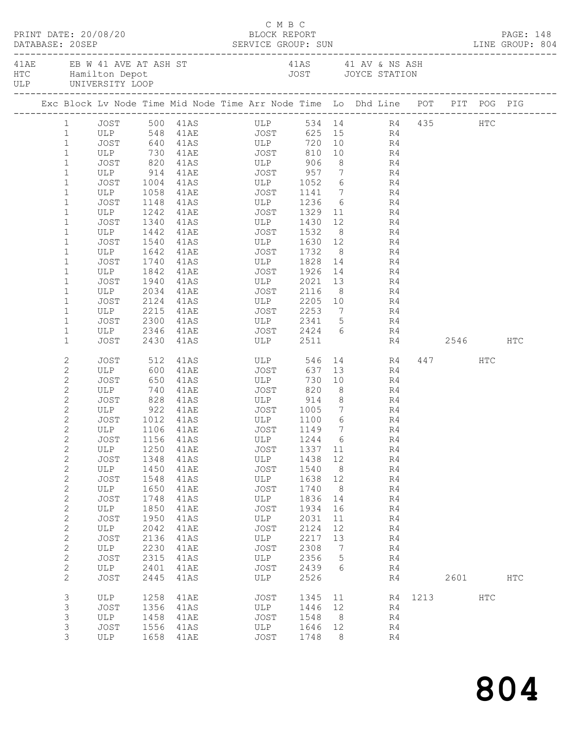C M B C
PRINT DATE: 20/08/20 BLOCK REPORT
DATABASE: 20SEP SERVICE GROUP: SUN LINE GROUP: 804

| | | | |
|---|---|---|---|
| 41AE | EB W 41 AVE AT ASH ST | 41AS | 41 AV & NS ASH |
| HTC | Hamilton Depot | JOST | JOYCE STATION |
| ULP | UNIVERSITY LOOP | | |

| Exc | Block | Lv Node | Time | Mid Node | Time | Arr Node | Time | Lo | Dhd Line | POT | PIT | POG | PIG |
|---|---|---|---|---|---|---|---|---|---|---|---|---|---|
| | 1 | JOST | 500 | 41AS | | ULP | 534 | 14 | R4 | 435 | | HTC | |
| | 1 | ULP | 548 | 41AE | | JOST | 625 | 15 | R4 | | | | |
| | 1 | JOST | 640 | 41AS | | ULP | 720 | 10 | R4 | | | | |
| | 1 | ULP | 730 | 41AE | | JOST | 810 | 10 | R4 | | | | |
| | 1 | JOST | 820 | 41AS | | ULP | 906 | 8 | R4 | | | | |
| | 1 | ULP | 914 | 41AE | | JOST | 957 | 7 | R4 | | | | |
| | 1 | JOST | 1004 | 41AS | | ULP | 1052 | 6 | R4 | | | | |
| | 1 | ULP | 1058 | 41AE | | JOST | 1141 | 7 | R4 | | | | |
| | 1 | JOST | 1148 | 41AS | | ULP | 1236 | 6 | R4 | | | | |
| | 1 | ULP | 1242 | 41AE | | JOST | 1329 | 11 | R4 | | | | |
| | 1 | JOST | 1340 | 41AS | | ULP | 1430 | 12 | R4 | | | | |
| | 1 | ULP | 1442 | 41AE | | JOST | 1532 | 8 | R4 | | | | |
| | 1 | JOST | 1540 | 41AS | | ULP | 1630 | 12 | R4 | | | | |
| | 1 | ULP | 1642 | 41AE | | JOST | 1732 | 8 | R4 | | | | |
| | 1 | JOST | 1740 | 41AS | | ULP | 1828 | 14 | R4 | | | | |
| | 1 | ULP | 1842 | 41AE | | JOST | 1926 | 14 | R4 | | | | |
| | 1 | JOST | 1940 | 41AS | | ULP | 2021 | 13 | R4 | | | | |
| | 1 | ULP | 2034 | 41AE | | JOST | 2116 | 8 | R4 | | | | |
| | 1 | JOST | 2124 | 41AS | | ULP | 2205 | 10 | R4 | | | | |
| | 1 | ULP | 2215 | 41AE | | JOST | 2253 | 7 | R4 | | | | |
| | 1 | JOST | 2300 | 41AS | | ULP | 2341 | 5 | R4 | | | | |
| | 1 | ULP | 2346 | 41AE | | JOST | 2424 | 6 | R4 | | | | |
| | 1 | JOST | 2430 | 41AS | | ULP | 2511 | | R4 | | 2546 | | HTC |
| | 2 | JOST | 512 | 41AS | | ULP | 546 | 14 | R4 | 447 | | HTC | |
| | 2 | ULP | 600 | 41AE | | JOST | 637 | 13 | R4 | | | | |
| | 2 | JOST | 650 | 41AS | | ULP | 730 | 10 | R4 | | | | |
| | 2 | ULP | 740 | 41AE | | JOST | 820 | 8 | R4 | | | | |
| | 2 | JOST | 828 | 41AS | | ULP | 914 | 8 | R4 | | | | |
| | 2 | ULP | 922 | 41AE | | JOST | 1005 | 7 | R4 | | | | |
| | 2 | JOST | 1012 | 41AS | | ULP | 1100 | 6 | R4 | | | | |
| | 2 | ULP | 1106 | 41AE | | JOST | 1149 | 7 | R4 | | | | |
| | 2 | JOST | 1156 | 41AS | | ULP | 1244 | 6 | R4 | | | | |
| | 2 | ULP | 1250 | 41AE | | JOST | 1337 | 11 | R4 | | | | |
| | 2 | JOST | 1348 | 41AS | | ULP | 1438 | 12 | R4 | | | | |
| | 2 | ULP | 1450 | 41AE | | JOST | 1540 | 8 | R4 | | | | |
| | 2 | JOST | 1548 | 41AS | | ULP | 1638 | 12 | R4 | | | | |
| | 2 | ULP | 1650 | 41AE | | JOST | 1740 | 8 | R4 | | | | |
| | 2 | JOST | 1748 | 41AS | | ULP | 1836 | 14 | R4 | | | | |
| | 2 | ULP | 1850 | 41AE | | JOST | 1934 | 16 | R4 | | | | |
| | 2 | JOST | 1950 | 41AS | | ULP | 2031 | 11 | R4 | | | | |
| | 2 | ULP | 2042 | 41AE | | JOST | 2124 | 12 | R4 | | | | |
| | 2 | JOST | 2136 | 41AS | | ULP | 2217 | 13 | R4 | | | | |
| | 2 | ULP | 2230 | 41AE | | JOST | 2308 | 7 | R4 | | | | |
| | 2 | JOST | 2315 | 41AS | | ULP | 2356 | 5 | R4 | | | | |
| | 2 | ULP | 2401 | 41AE | | JOST | 2439 | 6 | R4 | | | | |
| | 2 | JOST | 2445 | 41AS | | ULP | 2526 | | R4 | | 2601 | | HTC |
| | 3 | ULP | 1258 | 41AE | | JOST | 1345 | 11 | R4 | 1213 | | HTC | |
| | 3 | JOST | 1356 | 41AS | | ULP | 1446 | 12 | R4 | | | | |
| | 3 | ULP | 1458 | 41AE | | JOST | 1548 | 8 | R4 | | | | |
| | 3 | JOST | 1556 | 41AS | | ULP | 1646 | 12 | R4 | | | | |
| | 3 | ULP | 1658 | 41AE | | JOST | 1748 | 8 | R4 | | | | |

804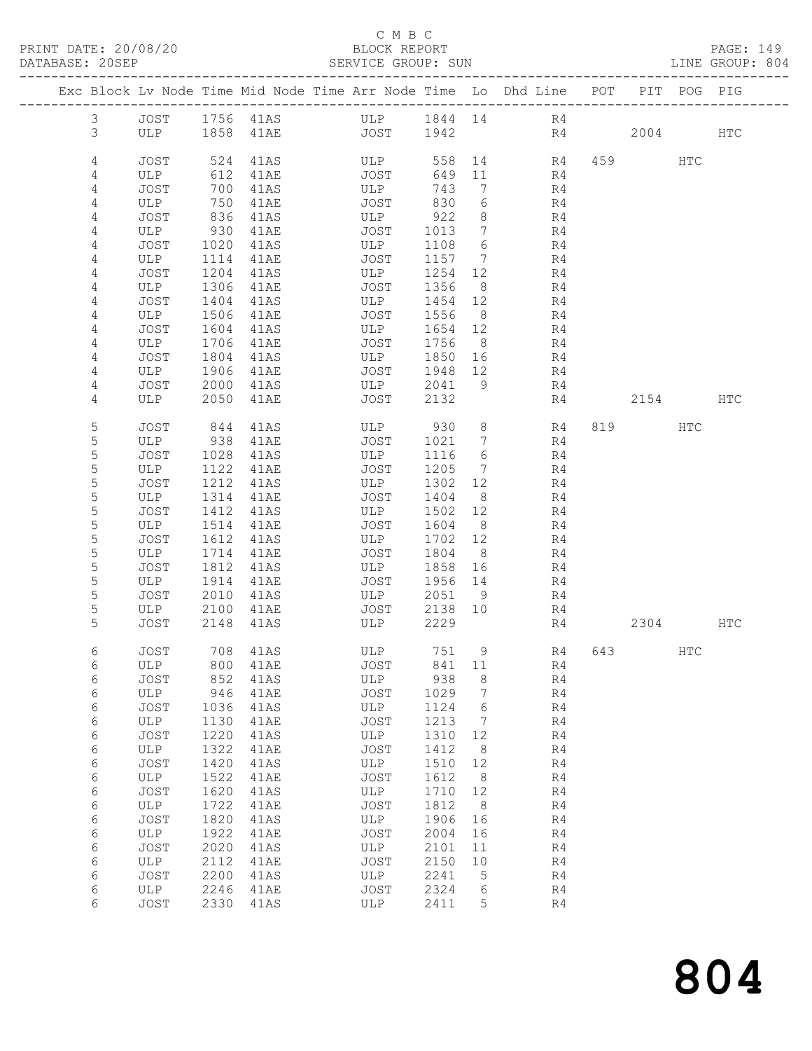C M B C

PRINT DATE: 20/08/20 BLOCK REPORT PAGE: 149
DATABASE: 20SEP SERVICE GROUP: SUN LINE GROUP: 804

| Exc | Block | Lv | Node | Time | Mid | Node | Time | Arr | Node | Time | Lo | Dhd | Line | POT | PIT | POG | PIG |
|---|---|---|---|---|---|---|---|---|---|---|---|---|---|---|---|---|---|
| | 3 | | JOST | 1756 | | 41AS | | | ULP | 1844 | 14 | | R4 | | | | |
| | 3 | | ULP | 1858 | | 41AE | | | JOST | 1942 | | | R4 | | 2004 | | HTC |
| | 4 | | JOST | 524 | | 41AS | | | ULP | 558 | 14 | | R4 | 459 | | HTC | |
| | 4 | | ULP | 612 | | 41AE | | | JOST | 649 | 11 | | R4 | | | | |
| | 4 | | JOST | 700 | | 41AS | | | ULP | 743 | 7 | | R4 | | | | |
| | 4 | | ULP | 750 | | 41AE | | | JOST | 830 | 6 | | R4 | | | | |
| | 4 | | JOST | 836 | | 41AS | | | ULP | 922 | 8 | | R4 | | | | |
| | 4 | | ULP | 930 | | 41AE | | | JOST | 1013 | 7 | | R4 | | | | |
| | 4 | | JOST | 1020 | | 41AS | | | ULP | 1108 | 6 | | R4 | | | | |
| | 4 | | ULP | 1114 | | 41AE | | | JOST | 1157 | 7 | | R4 | | | | |
| | 4 | | JOST | 1204 | | 41AS | | | ULP | 1254 | 12 | | R4 | | | | |
| | 4 | | ULP | 1306 | | 41AE | | | JOST | 1356 | 8 | | R4 | | | | |
| | 4 | | JOST | 1404 | | 41AS | | | ULP | 1454 | 12 | | R4 | | | | |
| | 4 | | ULP | 1506 | | 41AE | | | JOST | 1556 | 8 | | R4 | | | | |
| | 4 | | JOST | 1604 | | 41AS | | | ULP | 1654 | 12 | | R4 | | | | |
| | 4 | | ULP | 1706 | | 41AE | | | JOST | 1756 | 8 | | R4 | | | | |
| | 4 | | JOST | 1804 | | 41AS | | | ULP | 1850 | 16 | | R4 | | | | |
| | 4 | | ULP | 1906 | | 41AE | | | JOST | 1948 | 12 | | R4 | | | | |
| | 4 | | JOST | 2000 | | 41AS | | | ULP | 2041 | 9 | | R4 | | | | |
| | 4 | | ULP | 2050 | | 41AE | | | JOST | 2132 | | | R4 | | 2154 | | HTC |
| | 5 | | JOST | 844 | | 41AS | | | ULP | 930 | 8 | | R4 | 819 | | HTC | |
| | 5 | | ULP | 938 | | 41AE | | | JOST | 1021 | 7 | | R4 | | | | |
| | 5 | | JOST | 1028 | | 41AS | | | ULP | 1116 | 6 | | R4 | | | | |
| | 5 | | ULP | 1122 | | 41AE | | | JOST | 1205 | 7 | | R4 | | | | |
| | 5 | | JOST | 1212 | | 41AS | | | ULP | 1302 | 12 | | R4 | | | | |
| | 5 | | ULP | 1314 | | 41AE | | | JOST | 1404 | 8 | | R4 | | | | |
| | 5 | | JOST | 1412 | | 41AS | | | ULP | 1502 | 12 | | R4 | | | | |
| | 5 | | ULP | 1514 | | 41AE | | | JOST | 1604 | 8 | | R4 | | | | |
| | 5 | | JOST | 1612 | | 41AS | | | ULP | 1702 | 12 | | R4 | | | | |
| | 5 | | ULP | 1714 | | 41AE | | | JOST | 1804 | 8 | | R4 | | | | |
| | 5 | | JOST | 1812 | | 41AS | | | ULP | 1858 | 16 | | R4 | | | | |
| | 5 | | ULP | 1914 | | 41AE | | | JOST | 1956 | 14 | | R4 | | | | |
| | 5 | | JOST | 2010 | | 41AS | | | ULP | 2051 | 9 | | R4 | | | | |
| | 5 | | ULP | 2100 | | 41AE | | | JOST | 2138 | 10 | | R4 | | | | |
| | 5 | | JOST | 2148 | | 41AS | | | ULP | 2229 | | | R4 | | 2304 | | HTC |
| | 6 | | JOST | 708 | | 41AS | | | ULP | 751 | 9 | | R4 | 643 | | HTC | |
| | 6 | | ULP | 800 | | 41AE | | | JOST | 841 | 11 | | R4 | | | | |
| | 6 | | JOST | 852 | | 41AS | | | ULP | 938 | 8 | | R4 | | | | |
| | 6 | | ULP | 946 | | 41AE | | | JOST | 1029 | 7 | | R4 | | | | |
| | 6 | | JOST | 1036 | | 41AS | | | ULP | 1124 | 6 | | R4 | | | | |
| | 6 | | ULP | 1130 | | 41AE | | | JOST | 1213 | 7 | | R4 | | | | |
| | 6 | | JOST | 1220 | | 41AS | | | ULP | 1310 | 12 | | R4 | | | | |
| | 6 | | ULP | 1322 | | 41AE | | | JOST | 1412 | 8 | | R4 | | | | |
| | 6 | | JOST | 1420 | | 41AS | | | ULP | 1510 | 12 | | R4 | | | | |
| | 6 | | ULP | 1522 | | 41AE | | | JOST | 1612 | 8 | | R4 | | | | |
| | 6 | | JOST | 1620 | | 41AS | | | ULP | 1710 | 12 | | R4 | | | | |
| | 6 | | ULP | 1722 | | 41AE | | | JOST | 1812 | 8 | | R4 | | | | |
| | 6 | | JOST | 1820 | | 41AS | | | ULP | 1906 | 16 | | R4 | | | | |
| | 6 | | ULP | 1922 | | 41AE | | | JOST | 2004 | 16 | | R4 | | | | |
| | 6 | | JOST | 2020 | | 41AS | | | ULP | 2101 | 11 | | R4 | | | | |
| | 6 | | ULP | 2112 | | 41AE | | | JOST | 2150 | 10 | | R4 | | | | |
| | 6 | | JOST | 2200 | | 41AS | | | ULP | 2241 | 5 | | R4 | | | | |
| | 6 | | ULP | 2246 | | 41AE | | | JOST | 2324 | 6 | | R4 | | | | |
| | 6 | | JOST | 2330 | | 41AS | | | ULP | 2411 | 5 | | R4 | | | | |

# 804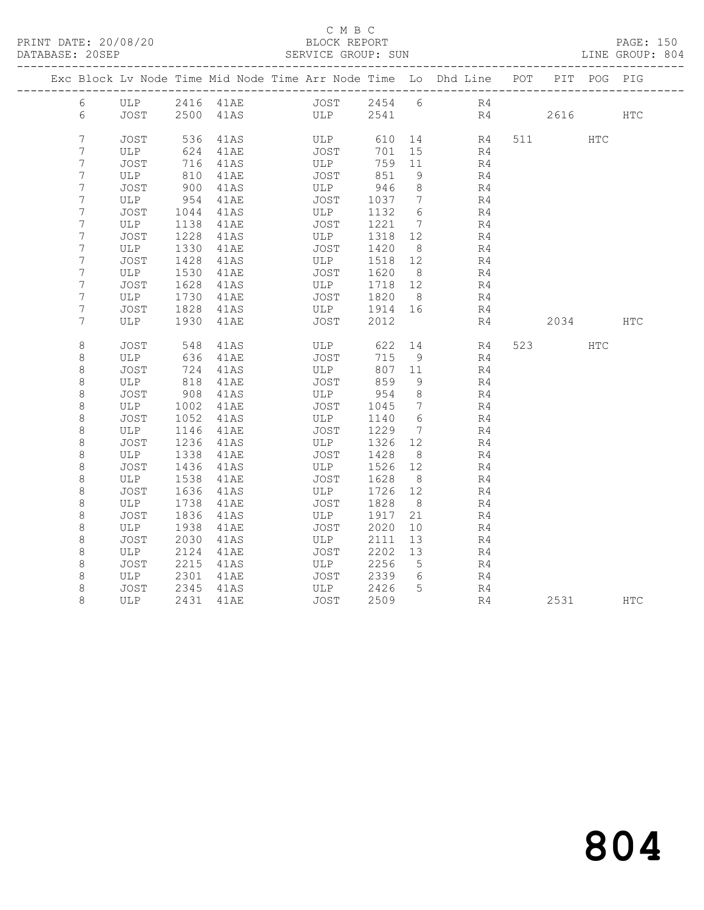C M B C

PRINT DATE: 20/08/20 BLOCK REPORT
DATABASE: 20SEP SERVICE GROUP: SUN LINE GROUP: 804

| Exc | Block | Lv | Node | Time | Mid Node | Time | Arr Node | Time | Lo | Dhd Line | POT | PIT | POG | PIG |
|---|---|---|---|---|---|---|---|---|---|---|---|---|---|---|
| | 6 | | ULP | 2416 | 41AE | | JOST | 2454 | 6 | R4 | | | | |
| | 6 | | JOST | 2500 | 41AS | | ULP | 2541 | | R4 | | 2616 | | HTC |
| | 7 | | JOST | 536 | 41AS | | ULP | 610 | 14 | R4 | 511 | | HTC | |
| | 7 | | ULP | 624 | 41AE | | JOST | 701 | 15 | R4 | | | | |
| | 7 | | JOST | 716 | 41AS | | ULP | 759 | 11 | R4 | | | | |
| | 7 | | ULP | 810 | 41AE | | JOST | 851 | 9 | R4 | | | | |
| | 7 | | JOST | 900 | 41AS | | ULP | 946 | 8 | R4 | | | | |
| | 7 | | ULP | 954 | 41AE | | JOST | 1037 | 7 | R4 | | | | |
| | 7 | | JOST | 1044 | 41AS | | ULP | 1132 | 6 | R4 | | | | |
| | 7 | | ULP | 1138 | 41AE | | JOST | 1221 | 7 | R4 | | | | |
| | 7 | | JOST | 1228 | 41AS | | ULP | 1318 | 12 | R4 | | | | |
| | 7 | | ULP | 1330 | 41AE | | JOST | 1420 | 8 | R4 | | | | |
| | 7 | | JOST | 1428 | 41AS | | ULP | 1518 | 12 | R4 | | | | |
| | 7 | | ULP | 1530 | 41AE | | JOST | 1620 | 8 | R4 | | | | |
| | 7 | | JOST | 1628 | 41AS | | ULP | 1718 | 12 | R4 | | | | |
| | 7 | | ULP | 1730 | 41AE | | JOST | 1820 | 8 | R4 | | | | |
| | 7 | | JOST | 1828 | 41AS | | ULP | 1914 | 16 | R4 | | | | |
| | 7 | | ULP | 1930 | 41AE | | JOST | 2012 | | R4 | | 2034 | | HTC |
| | 8 | | JOST | 548 | 41AS | | ULP | 622 | 14 | R4 | 523 | | HTC | |
| | 8 | | ULP | 636 | 41AE | | JOST | 715 | 9 | R4 | | | | |
| | 8 | | JOST | 724 | 41AS | | ULP | 807 | 11 | R4 | | | | |
| | 8 | | ULP | 818 | 41AE | | JOST | 859 | 9 | R4 | | | | |
| | 8 | | JOST | 908 | 41AS | | ULP | 954 | 8 | R4 | | | | |
| | 8 | | ULP | 1002 | 41AE | | JOST | 1045 | 7 | R4 | | | | |
| | 8 | | JOST | 1052 | 41AS | | ULP | 1140 | 6 | R4 | | | | |
| | 8 | | ULP | 1146 | 41AE | | JOST | 1229 | 7 | R4 | | | | |
| | 8 | | JOST | 1236 | 41AS | | ULP | 1326 | 12 | R4 | | | | |
| | 8 | | ULP | 1338 | 41AE | | JOST | 1428 | 8 | R4 | | | | |
| | 8 | | JOST | 1436 | 41AS | | ULP | 1526 | 12 | R4 | | | | |
| | 8 | | ULP | 1538 | 41AE | | JOST | 1628 | 8 | R4 | | | | |
| | 8 | | JOST | 1636 | 41AS | | ULP | 1726 | 12 | R4 | | | | |
| | 8 | | ULP | 1738 | 41AE | | JOST | 1828 | 8 | R4 | | | | |
| | 8 | | JOST | 1836 | 41AS | | ULP | 1917 | 21 | R4 | | | | |
| | 8 | | ULP | 1938 | 41AE | | JOST | 2020 | 10 | R4 | | | | |
| | 8 | | JOST | 2030 | 41AS | | ULP | 2111 | 13 | R4 | | | | |
| | 8 | | ULP | 2124 | 41AE | | JOST | 2202 | 13 | R4 | | | | |
| | 8 | | JOST | 2215 | 41AS | | ULP | 2256 | 5 | R4 | | | | |
| | 8 | | ULP | 2301 | 41AE | | JOST | 2339 | 6 | R4 | | | | |
| | 8 | | JOST | 2345 | 41AS | | ULP | 2426 | 5 | R4 | | | | |
| | 8 | | ULP | 2431 | 41AE | | JOST | 2509 | | R4 | | 2531 | | HTC |

804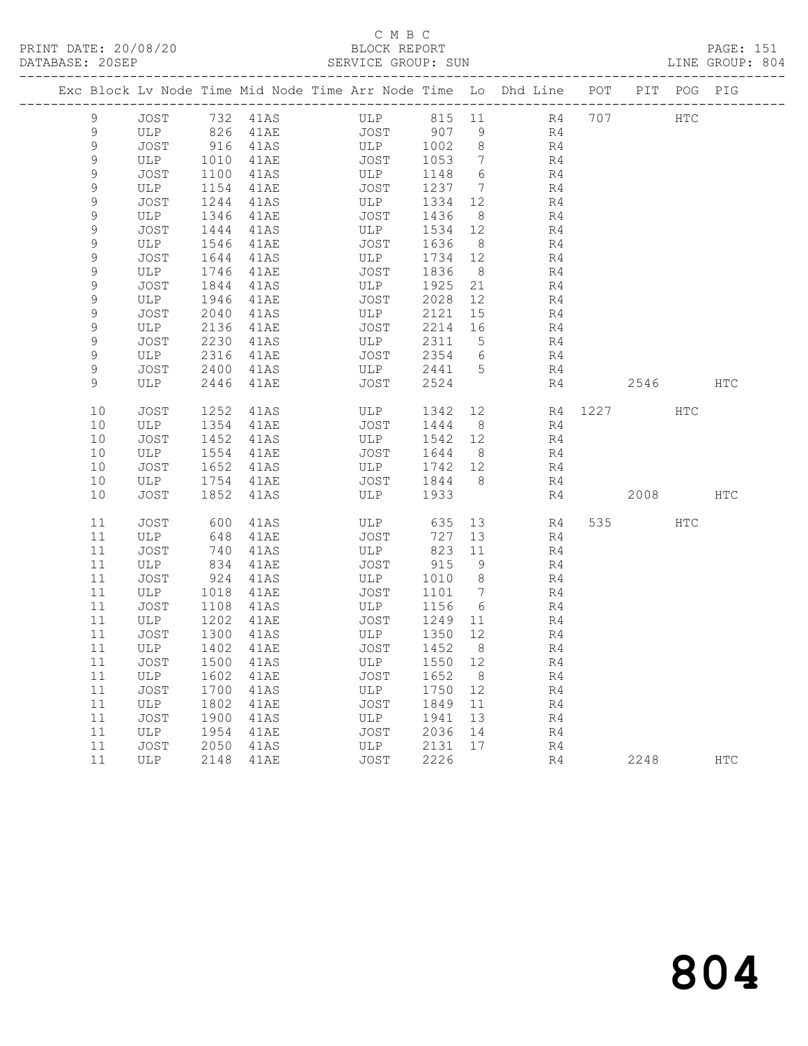C M B C

PRINT DATE: 20/08/20 BLOCK REPORT

DATABASE: 20SEP SERVICE GROUP: SUN LINE GROUP: 804

| Exc | Block | Lv | Node | Time | Mid Node | Time | Arr Node | Time | Lo | Dhd Line | POT | PIT | POG | PIG |
|---|---|---|---|---|---|---|---|---|---|---|---|---|---|---|
| | 9 | | JOST | 732 | 41AS | | ULP | 815 | 11 | R4 | 707 | | HTC | |
| | 9 | | ULP | 826 | 41AE | | JOST | 907 | 9 | R4 | | | | |
| | 9 | | JOST | 916 | 41AS | | ULP | 1002 | 8 | R4 | | | | |
| | 9 | | ULP | 1010 | 41AE | | JOST | 1053 | 7 | R4 | | | | |
| | 9 | | JOST | 1100 | 41AS | | ULP | 1148 | 6 | R4 | | | | |
| | 9 | | ULP | 1154 | 41AE | | JOST | 1237 | 7 | R4 | | | | |
| | 9 | | JOST | 1244 | 41AS | | ULP | 1334 | 12 | R4 | | | | |
| | 9 | | ULP | 1346 | 41AE | | JOST | 1436 | 8 | R4 | | | | |
| | 9 | | JOST | 1444 | 41AS | | ULP | 1534 | 12 | R4 | | | | |
| | 9 | | ULP | 1546 | 41AE | | JOST | 1636 | 8 | R4 | | | | |
| | 9 | | JOST | 1644 | 41AS | | ULP | 1734 | 12 | R4 | | | | |
| | 9 | | ULP | 1746 | 41AE | | JOST | 1836 | 8 | R4 | | | | |
| | 9 | | JOST | 1844 | 41AS | | ULP | 1925 | 21 | R4 | | | | |
| | 9 | | ULP | 1946 | 41AE | | JOST | 2028 | 12 | R4 | | | | |
| | 9 | | JOST | 2040 | 41AS | | ULP | 2121 | 15 | R4 | | | | |
| | 9 | | ULP | 2136 | 41AE | | JOST | 2214 | 16 | R4 | | | | |
| | 9 | | JOST | 2230 | 41AS | | ULP | 2311 | 5 | R4 | | | | |
| | 9 | | ULP | 2316 | 41AE | | JOST | 2354 | 6 | R4 | | | | |
| | 9 | | JOST | 2400 | 41AS | | ULP | 2441 | 5 | R4 | | | | |
| | 9 | | ULP | 2446 | 41AE | | JOST | 2524 | | R4 | | 2546 | | HTC |
| | 10 | | JOST | 1252 | 41AS | | ULP | 1342 | 12 | R4 | 1227 | | HTC | |
| | 10 | | ULP | 1354 | 41AE | | JOST | 1444 | 8 | R4 | | | | |
| | 10 | | JOST | 1452 | 41AS | | ULP | 1542 | 12 | R4 | | | | |
| | 10 | | ULP | 1554 | 41AE | | JOST | 1644 | 8 | R4 | | | | |
| | 10 | | JOST | 1652 | 41AS | | ULP | 1742 | 12 | R4 | | | | |
| | 10 | | ULP | 1754 | 41AE | | JOST | 1844 | 8 | R4 | | | | |
| | 10 | | JOST | 1852 | 41AS | | ULP | 1933 | | R4 | | 2008 | | HTC |
| | 11 | | JOST | 600 | 41AS | | ULP | 635 | 13 | R4 | 535 | | HTC | |
| | 11 | | ULP | 648 | 41AE | | JOST | 727 | 13 | R4 | | | | |
| | 11 | | JOST | 740 | 41AS | | ULP | 823 | 11 | R4 | | | | |
| | 11 | | ULP | 834 | 41AE | | JOST | 915 | 9 | R4 | | | | |
| | 11 | | JOST | 924 | 41AS | | ULP | 1010 | 8 | R4 | | | | |
| | 11 | | ULP | 1018 | 41AE | | JOST | 1101 | 7 | R4 | | | | |
| | 11 | | JOST | 1108 | 41AS | | ULP | 1156 | 6 | R4 | | | | |
| | 11 | | ULP | 1202 | 41AE | | JOST | 1249 | 11 | R4 | | | | |
| | 11 | | JOST | 1300 | 41AS | | ULP | 1350 | 12 | R4 | | | | |
| | 11 | | ULP | 1402 | 41AE | | JOST | 1452 | 8 | R4 | | | | |
| | 11 | | JOST | 1500 | 41AS | | ULP | 1550 | 12 | R4 | | | | |
| | 11 | | ULP | 1602 | 41AE | | JOST | 1652 | 8 | R4 | | | | |
| | 11 | | JOST | 1700 | 41AS | | ULP | 1750 | 12 | R4 | | | | |
| | 11 | | ULP | 1802 | 41AE | | JOST | 1849 | 11 | R4 | | | | |
| | 11 | | JOST | 1900 | 41AS | | ULP | 1941 | 13 | R4 | | | | |
| | 11 | | ULP | 1954 | 41AE | | JOST | 2036 | 14 | R4 | | | | |
| | 11 | | JOST | 2050 | 41AS | | ULP | 2131 | 17 | R4 | | | | |
| | 11 | | ULP | 2148 | 41AE | | JOST | 2226 | | R4 | | 2248 | | HTC |

804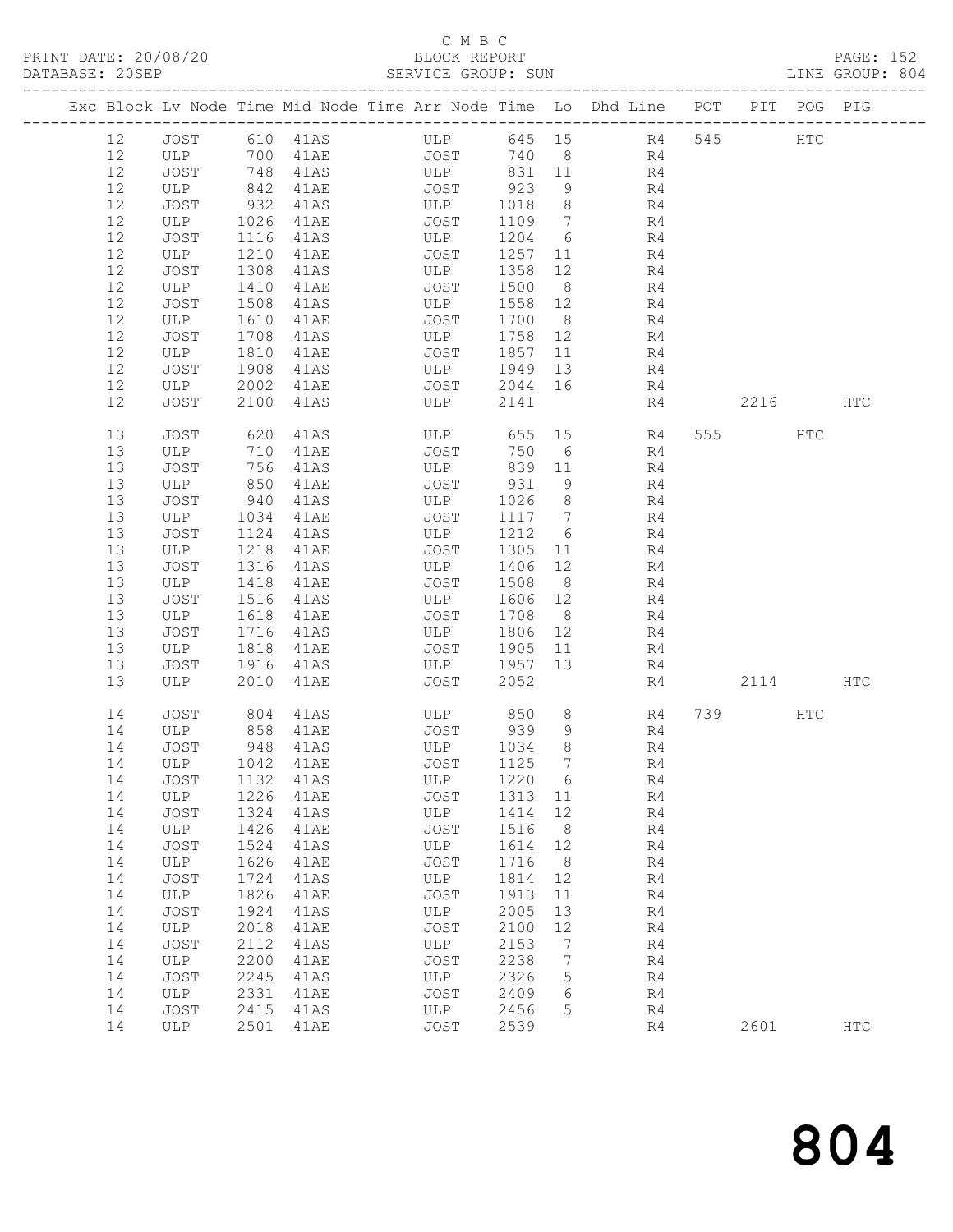C M B C

PRINT DATE: 20/08/20 BLOCK REPORT PAGE: 152
DATABASE: 20SEP SERVICE GROUP: SUN LINE GROUP: 804

| Exc | Block | Lv | Node | Time | Mid Node | Time | Arr Node | Time | Lo | Dhd Line | POT | PIT | POG | PIG |
|---|---|---|---|---|---|---|---|---|---|---|---|---|---|---|
| | 12 | | JOST | 610 | 41AS | | ULP | 645 | 15 | R4 | 545 | | HTC | |
| | 12 | | ULP | 700 | 41AE | | JOST | 740 | 8 | R4 | | | | |
| | 12 | | JOST | 748 | 41AS | | ULP | 831 | 11 | R4 | | | | |
| | 12 | | ULP | 842 | 41AE | | JOST | 923 | 9 | R4 | | | | |
| | 12 | | JOST | 932 | 41AS | | ULP | 1018 | 8 | R4 | | | | |
| | 12 | | ULP | 1026 | 41AE | | JOST | 1109 | 7 | R4 | | | | |
| | 12 | | JOST | 1116 | 41AS | | ULP | 1204 | 6 | R4 | | | | |
| | 12 | | ULP | 1210 | 41AE | | JOST | 1257 | 11 | R4 | | | | |
| | 12 | | JOST | 1308 | 41AS | | ULP | 1358 | 12 | R4 | | | | |
| | 12 | | ULP | 1410 | 41AE | | JOST | 1500 | 8 | R4 | | | | |
| | 12 | | JOST | 1508 | 41AS | | ULP | 1558 | 12 | R4 | | | | |
| | 12 | | ULP | 1610 | 41AE | | JOST | 1700 | 8 | R4 | | | | |
| | 12 | | JOST | 1708 | 41AS | | ULP | 1758 | 12 | R4 | | | | |
| | 12 | | ULP | 1810 | 41AE | | JOST | 1857 | 11 | R4 | | | | |
| | 12 | | JOST | 1908 | 41AS | | ULP | 1949 | 13 | R4 | | | | |
| | 12 | | ULP | 2002 | 41AE | | JOST | 2044 | 16 | R4 | | | | |
| | 12 | | JOST | 2100 | 41AS | | ULP | 2141 | | R4 | | 2216 | | HTC |
| | 13 | | JOST | 620 | 41AS | | ULP | 655 | 15 | R4 | 555 | | HTC | |
| | 13 | | ULP | 710 | 41AE | | JOST | 750 | 6 | R4 | | | | |
| | 13 | | JOST | 756 | 41AS | | ULP | 839 | 11 | R4 | | | | |
| | 13 | | ULP | 850 | 41AE | | JOST | 931 | 9 | R4 | | | | |
| | 13 | | JOST | 940 | 41AS | | ULP | 1026 | 8 | R4 | | | | |
| | 13 | | ULP | 1034 | 41AE | | JOST | 1117 | 7 | R4 | | | | |
| | 13 | | JOST | 1124 | 41AS | | ULP | 1212 | 6 | R4 | | | | |
| | 13 | | ULP | 1218 | 41AE | | JOST | 1305 | 11 | R4 | | | | |
| | 13 | | JOST | 1316 | 41AS | | ULP | 1406 | 12 | R4 | | | | |
| | 13 | | ULP | 1418 | 41AE | | JOST | 1508 | 8 | R4 | | | | |
| | 13 | | JOST | 1516 | 41AS | | ULP | 1606 | 12 | R4 | | | | |
| | 13 | | ULP | 1618 | 41AE | | JOST | 1708 | 8 | R4 | | | | |
| | 13 | | JOST | 1716 | 41AS | | ULP | 1806 | 12 | R4 | | | | |
| | 13 | | ULP | 1818 | 41AE | | JOST | 1905 | 11 | R4 | | | | |
| | 13 | | JOST | 1916 | 41AS | | ULP | 1957 | 13 | R4 | | | | |
| | 13 | | ULP | 2010 | 41AE | | JOST | 2052 | | R4 | | 2114 | | HTC |
| | 14 | | JOST | 804 | 41AS | | ULP | 850 | 8 | R4 | 739 | | HTC | |
| | 14 | | ULP | 858 | 41AE | | JOST | 939 | 9 | R4 | | | | |
| | 14 | | JOST | 948 | 41AS | | ULP | 1034 | 8 | R4 | | | | |
| | 14 | | ULP | 1042 | 41AE | | JOST | 1125 | 7 | R4 | | | | |
| | 14 | | JOST | 1132 | 41AS | | ULP | 1220 | 6 | R4 | | | | |
| | 14 | | ULP | 1226 | 41AE | | JOST | 1313 | 11 | R4 | | | | |
| | 14 | | JOST | 1324 | 41AS | | ULP | 1414 | 12 | R4 | | | | |
| | 14 | | ULP | 1426 | 41AE | | JOST | 1516 | 8 | R4 | | | | |
| | 14 | | JOST | 1524 | 41AS | | ULP | 1614 | 12 | R4 | | | | |
| | 14 | | ULP | 1626 | 41AE | | JOST | 1716 | 8 | R4 | | | | |
| | 14 | | JOST | 1724 | 41AS | | ULP | 1814 | 12 | R4 | | | | |
| | 14 | | ULP | 1826 | 41AE | | JOST | 1913 | 11 | R4 | | | | |
| | 14 | | JOST | 1924 | 41AS | | ULP | 2005 | 13 | R4 | | | | |
| | 14 | | ULP | 2018 | 41AE | | JOST | 2100 | 12 | R4 | | | | |
| | 14 | | JOST | 2112 | 41AS | | ULP | 2153 | 7 | R4 | | | | |
| | 14 | | ULP | 2200 | 41AE | | JOST | 2238 | 7 | R4 | | | | |
| | 14 | | JOST | 2245 | 41AS | | ULP | 2326 | 5 | R4 | | | | |
| | 14 | | ULP | 2331 | 41AE | | JOST | 2409 | 6 | R4 | | | | |
| | 14 | | JOST | 2415 | 41AS | | ULP | 2456 | 5 | R4 | | | | |
| | 14 | | ULP | 2501 | 41AE | | JOST | 2539 | | R4 | | 2601 | | HTC |

# 804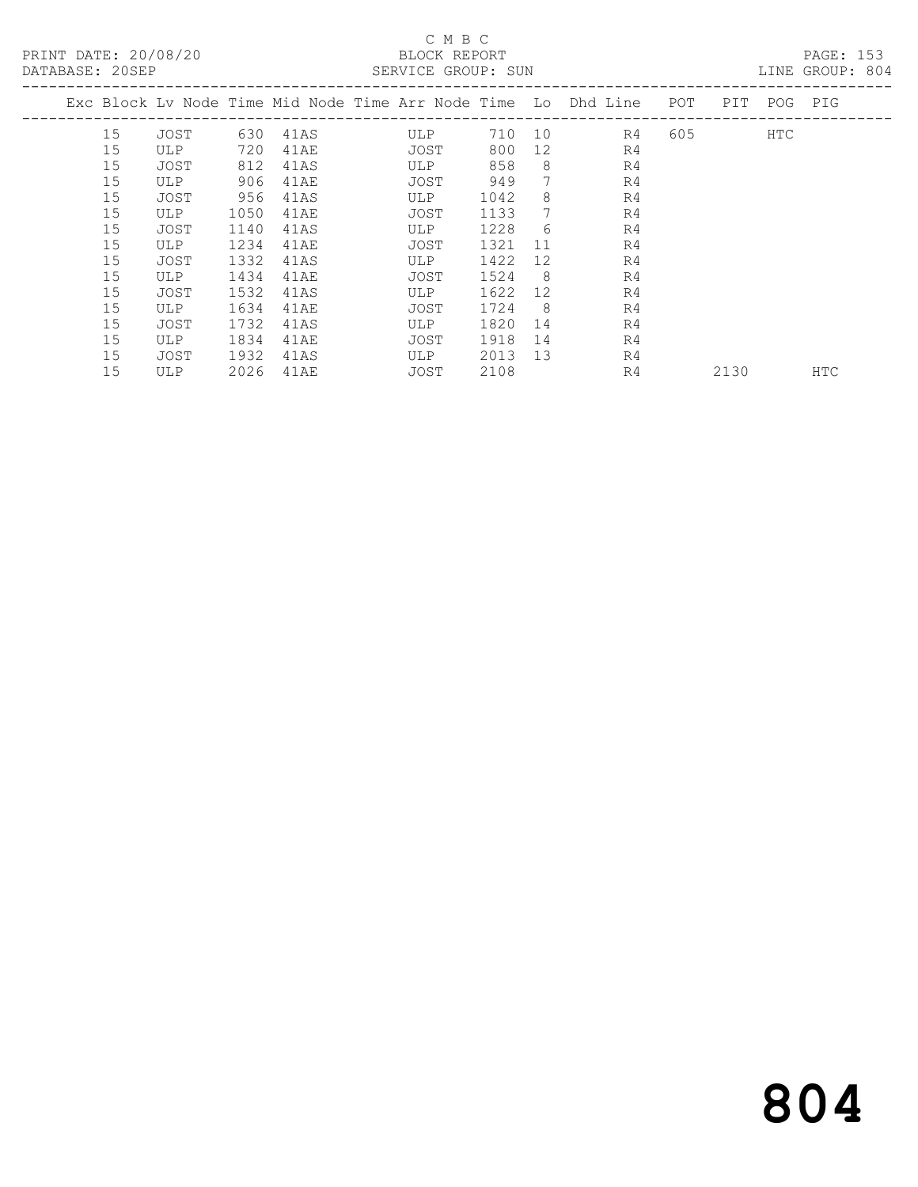C M B C

PRINT DATE: 20/08/20 BLOCK REPORT

DATABASE: 20SEP SERVICE GROUP: SUN LINE GROUP: 804

| Exc | Block | Lv | Node | Time | Mid Node | Time | Arr Node | Time | Lo | Dhd Line | POT | PIT | POG | PIG |
|---|---|---|---|---|---|---|---|---|---|---|---|---|---|---|
| | 15 | | JOST | 630 | 41AS | | ULP | 710 | 10 | R4 | 605 | | HTC | |
| | 15 | | ULP | 720 | 41AE | | JOST | 800 | 12 | R4 | | | | |
| | 15 | | JOST | 812 | 41AS | | ULP | 858 | 8 | R4 | | | | |
| | 15 | | ULP | 906 | 41AE | | JOST | 949 | 7 | R4 | | | | |
| | 15 | | JOST | 956 | 41AS | | ULP | 1042 | 8 | R4 | | | | |
| | 15 | | ULP | 1050 | 41AE | | JOST | 1133 | 7 | R4 | | | | |
| | 15 | | JOST | 1140 | 41AS | | ULP | 1228 | 6 | R4 | | | | |
| | 15 | | ULP | 1234 | 41AE | | JOST | 1321 | 11 | R4 | | | | |
| | 15 | | JOST | 1332 | 41AS | | ULP | 1422 | 12 | R4 | | | | |
| | 15 | | ULP | 1434 | 41AE | | JOST | 1524 | 8 | R4 | | | | |
| | 15 | | JOST | 1532 | 41AS | | ULP | 1622 | 12 | R4 | | | | |
| | 15 | | ULP | 1634 | 41AE | | JOST | 1724 | 8 | R4 | | | | |
| | 15 | | JOST | 1732 | 41AS | | ULP | 1820 | 14 | R4 | | | | |
| | 15 | | ULP | 1834 | 41AE | | JOST | 1918 | 14 | R4 | | | | |
| | 15 | | JOST | 1932 | 41AS | | ULP | 2013 | 13 | R4 | | | | |
| | 15 | | ULP | 2026 | 41AE | | JOST | 2108 | | R4 | | 2130 | | HTC |

804